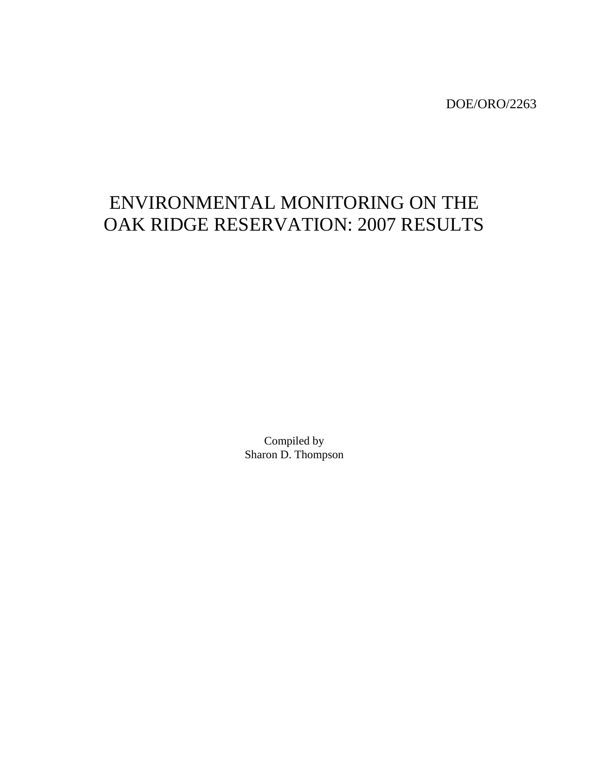DOE/ORO/2263

# ENVIRONMENTAL MONITORING ON THE OAK RIDGE RESERVATION: 2007 RESULTS

Compiled by
Sharon D. Thompson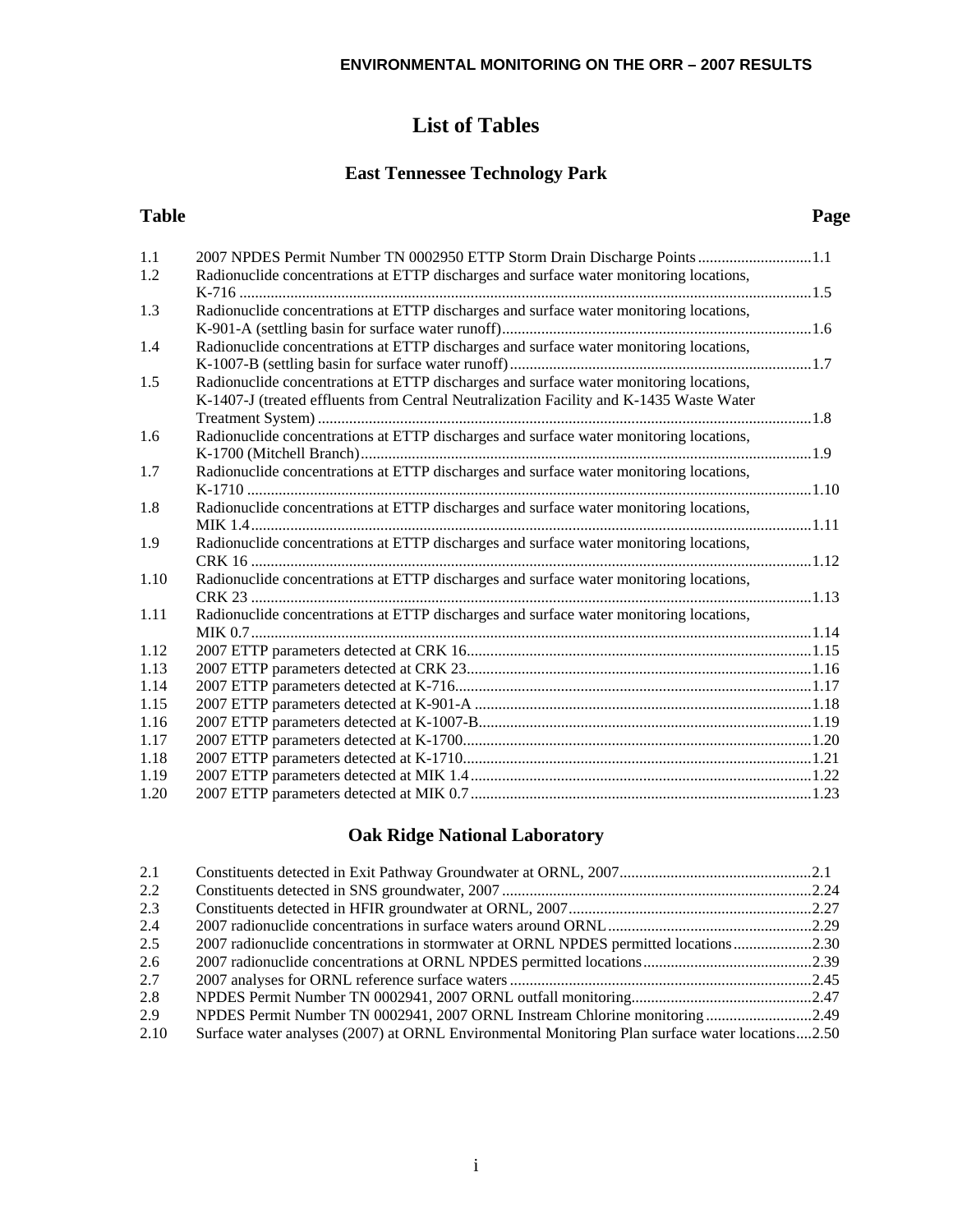# List of Tables

## East Tennessee Technology Park

| Table | | Page |
|---|---|---|
| 1.1 | 2007 NPDES Permit Number TN 0002950 ETTP Storm Drain Discharge Points | 1.1 |
| 1.2 | Radionuclide concentrations at ETTP discharges and surface water monitoring locations, K-716 | 1.5 |
| 1.3 | Radionuclide concentrations at ETTP discharges and surface water monitoring locations, K-901-A (settling basin for surface water runoff) | 1.6 |
| 1.4 | Radionuclide concentrations at ETTP discharges and surface water monitoring locations, K-1007-B (settling basin for surface water runoff) | 1.7 |
| 1.5 | Radionuclide concentrations at ETTP discharges and surface water monitoring locations, K-1407-J (treated effluents from Central Neutralization Facility and K-1435 Waste Water Treatment System) | 1.8 |
| 1.6 | Radionuclide concentrations at ETTP discharges and surface water monitoring locations, K-1700 (Mitchell Branch) | 1.9 |
| 1.7 | Radionuclide concentrations at ETTP discharges and surface water monitoring locations, K-1710 | 1.10 |
| 1.8 | Radionuclide concentrations at ETTP discharges and surface water monitoring locations, MIK 1.4 | 1.11 |
| 1.9 | Radionuclide concentrations at ETTP discharges and surface water monitoring locations, CRK 16 | 1.12 |
| 1.10 | Radionuclide concentrations at ETTP discharges and surface water monitoring locations, CRK 23 | 1.13 |
| 1.11 | Radionuclide concentrations at ETTP discharges and surface water monitoring locations, MIK 0.7 | 1.14 |
| 1.12 | 2007 ETTP parameters detected at CRK 16 | 1.15 |
| 1.13 | 2007 ETTP parameters detected at CRK 23 | 1.16 |
| 1.14 | 2007 ETTP parameters detected at K-716 | 1.17 |
| 1.15 | 2007 ETTP parameters detected at K-901-A | 1.18 |
| 1.16 | 2007 ETTP parameters detected at K-1007-B | 1.19 |
| 1.17 | 2007 ETTP parameters detected at K-1700 | 1.20 |
| 1.18 | 2007 ETTP parameters detected at K-1710 | 1.21 |
| 1.19 | 2007 ETTP parameters detected at MIK 1.4 | 1.22 |
| 1.20 | 2007 ETTP parameters detected at MIK 0.7 | 1.23 |

## Oak Ridge National Laboratory

| Table | | Page |
|---|---|---|
| 2.1 | Constituents detected in Exit Pathway Groundwater at ORNL, 2007 | 2.1 |
| 2.2 | Constituents detected in SNS groundwater, 2007 | 2.24 |
| 2.3 | Constituents detected in HFIR groundwater at ORNL, 2007 | 2.27 |
| 2.4 | 2007 radionuclide concentrations in surface waters around ORNL | 2.29 |
| 2.5 | 2007 radionuclide concentrations in stormwater at ORNL NPDES permitted locations | 2.30 |
| 2.6 | 2007 radionuclide concentrations at ORNL NPDES permitted locations | 2.39 |
| 2.7 | 2007 analyses for ORNL reference surface waters | 2.45 |
| 2.8 | NPDES Permit Number TN 0002941, 2007 ORNL outfall monitoring | 2.47 |
| 2.9 | NPDES Permit Number TN 0002941, 2007 ORNL Instream Chlorine monitoring | 2.49 |
| 2.10 | Surface water analyses (2007) at ORNL Environmental Monitoring Plan surface water locations | 2.50 |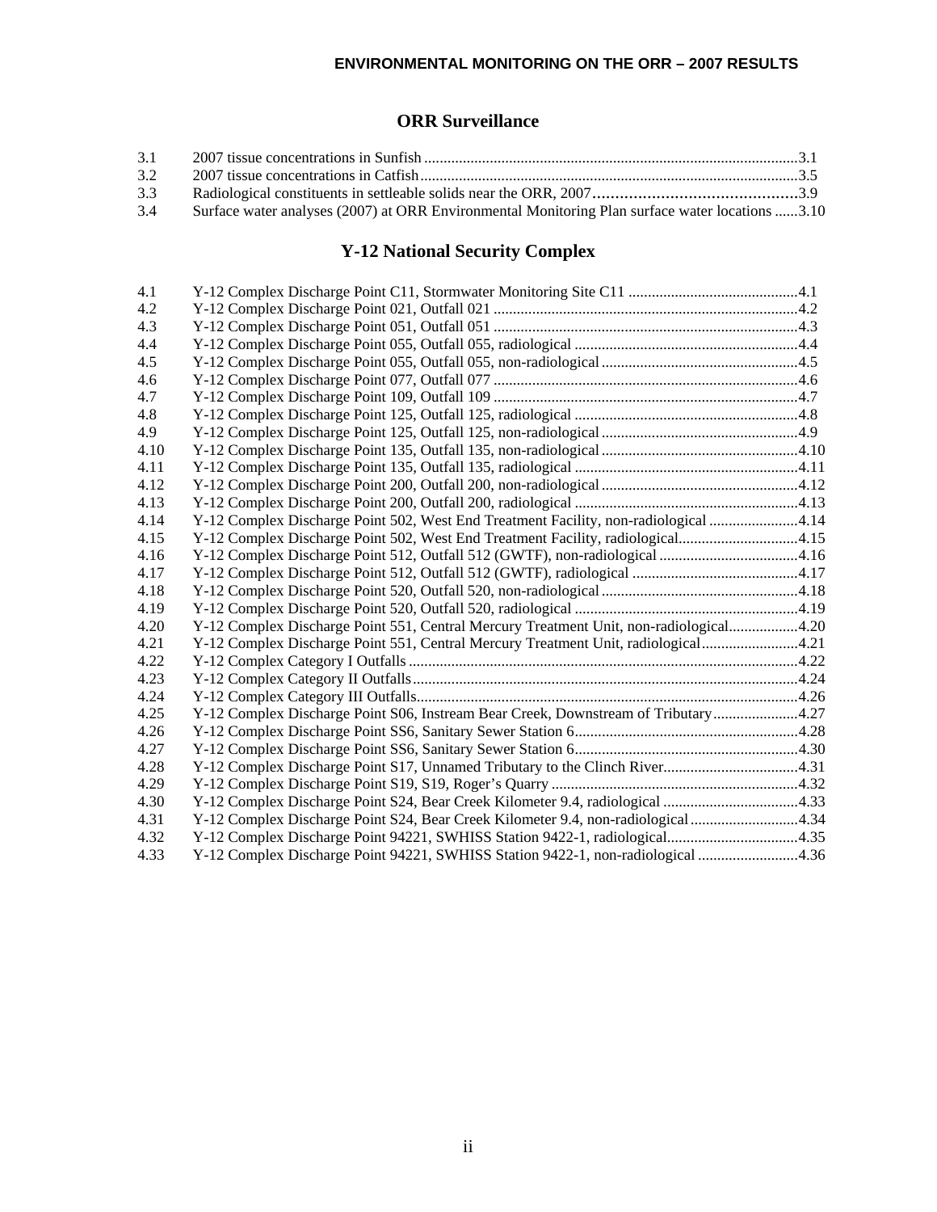## ORR Surveillance

| | | |
|---|---|---|
| 3.1 | 2007 tissue concentrations in Sunfish | 3.1 |
| 3.2 | 2007 tissue concentrations in Catfish | 3.5 |
| 3.3 | Radiological constituents in settleable solids near the ORR, 2007 | 3.9 |
| 3.4 | Surface water analyses (2007) at ORR Environmental Monitoring Plan surface water locations | 3.10 |

## Y-12 National Security Complex

| | | |
|---|---|---|
| 4.1 | Y-12 Complex Discharge Point C11, Stormwater Monitoring Site C11 | 4.1 |
| 4.2 | Y-12 Complex Discharge Point 021, Outfall 021 | 4.2 |
| 4.3 | Y-12 Complex Discharge Point 051, Outfall 051 | 4.3 |
| 4.4 | Y-12 Complex Discharge Point 055, Outfall 055, radiological | 4.4 |
| 4.5 | Y-12 Complex Discharge Point 055, Outfall 055, non-radiological | 4.5 |
| 4.6 | Y-12 Complex Discharge Point 077, Outfall 077 | 4.6 |
| 4.7 | Y-12 Complex Discharge Point 109, Outfall 109 | 4.7 |
| 4.8 | Y-12 Complex Discharge Point 125, Outfall 125, radiological | 4.8 |
| 4.9 | Y-12 Complex Discharge Point 125, Outfall 125, non-radiological | 4.9 |
| 4.10 | Y-12 Complex Discharge Point 135, Outfall 135, non-radiological | 4.10 |
| 4.11 | Y-12 Complex Discharge Point 135, Outfall 135, radiological | 4.11 |
| 4.12 | Y-12 Complex Discharge Point 200, Outfall 200, non-radiological | 4.12 |
| 4.13 | Y-12 Complex Discharge Point 200, Outfall 200, radiological | 4.13 |
| 4.14 | Y-12 Complex Discharge Point 502, West End Treatment Facility, non-radiological | 4.14 |
| 4.15 | Y-12 Complex Discharge Point 502, West End Treatment Facility, radiological | 4.15 |
| 4.16 | Y-12 Complex Discharge Point 512, Outfall 512 (GWTF), non-radiological | 4.16 |
| 4.17 | Y-12 Complex Discharge Point 512, Outfall 512 (GWTF), radiological | 4.17 |
| 4.18 | Y-12 Complex Discharge Point 520, Outfall 520, non-radiological | 4.18 |
| 4.19 | Y-12 Complex Discharge Point 520, Outfall 520, radiological | 4.19 |
| 4.20 | Y-12 Complex Discharge Point 551, Central Mercury Treatment Unit, non-radiological | 4.20 |
| 4.21 | Y-12 Complex Discharge Point 551, Central Mercury Treatment Unit, radiological | 4.21 |
| 4.22 | Y-12 Complex Category I Outfalls | 4.22 |
| 4.23 | Y-12 Complex Category II Outfalls | 4.24 |
| 4.24 | Y-12 Complex Category III Outfalls | 4.26 |
| 4.25 | Y-12 Complex Discharge Point S06, Instream Bear Creek, Downstream of Tributary | 4.27 |
| 4.26 | Y-12 Complex Discharge Point SS6, Sanitary Sewer Station 6 | 4.28 |
| 4.27 | Y-12 Complex Discharge Point SS6, Sanitary Sewer Station 6 | 4.30 |
| 4.28 | Y-12 Complex Discharge Point S17, Unnamed Tributary to the Clinch River | 4.31 |
| 4.29 | Y-12 Complex Discharge Point S19, S19, Roger's Quarry | 4.32 |
| 4.30 | Y-12 Complex Discharge Point S24, Bear Creek Kilometer 9.4, radiological | 4.33 |
| 4.31 | Y-12 Complex Discharge Point S24, Bear Creek Kilometer 9.4, non-radiological | 4.34 |
| 4.32 | Y-12 Complex Discharge Point 94221, SWHISS Station 9422-1, radiological | 4.35 |
| 4.33 | Y-12 Complex Discharge Point 94221, SWHISS Station 9422-1, non-radiological | 4.36 |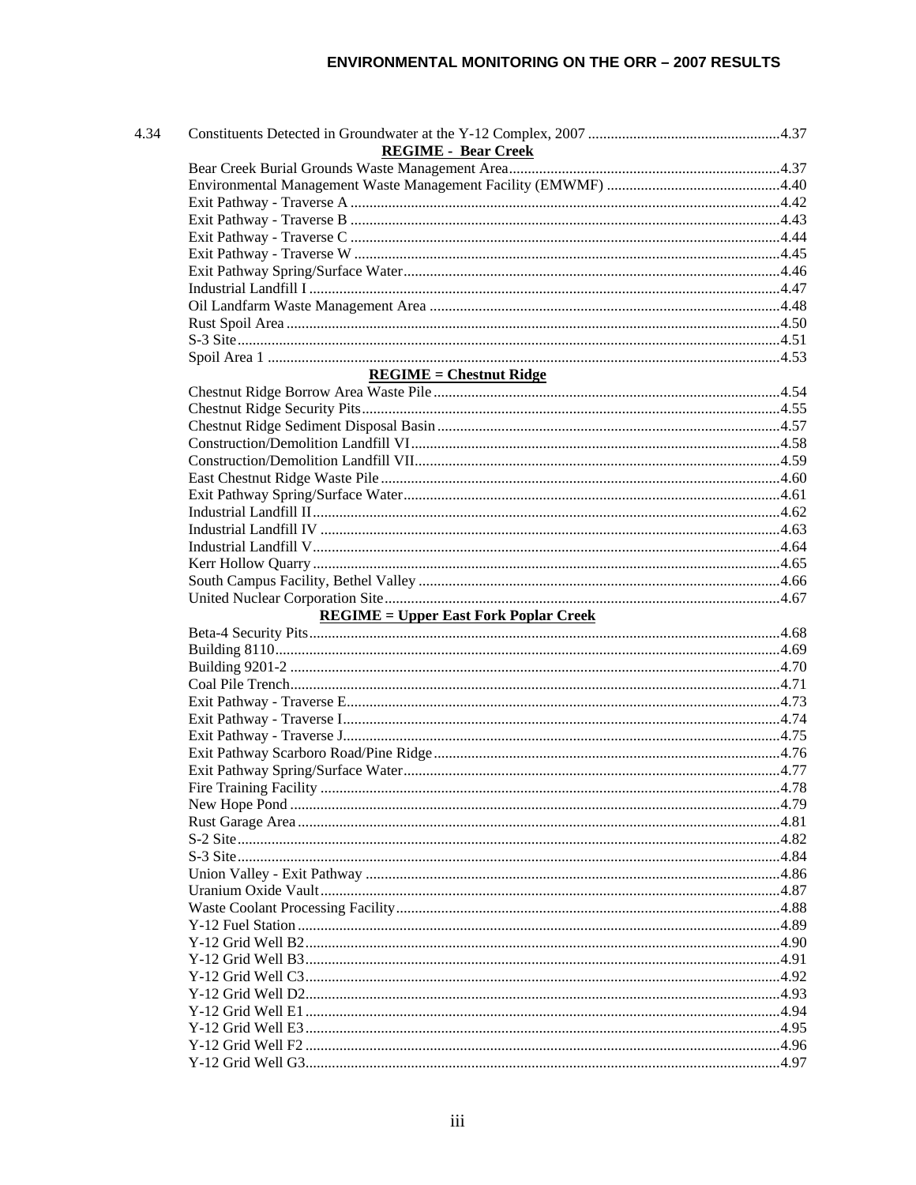| | | |
|---|---|---|
| 4.34 | Constituents Detected in Groundwater at the Y-12 Complex, 2007 | 4.37 |
| | **REGIME - Bear Creek** | |
| | Bear Creek Burial Grounds Waste Management Area | 4.37 |
| | Environmental Management Waste Management Facility (EMWMF) | 4.40 |
| | Exit Pathway - Traverse A | 4.42 |
| | Exit Pathway - Traverse B | 4.43 |
| | Exit Pathway - Traverse C | 4.44 |
| | Exit Pathway - Traverse W | 4.45 |
| | Exit Pathway Spring/Surface Water | 4.46 |
| | Industrial Landfill I | 4.47 |
| | Oil Landfarm Waste Management Area | 4.48 |
| | Rust Spoil Area | 4.50 |
| | S-3 Site | 4.51 |
| | Spoil Area 1 | 4.53 |
| | **REGIME = Chestnut Ridge** | |
| | Chestnut Ridge Borrow Area Waste Pile | 4.54 |
| | Chestnut Ridge Security Pits | 4.55 |
| | Chestnut Ridge Sediment Disposal Basin | 4.57 |
| | Construction/Demolition Landfill VI | 4.58 |
| | Construction/Demolition Landfill VII | 4.59 |
| | East Chestnut Ridge Waste Pile | 4.60 |
| | Exit Pathway Spring/Surface Water | 4.61 |
| | Industrial Landfill II | 4.62 |
| | Industrial Landfill IV | 4.63 |
| | Industrial Landfill V | 4.64 |
| | Kerr Hollow Quarry | 4.65 |
| | South Campus Facility, Bethel Valley | 4.66 |
| | United Nuclear Corporation Site | 4.67 |
| | **REGIME = Upper East Fork Poplar Creek** | |
| | Beta-4 Security Pits | 4.68 |
| | Building 8110 | 4.69 |
| | Building 9201-2 | 4.70 |
| | Coal Pile Trench | 4.71 |
| | Exit Pathway - Traverse E | 4.73 |
| | Exit Pathway - Traverse I | 4.74 |
| | Exit Pathway - Traverse J | 4.75 |
| | Exit Pathway Scarboro Road/Pine Ridge | 4.76 |
| | Exit Pathway Spring/Surface Water | 4.77 |
| | Fire Training Facility | 4.78 |
| | New Hope Pond | 4.79 |
| | Rust Garage Area | 4.81 |
| | S-2 Site | 4.82 |
| | S-3 Site | 4.84 |
| | Union Valley - Exit Pathway | 4.86 |
| | Uranium Oxide Vault | 4.87 |
| | Waste Coolant Processing Facility | 4.88 |
| | Y-12 Fuel Station | 4.89 |
| | Y-12 Grid Well B2 | 4.90 |
| | Y-12 Grid Well B3 | 4.91 |
| | Y-12 Grid Well C3 | 4.92 |
| | Y-12 Grid Well D2 | 4.93 |
| | Y-12 Grid Well E1 | 4.94 |
| | Y-12 Grid Well E3 | 4.95 |
| | Y-12 Grid Well F2 | 4.96 |
| | Y-12 Grid Well G3 | 4.97 |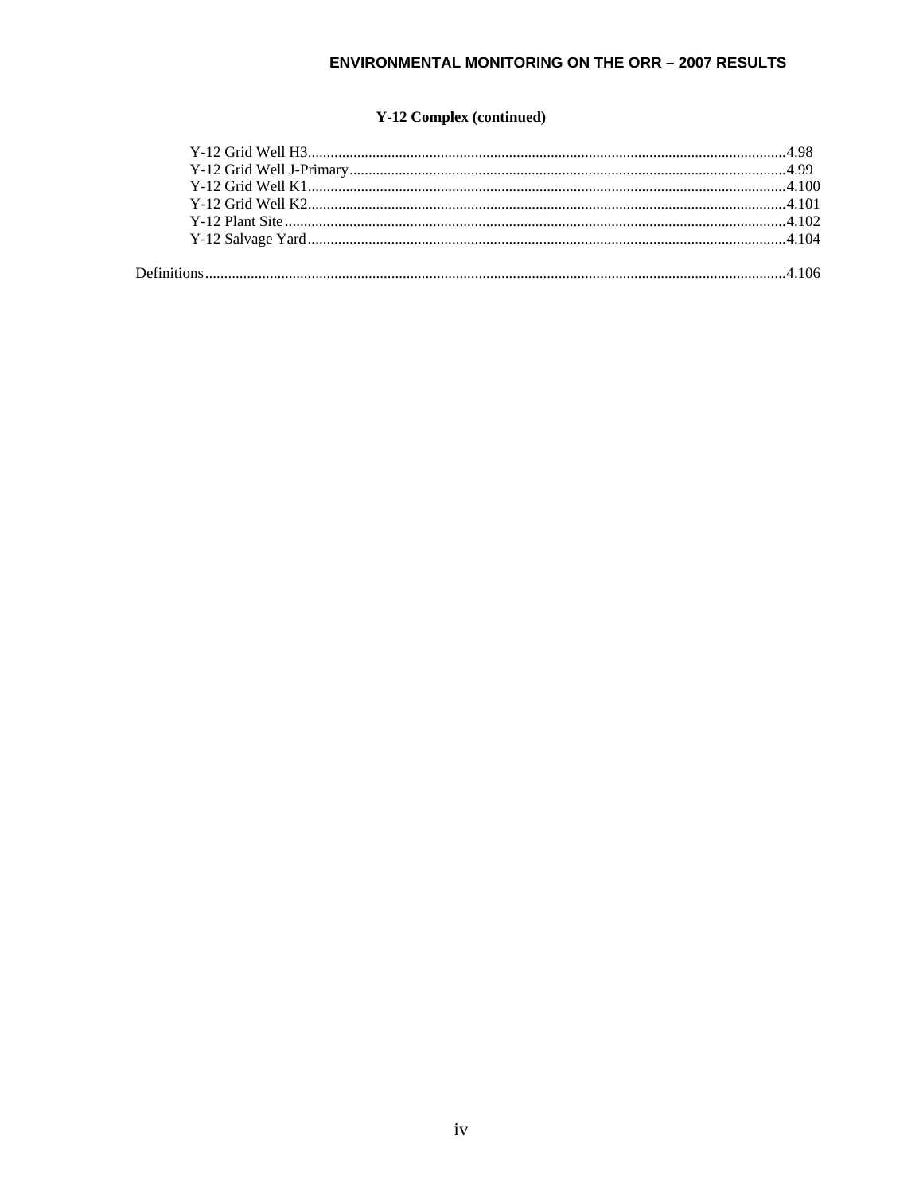### Y-12 Complex (continued)

- Y-12 Grid Well H3 ........................................................ 4.98
- Y-12 Grid Well J-Primary ........................................................ 4.99
- Y-12 Grid Well K1 ........................................................ 4.100
- Y-12 Grid Well K2 ........................................................ 4.101
- Y-12 Plant Site ........................................................ 4.102
- Y-12 Salvage Yard ........................................................ 4.104

Definitions ........................................................ 4.106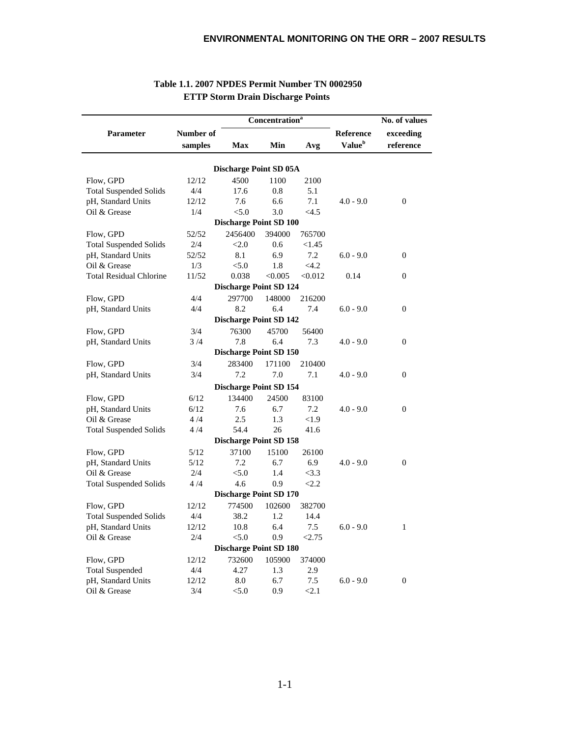**Table 1.1. 2007 NPDES Permit Number TN 0002950 ETTP Storm Drain Discharge Points**

| Parameter | Number of samples | Concentration[a] | | | Reference Value[b] | No. of values exceeding reference |
|---|---|---|---|---|---|---|
| | | Max | Min | Avg | | |
| **Discharge Point SD 05A** | | | | | | |
| Flow, GPD | 12/12 | 4500 | 1100 | 2100 | | |
| Total Suspended Solids | 4/4 | 17.6 | 0.8 | 5.1 | | |
| pH, Standard Units | 12/12 | 7.6 | 6.6 | 7.1 | 4.0 - 9.0 | 0 |
| Oil & Grease | 1/4 | <5.0 | 3.0 | <4.5 | | |
| **Discharge Point SD 100** | | | | | | |
| Flow, GPD | 52/52 | 2456400 | 394000 | 765700 | | |
| Total Suspended Solids | 2/4 | <2.0 | 0.6 | <1.45 | | |
| pH, Standard Units | 52/52 | 8.1 | 6.9 | 7.2 | 6.0 - 9.0 | 0 |
| Oil & Grease | 1/3 | <5.0 | 1.8 | <4.2 | | |
| Total Residual Chlorine | 11/52 | 0.038 | <0.005 | <0.012 | 0.14 | 0 |
| **Discharge Point SD 124** | | | | | | |
| Flow, GPD | 4/4 | 297700 | 148000 | 216200 | | |
| pH, Standard Units | 4/4 | 8.2 | 6.4 | 7.4 | 6.0 - 9.0 | 0 |
| **Discharge Point SD 142** | | | | | | |
| Flow, GPD | 3/4 | 76300 | 45700 | 56400 | | |
| pH, Standard Units | 3 /4 | 7.8 | 6.4 | 7.3 | 4.0 - 9.0 | 0 |
| **Discharge Point SD 150** | | | | | | |
| Flow, GPD | 3/4 | 283400 | 171100 | 210400 | | |
| pH, Standard Units | 3/4 | 7.2 | 7.0 | 7.1 | 4.0 - 9.0 | 0 |
| **Discharge Point SD 154** | | | | | | |
| Flow, GPD | 6/12 | 134400 | 24500 | 83100 | | |
| pH, Standard Units | 6/12 | 7.6 | 6.7 | 7.2 | 4.0 - 9.0 | 0 |
| Oil & Grease | 4 /4 | 2.5 | 1.3 | <1.9 | | |
| Total Suspended Solids | 4 /4 | 54.4 | 26 | 41.6 | | |
| **Discharge Point SD 158** | | | | | | |
| Flow, GPD | 5/12 | 37100 | 15100 | 26100 | | |
| pH, Standard Units | 5/12 | 7.2 | 6.7 | 6.9 | 4.0 - 9.0 | 0 |
| Oil & Grease | 2/4 | <5.0 | 1.4 | <3.3 | | |
| Total Suspended Solids | 4 /4 | 4.6 | 0.9 | <2.2 | | |
| **Discharge Point SD 170** | | | | | | |
| Flow, GPD | 12/12 | 774500 | 102600 | 382700 | | |
| Total Suspended Solids | 4/4 | 38.2 | 1.2 | 14.4 | | |
| pH, Standard Units | 12/12 | 10.8 | 6.4 | 7.5 | 6.0 - 9.0 | 1 |
| Oil & Grease | 2/4 | <5.0 | 0.9 | <2.75 | | |
| **Discharge Point SD 180** | | | | | | |
| Flow, GPD | 12/12 | 732600 | 105900 | 374000 | | |
| Total Suspended | 4/4 | 4.27 | 1.3 | 2.9 | | |
| pH, Standard Units | 12/12 | 8.0 | 6.7 | 7.5 | 6.0 - 9.0 | 0 |
| Oil & Grease | 3/4 | <5.0 | 0.9 | <2.1 | | |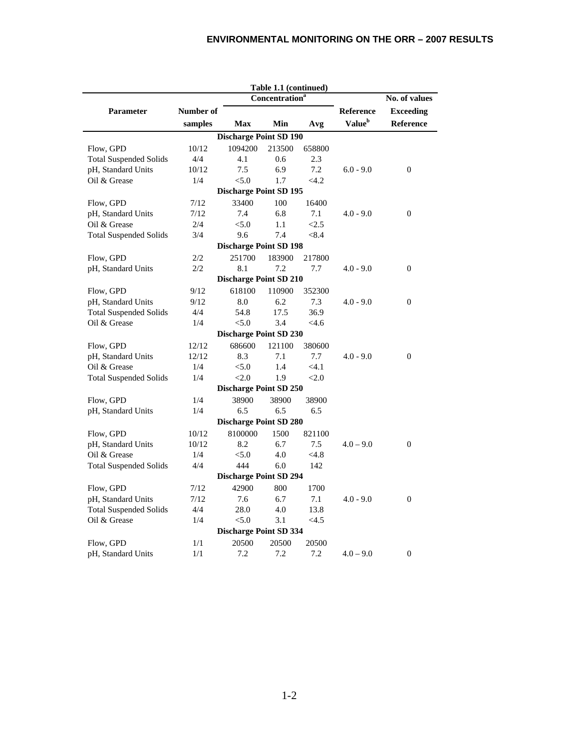**Table 1.1 (continued)**

| Parameter | Number of samples | Concentration[a] | | | Reference Value[b] | No. of values Exceeding Reference |
|---|---|---|---|---|---|---|
| | | Max | Min | Avg | | |
| **Discharge Point SD 190** | | | | | | |
| Flow, GPD | 10/12 | 1094200 | 213500 | 658800 | | |
| Total Suspended Solids | 4/4 | 4.1 | 0.6 | 2.3 | | |
| pH, Standard Units | 10/12 | 7.5 | 6.9 | 7.2 | 6.0 - 9.0 | 0 |
| Oil & Grease | 1/4 | <5.0 | 1.7 | <4.2 | | |
| **Discharge Point SD 195** | | | | | | |
| Flow, GPD | 7/12 | 33400 | 100 | 16400 | | |
| pH, Standard Units | 7/12 | 7.4 | 6.8 | 7.1 | 4.0 - 9.0 | 0 |
| Oil & Grease | 2/4 | <5.0 | 1.1 | <2.5 | | |
| Total Suspended Solids | 3/4 | 9.6 | 7.4 | <8.4 | | |
| **Discharge Point SD 198** | | | | | | |
| Flow, GPD | 2/2 | 251700 | 183900 | 217800 | | |
| pH, Standard Units | 2/2 | 8.1 | 7.2 | 7.7 | 4.0 - 9.0 | 0 |
| **Discharge Point SD 210** | | | | | | |
| Flow, GPD | 9/12 | 618100 | 110900 | 352300 | | |
| pH, Standard Units | 9/12 | 8.0 | 6.2 | 7.3 | 4.0 - 9.0 | 0 |
| Total Suspended Solids | 4/4 | 54.8 | 17.5 | 36.9 | | |
| Oil & Grease | 1/4 | <5.0 | 3.4 | <4.6 | | |
| **Discharge Point SD 230** | | | | | | |
| Flow, GPD | 12/12 | 686600 | 121100 | 380600 | | |
| pH, Standard Units | 12/12 | 8.3 | 7.1 | 7.7 | 4.0 - 9.0 | 0 |
| Oil & Grease | 1/4 | <5.0 | 1.4 | <4.1 | | |
| Total Suspended Solids | 1/4 | <2.0 | 1.9 | <2.0 | | |
| **Discharge Point SD 250** | | | | | | |
| Flow, GPD | 1/4 | 38900 | 38900 | 38900 | | |
| pH, Standard Units | 1/4 | 6.5 | 6.5 | 6.5 | | |
| **Discharge Point SD 280** | | | | | | |
| Flow, GPD | 10/12 | 8100000 | 1500 | 821100 | | |
| pH, Standard Units | 10/12 | 8.2 | 6.7 | 7.5 | 4.0 – 9.0 | 0 |
| Oil & Grease | 1/4 | <5.0 | 4.0 | <4.8 | | |
| Total Suspended Solids | 4/4 | 444 | 6.0 | 142 | | |
| **Discharge Point SD 294** | | | | | | |
| Flow, GPD | 7/12 | 42900 | 800 | 1700 | | |
| pH, Standard Units | 7/12 | 7.6 | 6.7 | 7.1 | 4.0 - 9.0 | 0 |
| Total Suspended Solids | 4/4 | 28.0 | 4.0 | 13.8 | | |
| Oil & Grease | 1/4 | <5.0 | 3.1 | <4.5 | | |
| **Discharge Point SD 334** | | | | | | |
| Flow, GPD | 1/1 | 20500 | 20500 | 20500 | | |
| pH, Standard Units | 1/1 | 7.2 | 7.2 | 7.2 | 4.0 – 9.0 | 0 |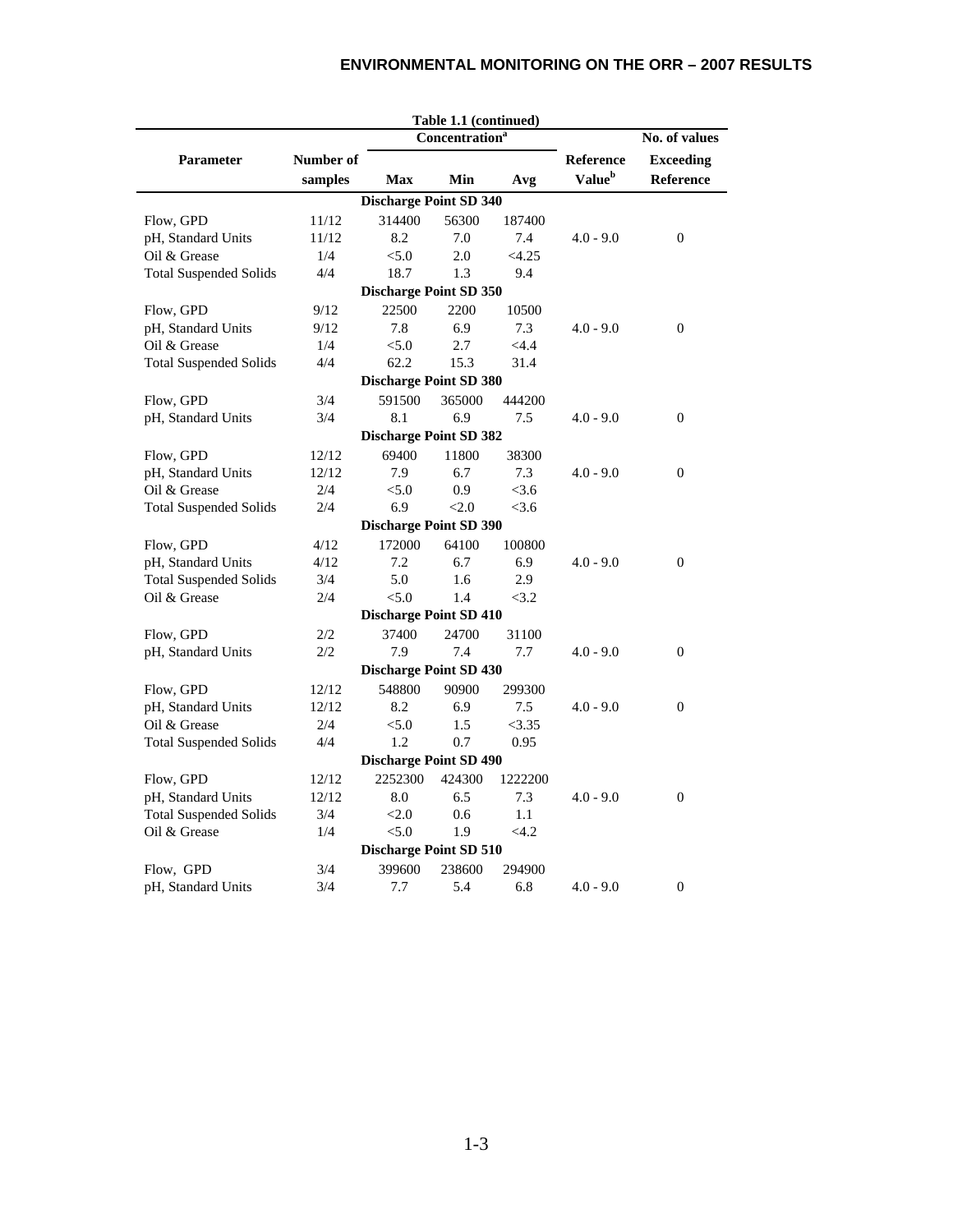**Table 1.1 (continued)**

| Parameter | Number of samples | Concentration[a] | | | Reference Value[b] | No. of values Exceeding Reference |
|---|---|---|---|---|---|---|
| | | Max | Min | Avg | | |
| **Discharge Point SD 340** | | | | | | |
| Flow, GPD | 11/12 | 314400 | 56300 | 187400 | | |
| pH, Standard Units | 11/12 | 8.2 | 7.0 | 7.4 | 4.0 - 9.0 | 0 |
| Oil & Grease | 1/4 | <5.0 | 2.0 | <4.25 | | |
| Total Suspended Solids | 4/4 | 18.7 | 1.3 | 9.4 | | |
| **Discharge Point SD 350** | | | | | | |
| Flow, GPD | 9/12 | 22500 | 2200 | 10500 | | |
| pH, Standard Units | 9/12 | 7.8 | 6.9 | 7.3 | 4.0 - 9.0 | 0 |
| Oil & Grease | 1/4 | <5.0 | 2.7 | <4.4 | | |
| Total Suspended Solids | 4/4 | 62.2 | 15.3 | 31.4 | | |
| **Discharge Point SD 380** | | | | | | |
| Flow, GPD | 3/4 | 591500 | 365000 | 444200 | | |
| pH, Standard Units | 3/4 | 8.1 | 6.9 | 7.5 | 4.0 - 9.0 | 0 |
| **Discharge Point SD 382** | | | | | | |
| Flow, GPD | 12/12 | 69400 | 11800 | 38300 | | |
| pH, Standard Units | 12/12 | 7.9 | 6.7 | 7.3 | 4.0 - 9.0 | 0 |
| Oil & Grease | 2/4 | <5.0 | 0.9 | <3.6 | | |
| Total Suspended Solids | 2/4 | 6.9 | <2.0 | <3.6 | | |
| **Discharge Point SD 390** | | | | | | |
| Flow, GPD | 4/12 | 172000 | 64100 | 100800 | | |
| pH, Standard Units | 4/12 | 7.2 | 6.7 | 6.9 | 4.0 - 9.0 | 0 |
| Total Suspended Solids | 3/4 | 5.0 | 1.6 | 2.9 | | |
| Oil & Grease | 2/4 | <5.0 | 1.4 | <3.2 | | |
| **Discharge Point SD 410** | | | | | | |
| Flow, GPD | 2/2 | 37400 | 24700 | 31100 | | |
| pH, Standard Units | 2/2 | 7.9 | 7.4 | 7.7 | 4.0 - 9.0 | 0 |
| **Discharge Point SD 430** | | | | | | |
| Flow, GPD | 12/12 | 548800 | 90900 | 299300 | | |
| pH, Standard Units | 12/12 | 8.2 | 6.9 | 7.5 | 4.0 - 9.0 | 0 |
| Oil & Grease | 2/4 | <5.0 | 1.5 | <3.35 | | |
| Total Suspended Solids | 4/4 | 1.2 | 0.7 | 0.95 | | |
| **Discharge Point SD 490** | | | | | | |
| Flow, GPD | 12/12 | 2252300 | 424300 | 1222200 | | |
| pH, Standard Units | 12/12 | 8.0 | 6.5 | 7.3 | 4.0 - 9.0 | 0 |
| Total Suspended Solids | 3/4 | <2.0 | 0.6 | 1.1 | | |
| Oil & Grease | 1/4 | <5.0 | 1.9 | <4.2 | | |
| **Discharge Point SD 510** | | | | | | |
| Flow, GPD | 3/4 | 399600 | 238600 | 294900 | | |
| pH, Standard Units | 3/4 | 7.7 | 5.4 | 6.8 | 4.0 - 9.0 | 0 |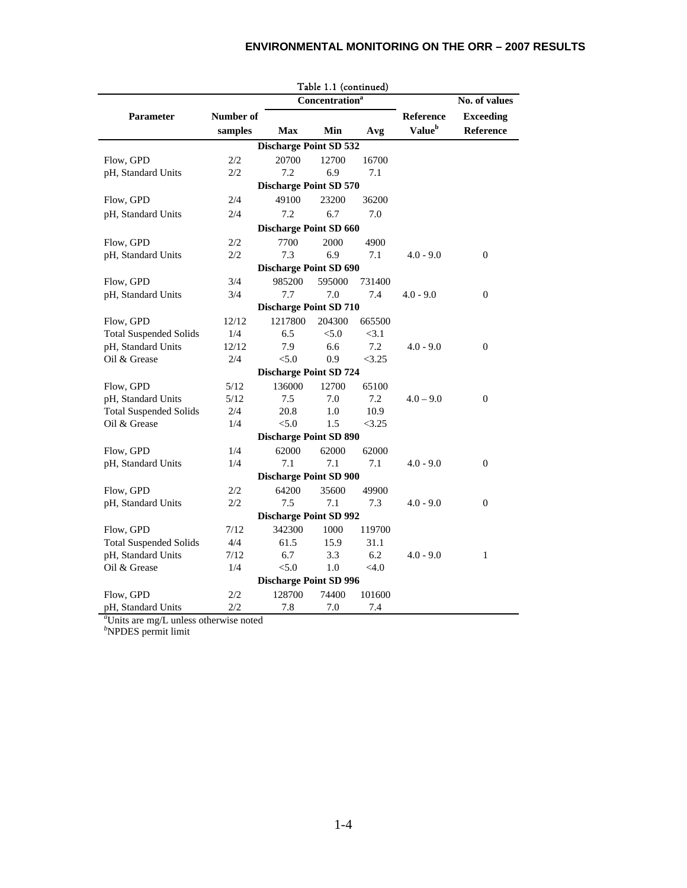Table 1.1 (continued)

| Parameter | Number of samples | Concentration[a] Max | Min | Avg | Reference Value[b] | No. of values Exceeding Reference |
|---|---|---|---|---|---|---|
| **Discharge Point SD 532** | | | | | | |
| Flow, GPD | 2/2 | 20700 | 12700 | 16700 | | |
| pH, Standard Units | 2/2 | 7.2 | 6.9 | 7.1 | | |
| **Discharge Point SD 570** | | | | | | |
| Flow, GPD | 2/4 | 49100 | 23200 | 36200 | | |
| pH, Standard Units | 2/4 | 7.2 | 6.7 | 7.0 | | |
| **Discharge Point SD 660** | | | | | | |
| Flow, GPD | 2/2 | 7700 | 2000 | 4900 | | |
| pH, Standard Units | 2/2 | 7.3 | 6.9 | 7.1 | 4.0 - 9.0 | 0 |
| **Discharge Point SD 690** | | | | | | |
| Flow, GPD | 3/4 | 985200 | 595000 | 731400 | | |
| pH, Standard Units | 3/4 | 7.7 | 7.0 | 7.4 | 4.0 - 9.0 | 0 |
| **Discharge Point SD 710** | | | | | | |
| Flow, GPD | 12/12 | 1217800 | 204300 | 665500 | | |
| Total Suspended Solids | 1/4 | 6.5 | <5.0 | <3.1 | | |
| pH, Standard Units | 12/12 | 7.9 | 6.6 | 7.2 | 4.0 - 9.0 | 0 |
| Oil & Grease | 2/4 | <5.0 | 0.9 | <3.25 | | |
| **Discharge Point SD 724** | | | | | | |
| Flow, GPD | 5/12 | 136000 | 12700 | 65100 | | |
| pH, Standard Units | 5/12 | 7.5 | 7.0 | 7.2 | 4.0 – 9.0 | 0 |
| Total Suspended Solids | 2/4 | 20.8 | 1.0 | 10.9 | | |
| Oil & Grease | 1/4 | <5.0 | 1.5 | <3.25 | | |
| **Discharge Point SD 890** | | | | | | |
| Flow, GPD | 1/4 | 62000 | 62000 | 62000 | | |
| pH, Standard Units | 1/4 | 7.1 | 7.1 | 7.1 | 4.0 - 9.0 | 0 |
| **Discharge Point SD 900** | | | | | | |
| Flow, GPD | 2/2 | 64200 | 35600 | 49900 | | |
| pH, Standard Units | 2/2 | 7.5 | 7.1 | 7.3 | 4.0 - 9.0 | 0 |
| **Discharge Point SD 992** | | | | | | |
| Flow, GPD | 7/12 | 342300 | 1000 | 119700 | | |
| Total Suspended Solids | 4/4 | 61.5 | 15.9 | 31.1 | | |
| pH, Standard Units | 7/12 | 6.7 | 3.3 | 6.2 | 4.0 - 9.0 | 1 |
| Oil & Grease | 1/4 | <5.0 | 1.0 | <4.0 | | |
| **Discharge Point SD 996** | | | | | | |
| Flow, GPD | 2/2 | 128700 | 74400 | 101600 | | |
| pH, Standard Units | 2/2 | 7.8 | 7.0 | 7.4 | | |

[a]Units are mg/L unless otherwise noted
[b]NPDES permit limit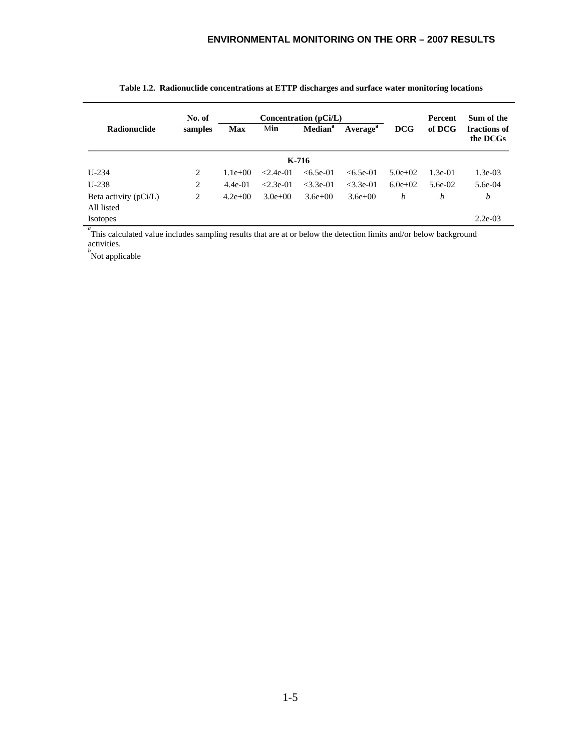**Table 1.2. Radionuclide concentrations at ETTP discharges and surface water monitoring locations**

| Radionuclide | No. of samples | Concentration (pCi/L) | | | | DCG | Percent of DCG | Sum of the fractions of the DCGs |
|---|---|---|---|---|---|---|---|---|
| | | Max | Min | Median[a] | Average[a] | | | |
| **K-716** | | | | | | | | |
| U-234 | 2 | 1.1e+00 | <2.4e-01 | <6.5e-01 | <6.5e-01 | 5.0e+02 | 1.3e-01 | 1.3e-03 |
| U-238 | 2 | 4.4e-01 | <2.3e-01 | <3.3e-01 | <3.3e-01 | 6.0e+02 | 5.6e-02 | 5.6e-04 |
| Beta activity (pCi/L) | 2 | 4.2e+00 | 3.0e+00 | 3.6e+00 | 3.6e+00 | *b* | *b* | *b* |
| All listed Isotopes | | | | | | | | 2.2e-03 |

[a] This calculated value includes sampling results that are at or below the detection limits and/or below background activities.

[b] Not applicable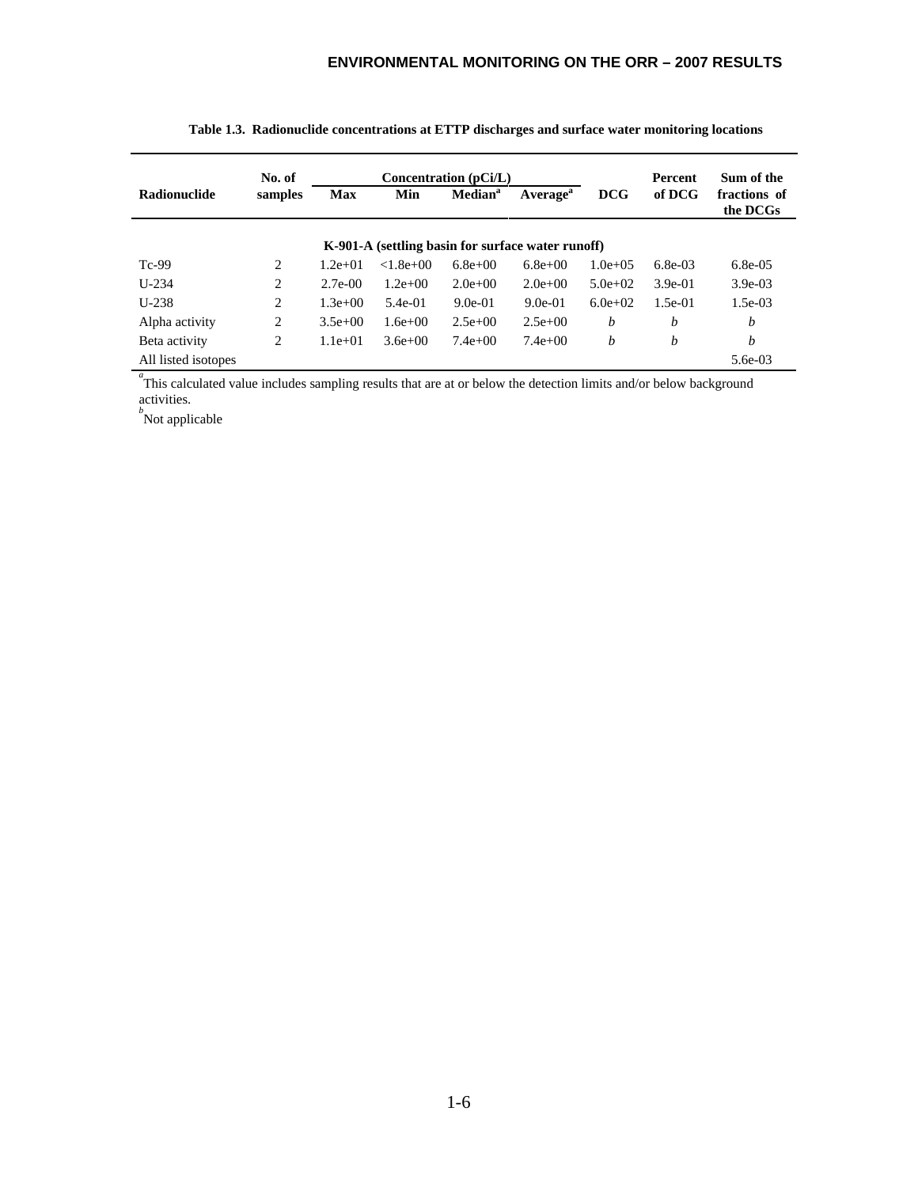**Table 1.3. Radionuclide concentrations at ETTP discharges and surface water monitoring locations**

| Radionuclide | No. of samples | Concentration (pCi/L) | | | | DCG | Percent of DCG | Sum of the fractions of the DCGs |
|---|---|---|---|---|---|---|---|---|
| | | Max | Min | Median[a] | Average[a] | | | |
| **K-901-A (settling basin for surface water runoff)** | | | | | | | | |
| Tc-99 | 2 | 1.2e+01 | <1.8e+00 | 6.8e+00 | 6.8e+00 | 1.0e+05 | 6.8e-03 | 6.8e-05 |
| U-234 | 2 | 2.7e-00 | 1.2e+00 | 2.0e+00 | 2.0e+00 | 5.0e+02 | 3.9e-01 | 3.9e-03 |
| U-238 | 2 | 1.3e+00 | 5.4e-01 | 9.0e-01 | 9.0e-01 | 6.0e+02 | 1.5e-01 | 1.5e-03 |
| Alpha activity | 2 | 3.5e+00 | 1.6e+00 | 2.5e+00 | 2.5e+00 | *b* | *b* | *b* |
| Beta activity | 2 | 1.1e+01 | 3.6e+00 | 7.4e+00 | 7.4e+00 | *b* | *b* | *b* |
| All listed isotopes | | | | | | | | 5.6e-03 |

[a] This calculated value includes sampling results that are at or below the detection limits and/or below background activities.

[b] Not applicable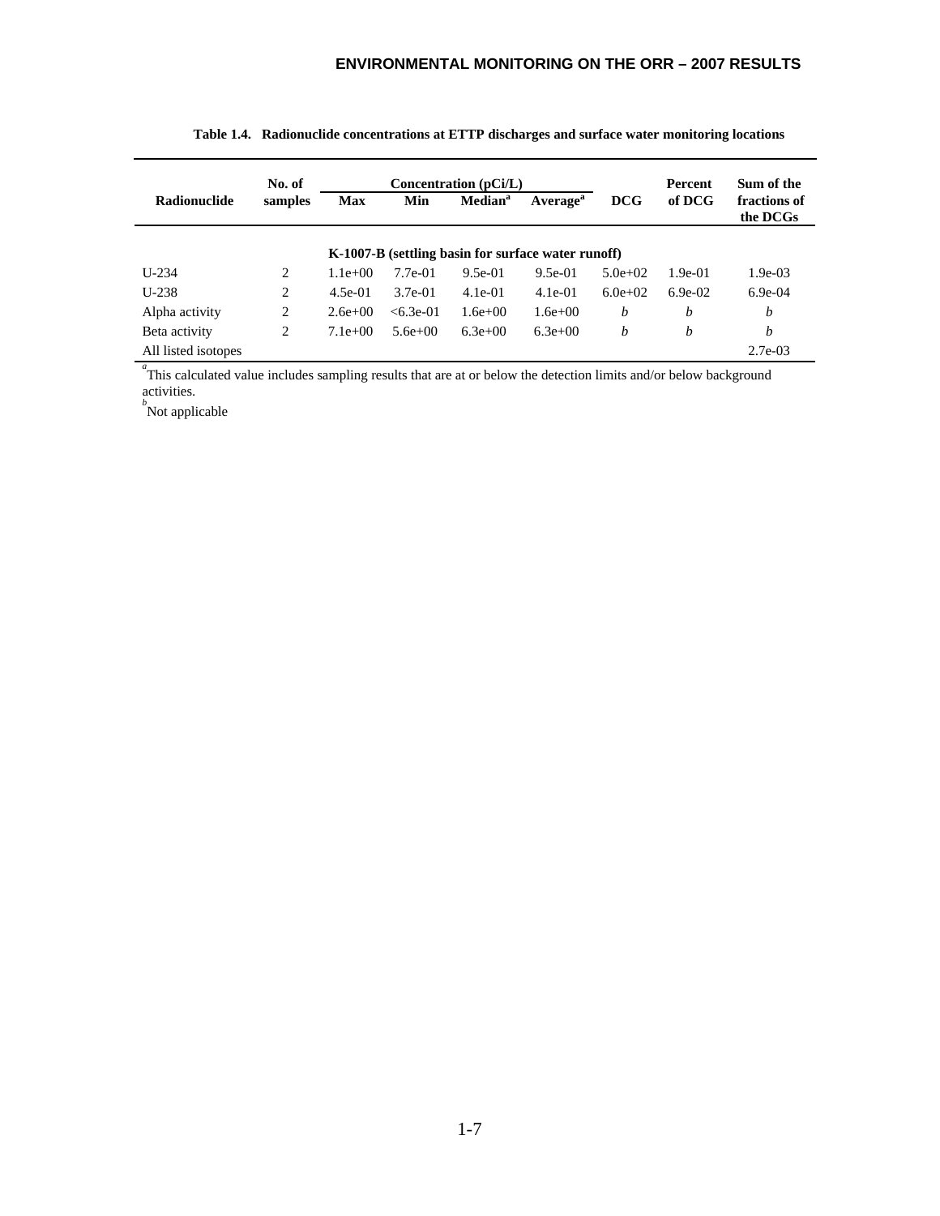**Table 1.4. Radionuclide concentrations at ETTP discharges and surface water monitoring locations**

| Radionuclide | No. of samples | Concentration (pCi/L) | | | | DCG | Percent of DCG | Sum of the fractions of the DCGs |
|---|---|---|---|---|---|---|---|---|
| | | Max | Min | Median[a] | Average[a] | | | |
| **K-1007-B (settling basin for surface water runoff)** | | | | | | | | |
| U-234 | 2 | 1.1e+00 | 7.7e-01 | 9.5e-01 | 9.5e-01 | 5.0e+02 | 1.9e-01 | 1.9e-03 |
| U-238 | 2 | 4.5e-01 | 3.7e-01 | 4.1e-01 | 4.1e-01 | 6.0e+02 | 6.9e-02 | 6.9e-04 |
| Alpha activity | 2 | 2.6e+00 | <6.3e-01 | 1.6e+00 | 1.6e+00 | *b* | *b* | *b* |
| Beta activity | 2 | 7.1e+00 | 5.6e+00 | 6.3e+00 | 6.3e+00 | *b* | *b* | *b* |
| All listed isotopes | | | | | | | | 2.7e-03 |

[a] This calculated value includes sampling results that are at or below the detection limits and/or below background activities.

[b] Not applicable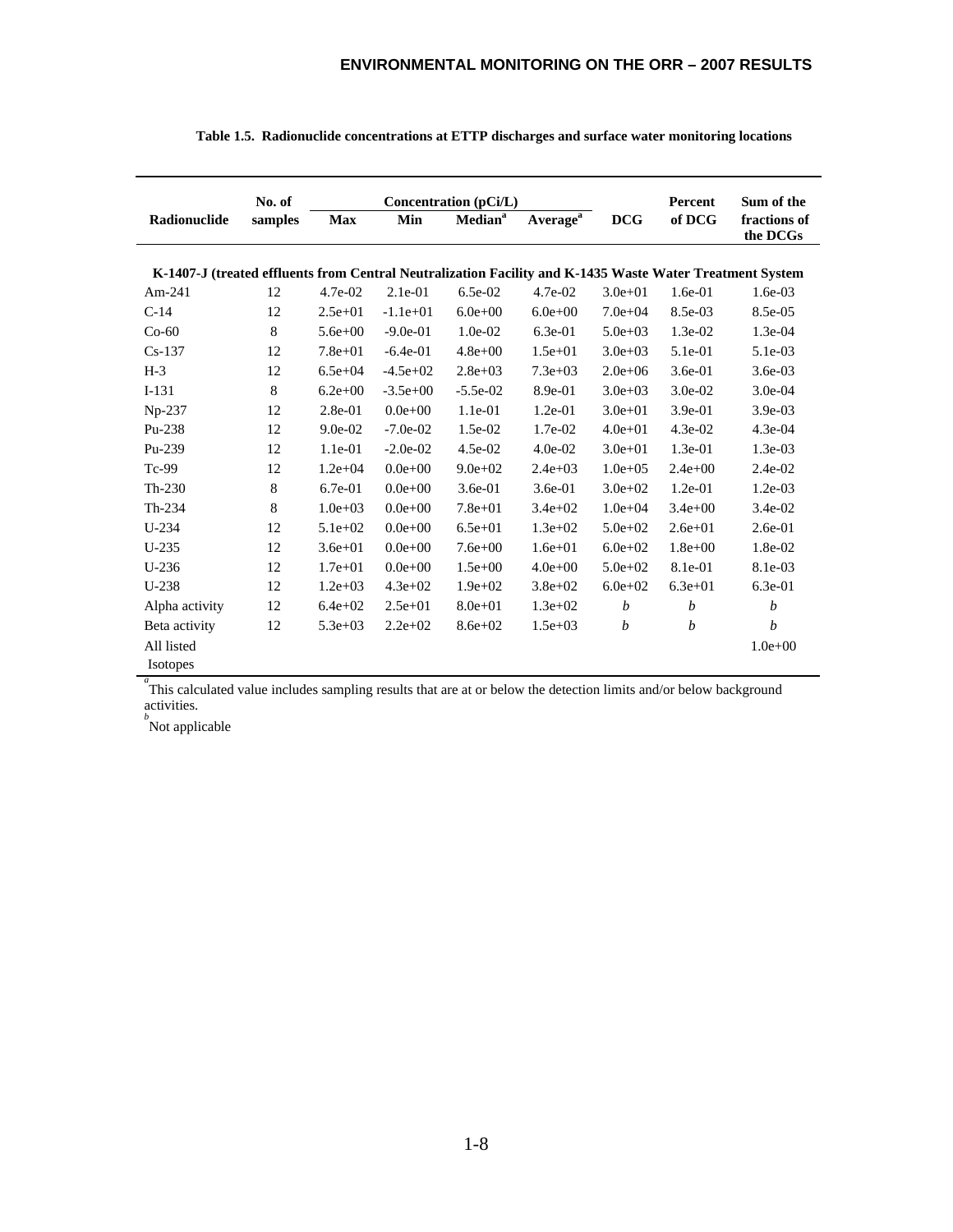**Table 1.5. Radionuclide concentrations at ETTP discharges and surface water monitoring locations**

| Radionuclide | No. of samples | Concentration (pCi/L) | | | | DCG | Percent of DCG | Sum of the fractions of the DCGs |
|---|---|---|---|---|---|---|---|---|
| | | Max | Min | Median[a] | Average[a] | | | |
| **K-1407-J (treated effluents from Central Neutralization Facility and K-1435 Waste Water Treatment System** | | | | | | | | |
| Am-241 | 12 | 4.7e-02 | 2.1e-01 | 6.5e-02 | 4.7e-02 | 3.0e+01 | 1.6e-01 | 1.6e-03 |
| C-14 | 12 | 2.5e+01 | -1.1e+01 | 6.0e+00 | 6.0e+00 | 7.0e+04 | 8.5e-03 | 8.5e-05 |
| Co-60 | 8 | 5.6e+00 | -9.0e-01 | 1.0e-02 | 6.3e-01 | 5.0e+03 | 1.3e-02 | 1.3e-04 |
| Cs-137 | 12 | 7.8e+01 | -6.4e-01 | 4.8e+00 | 1.5e+01 | 3.0e+03 | 5.1e-01 | 5.1e-03 |
| H-3 | 12 | 6.5e+04 | -4.5e+02 | 2.8e+03 | 7.3e+03 | 2.0e+06 | 3.6e-01 | 3.6e-03 |
| I-131 | 8 | 6.2e+00 | -3.5e+00 | -5.5e-02 | 8.9e-01 | 3.0e+03 | 3.0e-02 | 3.0e-04 |
| Np-237 | 12 | 2.8e-01 | 0.0e+00 | 1.1e-01 | 1.2e-01 | 3.0e+01 | 3.9e-01 | 3.9e-03 |
| Pu-238 | 12 | 9.0e-02 | -7.0e-02 | 1.5e-02 | 1.7e-02 | 4.0e+01 | 4.3e-02 | 4.3e-04 |
| Pu-239 | 12 | 1.1e-01 | -2.0e-02 | 4.5e-02 | 4.0e-02 | 3.0e+01 | 1.3e-01 | 1.3e-03 |
| Tc-99 | 12 | 1.2e+04 | 0.0e+00 | 9.0e+02 | 2.4e+03 | 1.0e+05 | 2.4e+00 | 2.4e-02 |
| Th-230 | 8 | 6.7e-01 | 0.0e+00 | 3.6e-01 | 3.6e-01 | 3.0e+02 | 1.2e-01 | 1.2e-03 |
| Th-234 | 8 | 1.0e+03 | 0.0e+00 | 7.8e+01 | 3.4e+02 | 1.0e+04 | 3.4e+00 | 3.4e-02 |
| U-234 | 12 | 5.1e+02 | 0.0e+00 | 6.5e+01 | 1.3e+02 | 5.0e+02 | 2.6e+01 | 2.6e-01 |
| U-235 | 12 | 3.6e+01 | 0.0e+00 | 7.6e+00 | 1.6e+01 | 6.0e+02 | 1.8e+00 | 1.8e-02 |
| U-236 | 12 | 1.7e+01 | 0.0e+00 | 1.5e+00 | 4.0e+00 | 5.0e+02 | 8.1e-01 | 8.1e-03 |
| U-238 | 12 | 1.2e+03 | 4.3e+02 | 1.9e+02 | 3.8e+02 | 6.0e+02 | 6.3e+01 | 6.3e-01 |
| Alpha activity | 12 | 6.4e+02 | 2.5e+01 | 8.0e+01 | 1.3e+02 | *b* | *b* | *b* |
| Beta activity | 12 | 5.3e+03 | 2.2e+02 | 8.6e+02 | 1.5e+03 | *b* | *b* | *b* |
| All listed Isotopes | | | | | | | | 1.0e+00 |

[a] This calculated value includes sampling results that are at or below the detection limits and/or below background activities.

[b] Not applicable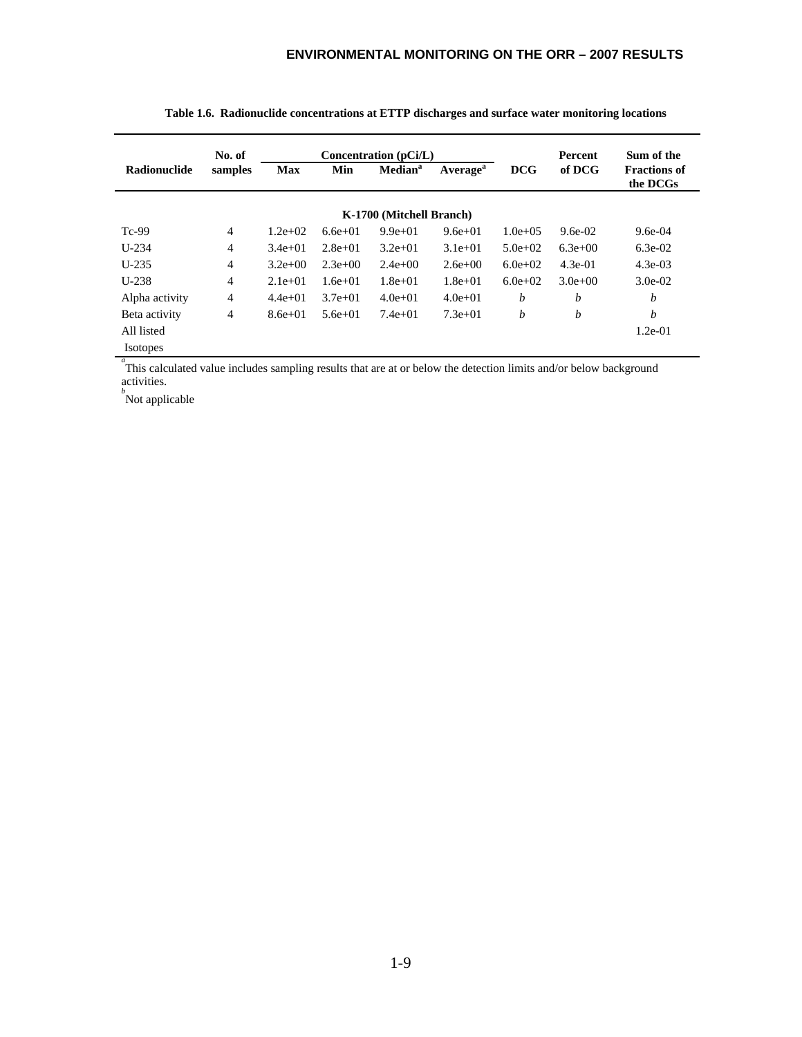**Table 1.6. Radionuclide concentrations at ETTP discharges and surface water monitoring locations**

| Radionuclide | No. of samples | Concentration (pCi/L) | | | | DCG | Percent of DCG | Sum of the Fractions of the DCGs |
|---|---|---|---|---|---|---|---|---|
| | | Max | Min | Median[a] | Average[a] | | | |
| **K-1700 (Mitchell Branch)** | | | | | | | | |
| Tc-99 | 4 | 1.2e+02 | 6.6e+01 | 9.9e+01 | 9.6e+01 | 1.0e+05 | 9.6e-02 | 9.6e-04 |
| U-234 | 4 | 3.4e+01 | 2.8e+01 | 3.2e+01 | 3.1e+01 | 5.0e+02 | 6.3e+00 | 6.3e-02 |
| U-235 | 4 | 3.2e+00 | 2.3e+00 | 2.4e+00 | 2.6e+00 | 6.0e+02 | 4.3e-01 | 4.3e-03 |
| U-238 | 4 | 2.1e+01 | 1.6e+01 | 1.8e+01 | 1.8e+01 | 6.0e+02 | 3.0e+00 | 3.0e-02 |
| Alpha activity | 4 | 4.4e+01 | 3.7e+01 | 4.0e+01 | 4.0e+01 | *b* | *b* | *b* |
| Beta activity | 4 | 8.6e+01 | 5.6e+01 | 7.4e+01 | 7.3e+01 | *b* | *b* | *b* |
| All listed Isotopes | | | | | | | | 1.2e-01 |

[a] This calculated value includes sampling results that are at or below the detection limits and/or below background activities.

[b] Not applicable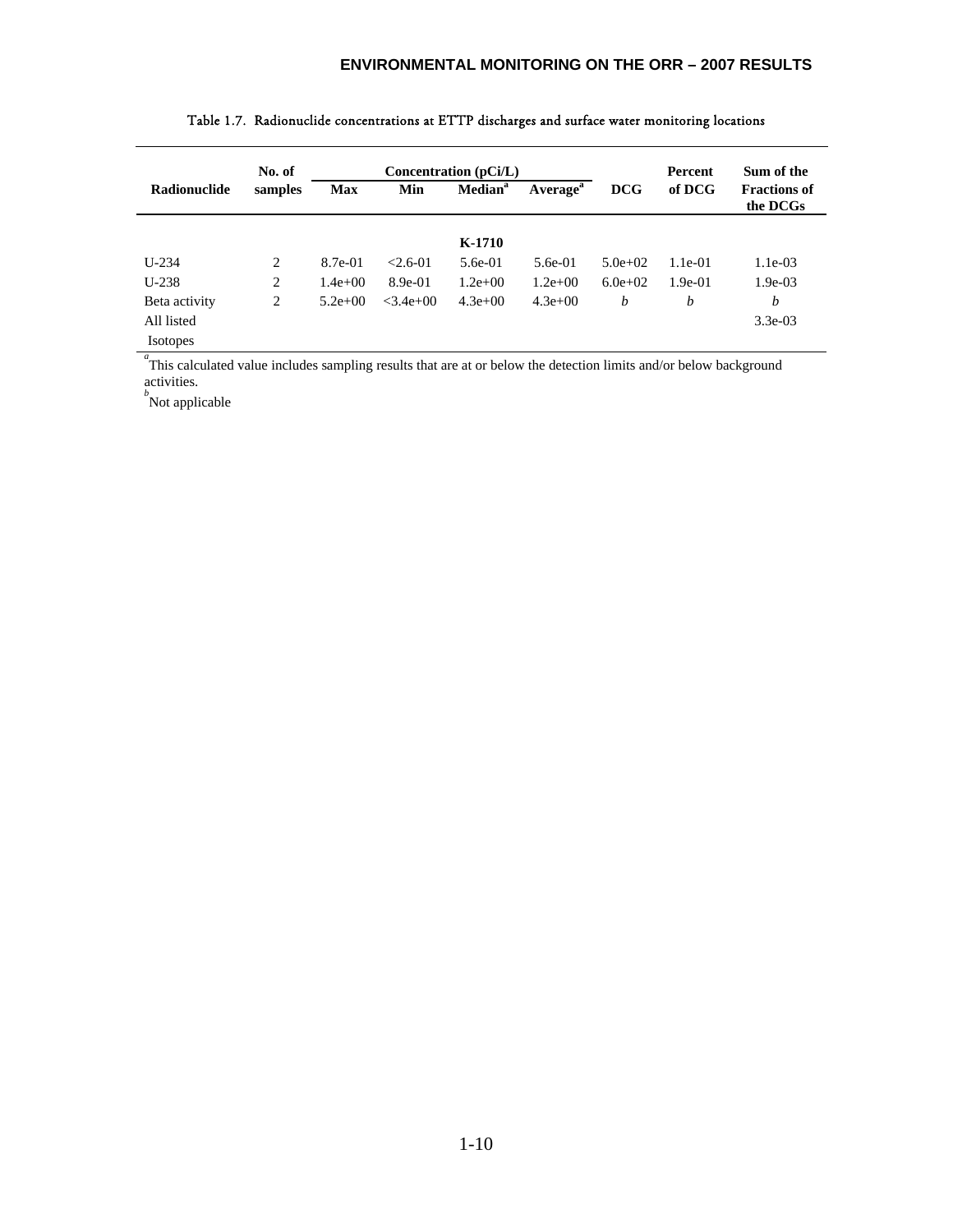Table 1.7. Radionuclide concentrations at ETTP discharges and surface water monitoring locations

| Radionuclide | No. of samples | Concentration (pCi/L) | | | | DCG | Percent of DCG | Sum of the Fractions of the DCGs |
|---|---|---|---|---|---|---|---|---|
| | | Max | Min | Median[a] | Average[a] | | | |
| | | | | **K-1710** | | | | |
| U-234 | 2 | 8.7e-01 | <2.6-01 | 5.6e-01 | 5.6e-01 | 5.0e+02 | 1.1e-01 | 1.1e-03 |
| U-238 | 2 | 1.4e+00 | 8.9e-01 | 1.2e+00 | 1.2e+00 | 6.0e+02 | 1.9e-01 | 1.9e-03 |
| Beta activity | 2 | 5.2e+00 | <3.4e+00 | 4.3e+00 | 4.3e+00 | *b* | *b* | *b* |
| All listed Isotopes | | | | | | | | 3.3e-03 |

[a]This calculated value includes sampling results that are at or below the detection limits and/or below background activities.

[b]Not applicable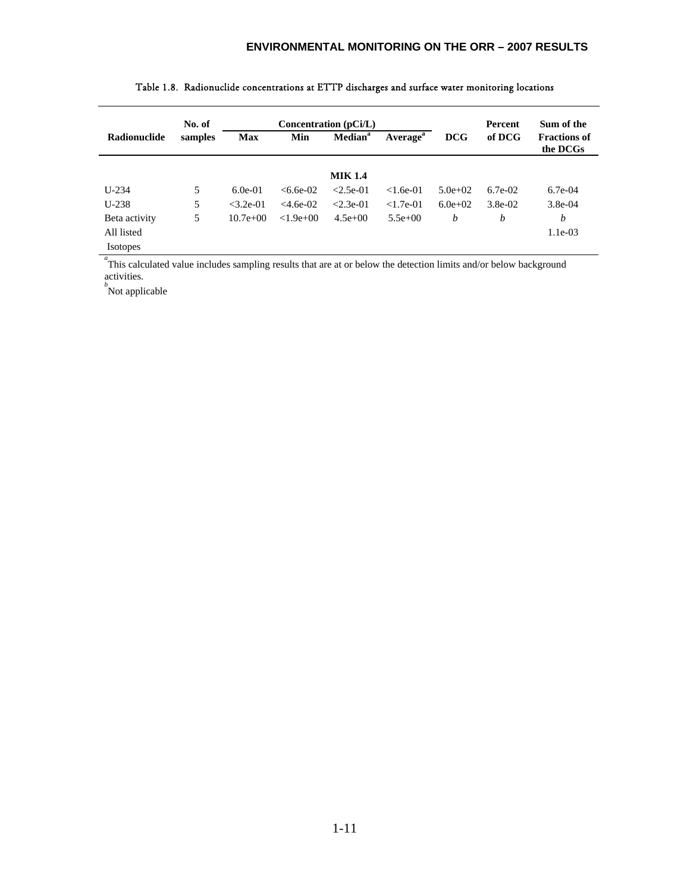Table 1.8. Radionuclide concentrations at ETTP discharges and surface water monitoring locations

| Radionuclide | No. of samples | Concentration (pCi/L) | | | | DCG | Percent of DCG | Sum of the Fractions of the DCGs |
|---|---|---|---|---|---|---|---|---|
| | | Max | Min | Median[a] | Average[a] | | | |
| | | | | **MIK 1.4** | | | | |
| U-234 | 5 | 6.0e-01 | <6.6e-02 | <2.5e-01 | <1.6e-01 | 5.0e+02 | 6.7e-02 | 6.7e-04 |
| U-238 | 5 | <3.2e-01 | <4.6e-02 | <2.3e-01 | <1.7e-01 | 6.0e+02 | 3.8e-02 | 3.8e-04 |
| Beta activity | 5 | 10.7e+00 | <1.9e+00 | 4.5e+00 | 5.5e+00 | *b* | *b* | *b* |
| All listed Isotopes | | | | | | | | 1.1e-03 |

[a] This calculated value includes sampling results that are at or below the detection limits and/or below background activities.

[b] Not applicable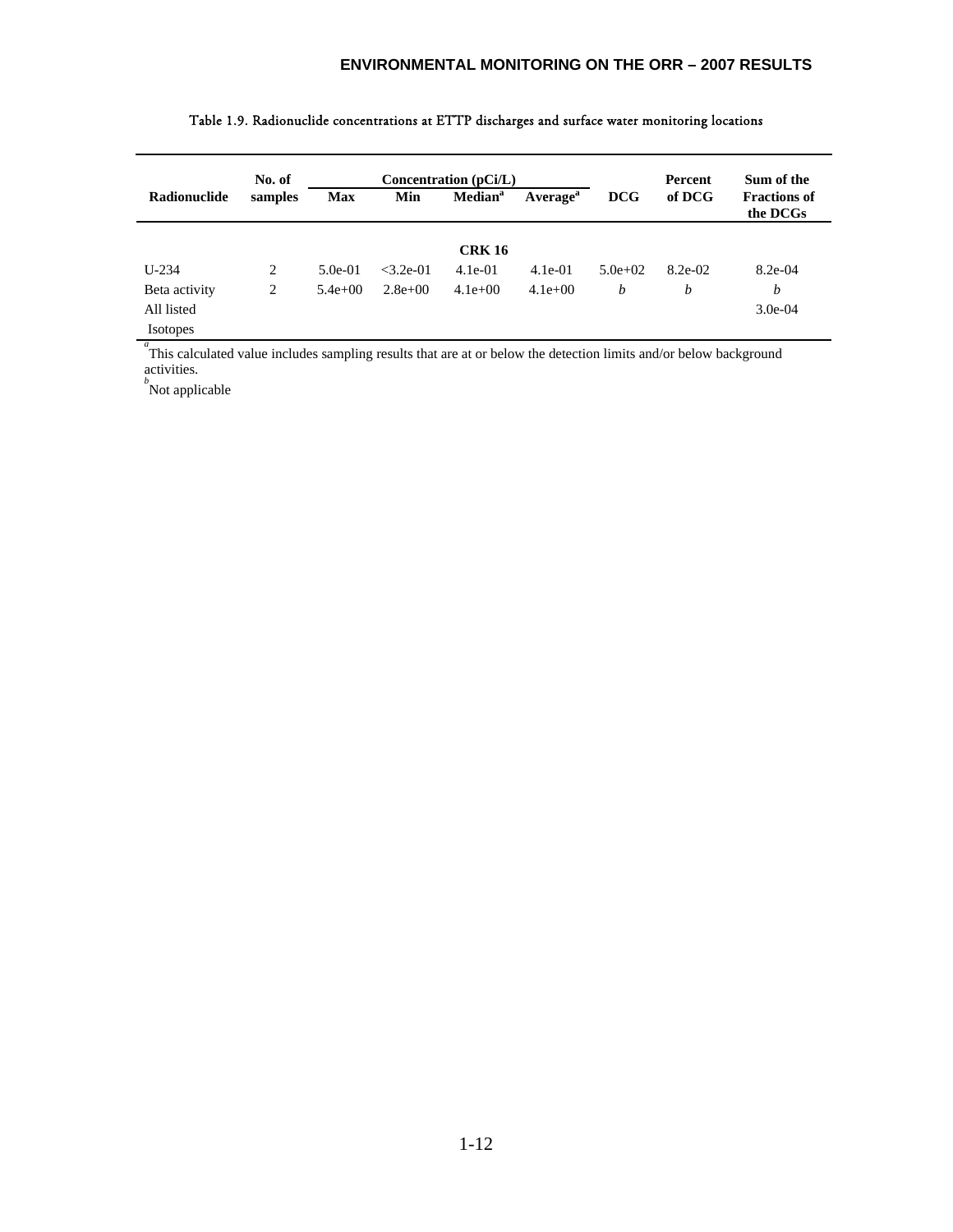Table 1.9. Radionuclide concentrations at ETTP discharges and surface water monitoring locations

| Radionuclide | No. of samples | Concentration (pCi/L) | | | | DCG | Percent of DCG | Sum of the Fractions of the DCGs |
|---|---|---|---|---|---|---|---|---|
| | | Max | Min | Median[a] | Average[a] | | | |
| | | | | **CRK 16** | | | | |
| U-234 | 2 | 5.0e-01 | <3.2e-01 | 4.1e-01 | 4.1e-01 | 5.0e+02 | 8.2e-02 | 8.2e-04 |
| Beta activity | 2 | 5.4e+00 | 2.8e+00 | 4.1e+00 | 4.1e+00 | *b* | *b* | *b* |
| All listed Isotopes | | | | | | | | 3.0e-04 |

[a] This calculated value includes sampling results that are at or below the detection limits and/or below background activities.

[b] Not applicable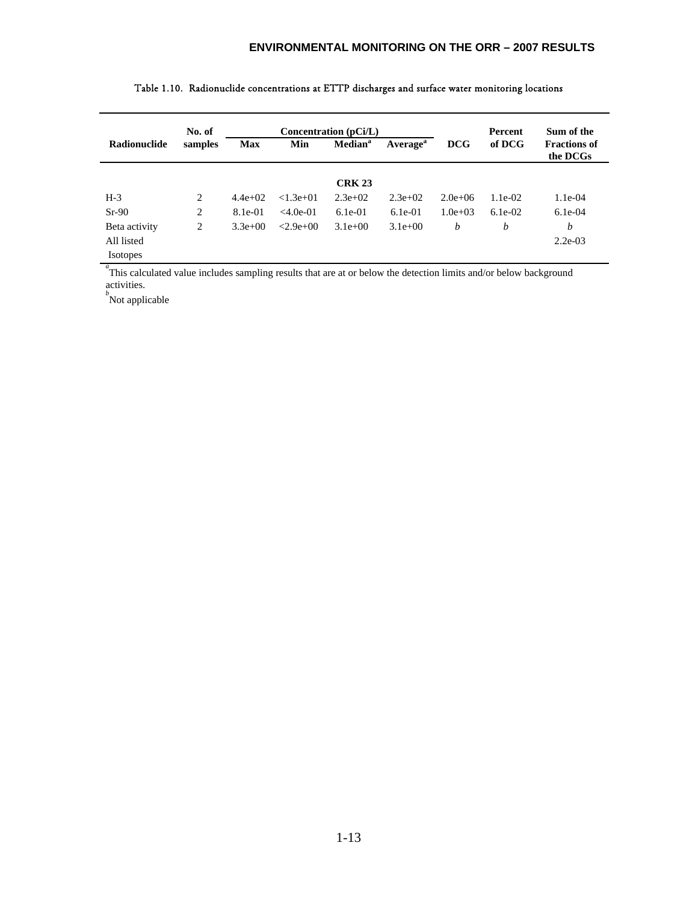Table 1.10. Radionuclide concentrations at ETTP discharges and surface water monitoring locations

| Radionuclide | No. of samples | Concentration (pCi/L) | | | | DCG | Percent of DCG | Sum of the Fractions of the DCGs |
|---|---|---|---|---|---|---|---|---|
| | | Max | Min | Median[a] | Average[a] | | | |
| | | | | **CRK 23** | | | | |
| H-3 | 2 | 4.4e+02 | <1.3e+01 | 2.3e+02 | 2.3e+02 | 2.0e+06 | 1.1e-02 | 1.1e-04 |
| Sr-90 | 2 | 8.1e-01 | <4.0e-01 | 6.1e-01 | 6.1e-01 | 1.0e+03 | 6.1e-02 | 6.1e-04 |
| Beta activity | 2 | 3.3e+00 | <2.9e+00 | 3.1e+00 | 3.1e+00 | *b* | *b* | *b* |
| All listed Isotopes | | | | | | | | 2.2e-03 |

[a] This calculated value includes sampling results that are at or below the detection limits and/or below background activities.

[b] Not applicable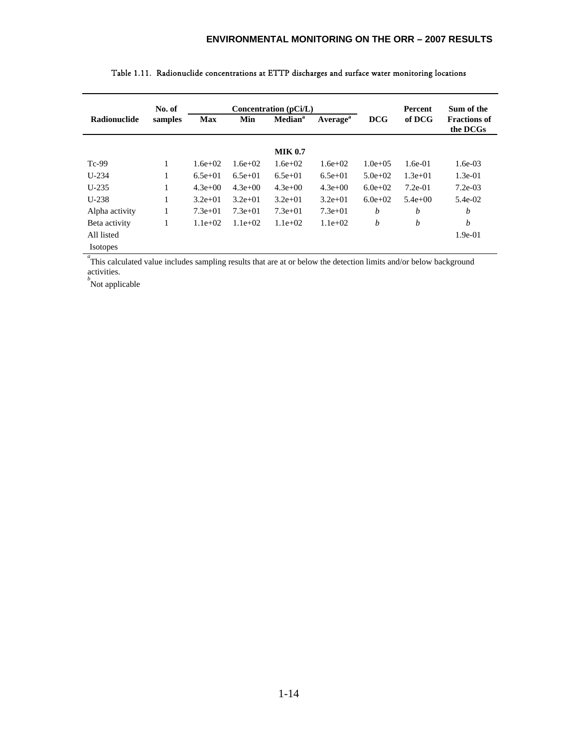Table 1.11. Radionuclide concentrations at ETTP discharges and surface water monitoring locations

| Radionuclide | No. of samples | Concentration (pCi/L) | | | | DCG | Percent of DCG | Sum of the Fractions of the DCGs |
|---|---|---|---|---|---|---|---|---|
| | | Max | Min | Median[a] | Average[a] | | | |
| | | | | **MIK 0.7** | | | | |
| Tc-99 | 1 | 1.6e+02 | 1.6e+02 | 1.6e+02 | 1.6e+02 | 1.0e+05 | 1.6e-01 | 1.6e-03 |
| U-234 | 1 | 6.5e+01 | 6.5e+01 | 6.5e+01 | 6.5e+01 | 5.0e+02 | 1.3e+01 | 1.3e-01 |
| U-235 | 1 | 4.3e+00 | 4.3e+00 | 4.3e+00 | 4.3e+00 | 6.0e+02 | 7.2e-01 | 7.2e-03 |
| U-238 | 1 | 3.2e+01 | 3.2e+01 | 3.2e+01 | 3.2e+01 | 6.0e+02 | 5.4e+00 | 5.4e-02 |
| Alpha activity | 1 | 7.3e+01 | 7.3e+01 | 7.3e+01 | 7.3e+01 | *b* | *b* | *b* |
| Beta activity | 1 | 1.1e+02 | 1.1e+02 | 1.1e+02 | 1.1e+02 | *b* | *b* | *b* |
| All listed Isotopes | | | | | | | | 1.9e-01 |

[a] This calculated value includes sampling results that are at or below the detection limits and/or below background activities.

[b] Not applicable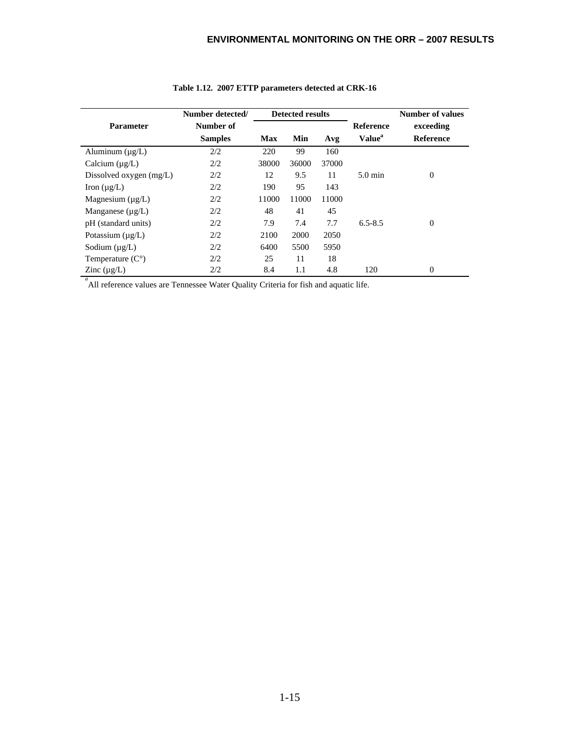**Table 1.12. 2007 ETTP parameters detected at CRK-16**

| Parameter | Number detected/ Number of Samples | Detected results | | | Reference Value[a] | Number of values exceeding Reference |
|---|---|---|---|---|---|---|
| | | Max | Min | Avg | | |
| Aluminum (µg/L) | 2/2 | 220 | 99 | 160 | | |
| Calcium (µg/L) | 2/2 | 38000 | 36000 | 37000 | | |
| Dissolved oxygen (mg/L) | 2/2 | 12 | 9.5 | 11 | 5.0 min | 0 |
| Iron (µg/L) | 2/2 | 190 | 95 | 143 | | |
| Magnesium (µg/L) | 2/2 | 11000 | 11000 | 11000 | | |
| Manganese (µg/L) | 2/2 | 48 | 41 | 45 | | |
| pH (standard units) | 2/2 | 7.9 | 7.4 | 7.7 | 6.5-8.5 | 0 |
| Potassium (µg/L) | 2/2 | 2100 | 2000 | 2050 | | |
| Sodium (µg/L) | 2/2 | 6400 | 5500 | 5950 | | |
| Temperature (C°) | 2/2 | 25 | 11 | 18 | | |
| Zinc (µg/L) | 2/2 | 8.4 | 1.1 | 4.8 | 120 | 0 |

[a] All reference values are Tennessee Water Quality Criteria for fish and aquatic life.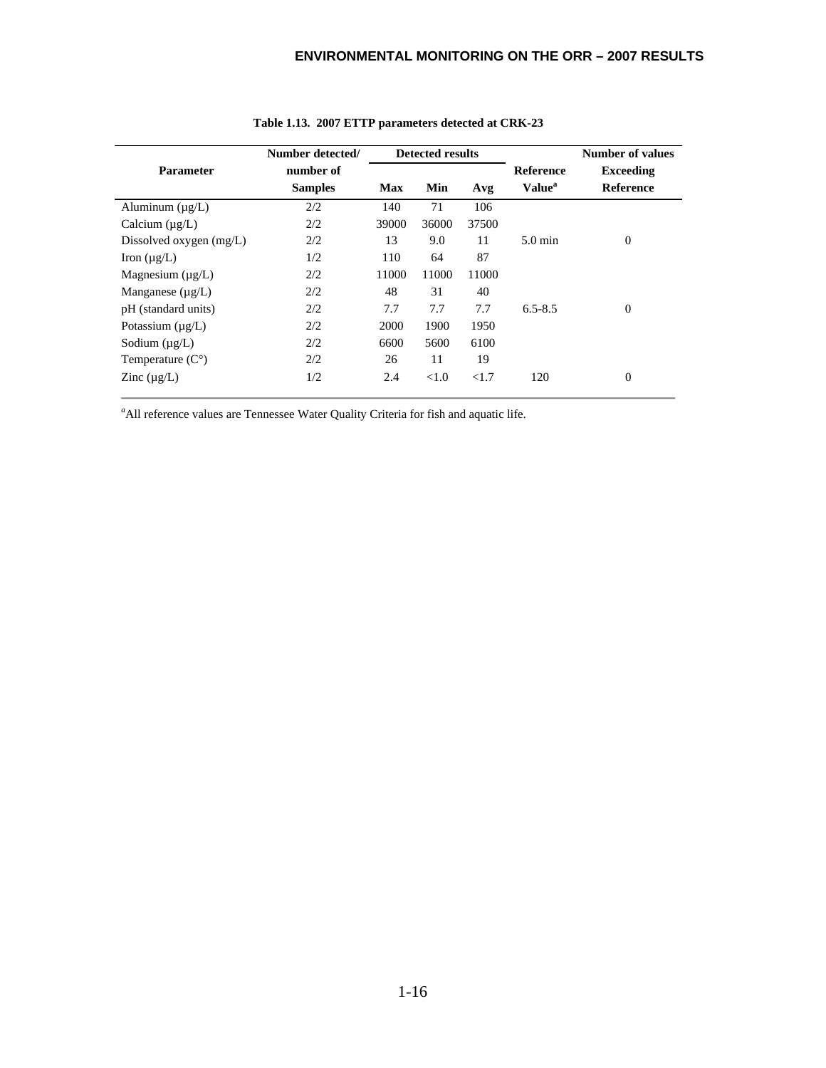**Table 1.13. 2007 ETTP parameters detected at CRK-23**

| Parameter | Number detected/ number of Samples | Detected results Max | Min | Avg | Reference Value[a] | Number of values Exceeding Reference |
|---|---|---|---|---|---|---|
| Aluminum (µg/L) | 2/2 | 140 | 71 | 106 | | |
| Calcium (µg/L) | 2/2 | 39000 | 36000 | 37500 | | |
| Dissolved oxygen (mg/L) | 2/2 | 13 | 9.0 | 11 | 5.0 min | 0 |
| Iron (µg/L) | 1/2 | 110 | 64 | 87 | | |
| Magnesium (µg/L) | 2/2 | 11000 | 11000 | 11000 | | |
| Manganese (µg/L) | 2/2 | 48 | 31 | 40 | | |
| pH (standard units) | 2/2 | 7.7 | 7.7 | 7.7 | 6.5-8.5 | 0 |
| Potassium (µg/L) | 2/2 | 2000 | 1900 | 1950 | | |
| Sodium (µg/L) | 2/2 | 6600 | 5600 | 6100 | | |
| Temperature (C°) | 2/2 | 26 | 11 | 19 | | |
| Zinc (µg/L) | 1/2 | 2.4 | <1.0 | <1.7 | 120 | 0 |

[a]All reference values are Tennessee Water Quality Criteria for fish and aquatic life.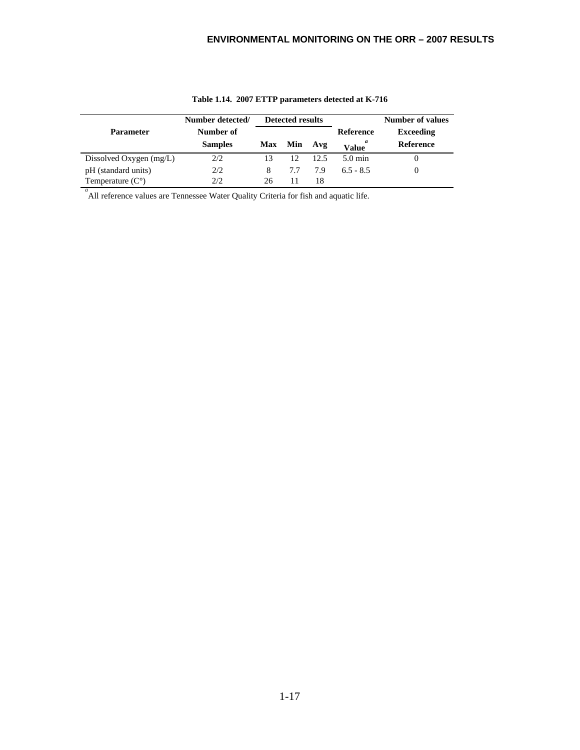**Table 1.14. 2007 ETTP parameters detected at K-716**

| Parameter | Number detected/ Number of Samples | Detected results | | | Reference Value[a] | Number of values Exceeding Reference |
|---|---|---|---|---|---|---|
| | | Max | Min | Avg | | |
| Dissolved Oxygen (mg/L) | 2/2 | 13 | 12 | 12.5 | 5.0 min | 0 |
| pH (standard units) | 2/2 | 8 | 7.7 | 7.9 | 6.5 - 8.5 | 0 |
| Temperature (C°) | 2/2 | 26 | 11 | 18 | | |

[a] All reference values are Tennessee Water Quality Criteria for fish and aquatic life.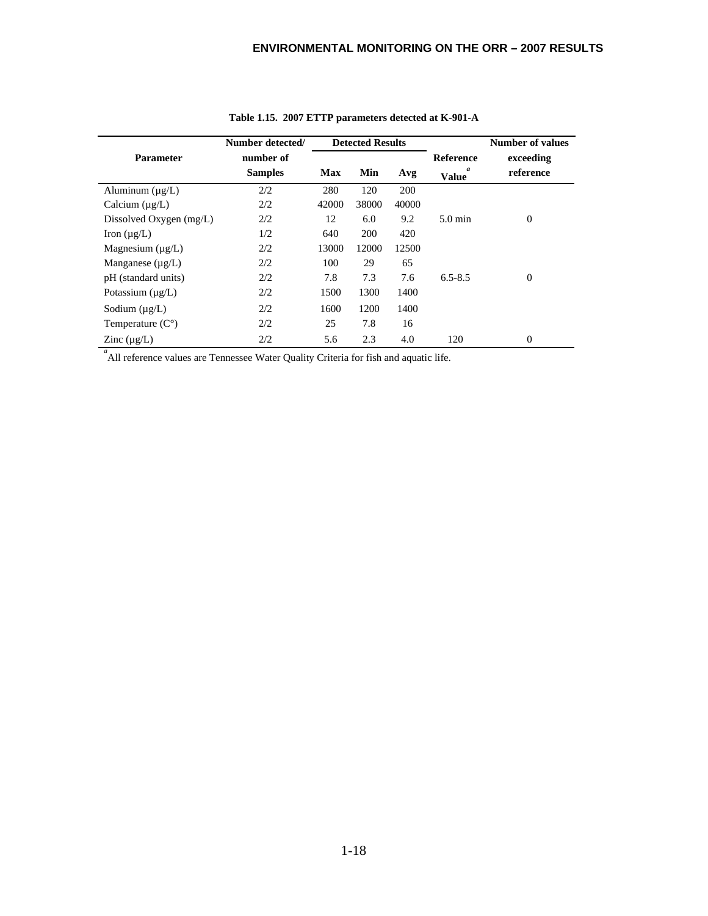**Table 1.15. 2007 ETTP parameters detected at K-901-A**

| Parameter | Number detected/ number of Samples | Detected Results | | | Reference Value[a] | Number of values exceeding reference |
|---|---|---|---|---|---|---|
| | | Max | Min | Avg | | |
| Aluminum (µg/L) | 2/2 | 280 | 120 | 200 | | |
| Calcium (µg/L) | 2/2 | 42000 | 38000 | 40000 | | |
| Dissolved Oxygen (mg/L) | 2/2 | 12 | 6.0 | 9.2 | 5.0 min | 0 |
| Iron (µg/L) | 1/2 | 640 | 200 | 420 | | |
| Magnesium (µg/L) | 2/2 | 13000 | 12000 | 12500 | | |
| Manganese (µg/L) | 2/2 | 100 | 29 | 65 | | |
| pH (standard units) | 2/2 | 7.8 | 7.3 | 7.6 | 6.5-8.5 | 0 |
| Potassium (µg/L) | 2/2 | 1500 | 1300 | 1400 | | |
| Sodium (µg/L) | 2/2 | 1600 | 1200 | 1400 | | |
| Temperature (C°) | 2/2 | 25 | 7.8 | 16 | | |
| Zinc (µg/L) | 2/2 | 5.6 | 2.3 | 4.0 | 120 | 0 |

[a] All reference values are Tennessee Water Quality Criteria for fish and aquatic life.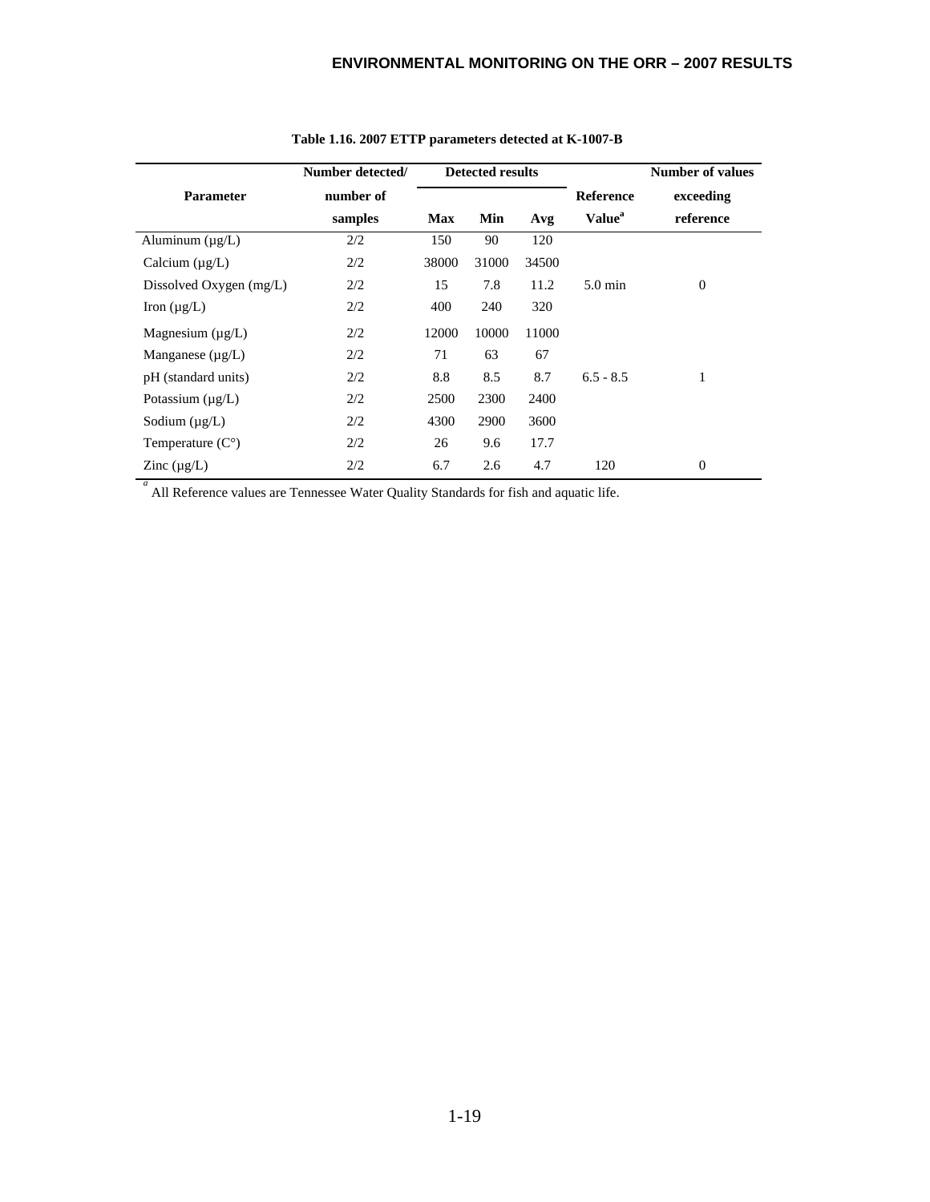**Table 1.16. 2007 ETTP parameters detected at K-1007-B**

| Parameter | Number detected/ number of samples | Detected results | | | Reference Value[a] | Number of values exceeding reference |
|---|---|---|---|---|---|---|
| | | Max | Min | Avg | | |
| Aluminum (µg/L) | 2/2 | 150 | 90 | 120 | | |
| Calcium (µg/L) | 2/2 | 38000 | 31000 | 34500 | | |
| Dissolved Oxygen (mg/L) | 2/2 | 15 | 7.8 | 11.2 | 5.0 min | 0 |
| Iron (µg/L) | 2/2 | 400 | 240 | 320 | | |
| Magnesium (µg/L) | 2/2 | 12000 | 10000 | 11000 | | |
| Manganese (µg/L) | 2/2 | 71 | 63 | 67 | | |
| pH (standard units) | 2/2 | 8.8 | 8.5 | 8.7 | 6.5 - 8.5 | 1 |
| Potassium (µg/L) | 2/2 | 2500 | 2300 | 2400 | | |
| Sodium (µg/L) | 2/2 | 4300 | 2900 | 3600 | | |
| Temperature (C°) | 2/2 | 26 | 9.6 | 17.7 | | |
| Zinc (µg/L) | 2/2 | 6.7 | 2.6 | 4.7 | 120 | 0 |

[a] All Reference values are Tennessee Water Quality Standards for fish and aquatic life.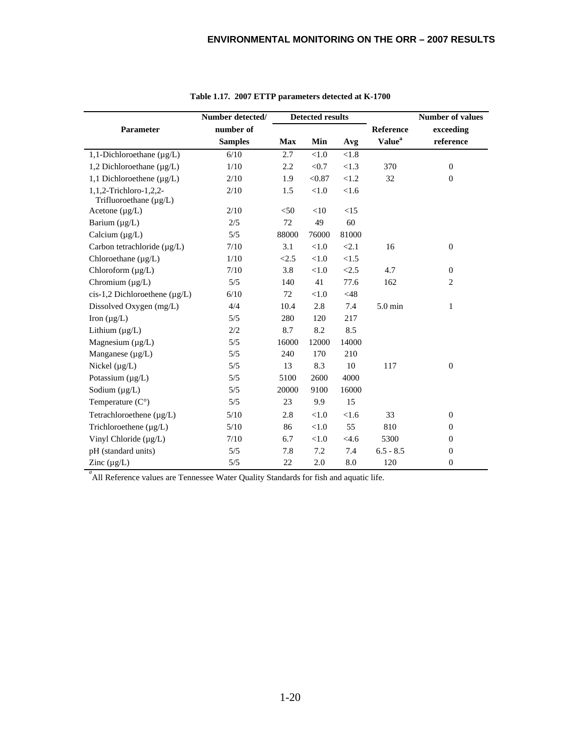**Table 1.17. 2007 ETTP parameters detected at K-1700**

| Parameter | Number detected/ number of Samples | Detected results | | | Reference Value[a] | Number of values exceeding reference |
|---|---|---|---|---|---|---|
| | | Max | Min | Avg | | |
| 1,1-Dichloroethane (µg/L) | 6/10 | 2.7 | <1.0 | <1.8 | | |
| 1,2 Dichloroethane (µg/L) | 1/10 | 2.2 | <0.7 | <1.3 | 370 | 0 |
| 1,1 Dichloroethene (µg/L) | 2/10 | 1.9 | <0.87 | <1.2 | 32 | 0 |
| 1,1,2-Trichloro-1,2,2-Trifluoroethane (µg/L) | 2/10 | 1.5 | <1.0 | <1.6 | | |
| Acetone (µg/L) | 2/10 | <50 | <10 | <15 | | |
| Barium (µg/L) | 2/5 | 72 | 49 | 60 | | |
| Calcium (µg/L) | 5/5 | 88000 | 76000 | 81000 | | |
| Carbon tetrachloride (µg/L) | 7/10 | 3.1 | <1.0 | <2.1 | 16 | 0 |
| Chloroethane (µg/L) | 1/10 | <2.5 | <1.0 | <1.5 | | |
| Chloroform (µg/L) | 7/10 | 3.8 | <1.0 | <2.5 | 4.7 | 0 |
| Chromium (µg/L) | 5/5 | 140 | 41 | 77.6 | 162 | 2 |
| cis-1,2 Dichloroethene (µg/L) | 6/10 | 72 | <1.0 | <48 | | |
| Dissolved Oxygen (mg/L) | 4/4 | 10.4 | 2.8 | 7.4 | 5.0 min | 1 |
| Iron (µg/L) | 5/5 | 280 | 120 | 217 | | |
| Lithium (µg/L) | 2/2 | 8.7 | 8.2 | 8.5 | | |
| Magnesium (µg/L) | 5/5 | 16000 | 12000 | 14000 | | |
| Manganese (µg/L) | 5/5 | 240 | 170 | 210 | | |
| Nickel (µg/L) | 5/5 | 13 | 8.3 | 10 | 117 | 0 |
| Potassium (µg/L) | 5/5 | 5100 | 2600 | 4000 | | |
| Sodium (µg/L) | 5/5 | 20000 | 9100 | 16000 | | |
| Temperature (C°) | 5/5 | 23 | 9.9 | 15 | | |
| Tetrachloroethene (µg/L) | 5/10 | 2.8 | <1.0 | <1.6 | 33 | 0 |
| Trichloroethene (µg/L) | 5/10 | 86 | <1.0 | 55 | 810 | 0 |
| Vinyl Chloride (µg/L) | 7/10 | 6.7 | <1.0 | <4.6 | 5300 | 0 |
| pH (standard units) | 5/5 | 7.8 | 7.2 | 7.4 | 6.5 - 8.5 | 0 |
| Zinc (µg/L) | 5/5 | 22 | 2.0 | 8.0 | 120 | 0 |

[a] All Reference values are Tennessee Water Quality Standards for fish and aquatic life.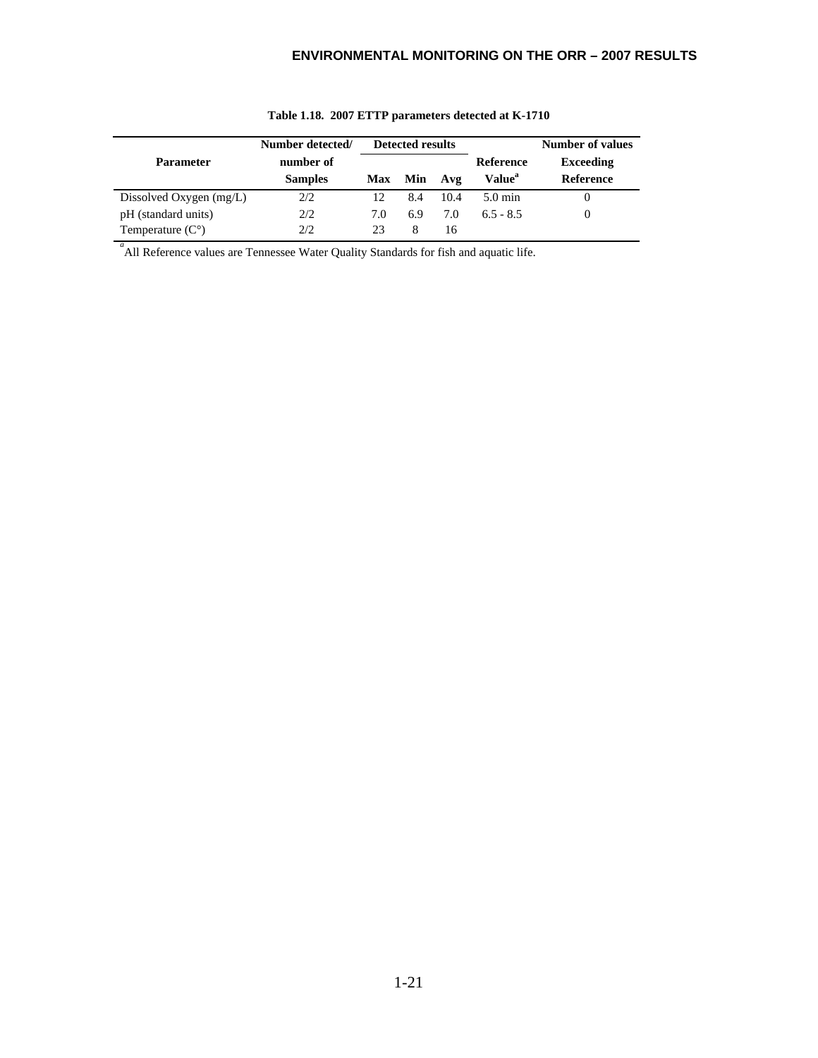**Table 1.18. 2007 ETTP parameters detected at K-1710**

| Parameter | Number detected/ number of Samples | Detected results | | | Reference Value[a] | Number of values Exceeding Reference |
|---|---|---|---|---|---|---|
| | | Max | Min | Avg | | |
| Dissolved Oxygen (mg/L) | 2/2 | 12 | 8.4 | 10.4 | 5.0 min | 0 |
| pH (standard units) | 2/2 | 7.0 | 6.9 | 7.0 | 6.5 - 8.5 | 0 |
| Temperature (C°) | 2/2 | 23 | 8 | 16 | | |

[a] All Reference values are Tennessee Water Quality Standards for fish and aquatic life.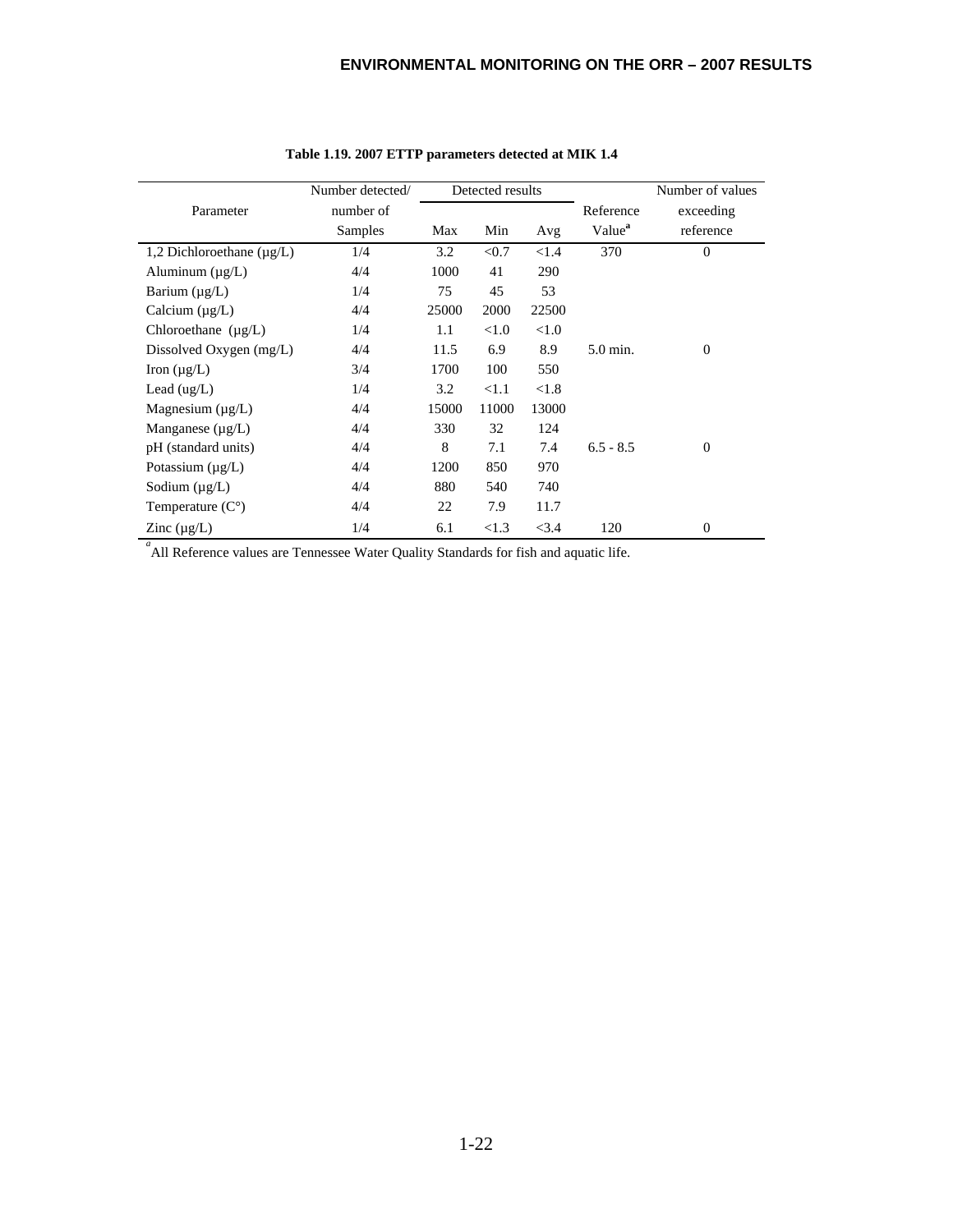**Table 1.19. 2007 ETTP parameters detected at MIK 1.4**

| Parameter | Number detected/ number of Samples | Detected results | | | Reference Value[a] | Number of values exceeding reference |
|---|---|---|---|---|---|---|
| | | Max | Min | Avg | | |
| 1,2 Dichloroethane (µg/L) | 1/4 | 3.2 | <0.7 | <1.4 | 370 | 0 |
| Aluminum (µg/L) | 4/4 | 1000 | 41 | 290 | | |
| Barium (µg/L) | 1/4 | 75 | 45 | 53 | | |
| Calcium (µg/L) | 4/4 | 25000 | 2000 | 22500 | | |
| Chloroethane (µg/L) | 1/4 | 1.1 | <1.0 | <1.0 | | |
| Dissolved Oxygen (mg/L) | 4/4 | 11.5 | 6.9 | 8.9 | 5.0 min. | 0 |
| Iron (µg/L) | 3/4 | 1700 | 100 | 550 | | |
| Lead (ug/L) | 1/4 | 3.2 | <1.1 | <1.8 | | |
| Magnesium (µg/L) | 4/4 | 15000 | 11000 | 13000 | | |
| Manganese (µg/L) | 4/4 | 330 | 32 | 124 | | |
| pH (standard units) | 4/4 | 8 | 7.1 | 7.4 | 6.5 - 8.5 | 0 |
| Potassium (µg/L) | 4/4 | 1200 | 850 | 970 | | |
| Sodium (µg/L) | 4/4 | 880 | 540 | 740 | | |
| Temperature (C°) | 4/4 | 22 | 7.9 | 11.7 | | |
| Zinc (µg/L) | 1/4 | 6.1 | <1.3 | <3.4 | 120 | 0 |

[a] All Reference values are Tennessee Water Quality Standards for fish and aquatic life.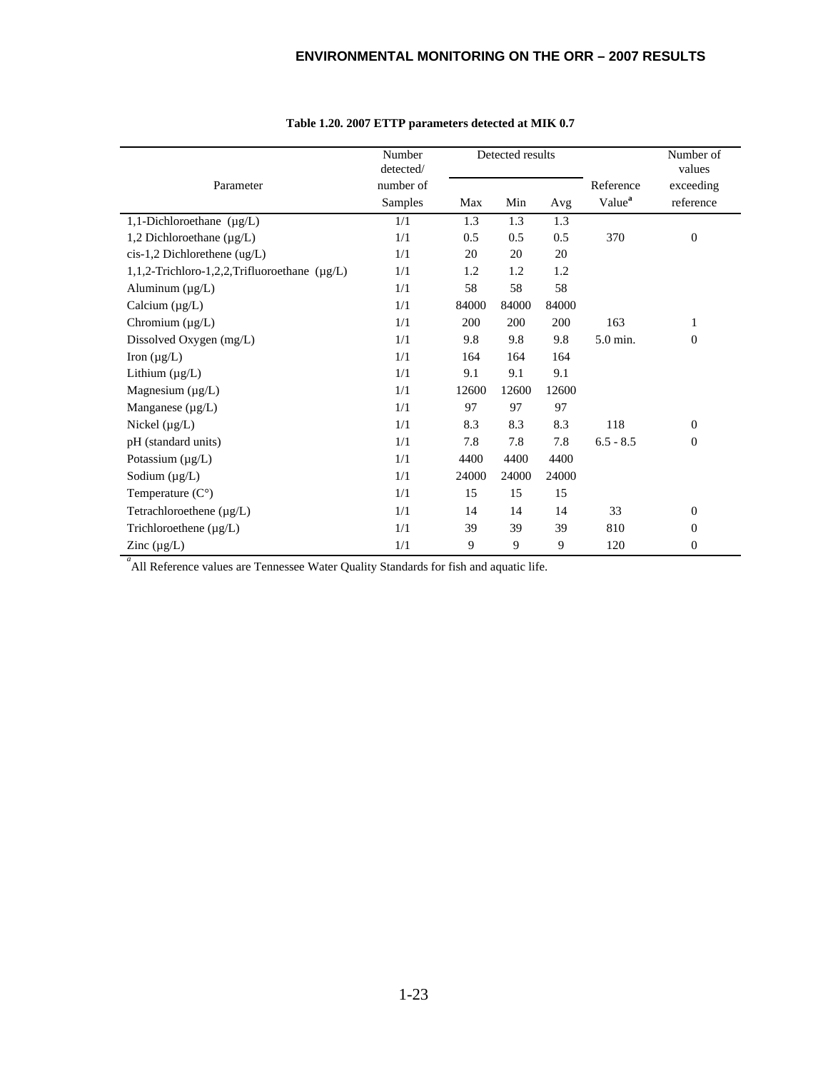**Table 1.20. 2007 ETTP parameters detected at MIK 0.7**

| Parameter | Number detected/ number of Samples | Detected results | | | Reference Value[a] | Number of values exceeding reference |
|---|---|---|---|---|---|---|
| | | Max | Min | Avg | | |
| 1,1-Dichloroethane (µg/L) | 1/1 | 1.3 | 1.3 | 1.3 | | |
| 1,2 Dichloroethane (µg/L) | 1/1 | 0.5 | 0.5 | 0.5 | 370 | 0 |
| cis-1,2 Dichlorethene (ug/L) | 1/1 | 20 | 20 | 20 | | |
| 1,1,2-Trichloro-1,2,2,Trifluoroethane (µg/L) | 1/1 | 1.2 | 1.2 | 1.2 | | |
| Aluminum (µg/L) | 1/1 | 58 | 58 | 58 | | |
| Calcium (µg/L) | 1/1 | 84000 | 84000 | 84000 | | |
| Chromium (µg/L) | 1/1 | 200 | 200 | 200 | 163 | 1 |
| Dissolved Oxygen (mg/L) | 1/1 | 9.8 | 9.8 | 9.8 | 5.0 min. | 0 |
| Iron (µg/L) | 1/1 | 164 | 164 | 164 | | |
| Lithium (µg/L) | 1/1 | 9.1 | 9.1 | 9.1 | | |
| Magnesium (µg/L) | 1/1 | 12600 | 12600 | 12600 | | |
| Manganese (µg/L) | 1/1 | 97 | 97 | 97 | | |
| Nickel (µg/L) | 1/1 | 8.3 | 8.3 | 8.3 | 118 | 0 |
| pH (standard units) | 1/1 | 7.8 | 7.8 | 7.8 | 6.5 - 8.5 | 0 |
| Potassium (µg/L) | 1/1 | 4400 | 4400 | 4400 | | |
| Sodium (µg/L) | 1/1 | 24000 | 24000 | 24000 | | |
| Temperature (C°) | 1/1 | 15 | 15 | 15 | | |
| Tetrachloroethene (µg/L) | 1/1 | 14 | 14 | 14 | 33 | 0 |
| Trichloroethene (µg/L) | 1/1 | 39 | 39 | 39 | 810 | 0 |
| Zinc (µg/L) | 1/1 | 9 | 9 | 9 | 120 | 0 |

[a] All Reference values are Tennessee Water Quality Standards for fish and aquatic life.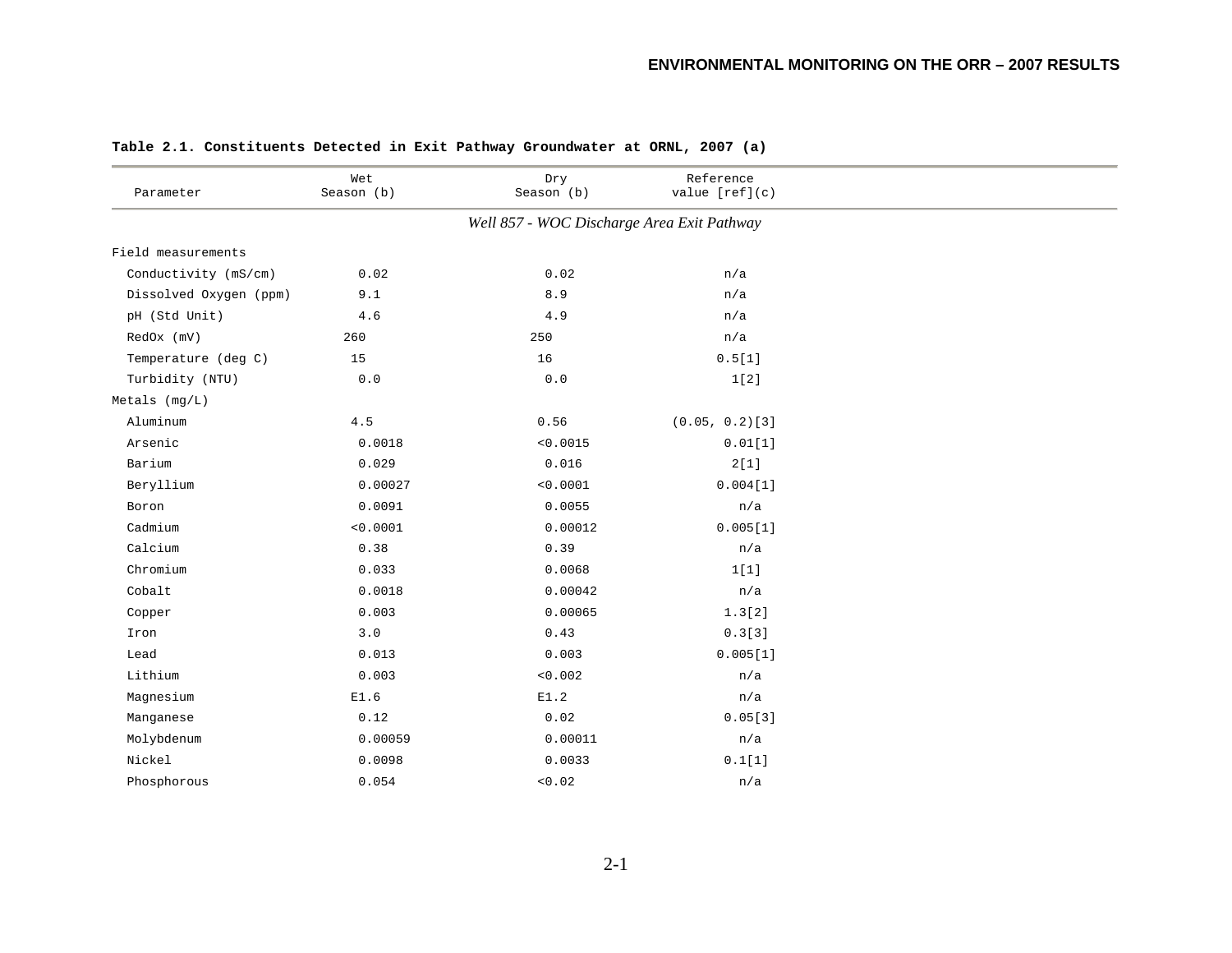**Table 2.1. Constituents Detected in Exit Pathway Groundwater at ORNL, 2007 (a)**

| Parameter | Wet Season (b) | Dry Season (b) | Reference value [ref](c) |
|---|---|---|---|
| | | *Well 857 - WOC Discharge Area Exit Pathway* | |
| Field measurements | | | |
| Conductivity (mS/cm) | 0.02 | 0.02 | n/a |
| Dissolved Oxygen (ppm) | 9.1 | 8.9 | n/a |
| pH (Std Unit) | 4.6 | 4.9 | n/a |
| RedOx (mV) | 260 | 250 | n/a |
| Temperature (deg C) | 15 | 16 | 0.5[1] |
| Turbidity (NTU) | 0.0 | 0.0 | 1[2] |
| Metals (mg/L) | | | |
| Aluminum | 4.5 | 0.56 | (0.05, 0.2)[3] |
| Arsenic | 0.0018 | <0.0015 | 0.01[1] |
| Barium | 0.029 | 0.016 | 2[1] |
| Beryllium | 0.00027 | <0.0001 | 0.004[1] |
| Boron | 0.0091 | 0.0055 | n/a |
| Cadmium | <0.0001 | 0.00012 | 0.005[1] |
| Calcium | 0.38 | 0.39 | n/a |
| Chromium | 0.033 | 0.0068 | 1[1] |
| Cobalt | 0.0018 | 0.00042 | n/a |
| Copper | 0.003 | 0.00065 | 1.3[2] |
| Iron | 3.0 | 0.43 | 0.3[3] |
| Lead | 0.013 | 0.003 | 0.005[1] |
| Lithium | 0.003 | <0.002 | n/a |
| Magnesium | E1.6 | E1.2 | n/a |
| Manganese | 0.12 | 0.02 | 0.05[3] |
| Molybdenum | 0.00059 | 0.00011 | n/a |
| Nickel | 0.0098 | 0.0033 | 0.1[1] |
| Phosphorous | 0.054 | <0.02 | n/a |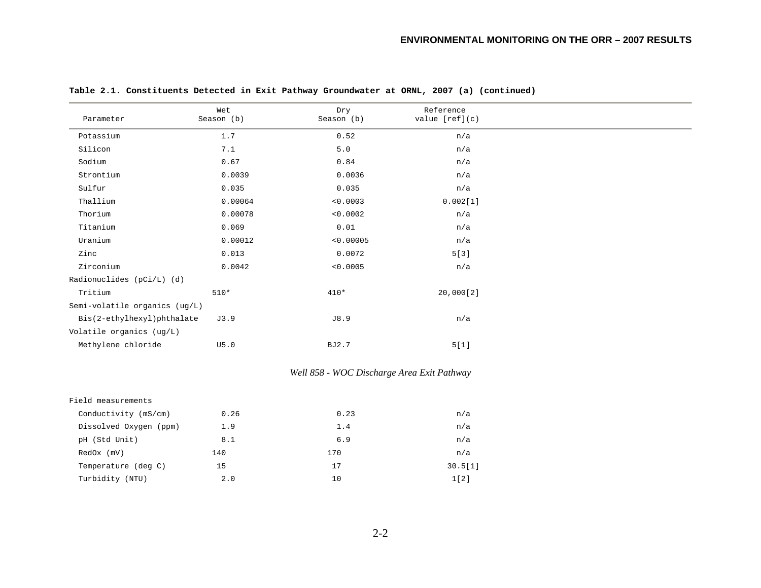**Table 2.1. Constituents Detected in Exit Pathway Groundwater at ORNL, 2007 (a) (continued)**

| Parameter | Wet Season (b) | Dry Season (b) | Reference value [ref](c) |
|---|---|---|---|
| Potassium | 1.7 | 0.52 | n/a |
| Silicon | 7.1 | 5.0 | n/a |
| Sodium | 0.67 | 0.84 | n/a |
| Strontium | 0.0039 | 0.0036 | n/a |
| Sulfur | 0.035 | 0.035 | n/a |
| Thallium | 0.00064 | <0.0003 | 0.002[1] |
| Thorium | 0.00078 | <0.0002 | n/a |
| Titanium | 0.069 | 0.01 | n/a |
| Uranium | 0.00012 | <0.00005 | n/a |
| Zinc | 0.013 | 0.0072 | 5[3] |
| Zirconium | 0.0042 | <0.0005 | n/a |
| Radionuclides (pCi/L) (d) | | | |
| Tritium | 510* | 410* | 20,000[2] |
| Semi-volatile organics (ug/L) | | | |
| Bis(2-ethylhexyl)phthalate | J3.9 | J8.9 | n/a |
| Volatile organics (ug/L) | | | |
| Methylene chloride | U5.0 | BJ2.7 | 5[1] |
| *Well 858 - WOC Discharge Area Exit Pathway* | | | |
| Field measurements | | | |
| Conductivity (mS/cm) | 0.26 | 0.23 | n/a |
| Dissolved Oxygen (ppm) | 1.9 | 1.4 | n/a |
| pH (Std Unit) | 8.1 | 6.9 | n/a |
| RedOx (mV) | 140 | 170 | n/a |
| Temperature (deg C) | 15 | 17 | 30.5[1] |
| Turbidity (NTU) | 2.0 | 10 | 1[2] |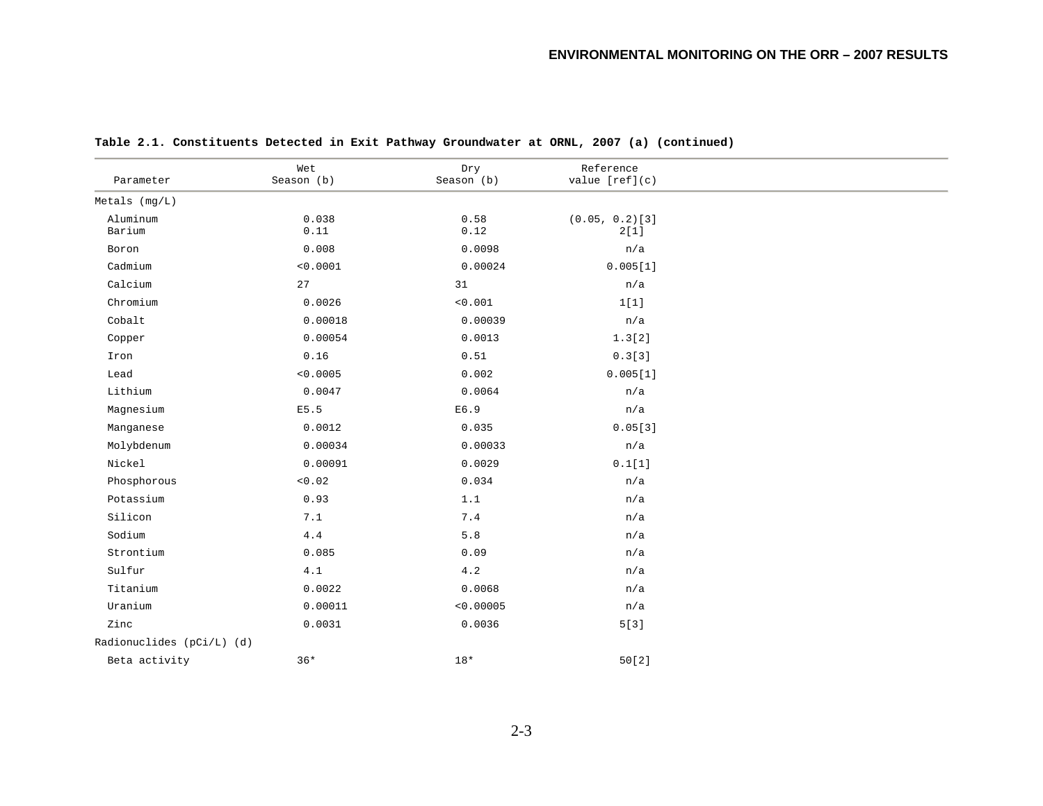**Table 2.1. Constituents Detected in Exit Pathway Groundwater at ORNL, 2007 (a) (continued)**

| Parameter | Wet Season (b) | Dry Season (b) | Reference value [ref](c) |
|---|---|---|---|
| Metals (mg/L) | | | |
| Aluminum | 0.038 | 0.58 | (0.05, 0.2)[3] |
| Barium | 0.11 | 0.12 | 2[1] |
| Boron | 0.008 | 0.0098 | n/a |
| Cadmium | <0.0001 | 0.00024 | 0.005[1] |
| Calcium | 27 | 31 | n/a |
| Chromium | 0.0026 | <0.001 | 1[1] |
| Cobalt | 0.00018 | 0.00039 | n/a |
| Copper | 0.00054 | 0.0013 | 1.3[2] |
| Iron | 0.16 | 0.51 | 0.3[3] |
| Lead | <0.0005 | 0.002 | 0.005[1] |
| Lithium | 0.0047 | 0.0064 | n/a |
| Magnesium | E5.5 | E6.9 | n/a |
| Manganese | 0.0012 | 0.035 | 0.05[3] |
| Molybdenum | 0.00034 | 0.00033 | n/a |
| Nickel | 0.00091 | 0.0029 | 0.1[1] |
| Phosphorous | <0.02 | 0.034 | n/a |
| Potassium | 0.93 | 1.1 | n/a |
| Silicon | 7.1 | 7.4 | n/a |
| Sodium | 4.4 | 5.8 | n/a |
| Strontium | 0.085 | 0.09 | n/a |
| Sulfur | 4.1 | 4.2 | n/a |
| Titanium | 0.0022 | 0.0068 | n/a |
| Uranium | 0.00011 | <0.00005 | n/a |
| Zinc | 0.0031 | 0.0036 | 5[3] |
| Radionuclides (pCi/L) (d) | | | |
| Beta activity | 36* | 18* | 50[2] |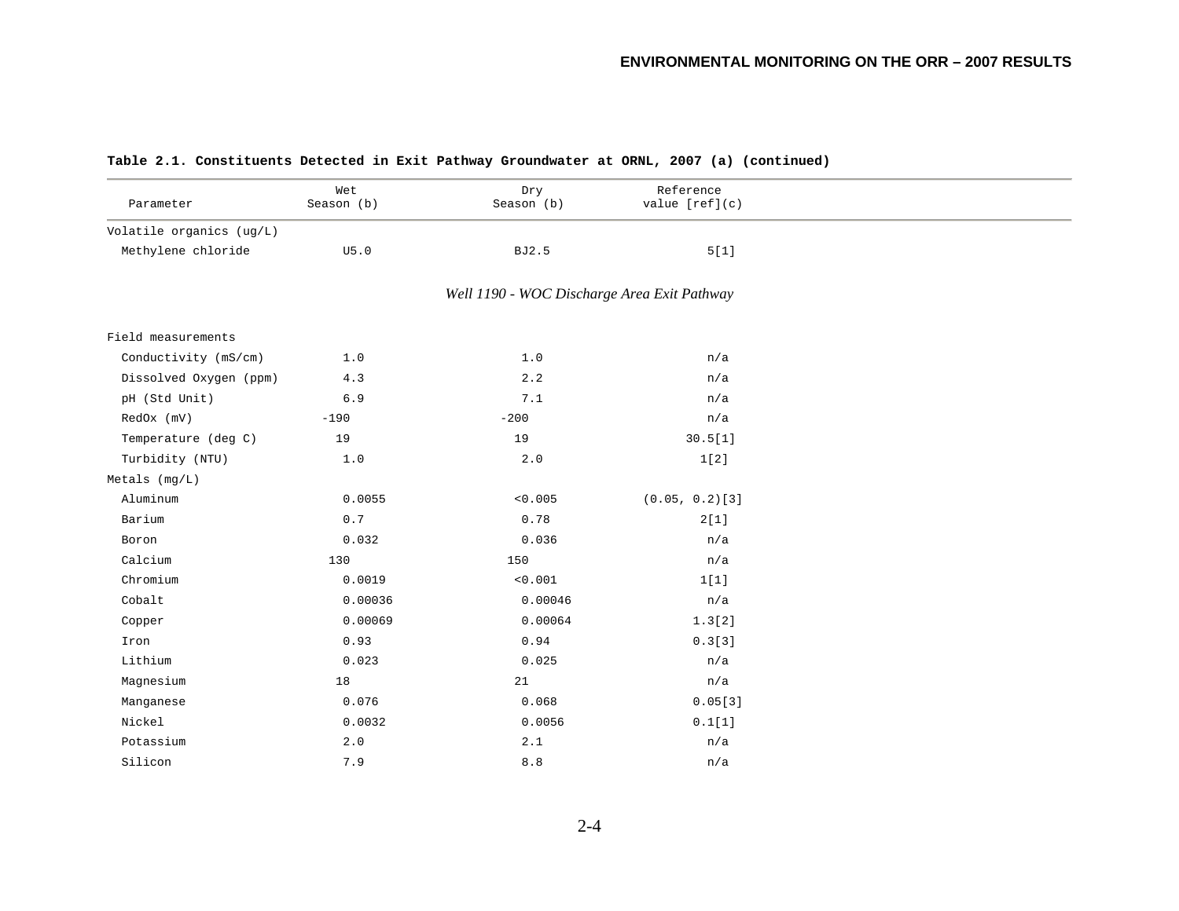**Table 2.1. Constituents Detected in Exit Pathway Groundwater at ORNL, 2007 (a) (continued)**

| Parameter | Wet Season (b) | Dry Season (b) | Reference value [ref](c) |
|---|---|---|---|
| Volatile organics (ug/L) | | | |
| Methylene chloride | U5.0 | BJ2.5 | 5[1] |
| *Well 1190 - WOC Discharge Area Exit Pathway* | | | |
| Field measurements | | | |
| Conductivity (mS/cm) | 1.0 | 1.0 | n/a |
| Dissolved Oxygen (ppm) | 4.3 | 2.2 | n/a |
| pH (Std Unit) | 6.9 | 7.1 | n/a |
| RedOx (mV) | -190 | -200 | n/a |
| Temperature (deg C) | 19 | 19 | 30.5[1] |
| Turbidity (NTU) | 1.0 | 2.0 | 1[2] |
| Metals (mg/L) | | | |
| Aluminum | 0.0055 | <0.005 | (0.05, 0.2)[3] |
| Barium | 0.7 | 0.78 | 2[1] |
| Boron | 0.032 | 0.036 | n/a |
| Calcium | 130 | 150 | n/a |
| Chromium | 0.0019 | <0.001 | 1[1] |
| Cobalt | 0.00036 | 0.00046 | n/a |
| Copper | 0.00069 | 0.00064 | 1.3[2] |
| Iron | 0.93 | 0.94 | 0.3[3] |
| Lithium | 0.023 | 0.025 | n/a |
| Magnesium | 18 | 21 | n/a |
| Manganese | 0.076 | 0.068 | 0.05[3] |
| Nickel | 0.0032 | 0.0056 | 0.1[1] |
| Potassium | 2.0 | 2.1 | n/a |
| Silicon | 7.9 | 8.8 | n/a |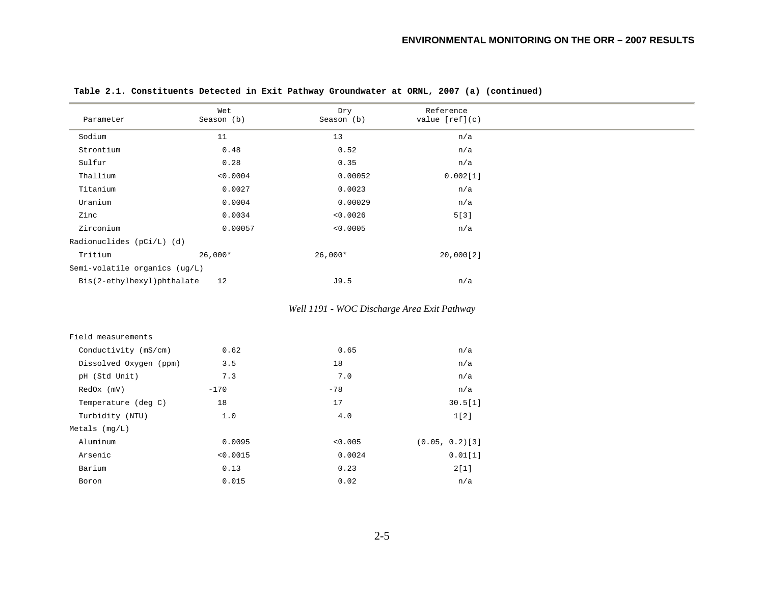**Table 2.1. Constituents Detected in Exit Pathway Groundwater at ORNL, 2007 (a) (continued)**

| Parameter | Wet Season (b) | Dry Season (b) | Reference value [ref](c) |
|---|---|---|---|
| Sodium | 11 | 13 | n/a |
| Strontium | 0.48 | 0.52 | n/a |
| Sulfur | 0.28 | 0.35 | n/a |
| Thallium | <0.0004 | 0.00052 | 0.002[1] |
| Titanium | 0.0027 | 0.0023 | n/a |
| Uranium | 0.0004 | 0.00029 | n/a |
| Zinc | 0.0034 | <0.0026 | 5[3] |
| Zirconium | 0.00057 | <0.0005 | n/a |
| Radionuclides (pCi/L) (d) | | | |
| Tritium | 26,000* | 26,000* | 20,000[2] |
| Semi-volatile organics (ug/L) | | | |
| Bis(2-ethylhexyl)phthalate | 12 | J9.5 | n/a |
| *Well 1191 - WOC Discharge Area Exit Pathway* | | | |
| Field measurements | | | |
| Conductivity (mS/cm) | 0.62 | 0.65 | n/a |
| Dissolved Oxygen (ppm) | 3.5 | 18 | n/a |
| pH (Std Unit) | 7.3 | 7.0 | n/a |
| RedOx (mV) | -170 | -78 | n/a |
| Temperature (deg C) | 18 | 17 | 30.5[1] |
| Turbidity (NTU) | 1.0 | 4.0 | 1[2] |
| Metals (mg/L) | | | |
| Aluminum | 0.0095 | <0.005 | (0.05, 0.2)[3] |
| Arsenic | <0.0015 | 0.0024 | 0.01[1] |
| Barium | 0.13 | 0.23 | 2[1] |
| Boron | 0.015 | 0.02 | n/a |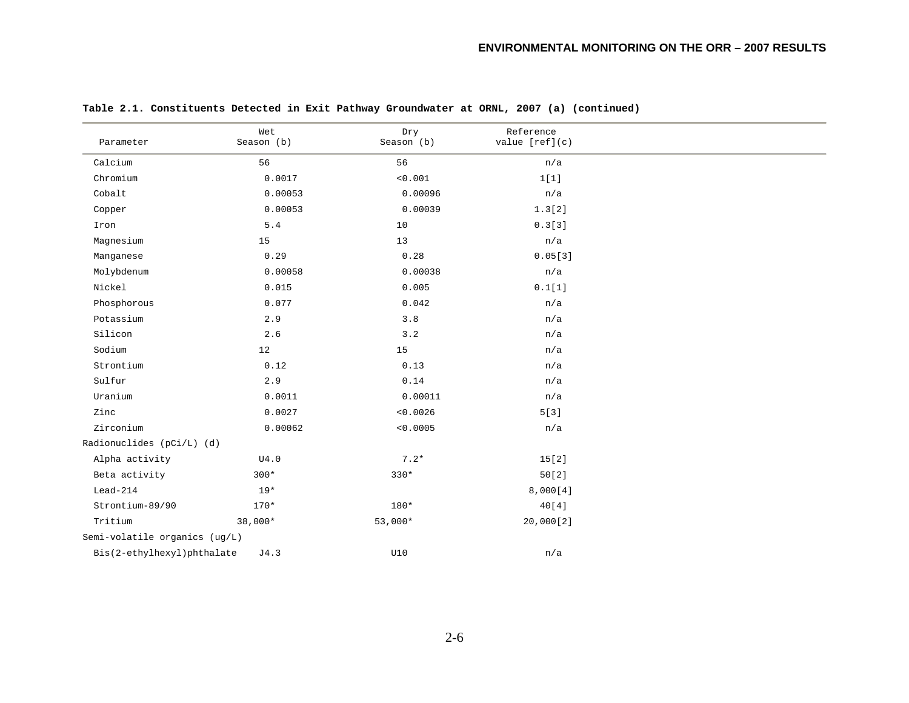**Table 2.1. Constituents Detected in Exit Pathway Groundwater at ORNL, 2007 (a) (continued)**

| Parameter | Wet Season (b) | Dry Season (b) | Reference value [ref](c) |
|---|---|---|---|
| Calcium | 56 | 56 | n/a |
| Chromium | 0.0017 | <0.001 | 1[1] |
| Cobalt | 0.00053 | 0.00096 | n/a |
| Copper | 0.00053 | 0.00039 | 1.3[2] |
| Iron | 5.4 | 10 | 0.3[3] |
| Magnesium | 15 | 13 | n/a |
| Manganese | 0.29 | 0.28 | 0.05[3] |
| Molybdenum | 0.00058 | 0.00038 | n/a |
| Nickel | 0.015 | 0.005 | 0.1[1] |
| Phosphorous | 0.077 | 0.042 | n/a |
| Potassium | 2.9 | 3.8 | n/a |
| Silicon | 2.6 | 3.2 | n/a |
| Sodium | 12 | 15 | n/a |
| Strontium | 0.12 | 0.13 | n/a |
| Sulfur | 2.9 | 0.14 | n/a |
| Uranium | 0.0011 | 0.00011 | n/a |
| Zinc | 0.0027 | <0.0026 | 5[3] |
| Zirconium | 0.00062 | <0.0005 | n/a |
| Radionuclides (pCi/L) (d) | | | |
| Alpha activity | U4.0 | 7.2* | 15[2] |
| Beta activity | 300* | 330* | 50[2] |
| Lead-214 | 19* | | 8,000[4] |
| Strontium-89/90 | 170* | 180* | 40[4] |
| Tritium | 38,000* | 53,000* | 20,000[2] |
| Semi-volatile organics (ug/L) | | | |
| Bis(2-ethylhexyl)phthalate | J4.3 | U10 | n/a |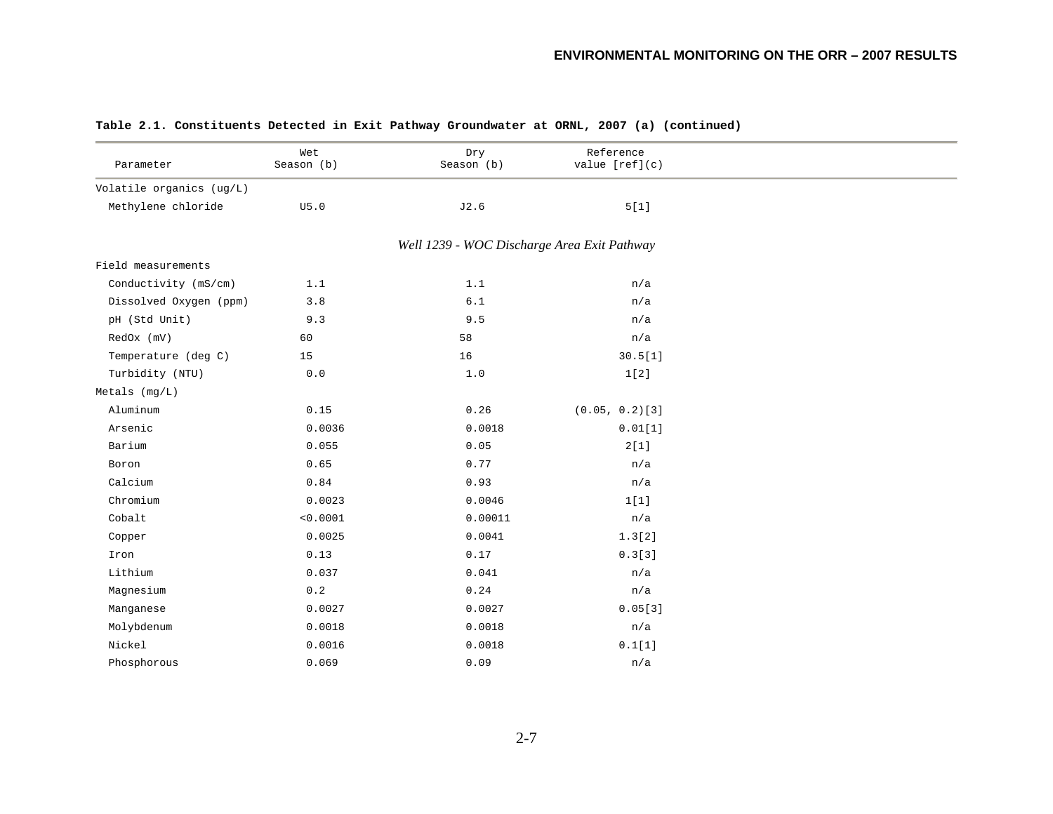**Table 2.1. Constituents Detected in Exit Pathway Groundwater at ORNL, 2007 (a) (continued)**

| Parameter | Wet Season (b) | Dry Season (b) | Reference value [ref](c) |
|---|---|---|---|
| Volatile organics (ug/L) | | | |
| Methylene chloride | U5.0 | J2.6 | 5[1] |
| | *Well 1239 - WOC Discharge Area Exit Pathway* | | |
| Field measurements | | | |
| Conductivity (mS/cm) | 1.1 | 1.1 | n/a |
| Dissolved Oxygen (ppm) | 3.8 | 6.1 | n/a |
| pH (Std Unit) | 9.3 | 9.5 | n/a |
| RedOx (mV) | 60 | 58 | n/a |
| Temperature (deg C) | 15 | 16 | 30.5[1] |
| Turbidity (NTU) | 0.0 | 1.0 | 1[2] |
| Metals (mg/L) | | | |
| Aluminum | 0.15 | 0.26 | (0.05, 0.2)[3] |
| Arsenic | 0.0036 | 0.0018 | 0.01[1] |
| Barium | 0.055 | 0.05 | 2[1] |
| Boron | 0.65 | 0.77 | n/a |
| Calcium | 0.84 | 0.93 | n/a |
| Chromium | 0.0023 | 0.0046 | 1[1] |
| Cobalt | <0.0001 | 0.00011 | n/a |
| Copper | 0.0025 | 0.0041 | 1.3[2] |
| Iron | 0.13 | 0.17 | 0.3[3] |
| Lithium | 0.037 | 0.041 | n/a |
| Magnesium | 0.2 | 0.24 | n/a |
| Manganese | 0.0027 | 0.0027 | 0.05[3] |
| Molybdenum | 0.0018 | 0.0018 | n/a |
| Nickel | 0.0016 | 0.0018 | 0.1[1] |
| Phosphorous | 0.069 | 0.09 | n/a |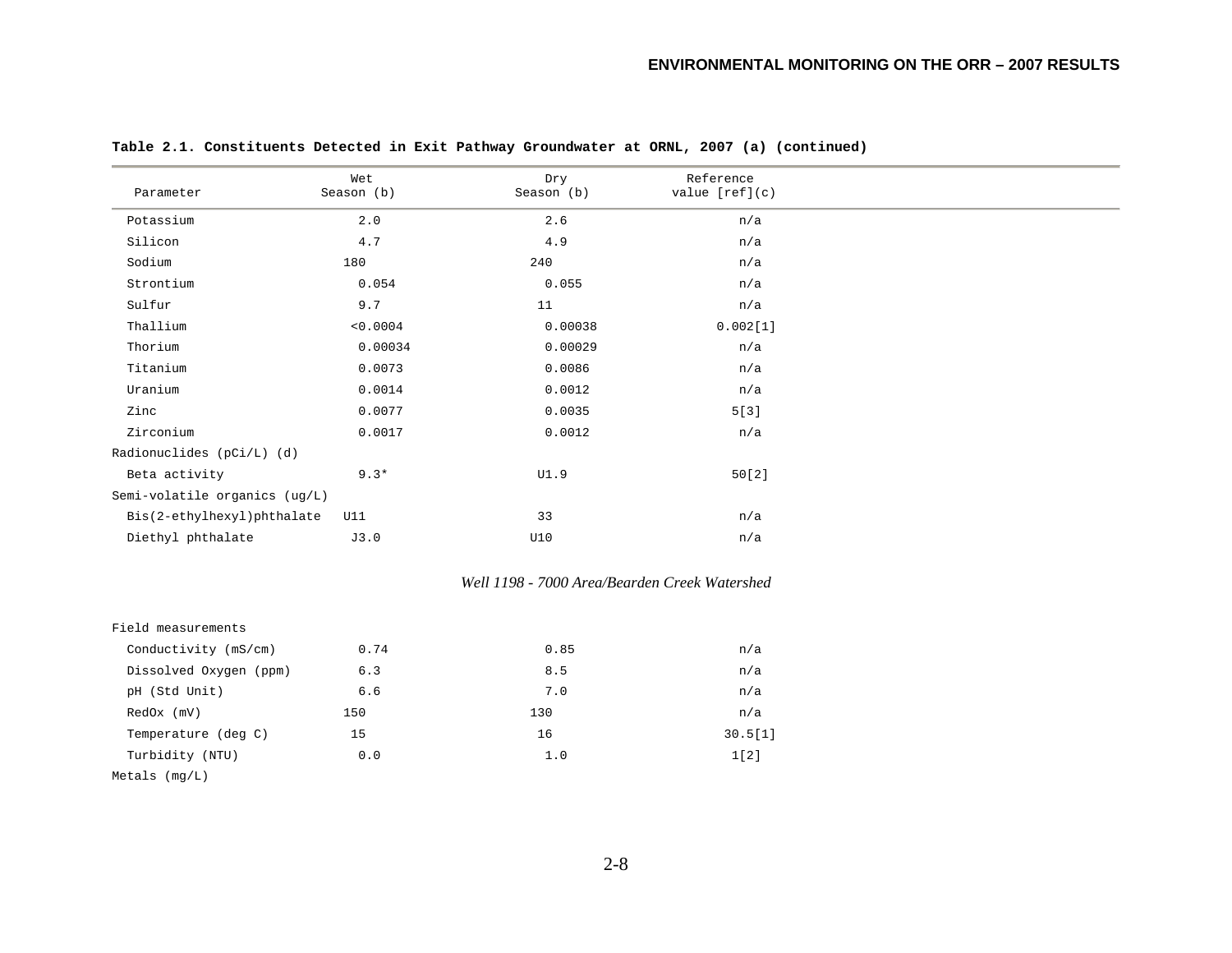**Table 2.1. Constituents Detected in Exit Pathway Groundwater at ORNL, 2007 (a) (continued)**

| Parameter | Wet Season (b) | Dry Season (b) | Reference value [ref](c) |
|---|---|---|---|
| Potassium | 2.0 | 2.6 | n/a |
| Silicon | 4.7 | 4.9 | n/a |
| Sodium | 180 | 240 | n/a |
| Strontium | 0.054 | 0.055 | n/a |
| Sulfur | 9.7 | 11 | n/a |
| Thallium | <0.0004 | 0.00038 | 0.002[1] |
| Thorium | 0.00034 | 0.00029 | n/a |
| Titanium | 0.0073 | 0.0086 | n/a |
| Uranium | 0.0014 | 0.0012 | n/a |
| Zinc | 0.0077 | 0.0035 | 5[3] |
| Zirconium | 0.0017 | 0.0012 | n/a |
| Radionuclides (pCi/L) (d) | | | |
| Beta activity | 9.3* | U1.9 | 50[2] |
| Semi-volatile organics (ug/L) | | | |
| Bis(2-ethylhexyl)phthalate | U11 | 33 | n/a |
| Diethyl phthalate | J3.0 | U10 | n/a |
| *Well 1198 - 7000 Area/Bearden Creek Watershed* | | | |
| Field measurements | | | |
| Conductivity (mS/cm) | 0.74 | 0.85 | n/a |
| Dissolved Oxygen (ppm) | 6.3 | 8.5 | n/a |
| pH (Std Unit) | 6.6 | 7.0 | n/a |
| RedOx (mV) | 150 | 130 | n/a |
| Temperature (deg C) | 15 | 16 | 30.5[1] |
| Turbidity (NTU) | 0.0 | 1.0 | 1[2] |
| Metals (mg/L) | | | |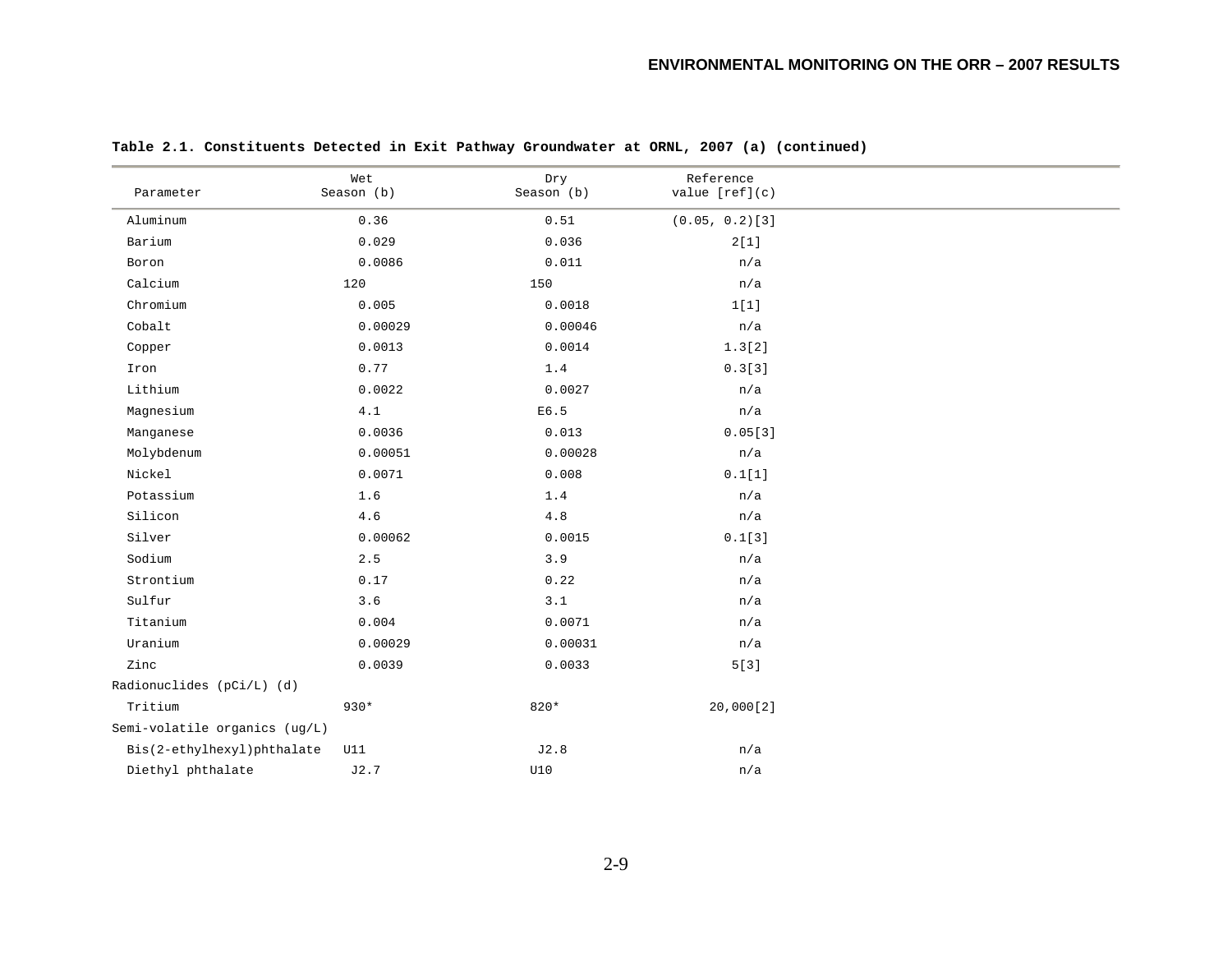**Table 2.1. Constituents Detected in Exit Pathway Groundwater at ORNL, 2007 (a) (continued)**

| Parameter | Wet Season (b) | Dry Season (b) | Reference value [ref](c) |
|---|---|---|---|
| Aluminum | 0.36 | 0.51 | (0.05, 0.2)[3] |
| Barium | 0.029 | 0.036 | 2[1] |
| Boron | 0.0086 | 0.011 | n/a |
| Calcium | 120 | 150 | n/a |
| Chromium | 0.005 | 0.0018 | 1[1] |
| Cobalt | 0.00029 | 0.00046 | n/a |
| Copper | 0.0013 | 0.0014 | 1.3[2] |
| Iron | 0.77 | 1.4 | 0.3[3] |
| Lithium | 0.0022 | 0.0027 | n/a |
| Magnesium | 4.1 | E6.5 | n/a |
| Manganese | 0.0036 | 0.013 | 0.05[3] |
| Molybdenum | 0.00051 | 0.00028 | n/a |
| Nickel | 0.0071 | 0.008 | 0.1[1] |
| Potassium | 1.6 | 1.4 | n/a |
| Silicon | 4.6 | 4.8 | n/a |
| Silver | 0.00062 | 0.0015 | 0.1[3] |
| Sodium | 2.5 | 3.9 | n/a |
| Strontium | 0.17 | 0.22 | n/a |
| Sulfur | 3.6 | 3.1 | n/a |
| Titanium | 0.004 | 0.0071 | n/a |
| Uranium | 0.00029 | 0.00031 | n/a |
| Zinc | 0.0039 | 0.0033 | 5[3] |
| Radionuclides (pCi/L) (d) | | | |
| Tritium | 930* | 820* | 20,000[2] |
| Semi-volatile organics (ug/L) | | | |
| Bis(2-ethylhexyl)phthalate | U11 | J2.8 | n/a |
| Diethyl phthalate | J2.7 | U10 | n/a |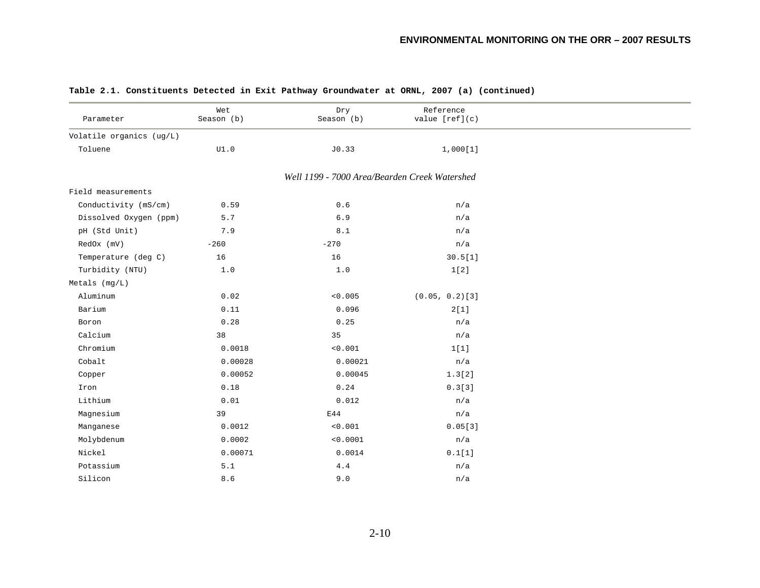**Table 2.1. Constituents Detected in Exit Pathway Groundwater at ORNL, 2007 (a) (continued)**

| Parameter | Wet Season (b) | Dry Season (b) | Reference value [ref](c) |
|---|---|---|---|
| Volatile organics (ug/L) | | | |
| Toluene | U1.0 | J0.33 | 1,000[1] |
| *Well 1199 - 7000 Area/Bearden Creek Watershed* | | | |
| Field measurements | | | |
| Conductivity (mS/cm) | 0.59 | 0.6 | n/a |
| Dissolved Oxygen (ppm) | 5.7 | 6.9 | n/a |
| pH (Std Unit) | 7.9 | 8.1 | n/a |
| RedOx (mV) | -260 | -270 | n/a |
| Temperature (deg C) | 16 | 16 | 30.5[1] |
| Turbidity (NTU) | 1.0 | 1.0 | 1[2] |
| Metals (mg/L) | | | |
| Aluminum | 0.02 | <0.005 | (0.05, 0.2)[3] |
| Barium | 0.11 | 0.096 | 2[1] |
| Boron | 0.28 | 0.25 | n/a |
| Calcium | 38 | 35 | n/a |
| Chromium | 0.0018 | <0.001 | 1[1] |
| Cobalt | 0.00028 | 0.00021 | n/a |
| Copper | 0.00052 | 0.00045 | 1.3[2] |
| Iron | 0.18 | 0.24 | 0.3[3] |
| Lithium | 0.01 | 0.012 | n/a |
| Magnesium | 39 | E44 | n/a |
| Manganese | 0.0012 | <0.001 | 0.05[3] |
| Molybdenum | 0.0002 | <0.0001 | n/a |
| Nickel | 0.00071 | 0.0014 | 0.1[1] |
| Potassium | 5.1 | 4.4 | n/a |
| Silicon | 8.6 | 9.0 | n/a |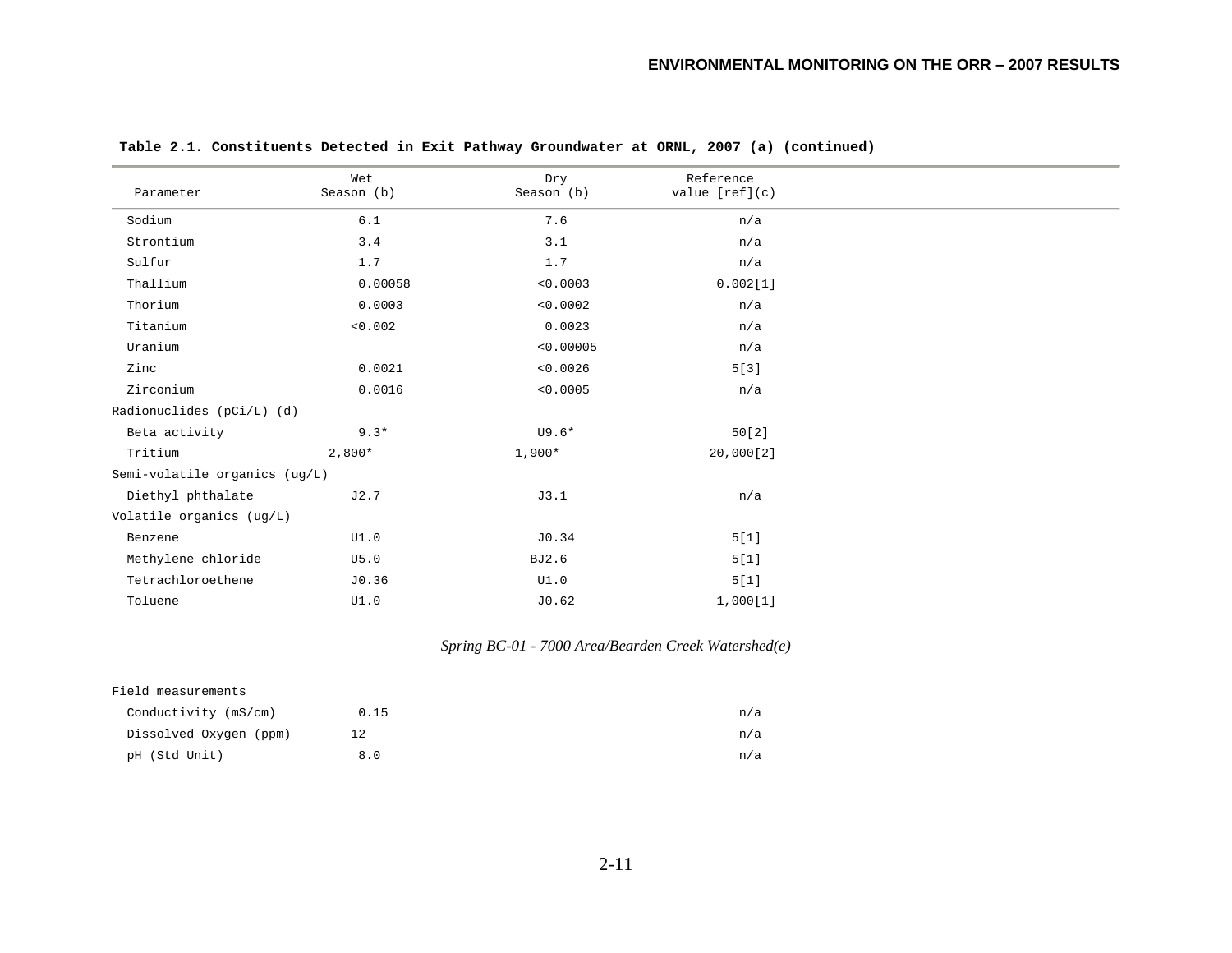**Table 2.1. Constituents Detected in Exit Pathway Groundwater at ORNL, 2007 (a) (continued)**

| Parameter | Wet Season (b) | Dry Season (b) | Reference value [ref](c) |
|---|---|---|---|
| Sodium | 6.1 | 7.6 | n/a |
| Strontium | 3.4 | 3.1 | n/a |
| Sulfur | 1.7 | 1.7 | n/a |
| Thallium | 0.00058 | <0.0003 | 0.002[1] |
| Thorium | 0.0003 | <0.0002 | n/a |
| Titanium | <0.002 | 0.0023 | n/a |
| Uranium | | <0.00005 | n/a |
| Zinc | 0.0021 | <0.0026 | 5[3] |
| Zirconium | 0.0016 | <0.0005 | n/a |
| Radionuclides (pCi/L) (d) | | | |
| Beta activity | 9.3* | U9.6* | 50[2] |
| Tritium | 2,800* | 1,900* | 20,000[2] |
| Semi-volatile organics (ug/L) | | | |
| Diethyl phthalate | J2.7 | J3.1 | n/a |
| Volatile organics (ug/L) | | | |
| Benzene | U1.0 | J0.34 | 5[1] |
| Methylene chloride | U5.0 | BJ2.6 | 5[1] |
| Tetrachloroethene | J0.36 | U1.0 | 5[1] |
| Toluene | U1.0 | J0.62 | 1,000[1] |
| *Spring BC-01 - 7000 Area/Bearden Creek Watershed(e)* | | | |
| Field measurements | | | |
| Conductivity (mS/cm) | 0.15 | | n/a |
| Dissolved Oxygen (ppm) | 12 | | n/a |
| pH (Std Unit) | 8.0 | | n/a |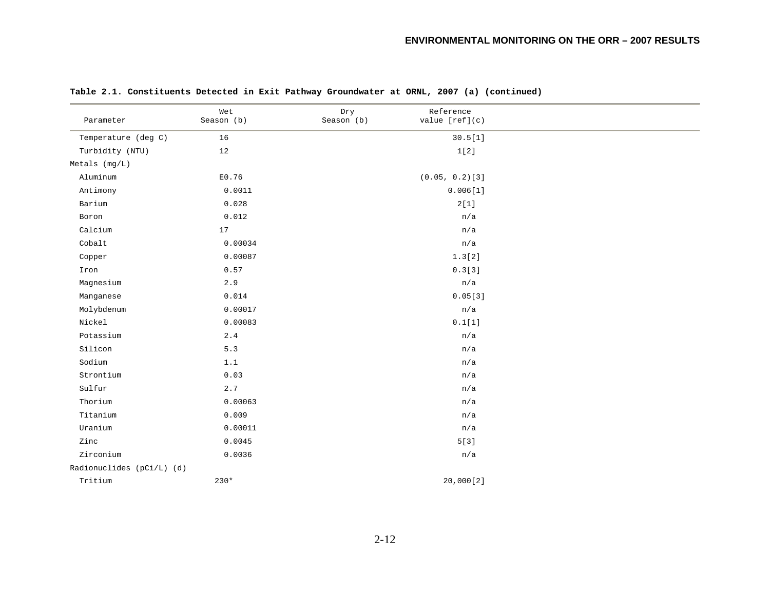**Table 2.1. Constituents Detected in Exit Pathway Groundwater at ORNL, 2007 (a) (continued)**

| Parameter | Wet Season (b) | Dry Season (b) | Reference value [ref](c) |
|---|---|---|---|
| Temperature (deg C) | 16 | | 30.5[1] |
| Turbidity (NTU) | 12 | | 1[2] |
| Metals (mg/L) | | | |
| Aluminum | E0.76 | | (0.05, 0.2)[3] |
| Antimony | 0.0011 | | 0.006[1] |
| Barium | 0.028 | | 2[1] |
| Boron | 0.012 | | n/a |
| Calcium | 17 | | n/a |
| Cobalt | 0.00034 | | n/a |
| Copper | 0.00087 | | 1.3[2] |
| Iron | 0.57 | | 0.3[3] |
| Magnesium | 2.9 | | n/a |
| Manganese | 0.014 | | 0.05[3] |
| Molybdenum | 0.00017 | | n/a |
| Nickel | 0.00083 | | 0.1[1] |
| Potassium | 2.4 | | n/a |
| Silicon | 5.3 | | n/a |
| Sodium | 1.1 | | n/a |
| Strontium | 0.03 | | n/a |
| Sulfur | 2.7 | | n/a |
| Thorium | 0.00063 | | n/a |
| Titanium | 0.009 | | n/a |
| Uranium | 0.00011 | | n/a |
| Zinc | 0.0045 | | 5[3] |
| Zirconium | 0.0036 | | n/a |
| Radionuclides (pCi/L) (d) | | | |
| Tritium | 230* | | 20,000[2] |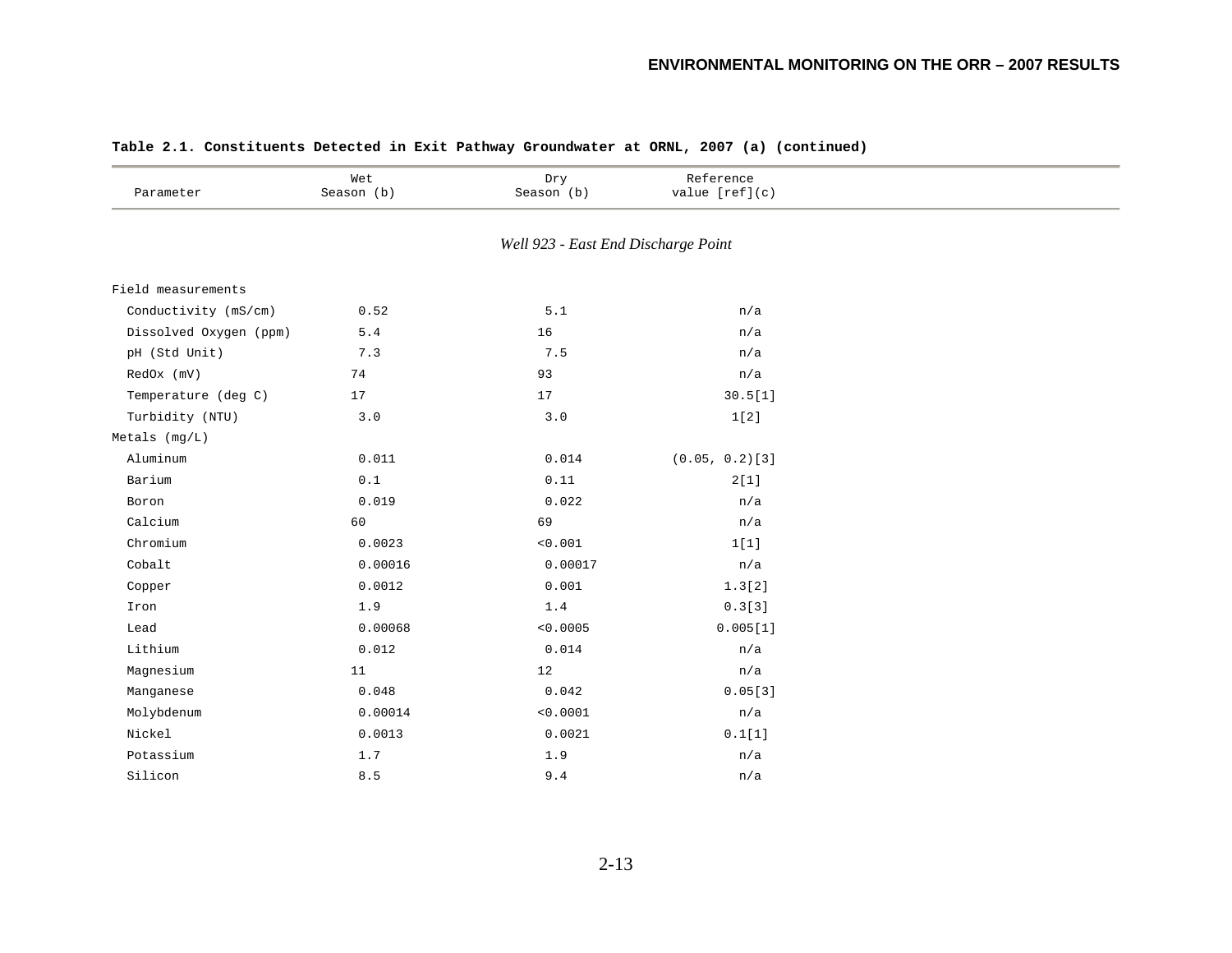**Table 2.1. Constituents Detected in Exit Pathway Groundwater at ORNL, 2007 (a) (continued)**

| Parameter | Wet Season (b) | Dry Season (b) | Reference value [ref](c) |
|---|---|---|---|
| *Well 923 - East End Discharge Point* | | | |
| Field measurements | | | |
| Conductivity (mS/cm) | 0.52 | 5.1 | n/a |
| Dissolved Oxygen (ppm) | 5.4 | 16 | n/a |
| pH (Std Unit) | 7.3 | 7.5 | n/a |
| RedOx (mV) | 74 | 93 | n/a |
| Temperature (deg C) | 17 | 17 | 30.5[1] |
| Turbidity (NTU) | 3.0 | 3.0 | 1[2] |
| Metals (mg/L) | | | |
| Aluminum | 0.011 | 0.014 | (0.05, 0.2)[3] |
| Barium | 0.1 | 0.11 | 2[1] |
| Boron | 0.019 | 0.022 | n/a |
| Calcium | 60 | 69 | n/a |
| Chromium | 0.0023 | <0.001 | 1[1] |
| Cobalt | 0.00016 | 0.00017 | n/a |
| Copper | 0.0012 | 0.001 | 1.3[2] |
| Iron | 1.9 | 1.4 | 0.3[3] |
| Lead | 0.00068 | <0.0005 | 0.005[1] |
| Lithium | 0.012 | 0.014 | n/a |
| Magnesium | 11 | 12 | n/a |
| Manganese | 0.048 | 0.042 | 0.05[3] |
| Molybdenum | 0.00014 | <0.0001 | n/a |
| Nickel | 0.0013 | 0.0021 | 0.1[1] |
| Potassium | 1.7 | 1.9 | n/a |
| Silicon | 8.5 | 9.4 | n/a |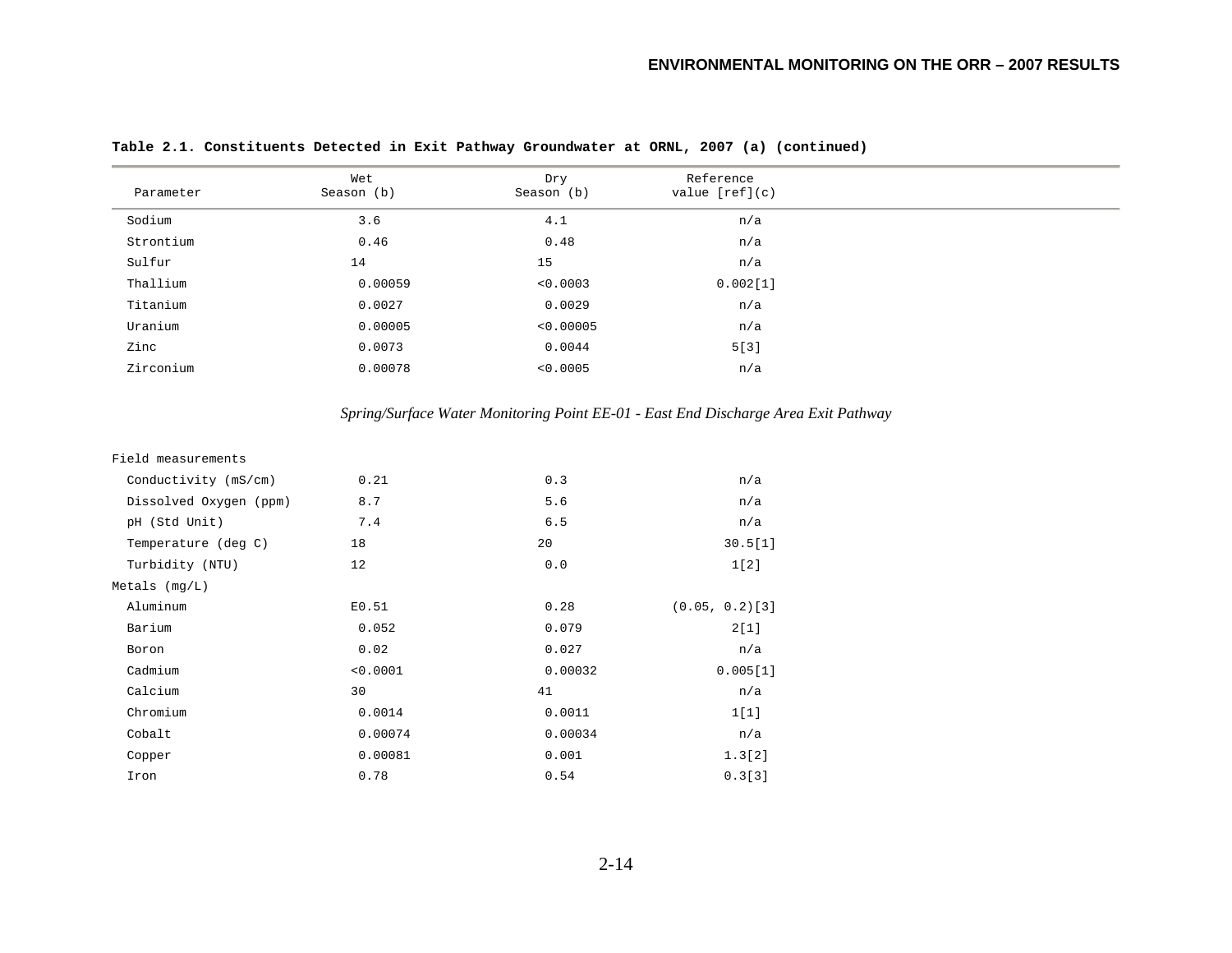**Table 2.1. Constituents Detected in Exit Pathway Groundwater at ORNL, 2007 (a) (continued)**

| Parameter | Wet Season (b) | Dry Season (b) | Reference value [ref](c) |
|---|---|---|---|
| Sodium | 3.6 | 4.1 | n/a |
| Strontium | 0.46 | 0.48 | n/a |
| Sulfur | 14 | 15 | n/a |
| Thallium | 0.00059 | <0.0003 | 0.002[1] |
| Titanium | 0.0027 | 0.0029 | n/a |
| Uranium | 0.00005 | <0.00005 | n/a |
| Zinc | 0.0073 | 0.0044 | 5[3] |
| Zirconium | 0.00078 | <0.0005 | n/a |
| *Spring/Surface Water Monitoring Point EE-01 - East End Discharge Area Exit Pathway* | | | |
| Field measurements | | | |
| Conductivity (mS/cm) | 0.21 | 0.3 | n/a |
| Dissolved Oxygen (ppm) | 8.7 | 5.6 | n/a |
| pH (Std Unit) | 7.4 | 6.5 | n/a |
| Temperature (deg C) | 18 | 20 | 30.5[1] |
| Turbidity (NTU) | 12 | 0.0 | 1[2] |
| Metals (mg/L) | | | |
| Aluminum | E0.51 | 0.28 | (0.05, 0.2)[3] |
| Barium | 0.052 | 0.079 | 2[1] |
| Boron | 0.02 | 0.027 | n/a |
| Cadmium | <0.0001 | 0.00032 | 0.005[1] |
| Calcium | 30 | 41 | n/a |
| Chromium | 0.0014 | 0.0011 | 1[1] |
| Cobalt | 0.00074 | 0.00034 | n/a |
| Copper | 0.00081 | 0.001 | 1.3[2] |
| Iron | 0.78 | 0.54 | 0.3[3] |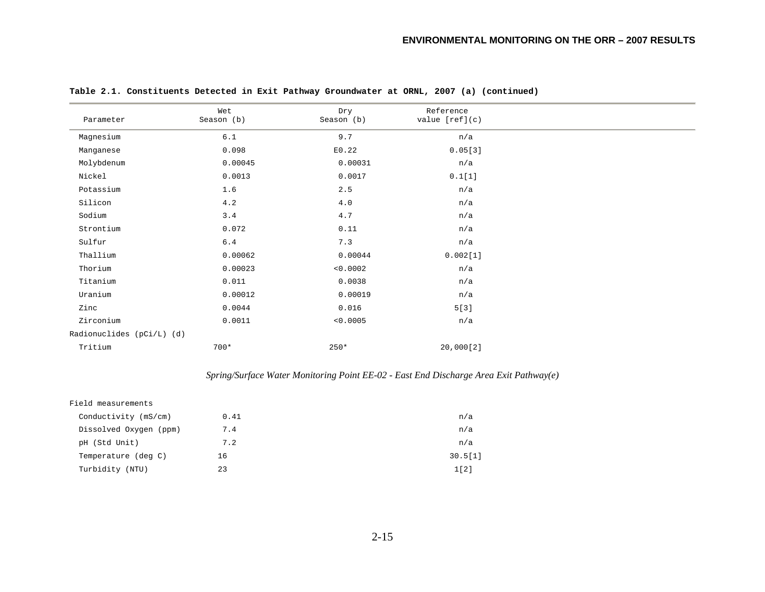**Table 2.1. Constituents Detected in Exit Pathway Groundwater at ORNL, 2007 (a) (continued)**

| Parameter | Wet Season (b) | Dry Season (b) | Reference value [ref](c) |
|---|---|---|---|
| Magnesium | 6.1 | 9.7 | n/a |
| Manganese | 0.098 | E0.22 | 0.05[3] |
| Molybdenum | 0.00045 | 0.00031 | n/a |
| Nickel | 0.0013 | 0.0017 | 0.1[1] |
| Potassium | 1.6 | 2.5 | n/a |
| Silicon | 4.2 | 4.0 | n/a |
| Sodium | 3.4 | 4.7 | n/a |
| Strontium | 0.072 | 0.11 | n/a |
| Sulfur | 6.4 | 7.3 | n/a |
| Thallium | 0.00062 | 0.00044 | 0.002[1] |
| Thorium | 0.00023 | <0.0002 | n/a |
| Titanium | 0.011 | 0.0038 | n/a |
| Uranium | 0.00012 | 0.00019 | n/a |
| Zinc | 0.0044 | 0.016 | 5[3] |
| Zirconium | 0.0011 | <0.0005 | n/a |
| Radionuclides (pCi/L) (d) | | | |
| Tritium | 700* | 250* | 20,000[2] |

*Spring/Surface Water Monitoring Point EE-02 - East End Discharge Area Exit Pathway(e)*

| Parameter | Wet Season (b) | Dry Season (b) | Reference value [ref](c) |
|---|---|---|---|
| Field measurements | | | |
| Conductivity (mS/cm) | 0.41 | | n/a |
| Dissolved Oxygen (ppm) | 7.4 | | n/a |
| pH (Std Unit) | 7.2 | | n/a |
| Temperature (deg C) | 16 | | 30.5[1] |
| Turbidity (NTU) | 23 | | 1[2] |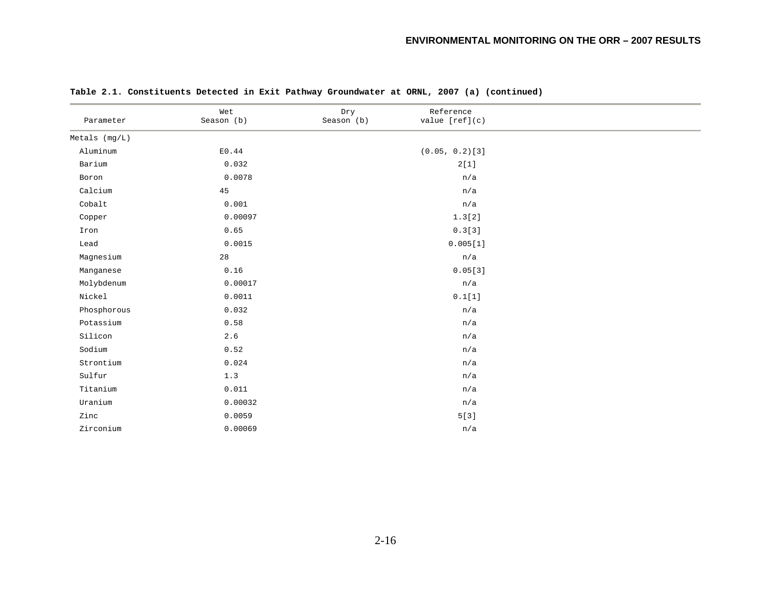**Table 2.1. Constituents Detected in Exit Pathway Groundwater at ORNL, 2007 (a) (continued)**

| Parameter | Wet Season (b) | Dry Season (b) | Reference value [ref](c) |
|---|---|---|---|
| Metals (mg/L) | | | |
| Aluminum | E0.44 | | (0.05, 0.2)[3] |
| Barium | 0.032 | | 2[1] |
| Boron | 0.0078 | | n/a |
| Calcium | 45 | | n/a |
| Cobalt | 0.001 | | n/a |
| Copper | 0.00097 | | 1.3[2] |
| Iron | 0.65 | | 0.3[3] |
| Lead | 0.0015 | | 0.005[1] |
| Magnesium | 28 | | n/a |
| Manganese | 0.16 | | 0.05[3] |
| Molybdenum | 0.00017 | | n/a |
| Nickel | 0.0011 | | 0.1[1] |
| Phosphorous | 0.032 | | n/a |
| Potassium | 0.58 | | n/a |
| Silicon | 2.6 | | n/a |
| Sodium | 0.52 | | n/a |
| Strontium | 0.024 | | n/a |
| Sulfur | 1.3 | | n/a |
| Titanium | 0.011 | | n/a |
| Uranium | 0.00032 | | n/a |
| Zinc | 0.0059 | | 5[3] |
| Zirconium | 0.00069 | | n/a |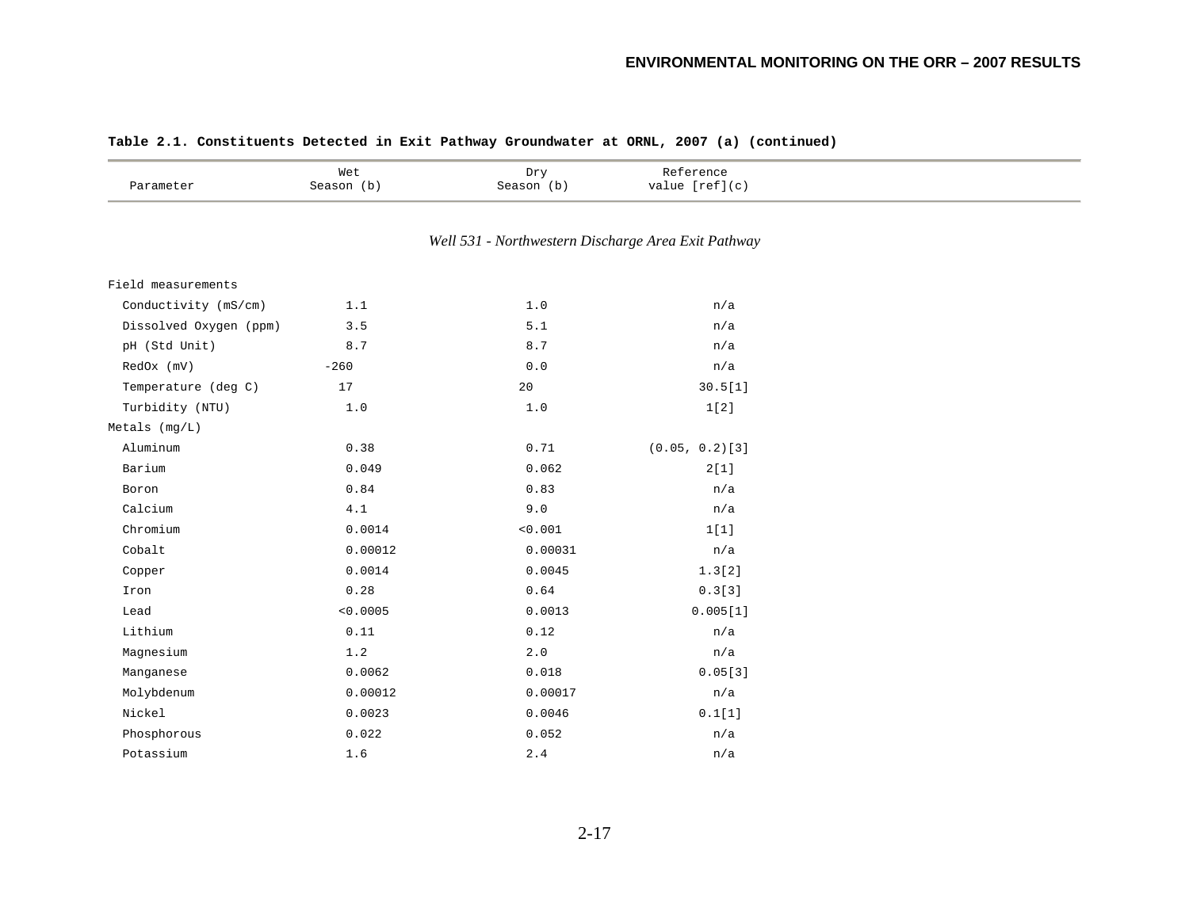**Table 2.1. Constituents Detected in Exit Pathway Groundwater at ORNL, 2007 (a) (continued)**

| Parameter | Wet Season (b) | Dry Season (b) | Reference value [ref](c) |
|---|---|---|---|
| | *Well 531 - Northwestern Discharge Area Exit Pathway* | | |
| Field measurements | | | |
| Conductivity (mS/cm) | 1.1 | 1.0 | n/a |
| Dissolved Oxygen (ppm) | 3.5 | 5.1 | n/a |
| pH (Std Unit) | 8.7 | 8.7 | n/a |
| RedOx (mV) | -260 | 0.0 | n/a |
| Temperature (deg C) | 17 | 20 | 30.5[1] |
| Turbidity (NTU) | 1.0 | 1.0 | 1[2] |
| Metals (mg/L) | | | |
| Aluminum | 0.38 | 0.71 | (0.05, 0.2)[3] |
| Barium | 0.049 | 0.062 | 2[1] |
| Boron | 0.84 | 0.83 | n/a |
| Calcium | 4.1 | 9.0 | n/a |
| Chromium | 0.0014 | <0.001 | 1[1] |
| Cobalt | 0.00012 | 0.00031 | n/a |
| Copper | 0.0014 | 0.0045 | 1.3[2] |
| Iron | 0.28 | 0.64 | 0.3[3] |
| Lead | <0.0005 | 0.0013 | 0.005[1] |
| Lithium | 0.11 | 0.12 | n/a |
| Magnesium | 1.2 | 2.0 | n/a |
| Manganese | 0.0062 | 0.018 | 0.05[3] |
| Molybdenum | 0.00012 | 0.00017 | n/a |
| Nickel | 0.0023 | 0.0046 | 0.1[1] |
| Phosphorous | 0.022 | 0.052 | n/a |
| Potassium | 1.6 | 2.4 | n/a |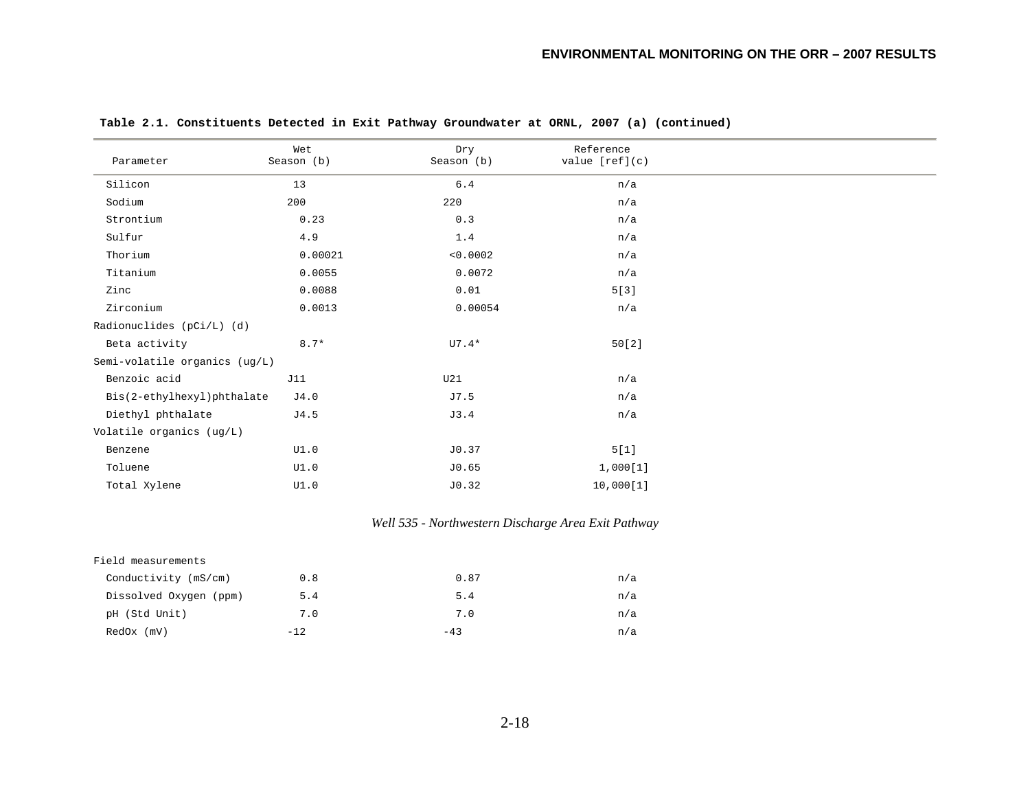**Table 2.1. Constituents Detected in Exit Pathway Groundwater at ORNL, 2007 (a) (continued)**

| Parameter | Wet Season (b) | Dry Season (b) | Reference value [ref](c) |
|---|---|---|---|
| Silicon | 13 | 6.4 | n/a |
| Sodium | 200 | 220 | n/a |
| Strontium | 0.23 | 0.3 | n/a |
| Sulfur | 4.9 | 1.4 | n/a |
| Thorium | 0.00021 | <0.0002 | n/a |
| Titanium | 0.0055 | 0.0072 | n/a |
| Zinc | 0.0088 | 0.01 | 5[3] |
| Zirconium | 0.0013 | 0.00054 | n/a |
| Radionuclides (pCi/L) (d) | | | |
| Beta activity | 8.7* | U7.4* | 50[2] |
| Semi-volatile organics (ug/L) | | | |
| Benzoic acid | J11 | U21 | n/a |
| Bis(2-ethylhexyl)phthalate | J4.0 | J7.5 | n/a |
| Diethyl phthalate | J4.5 | J3.4 | n/a |
| Volatile organics (ug/L) | | | |
| Benzene | U1.0 | J0.37 | 5[1] |
| Toluene | U1.0 | J0.65 | 1,000[1] |
| Total Xylene | U1.0 | J0.32 | 10,000[1] |
| *Well 535 - Northwestern Discharge Area Exit Pathway* | | | |
| Field measurements | | | |
| Conductivity (mS/cm) | 0.8 | 0.87 | n/a |
| Dissolved Oxygen (ppm) | 5.4 | 5.4 | n/a |
| pH (Std Unit) | 7.0 | 7.0 | n/a |
| RedOx (mV) | -12 | -43 | n/a |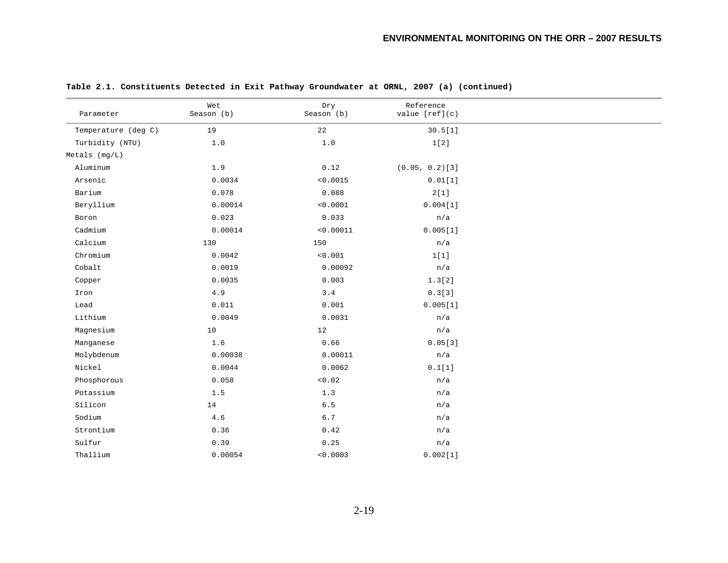**Table 2.1. Constituents Detected in Exit Pathway Groundwater at ORNL, 2007 (a) (continued)**

| Parameter | Wet Season (b) | Dry Season (b) | Reference value [ref](c) |
|---|---|---|---|
| Temperature (deg C) | 19 | 22 | 30.5[1] |
| Turbidity (NTU) | 1.0 | 1.0 | 1[2] |
| Metals (mg/L) | | | |
| Aluminum | 1.9 | 0.12 | (0.05, 0.2)[3] |
| Arsenic | 0.0034 | <0.0015 | 0.01[1] |
| Barium | 0.078 | 0.088 | 2[1] |
| Beryllium | 0.00014 | <0.0001 | 0.004[1] |
| Boron | 0.023 | 0.033 | n/a |
| Cadmium | 0.00014 | <0.00011 | 0.005[1] |
| Calcium | 130 | 150 | n/a |
| Chromium | 0.0042 | <0.001 | 1[1] |
| Cobalt | 0.0019 | 0.00092 | n/a |
| Copper | 0.0035 | 0.003 | 1.3[2] |
| Iron | 4.9 | 3.4 | 0.3[3] |
| Lead | 0.011 | 0.001 | 0.005[1] |
| Lithium | 0.0049 | 0.0031 | n/a |
| Magnesium | 10 | 12 | n/a |
| Manganese | 1.6 | 0.66 | 0.05[3] |
| Molybdenum | 0.00038 | 0.00011 | n/a |
| Nickel | 0.0044 | 0.0062 | 0.1[1] |
| Phosphorous | 0.058 | <0.02 | n/a |
| Potassium | 1.5 | 1.3 | n/a |
| Silicon | 14 | 6.5 | n/a |
| Sodium | 4.6 | 6.7 | n/a |
| Strontium | 0.36 | 0.42 | n/a |
| Sulfur | 0.39 | 0.25 | n/a |
| Thallium | 0.00054 | <0.0003 | 0.002[1] |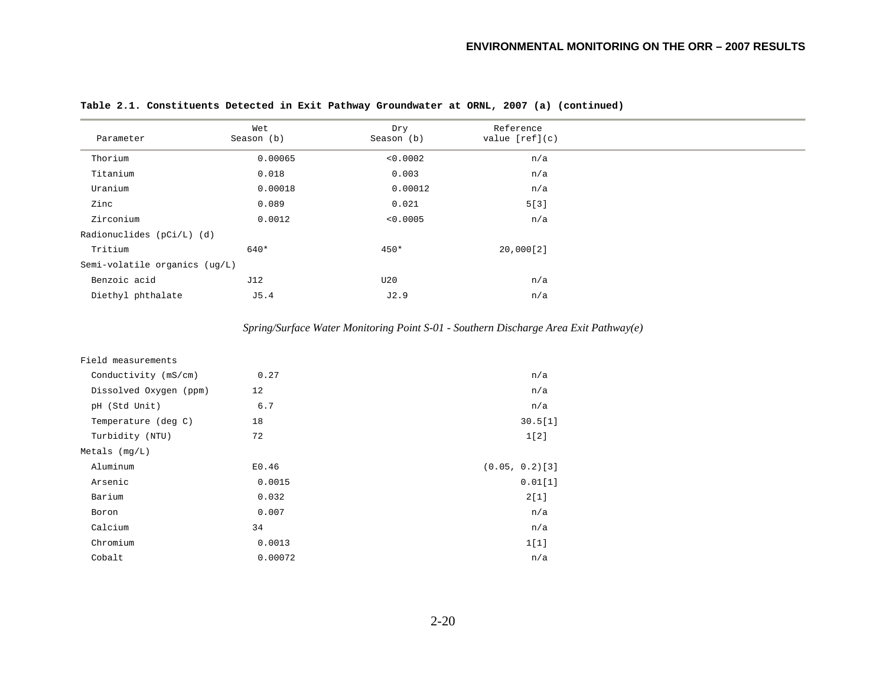**Table 2.1. Constituents Detected in Exit Pathway Groundwater at ORNL, 2007 (a) (continued)**

| Parameter | Wet Season (b) | Dry Season (b) | Reference value [ref](c) |
|---|---|---|---|
| Thorium | 0.00065 | <0.0002 | n/a |
| Titanium | 0.018 | 0.003 | n/a |
| Uranium | 0.00018 | 0.00012 | n/a |
| Zinc | 0.089 | 0.021 | 5[3] |
| Zirconium | 0.0012 | <0.0005 | n/a |
| Radionuclides (pCi/L) (d) | | | |
| Tritium | 640* | 450* | 20,000[2] |
| Semi-volatile organics (ug/L) | | | |
| Benzoic acid | J12 | U20 | n/a |
| Diethyl phthalate | J5.4 | J2.9 | n/a |
| *Spring/Surface Water Monitoring Point S-01 - Southern Discharge Area Exit Pathway(e)* | | | |
| Field measurements | | | |
| Conductivity (mS/cm) | 0.27 | | n/a |
| Dissolved Oxygen (ppm) | 12 | | n/a |
| pH (Std Unit) | 6.7 | | n/a |
| Temperature (deg C) | 18 | | 30.5[1] |
| Turbidity (NTU) | 72 | | 1[2] |
| Metals (mg/L) | | | |
| Aluminum | E0.46 | | (0.05, 0.2)[3] |
| Arsenic | 0.0015 | | 0.01[1] |
| Barium | 0.032 | | 2[1] |
| Boron | 0.007 | | n/a |
| Calcium | 34 | | n/a |
| Chromium | 0.0013 | | 1[1] |
| Cobalt | 0.00072 | | n/a |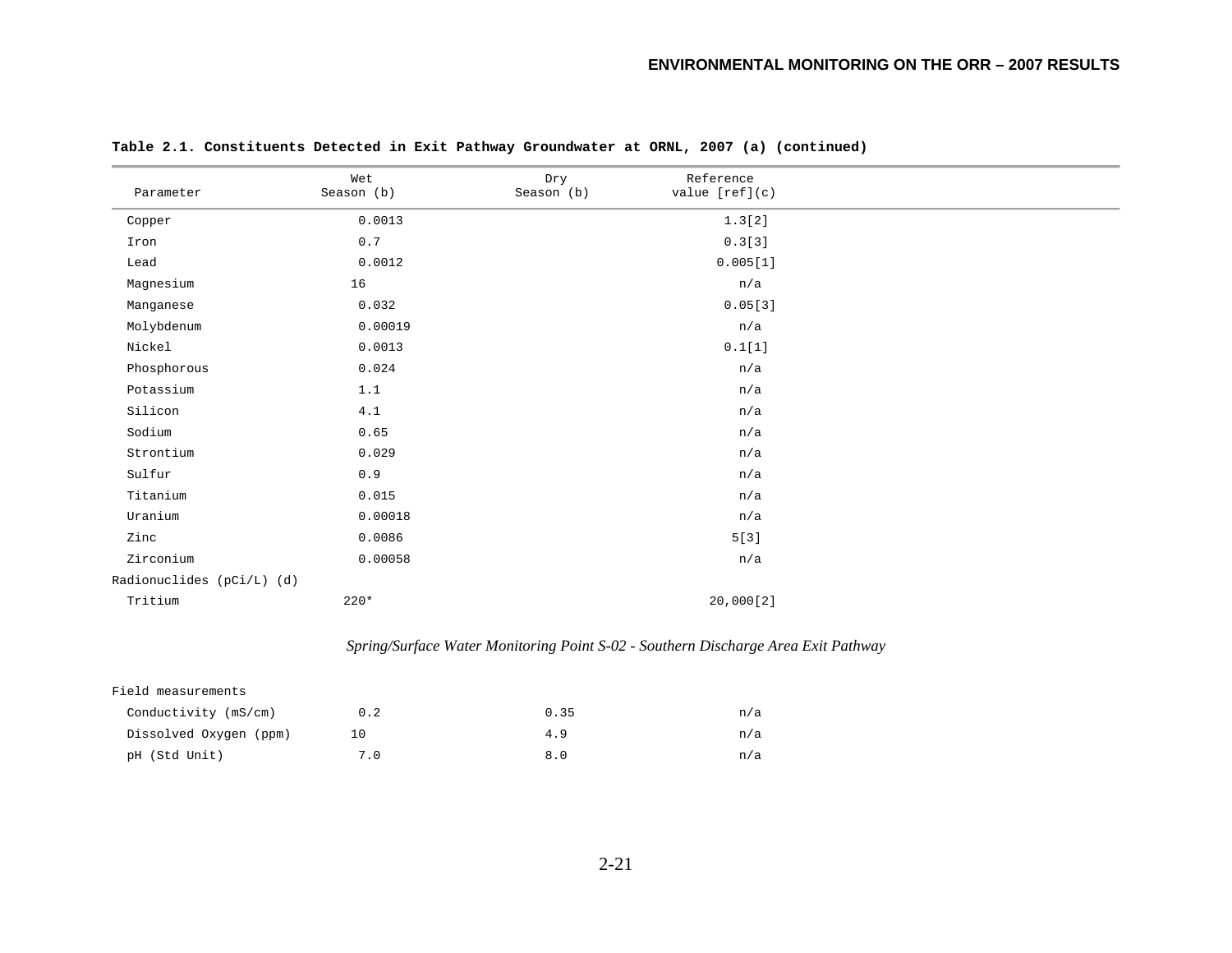**Table 2.1. Constituents Detected in Exit Pathway Groundwater at ORNL, 2007 (a) (continued)**

| Parameter | Wet Season (b) | Dry Season (b) | Reference value [ref](c) |
|---|---|---|---|
| Copper | 0.0013 | | 1.3[2] |
| Iron | 0.7 | | 0.3[3] |
| Lead | 0.0012 | | 0.005[1] |
| Magnesium | 16 | | n/a |
| Manganese | 0.032 | | 0.05[3] |
| Molybdenum | 0.00019 | | n/a |
| Nickel | 0.0013 | | 0.1[1] |
| Phosphorous | 0.024 | | n/a |
| Potassium | 1.1 | | n/a |
| Silicon | 4.1 | | n/a |
| Sodium | 0.65 | | n/a |
| Strontium | 0.029 | | n/a |
| Sulfur | 0.9 | | n/a |
| Titanium | 0.015 | | n/a |
| Uranium | 0.00018 | | n/a |
| Zinc | 0.0086 | | 5[3] |
| Zirconium | 0.00058 | | n/a |
| Radionuclides (pCi/L) (d) | | | |
| Tritium | 220* | | 20,000[2] |
| *Spring/Surface Water Monitoring Point S-02 - Southern Discharge Area Exit Pathway* | | | |
| Field measurements | | | |
| Conductivity (mS/cm) | 0.2 | 0.35 | n/a |
| Dissolved Oxygen (ppm) | 10 | 4.9 | n/a |
| pH (Std Unit) | 7.0 | 8.0 | n/a |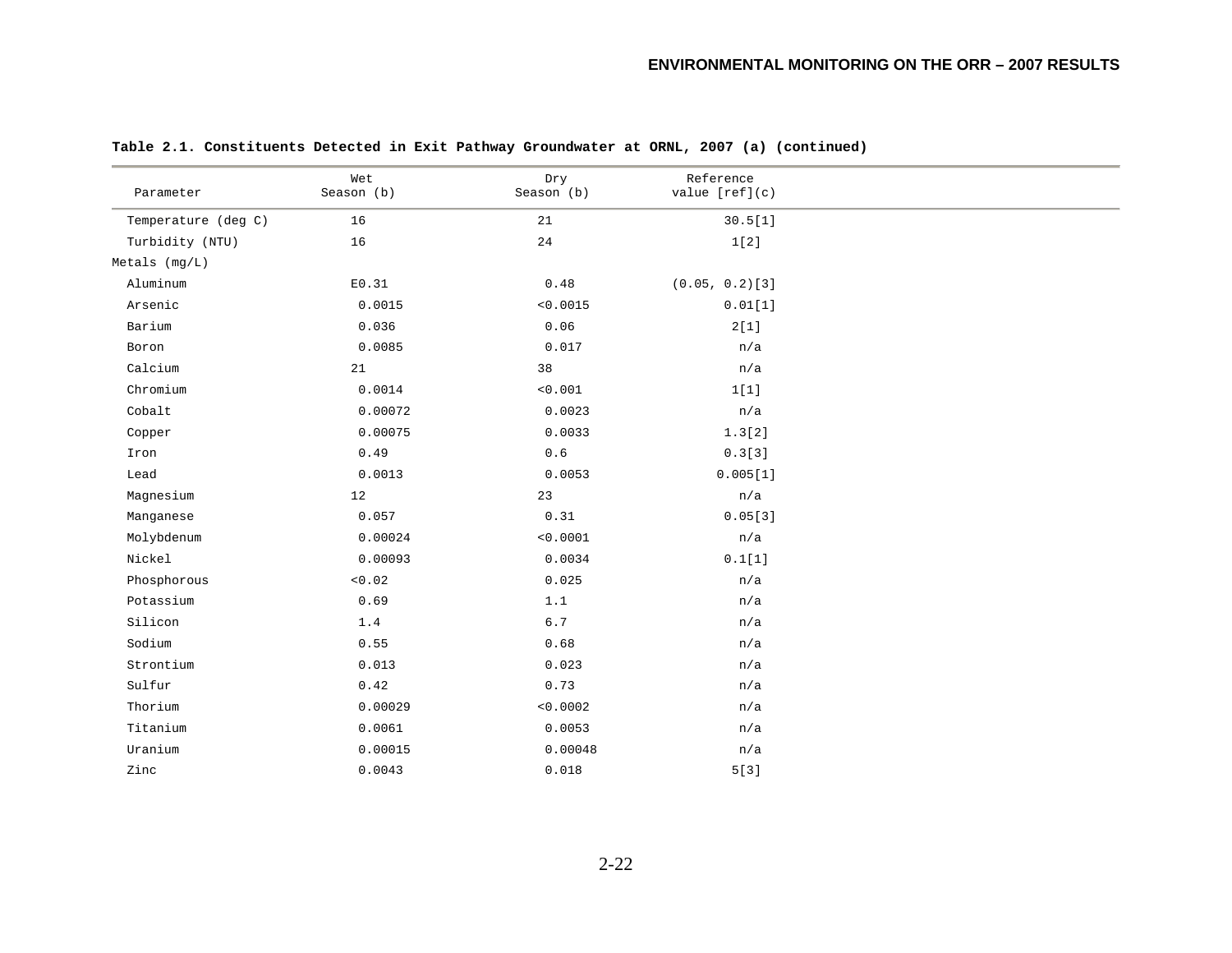**Table 2.1. Constituents Detected in Exit Pathway Groundwater at ORNL, 2007 (a) (continued)**

| Parameter | Wet Season (b) | Dry Season (b) | Reference value [ref](c) |
|---|---|---|---|
| Temperature (deg C) | 16 | 21 | 30.5[1] |
| Turbidity (NTU) | 16 | 24 | 1[2] |
| Metals (mg/L) | | | |
| Aluminum | E0.31 | 0.48 | (0.05, 0.2)[3] |
| Arsenic | 0.0015 | <0.0015 | 0.01[1] |
| Barium | 0.036 | 0.06 | 2[1] |
| Boron | 0.0085 | 0.017 | n/a |
| Calcium | 21 | 38 | n/a |
| Chromium | 0.0014 | <0.001 | 1[1] |
| Cobalt | 0.00072 | 0.0023 | n/a |
| Copper | 0.00075 | 0.0033 | 1.3[2] |
| Iron | 0.49 | 0.6 | 0.3[3] |
| Lead | 0.0013 | 0.0053 | 0.005[1] |
| Magnesium | 12 | 23 | n/a |
| Manganese | 0.057 | 0.31 | 0.05[3] |
| Molybdenum | 0.00024 | <0.0001 | n/a |
| Nickel | 0.00093 | 0.0034 | 0.1[1] |
| Phosphorous | <0.02 | 0.025 | n/a |
| Potassium | 0.69 | 1.1 | n/a |
| Silicon | 1.4 | 6.7 | n/a |
| Sodium | 0.55 | 0.68 | n/a |
| Strontium | 0.013 | 0.023 | n/a |
| Sulfur | 0.42 | 0.73 | n/a |
| Thorium | 0.00029 | <0.0002 | n/a |
| Titanium | 0.0061 | 0.0053 | n/a |
| Uranium | 0.00015 | 0.00048 | n/a |
| Zinc | 0.0043 | 0.018 | 5[3] |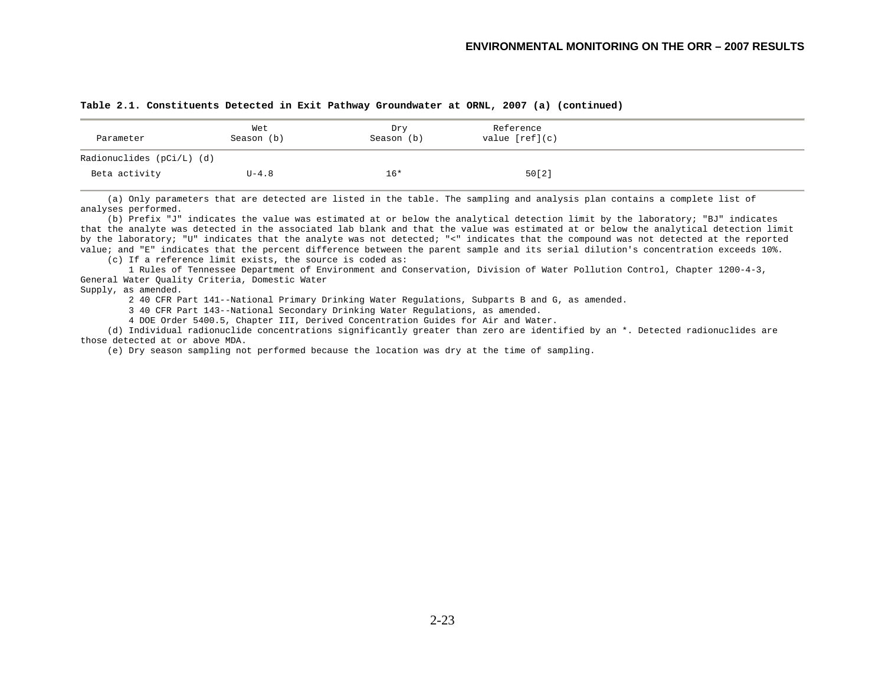**Table 2.1. Constituents Detected in Exit Pathway Groundwater at ORNL, 2007 (a) (continued)**

| Parameter | Wet Season (b) | Dry Season (b) | Reference value [ref](c) |
|---|---|---|---|
| Radionuclides (pCi/L) (d) | | | |
| Beta activity | U-4.8 | 16* | 50[2] |

(a) Only parameters that are detected are listed in the table. The sampling and analysis plan contains a complete list of analyses performed.

(b) Prefix "J" indicates the value was estimated at or below the analytical detection limit by the laboratory; "BJ" indicates that the analyte was detected in the associated lab blank and that the value was estimated at or below the analytical detection limit by the laboratory; "U" indicates that the analyte was not detected; "<" indicates that the compound was not detected at the reported value; and "E" indicates that the percent difference between the parent sample and its serial dilution's concentration exceeds 10%.

(c) If a reference limit exists, the source is coded as:

1 Rules of Tennessee Department of Environment and Conservation, Division of Water Pollution Control, Chapter 1200-4-3, General Water Quality Criteria, Domestic Water Supply, as amended.

2 40 CFR Part 141--National Primary Drinking Water Regulations, Subparts B and G, as amended.

3 40 CFR Part 143--National Secondary Drinking Water Regulations, as amended.

4 DOE Order 5400.5, Chapter III, Derived Concentration Guides for Air and Water.

(d) Individual radionuclide concentrations significantly greater than zero are identified by an *. Detected radionuclides are those detected at or above MDA.

(e) Dry season sampling not performed because the location was dry at the time of sampling.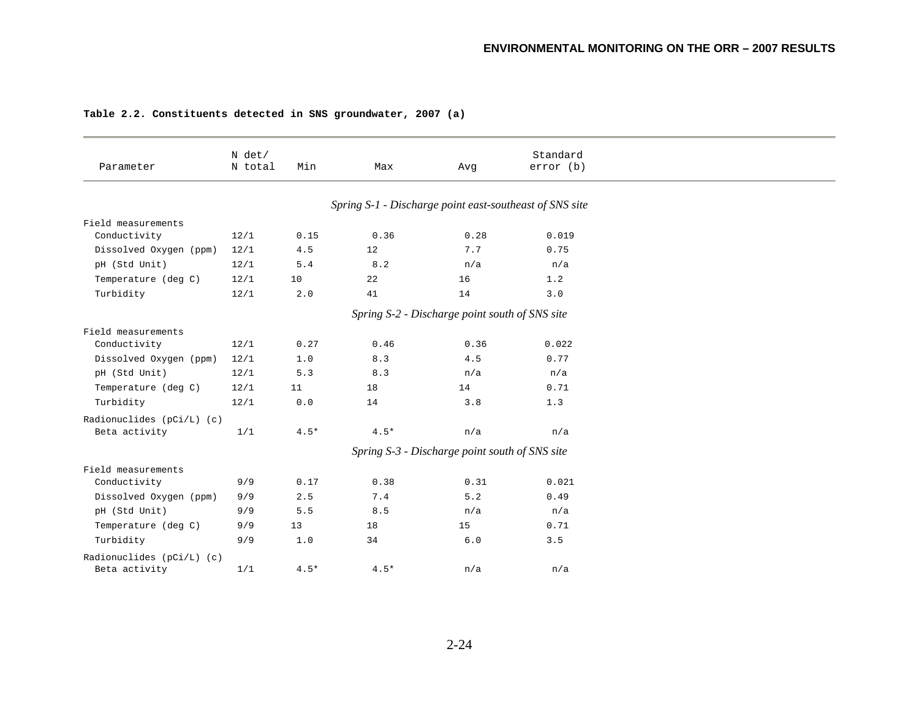**Table 2.2. Constituents detected in SNS groundwater, 2007 (a)**

| Parameter | N det/ N total | Min | Max | Avg | Standard error (b) |
|---|---|---|---|---|---|
| *Spring S-1 - Discharge point east-southeast of SNS site* | | | | | |
| Field measurements | | | | | |
| Conductivity | 12/1 | 0.15 | 0.36 | 0.28 | 0.019 |
| Dissolved Oxygen (ppm) | 12/1 | 4.5 | 12 | 7.7 | 0.75 |
| pH (Std Unit) | 12/1 | 5.4 | 8.2 | n/a | n/a |
| Temperature (deg C) | 12/1 | 10 | 22 | 16 | 1.2 |
| Turbidity | 12/1 | 2.0 | 41 | 14 | 3.0 |
| *Spring S-2 - Discharge point south of SNS site* | | | | | |
| Field measurements | | | | | |
| Conductivity | 12/1 | 0.27 | 0.46 | 0.36 | 0.022 |
| Dissolved Oxygen (ppm) | 12/1 | 1.0 | 8.3 | 4.5 | 0.77 |
| pH (Std Unit) | 12/1 | 5.3 | 8.3 | n/a | n/a |
| Temperature (deg C) | 12/1 | 11 | 18 | 14 | 0.71 |
| Turbidity | 12/1 | 0.0 | 14 | 3.8 | 1.3 |
| Radionuclides (pCi/L) (c) | | | | | |
| Beta activity | 1/1 | 4.5* | 4.5* | n/a | n/a |
| *Spring S-3 - Discharge point south of SNS site* | | | | | |
| Field measurements | | | | | |
| Conductivity | 9/9 | 0.17 | 0.38 | 0.31 | 0.021 |
| Dissolved Oxygen (ppm) | 9/9 | 2.5 | 7.4 | 5.2 | 0.49 |
| pH (Std Unit) | 9/9 | 5.5 | 8.5 | n/a | n/a |
| Temperature (deg C) | 9/9 | 13 | 18 | 15 | 0.71 |
| Turbidity | 9/9 | 1.0 | 34 | 6.0 | 3.5 |
| Radionuclides (pCi/L) (c) | | | | | |
| Beta activity | 1/1 | 4.5* | 4.5* | n/a | n/a |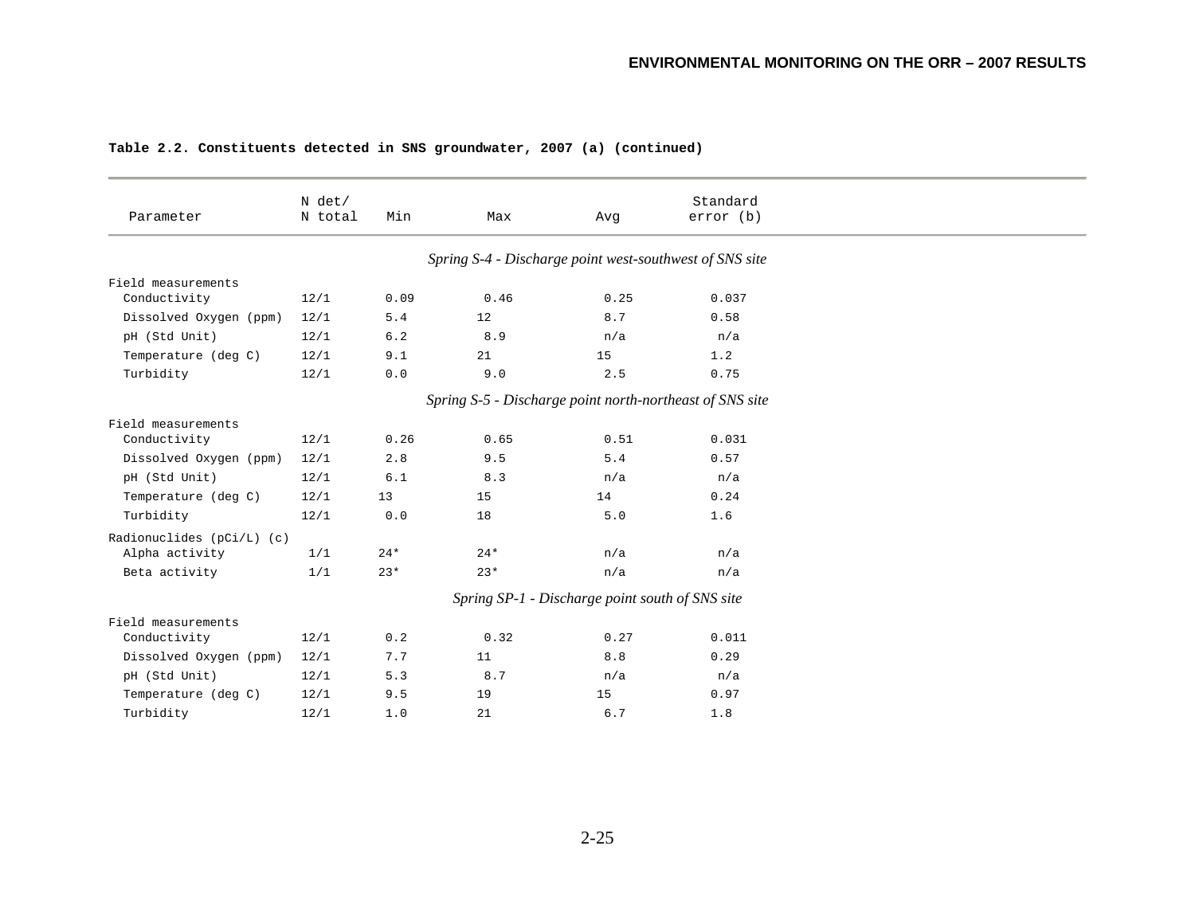**Table 2.2. Constituents detected in SNS groundwater, 2007 (a) (continued)**

| Parameter | N det/ N total | Min | Max | Avg | Standard error (b) |
|---|---|---|---|---|---|
| *Spring S-4 - Discharge point west-southwest of SNS site* | | | | | |
| Field measurements | | | | | |
| Conductivity | 12/1 | 0.09 | 0.46 | 0.25 | 0.037 |
| Dissolved Oxygen (ppm) | 12/1 | 5.4 | 12 | 8.7 | 0.58 |
| pH (Std Unit) | 12/1 | 6.2 | 8.9 | n/a | n/a |
| Temperature (deg C) | 12/1 | 9.1 | 21 | 15 | 1.2 |
| Turbidity | 12/1 | 0.0 | 9.0 | 2.5 | 0.75 |
| *Spring S-5 - Discharge point north-northeast of SNS site* | | | | | |
| Field measurements | | | | | |
| Conductivity | 12/1 | 0.26 | 0.65 | 0.51 | 0.031 |
| Dissolved Oxygen (ppm) | 12/1 | 2.8 | 9.5 | 5.4 | 0.57 |
| pH (Std Unit) | 12/1 | 6.1 | 8.3 | n/a | n/a |
| Temperature (deg C) | 12/1 | 13 | 15 | 14 | 0.24 |
| Turbidity | 12/1 | 0.0 | 18 | 5.0 | 1.6 |
| Radionuclides (pCi/L) (c) | | | | | |
| Alpha activity | 1/1 | 24* | 24* | n/a | n/a |
| Beta activity | 1/1 | 23* | 23* | n/a | n/a |
| *Spring SP-1 - Discharge point south of SNS site* | | | | | |
| Field measurements | | | | | |
| Conductivity | 12/1 | 0.2 | 0.32 | 0.27 | 0.011 |
| Dissolved Oxygen (ppm) | 12/1 | 7.7 | 11 | 8.8 | 0.29 |
| pH (Std Unit) | 12/1 | 5.3 | 8.7 | n/a | n/a |
| Temperature (deg C) | 12/1 | 9.5 | 19 | 15 | 0.97 |
| Turbidity | 12/1 | 1.0 | 21 | 6.7 | 1.8 |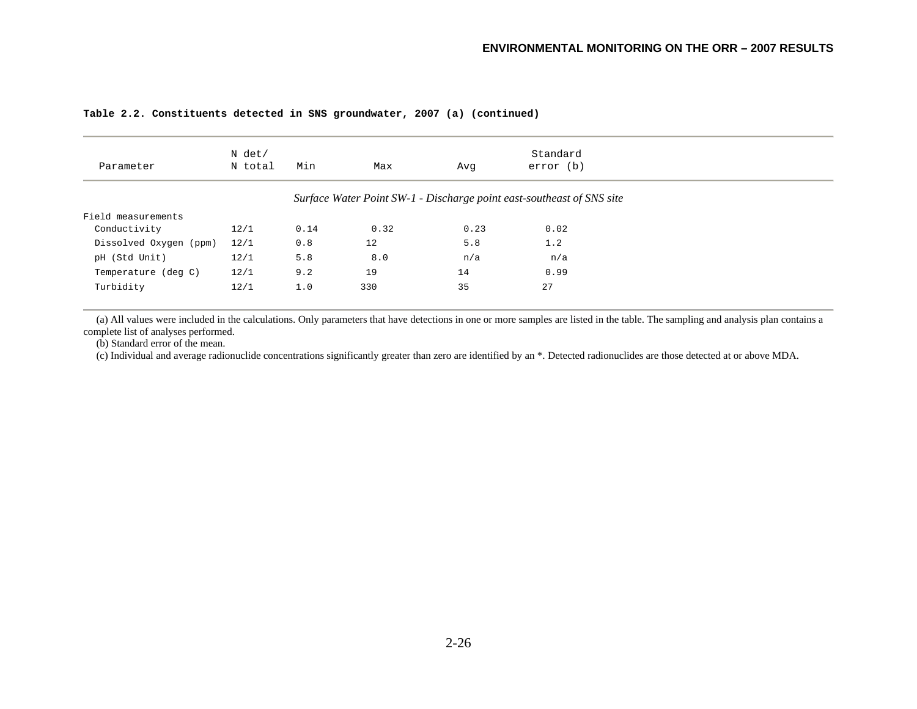**Table 2.2. Constituents detected in SNS groundwater, 2007 (a) (continued)**

| Parameter | N det/ N total | Min | Max | Avg | Standard error (b) |
|---|---|---|---|---|---|
| | | | | | |
| *Surface Water Point SW-1 - Discharge point east-southeast of SNS site* | | | | | |
| Field measurements | | | | | |
| Conductivity | 12/1 | 0.14 | 0.32 | 0.23 | 0.02 |
| Dissolved Oxygen (ppm) | 12/1 | 0.8 | 12 | 5.8 | 1.2 |
| pH (Std Unit) | 12/1 | 5.8 | 8.0 | n/a | n/a |
| Temperature (deg C) | 12/1 | 9.2 | 19 | 14 | 0.99 |
| Turbidity | 12/1 | 1.0 | 330 | 35 | 27 |

(a) All values were included in the calculations. Only parameters that have detections in one or more samples are listed in the table. The sampling and analysis plan contains a complete list of analyses performed.

(b) Standard error of the mean.

(c) Individual and average radionuclide concentrations significantly greater than zero are identified by an *. Detected radionuclides are those detected at or above MDA.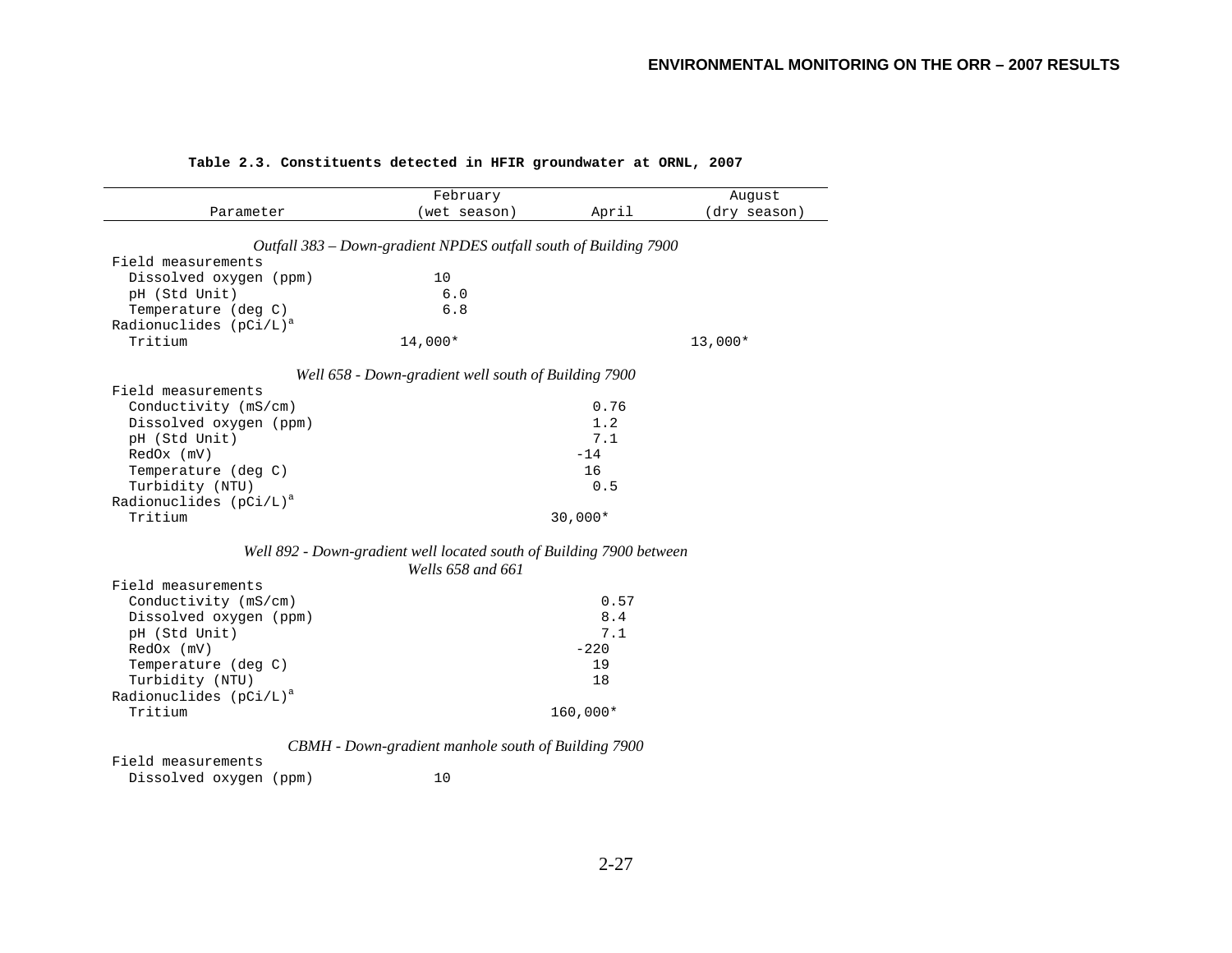**Table 2.3. Constituents detected in HFIR groundwater at ORNL, 2007**

| Parameter | February (wet season) | April | August (dry season) |
|---|---|---|---|
| *Outfall 383 – Down-gradient NPDES outfall south of Building 7900* | | | |
| Field measurements | | | |
| Dissolved oxygen (ppm) | 10 | | |
| pH (Std Unit) | 6.0 | | |
| Temperature (deg C) | 6.8 | | |
| Radionuclides (pCi/L)[a] | | | |
| Tritium | 14,000* | | 13,000* |
| *Well 658 - Down-gradient well south of Building 7900* | | | |
| Field measurements | | | |
| Conductivity (mS/cm) | | 0.76 | |
| Dissolved oxygen (ppm) | | 1.2 | |
| pH (Std Unit) | | 7.1 | |
| RedOx (mV) | | -14 | |
| Temperature (deg C) | | 16 | |
| Turbidity (NTU) | | 0.5 | |
| Radionuclides (pCi/L)[a] | | | |
| Tritium | | 30,000* | |
| *Well 892 - Down-gradient well located south of Building 7900 between Wells 658 and 661* | | | |
| Field measurements | | | |
| Conductivity (mS/cm) | | 0.57 | |
| Dissolved oxygen (ppm) | | 8.4 | |
| pH (Std Unit) | | 7.1 | |
| RedOx (mV) | | -220 | |
| Temperature (deg C) | | 19 | |
| Turbidity (NTU) | | 18 | |
| Radionuclides (pCi/L)[a] | | | |
| Tritium | | 160,000* | |
| *CBMH - Down-gradient manhole south of Building 7900* | | | |
| Field measurements | | | |
| Dissolved oxygen (ppm) | 10 | | |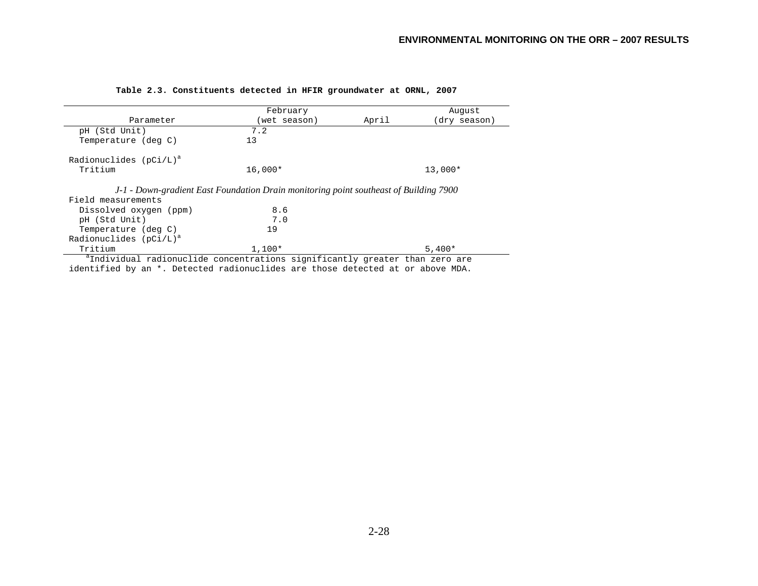**Table 2.3. Constituents detected in HFIR groundwater at ORNL, 2007**

| Parameter | February (wet season) | April | August (dry season) |
|---|---|---|---|
| pH (Std Unit) | 7.2 | | |
| Temperature (deg C) | 13 | | |
| Radionuclides (pCi/L)[a] | | | |
| Tritium | 16,000* | | 13,000* |
| *J-1 - Down-gradient East Foundation Drain monitoring point southeast of Building 7900* | | | |
| Field measurements | | | |
| Dissolved oxygen (ppm) | 8.6 | | |
| pH (Std Unit) | 7.0 | | |
| Temperature (deg C) | 19 | | |
| Radionuclides (pCi/L)[a] | | | |
| Tritium | 1,100* | | 5,400* |

[a]Individual radionuclide concentrations significantly greater than zero are identified by an *. Detected radionuclides are those detected at or above MDA.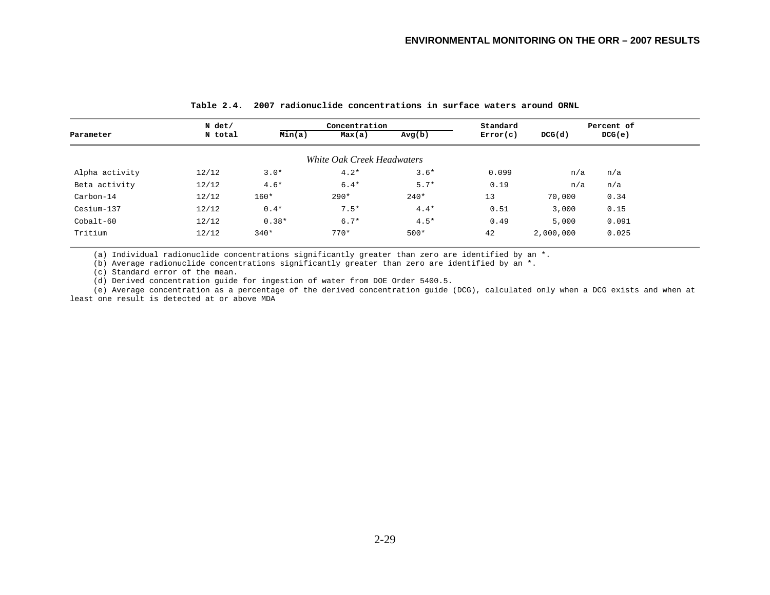**Table 2.4. 2007 radionuclide concentrations in surface waters around ORNL**

| Parameter | N det/ N total | Concentration | | | Standard Error(c) | DCG(d) | Percent of DCG(e) |
|---|---|---|---|---|---|---|---|
| | | Min(a) | Max(a) | Avg(b) | | | |
| *White Oak Creek Headwaters* | | | | | | | |
| Alpha activity | 12/12 | 3.0* | 4.2* | 3.6* | 0.099 | n/a | n/a |
| Beta activity | 12/12 | 4.6* | 6.4* | 5.7* | 0.19 | n/a | n/a |
| Carbon-14 | 12/12 | 160* | 290* | 240* | 13 | 70,000 | 0.34 |
| Cesium-137 | 12/12 | 0.4* | 7.5* | 4.4* | 0.51 | 3,000 | 0.15 |
| Cobalt-60 | 12/12 | 0.38* | 6.7* | 4.5* | 0.49 | 5,000 | 0.091 |
| Tritium | 12/12 | 340* | 770* | 500* | 42 | 2,000,000 | 0.025 |

(a) Individual radionuclide concentrations significantly greater than zero are identified by an *.

(b) Average radionuclide concentrations significantly greater than zero are identified by an *.

(c) Standard error of the mean.

(d) Derived concentration guide for ingestion of water from DOE Order 5400.5.

(e) Average concentration as a percentage of the derived concentration guide (DCG), calculated only when a DCG exists and when at least one result is detected at or above MDA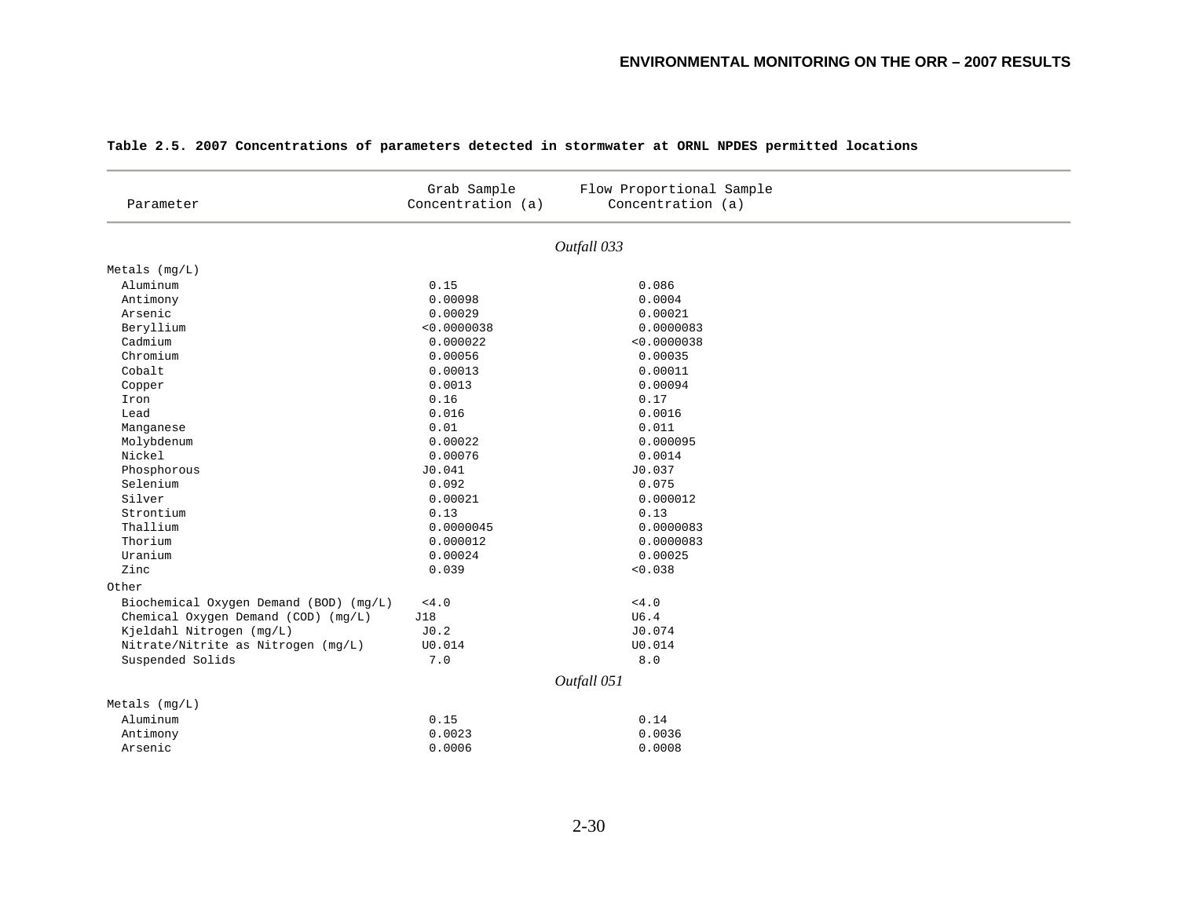**Table 2.5. 2007 Concentrations of parameters detected in stormwater at ORNL NPDES permitted locations**

| Parameter | Grab Sample Concentration (a) | Flow Proportional Sample Concentration (a) |
|---|---|---|
| *Outfall 033* | | |
| Metals (mg/L) | | |
| Aluminum | 0.15 | 0.086 |
| Antimony | 0.00098 | 0.0004 |
| Arsenic | 0.00029 | 0.00021 |
| Beryllium | <0.0000038 | 0.0000083 |
| Cadmium | 0.000022 | <0.0000038 |
| Chromium | 0.00056 | 0.00035 |
| Cobalt | 0.00013 | 0.00011 |
| Copper | 0.0013 | 0.00094 |
| Iron | 0.16 | 0.17 |
| Lead | 0.016 | 0.0016 |
| Manganese | 0.01 | 0.011 |
| Molybdenum | 0.00022 | 0.000095 |
| Nickel | 0.00076 | 0.0014 |
| Phosphorous | J0.041 | J0.037 |
| Selenium | 0.092 | 0.075 |
| Silver | 0.00021 | 0.000012 |
| Strontium | 0.13 | 0.13 |
| Thallium | 0.0000045 | 0.0000083 |
| Thorium | 0.000012 | 0.0000083 |
| Uranium | 0.00024 | 0.00025 |
| Zinc | 0.039 | <0.038 |
| Other | | |
| Biochemical Oxygen Demand (BOD) (mg/L) | <4.0 | <4.0 |
| Chemical Oxygen Demand (COD) (mg/L) | J18 | U6.4 |
| Kjeldahl Nitrogen (mg/L) | J0.2 | J0.074 |
| Nitrate/Nitrite as Nitrogen (mg/L) | U0.014 | U0.014 |
| Suspended Solids | 7.0 | 8.0 |
| *Outfall 051* | | |
| Metals (mg/L) | | |
| Aluminum | 0.15 | 0.14 |
| Antimony | 0.0023 | 0.0036 |
| Arsenic | 0.0006 | 0.0008 |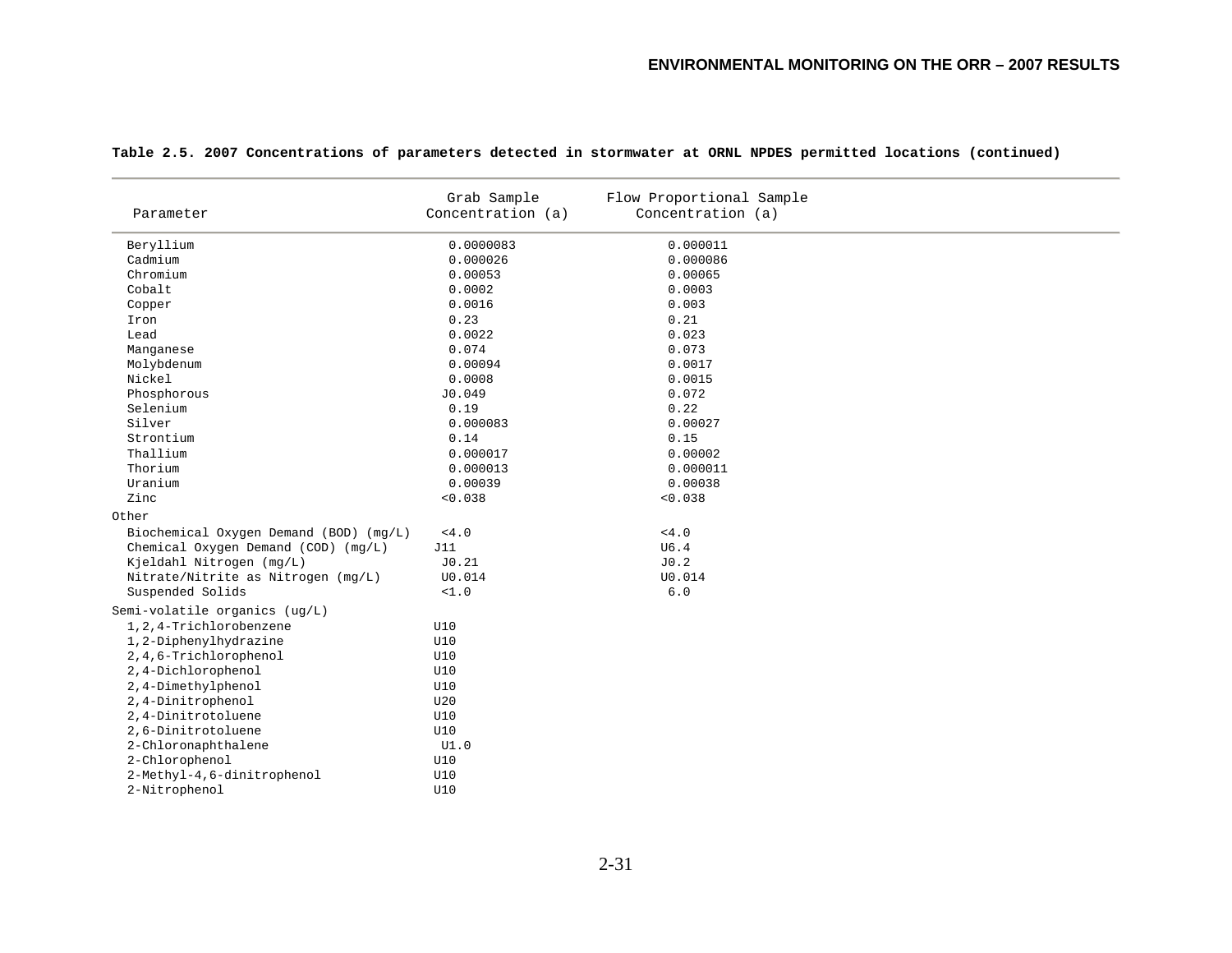**Table 2.5. 2007 Concentrations of parameters detected in stormwater at ORNL NPDES permitted locations (continued)**

| Parameter | Grab Sample Concentration (a) | Flow Proportional Sample Concentration (a) |
|---|---|---|
| Beryllium | 0.0000083 | 0.000011 |
| Cadmium | 0.000026 | 0.000086 |
| Chromium | 0.00053 | 0.00065 |
| Cobalt | 0.0002 | 0.0003 |
| Copper | 0.0016 | 0.003 |
| Iron | 0.23 | 0.21 |
| Lead | 0.0022 | 0.023 |
| Manganese | 0.074 | 0.073 |
| Molybdenum | 0.00094 | 0.0017 |
| Nickel | 0.0008 | 0.0015 |
| Phosphorous | J0.049 | 0.072 |
| Selenium | 0.19 | 0.22 |
| Silver | 0.000083 | 0.00027 |
| Strontium | 0.14 | 0.15 |
| Thallium | 0.000017 | 0.00002 |
| Thorium | 0.000013 | 0.000011 |
| Uranium | 0.00039 | 0.00038 |
| Zinc | <0.038 | <0.038 |
| Other | | |
| Biochemical Oxygen Demand (BOD) (mg/L) | <4.0 | <4.0 |
| Chemical Oxygen Demand (COD) (mg/L) | J11 | U6.4 |
| Kjeldahl Nitrogen (mg/L) | J0.21 | J0.2 |
| Nitrate/Nitrite as Nitrogen (mg/L) | U0.014 | U0.014 |
| Suspended Solids | <1.0 | 6.0 |
| Semi-volatile organics (ug/L) | | |
| 1,2,4-Trichlorobenzene | U10 | |
| 1,2-Diphenylhydrazine | U10 | |
| 2,4,6-Trichlorophenol | U10 | |
| 2,4-Dichlorophenol | U10 | |
| 2,4-Dimethylphenol | U10 | |
| 2,4-Dinitrophenol | U20 | |
| 2,4-Dinitrotoluene | U10 | |
| 2,6-Dinitrotoluene | U10 | |
| 2-Chloronaphthalene | U1.0 | |
| 2-Chlorophenol | U10 | |
| 2-Methyl-4,6-dinitrophenol | U10 | |
| 2-Nitrophenol | U10 | |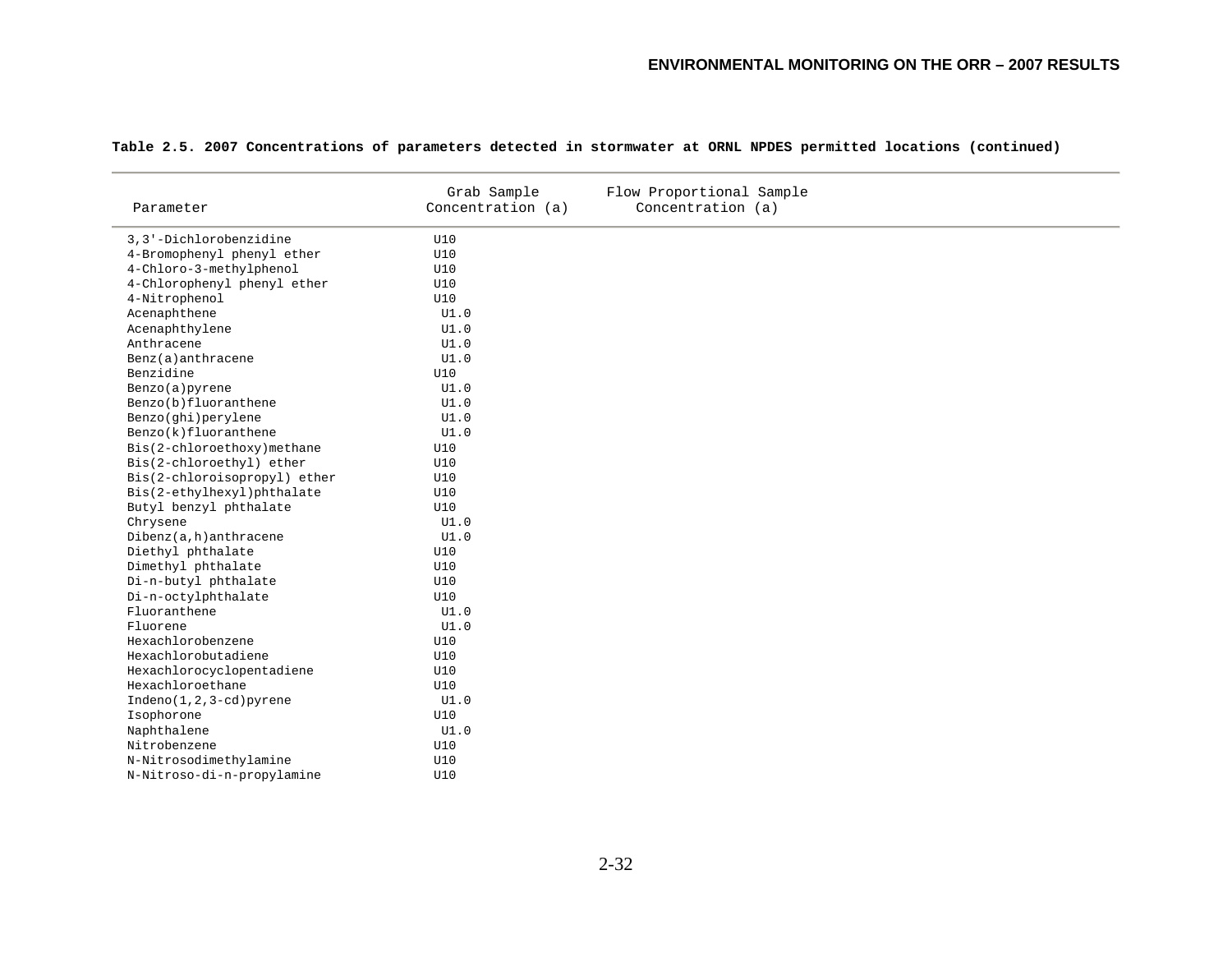**Table 2.5. 2007 Concentrations of parameters detected in stormwater at ORNL NPDES permitted locations (continued)**

| Parameter | Grab Sample Concentration (a) | Flow Proportional Sample Concentration (a) |
|---|---|---|
| 3,3'-Dichlorobenzidine | U10 | |
| 4-Bromophenyl phenyl ether | U10 | |
| 4-Chloro-3-methylphenol | U10 | |
| 4-Chlorophenyl phenyl ether | U10 | |
| 4-Nitrophenol | U10 | |
| Acenaphthene | U1.0 | |
| Acenaphthylene | U1.0 | |
| Anthracene | U1.0 | |
| Benz(a)anthracene | U1.0 | |
| Benzidine | U10 | |
| Benzo(a)pyrene | U1.0 | |
| Benzo(b)fluoranthene | U1.0 | |
| Benzo(ghi)perylene | U1.0 | |
| Benzo(k)fluoranthene | U1.0 | |
| Bis(2-chloroethoxy)methane | U10 | |
| Bis(2-chloroethyl) ether | U10 | |
| Bis(2-chloroisopropyl) ether | U10 | |
| Bis(2-ethylhexyl)phthalate | U10 | |
| Butyl benzyl phthalate | U10 | |
| Chrysene | U1.0 | |
| Dibenz(a,h)anthracene | U1.0 | |
| Diethyl phthalate | U10 | |
| Dimethyl phthalate | U10 | |
| Di-n-butyl phthalate | U10 | |
| Di-n-octylphthalate | U10 | |
| Fluoranthene | U1.0 | |
| Fluorene | U1.0 | |
| Hexachlorobenzene | U10 | |
| Hexachlorobutadiene | U10 | |
| Hexachlorocyclopentadiene | U10 | |
| Hexachloroethane | U10 | |
| Indeno(1,2,3-cd)pyrene | U1.0 | |
| Isophorone | U10 | |
| Naphthalene | U1.0 | |
| Nitrobenzene | U10 | |
| N-Nitrosodimethylamine | U10 | |
| N-Nitroso-di-n-propylamine | U10 | |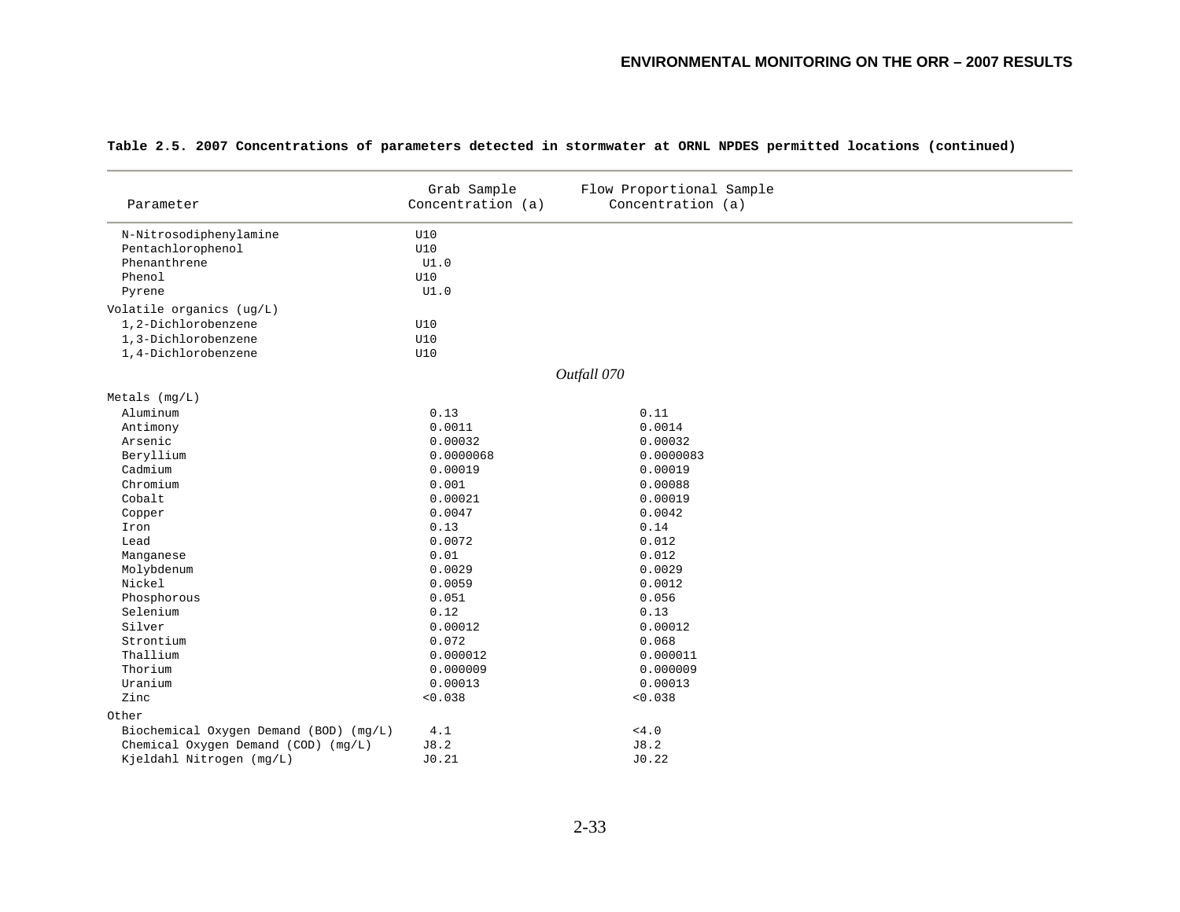**Table 2.5. 2007 Concentrations of parameters detected in stormwater at ORNL NPDES permitted locations (continued)**

| Parameter | Grab Sample Concentration (a) | Flow Proportional Sample Concentration (a) |
|---|---|---|
| N-Nitrosodiphenylamine | U10 | |
| Pentachlorophenol | U10 | |
| Phenanthrene | U1.0 | |
| Phenol | U10 | |
| Pyrene | U1.0 | |
| Volatile organics (ug/L) | | |
| 1,2-Dichlorobenzene | U10 | |
| 1,3-Dichlorobenzene | U10 | |
| 1,4-Dichlorobenzene | U10 | |
| *Outfall 070* | | |
| Metals (mg/L) | | |
| Aluminum | 0.13 | 0.11 |
| Antimony | 0.0011 | 0.0014 |
| Arsenic | 0.00032 | 0.00032 |
| Beryllium | 0.0000068 | 0.0000083 |
| Cadmium | 0.00019 | 0.00019 |
| Chromium | 0.001 | 0.00088 |
| Cobalt | 0.00021 | 0.00019 |
| Copper | 0.0047 | 0.0042 |
| Iron | 0.13 | 0.14 |
| Lead | 0.0072 | 0.012 |
| Manganese | 0.01 | 0.012 |
| Molybdenum | 0.0029 | 0.0029 |
| Nickel | 0.0059 | 0.0012 |
| Phosphorous | 0.051 | 0.056 |
| Selenium | 0.12 | 0.13 |
| Silver | 0.00012 | 0.00012 |
| Strontium | 0.072 | 0.068 |
| Thallium | 0.000012 | 0.000011 |
| Thorium | 0.000009 | 0.000009 |
| Uranium | 0.00013 | 0.00013 |
| Zinc | <0.038 | <0.038 |
| Other | | |
| Biochemical Oxygen Demand (BOD) (mg/L) | 4.1 | <4.0 |
| Chemical Oxygen Demand (COD) (mg/L) | J8.2 | J8.2 |
| Kjeldahl Nitrogen (mg/L) | J0.21 | J0.22 |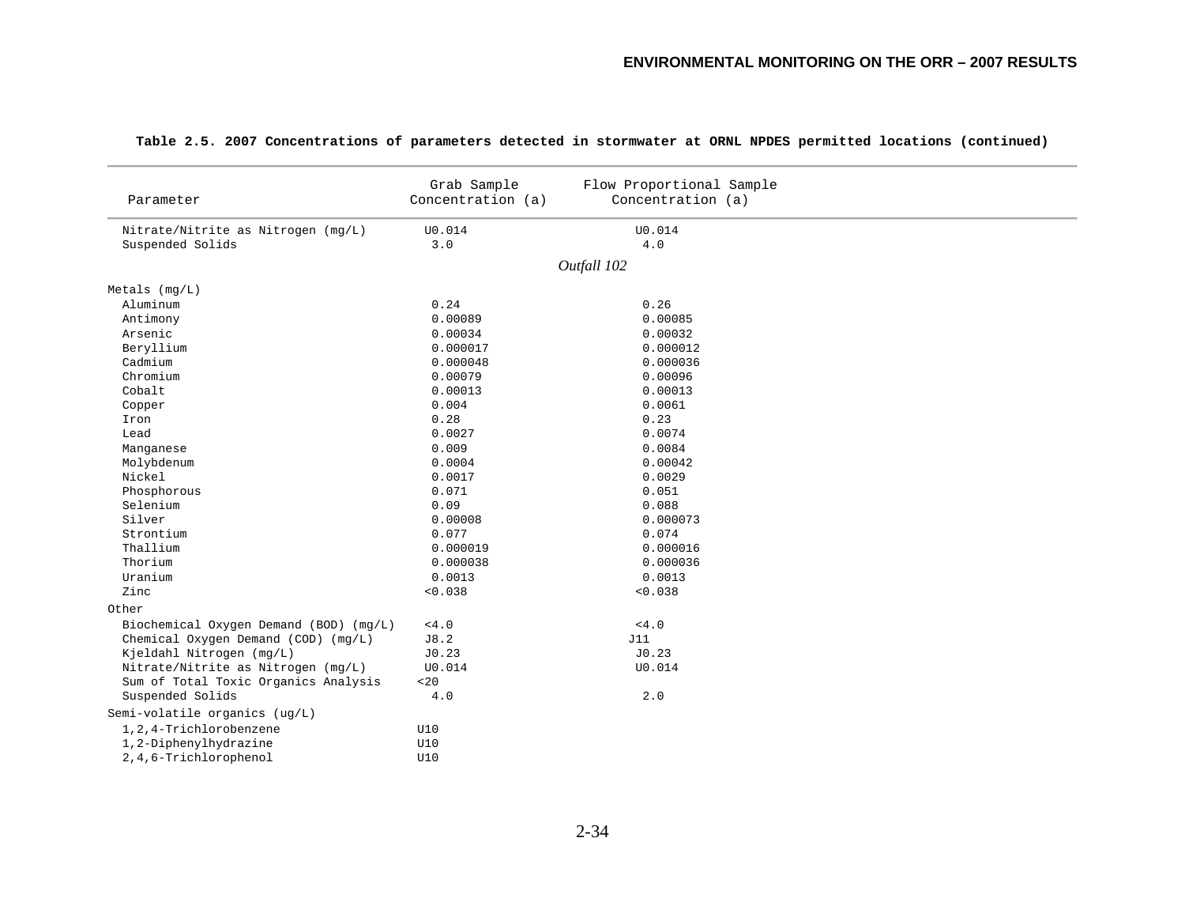**Table 2.5. 2007 Concentrations of parameters detected in stormwater at ORNL NPDES permitted locations (continued)**

| Parameter | Grab Sample Concentration (a) | Flow Proportional Sample Concentration (a) |
|---|---|---|
| Nitrate/Nitrite as Nitrogen (mg/L) | U0.014 | U0.014 |
| Suspended Solids | 3.0 | 4.0 |
| *Outfall 102* | | |
| Metals (mg/L) | | |
| Aluminum | 0.24 | 0.26 |
| Antimony | 0.00089 | 0.00085 |
| Arsenic | 0.00034 | 0.00032 |
| Beryllium | 0.000017 | 0.000012 |
| Cadmium | 0.000048 | 0.000036 |
| Chromium | 0.00079 | 0.00096 |
| Cobalt | 0.00013 | 0.00013 |
| Copper | 0.004 | 0.0061 |
| Iron | 0.28 | 0.23 |
| Lead | 0.0027 | 0.0074 |
| Manganese | 0.009 | 0.0084 |
| Molybdenum | 0.0004 | 0.00042 |
| Nickel | 0.0017 | 0.0029 |
| Phosphorous | 0.071 | 0.051 |
| Selenium | 0.09 | 0.088 |
| Silver | 0.00008 | 0.000073 |
| Strontium | 0.077 | 0.074 |
| Thallium | 0.000019 | 0.000016 |
| Thorium | 0.000038 | 0.000036 |
| Uranium | 0.0013 | 0.0013 |
| Zinc | <0.038 | <0.038 |
| Other | | |
| Biochemical Oxygen Demand (BOD) (mg/L) | <4.0 | <4.0 |
| Chemical Oxygen Demand (COD) (mg/L) | J8.2 | J11 |
| Kjeldahl Nitrogen (mg/L) | J0.23 | J0.23 |
| Nitrate/Nitrite as Nitrogen (mg/L) | U0.014 | U0.014 |
| Sum of Total Toxic Organics Analysis | <20 | |
| Suspended Solids | 4.0 | 2.0 |
| Semi-volatile organics (ug/L) | | |
| 1,2,4-Trichlorobenzene | U10 | |
| 1,2-Diphenylhydrazine | U10 | |
| 2,4,6-Trichlorophenol | U10 | |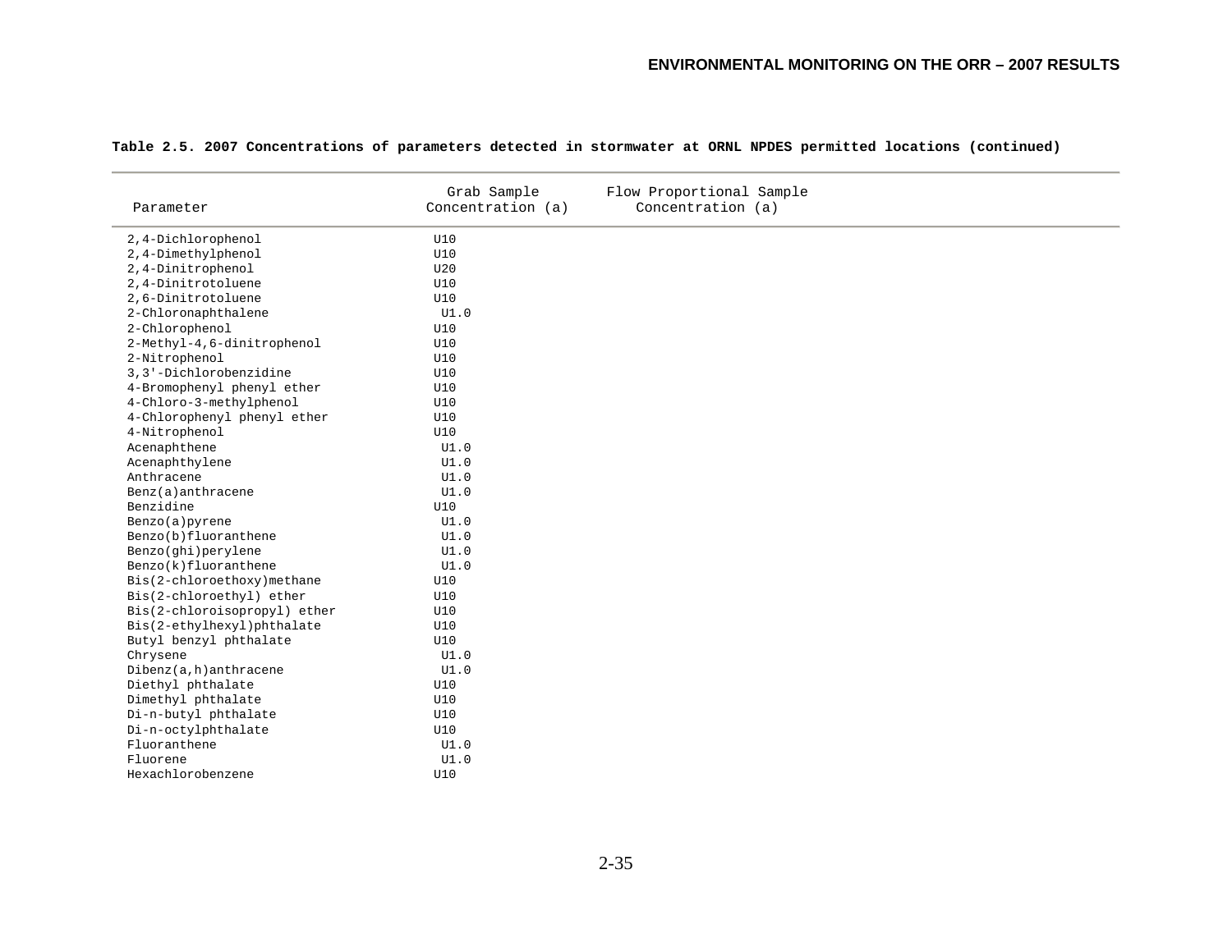**Table 2.5. 2007 Concentrations of parameters detected in stormwater at ORNL NPDES permitted locations (continued)**

| Parameter | Grab Sample Concentration (a) | Flow Proportional Sample Concentration (a) |
|---|---|---|
| 2,4-Dichlorophenol | U10 | |
| 2,4-Dimethylphenol | U10 | |
| 2,4-Dinitrophenol | U20 | |
| 2,4-Dinitrotoluene | U10 | |
| 2,6-Dinitrotoluene | U10 | |
| 2-Chloronaphthalene | U1.0 | |
| 2-Chlorophenol | U10 | |
| 2-Methyl-4,6-dinitrophenol | U10 | |
| 2-Nitrophenol | U10 | |
| 3,3'-Dichlorobenzidine | U10 | |
| 4-Bromophenyl phenyl ether | U10 | |
| 4-Chloro-3-methylphenol | U10 | |
| 4-Chlorophenyl phenyl ether | U10 | |
| 4-Nitrophenol | U10 | |
| Acenaphthene | U1.0 | |
| Acenaphthylene | U1.0 | |
| Anthracene | U1.0 | |
| Benz(a)anthracene | U1.0 | |
| Benzidine | U10 | |
| Benzo(a)pyrene | U1.0 | |
| Benzo(b)fluoranthene | U1.0 | |
| Benzo(ghi)perylene | U1.0 | |
| Benzo(k)fluoranthene | U1.0 | |
| Bis(2-chloroethoxy)methane | U10 | |
| Bis(2-chloroethyl) ether | U10 | |
| Bis(2-chloroisopropyl) ether | U10 | |
| Bis(2-ethylhexyl)phthalate | U10 | |
| Butyl benzyl phthalate | U10 | |
| Chrysene | U1.0 | |
| Dibenz(a,h)anthracene | U1.0 | |
| Diethyl phthalate | U10 | |
| Dimethyl phthalate | U10 | |
| Di-n-butyl phthalate | U10 | |
| Di-n-octylphthalate | U10 | |
| Fluoranthene | U1.0 | |
| Fluorene | U1.0 | |
| Hexachlorobenzene | U10 | |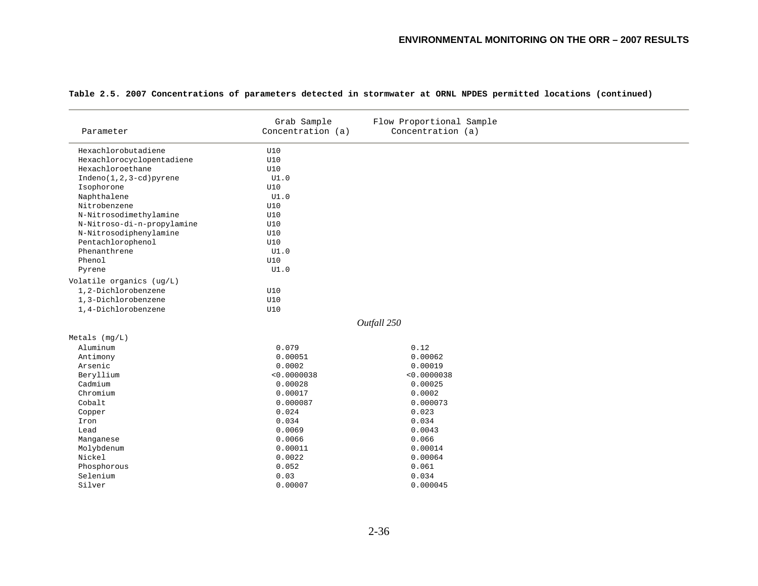**Table 2.5. 2007 Concentrations of parameters detected in stormwater at ORNL NPDES permitted locations (continued)**

| Parameter | Grab Sample Concentration (a) | Flow Proportional Sample Concentration (a) |
|---|---|---|
| Hexachlorobutadiene | U10 | |
| Hexachlorocyclopentadiene | U10 | |
| Hexachloroethane | U10 | |
| Indeno(1,2,3-cd)pyrene | U1.0 | |
| Isophorone | U10 | |
| Naphthalene | U1.0 | |
| Nitrobenzene | U10 | |
| N-Nitrosodimethylamine | U10 | |
| N-Nitroso-di-n-propylamine | U10 | |
| N-Nitrosodiphenylamine | U10 | |
| Pentachlorophenol | U10 | |
| Phenanthrene | U1.0 | |
| Phenol | U10 | |
| Pyrene | U1.0 | |
| Volatile organics (ug/L) | | |
| 1,2-Dichlorobenzene | U10 | |
| 1,3-Dichlorobenzene | U10 | |
| 1,4-Dichlorobenzene | U10 | |
| *Outfall 250* | | |
| Metals (mg/L) | | |
| Aluminum | 0.079 | 0.12 |
| Antimony | 0.00051 | 0.00062 |
| Arsenic | 0.0002 | 0.00019 |
| Beryllium | <0.0000038 | <0.0000038 |
| Cadmium | 0.00028 | 0.00025 |
| Chromium | 0.00017 | 0.0002 |
| Cobalt | 0.000087 | 0.000073 |
| Copper | 0.024 | 0.023 |
| Iron | 0.034 | 0.034 |
| Lead | 0.0069 | 0.0043 |
| Manganese | 0.0066 | 0.066 |
| Molybdenum | 0.00011 | 0.00014 |
| Nickel | 0.0022 | 0.00064 |
| Phosphorous | 0.052 | 0.061 |
| Selenium | 0.03 | 0.034 |
| Silver | 0.00007 | 0.000045 |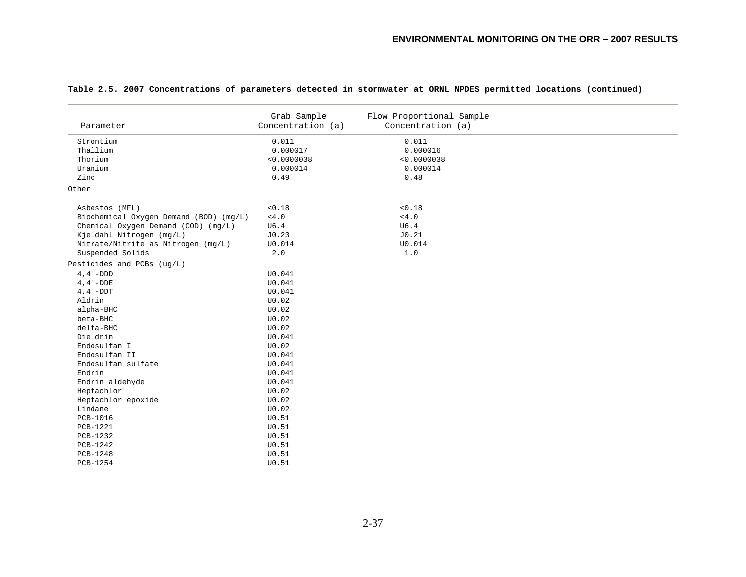**Table 2.5. 2007 Concentrations of parameters detected in stormwater at ORNL NPDES permitted locations (continued)**

| Parameter | Grab Sample Concentration (a) | Flow Proportional Sample Concentration (a) |
|---|---|---|
| Strontium | 0.011 | 0.011 |
| Thallium | 0.000017 | 0.000016 |
| Thorium | <0.0000038 | <0.0000038 |
| Uranium | 0.000014 | 0.000014 |
| Zinc | 0.49 | 0.48 |
| Other | | |
| Asbestos (MFL) | <0.18 | <0.18 |
| Biochemical Oxygen Demand (BOD) (mg/L) | <4.0 | <4.0 |
| Chemical Oxygen Demand (COD) (mg/L) | U6.4 | U6.4 |
| Kjeldahl Nitrogen (mg/L) | J0.23 | J0.21 |
| Nitrate/Nitrite as Nitrogen (mg/L) | U0.014 | U0.014 |
| Suspended Solids | 2.0 | 1.0 |
| Pesticides and PCBs (ug/L) | | |
| 4,4'-DDD | U0.041 | |
| 4,4'-DDE | U0.041 | |
| 4,4'-DDT | U0.041 | |
| Aldrin | U0.02 | |
| alpha-BHC | U0.02 | |
| beta-BHC | U0.02 | |
| delta-BHC | U0.02 | |
| Dieldrin | U0.041 | |
| Endosulfan I | U0.02 | |
| Endosulfan II | U0.041 | |
| Endosulfan sulfate | U0.041 | |
| Endrin | U0.041 | |
| Endrin aldehyde | U0.041 | |
| Heptachlor | U0.02 | |
| Heptachlor epoxide | U0.02 | |
| Lindane | U0.02 | |
| PCB-1016 | U0.51 | |
| PCB-1221 | U0.51 | |
| PCB-1232 | U0.51 | |
| PCB-1242 | U0.51 | |
| PCB-1248 | U0.51 | |
| PCB-1254 | U0.51 | |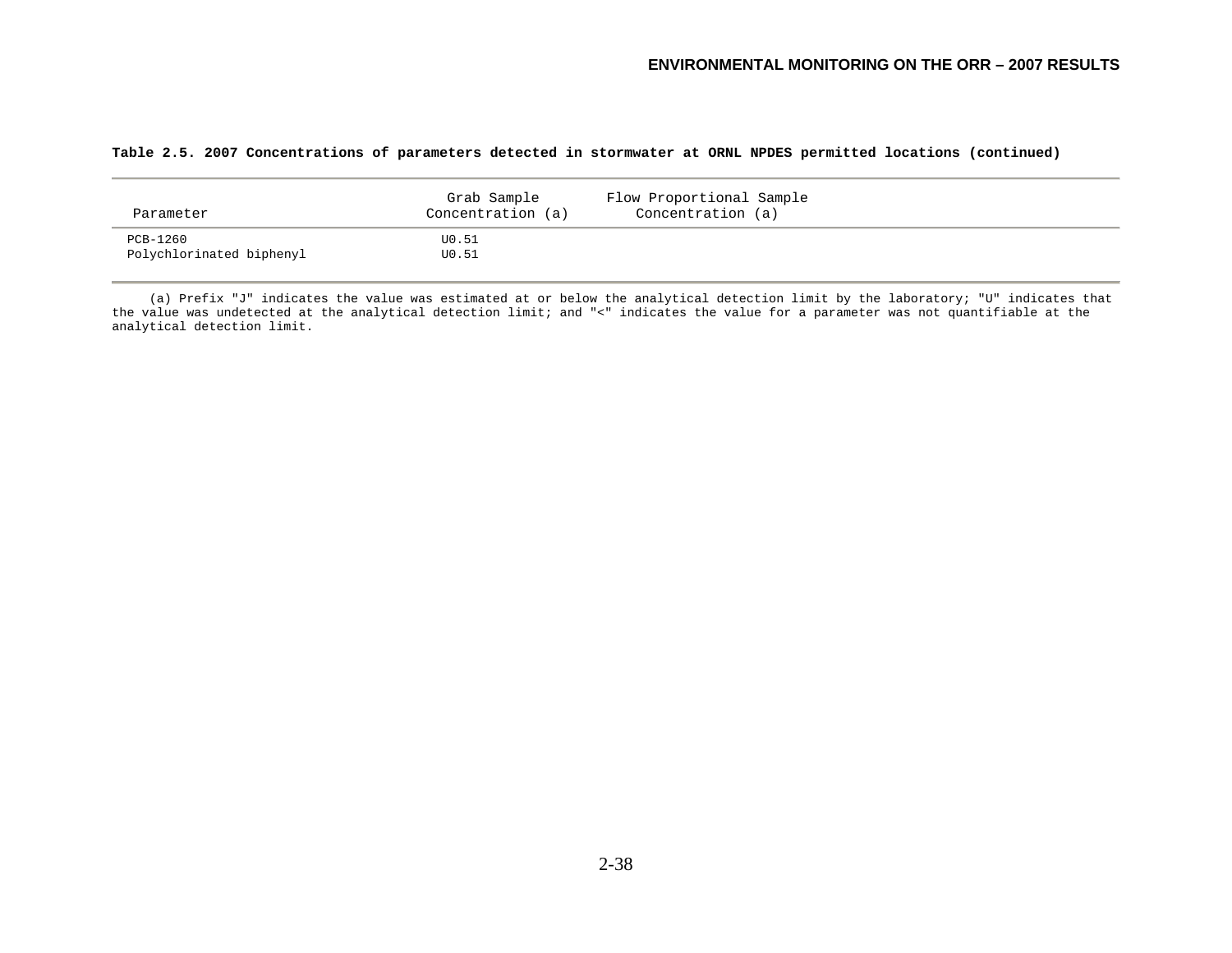**Table 2.5. 2007 Concentrations of parameters detected in stormwater at ORNL NPDES permitted locations (continued)**

| Parameter | Grab Sample Concentration (a) | Flow Proportional Sample Concentration (a) |
|---|---|---|
| PCB-1260 | U0.51 | |
| Polychlorinated biphenyl | U0.51 | |

(a) Prefix "J" indicates the value was estimated at or below the analytical detection limit by the laboratory; "U" indicates that the value was undetected at the analytical detection limit; and "<" indicates the value for a parameter was not quantifiable at the analytical detection limit.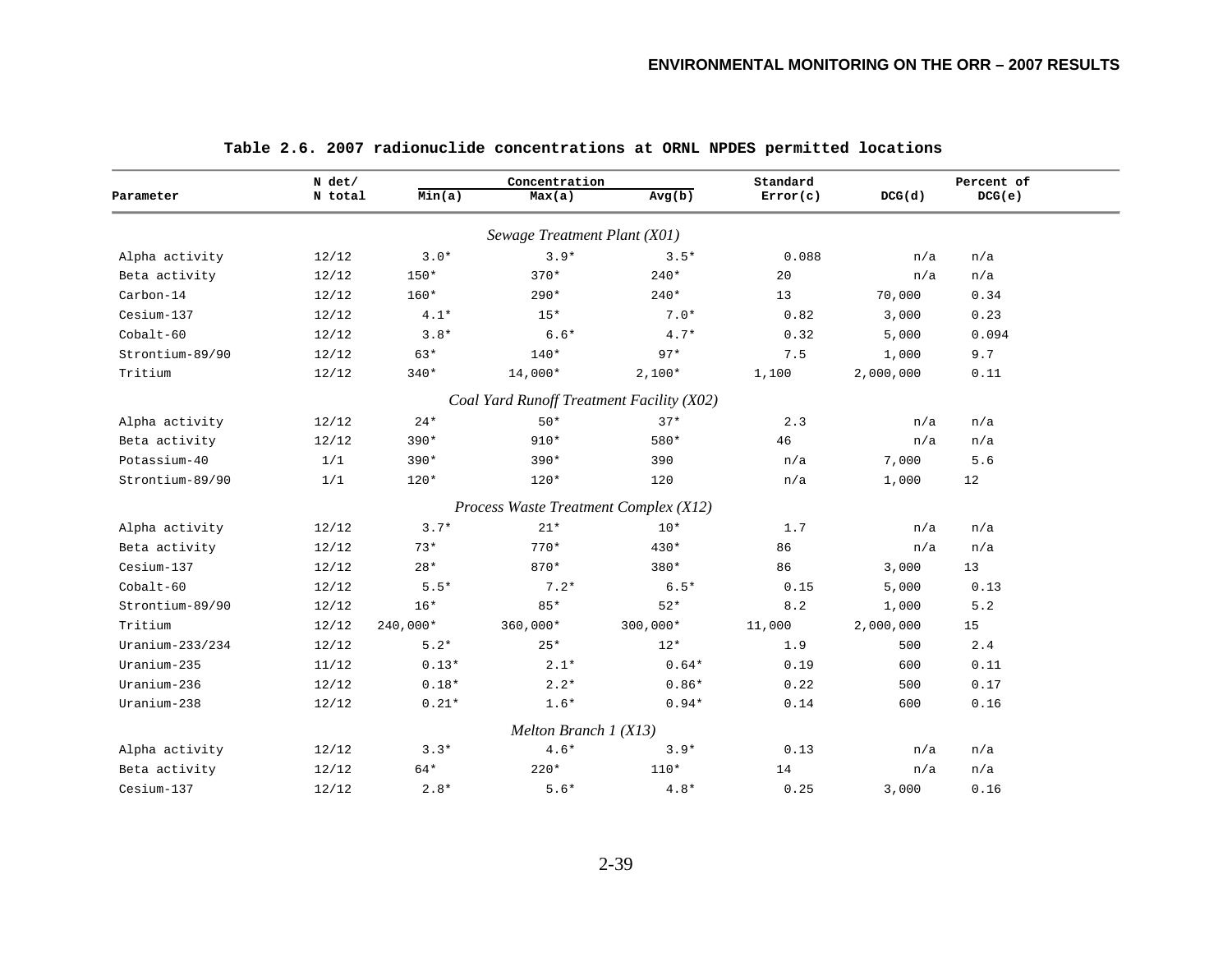**Table 2.6. 2007 radionuclide concentrations at ORNL NPDES permitted locations**

| Parameter | N det/ N total | Concentration Min(a) | Concentration Max(a) | Concentration Avg(b) | Standard Error(c) | DCG(d) | Percent of DCG(e) |
|---|---|---|---|---|---|---|---|
| *Sewage Treatment Plant (X01)* | | | | | | | |
| Alpha activity | 12/12 | 3.0* | 3.9* | 3.5* | 0.088 | n/a | n/a |
| Beta activity | 12/12 | 150* | 370* | 240* | 20 | n/a | n/a |
| Carbon-14 | 12/12 | 160* | 290* | 240* | 13 | 70,000 | 0.34 |
| Cesium-137 | 12/12 | 4.1* | 15* | 7.0* | 0.82 | 3,000 | 0.23 |
| Cobalt-60 | 12/12 | 3.8* | 6.6* | 4.7* | 0.32 | 5,000 | 0.094 |
| Strontium-89/90 | 12/12 | 63* | 140* | 97* | 7.5 | 1,000 | 9.7 |
| Tritium | 12/12 | 340* | 14,000* | 2,100* | 1,100 | 2,000,000 | 0.11 |
| *Coal Yard Runoff Treatment Facility (X02)* | | | | | | | |
| Alpha activity | 12/12 | 24* | 50* | 37* | 2.3 | n/a | n/a |
| Beta activity | 12/12 | 390* | 910* | 580* | 46 | n/a | n/a |
| Potassium-40 | 1/1 | 390* | 390* | 390 | n/a | 7,000 | 5.6 |
| Strontium-89/90 | 1/1 | 120* | 120* | 120 | n/a | 1,000 | 12 |
| *Process Waste Treatment Complex (X12)* | | | | | | | |
| Alpha activity | 12/12 | 3.7* | 21* | 10* | 1.7 | n/a | n/a |
| Beta activity | 12/12 | 73* | 770* | 430* | 86 | n/a | n/a |
| Cesium-137 | 12/12 | 28* | 870* | 380* | 86 | 3,000 | 13 |
| Cobalt-60 | 12/12 | 5.5* | 7.2* | 6.5* | 0.15 | 5,000 | 0.13 |
| Strontium-89/90 | 12/12 | 16* | 85* | 52* | 8.2 | 1,000 | 5.2 |
| Tritium | 12/12 | 240,000* | 360,000* | 300,000* | 11,000 | 2,000,000 | 15 |
| Uranium-233/234 | 12/12 | 5.2* | 25* | 12* | 1.9 | 500 | 2.4 |
| Uranium-235 | 11/12 | 0.13* | 2.1* | 0.64* | 0.19 | 600 | 0.11 |
| Uranium-236 | 12/12 | 0.18* | 2.2* | 0.86* | 0.22 | 500 | 0.17 |
| Uranium-238 | 12/12 | 0.21* | 1.6* | 0.94* | 0.14 | 600 | 0.16 |
| *Melton Branch 1 (X13)* | | | | | | | |
| Alpha activity | 12/12 | 3.3* | 4.6* | 3.9* | 0.13 | n/a | n/a |
| Beta activity | 12/12 | 64* | 220* | 110* | 14 | n/a | n/a |
| Cesium-137 | 12/12 | 2.8* | 5.6* | 4.8* | 0.25 | 3,000 | 0.16 |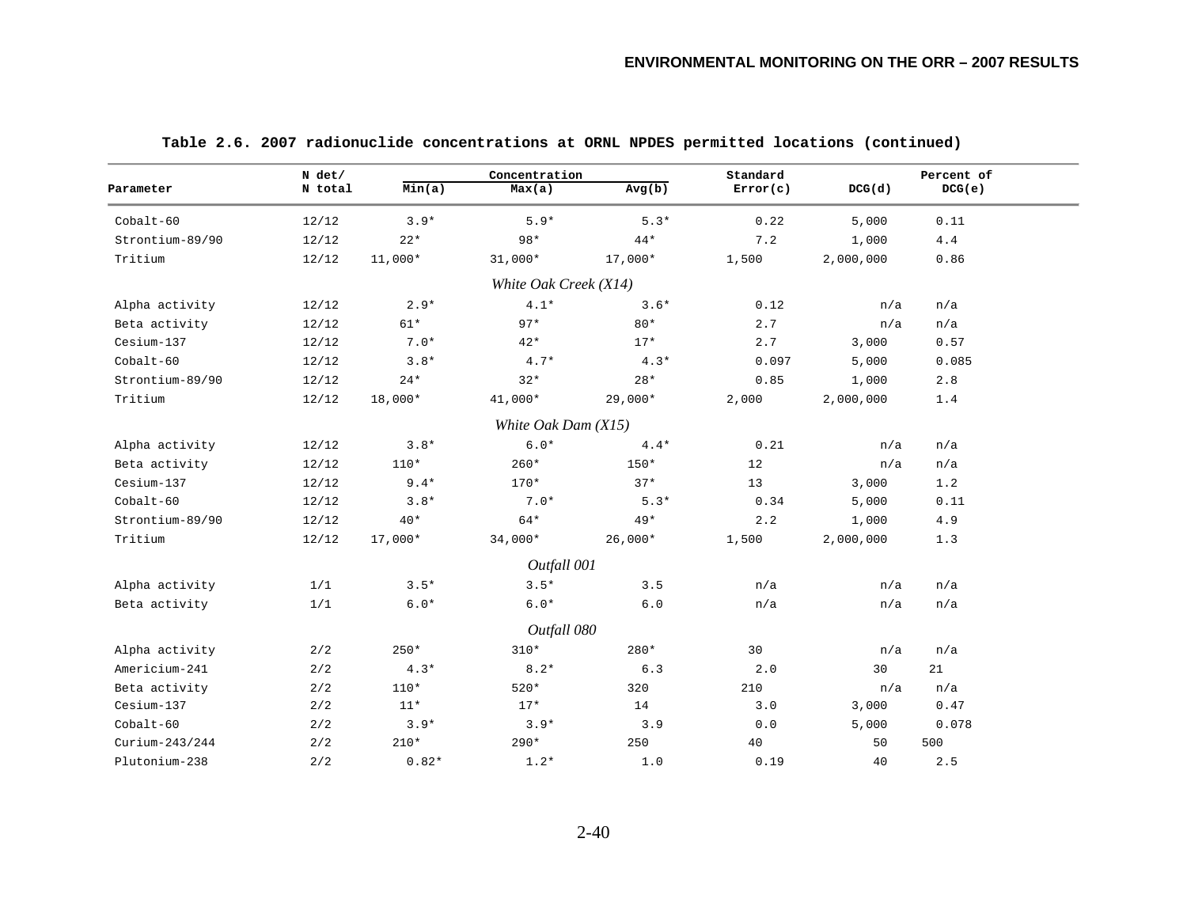**Table 2.6. 2007 radionuclide concentrations at ORNL NPDES permitted locations (continued)**

| Parameter | N det/ N total | Concentration Min(a) | Max(a) | Avg(b) | Standard Error(c) | DCG(d) | Percent of DCG(e) |
|---|---|---|---|---|---|---|---|
| Cobalt-60 | 12/12 | 3.9* | 5.9* | 5.3* | 0.22 | 5,000 | 0.11 |
| Strontium-89/90 | 12/12 | 22* | 98* | 44* | 7.2 | 1,000 | 4.4 |
| Tritium | 12/12 | 11,000* | 31,000* | 17,000* | 1,500 | 2,000,000 | 0.86 |
| | | | *White Oak Creek (X14)* | | | | |
| Alpha activity | 12/12 | 2.9* | 4.1* | 3.6* | 0.12 | n/a | n/a |
| Beta activity | 12/12 | 61* | 97* | 80* | 2.7 | n/a | n/a |
| Cesium-137 | 12/12 | 7.0* | 42* | 17* | 2.7 | 3,000 | 0.57 |
| Cobalt-60 | 12/12 | 3.8* | 4.7* | 4.3* | 0.097 | 5,000 | 0.085 |
| Strontium-89/90 | 12/12 | 24* | 32* | 28* | 0.85 | 1,000 | 2.8 |
| Tritium | 12/12 | 18,000* | 41,000* | 29,000* | 2,000 | 2,000,000 | 1.4 |
| | | | *White Oak Dam (X15)* | | | | |
| Alpha activity | 12/12 | 3.8* | 6.0* | 4.4* | 0.21 | n/a | n/a |
| Beta activity | 12/12 | 110* | 260* | 150* | 12 | n/a | n/a |
| Cesium-137 | 12/12 | 9.4* | 170* | 37* | 13 | 3,000 | 1.2 |
| Cobalt-60 | 12/12 | 3.8* | 7.0* | 5.3* | 0.34 | 5,000 | 0.11 |
| Strontium-89/90 | 12/12 | 40* | 64* | 49* | 2.2 | 1,000 | 4.9 |
| Tritium | 12/12 | 17,000* | 34,000* | 26,000* | 1,500 | 2,000,000 | 1.3 |
| | | | *Outfall 001* | | | | |
| Alpha activity | 1/1 | 3.5* | 3.5* | 3.5 | n/a | n/a | n/a |
| Beta activity | 1/1 | 6.0* | 6.0* | 6.0 | n/a | n/a | n/a |
| | | | *Outfall 080* | | | | |
| Alpha activity | 2/2 | 250* | 310* | 280* | 30 | n/a | n/a |
| Americium-241 | 2/2 | 4.3* | 8.2* | 6.3 | 2.0 | 30 | 21 |
| Beta activity | 2/2 | 110* | 520* | 320 | 210 | n/a | n/a |
| Cesium-137 | 2/2 | 11* | 17* | 14 | 3.0 | 3,000 | 0.47 |
| Cobalt-60 | 2/2 | 3.9* | 3.9* | 3.9 | 0.0 | 5,000 | 0.078 |
| Curium-243/244 | 2/2 | 210* | 290* | 250 | 40 | 50 | 500 |
| Plutonium-238 | 2/2 | 0.82* | 1.2* | 1.0 | 0.19 | 40 | 2.5 |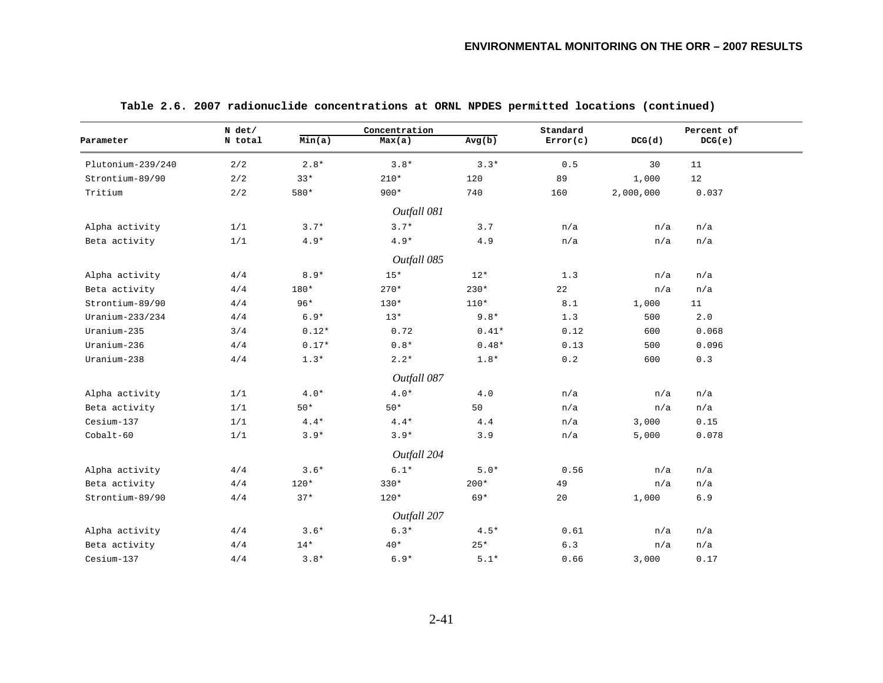**Table 2.6. 2007 radionuclide concentrations at ORNL NPDES permitted locations (continued)**

| Parameter | N det/ N total | Concentration Min(a) | Max(a) | Avg(b) | Standard Error(c) | DCG(d) | Percent of DCG(e) |
|---|---|---|---|---|---|---|---|
| Plutonium-239/240 | 2/2 | 2.8* | 3.8* | 3.3* | 0.5 | 30 | 11 |
| Strontium-89/90 | 2/2 | 33* | 210* | 120 | 89 | 1,000 | 12 |
| Tritium | 2/2 | 580* | 900* | 740 | 160 | 2,000,000 | 0.037 |
| *Outfall 081* | | | | | | | |
| Alpha activity | 1/1 | 3.7* | 3.7* | 3.7 | n/a | n/a | n/a |
| Beta activity | 1/1 | 4.9* | 4.9* | 4.9 | n/a | n/a | n/a |
| *Outfall 085* | | | | | | | |
| Alpha activity | 4/4 | 8.9* | 15* | 12* | 1.3 | n/a | n/a |
| Beta activity | 4/4 | 180* | 270* | 230* | 22 | n/a | n/a |
| Strontium-89/90 | 4/4 | 96* | 130* | 110* | 8.1 | 1,000 | 11 |
| Uranium-233/234 | 4/4 | 6.9* | 13* | 9.8* | 1.3 | 500 | 2.0 |
| Uranium-235 | 3/4 | 0.12* | 0.72 | 0.41* | 0.12 | 600 | 0.068 |
| Uranium-236 | 4/4 | 0.17* | 0.8* | 0.48* | 0.13 | 500 | 0.096 |
| Uranium-238 | 4/4 | 1.3* | 2.2* | 1.8* | 0.2 | 600 | 0.3 |
| *Outfall 087* | | | | | | | |
| Alpha activity | 1/1 | 4.0* | 4.0* | 4.0 | n/a | n/a | n/a |
| Beta activity | 1/1 | 50* | 50* | 50 | n/a | n/a | n/a |
| Cesium-137 | 1/1 | 4.4* | 4.4* | 4.4 | n/a | 3,000 | 0.15 |
| Cobalt-60 | 1/1 | 3.9* | 3.9* | 3.9 | n/a | 5,000 | 0.078 |
| *Outfall 204* | | | | | | | |
| Alpha activity | 4/4 | 3.6* | 6.1* | 5.0* | 0.56 | n/a | n/a |
| Beta activity | 4/4 | 120* | 330* | 200* | 49 | n/a | n/a |
| Strontium-89/90 | 4/4 | 37* | 120* | 69* | 20 | 1,000 | 6.9 |
| *Outfall 207* | | | | | | | |
| Alpha activity | 4/4 | 3.6* | 6.3* | 4.5* | 0.61 | n/a | n/a |
| Beta activity | 4/4 | 14* | 40* | 25* | 6.3 | n/a | n/a |
| Cesium-137 | 4/4 | 3.8* | 6.9* | 5.1* | 0.66 | 3,000 | 0.17 |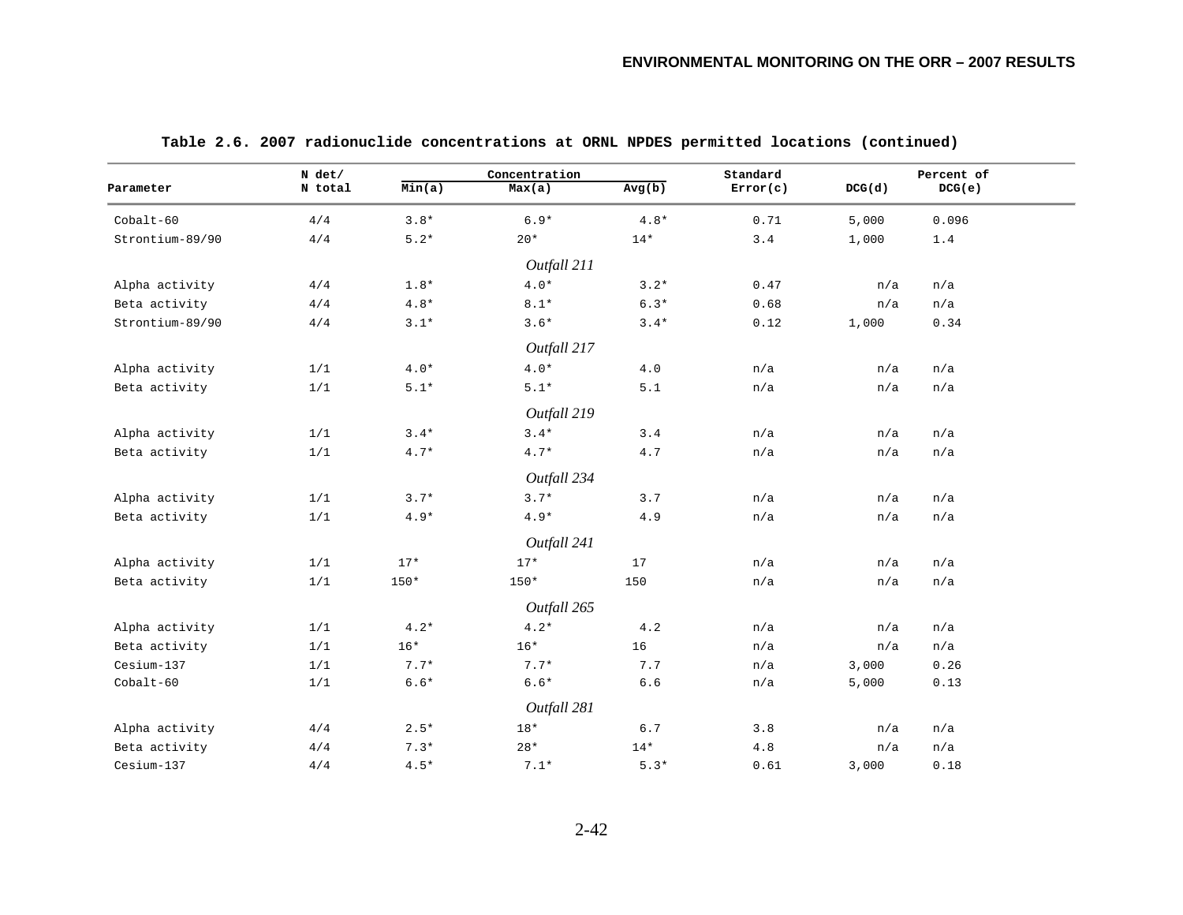**Table 2.6. 2007 radionuclide concentrations at ORNL NPDES permitted locations (continued)**

| Parameter | N det/ N total | Concentration Min(a) | Max(a) | Avg(b) | Standard Error(c) | DCG(d) | Percent of DCG(e) |
|---|---|---|---|---|---|---|---|
| Cobalt-60 | 4/4 | 3.8* | 6.9* | 4.8* | 0.71 | 5,000 | 0.096 |
| Strontium-89/90 | 4/4 | 5.2* | 20* | 14* | 3.4 | 1,000 | 1.4 |
| | | | *Outfall 211* | | | | |
| Alpha activity | 4/4 | 1.8* | 4.0* | 3.2* | 0.47 | n/a | n/a |
| Beta activity | 4/4 | 4.8* | 8.1* | 6.3* | 0.68 | n/a | n/a |
| Strontium-89/90 | 4/4 | 3.1* | 3.6* | 3.4* | 0.12 | 1,000 | 0.34 |
| | | | *Outfall 217* | | | | |
| Alpha activity | 1/1 | 4.0* | 4.0* | 4.0 | n/a | n/a | n/a |
| Beta activity | 1/1 | 5.1* | 5.1* | 5.1 | n/a | n/a | n/a |
| | | | *Outfall 219* | | | | |
| Alpha activity | 1/1 | 3.4* | 3.4* | 3.4 | n/a | n/a | n/a |
| Beta activity | 1/1 | 4.7* | 4.7* | 4.7 | n/a | n/a | n/a |
| | | | *Outfall 234* | | | | |
| Alpha activity | 1/1 | 3.7* | 3.7* | 3.7 | n/a | n/a | n/a |
| Beta activity | 1/1 | 4.9* | 4.9* | 4.9 | n/a | n/a | n/a |
| | | | *Outfall 241* | | | | |
| Alpha activity | 1/1 | 17* | 17* | 17 | n/a | n/a | n/a |
| Beta activity | 1/1 | 150* | 150* | 150 | n/a | n/a | n/a |
| | | | *Outfall 265* | | | | |
| Alpha activity | 1/1 | 4.2* | 4.2* | 4.2 | n/a | n/a | n/a |
| Beta activity | 1/1 | 16* | 16* | 16 | n/a | n/a | n/a |
| Cesium-137 | 1/1 | 7.7* | 7.7* | 7.7 | n/a | 3,000 | 0.26 |
| Cobalt-60 | 1/1 | 6.6* | 6.6* | 6.6 | n/a | 5,000 | 0.13 |
| | | | *Outfall 281* | | | | |
| Alpha activity | 4/4 | 2.5* | 18* | 6.7 | 3.8 | n/a | n/a |
| Beta activity | 4/4 | 7.3* | 28* | 14* | 4.8 | n/a | n/a |
| Cesium-137 | 4/4 | 4.5* | 7.1* | 5.3* | 0.61 | 3,000 | 0.18 |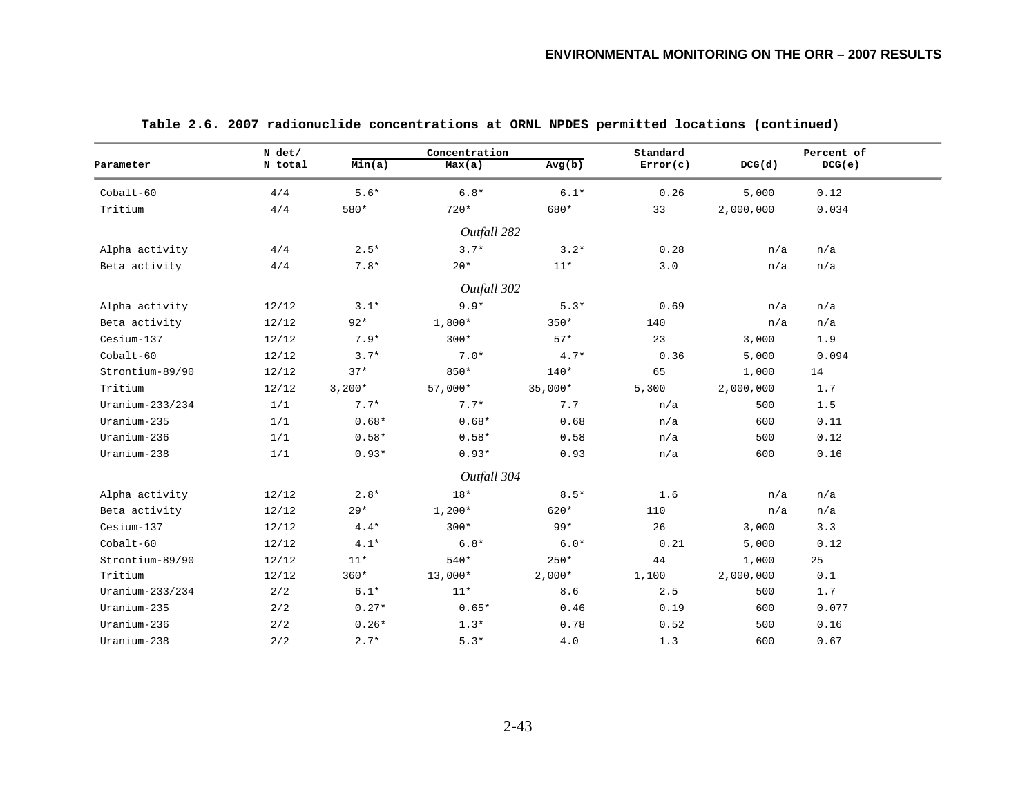**Table 2.6. 2007 radionuclide concentrations at ORNL NPDES permitted locations (continued)**

| Parameter | N det/ N total | Concentration Min(a) | Max(a) | Avg(b) | Standard Error(c) | DCG(d) | Percent of DCG(e) |
|---|---|---|---|---|---|---|---|
| Cobalt-60 | 4/4 | 5.6* | 6.8* | 6.1* | 0.26 | 5,000 | 0.12 |
| Tritium | 4/4 | 580* | 720* | 680* | 33 | 2,000,000 | 0.034 |
| | | | *Outfall 282* | | | | |
| Alpha activity | 4/4 | 2.5* | 3.7* | 3.2* | 0.28 | n/a | n/a |
| Beta activity | 4/4 | 7.8* | 20* | 11* | 3.0 | n/a | n/a |
| | | | *Outfall 302* | | | | |
| Alpha activity | 12/12 | 3.1* | 9.9* | 5.3* | 0.69 | n/a | n/a |
| Beta activity | 12/12 | 92* | 1,800* | 350* | 140 | n/a | n/a |
| Cesium-137 | 12/12 | 7.9* | 300* | 57* | 23 | 3,000 | 1.9 |
| Cobalt-60 | 12/12 | 3.7* | 7.0* | 4.7* | 0.36 | 5,000 | 0.094 |
| Strontium-89/90 | 12/12 | 37* | 850* | 140* | 65 | 1,000 | 14 |
| Tritium | 12/12 | 3,200* | 57,000* | 35,000* | 5,300 | 2,000,000 | 1.7 |
| Uranium-233/234 | 1/1 | 7.7* | 7.7* | 7.7 | n/a | 500 | 1.5 |
| Uranium-235 | 1/1 | 0.68* | 0.68* | 0.68 | n/a | 600 | 0.11 |
| Uranium-236 | 1/1 | 0.58* | 0.58* | 0.58 | n/a | 500 | 0.12 |
| Uranium-238 | 1/1 | 0.93* | 0.93* | 0.93 | n/a | 600 | 0.16 |
| | | | *Outfall 304* | | | | |
| Alpha activity | 12/12 | 2.8* | 18* | 8.5* | 1.6 | n/a | n/a |
| Beta activity | 12/12 | 29* | 1,200* | 620* | 110 | n/a | n/a |
| Cesium-137 | 12/12 | 4.4* | 300* | 99* | 26 | 3,000 | 3.3 |
| Cobalt-60 | 12/12 | 4.1* | 6.8* | 6.0* | 0.21 | 5,000 | 0.12 |
| Strontium-89/90 | 12/12 | 11* | 540* | 250* | 44 | 1,000 | 25 |
| Tritium | 12/12 | 360* | 13,000* | 2,000* | 1,100 | 2,000,000 | 0.1 |
| Uranium-233/234 | 2/2 | 6.1* | 11* | 8.6 | 2.5 | 500 | 1.7 |
| Uranium-235 | 2/2 | 0.27* | 0.65* | 0.46 | 0.19 | 600 | 0.077 |
| Uranium-236 | 2/2 | 0.26* | 1.3* | 0.78 | 0.52 | 500 | 0.16 |
| Uranium-238 | 2/2 | 2.7* | 5.3* | 4.0 | 1.3 | 600 | 0.67 |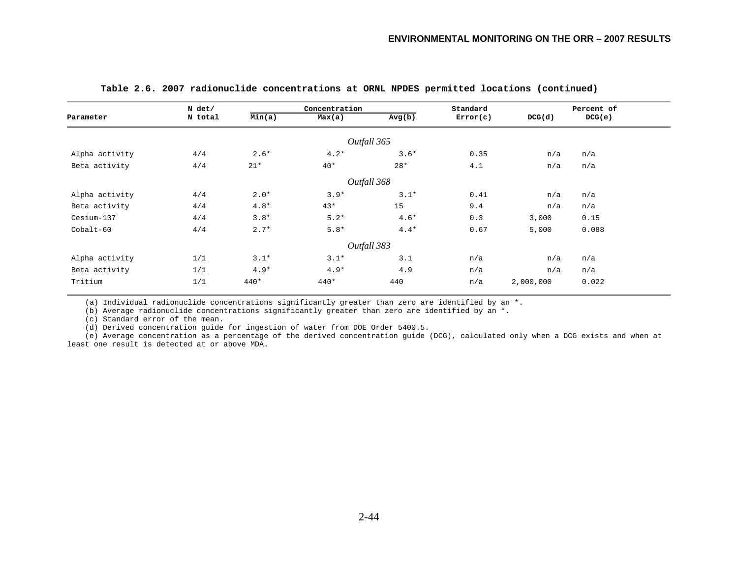**Table 2.6. 2007 radionuclide concentrations at ORNL NPDES permitted locations (continued)**

| Parameter | N det/ N total | Concentration Min(a) | Max(a) | Avg(b) | Standard Error(c) | DCG(d) | Percent of DCG(e) |
|---|---|---|---|---|---|---|---|
| *Outfall 365* | | | | | | | |
| Alpha activity | 4/4 | 2.6* | 4.2* | 3.6* | 0.35 | n/a | n/a |
| Beta activity | 4/4 | 21* | 40* | 28* | 4.1 | n/a | n/a |
| *Outfall 368* | | | | | | | |
| Alpha activity | 4/4 | 2.0* | 3.9* | 3.1* | 0.41 | n/a | n/a |
| Beta activity | 4/4 | 4.8* | 43* | 15 | 9.4 | n/a | n/a |
| Cesium-137 | 4/4 | 3.8* | 5.2* | 4.6* | 0.3 | 3,000 | 0.15 |
| Cobalt-60 | 4/4 | 2.7* | 5.8* | 4.4* | 0.67 | 5,000 | 0.088 |
| *Outfall 383* | | | | | | | |
| Alpha activity | 1/1 | 3.1* | 3.1* | 3.1 | n/a | n/a | n/a |
| Beta activity | 1/1 | 4.9* | 4.9* | 4.9 | n/a | n/a | n/a |
| Tritium | 1/1 | 440* | 440* | 440 | n/a | 2,000,000 | 0.022 |

(a) Individual radionuclide concentrations significantly greater than zero are identified by an *.

(b) Average radionuclide concentrations significantly greater than zero are identified by an *.

(c) Standard error of the mean.

(d) Derived concentration guide for ingestion of water from DOE Order 5400.5.

(e) Average concentration as a percentage of the derived concentration guide (DCG), calculated only when a DCG exists and when at least one result is detected at or above MDA.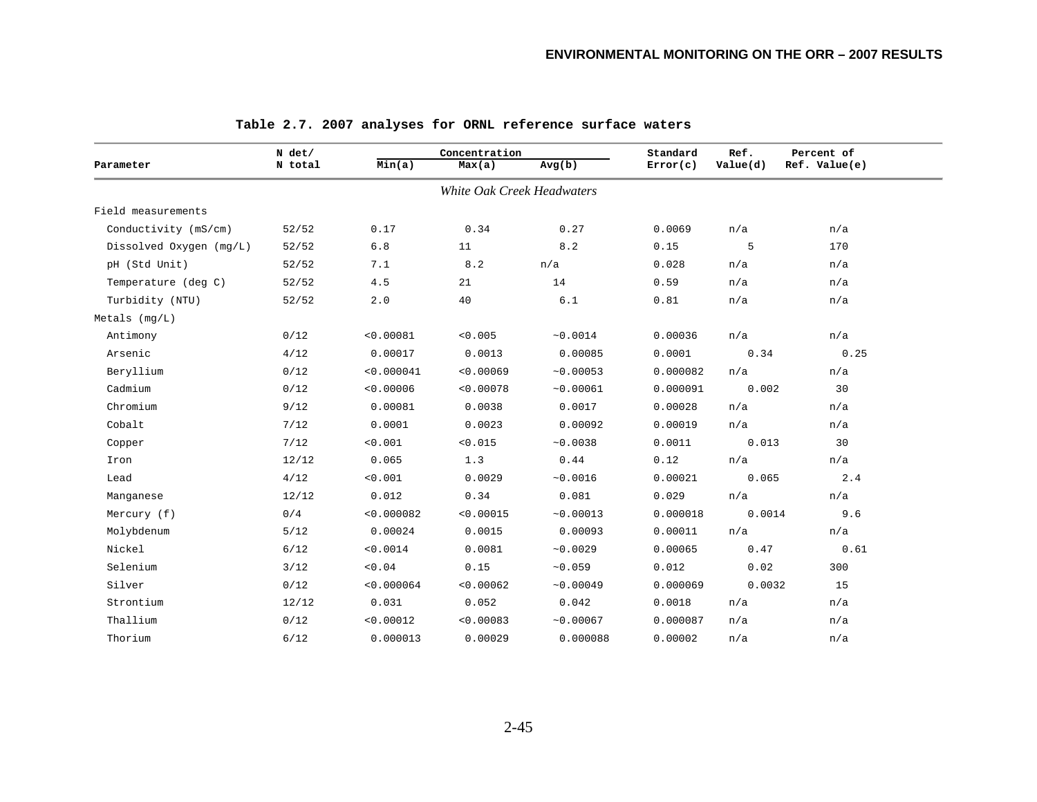**Table 2.7. 2007 analyses for ORNL reference surface waters**

| Parameter | N det/ N total | Concentration Min(a) | Max(a) | Avg(b) | Standard Error(c) | Ref. Value(d) | Percent of Ref. Value(e) |
|---|---|---|---|---|---|---|---|
| | | | *White Oak Creek Headwaters* | | | | |
| Field measurements | | | | | | | |
| Conductivity (mS/cm) | 52/52 | 0.17 | 0.34 | 0.27 | 0.0069 | n/a | n/a |
| Dissolved Oxygen (mg/L) | 52/52 | 6.8 | 11 | 8.2 | 0.15 | 5 | 170 |
| pH (Std Unit) | 52/52 | 7.1 | 8.2 | n/a | 0.028 | n/a | n/a |
| Temperature (deg C) | 52/52 | 4.5 | 21 | 14 | 0.59 | n/a | n/a |
| Turbidity (NTU) | 52/52 | 2.0 | 40 | 6.1 | 0.81 | n/a | n/a |
| Metals (mg/L) | | | | | | | |
| Antimony | 0/12 | <0.00081 | <0.005 | ~0.0014 | 0.00036 | n/a | n/a |
| Arsenic | 4/12 | 0.00017 | 0.0013 | 0.00085 | 0.0001 | 0.34 | 0.25 |
| Beryllium | 0/12 | <0.000041 | <0.00069 | ~0.00053 | 0.000082 | n/a | n/a |
| Cadmium | 0/12 | <0.00006 | <0.00078 | ~0.00061 | 0.000091 | 0.002 | 30 |
| Chromium | 9/12 | 0.00081 | 0.0038 | 0.0017 | 0.00028 | n/a | n/a |
| Cobalt | 7/12 | 0.0001 | 0.0023 | 0.00092 | 0.00019 | n/a | n/a |
| Copper | 7/12 | <0.001 | <0.015 | ~0.0038 | 0.0011 | 0.013 | 30 |
| Iron | 12/12 | 0.065 | 1.3 | 0.44 | 0.12 | n/a | n/a |
| Lead | 4/12 | <0.001 | 0.0029 | ~0.0016 | 0.00021 | 0.065 | 2.4 |
| Manganese | 12/12 | 0.012 | 0.34 | 0.081 | 0.029 | n/a | n/a |
| Mercury (f) | 0/4 | <0.000082 | <0.00015 | ~0.00013 | 0.000018 | 0.0014 | 9.6 |
| Molybdenum | 5/12 | 0.00024 | 0.0015 | 0.00093 | 0.00011 | n/a | n/a |
| Nickel | 6/12 | <0.0014 | 0.0081 | ~0.0029 | 0.00065 | 0.47 | 0.61 |
| Selenium | 3/12 | <0.04 | 0.15 | ~0.059 | 0.012 | 0.02 | 300 |
| Silver | 0/12 | <0.000064 | <0.00062 | ~0.00049 | 0.000069 | 0.0032 | 15 |
| Strontium | 12/12 | 0.031 | 0.052 | 0.042 | 0.0018 | n/a | n/a |
| Thallium | 0/12 | <0.00012 | <0.00083 | ~0.00067 | 0.000087 | n/a | n/a |
| Thorium | 6/12 | 0.000013 | 0.00029 | 0.000088 | 0.00002 | n/a | n/a |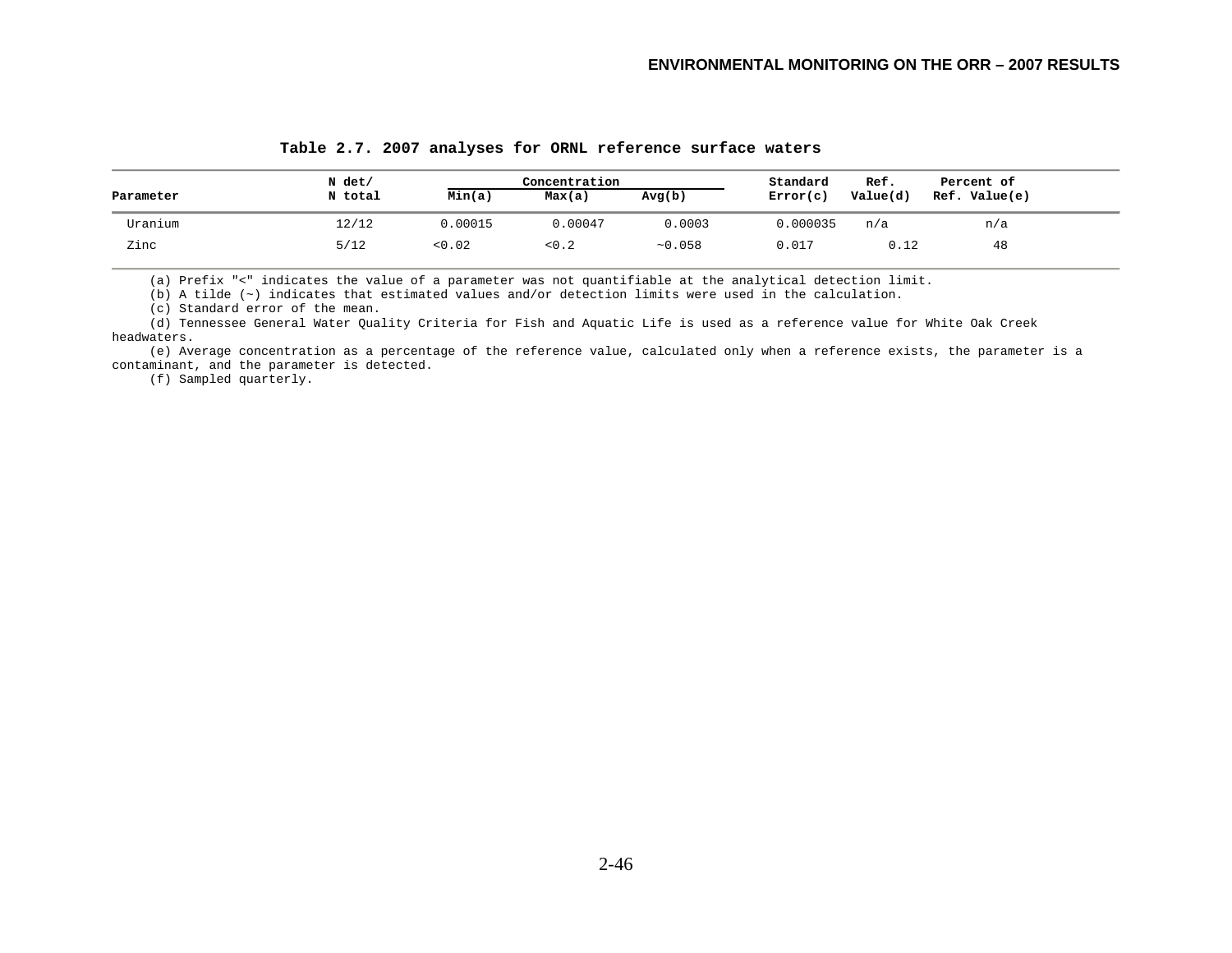**Table 2.7. 2007 analyses for ORNL reference surface waters**

| Parameter | N det/ N total | Concentration | | | Standard Error(c) | Ref. Value(d) | Percent of Ref. Value(e) |
|---|---|---|---|---|---|---|---|
| | | Min(a) | Max(a) | Avg(b) | | | |
| Uranium | 12/12 | 0.00015 | 0.00047 | 0.0003 | 0.000035 | n/a | n/a |
| Zinc | 5/12 | <0.02 | <0.2 | ~0.058 | 0.017 | 0.12 | 48 |

(a) Prefix "<" indicates the value of a parameter was not quantifiable at the analytical detection limit.

(b) A tilde (~) indicates that estimated values and/or detection limits were used in the calculation.

(c) Standard error of the mean.

(d) Tennessee General Water Quality Criteria for Fish and Aquatic Life is used as a reference value for White Oak Creek headwaters.

(e) Average concentration as a percentage of the reference value, calculated only when a reference exists, the parameter is a contaminant, and the parameter is detected.

(f) Sampled quarterly.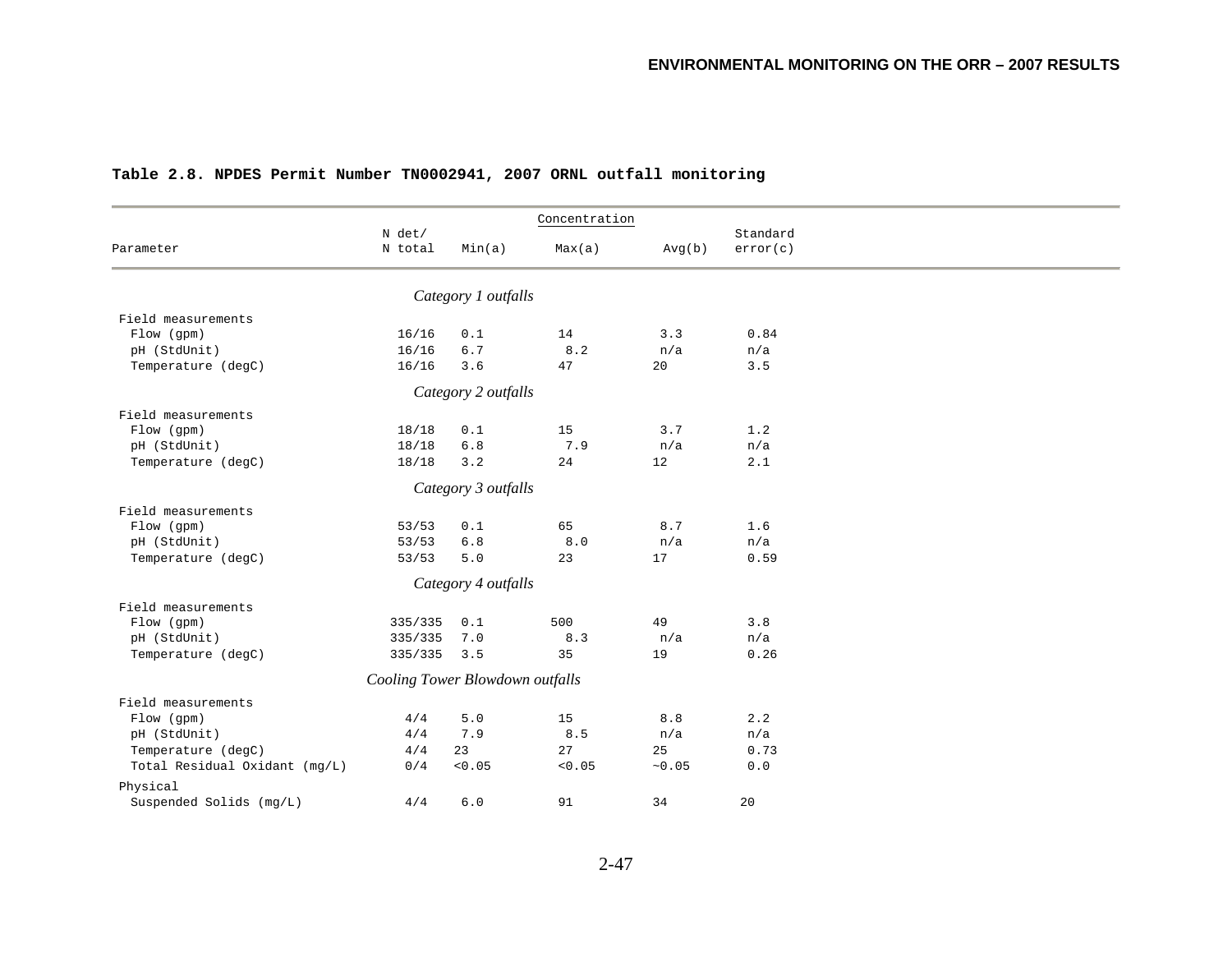**Table 2.8. NPDES Permit Number TN0002941, 2007 ORNL outfall monitoring**

| Parameter | N det/ N total | Concentration Min(a) | Max(a) | Avg(b) | Standard error(c) |
|---|---|---|---|---|---|
| *Category 1 outfalls* | | | | | |
| Field measurements | | | | | |
| Flow (gpm) | 16/16 | 0.1 | 14 | 3.3 | 0.84 |
| pH (StdUnit) | 16/16 | 6.7 | 8.2 | n/a | n/a |
| Temperature (degC) | 16/16 | 3.6 | 47 | 20 | 3.5 |
| *Category 2 outfalls* | | | | | |
| Field measurements | | | | | |
| Flow (gpm) | 18/18 | 0.1 | 15 | 3.7 | 1.2 |
| pH (StdUnit) | 18/18 | 6.8 | 7.9 | n/a | n/a |
| Temperature (degC) | 18/18 | 3.2 | 24 | 12 | 2.1 |
| *Category 3 outfalls* | | | | | |
| Field measurements | | | | | |
| Flow (gpm) | 53/53 | 0.1 | 65 | 8.7 | 1.6 |
| pH (StdUnit) | 53/53 | 6.8 | 8.0 | n/a | n/a |
| Temperature (degC) | 53/53 | 5.0 | 23 | 17 | 0.59 |
| *Category 4 outfalls* | | | | | |
| Field measurements | | | | | |
| Flow (gpm) | 335/335 | 0.1 | 500 | 49 | 3.8 |
| pH (StdUnit) | 335/335 | 7.0 | 8.3 | n/a | n/a |
| Temperature (degC) | 335/335 | 3.5 | 35 | 19 | 0.26 |
| *Cooling Tower Blowdown outfalls* | | | | | |
| Field measurements | | | | | |
| Flow (gpm) | 4/4 | 5.0 | 15 | 8.8 | 2.2 |
| pH (StdUnit) | 4/4 | 7.9 | 8.5 | n/a | n/a |
| Temperature (degC) | 4/4 | 23 | 27 | 25 | 0.73 |
| Total Residual Oxidant (mg/L) | 0/4 | <0.05 | <0.05 | ~0.05 | 0.0 |
| Physical | | | | | |
| Suspended Solids (mg/L) | 4/4 | 6.0 | 91 | 34 | 20 |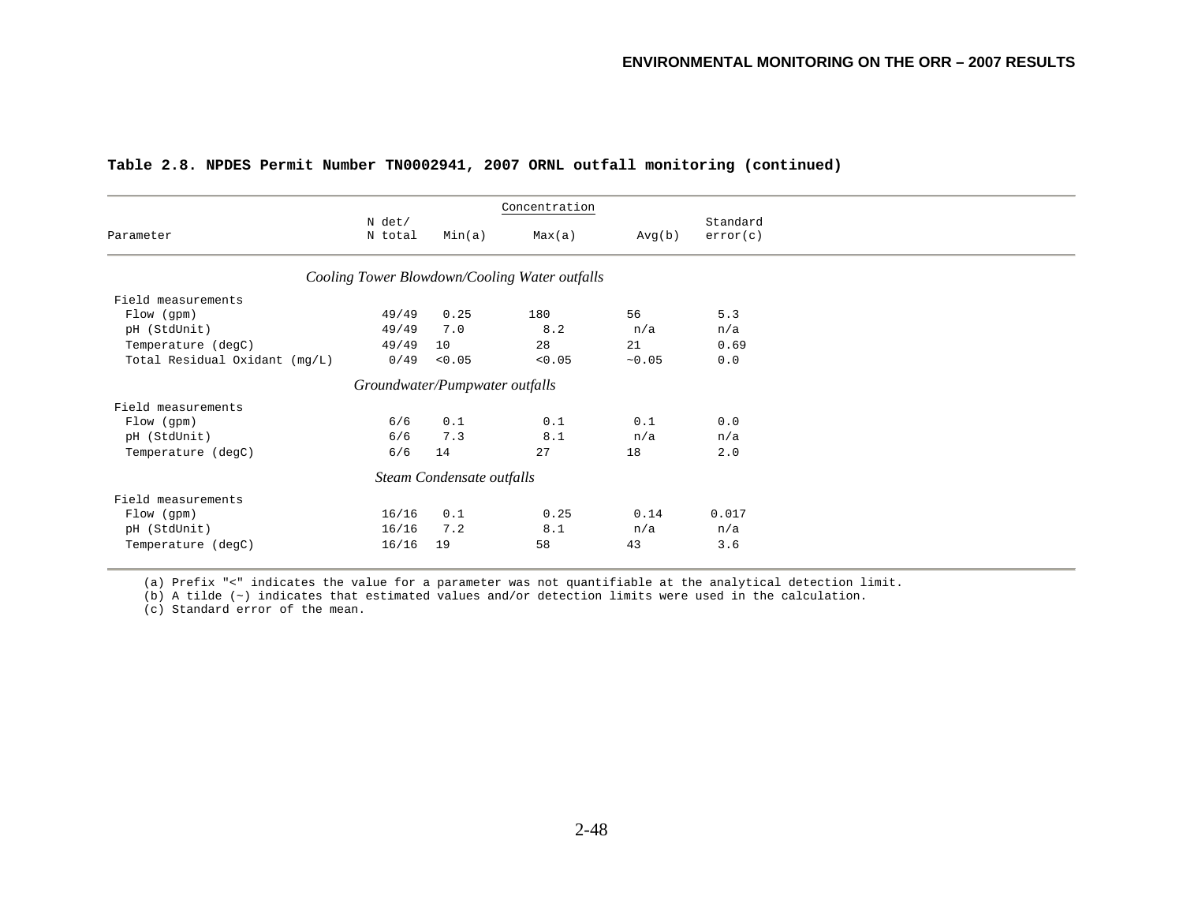**Table 2.8. NPDES Permit Number TN0002941, 2007 ORNL outfall monitoring (continued)**

| Parameter | N det/ N total | Min(a) | Max(a) | Avg(b) | Standard error(c) |
|---|---|---|---|---|---|
| | | Concentration | | | |
| *Cooling Tower Blowdown/Cooling Water outfalls* | | | | | |
| Field measurements | | | | | |
| Flow (gpm) | 49/49 | 0.25 | 180 | 56 | 5.3 |
| pH (StdUnit) | 49/49 | 7.0 | 8.2 | n/a | n/a |
| Temperature (degC) | 49/49 | 10 | 28 | 21 | 0.69 |
| Total Residual Oxidant (mg/L) | 0/49 | <0.05 | <0.05 | ~0.05 | 0.0 |
| *Groundwater/Pumpwater outfalls* | | | | | |
| Field measurements | | | | | |
| Flow (gpm) | 6/6 | 0.1 | 0.1 | 0.1 | 0.0 |
| pH (StdUnit) | 6/6 | 7.3 | 8.1 | n/a | n/a |
| Temperature (degC) | 6/6 | 14 | 27 | 18 | 2.0 |
| *Steam Condensate outfalls* | | | | | |
| Field measurements | | | | | |
| Flow (gpm) | 16/16 | 0.1 | 0.25 | 0.14 | 0.017 |
| pH (StdUnit) | 16/16 | 7.2 | 8.1 | n/a | n/a |
| Temperature (degC) | 16/16 | 19 | 58 | 43 | 3.6 |

(a) Prefix "<" indicates the value for a parameter was not quantifiable at the analytical detection limit.
(b) A tilde (~) indicates that estimated values and/or detection limits were used in the calculation.
(c) Standard error of the mean.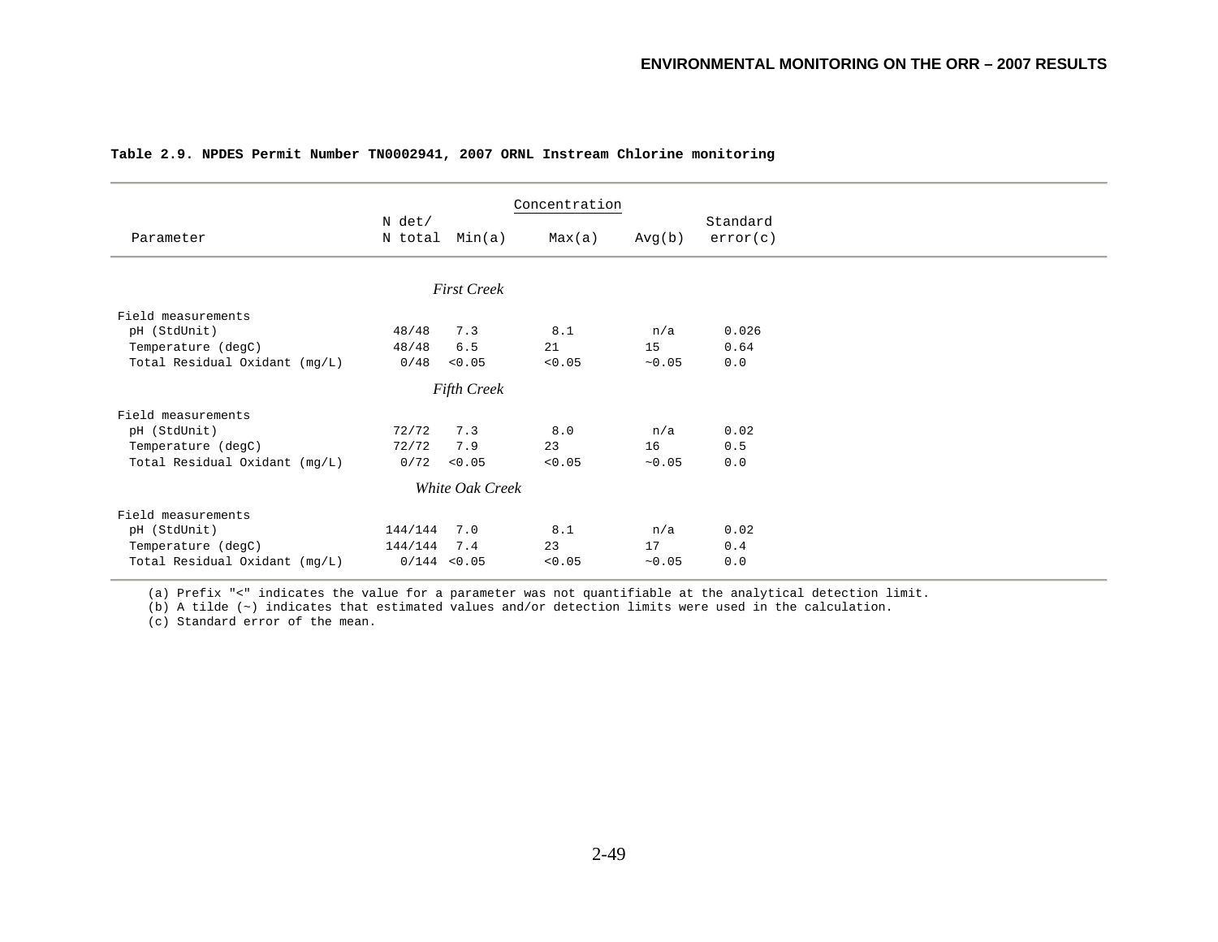**Table 2.9. NPDES Permit Number TN0002941, 2007 ORNL Instream Chlorine monitoring**

| Parameter | N det/ N total | Concentration Min(a) | Max(a) | Avg(b) | Standard error(c) |
|---|---|---|---|---|---|
| ***First Creek*** | | | | | |
| Field measurements | | | | | |
| pH (StdUnit) | 48/48 | 7.3 | 8.1 | n/a | 0.026 |
| Temperature (degC) | 48/48 | 6.5 | 21 | 15 | 0.64 |
| Total Residual Oxidant (mg/L) | 0/48 | <0.05 | <0.05 | ~0.05 | 0.0 |
| ***Fifth Creek*** | | | | | |
| Field measurements | | | | | |
| pH (StdUnit) | 72/72 | 7.3 | 8.0 | n/a | 0.02 |
| Temperature (degC) | 72/72 | 7.9 | 23 | 16 | 0.5 |
| Total Residual Oxidant (mg/L) | 0/72 | <0.05 | <0.05 | ~0.05 | 0.0 |
| ***White Oak Creek*** | | | | | |
| Field measurements | | | | | |
| pH (StdUnit) | 144/144 | 7.0 | 8.1 | n/a | 0.02 |
| Temperature (degC) | 144/144 | 7.4 | 23 | 17 | 0.4 |
| Total Residual Oxidant (mg/L) | 0/144 | <0.05 | <0.05 | ~0.05 | 0.0 |

(a) Prefix "<" indicates the value for a parameter was not quantifiable at the analytical detection limit.
(b) A tilde (~) indicates that estimated values and/or detection limits were used in the calculation.
(c) Standard error of the mean.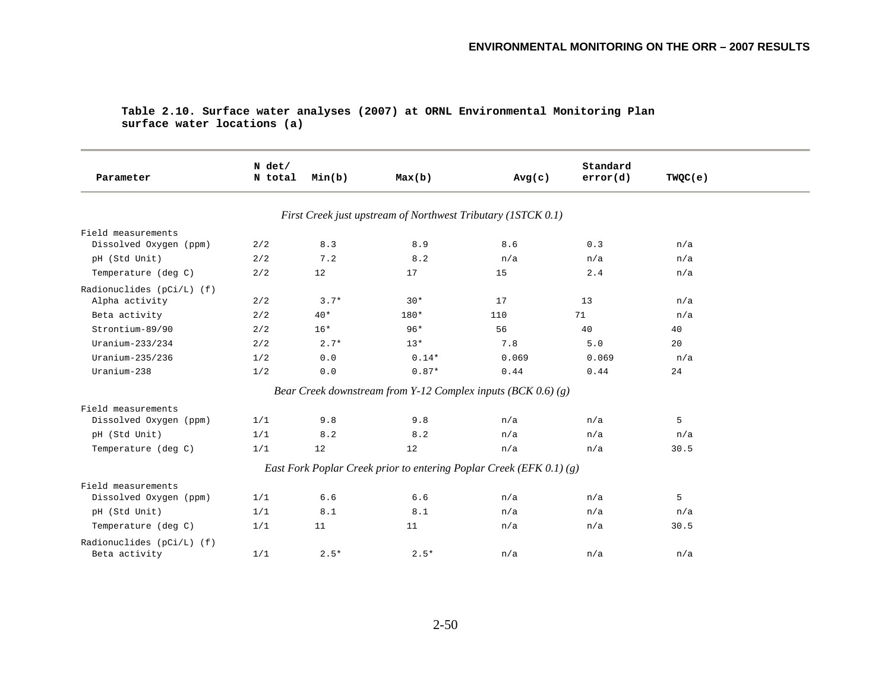**Table 2.10. Surface water analyses (2007) at ORNL Environmental Monitoring Plan surface water locations (a)**

| Parameter | N det/ N total | Min(b) | Max(b) | Avg(c) | Standard error(d) | TWQC(e) |
|---|---|---|---|---|---|---|
| *First Creek just upstream of Northwest Tributary (1STCK 0.1)* | | | | | | |
| Field measurements | | | | | | |
| Dissolved Oxygen (ppm) | 2/2 | 8.3 | 8.9 | 8.6 | 0.3 | n/a |
| pH (Std Unit) | 2/2 | 7.2 | 8.2 | n/a | n/a | n/a |
| Temperature (deg C) | 2/2 | 12 | 17 | 15 | 2.4 | n/a |
| Radionuclides (pCi/L) (f) | | | | | | |
| Alpha activity | 2/2 | 3.7* | 30* | 17 | 13 | n/a |
| Beta activity | 2/2 | 40* | 180* | 110 | 71 | n/a |
| Strontium-89/90 | 2/2 | 16* | 96* | 56 | 40 | 40 |
| Uranium-233/234 | 2/2 | 2.7* | 13* | 7.8 | 5.0 | 20 |
| Uranium-235/236 | 1/2 | 0.0 | 0.14* | 0.069 | 0.069 | n/a |
| Uranium-238 | 1/2 | 0.0 | 0.87* | 0.44 | 0.44 | 24 |
| *Bear Creek downstream from Y-12 Complex inputs (BCK 0.6) (g)* | | | | | | |
| Field measurements | | | | | | |
| Dissolved Oxygen (ppm) | 1/1 | 9.8 | 9.8 | n/a | n/a | 5 |
| pH (Std Unit) | 1/1 | 8.2 | 8.2 | n/a | n/a | n/a |
| Temperature (deg C) | 1/1 | 12 | 12 | n/a | n/a | 30.5 |
| *East Fork Poplar Creek prior to entering Poplar Creek (EFK 0.1) (g)* | | | | | | |
| Field measurements | | | | | | |
| Dissolved Oxygen (ppm) | 1/1 | 6.6 | 6.6 | n/a | n/a | 5 |
| pH (Std Unit) | 1/1 | 8.1 | 8.1 | n/a | n/a | n/a |
| Temperature (deg C) | 1/1 | 11 | 11 | n/a | n/a | 30.5 |
| Radionuclides (pCi/L) (f) | | | | | | |
| Beta activity | 1/1 | 2.5* | 2.5* | n/a | n/a | n/a |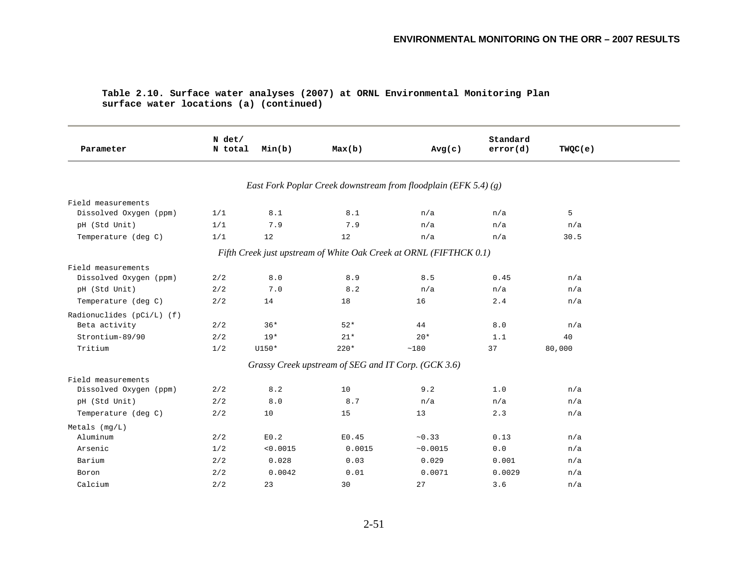**Table 2.10. Surface water analyses (2007) at ORNL Environmental Monitoring Plan surface water locations (a) (continued)**

| Parameter | N det/ N total | Min(b) | Max(b) | Avg(c) | Standard error(d) | TWQC(e) |
|---|---|---|---|---|---|---|
| *East Fork Poplar Creek downstream from floodplain (EFK 5.4) (g)* | | | | | | |
| Field measurements | | | | | | |
| Dissolved Oxygen (ppm) | 1/1 | 8.1 | 8.1 | n/a | n/a | 5 |
| pH (Std Unit) | 1/1 | 7.9 | 7.9 | n/a | n/a | n/a |
| Temperature (deg C) | 1/1 | 12 | 12 | n/a | n/a | 30.5 |
| *Fifth Creek just upstream of White Oak Creek at ORNL (FIFTHCK 0.1)* | | | | | | |
| Field measurements | | | | | | |
| Dissolved Oxygen (ppm) | 2/2 | 8.0 | 8.9 | 8.5 | 0.45 | n/a |
| pH (Std Unit) | 2/2 | 7.0 | 8.2 | n/a | n/a | n/a |
| Temperature (deg C) | 2/2 | 14 | 18 | 16 | 2.4 | n/a |
| Radionuclides (pCi/L) (f) | | | | | | |
| Beta activity | 2/2 | 36* | 52* | 44 | 8.0 | n/a |
| Strontium-89/90 | 2/2 | 19* | 21* | 20* | 1.1 | 40 |
| Tritium | 1/2 | U150* | 220* | ~180 | 37 | 80,000 |
| *Grassy Creek upstream of SEG and IT Corp. (GCK 3.6)* | | | | | | |
| Field measurements | | | | | | |
| Dissolved Oxygen (ppm) | 2/2 | 8.2 | 10 | 9.2 | 1.0 | n/a |
| pH (Std Unit) | 2/2 | 8.0 | 8.7 | n/a | n/a | n/a |
| Temperature (deg C) | 2/2 | 10 | 15 | 13 | 2.3 | n/a |
| Metals (mg/L) | | | | | | |
| Aluminum | 2/2 | E0.2 | E0.45 | ~0.33 | 0.13 | n/a |
| Arsenic | 1/2 | <0.0015 | 0.0015 | ~0.0015 | 0.0 | n/a |
| Barium | 2/2 | 0.028 | 0.03 | 0.029 | 0.001 | n/a |
| Boron | 2/2 | 0.0042 | 0.01 | 0.0071 | 0.0029 | n/a |
| Calcium | 2/2 | 23 | 30 | 27 | 3.6 | n/a |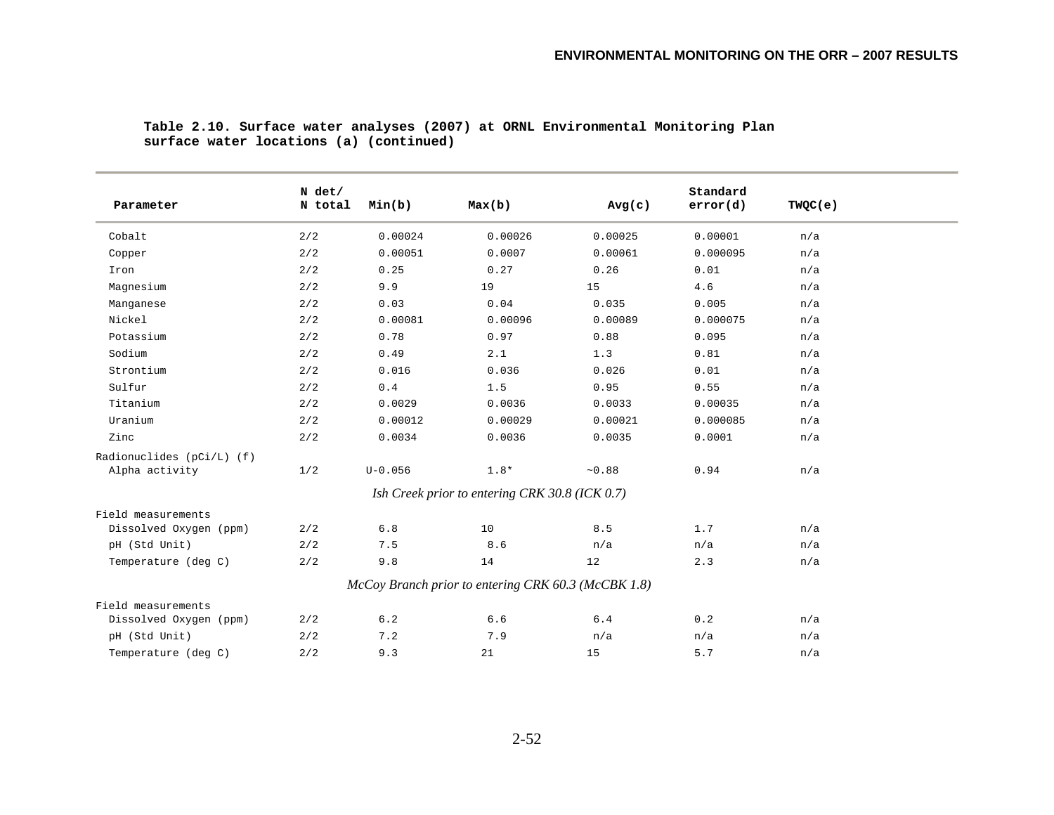**Table 2.10. Surface water analyses (2007) at ORNL Environmental Monitoring Plan surface water locations (a) (continued)**

| Parameter | N det/ N total | Min(b) | Max(b) | Avg(c) | Standard error(d) | TWQC(e) |
|---|---|---|---|---|---|---|
| Cobalt | 2/2 | 0.00024 | 0.00026 | 0.00025 | 0.00001 | n/a |
| Copper | 2/2 | 0.00051 | 0.0007 | 0.00061 | 0.000095 | n/a |
| Iron | 2/2 | 0.25 | 0.27 | 0.26 | 0.01 | n/a |
| Magnesium | 2/2 | 9.9 | 19 | 15 | 4.6 | n/a |
| Manganese | 2/2 | 0.03 | 0.04 | 0.035 | 0.005 | n/a |
| Nickel | 2/2 | 0.00081 | 0.00096 | 0.00089 | 0.000075 | n/a |
| Potassium | 2/2 | 0.78 | 0.97 | 0.88 | 0.095 | n/a |
| Sodium | 2/2 | 0.49 | 2.1 | 1.3 | 0.81 | n/a |
| Strontium | 2/2 | 0.016 | 0.036 | 0.026 | 0.01 | n/a |
| Sulfur | 2/2 | 0.4 | 1.5 | 0.95 | 0.55 | n/a |
| Titanium | 2/2 | 0.0029 | 0.0036 | 0.0033 | 0.00035 | n/a |
| Uranium | 2/2 | 0.00012 | 0.00029 | 0.00021 | 0.000085 | n/a |
| Zinc | 2/2 | 0.0034 | 0.0036 | 0.0035 | 0.0001 | n/a |
| Radionuclides (pCi/L) (f) | | | | | | |
| Alpha activity | 1/2 | U-0.056 | 1.8* | ~0.88 | 0.94 | n/a |
| *Ish Creek prior to entering CRK 30.8 (ICK 0.7)* | | | | | | |
| Field measurements | | | | | | |
| Dissolved Oxygen (ppm) | 2/2 | 6.8 | 10 | 8.5 | 1.7 | n/a |
| pH (Std Unit) | 2/2 | 7.5 | 8.6 | n/a | n/a | n/a |
| Temperature (deg C) | 2/2 | 9.8 | 14 | 12 | 2.3 | n/a |
| *McCoy Branch prior to entering CRK 60.3 (McCBK 1.8)* | | | | | | |
| Field measurements | | | | | | |
| Dissolved Oxygen (ppm) | 2/2 | 6.2 | 6.6 | 6.4 | 0.2 | n/a |
| pH (Std Unit) | 2/2 | 7.2 | 7.9 | n/a | n/a | n/a |
| Temperature (deg C) | 2/2 | 9.3 | 21 | 15 | 5.7 | n/a |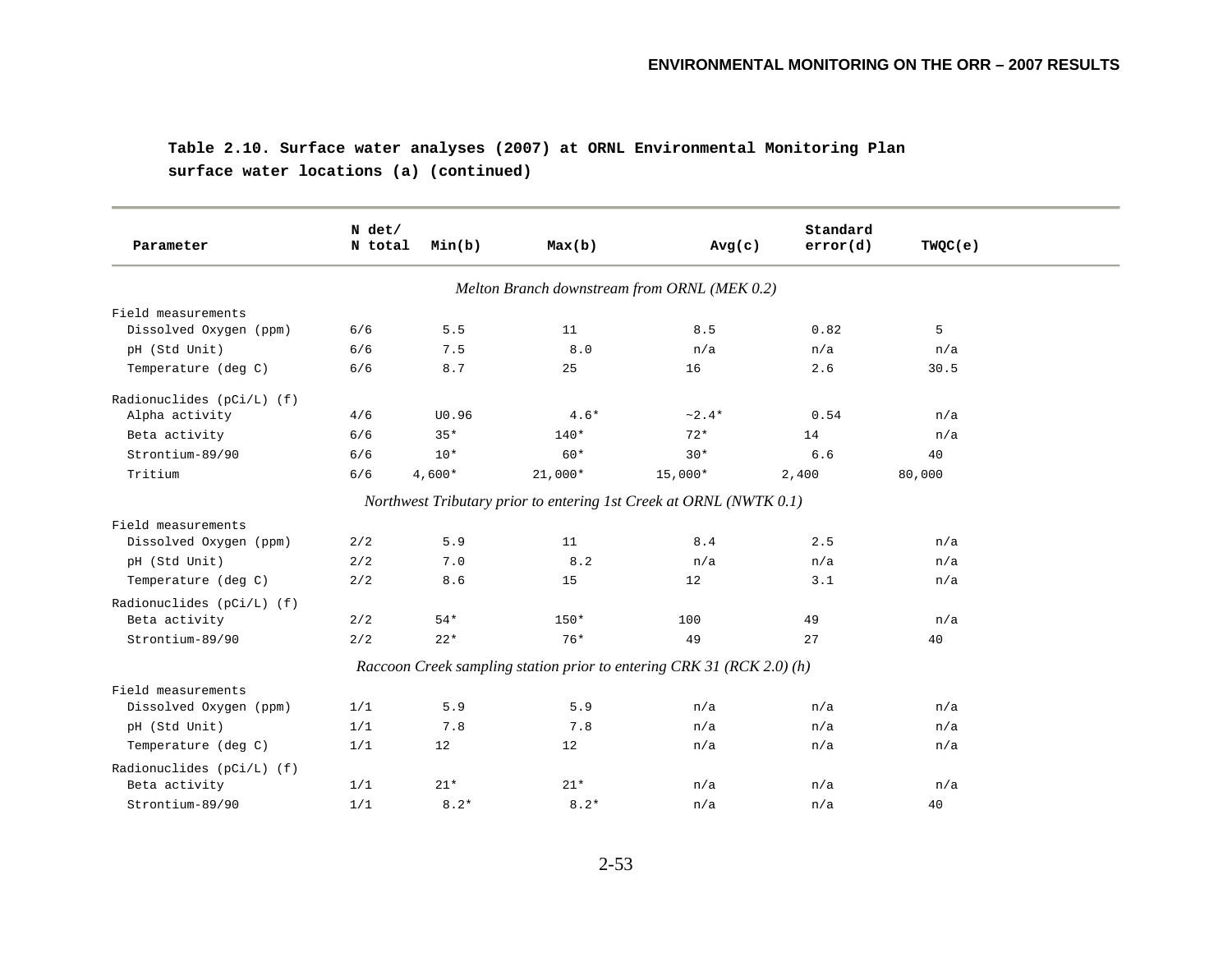**Table 2.10. Surface water analyses (2007) at ORNL Environmental Monitoring Plan surface water locations (a) (continued)**

| Parameter | N det/ N total | Min(b) | Max(b) | Avg(c) | Standard error(d) | TWQC(e) |
|---|---|---|---|---|---|---|
| *Melton Branch downstream from ORNL (MEK 0.2)* | | | | | | |
| Field measurements | | | | | | |
| Dissolved Oxygen (ppm) | 6/6 | 5.5 | 11 | 8.5 | 0.82 | 5 |
| pH (Std Unit) | 6/6 | 7.5 | 8.0 | n/a | n/a | n/a |
| Temperature (deg C) | 6/6 | 8.7 | 25 | 16 | 2.6 | 30.5 |
| Radionuclides (pCi/L) (f) | | | | | | |
| Alpha activity | 4/6 | U0.96 | 4.6* | ~2.4* | 0.54 | n/a |
| Beta activity | 6/6 | 35* | 140* | 72* | 14 | n/a |
| Strontium-89/90 | 6/6 | 10* | 60* | 30* | 6.6 | 40 |
| Tritium | 6/6 | 4,600* | 21,000* | 15,000* | 2,400 | 80,000 |
| *Northwest Tributary prior to entering 1st Creek at ORNL (NWTK 0.1)* | | | | | | |
| Field measurements | | | | | | |
| Dissolved Oxygen (ppm) | 2/2 | 5.9 | 11 | 8.4 | 2.5 | n/a |
| pH (Std Unit) | 2/2 | 7.0 | 8.2 | n/a | n/a | n/a |
| Temperature (deg C) | 2/2 | 8.6 | 15 | 12 | 3.1 | n/a |
| Radionuclides (pCi/L) (f) | | | | | | |
| Beta activity | 2/2 | 54* | 150* | 100 | 49 | n/a |
| Strontium-89/90 | 2/2 | 22* | 76* | 49 | 27 | 40 |
| *Raccoon Creek sampling station prior to entering CRK 31 (RCK 2.0) (h)* | | | | | | |
| Field measurements | | | | | | |
| Dissolved Oxygen (ppm) | 1/1 | 5.9 | 5.9 | n/a | n/a | n/a |
| pH (Std Unit) | 1/1 | 7.8 | 7.8 | n/a | n/a | n/a |
| Temperature (deg C) | 1/1 | 12 | 12 | n/a | n/a | n/a |
| Radionuclides (pCi/L) (f) | | | | | | |
| Beta activity | 1/1 | 21* | 21* | n/a | n/a | n/a |
| Strontium-89/90 | 1/1 | 8.2* | 8.2* | n/a | n/a | 40 |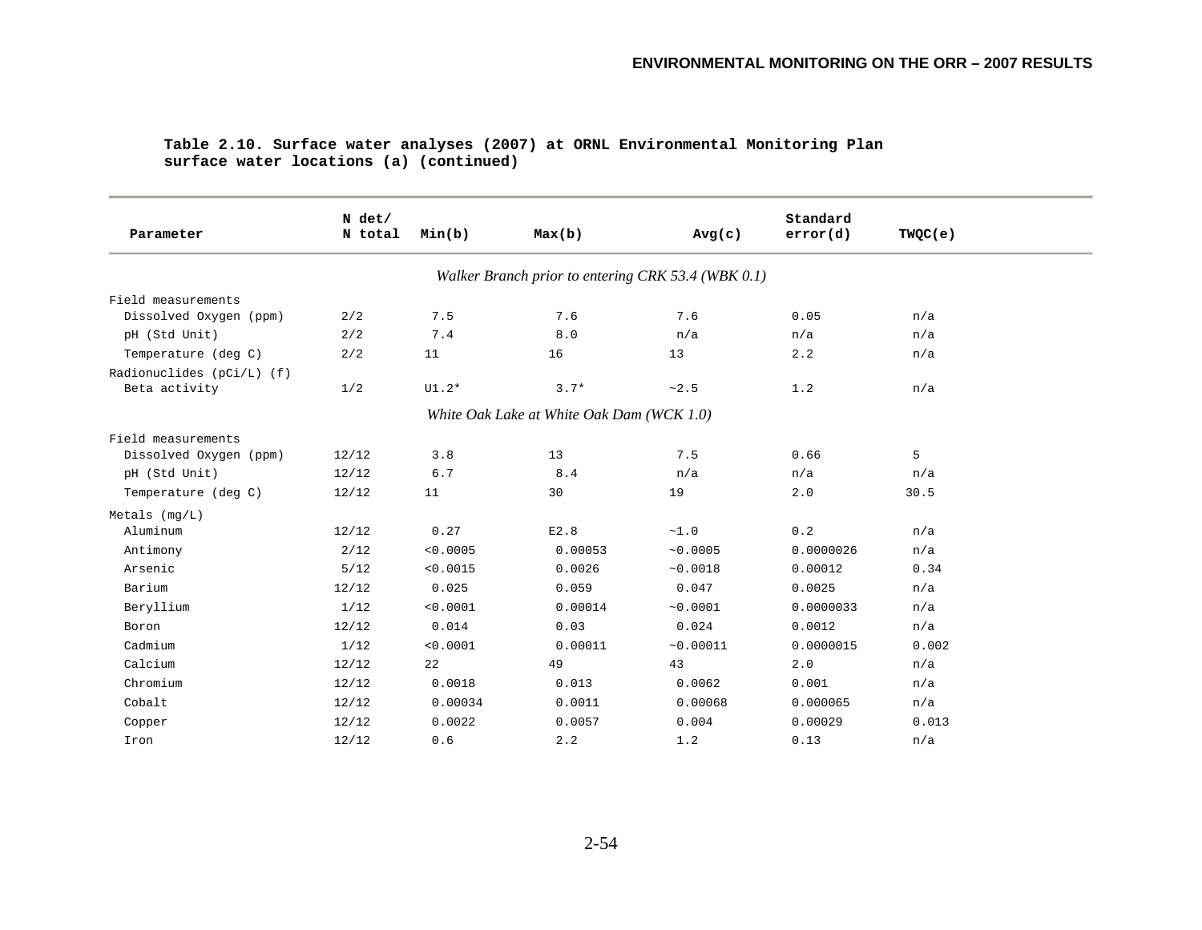**Table 2.10. Surface water analyses (2007) at ORNL Environmental Monitoring Plan surface water locations (a) (continued)**

| Parameter | N det/ N total | Min(b) | Max(b) | Avg(c) | Standard error(d) | TWQC(e) |
|---|---|---|---|---|---|---|
| | | | *Walker Branch prior to entering CRK 53.4 (WBK 0.1)* | | | |
| Field measurements | | | | | | |
| Dissolved Oxygen (ppm) | 2/2 | 7.5 | 7.6 | 7.6 | 0.05 | n/a |
| pH (Std Unit) | 2/2 | 7.4 | 8.0 | n/a | n/a | n/a |
| Temperature (deg C) | 2/2 | 11 | 16 | 13 | 2.2 | n/a |
| Radionuclides (pCi/L) (f) | | | | | | |
| Beta activity | 1/2 | U1.2* | 3.7* | ~2.5 | 1.2 | n/a |
| | | | *White Oak Lake at White Oak Dam (WCK 1.0)* | | | |
| Field measurements | | | | | | |
| Dissolved Oxygen (ppm) | 12/12 | 3.8 | 13 | 7.5 | 0.66 | 5 |
| pH (Std Unit) | 12/12 | 6.7 | 8.4 | n/a | n/a | n/a |
| Temperature (deg C) | 12/12 | 11 | 30 | 19 | 2.0 | 30.5 |
| Metals (mg/L) | | | | | | |
| Aluminum | 12/12 | 0.27 | E2.8 | ~1.0 | 0.2 | n/a |
| Antimony | 2/12 | <0.0005 | 0.00053 | ~0.0005 | 0.0000026 | n/a |
| Arsenic | 5/12 | <0.0015 | 0.0026 | ~0.0018 | 0.00012 | 0.34 |
| Barium | 12/12 | 0.025 | 0.059 | 0.047 | 0.0025 | n/a |
| Beryllium | 1/12 | <0.0001 | 0.00014 | ~0.0001 | 0.0000033 | n/a |
| Boron | 12/12 | 0.014 | 0.03 | 0.024 | 0.0012 | n/a |
| Cadmium | 1/12 | <0.0001 | 0.00011 | ~0.00011 | 0.0000015 | 0.002 |
| Calcium | 12/12 | 22 | 49 | 43 | 2.0 | n/a |
| Chromium | 12/12 | 0.0018 | 0.013 | 0.0062 | 0.001 | n/a |
| Cobalt | 12/12 | 0.00034 | 0.0011 | 0.00068 | 0.000065 | n/a |
| Copper | 12/12 | 0.0022 | 0.0057 | 0.004 | 0.00029 | 0.013 |
| Iron | 12/12 | 0.6 | 2.2 | 1.2 | 0.13 | n/a |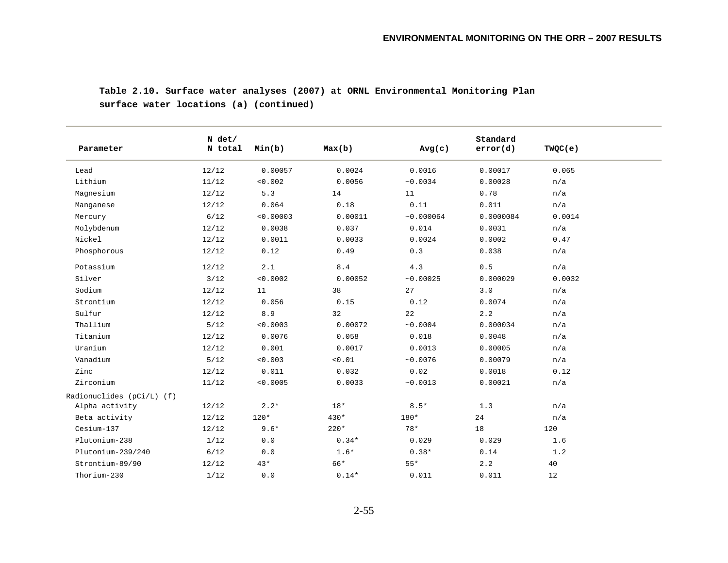**Table 2.10. Surface water analyses (2007) at ORNL Environmental Monitoring Plan surface water locations (a) (continued)**

| Parameter | N det/ N total | Min(b) | Max(b) | Avg(c) | Standard error(d) | TWQC(e) |
|---|---|---|---|---|---|---|
| Lead | 12/12 | 0.00057 | 0.0024 | 0.0016 | 0.00017 | 0.065 |
| Lithium | 11/12 | <0.002 | 0.0056 | ~0.0034 | 0.00028 | n/a |
| Magnesium | 12/12 | 5.3 | 14 | 11 | 0.78 | n/a |
| Manganese | 12/12 | 0.064 | 0.18 | 0.11 | 0.011 | n/a |
| Mercury | 6/12 | <0.00003 | 0.00011 | ~0.000064 | 0.0000084 | 0.0014 |
| Molybdenum | 12/12 | 0.0038 | 0.037 | 0.014 | 0.0031 | n/a |
| Nickel | 12/12 | 0.0011 | 0.0033 | 0.0024 | 0.0002 | 0.47 |
| Phosphorous | 12/12 | 0.12 | 0.49 | 0.3 | 0.038 | n/a |
| Potassium | 12/12 | 2.1 | 8.4 | 4.3 | 0.5 | n/a |
| Silver | 3/12 | <0.0002 | 0.00052 | ~0.00025 | 0.000029 | 0.0032 |
| Sodium | 12/12 | 11 | 38 | 27 | 3.0 | n/a |
| Strontium | 12/12 | 0.056 | 0.15 | 0.12 | 0.0074 | n/a |
| Sulfur | 12/12 | 8.9 | 32 | 22 | 2.2 | n/a |
| Thallium | 5/12 | <0.0003 | 0.00072 | ~0.0004 | 0.000034 | n/a |
| Titanium | 12/12 | 0.0076 | 0.058 | 0.018 | 0.0048 | n/a |
| Uranium | 12/12 | 0.001 | 0.0017 | 0.0013 | 0.00005 | n/a |
| Vanadium | 5/12 | <0.003 | <0.01 | ~0.0076 | 0.00079 | n/a |
| Zinc | 12/12 | 0.011 | 0.032 | 0.02 | 0.0018 | 0.12 |
| Zirconium | 11/12 | <0.0005 | 0.0033 | ~0.0013 | 0.00021 | n/a |
| Radionuclides (pCi/L) (f) | | | | | | |
| Alpha activity | 12/12 | 2.2* | 18* | 8.5* | 1.3 | n/a |
| Beta activity | 12/12 | 120* | 430* | 180* | 24 | n/a |
| Cesium-137 | 12/12 | 9.6* | 220* | 78* | 18 | 120 |
| Plutonium-238 | 1/12 | 0.0 | 0.34* | 0.029 | 0.029 | 1.6 |
| Plutonium-239/240 | 6/12 | 0.0 | 1.6* | 0.38* | 0.14 | 1.2 |
| Strontium-89/90 | 12/12 | 43* | 66* | 55* | 2.2 | 40 |
| Thorium-230 | 1/12 | 0.0 | 0.14* | 0.011 | 0.011 | 12 |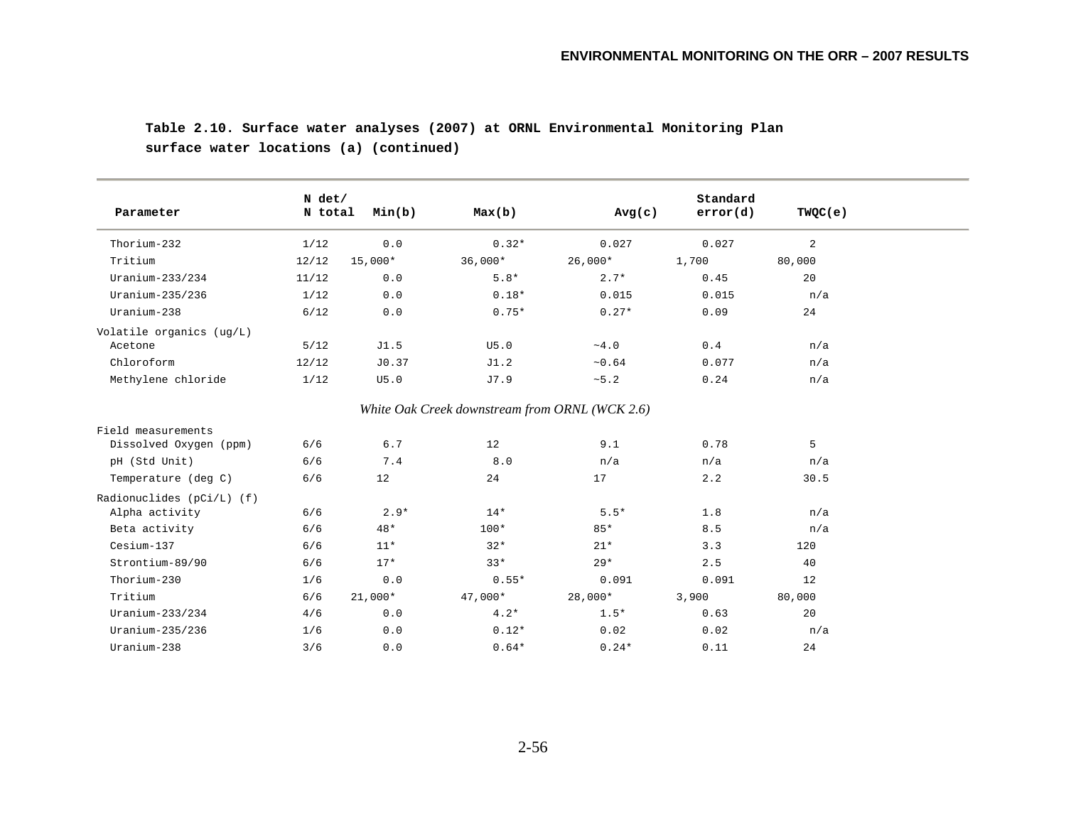**Table 2.10. Surface water analyses (2007) at ORNL Environmental Monitoring Plan surface water locations (a) (continued)**

| Parameter | N det/ N total | Min(b) | Max(b) | Avg(c) | Standard error(d) | TWQC(e) |
|---|---|---|---|---|---|---|
| Thorium-232 | 1/12 | 0.0 | 0.32* | 0.027 | 0.027 | 2 |
| Tritium | 12/12 | 15,000* | 36,000* | 26,000* | 1,700 | 80,000 |
| Uranium-233/234 | 11/12 | 0.0 | 5.8* | 2.7* | 0.45 | 20 |
| Uranium-235/236 | 1/12 | 0.0 | 0.18* | 0.015 | 0.015 | n/a |
| Uranium-238 | 6/12 | 0.0 | 0.75* | 0.27* | 0.09 | 24 |
| Volatile organics (ug/L) | | | | | | |
| Acetone | 5/12 | J1.5 | U5.0 | ~4.0 | 0.4 | n/a |
| Chloroform | 12/12 | J0.37 | J1.2 | ~0.64 | 0.077 | n/a |
| Methylene chloride | 1/12 | U5.0 | J7.9 | ~5.2 | 0.24 | n/a |
| *White Oak Creek downstream from ORNL (WCK 2.6)* | | | | | | |
| Field measurements | | | | | | |
| Dissolved Oxygen (ppm) | 6/6 | 6.7 | 12 | 9.1 | 0.78 | 5 |
| pH (Std Unit) | 6/6 | 7.4 | 8.0 | n/a | n/a | n/a |
| Temperature (deg C) | 6/6 | 12 | 24 | 17 | 2.2 | 30.5 |
| Radionuclides (pCi/L) (f) | | | | | | |
| Alpha activity | 6/6 | 2.9* | 14* | 5.5* | 1.8 | n/a |
| Beta activity | 6/6 | 48* | 100* | 85* | 8.5 | n/a |
| Cesium-137 | 6/6 | 11* | 32* | 21* | 3.3 | 120 |
| Strontium-89/90 | 6/6 | 17* | 33* | 29* | 2.5 | 40 |
| Thorium-230 | 1/6 | 0.0 | 0.55* | 0.091 | 0.091 | 12 |
| Tritium | 6/6 | 21,000* | 47,000* | 28,000* | 3,900 | 80,000 |
| Uranium-233/234 | 4/6 | 0.0 | 4.2* | 1.5* | 0.63 | 20 |
| Uranium-235/236 | 1/6 | 0.0 | 0.12* | 0.02 | 0.02 | n/a |
| Uranium-238 | 3/6 | 0.0 | 0.64* | 0.24* | 0.11 | 24 |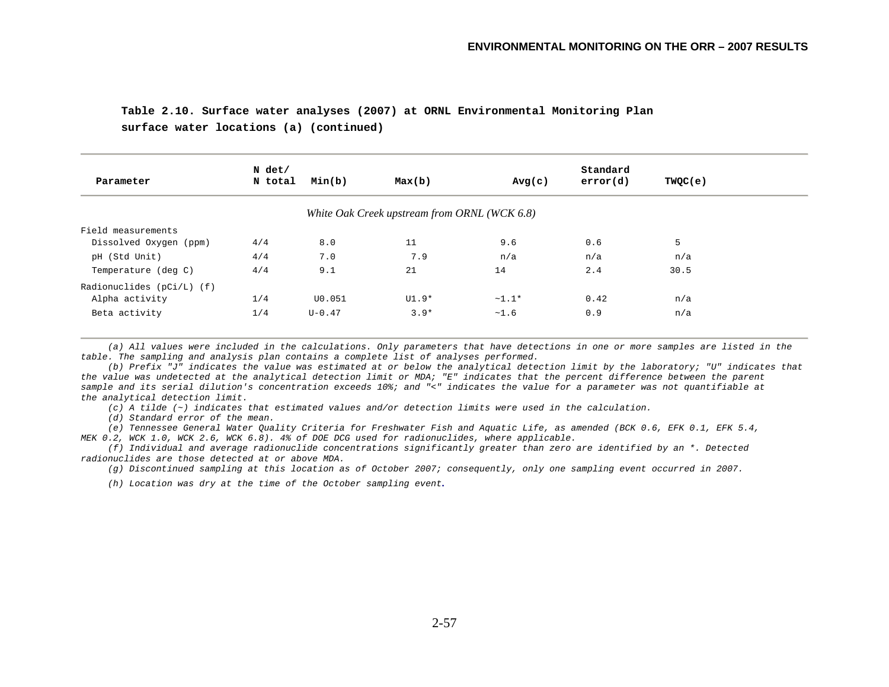**Table 2.10. Surface water analyses (2007) at ORNL Environmental Monitoring Plan surface water locations (a) (continued)**

| Parameter | N det/ N total | Min(b) | Max(b) | Avg(c) | Standard error(d) | TWQC(e) |
|---|---|---|---|---|---|---|
| *White Oak Creek upstream from ORNL (WCK 6.8)* | | | | | | |
| Field measurements | | | | | | |
| Dissolved Oxygen (ppm) | 4/4 | 8.0 | 11 | 9.6 | 0.6 | 5 |
| pH (Std Unit) | 4/4 | 7.0 | 7.9 | n/a | n/a | n/a |
| Temperature (deg C) | 4/4 | 9.1 | 21 | 14 | 2.4 | 30.5 |
| Radionuclides (pCi/L) (f) | | | | | | |
| Alpha activity | 1/4 | U0.051 | U1.9* | ~1.1* | 0.42 | n/a |
| Beta activity | 1/4 | U-0.47 | 3.9* | ~1.6 | 0.9 | n/a |

*(a) All values were included in the calculations. Only parameters that have detections in one or more samples are listed in the table. The sampling and analysis plan contains a complete list of analyses performed.*

*(b) Prefix "J" indicates the value was estimated at or below the analytical detection limit by the laboratory; "U" indicates that the value was undetected at the analytical detection limit or MDA; "E" indicates that the percent difference between the parent sample and its serial dilution's concentration exceeds 10%; and "<" indicates the value for a parameter was not quantifiable at the analytical detection limit.*

*(c) A tilde (~) indicates that estimated values and/or detection limits were used in the calculation.*

*(d) Standard error of the mean.*

*(e) Tennessee General Water Quality Criteria for Freshwater Fish and Aquatic Life, as amended (BCK 0.6, EFK 0.1, EFK 5.4, MEK 0.2, WCK 1.0, WCK 2.6, WCK 6.8). 4% of DOE DCG used for radionuclides, where applicable.*

*(f) Individual and average radionuclide concentrations significantly greater than zero are identified by an *. Detected radionuclides are those detected at or above MDA.*

*(g) Discontinued sampling at this location as of October 2007; consequently, only one sampling event occurred in 2007.*

*(h) Location was dry at the time of the October sampling event.*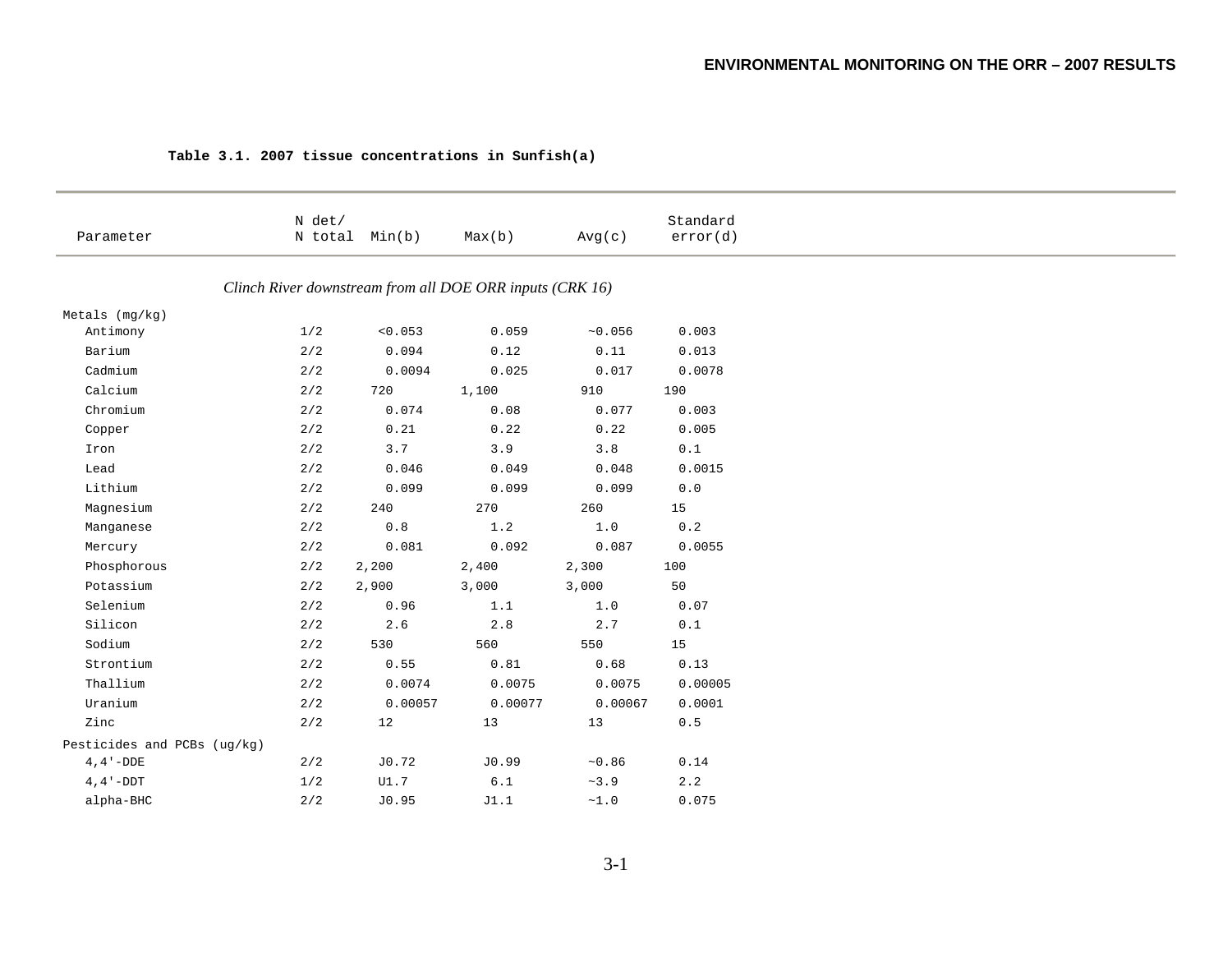**Table 3.1. 2007 tissue concentrations in Sunfish(a)**

| Parameter | N det/ N total | Min(b) | Max(b) | Avg(c) | Standard error(d) |
|---|---|---|---|---|---|
| | *Clinch River downstream from all DOE ORR inputs (CRK 16)* | | | | |
| Metals (mg/kg) | | | | | |
| Antimony | 1/2 | <0.053 | 0.059 | ~0.056 | 0.003 |
| Barium | 2/2 | 0.094 | 0.12 | 0.11 | 0.013 |
| Cadmium | 2/2 | 0.0094 | 0.025 | 0.017 | 0.0078 |
| Calcium | 2/2 | 720 | 1,100 | 910 | 190 |
| Chromium | 2/2 | 0.074 | 0.08 | 0.077 | 0.003 |
| Copper | 2/2 | 0.21 | 0.22 | 0.22 | 0.005 |
| Iron | 2/2 | 3.7 | 3.9 | 3.8 | 0.1 |
| Lead | 2/2 | 0.046 | 0.049 | 0.048 | 0.0015 |
| Lithium | 2/2 | 0.099 | 0.099 | 0.099 | 0.0 |
| Magnesium | 2/2 | 240 | 270 | 260 | 15 |
| Manganese | 2/2 | 0.8 | 1.2 | 1.0 | 0.2 |
| Mercury | 2/2 | 0.081 | 0.092 | 0.087 | 0.0055 |
| Phosphorous | 2/2 | 2,200 | 2,400 | 2,300 | 100 |
| Potassium | 2/2 | 2,900 | 3,000 | 3,000 | 50 |
| Selenium | 2/2 | 0.96 | 1.1 | 1.0 | 0.07 |
| Silicon | 2/2 | 2.6 | 2.8 | 2.7 | 0.1 |
| Sodium | 2/2 | 530 | 560 | 550 | 15 |
| Strontium | 2/2 | 0.55 | 0.81 | 0.68 | 0.13 |
| Thallium | 2/2 | 0.0074 | 0.0075 | 0.0075 | 0.00005 |
| Uranium | 2/2 | 0.00057 | 0.00077 | 0.00067 | 0.0001 |
| Zinc | 2/2 | 12 | 13 | 13 | 0.5 |
| Pesticides and PCBs (ug/kg) | | | | | |
| 4,4'-DDE | 2/2 | J0.72 | J0.99 | ~0.86 | 0.14 |
| 4,4'-DDT | 1/2 | U1.7 | 6.1 | ~3.9 | 2.2 |
| alpha-BHC | 2/2 | J0.95 | J1.1 | ~1.0 | 0.075 |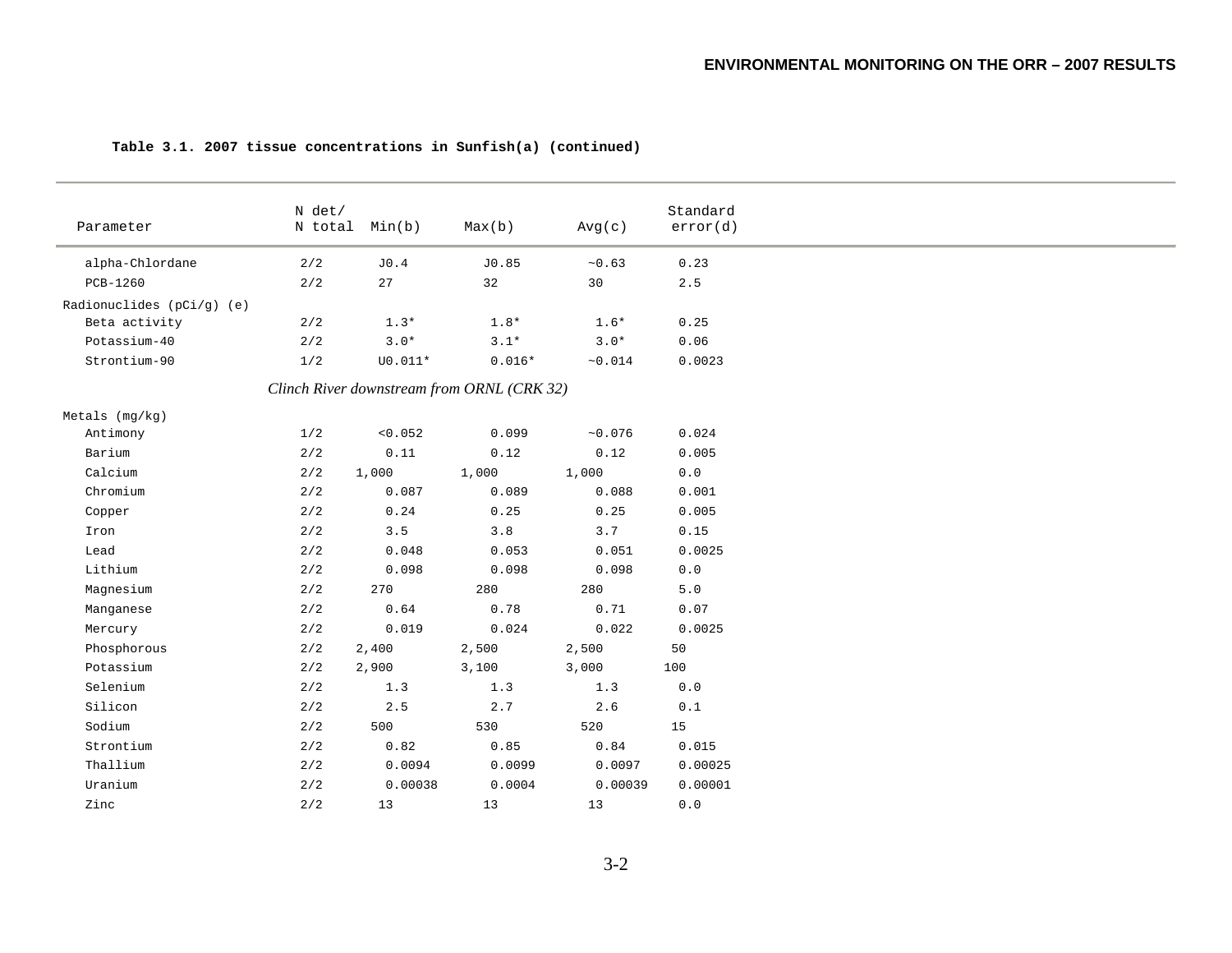**Table 3.1. 2007 tissue concentrations in Sunfish(a) (continued)**

| Parameter | N det/ N total | Min(b) | Max(b) | Avg(c) | Standard error(d) |
|---|---|---|---|---|---|
| alpha-Chlordane | 2/2 | J0.4 | J0.85 | ~0.63 | 0.23 |
| PCB-1260 | 2/2 | 27 | 32 | 30 | 2.5 |
| Radionuclides (pCi/g) (e) | | | | | |
| Beta activity | 2/2 | 1.3* | 1.8* | 1.6* | 0.25 |
| Potassium-40 | 2/2 | 3.0* | 3.1* | 3.0* | 0.06 |
| Strontium-90 | 1/2 | U0.011* | 0.016* | ~0.014 | 0.0023 |
| *Clinch River downstream from ORNL (CRK 32)* | | | | | |
| Metals (mg/kg) | | | | | |
| Antimony | 1/2 | <0.052 | 0.099 | ~0.076 | 0.024 |
| Barium | 2/2 | 0.11 | 0.12 | 0.12 | 0.005 |
| Calcium | 2/2 | 1,000 | 1,000 | 1,000 | 0.0 |
| Chromium | 2/2 | 0.087 | 0.089 | 0.088 | 0.001 |
| Copper | 2/2 | 0.24 | 0.25 | 0.25 | 0.005 |
| Iron | 2/2 | 3.5 | 3.8 | 3.7 | 0.15 |
| Lead | 2/2 | 0.048 | 0.053 | 0.051 | 0.0025 |
| Lithium | 2/2 | 0.098 | 0.098 | 0.098 | 0.0 |
| Magnesium | 2/2 | 270 | 280 | 280 | 5.0 |
| Manganese | 2/2 | 0.64 | 0.78 | 0.71 | 0.07 |
| Mercury | 2/2 | 0.019 | 0.024 | 0.022 | 0.0025 |
| Phosphorous | 2/2 | 2,400 | 2,500 | 2,500 | 50 |
| Potassium | 2/2 | 2,900 | 3,100 | 3,000 | 100 |
| Selenium | 2/2 | 1.3 | 1.3 | 1.3 | 0.0 |
| Silicon | 2/2 | 2.5 | 2.7 | 2.6 | 0.1 |
| Sodium | 2/2 | 500 | 530 | 520 | 15 |
| Strontium | 2/2 | 0.82 | 0.85 | 0.84 | 0.015 |
| Thallium | 2/2 | 0.0094 | 0.0099 | 0.0097 | 0.00025 |
| Uranium | 2/2 | 0.00038 | 0.0004 | 0.00039 | 0.00001 |
| Zinc | 2/2 | 13 | 13 | 13 | 0.0 |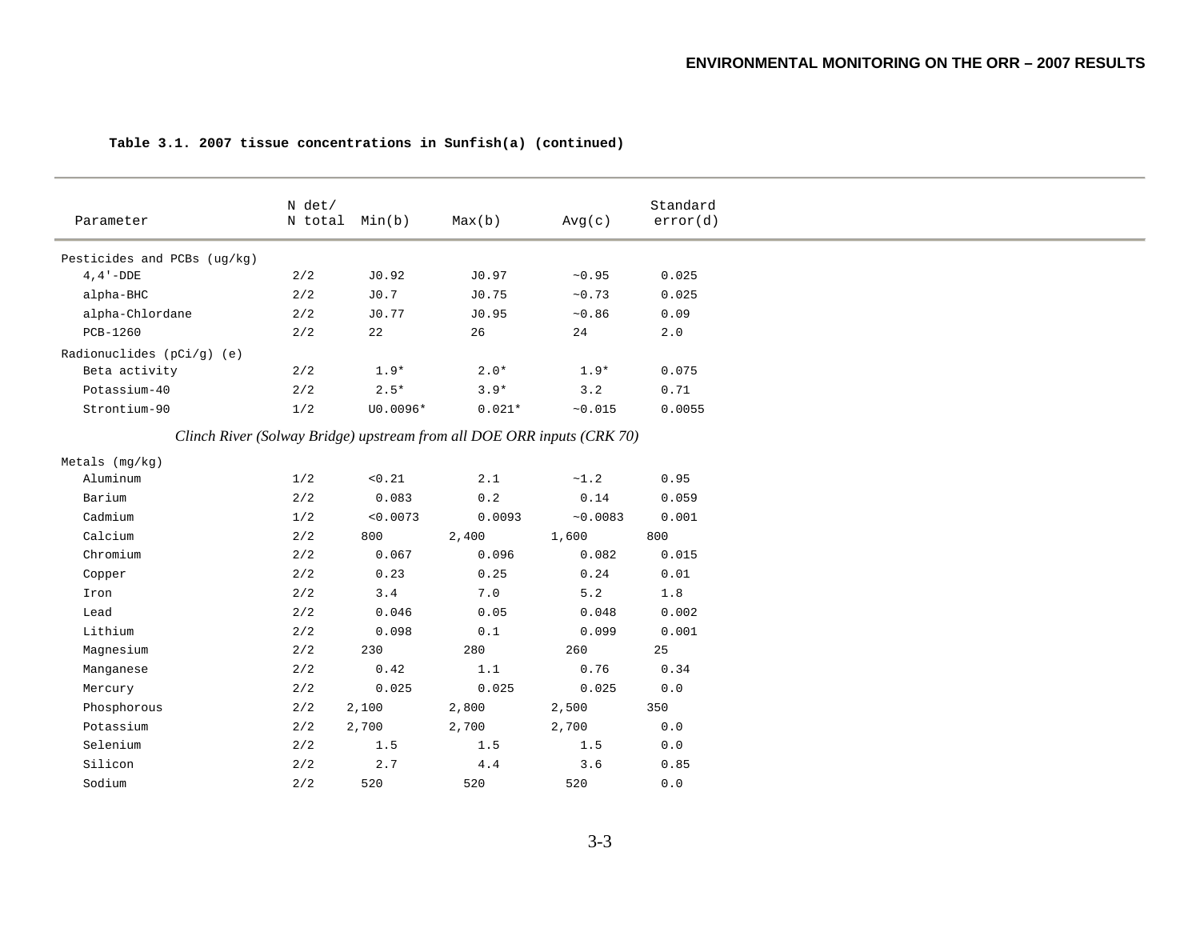**Table 3.1. 2007 tissue concentrations in Sunfish(a) (continued)**

| Parameter | N det/ N total | Min(b) | Max(b) | Avg(c) | Standard error(d) |
|---|---|---|---|---|---|
| Pesticides and PCBs (ug/kg) | | | | | |
| 4,4'-DDE | 2/2 | J0.92 | J0.97 | ~0.95 | 0.025 |
| alpha-BHC | 2/2 | J0.7 | J0.75 | ~0.73 | 0.025 |
| alpha-Chlordane | 2/2 | J0.77 | J0.95 | ~0.86 | 0.09 |
| PCB-1260 | 2/2 | 22 | 26 | 24 | 2.0 |
| Radionuclides (pCi/g) (e) | | | | | |
| Beta activity | 2/2 | 1.9* | 2.0* | 1.9* | 0.075 |
| Potassium-40 | 2/2 | 2.5* | 3.9* | 3.2 | 0.71 |
| Strontium-90 | 1/2 | U0.0096* | 0.021* | ~0.015 | 0.0055 |
| *Clinch River (Solway Bridge) upstream from all DOE ORR inputs (CRK 70)* | | | | | |
| Metals (mg/kg) | | | | | |
| Aluminum | 1/2 | <0.21 | 2.1 | ~1.2 | 0.95 |
| Barium | 2/2 | 0.083 | 0.2 | 0.14 | 0.059 |
| Cadmium | 1/2 | <0.0073 | 0.0093 | ~0.0083 | 0.001 |
| Calcium | 2/2 | 800 | 2,400 | 1,600 | 800 |
| Chromium | 2/2 | 0.067 | 0.096 | 0.082 | 0.015 |
| Copper | 2/2 | 0.23 | 0.25 | 0.24 | 0.01 |
| Iron | 2/2 | 3.4 | 7.0 | 5.2 | 1.8 |
| Lead | 2/2 | 0.046 | 0.05 | 0.048 | 0.002 |
| Lithium | 2/2 | 0.098 | 0.1 | 0.099 | 0.001 |
| Magnesium | 2/2 | 230 | 280 | 260 | 25 |
| Manganese | 2/2 | 0.42 | 1.1 | 0.76 | 0.34 |
| Mercury | 2/2 | 0.025 | 0.025 | 0.025 | 0.0 |
| Phosphorous | 2/2 | 2,100 | 2,800 | 2,500 | 350 |
| Potassium | 2/2 | 2,700 | 2,700 | 2,700 | 0.0 |
| Selenium | 2/2 | 1.5 | 1.5 | 1.5 | 0.0 |
| Silicon | 2/2 | 2.7 | 4.4 | 3.6 | 0.85 |
| Sodium | 2/2 | 520 | 520 | 520 | 0.0 |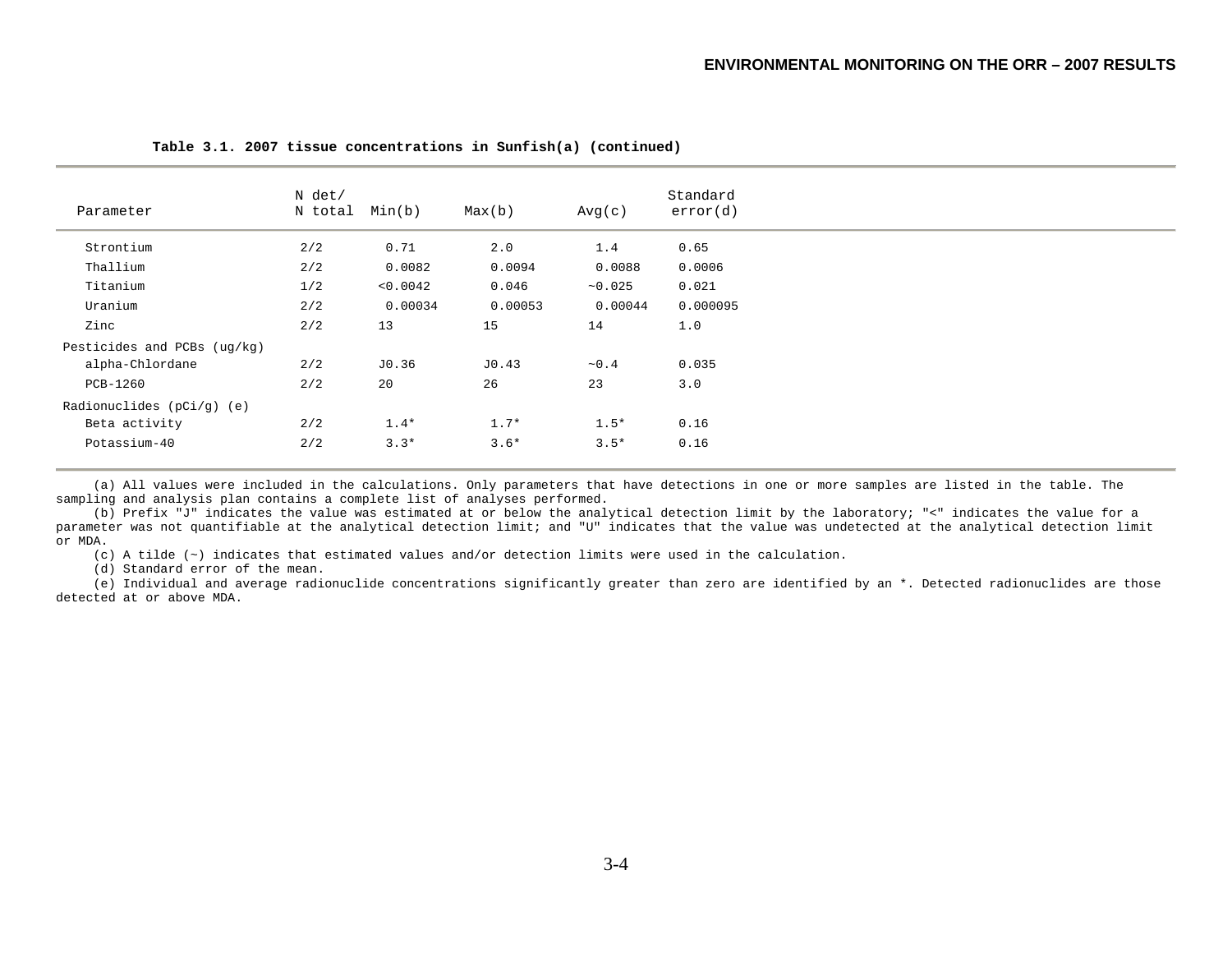**Table 3.1. 2007 tissue concentrations in Sunfish(a) (continued)**

| Parameter | N det/ N total | Min(b) | Max(b) | Avg(c) | Standard error(d) |
|---|---|---|---|---|---|
| Strontium | 2/2 | 0.71 | 2.0 | 1.4 | 0.65 |
| Thallium | 2/2 | 0.0082 | 0.0094 | 0.0088 | 0.0006 |
| Titanium | 1/2 | <0.0042 | 0.046 | ~0.025 | 0.021 |
| Uranium | 2/2 | 0.00034 | 0.00053 | 0.00044 | 0.000095 |
| Zinc | 2/2 | 13 | 15 | 14 | 1.0 |
| Pesticides and PCBs (ug/kg) | | | | | |
| alpha-Chlordane | 2/2 | J0.36 | J0.43 | ~0.4 | 0.035 |
| PCB-1260 | 2/2 | 20 | 26 | 23 | 3.0 |
| Radionuclides (pCi/g) (e) | | | | | |
| Beta activity | 2/2 | 1.4* | 1.7* | 1.5* | 0.16 |
| Potassium-40 | 2/2 | 3.3* | 3.6* | 3.5* | 0.16 |

(a) All values were included in the calculations. Only parameters that have detections in one or more samples are listed in the table. The sampling and analysis plan contains a complete list of analyses performed.

(b) Prefix "J" indicates the value was estimated at or below the analytical detection limit by the laboratory; "<" indicates the value for a parameter was not quantifiable at the analytical detection limit; and "U" indicates that the value was undetected at the analytical detection limit or MDA.

(c) A tilde (~) indicates that estimated values and/or detection limits were used in the calculation.

(d) Standard error of the mean.

(e) Individual and average radionuclide concentrations significantly greater than zero are identified by an *. Detected radionuclides are those detected at or above MDA.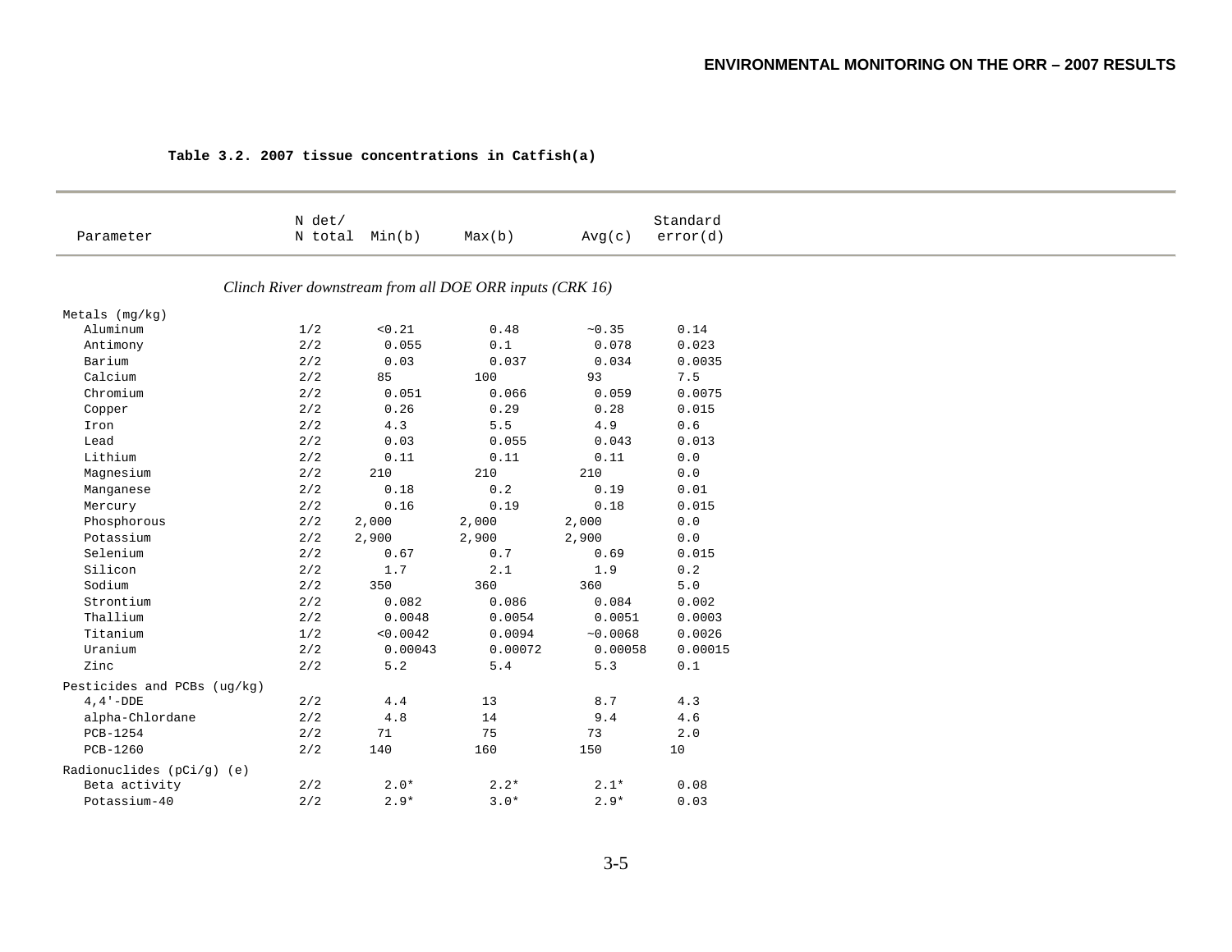**Table 3.2. 2007 tissue concentrations in Catfish(a)**

| Parameter | N det/ N total | Min(b) | Max(b) | Avg(c) | Standard error(d) |
|---|---|---|---|---|---|
| *Clinch River downstream from all DOE ORR inputs (CRK 16)* | | | | | |
| Metals (mg/kg) | | | | | |
| Aluminum | 1/2 | <0.21 | 0.48 | ~0.35 | 0.14 |
| Antimony | 2/2 | 0.055 | 0.1 | 0.078 | 0.023 |
| Barium | 2/2 | 0.03 | 0.037 | 0.034 | 0.0035 |
| Calcium | 2/2 | 85 | 100 | 93 | 7.5 |
| Chromium | 2/2 | 0.051 | 0.066 | 0.059 | 0.0075 |
| Copper | 2/2 | 0.26 | 0.29 | 0.28 | 0.015 |
| Iron | 2/2 | 4.3 | 5.5 | 4.9 | 0.6 |
| Lead | 2/2 | 0.03 | 0.055 | 0.043 | 0.013 |
| Lithium | 2/2 | 0.11 | 0.11 | 0.11 | 0.0 |
| Magnesium | 2/2 | 210 | 210 | 210 | 0.0 |
| Manganese | 2/2 | 0.18 | 0.2 | 0.19 | 0.01 |
| Mercury | 2/2 | 0.16 | 0.19 | 0.18 | 0.015 |
| Phosphorous | 2/2 | 2,000 | 2,000 | 2,000 | 0.0 |
| Potassium | 2/2 | 2,900 | 2,900 | 2,900 | 0.0 |
| Selenium | 2/2 | 0.67 | 0.7 | 0.69 | 0.015 |
| Silicon | 2/2 | 1.7 | 2.1 | 1.9 | 0.2 |
| Sodium | 2/2 | 350 | 360 | 360 | 5.0 |
| Strontium | 2/2 | 0.082 | 0.086 | 0.084 | 0.002 |
| Thallium | 2/2 | 0.0048 | 0.0054 | 0.0051 | 0.0003 |
| Titanium | 1/2 | <0.0042 | 0.0094 | ~0.0068 | 0.0026 |
| Uranium | 2/2 | 0.00043 | 0.00072 | 0.00058 | 0.00015 |
| Zinc | 2/2 | 5.2 | 5.4 | 5.3 | 0.1 |
| Pesticides and PCBs (ug/kg) | | | | | |
| 4,4'-DDE | 2/2 | 4.4 | 13 | 8.7 | 4.3 |
| alpha-Chlordane | 2/2 | 4.8 | 14 | 9.4 | 4.6 |
| PCB-1254 | 2/2 | 71 | 75 | 73 | 2.0 |
| PCB-1260 | 2/2 | 140 | 160 | 150 | 10 |
| Radionuclides (pCi/g) (e) | | | | | |
| Beta activity | 2/2 | 2.0* | 2.2* | 2.1* | 0.08 |
| Potassium-40 | 2/2 | 2.9* | 3.0* | 2.9* | 0.03 |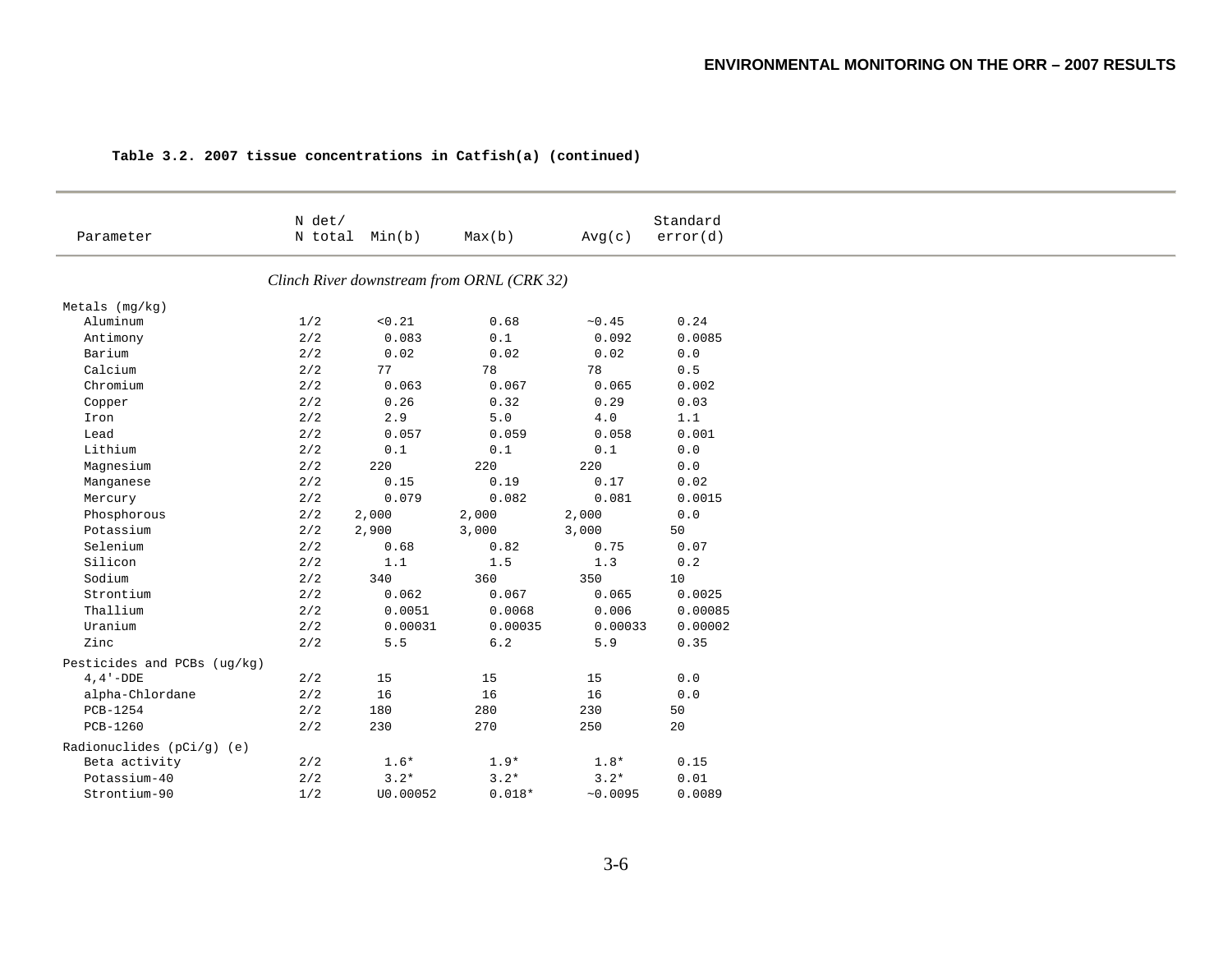**Table 3.2. 2007 tissue concentrations in Catfish(a) (continued)**

| Parameter | N det/ N total | Min(b) | Max(b) | Avg(c) | Standard error(d) |
|---|---|---|---|---|---|
| | | *Clinch River downstream from ORNL (CRK 32)* | | | |
| Metals (mg/kg) | | | | | |
| Aluminum | 1/2 | <0.21 | 0.68 | ~0.45 | 0.24 |
| Antimony | 2/2 | 0.083 | 0.1 | 0.092 | 0.0085 |
| Barium | 2/2 | 0.02 | 0.02 | 0.02 | 0.0 |
| Calcium | 2/2 | 77 | 78 | 78 | 0.5 |
| Chromium | 2/2 | 0.063 | 0.067 | 0.065 | 0.002 |
| Copper | 2/2 | 0.26 | 0.32 | 0.29 | 0.03 |
| Iron | 2/2 | 2.9 | 5.0 | 4.0 | 1.1 |
| Lead | 2/2 | 0.057 | 0.059 | 0.058 | 0.001 |
| Lithium | 2/2 | 0.1 | 0.1 | 0.1 | 0.0 |
| Magnesium | 2/2 | 220 | 220 | 220 | 0.0 |
| Manganese | 2/2 | 0.15 | 0.19 | 0.17 | 0.02 |
| Mercury | 2/2 | 0.079 | 0.082 | 0.081 | 0.0015 |
| Phosphorous | 2/2 | 2,000 | 2,000 | 2,000 | 0.0 |
| Potassium | 2/2 | 2,900 | 3,000 | 3,000 | 50 |
| Selenium | 2/2 | 0.68 | 0.82 | 0.75 | 0.07 |
| Silicon | 2/2 | 1.1 | 1.5 | 1.3 | 0.2 |
| Sodium | 2/2 | 340 | 360 | 350 | 10 |
| Strontium | 2/2 | 0.062 | 0.067 | 0.065 | 0.0025 |
| Thallium | 2/2 | 0.0051 | 0.0068 | 0.006 | 0.00085 |
| Uranium | 2/2 | 0.00031 | 0.00035 | 0.00033 | 0.00002 |
| Zinc | 2/2 | 5.5 | 6.2 | 5.9 | 0.35 |
| Pesticides and PCBs (ug/kg) | | | | | |
| 4,4'-DDE | 2/2 | 15 | 15 | 15 | 0.0 |
| alpha-Chlordane | 2/2 | 16 | 16 | 16 | 0.0 |
| PCB-1254 | 2/2 | 180 | 280 | 230 | 50 |
| PCB-1260 | 2/2 | 230 | 270 | 250 | 20 |
| Radionuclides (pCi/g) (e) | | | | | |
| Beta activity | 2/2 | 1.6* | 1.9* | 1.8* | 0.15 |
| Potassium-40 | 2/2 | 3.2* | 3.2* | 3.2* | 0.01 |
| Strontium-90 | 1/2 | U0.00052 | 0.018* | ~0.0095 | 0.0089 |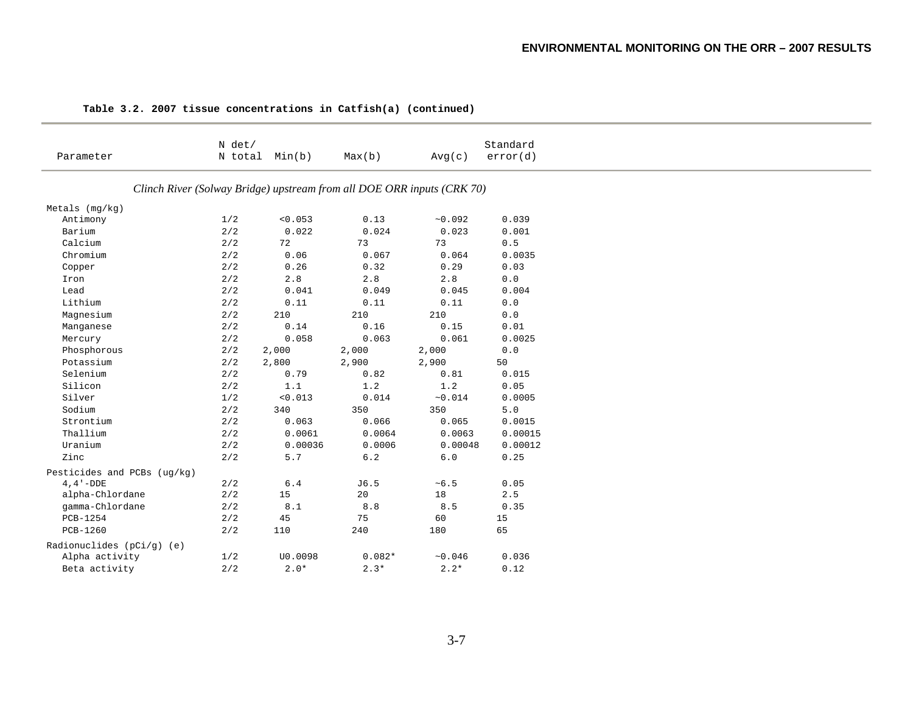**Table 3.2. 2007 tissue concentrations in Catfish(a) (continued)**

| Parameter | N det/ N total | Min(b) | Max(b) | Avg(c) | Standard error(d) |
|---|---|---|---|---|---|
| *Clinch River (Solway Bridge) upstream from all DOE ORR inputs (CRK 70)* | | | | | |
| Metals (mg/kg) | | | | | |
| Antimony | 1/2 | <0.053 | 0.13 | ~0.092 | 0.039 |
| Barium | 2/2 | 0.022 | 0.024 | 0.023 | 0.001 |
| Calcium | 2/2 | 72 | 73 | 73 | 0.5 |
| Chromium | 2/2 | 0.06 | 0.067 | 0.064 | 0.0035 |
| Copper | 2/2 | 0.26 | 0.32 | 0.29 | 0.03 |
| Iron | 2/2 | 2.8 | 2.8 | 2.8 | 0.0 |
| Lead | 2/2 | 0.041 | 0.049 | 0.045 | 0.004 |
| Lithium | 2/2 | 0.11 | 0.11 | 0.11 | 0.0 |
| Magnesium | 2/2 | 210 | 210 | 210 | 0.0 |
| Manganese | 2/2 | 0.14 | 0.16 | 0.15 | 0.01 |
| Mercury | 2/2 | 0.058 | 0.063 | 0.061 | 0.0025 |
| Phosphorous | 2/2 | 2,000 | 2,000 | 2,000 | 0.0 |
| Potassium | 2/2 | 2,800 | 2,900 | 2,900 | 50 |
| Selenium | 2/2 | 0.79 | 0.82 | 0.81 | 0.015 |
| Silicon | 2/2 | 1.1 | 1.2 | 1.2 | 0.05 |
| Silver | 1/2 | <0.013 | 0.014 | ~0.014 | 0.0005 |
| Sodium | 2/2 | 340 | 350 | 350 | 5.0 |
| Strontium | 2/2 | 0.063 | 0.066 | 0.065 | 0.0015 |
| Thallium | 2/2 | 0.0061 | 0.0064 | 0.0063 | 0.00015 |
| Uranium | 2/2 | 0.00036 | 0.0006 | 0.00048 | 0.00012 |
| Zinc | 2/2 | 5.7 | 6.2 | 6.0 | 0.25 |
| Pesticides and PCBs (ug/kg) | | | | | |
| 4,4'-DDE | 2/2 | 6.4 | J6.5 | ~6.5 | 0.05 |
| alpha-Chlordane | 2/2 | 15 | 20 | 18 | 2.5 |
| gamma-Chlordane | 2/2 | 8.1 | 8.8 | 8.5 | 0.35 |
| PCB-1254 | 2/2 | 45 | 75 | 60 | 15 |
| PCB-1260 | 2/2 | 110 | 240 | 180 | 65 |
| Radionuclides (pCi/g) (e) | | | | | |
| Alpha activity | 1/2 | U0.0098 | 0.082* | ~0.046 | 0.036 |
| Beta activity | 2/2 | 2.0* | 2.3* | 2.2* | 0.12 |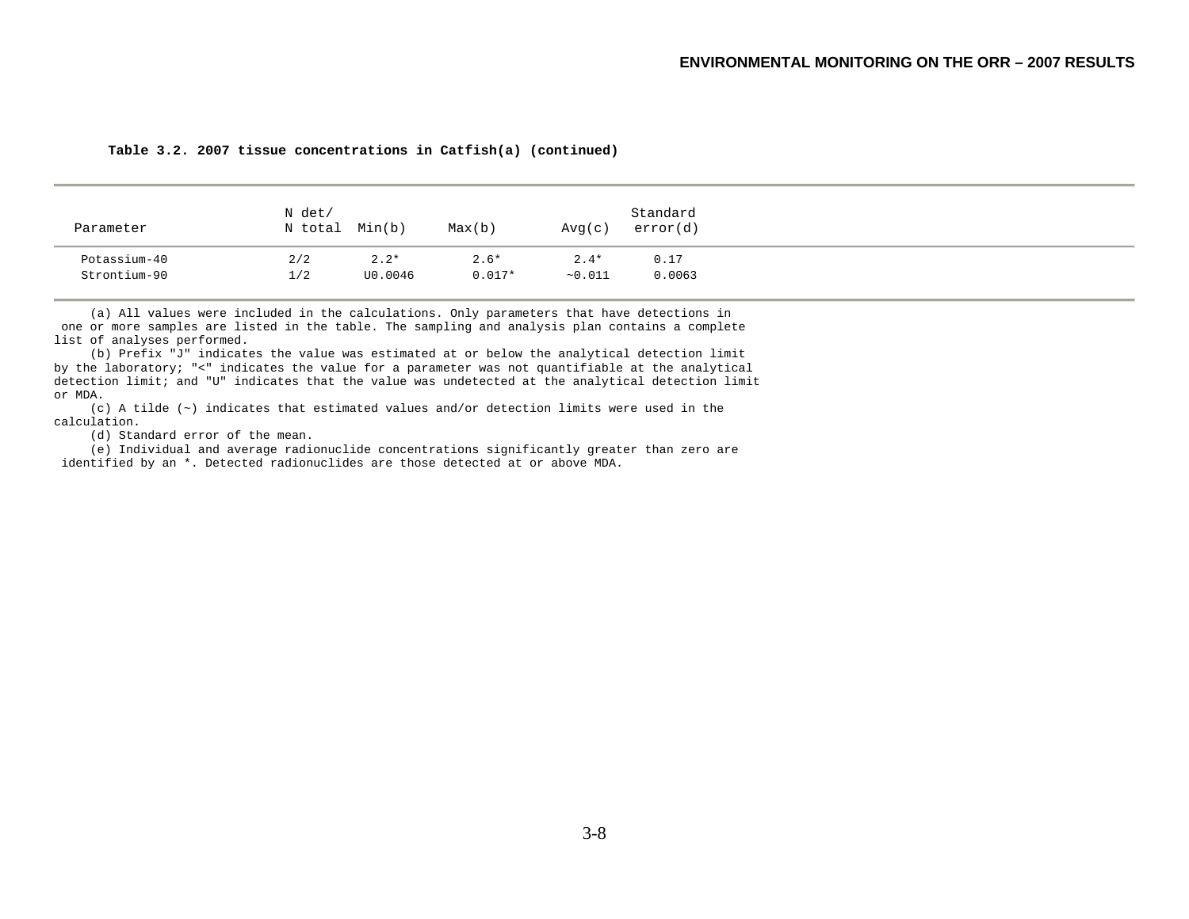**Table 3.2. 2007 tissue concentrations in Catfish(a) (continued)**

| Parameter | N det/ N total | Min(b) | Max(b) | Avg(c) | Standard error(d) |
|---|---|---|---|---|---|
| Potassium-40 | 2/2 | 2.2* | 2.6* | 2.4* | 0.17 |
| Strontium-90 | 1/2 | U0.0046 | 0.017* | ~0.011 | 0.0063 |

(a) All values were included in the calculations. Only parameters that have detections in one or more samples are listed in the table. The sampling and analysis plan contains a complete list of analyses performed.

(b) Prefix "J" indicates the value was estimated at or below the analytical detection limit by the laboratory; "<" indicates the value for a parameter was not quantifiable at the analytical detection limit; and "U" indicates that the value was undetected at the analytical detection limit or MDA.

(c) A tilde (~) indicates that estimated values and/or detection limits were used in the calculation.

(d) Standard error of the mean.

(e) Individual and average radionuclide concentrations significantly greater than zero are identified by an *. Detected radionuclides are those detected at or above MDA.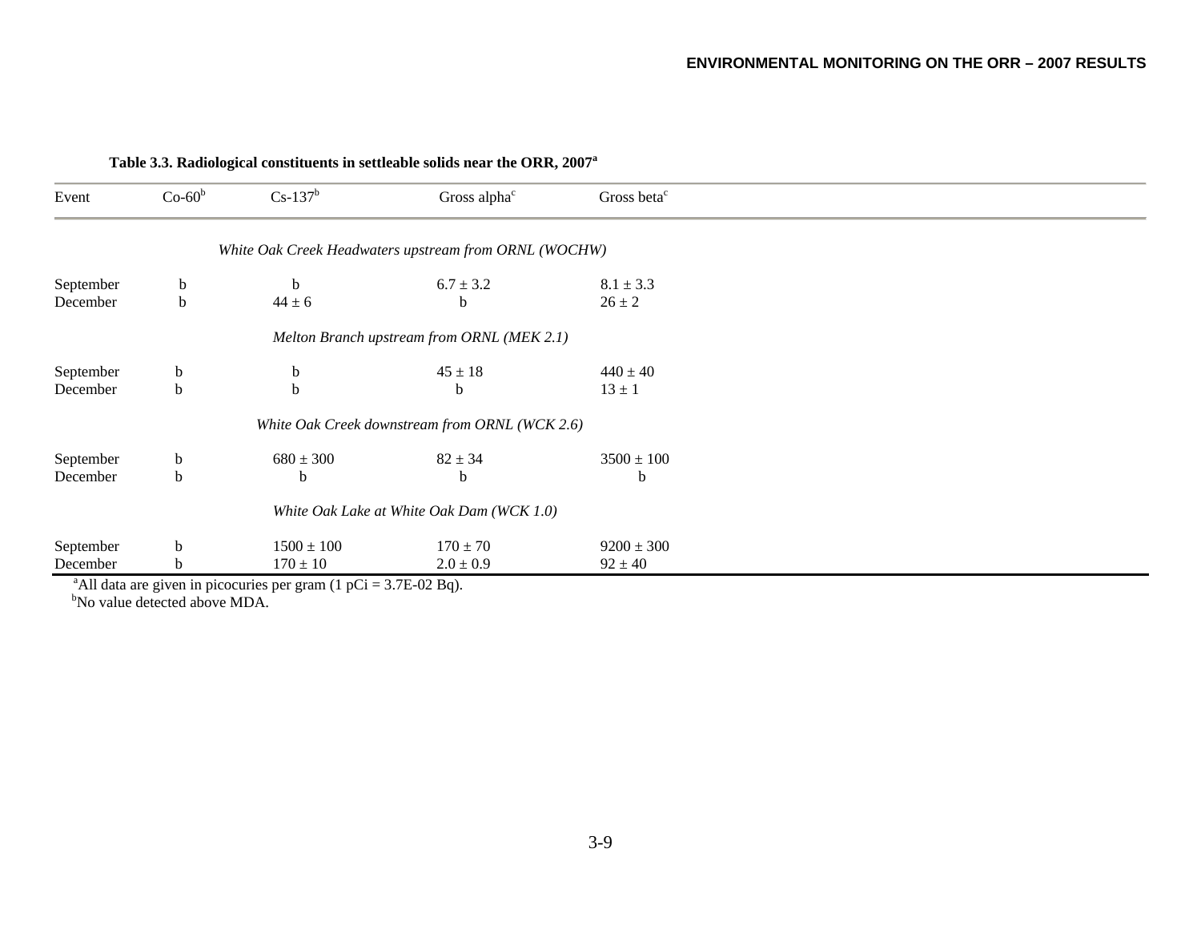**Table 3.3. Radiological constituents in settleable solids near the ORR, 2007[a]**

| Event | Co-60[b] | Cs-137[b] | Gross alpha[c] | Gross beta[c] |
|---|---|---|---|---|
| *White Oak Creek Headwaters upstream from ORNL (WOCHW)* | | | | |
| September | b | b | 6.7 ± 3.2 | 8.1 ± 3.3 |
| December | b | 44 ± 6 | b | 26 ± 2 |
| *Melton Branch upstream from ORNL (MEK 2.1)* | | | | |
| September | b | b | 45 ± 18 | 440 ± 40 |
| December | b | b | b | 13 ± 1 |
| *White Oak Creek downstream from ORNL (WCK 2.6)* | | | | |
| September | b | 680 ± 300 | 82 ± 34 | 3500 ± 100 |
| December | b | b | b | b |
| *White Oak Lake at White Oak Dam (WCK 1.0)* | | | | |
| September | b | 1500 ± 100 | 170 ± 70 | 9200 ± 300 |
| December | b | 170 ± 10 | 2.0 ± 0.9 | 92 ± 40 |

[a]All data are given in picocuries per gram (1 pCi = 3.7E-02 Bq).
[b]No value detected above MDA.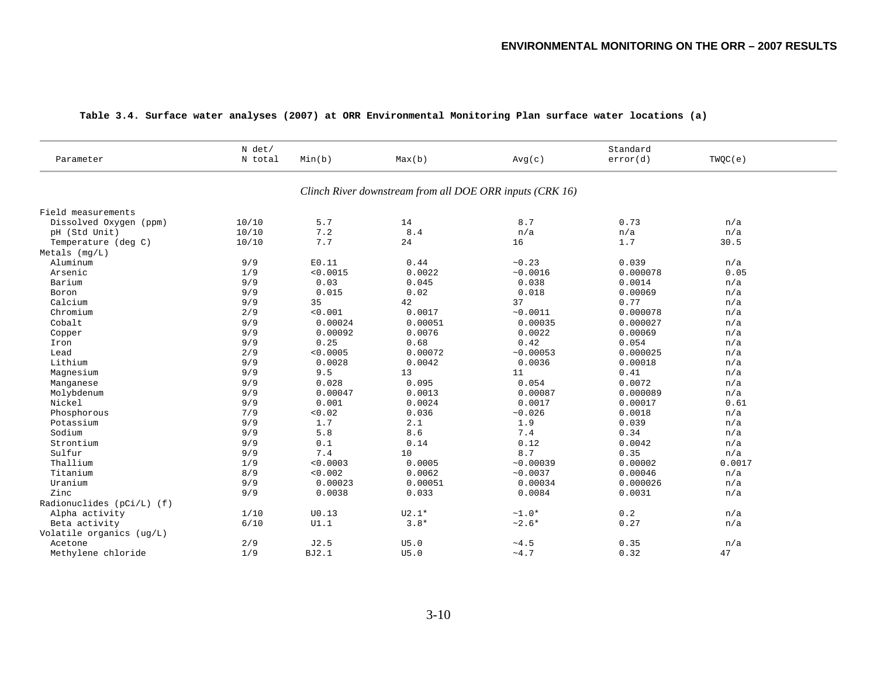**Table 3.4. Surface water analyses (2007) at ORR Environmental Monitoring Plan surface water locations (a)**

| Parameter | N det/ N total | Min(b) | Max(b) | Avg(c) | Standard error(d) | TWQC(e) |
|---|---|---|---|---|---|---|
| | | | *Clinch River downstream from all DOE ORR inputs (CRK 16)* | | | |
| Field measurements | | | | | | |
| Dissolved Oxygen (ppm) | 10/10 | 5.7 | 14 | 8.7 | 0.73 | n/a |
| pH (Std Unit) | 10/10 | 7.2 | 8.4 | n/a | n/a | n/a |
| Temperature (deg C) | 10/10 | 7.7 | 24 | 16 | 1.7 | 30.5 |
| Metals (mg/L) | | | | | | |
| Aluminum | 9/9 | E0.11 | 0.44 | ~0.23 | 0.039 | n/a |
| Arsenic | 1/9 | <0.0015 | 0.0022 | ~0.0016 | 0.000078 | 0.05 |
| Barium | 9/9 | 0.03 | 0.045 | 0.038 | 0.0014 | n/a |
| Boron | 9/9 | 0.015 | 0.02 | 0.018 | 0.00069 | n/a |
| Calcium | 9/9 | 35 | 42 | 37 | 0.77 | n/a |
| Chromium | 2/9 | <0.001 | 0.0017 | ~0.0011 | 0.000078 | n/a |
| Cobalt | 9/9 | 0.00024 | 0.00051 | 0.00035 | 0.000027 | n/a |
| Copper | 9/9 | 0.00092 | 0.0076 | 0.0022 | 0.00069 | n/a |
| Iron | 9/9 | 0.25 | 0.68 | 0.42 | 0.054 | n/a |
| Lead | 2/9 | <0.0005 | 0.00072 | ~0.00053 | 0.000025 | n/a |
| Lithium | 9/9 | 0.0028 | 0.0042 | 0.0036 | 0.00018 | n/a |
| Magnesium | 9/9 | 9.5 | 13 | 11 | 0.41 | n/a |
| Manganese | 9/9 | 0.028 | 0.095 | 0.054 | 0.0072 | n/a |
| Molybdenum | 9/9 | 0.00047 | 0.0013 | 0.00087 | 0.000089 | n/a |
| Nickel | 9/9 | 0.001 | 0.0024 | 0.0017 | 0.00017 | 0.61 |
| Phosphorous | 7/9 | <0.02 | 0.036 | ~0.026 | 0.0018 | n/a |
| Potassium | 9/9 | 1.7 | 2.1 | 1.9 | 0.039 | n/a |
| Sodium | 9/9 | 5.8 | 8.6 | 7.4 | 0.34 | n/a |
| Strontium | 9/9 | 0.1 | 0.14 | 0.12 | 0.0042 | n/a |
| Sulfur | 9/9 | 7.4 | 10 | 8.7 | 0.35 | n/a |
| Thallium | 1/9 | <0.0003 | 0.0005 | ~0.00039 | 0.00002 | 0.0017 |
| Titanium | 8/9 | <0.002 | 0.0062 | ~0.0037 | 0.00046 | n/a |
| Uranium | 9/9 | 0.00023 | 0.00051 | 0.00034 | 0.000026 | n/a |
| Zinc | 9/9 | 0.0038 | 0.033 | 0.0084 | 0.0031 | n/a |
| Radionuclides (pCi/L) (f) | | | | | | |
| Alpha activity | 1/10 | U0.13 | U2.1* | ~1.0* | 0.2 | n/a |
| Beta activity | 6/10 | U1.1 | 3.8* | ~2.6* | 0.27 | n/a |
| Volatile organics (ug/L) | | | | | | |
| Acetone | 2/9 | J2.5 | U5.0 | ~4.5 | 0.35 | n/a |
| Methylene chloride | 1/9 | BJ2.1 | U5.0 | ~4.7 | 0.32 | 47 |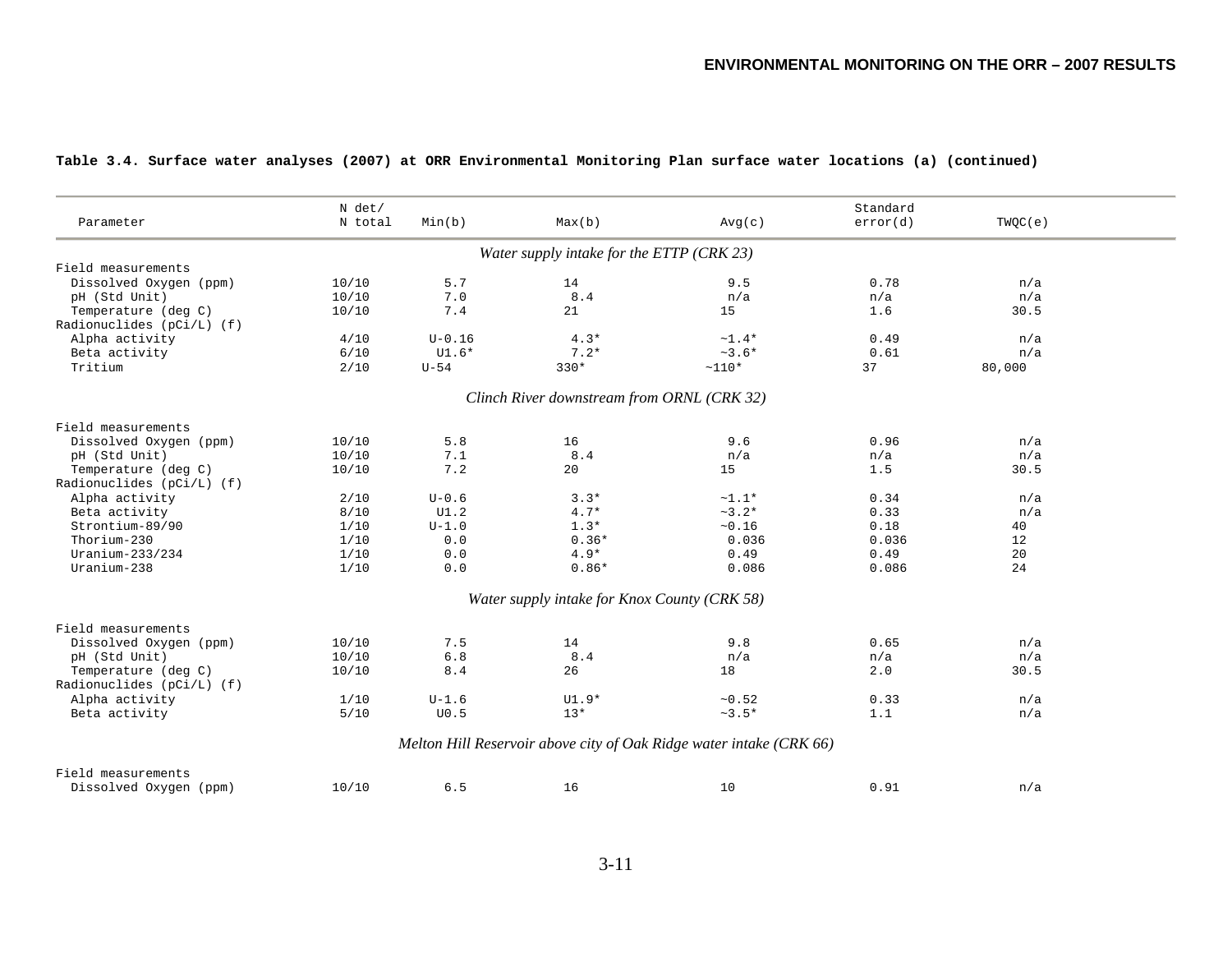**Table 3.4. Surface water analyses (2007) at ORR Environmental Monitoring Plan surface water locations (a) (continued)**

| Parameter | N det/ N total | Min(b) | Max(b) | Avg(c) | Standard error(d) | TWQC(e) |
|---|---|---|---|---|---|---|
| *Water supply intake for the ETTP (CRK 23)* | | | | | | |
| Field measurements | | | | | | |
| Dissolved Oxygen (ppm) | 10/10 | 5.7 | 14 | 9.5 | 0.78 | n/a |
| pH (Std Unit) | 10/10 | 7.0 | 8.4 | n/a | n/a | n/a |
| Temperature (deg C) | 10/10 | 7.4 | 21 | 15 | 1.6 | 30.5 |
| Radionuclides (pCi/L) (f) | | | | | | |
| Alpha activity | 4/10 | U-0.16 | 4.3* | ~1.4* | 0.49 | n/a |
| Beta activity | 6/10 | U1.6* | 7.2* | ~3.6* | 0.61 | n/a |
| Tritium | 2/10 | U-54 | 330* | ~110* | 37 | 80,000 |
| *Clinch River downstream from ORNL (CRK 32)* | | | | | | |
| Field measurements | | | | | | |
| Dissolved Oxygen (ppm) | 10/10 | 5.8 | 16 | 9.6 | 0.96 | n/a |
| pH (Std Unit) | 10/10 | 7.1 | 8.4 | n/a | n/a | n/a |
| Temperature (deg C) | 10/10 | 7.2 | 20 | 15 | 1.5 | 30.5 |
| Radionuclides (pCi/L) (f) | | | | | | |
| Alpha activity | 2/10 | U-0.6 | 3.3* | ~1.1* | 0.34 | n/a |
| Beta activity | 8/10 | U1.2 | 4.7* | ~3.2* | 0.33 | n/a |
| Strontium-89/90 | 1/10 | U-1.0 | 1.3* | ~0.16 | 0.18 | 40 |
| Thorium-230 | 1/10 | 0.0 | 0.36* | 0.036 | 0.036 | 12 |
| Uranium-233/234 | 1/10 | 0.0 | 4.9* | 0.49 | 0.49 | 20 |
| Uranium-238 | 1/10 | 0.0 | 0.86* | 0.086 | 0.086 | 24 |
| *Water supply intake for Knox County (CRK 58)* | | | | | | |
| Field measurements | | | | | | |
| Dissolved Oxygen (ppm) | 10/10 | 7.5 | 14 | 9.8 | 0.65 | n/a |
| pH (Std Unit) | 10/10 | 6.8 | 8.4 | n/a | n/a | n/a |
| Temperature (deg C) | 10/10 | 8.4 | 26 | 18 | 2.0 | 30.5 |
| Radionuclides (pCi/L) (f) | | | | | | |
| Alpha activity | 1/10 | U-1.6 | U1.9* | ~0.52 | 0.33 | n/a |
| Beta activity | 5/10 | U0.5 | 13* | ~3.5* | 1.1 | n/a |
| *Melton Hill Reservoir above city of Oak Ridge water intake (CRK 66)* | | | | | | |
| Field measurements | | | | | | |
| Dissolved Oxygen (ppm) | 10/10 | 6.5 | 16 | 10 | 0.91 | n/a |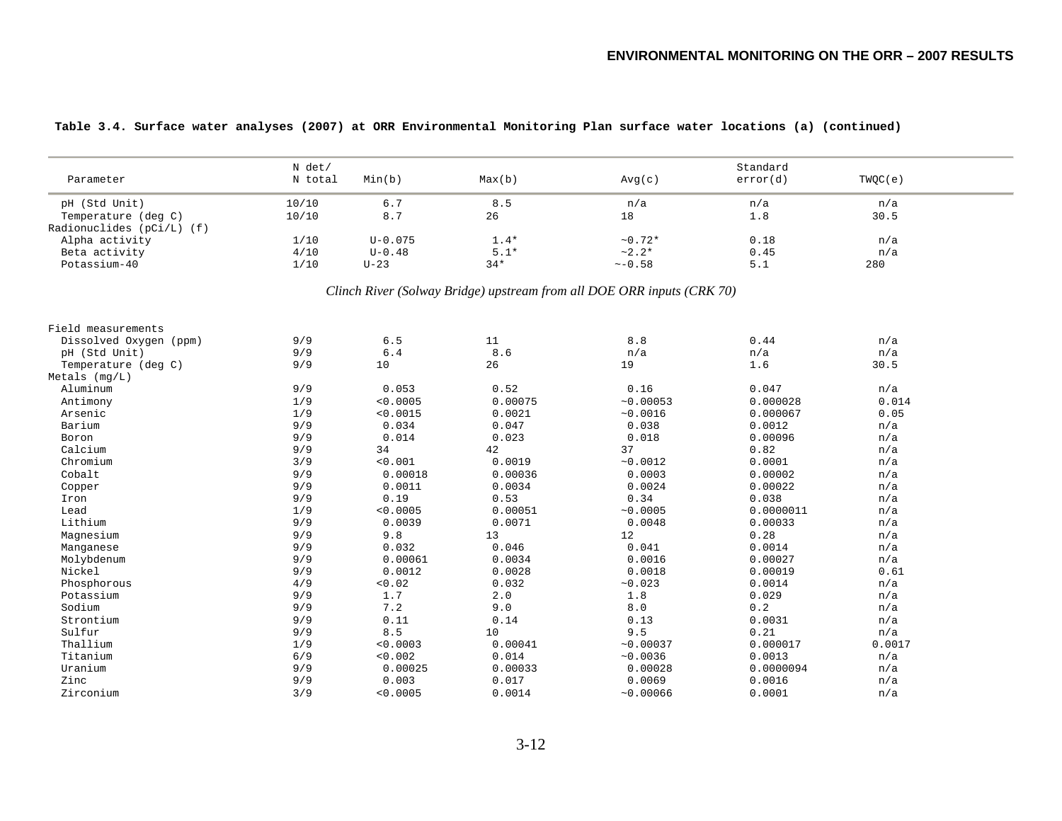**Table 3.4. Surface water analyses (2007) at ORR Environmental Monitoring Plan surface water locations (a) (continued)**

| Parameter | N det/ N total | Min(b) | Max(b) | Avg(c) | Standard error(d) | TWQC(e) |
|---|---|---|---|---|---|---|
| pH (Std Unit) | 10/10 | 6.7 | 8.5 | n/a | n/a | n/a |
| Temperature (deg C) | 10/10 | 8.7 | 26 | 18 | 1.8 | 30.5 |
| Radionuclides (pCi/L) (f) | | | | | | |
| Alpha activity | 1/10 | U-0.075 | 1.4* | ~0.72* | 0.18 | n/a |
| Beta activity | 4/10 | U-0.48 | 5.1* | ~2.2* | 0.45 | n/a |
| Potassium-40 | 1/10 | U-23 | 34* | ~-0.58 | 5.1 | 280 |
| *Clinch River (Solway Bridge) upstream from all DOE ORR inputs (CRK 70)* | | | | | | |
| Field measurements | | | | | | |
| Dissolved Oxygen (ppm) | 9/9 | 6.5 | 11 | 8.8 | 0.44 | n/a |
| pH (Std Unit) | 9/9 | 6.4 | 8.6 | n/a | n/a | n/a |
| Temperature (deg C) | 9/9 | 10 | 26 | 19 | 1.6 | 30.5 |
| Metals (mg/L) | | | | | | |
| Aluminum | 9/9 | 0.053 | 0.52 | 0.16 | 0.047 | n/a |
| Antimony | 1/9 | <0.0005 | 0.00075 | ~0.00053 | 0.000028 | 0.014 |
| Arsenic | 1/9 | <0.0015 | 0.0021 | ~0.0016 | 0.000067 | 0.05 |
| Barium | 9/9 | 0.034 | 0.047 | 0.038 | 0.0012 | n/a |
| Boron | 9/9 | 0.014 | 0.023 | 0.018 | 0.00096 | n/a |
| Calcium | 9/9 | 34 | 42 | 37 | 0.82 | n/a |
| Chromium | 3/9 | <0.001 | 0.0019 | ~0.0012 | 0.0001 | n/a |
| Cobalt | 9/9 | 0.00018 | 0.00036 | 0.0003 | 0.00002 | n/a |
| Copper | 9/9 | 0.0011 | 0.0034 | 0.0024 | 0.00022 | n/a |
| Iron | 9/9 | 0.19 | 0.53 | 0.34 | 0.038 | n/a |
| Lead | 1/9 | <0.0005 | 0.00051 | ~0.0005 | 0.0000011 | n/a |
| Lithium | 9/9 | 0.0039 | 0.0071 | 0.0048 | 0.00033 | n/a |
| Magnesium | 9/9 | 9.8 | 13 | 12 | 0.28 | n/a |
| Manganese | 9/9 | 0.032 | 0.046 | 0.041 | 0.0014 | n/a |
| Molybdenum | 9/9 | 0.00061 | 0.0034 | 0.0016 | 0.00027 | n/a |
| Nickel | 9/9 | 0.0012 | 0.0028 | 0.0018 | 0.00019 | 0.61 |
| Phosphorous | 4/9 | <0.02 | 0.032 | ~0.023 | 0.0014 | n/a |
| Potassium | 9/9 | 1.7 | 2.0 | 1.8 | 0.029 | n/a |
| Sodium | 9/9 | 7.2 | 9.0 | 8.0 | 0.2 | n/a |
| Strontium | 9/9 | 0.11 | 0.14 | 0.13 | 0.0031 | n/a |
| Sulfur | 9/9 | 8.5 | 10 | 9.5 | 0.21 | n/a |
| Thallium | 1/9 | <0.0003 | 0.00041 | ~0.00037 | 0.000017 | 0.0017 |
| Titanium | 6/9 | <0.002 | 0.014 | ~0.0036 | 0.0013 | n/a |
| Uranium | 9/9 | 0.00025 | 0.00033 | 0.00028 | 0.0000094 | n/a |
| Zinc | 9/9 | 0.003 | 0.017 | 0.0069 | 0.0016 | n/a |
| Zirconium | 3/9 | <0.0005 | 0.0014 | ~0.00066 | 0.0001 | n/a |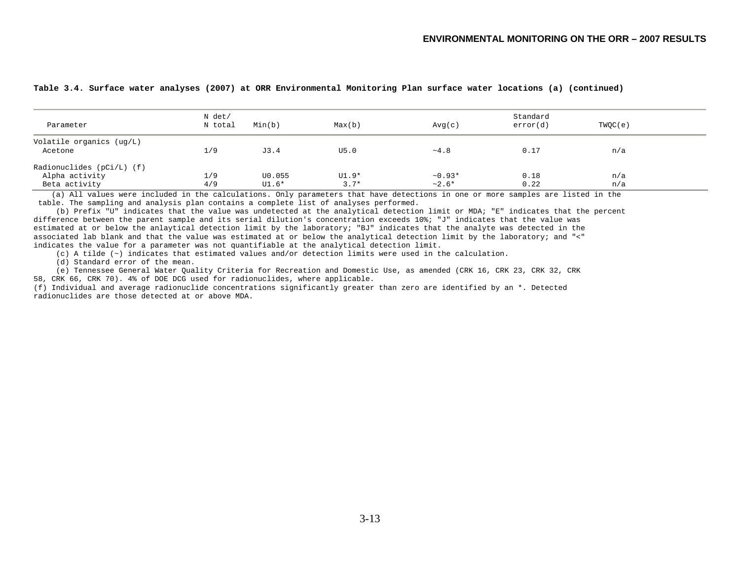**Table 3.4. Surface water analyses (2007) at ORR Environmental Monitoring Plan surface water locations (a) (continued)**

| Parameter | N det/ N total | Min(b) | Max(b) | Avg(c) | Standard error(d) | TWQC(e) |
|---|---|---|---|---|---|---|
| Volatile organics (ug/L) | | | | | | |
| Acetone | 1/9 | J3.4 | U5.0 | ~4.8 | 0.17 | n/a |
| Radionuclides (pCi/L) (f) | | | | | | |
| Alpha activity | 1/9 | U0.055 | U1.9* | ~0.93* | 0.18 | n/a |
| Beta activity | 4/9 | U1.6* | 3.7* | ~2.6* | 0.22 | n/a |

(a) All values were included in the calculations. Only parameters that have detections in one or more samples are listed in the table. The sampling and analysis plan contains a complete list of analyses performed.

(b) Prefix "U" indicates that the value was undetected at the analytical detection limit or MDA; "E" indicates that the percent difference between the parent sample and its serial dilution's concentration exceeds 10%; "J" indicates that the value was estimated at or below the anlaytical detection limit by the laboratory; "BJ" indicates that the analyte was detected in the associated lab blank and that the value was estimated at or below the analytical detection limit by the laboratory; and "<" indicates the value for a parameter was not quantifiable at the analytical detection limit.

(c) A tilde (~) indicates that estimated values and/or detection limits were used in the calculation.

(d) Standard error of the mean.

(e) Tennessee General Water Quality Criteria for Recreation and Domestic Use, as amended (CRK 16, CRK 23, CRK 32, CRK 58, CRK 66, CRK 70). 4% of DOE DCG used for radionuclides, where applicable.

(f) Individual and average radionuclide concentrations significantly greater than zero are identified by an *. Detected radionuclides are those detected at or above MDA.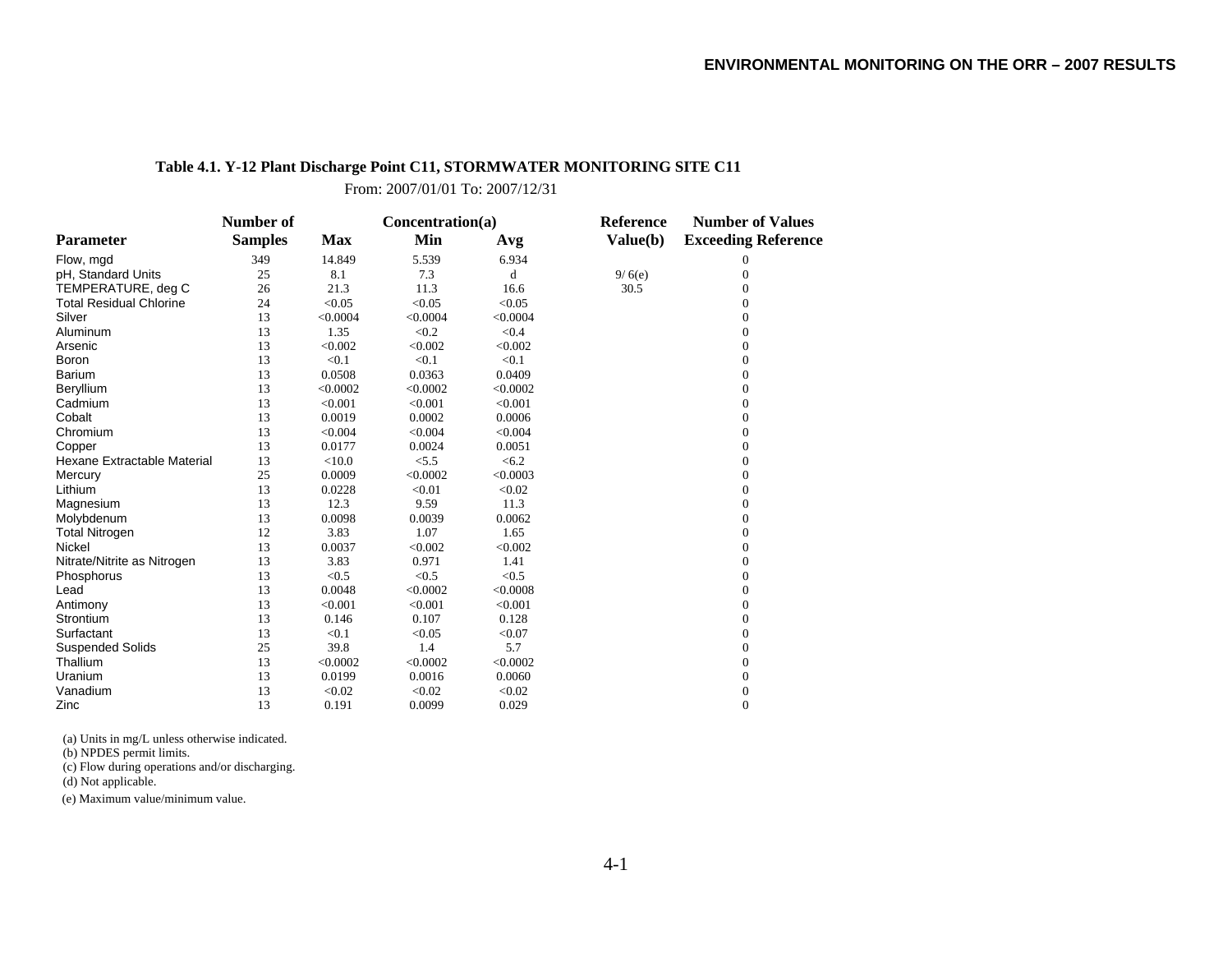**Table 4.1. Y-12 Plant Discharge Point C11, STORMWATER MONITORING SITE C11**

From: 2007/01/01 To: 2007/12/31

| Parameter | Number of Samples | Concentration(a) Max | Min | Avg | Reference Value(b) | Number of Values Exceeding Reference |
|---|---|---|---|---|---|---|
| Flow, mgd | 349 | 14.849 | 5.539 | 6.934 | | 0 |
| pH, Standard Units | 25 | 8.1 | 7.3 | d | 9/ 6(e) | 0 |
| TEMPERATURE, deg C | 26 | 21.3 | 11.3 | 16.6 | 30.5 | 0 |
| Total Residual Chlorine | 24 | <0.05 | <0.05 | <0.05 | | 0 |
| Silver | 13 | <0.0004 | <0.0004 | <0.0004 | | 0 |
| Aluminum | 13 | 1.35 | <0.2 | <0.4 | | 0 |
| Arsenic | 13 | <0.002 | <0.002 | <0.002 | | 0 |
| Boron | 13 | <0.1 | <0.1 | <0.1 | | 0 |
| Barium | 13 | 0.0508 | 0.0363 | 0.0409 | | 0 |
| Beryllium | 13 | <0.0002 | <0.0002 | <0.0002 | | 0 |
| Cadmium | 13 | <0.001 | <0.001 | <0.001 | | 0 |
| Cobalt | 13 | 0.0019 | 0.0002 | 0.0006 | | 0 |
| Chromium | 13 | <0.004 | <0.004 | <0.004 | | 0 |
| Copper | 13 | 0.0177 | 0.0024 | 0.0051 | | 0 |
| Hexane Extractable Material | 13 | <10.0 | <5.5 | <6.2 | | 0 |
| Mercury | 25 | 0.0009 | <0.0002 | <0.0003 | | 0 |
| Lithium | 13 | 0.0228 | <0.01 | <0.02 | | 0 |
| Magnesium | 13 | 12.3 | 9.59 | 11.3 | | 0 |
| Molybdenum | 13 | 0.0098 | 0.0039 | 0.0062 | | 0 |
| Total Nitrogen | 12 | 3.83 | 1.07 | 1.65 | | 0 |
| Nickel | 13 | 0.0037 | <0.002 | <0.002 | | 0 |
| Nitrate/Nitrite as Nitrogen | 13 | 3.83 | 0.971 | 1.41 | | 0 |
| Phosphorus | 13 | <0.5 | <0.5 | <0.5 | | 0 |
| Lead | 13 | 0.0048 | <0.0002 | <0.0008 | | 0 |
| Antimony | 13 | <0.001 | <0.001 | <0.001 | | 0 |
| Strontium | 13 | 0.146 | 0.107 | 0.128 | | 0 |
| Surfactant | 13 | <0.1 | <0.05 | <0.07 | | 0 |
| Suspended Solids | 25 | 39.8 | 1.4 | 5.7 | | 0 |
| Thallium | 13 | <0.0002 | <0.0002 | <0.0002 | | 0 |
| Uranium | 13 | 0.0199 | 0.0016 | 0.0060 | | 0 |
| Vanadium | 13 | <0.02 | <0.02 | <0.02 | | 0 |
| Zinc | 13 | 0.191 | 0.0099 | 0.029 | | 0 |

(a) Units in mg/L unless otherwise indicated.
(b) NPDES permit limits.
(c) Flow during operations and/or discharging.
(d) Not applicable.
(e) Maximum value/minimum value.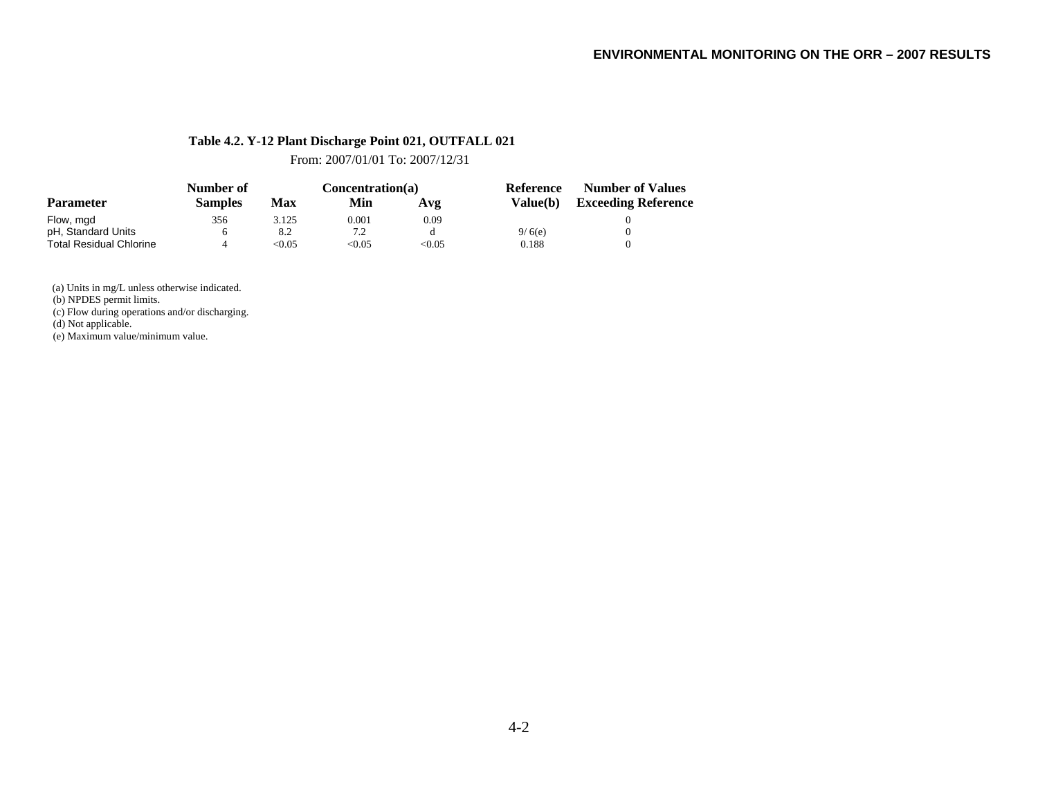**Table 4.2. Y-12 Plant Discharge Point 021, OUTFALL 021**

From: 2007/01/01 To: 2007/12/31

| Parameter | Number of Samples | Concentration(a) Max | Min | Avg | Reference Value(b) | Number of Values Exceeding Reference |
|---|---|---|---|---|---|---|
| Flow, mgd | 356 | 3.125 | 0.001 | 0.09 | | 0 |
| pH, Standard Units | 6 | 8.2 | 7.2 | d | 9/ 6(e) | 0 |
| Total Residual Chlorine | 4 | <0.05 | <0.05 | <0.05 | 0.188 | 0 |

(a) Units in mg/L unless otherwise indicated.
(b) NPDES permit limits.
(c) Flow during operations and/or discharging.
(d) Not applicable.
(e) Maximum value/minimum value.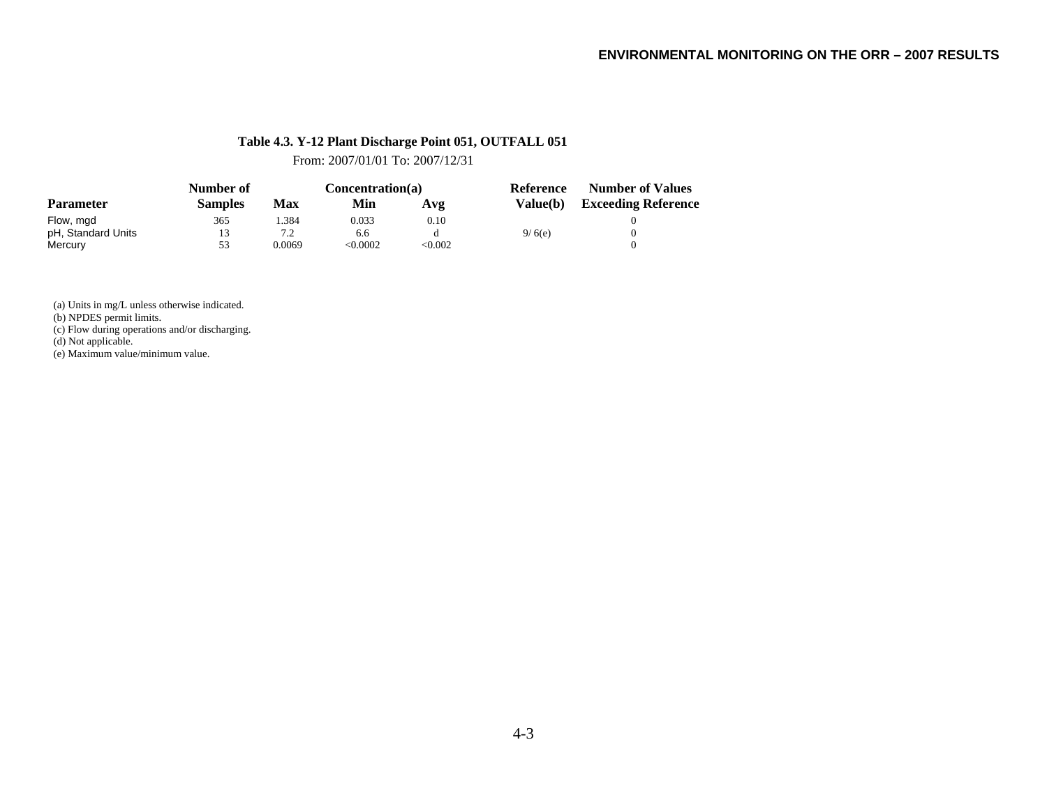**Table 4.3. Y-12 Plant Discharge Point 051, OUTFALL 051**

From: 2007/01/01 To: 2007/12/31

| Parameter | Number of Samples | Concentration(a) Max | Min | Avg | Reference Value(b) | Number of Values Exceeding Reference |
|---|---|---|---|---|---|---|
| Flow, mgd | 365 | 1.384 | 0.033 | 0.10 | | 0 |
| pH, Standard Units | 13 | 7.2 | 6.6 | d | 9/ 6(e) | 0 |
| Mercury | 53 | 0.0069 | <0.0002 | <0.002 | | 0 |

(a) Units in mg/L unless otherwise indicated.
(b) NPDES permit limits.
(c) Flow during operations and/or discharging.
(d) Not applicable.
(e) Maximum value/minimum value.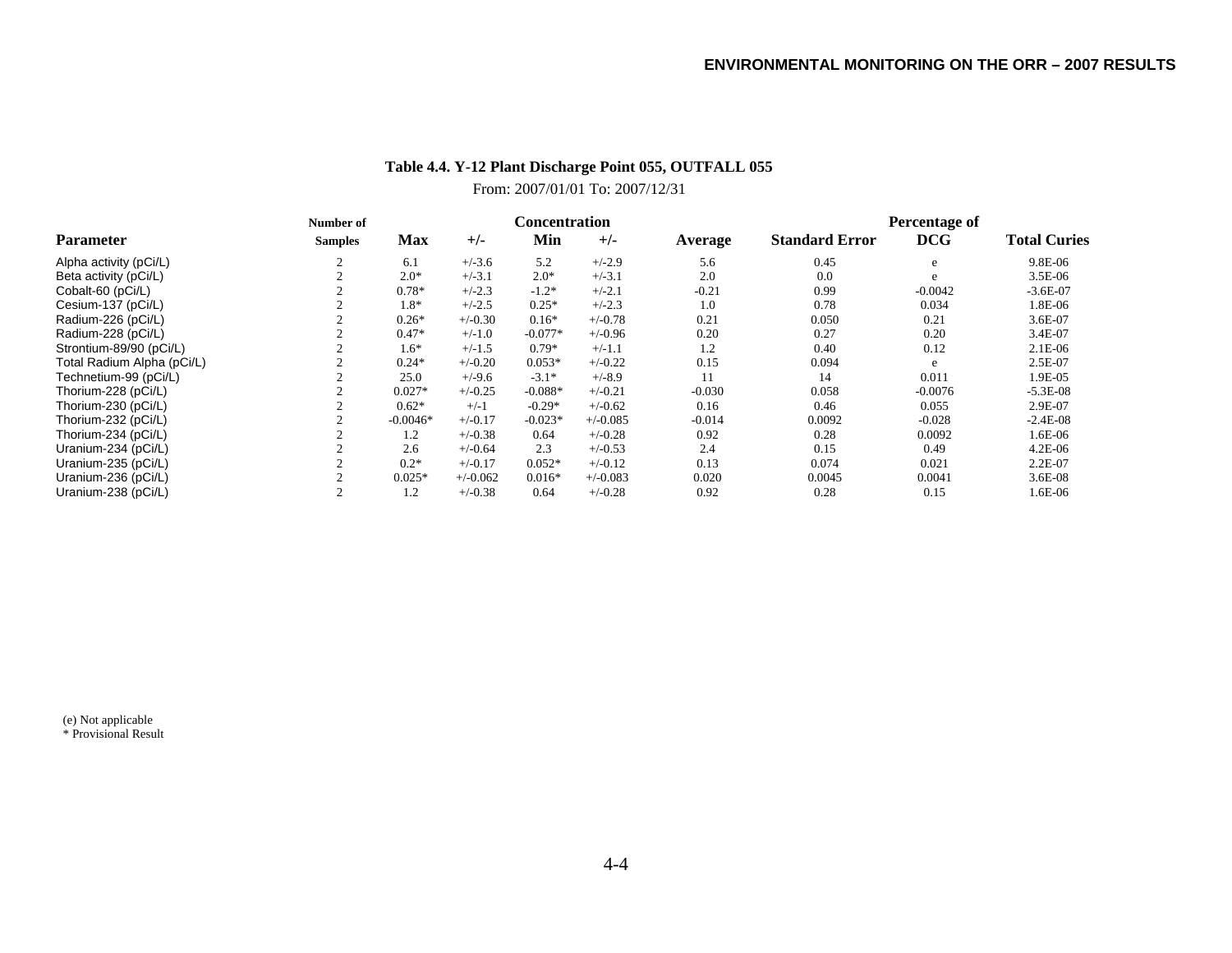**Table 4.4. Y-12 Plant Discharge Point 055, OUTFALL 055**

From: 2007/01/01 To: 2007/12/31

| Parameter | Number of Samples | Concentration Max | +/- | Min | +/- | Average | Standard Error | Percentage of DCG | Total Curies |
|---|---|---|---|---|---|---|---|---|---|
| Alpha activity (pCi/L) | 2 | 6.1 | +/-3.6 | 5.2 | +/-2.9 | 5.6 | 0.45 | e | 9.8E-06 |
| Beta activity (pCi/L) | 2 | 2.0* | +/-3.1 | 2.0* | +/-3.1 | 2.0 | 0.0 | e | 3.5E-06 |
| Cobalt-60 (pCi/L) | 2 | 0.78* | +/-2.3 | -1.2* | +/-2.1 | -0.21 | 0.99 | -0.0042 | -3.6E-07 |
| Cesium-137 (pCi/L) | 2 | 1.8* | +/-2.5 | 0.25* | +/-2.3 | 1.0 | 0.78 | 0.034 | 1.8E-06 |
| Radium-226 (pCi/L) | 2 | 0.26* | +/-0.30 | 0.16* | +/-0.78 | 0.21 | 0.050 | 0.21 | 3.6E-07 |
| Radium-228 (pCi/L) | 2 | 0.47* | +/-1.0 | -0.077* | +/-0.96 | 0.20 | 0.27 | 0.20 | 3.4E-07 |
| Strontium-89/90 (pCi/L) | 2 | 1.6* | +/-1.5 | 0.79* | +/-1.1 | 1.2 | 0.40 | 0.12 | 2.1E-06 |
| Total Radium Alpha (pCi/L) | 2 | 0.24* | +/-0.20 | 0.053* | +/-0.22 | 0.15 | 0.094 | e | 2.5E-07 |
| Technetium-99 (pCi/L) | 2 | 25.0 | +/-9.6 | -3.1* | +/-8.9 | 11 | 14 | 0.011 | 1.9E-05 |
| Thorium-228 (pCi/L) | 2 | 0.027* | +/-0.25 | -0.088* | +/-0.21 | -0.030 | 0.058 | -0.0076 | -5.3E-08 |
| Thorium-230 (pCi/L) | 2 | 0.62* | +/-1 | -0.29* | +/-0.62 | 0.16 | 0.46 | 0.055 | 2.9E-07 |
| Thorium-232 (pCi/L) | 2 | -0.0046* | +/-0.17 | -0.023* | +/-0.085 | -0.014 | 0.0092 | -0.028 | -2.4E-08 |
| Thorium-234 (pCi/L) | 2 | 1.2 | +/-0.38 | 0.64 | +/-0.28 | 0.92 | 0.28 | 0.0092 | 1.6E-06 |
| Uranium-234 (pCi/L) | 2 | 2.6 | +/-0.64 | 2.3 | +/-0.53 | 2.4 | 0.15 | 0.49 | 4.2E-06 |
| Uranium-235 (pCi/L) | 2 | 0.2* | +/-0.17 | 0.052* | +/-0.12 | 0.13 | 0.074 | 0.021 | 2.2E-07 |
| Uranium-236 (pCi/L) | 2 | 0.025* | +/-0.062 | 0.016* | +/-0.083 | 0.020 | 0.0045 | 0.0041 | 3.6E-08 |
| Uranium-238 (pCi/L) | 2 | 1.2 | +/-0.38 | 0.64 | +/-0.28 | 0.92 | 0.28 | 0.15 | 1.6E-06 |

(e) Not applicable
* Provisional Result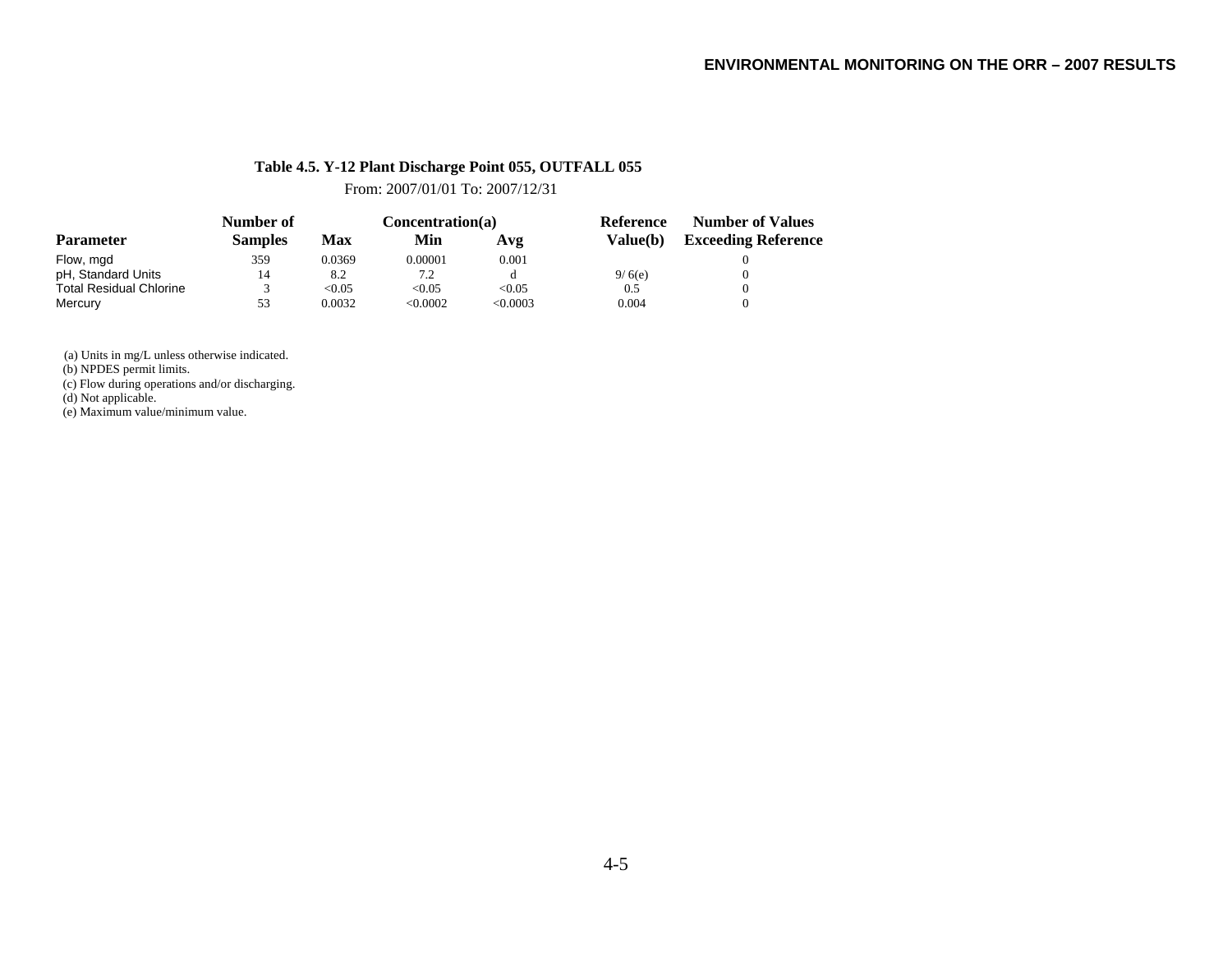**Table 4.5. Y-12 Plant Discharge Point 055, OUTFALL 055**

From: 2007/01/01 To: 2007/12/31

| Parameter | Number of Samples | Concentration(a) Max | Min | Avg | Reference Value(b) | Number of Values Exceeding Reference |
|---|---|---|---|---|---|---|
| Flow, mgd | 359 | 0.0369 | 0.00001 | 0.001 | | 0 |
| pH, Standard Units | 14 | 8.2 | 7.2 | d | 9/ 6(e) | 0 |
| Total Residual Chlorine | 3 | <0.05 | <0.05 | <0.05 | 0.5 | 0 |
| Mercury | 53 | 0.0032 | <0.0002 | <0.0003 | 0.004 | 0 |

(a) Units in mg/L unless otherwise indicated.
(b) NPDES permit limits.
(c) Flow during operations and/or discharging.
(d) Not applicable.
(e) Maximum value/minimum value.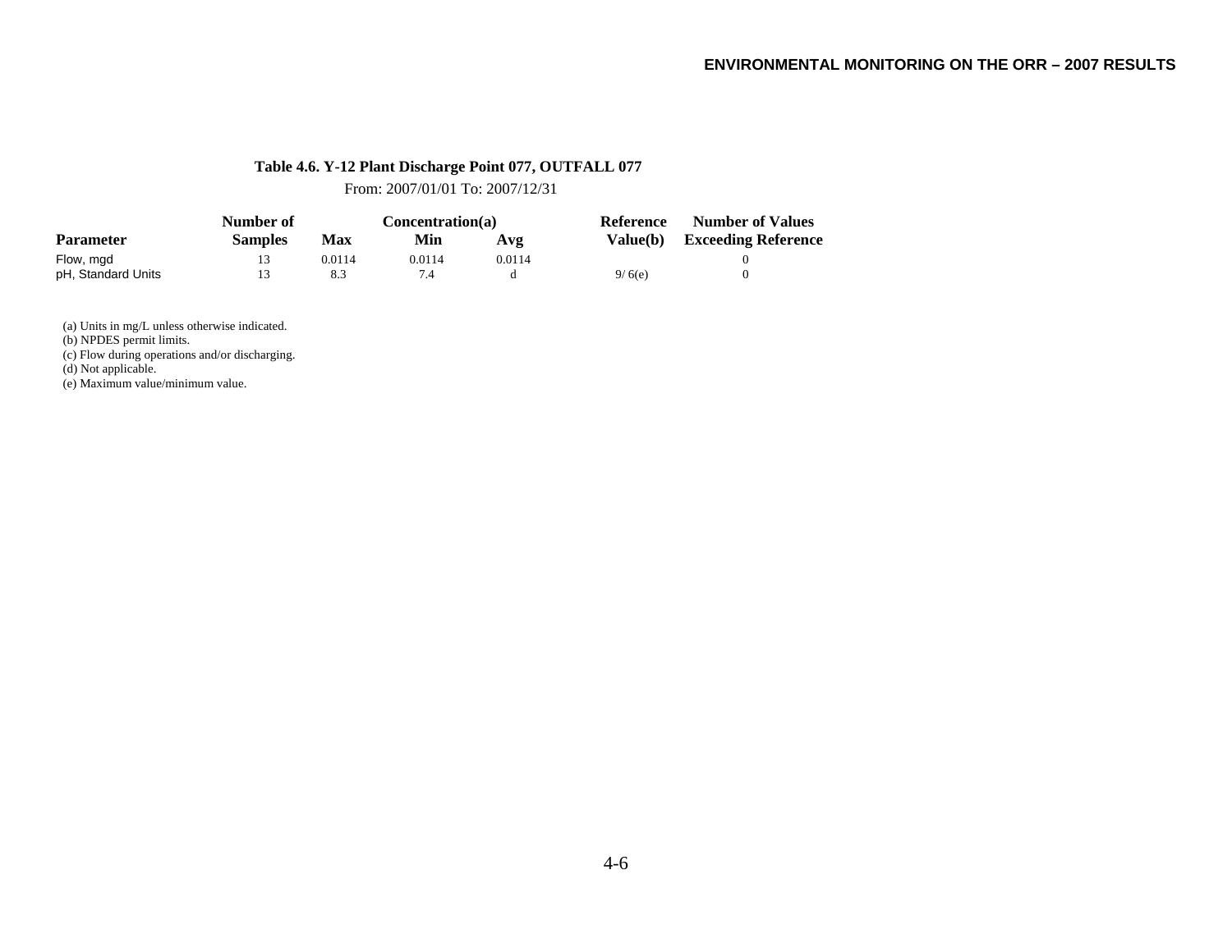**Table 4.6. Y-12 Plant Discharge Point 077, OUTFALL 077**

From: 2007/01/01 To: 2007/12/31

| Parameter | Number of Samples | Concentration(a) Max | Min | Avg | Reference Value(b) | Number of Values Exceeding Reference |
|---|---|---|---|---|---|---|
| Flow, mgd | 13 | 0.0114 | 0.0114 | 0.0114 | | 0 |
| pH, Standard Units | 13 | 8.3 | 7.4 | d | 9/ 6(e) | 0 |

(a) Units in mg/L unless otherwise indicated.
(b) NPDES permit limits.
(c) Flow during operations and/or discharging.
(d) Not applicable.
(e) Maximum value/minimum value.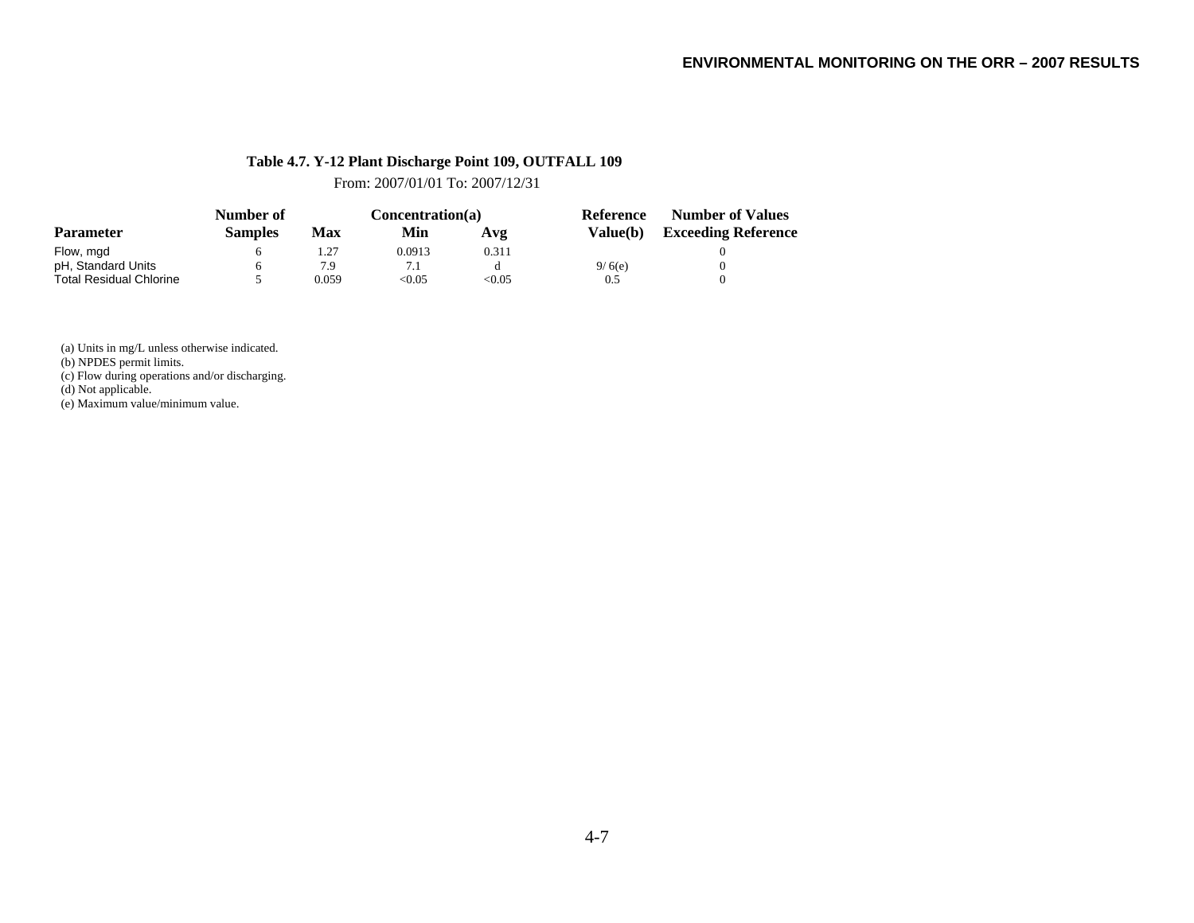**Table 4.7. Y-12 Plant Discharge Point 109, OUTFALL 109**

From: 2007/01/01 To: 2007/12/31

| Parameter | Number of Samples | Concentration(a) Max | Min | Avg | Reference Value(b) | Number of Values Exceeding Reference |
|---|---|---|---|---|---|---|
| Flow, mgd | 6 | 1.27 | 0.0913 | 0.311 | | 0 |
| pH, Standard Units | 6 | 7.9 | 7.1 | d | 9/ 6(e) | 0 |
| Total Residual Chlorine | 5 | 0.059 | <0.05 | <0.05 | 0.5 | 0 |

(a) Units in mg/L unless otherwise indicated.
(b) NPDES permit limits.
(c) Flow during operations and/or discharging.
(d) Not applicable.
(e) Maximum value/minimum value.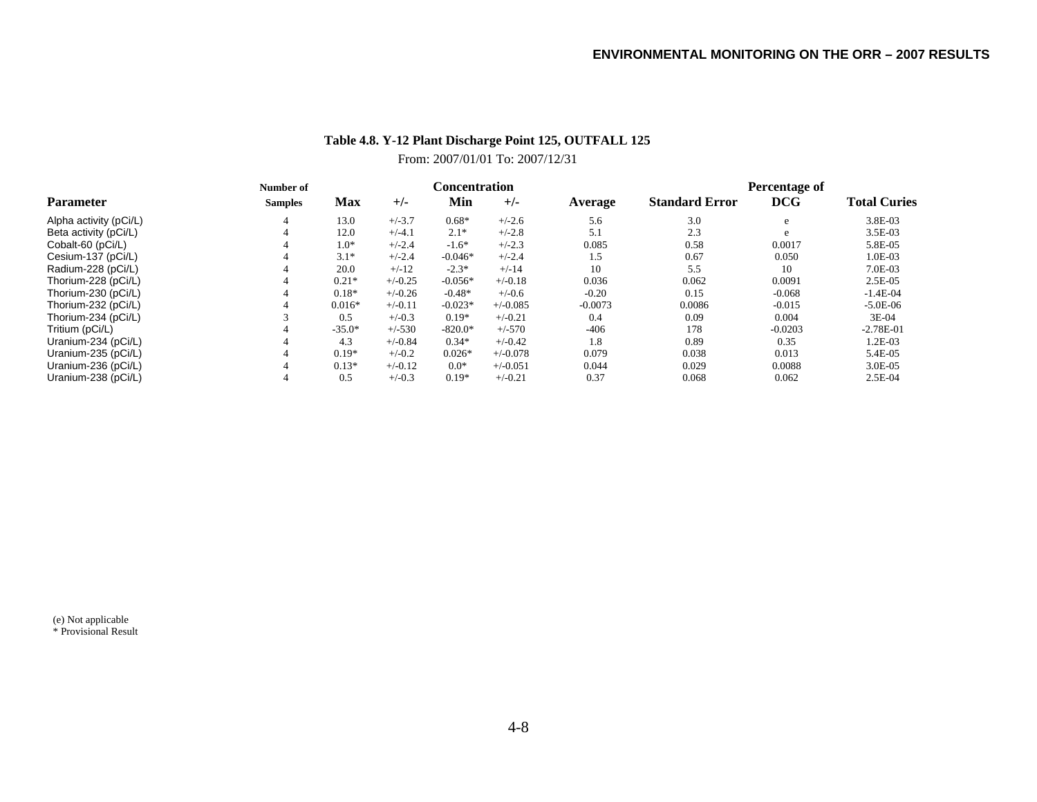**Table 4.8. Y-12 Plant Discharge Point 125, OUTFALL 125**

From: 2007/01/01 To: 2007/12/31

| Parameter | Number of Samples | Concentration Max | +/- | Min | +/- | Average | Standard Error | Percentage of DCG | Total Curies |
|---|---|---|---|---|---|---|---|---|---|
| Alpha activity (pCi/L) | 4 | 13.0 | +/-3.7 | 0.68* | +/-2.6 | 5.6 | 3.0 | e | 3.8E-03 |
| Beta activity (pCi/L) | 4 | 12.0 | +/-4.1 | 2.1* | +/-2.8 | 5.1 | 2.3 | e | 3.5E-03 |
| Cobalt-60 (pCi/L) | 4 | 1.0* | +/-2.4 | -1.6* | +/-2.3 | 0.085 | 0.58 | 0.0017 | 5.8E-05 |
| Cesium-137 (pCi/L) | 4 | 3.1* | +/-2.4 | -0.046* | +/-2.4 | 1.5 | 0.67 | 0.050 | 1.0E-03 |
| Radium-228 (pCi/L) | 4 | 20.0 | +/-12 | -2.3* | +/-14 | 10 | 5.5 | 10 | 7.0E-03 |
| Thorium-228 (pCi/L) | 4 | 0.21* | +/-0.25 | -0.056* | +/-0.18 | 0.036 | 0.062 | 0.0091 | 2.5E-05 |
| Thorium-230 (pCi/L) | 4 | 0.18* | +/-0.26 | -0.48* | +/-0.6 | -0.20 | 0.15 | -0.068 | -1.4E-04 |
| Thorium-232 (pCi/L) | 4 | 0.016* | +/-0.11 | -0.023* | +/-0.085 | -0.0073 | 0.0086 | -0.015 | -5.0E-06 |
| Thorium-234 (pCi/L) | 3 | 0.5 | +/-0.3 | 0.19* | +/-0.21 | 0.4 | 0.09 | 0.004 | 3E-04 |
| Tritium (pCi/L) | 4 | -35.0* | +/-530 | -820.0* | +/-570 | -406 | 178 | -0.0203 | -2.78E-01 |
| Uranium-234 (pCi/L) | 4 | 4.3 | +/-0.84 | 0.34* | +/-0.42 | 1.8 | 0.89 | 0.35 | 1.2E-03 |
| Uranium-235 (pCi/L) | 4 | 0.19* | +/-0.2 | 0.026* | +/-0.078 | 0.079 | 0.038 | 0.013 | 5.4E-05 |
| Uranium-236 (pCi/L) | 4 | 0.13* | +/-0.12 | 0.0* | +/-0.051 | 0.044 | 0.029 | 0.0088 | 3.0E-05 |
| Uranium-238 (pCi/L) | 4 | 0.5 | +/-0.3 | 0.19* | +/-0.21 | 0.37 | 0.068 | 0.062 | 2.5E-04 |

(e) Not applicable
* Provisional Result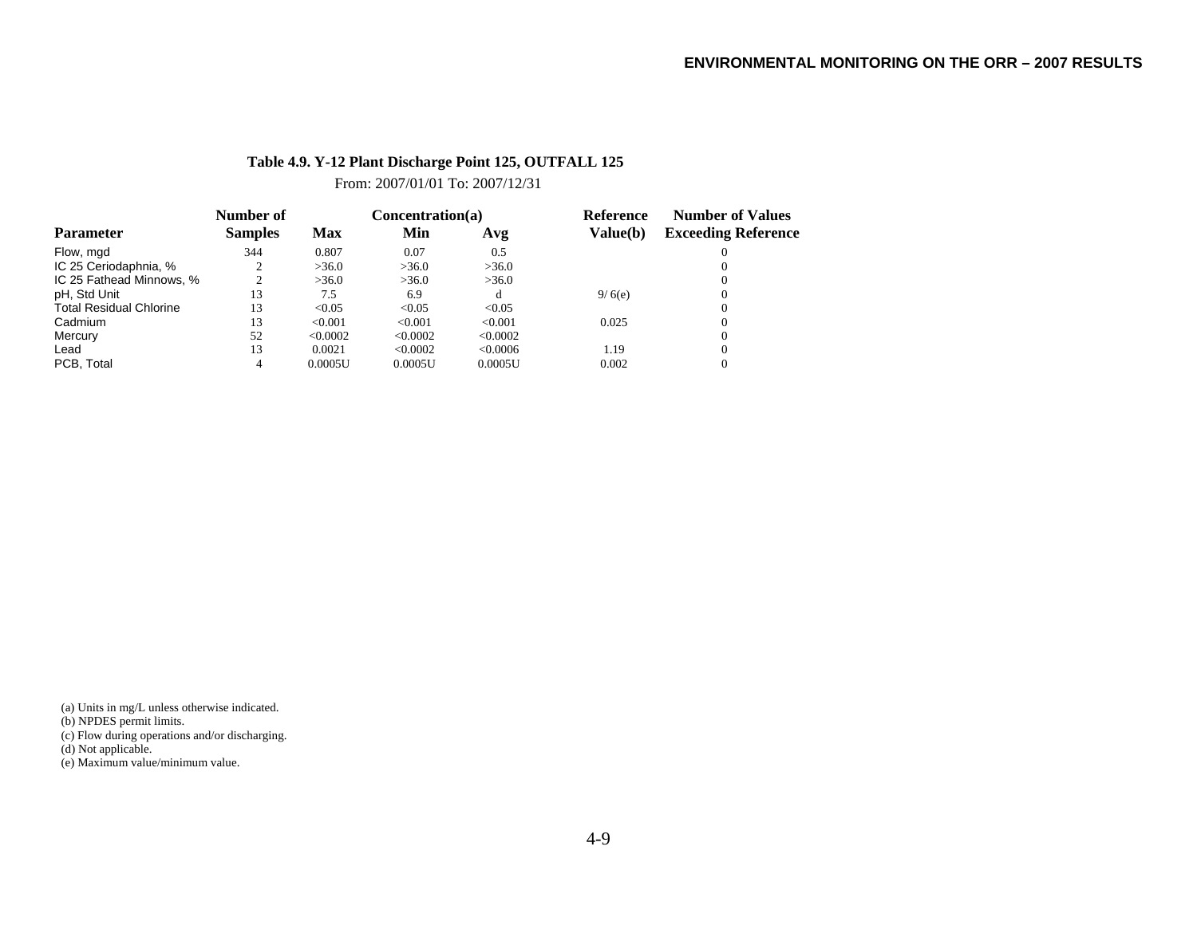**Table 4.9. Y-12 Plant Discharge Point 125, OUTFALL 125**

From: 2007/01/01 To: 2007/12/31

| Parameter | Number of Samples | Concentration(a) Max | Min | Avg | Reference Value(b) | Number of Values Exceeding Reference |
|---|---|---|---|---|---|---|
| Flow, mgd | 344 | 0.807 | 0.07 | 0.5 | | 0 |
| IC 25 Ceriodaphnia, % | 2 | >36.0 | >36.0 | >36.0 | | 0 |
| IC 25 Fathead Minnows, % | 2 | >36.0 | >36.0 | >36.0 | | 0 |
| pH, Std Unit | 13 | 7.5 | 6.9 | d | 9/ 6(e) | 0 |
| Total Residual Chlorine | 13 | <0.05 | <0.05 | <0.05 | | 0 |
| Cadmium | 13 | <0.001 | <0.001 | <0.001 | 0.025 | 0 |
| Mercury | 52 | <0.0002 | <0.0002 | <0.0002 | | 0 |
| Lead | 13 | 0.0021 | <0.0002 | <0.0006 | 1.19 | 0 |
| PCB, Total | 4 | 0.0005U | 0.0005U | 0.0005U | 0.002 | 0 |

(a) Units in mg/L unless otherwise indicated.
(b) NPDES permit limits.
(c) Flow during operations and/or discharging.
(d) Not applicable.
(e) Maximum value/minimum value.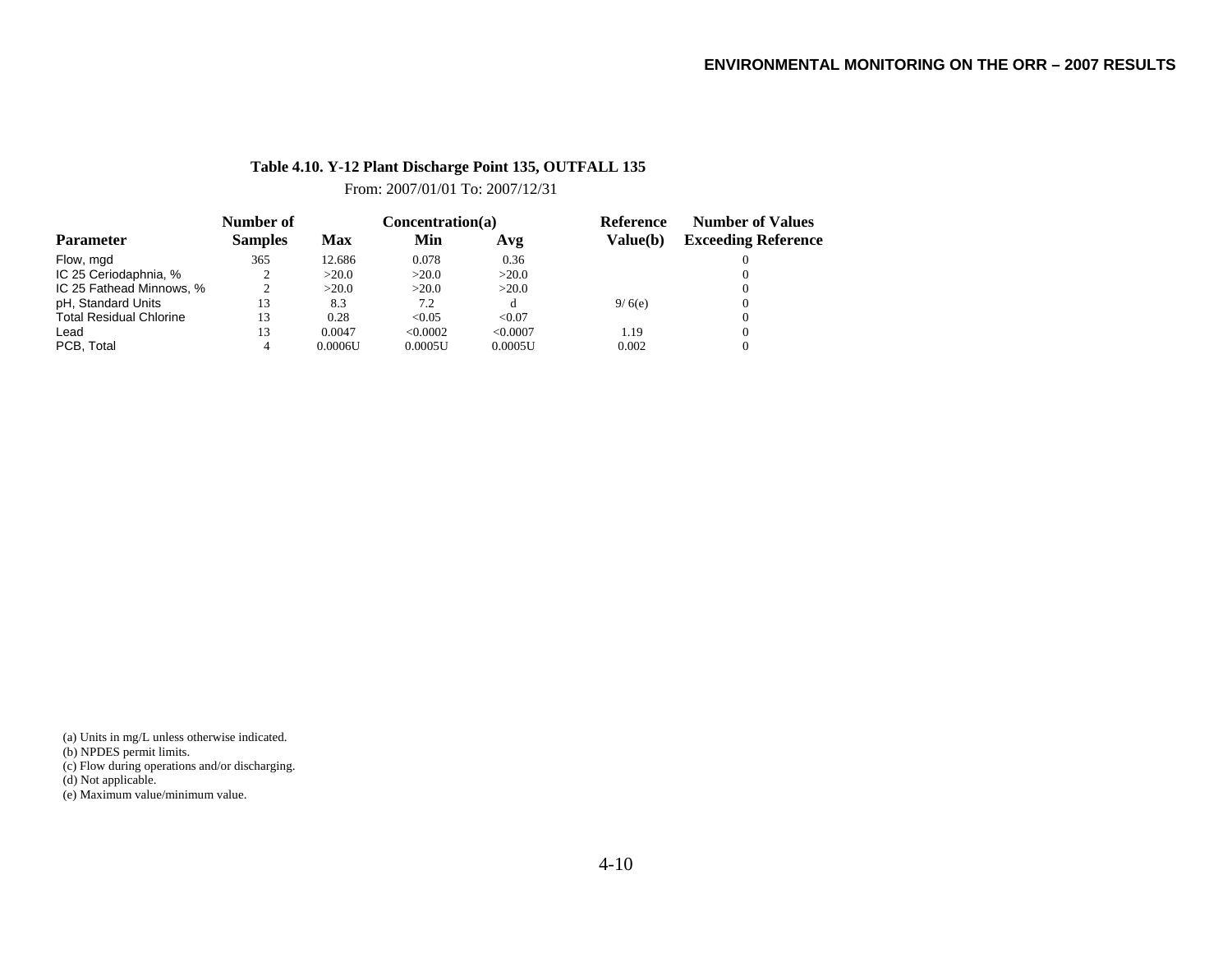**Table 4.10. Y-12 Plant Discharge Point 135, OUTFALL 135**

From: 2007/01/01 To: 2007/12/31

| Parameter | Number of Samples | Concentration(a) Max | Min | Avg | Reference Value(b) | Number of Values Exceeding Reference |
|---|---|---|---|---|---|---|
| Flow, mgd | 365 | 12.686 | 0.078 | 0.36 | | 0 |
| IC 25 Ceriodaphnia, % | 2 | >20.0 | >20.0 | >20.0 | | 0 |
| IC 25 Fathead Minnows, % | 2 | >20.0 | >20.0 | >20.0 | | 0 |
| pH, Standard Units | 13 | 8.3 | 7.2 | d | 9/ 6(e) | 0 |
| Total Residual Chlorine | 13 | 0.28 | <0.05 | <0.07 | | 0 |
| Lead | 13 | 0.0047 | <0.0002 | <0.0007 | 1.19 | 0 |
| PCB, Total | 4 | 0.0006U | 0.0005U | 0.0005U | 0.002 | 0 |

(a) Units in mg/L unless otherwise indicated.
(b) NPDES permit limits.
(c) Flow during operations and/or discharging.
(d) Not applicable.
(e) Maximum value/minimum value.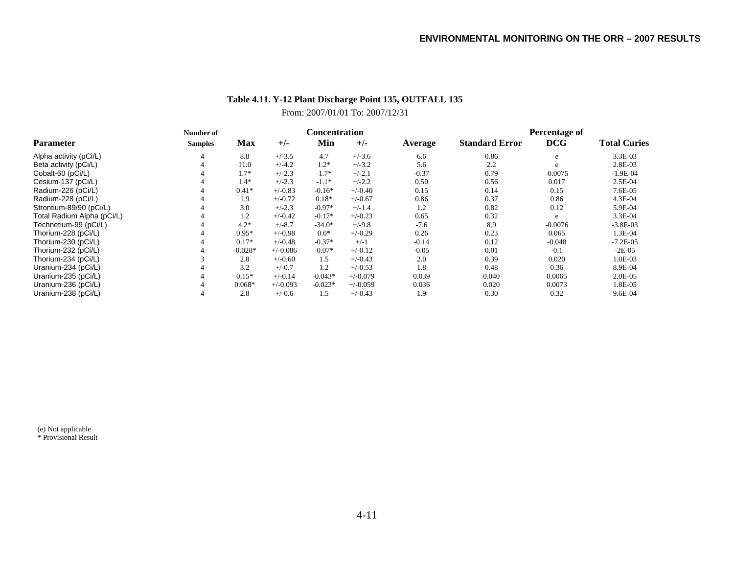**Table 4.11. Y-12 Plant Discharge Point 135, OUTFALL 135**

From: 2007/01/01 To: 2007/12/31

| Parameter | Number of Samples | Concentration Max | +/- | Min | +/- | Average | Standard Error | Percentage of DCG | Total Curies |
|---|---|---|---|---|---|---|---|---|---|
| Alpha activity (pCi/L) | 4 | 8.8 | +/-3.5 | 4.7 | +/-3.6 | 6.6 | 0.86 | e | 3.3E-03 |
| Beta activity (pCi/L) | 4 | 11.0 | +/-4.2 | 1.2* | +/-3.2 | 5.6 | 2.2 | e | 2.8E-03 |
| Cobalt-60 (pCi/L) | 4 | 1.7* | +/-2.3 | -1.7* | +/-2.1 | -0.37 | 0.79 | -0.0075 | -1.9E-04 |
| Cesium-137 (pCi/L) | 4 | 1.4* | +/-2.3 | -1.1* | +/-2.2 | 0.50 | 0.56 | 0.017 | 2.5E-04 |
| Radium-226 (pCi/L) | 4 | 0.41* | +/-0.83 | -0.16* | +/-0.40 | 0.15 | 0.14 | 0.15 | 7.6E-05 |
| Radium-228 (pCi/L) | 4 | 1.9 | +/-0.72 | 0.18* | +/-0.67 | 0.86 | 0.37 | 0.86 | 4.3E-04 |
| Strontium-89/90 (pCi/L) | 4 | 3.0 | +/-2.3 | -0.97* | +/-1.4 | 1.2 | 0.82 | 0.12 | 5.9E-04 |
| Total Radium Alpha (pCi/L) | 4 | 1.2 | +/-0.42 | -0.17* | +/-0.23 | 0.65 | 0.32 | e | 3.3E-04 |
| Technetium-99 (pCi/L) | 4 | 4.2* | +/-8.7 | -34.0* | +/-9.8 | -7.6 | 8.9 | -0.0076 | -3.8E-03 |
| Thorium-228 (pCi/L) | 4 | 0.95* | +/-0.98 | 0.0* | +/-0.29 | 0.26 | 0.23 | 0.065 | 1.3E-04 |
| Thorium-230 (pCi/L) | 4 | 0.17* | +/-0.48 | -0.37* | +/-1 | -0.14 | 0.12 | -0.048 | -7.2E-05 |
| Thorium-232 (pCi/L) | 4 | -0.028* | +/-0.086 | -0.07* | +/-0.12 | -0.05 | 0.01 | -0.1 | -2E-05 |
| Thorium-234 (pCi/L) | 3 | 2.8 | +/-0.60 | 1.5 | +/-0.43 | 2.0 | 0.39 | 0.020 | 1.0E-03 |
| Uranium-234 (pCi/L) | 4 | 3.2 | +/-0.7 | 1.2 | +/-0.53 | 1.8 | 0.48 | 0.36 | 8.9E-04 |
| Uranium-235 (pCi/L) | 4 | 0.15* | +/-0.14 | -0.043* | +/-0.079 | 0.039 | 0.040 | 0.0065 | 2.0E-05 |
| Uranium-236 (pCi/L) | 4 | 0.068* | +/-0.093 | -0.023* | +/-0.059 | 0.036 | 0.020 | 0.0073 | 1.8E-05 |
| Uranium-238 (pCi/L) | 4 | 2.8 | +/-0.6 | 1.5 | +/-0.43 | 1.9 | 0.30 | 0.32 | 9.6E-04 |

(e) Not applicable
* Provisional Result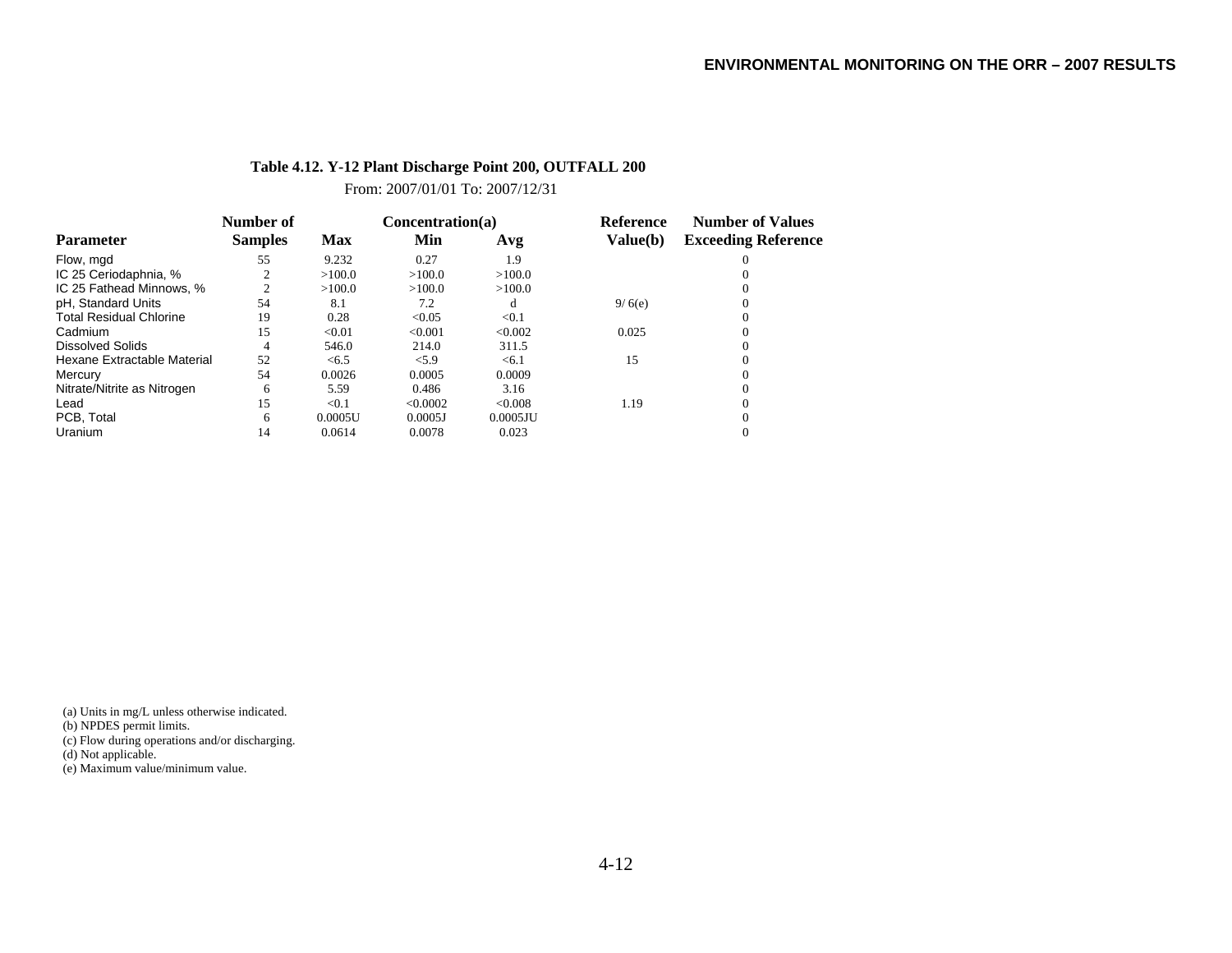**Table 4.12. Y-12 Plant Discharge Point 200, OUTFALL 200**

From: 2007/01/01 To: 2007/12/31

| Parameter | Number of Samples | Concentration(a) Max | Min | Avg | Reference Value(b) | Number of Values Exceeding Reference |
|---|---|---|---|---|---|---|
| Flow, mgd | 55 | 9.232 | 0.27 | 1.9 | | 0 |
| IC 25 Ceriodaphnia, % | 2 | >100.0 | >100.0 | >100.0 | | 0 |
| IC 25 Fathead Minnows, % | 2 | >100.0 | >100.0 | >100.0 | | 0 |
| pH, Standard Units | 54 | 8.1 | 7.2 | d | 9/ 6(e) | 0 |
| Total Residual Chlorine | 19 | 0.28 | <0.05 | <0.1 | | 0 |
| Cadmium | 15 | <0.01 | <0.001 | <0.002 | 0.025 | 0 |
| Dissolved Solids | 4 | 546.0 | 214.0 | 311.5 | | 0 |
| Hexane Extractable Material | 52 | <6.5 | <5.9 | <6.1 | 15 | 0 |
| Mercury | 54 | 0.0026 | 0.0005 | 0.0009 | | 0 |
| Nitrate/Nitrite as Nitrogen | 6 | 5.59 | 0.486 | 3.16 | | 0 |
| Lead | 15 | <0.1 | <0.0002 | <0.008 | 1.19 | 0 |
| PCB, Total | 6 | 0.0005U | 0.0005J | 0.0005JU | | 0 |
| Uranium | 14 | 0.0614 | 0.0078 | 0.023 | | 0 |

(a) Units in mg/L unless otherwise indicated.
(b) NPDES permit limits.
(c) Flow during operations and/or discharging.
(d) Not applicable.
(e) Maximum value/minimum value.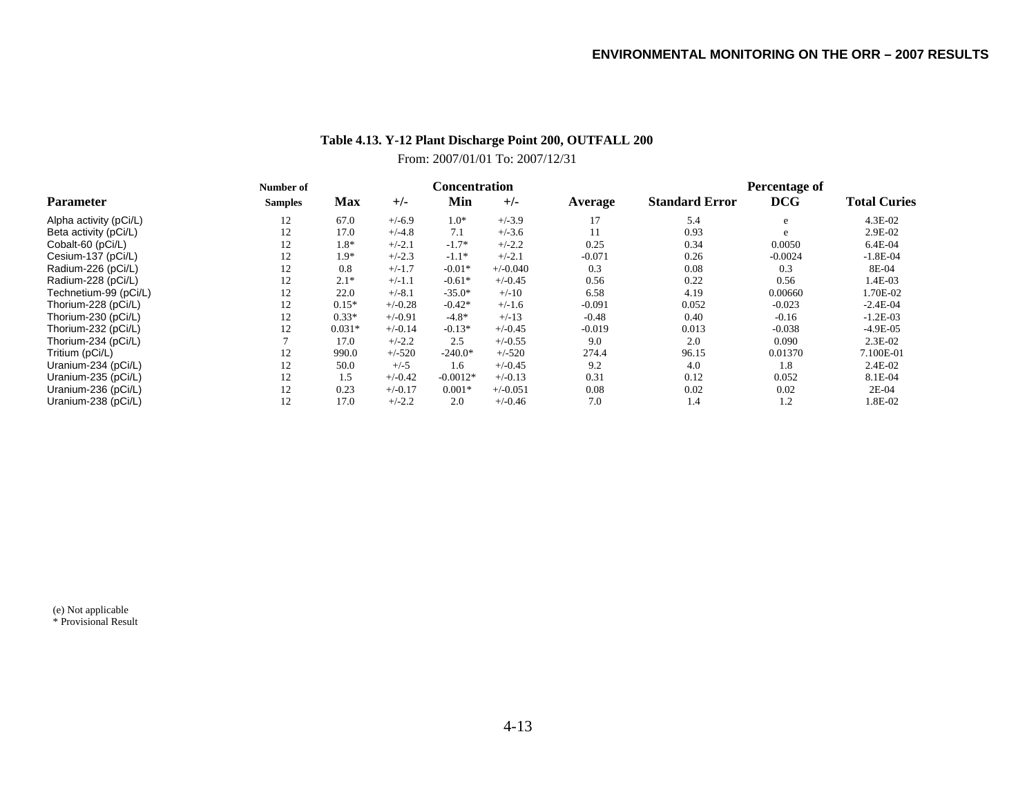## Table 4.13. Y-12 Plant Discharge Point 200, OUTFALL 200

From: 2007/01/01 To: 2007/12/31

| Parameter | Number of Samples | Concentration Max | +/- | Min | +/- | Average | Standard Error | Percentage of DCG | Total Curies |
|---|---|---|---|---|---|---|---|---|---|
| Alpha activity (pCi/L) | 12 | 67.0 | +/-6.9 | 1.0* | +/-3.9 | 17 | 5.4 | e | 4.3E-02 |
| Beta activity (pCi/L) | 12 | 17.0 | +/-4.8 | 7.1 | +/-3.6 | 11 | 0.93 | e | 2.9E-02 |
| Cobalt-60 (pCi/L) | 12 | 1.8* | +/-2.1 | -1.7* | +/-2.2 | 0.25 | 0.34 | 0.0050 | 6.4E-04 |
| Cesium-137 (pCi/L) | 12 | 1.9* | +/-2.3 | -1.1* | +/-2.1 | -0.071 | 0.26 | -0.0024 | -1.8E-04 |
| Radium-226 (pCi/L) | 12 | 0.8 | +/-1.7 | -0.01* | +/-0.040 | 0.3 | 0.08 | 0.3 | 8E-04 |
| Radium-228 (pCi/L) | 12 | 2.1* | +/-1.1 | -0.61* | +/-0.45 | 0.56 | 0.22 | 0.56 | 1.4E-03 |
| Technetium-99 (pCi/L) | 12 | 22.0 | +/-8.1 | -35.0* | +/-10 | 6.58 | 4.19 | 0.00660 | 1.70E-02 |
| Thorium-228 (pCi/L) | 12 | 0.15* | +/-0.28 | -0.42* | +/-1.6 | -0.091 | 0.052 | -0.023 | -2.4E-04 |
| Thorium-230 (pCi/L) | 12 | 0.33* | +/-0.91 | -4.8* | +/-13 | -0.48 | 0.40 | -0.16 | -1.2E-03 |
| Thorium-232 (pCi/L) | 12 | 0.031* | +/-0.14 | -0.13* | +/-0.45 | -0.019 | 0.013 | -0.038 | -4.9E-05 |
| Thorium-234 (pCi/L) | 7 | 17.0 | +/-2.2 | 2.5 | +/-0.55 | 9.0 | 2.0 | 0.090 | 2.3E-02 |
| Tritium (pCi/L) | 12 | 990.0 | +/-520 | -240.0* | +/-520 | 274.4 | 96.15 | 0.01370 | 7.100E-01 |
| Uranium-234 (pCi/L) | 12 | 50.0 | +/-5 | 1.6 | +/-0.45 | 9.2 | 4.0 | 1.8 | 2.4E-02 |
| Uranium-235 (pCi/L) | 12 | 1.5 | +/-0.42 | -0.0012* | +/-0.13 | 0.31 | 0.12 | 0.052 | 8.1E-04 |
| Uranium-236 (pCi/L) | 12 | 0.23 | +/-0.17 | 0.001* | +/-0.051 | 0.08 | 0.02 | 0.02 | 2E-04 |
| Uranium-238 (pCi/L) | 12 | 17.0 | +/-2.2 | 2.0 | +/-0.46 | 7.0 | 1.4 | 1.2 | 1.8E-02 |

(e) Not applicable
* Provisional Result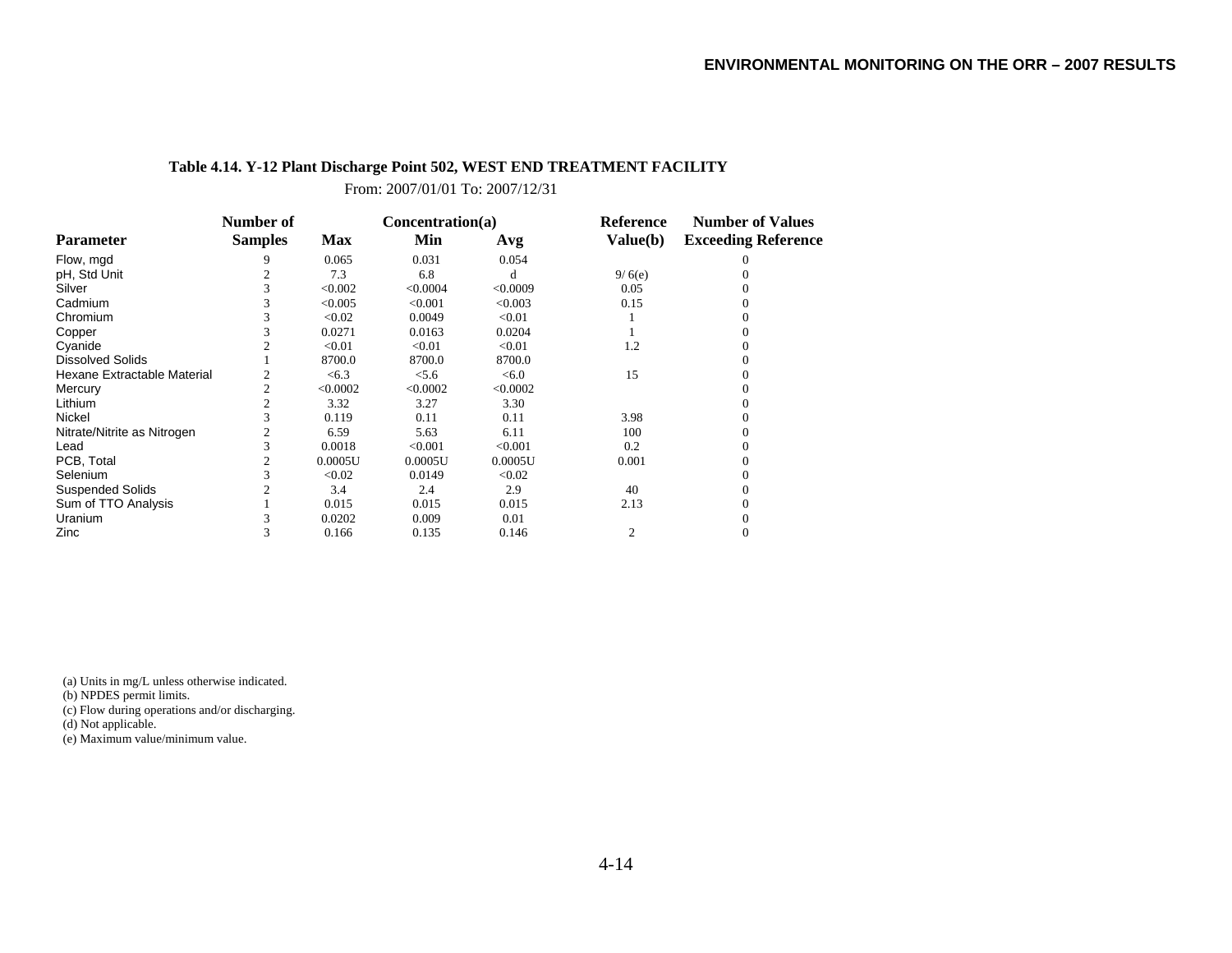**Table 4.14. Y-12 Plant Discharge Point 502, WEST END TREATMENT FACILITY**

From: 2007/01/01 To: 2007/12/31

| Parameter | Number of Samples | Concentration(a) Max | Min | Avg | Reference Value(b) | Number of Values Exceeding Reference |
|---|---|---|---|---|---|---|
| Flow, mgd | 9 | 0.065 | 0.031 | 0.054 | | 0 |
| pH, Std Unit | 2 | 7.3 | 6.8 | d | 9/ 6(e) | 0 |
| Silver | 3 | <0.002 | <0.0004 | <0.0009 | 0.05 | 0 |
| Cadmium | 3 | <0.005 | <0.001 | <0.003 | 0.15 | 0 |
| Chromium | 3 | <0.02 | 0.0049 | <0.01 | 1 | 0 |
| Copper | 3 | 0.0271 | 0.0163 | 0.0204 | 1 | 0 |
| Cyanide | 2 | <0.01 | <0.01 | <0.01 | 1.2 | 0 |
| Dissolved Solids | 1 | 8700.0 | 8700.0 | 8700.0 | | 0 |
| Hexane Extractable Material | 2 | <6.3 | <5.6 | <6.0 | 15 | 0 |
| Mercury | 2 | <0.0002 | <0.0002 | <0.0002 | | 0 |
| Lithium | 2 | 3.32 | 3.27 | 3.30 | | 0 |
| Nickel | 3 | 0.119 | 0.11 | 0.11 | 3.98 | 0 |
| Nitrate/Nitrite as Nitrogen | 2 | 6.59 | 5.63 | 6.11 | 100 | 0 |
| Lead | 3 | 0.0018 | <0.001 | <0.001 | 0.2 | 0 |
| PCB, Total | 2 | 0.0005U | 0.0005U | 0.0005U | 0.001 | 0 |
| Selenium | 3 | <0.02 | 0.0149 | <0.02 | | 0 |
| Suspended Solids | 2 | 3.4 | 2.4 | 2.9 | 40 | 0 |
| Sum of TTO Analysis | 1 | 0.015 | 0.015 | 0.015 | 2.13 | 0 |
| Uranium | 3 | 0.0202 | 0.009 | 0.01 | | 0 |
| Zinc | 3 | 0.166 | 0.135 | 0.146 | 2 | 0 |

(a) Units in mg/L unless otherwise indicated.
(b) NPDES permit limits.
(c) Flow during operations and/or discharging.
(d) Not applicable.
(e) Maximum value/minimum value.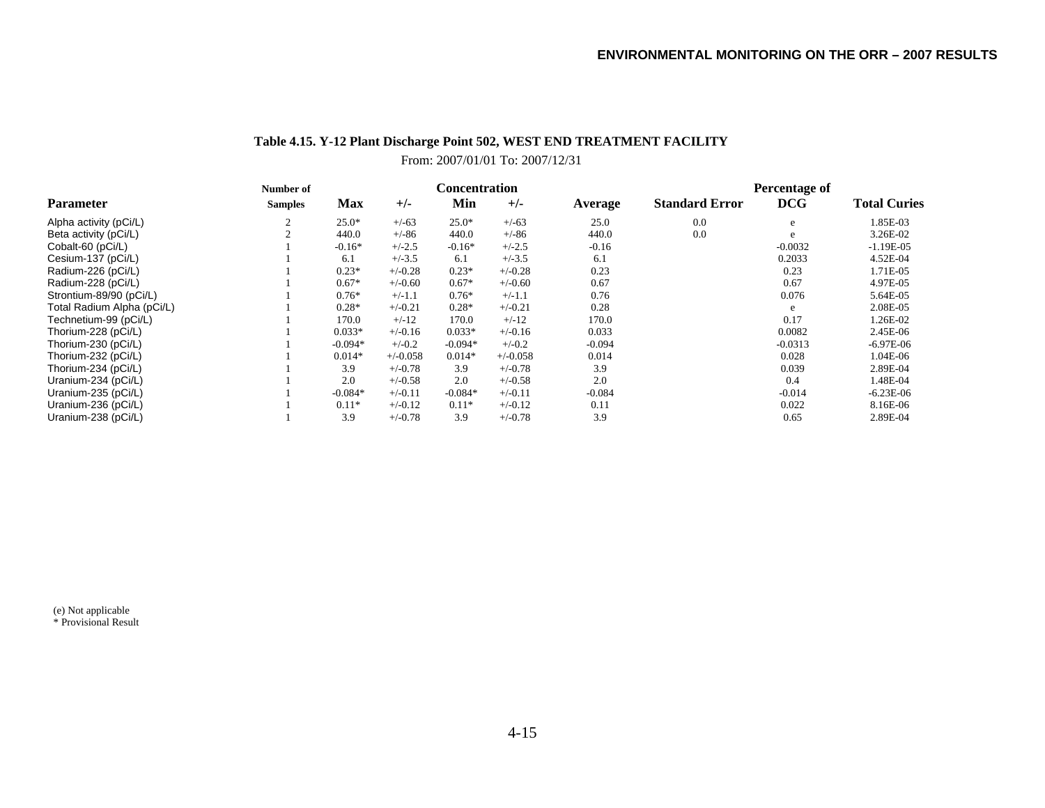**Table 4.15. Y-12 Plant Discharge Point 502, WEST END TREATMENT FACILITY**

From: 2007/01/01 To: 2007/12/31

| Parameter | Number of Samples | Concentration Max | +/- | Min | +/- | Average | Standard Error | Percentage of DCG | Total Curies |
|---|---|---|---|---|---|---|---|---|---|
| Alpha activity (pCi/L) | 2 | 25.0* | +/-63 | 25.0* | +/-63 | 25.0 | 0.0 | e | 1.85E-03 |
| Beta activity (pCi/L) | 2 | 440.0 | +/-86 | 440.0 | +/-86 | 440.0 | 0.0 | e | 3.26E-02 |
| Cobalt-60 (pCi/L) | 1 | -0.16* | +/-2.5 | -0.16* | +/-2.5 | -0.16 | | -0.0032 | -1.19E-05 |
| Cesium-137 (pCi/L) | 1 | 6.1 | +/-3.5 | 6.1 | +/-3.5 | 6.1 | | 0.2033 | 4.52E-04 |
| Radium-226 (pCi/L) | 1 | 0.23* | +/-0.28 | 0.23* | +/-0.28 | 0.23 | | 0.23 | 1.71E-05 |
| Radium-228 (pCi/L) | 1 | 0.67* | +/-0.60 | 0.67* | +/-0.60 | 0.67 | | 0.67 | 4.97E-05 |
| Strontium-89/90 (pCi/L) | 1 | 0.76* | +/-1.1 | 0.76* | +/-1.1 | 0.76 | | 0.076 | 5.64E-05 |
| Total Radium Alpha (pCi/L) | 1 | 0.28* | +/-0.21 | 0.28* | +/-0.21 | 0.28 | | e | 2.08E-05 |
| Technetium-99 (pCi/L) | 1 | 170.0 | +/-12 | 170.0 | +/-12 | 170.0 | | 0.17 | 1.26E-02 |
| Thorium-228 (pCi/L) | 1 | 0.033* | +/-0.16 | 0.033* | +/-0.16 | 0.033 | | 0.0082 | 2.45E-06 |
| Thorium-230 (pCi/L) | 1 | -0.094* | +/-0.2 | -0.094* | +/-0.2 | -0.094 | | -0.0313 | -6.97E-06 |
| Thorium-232 (pCi/L) | 1 | 0.014* | +/-0.058 | 0.014* | +/-0.058 | 0.014 | | 0.028 | 1.04E-06 |
| Thorium-234 (pCi/L) | 1 | 3.9 | +/-0.78 | 3.9 | +/-0.78 | 3.9 | | 0.039 | 2.89E-04 |
| Uranium-234 (pCi/L) | 1 | 2.0 | +/-0.58 | 2.0 | +/-0.58 | 2.0 | | 0.4 | 1.48E-04 |
| Uranium-235 (pCi/L) | 1 | -0.084* | +/-0.11 | -0.084* | +/-0.11 | -0.084 | | -0.014 | -6.23E-06 |
| Uranium-236 (pCi/L) | 1 | 0.11* | +/-0.12 | 0.11* | +/-0.12 | 0.11 | | 0.022 | 8.16E-06 |
| Uranium-238 (pCi/L) | 1 | 3.9 | +/-0.78 | 3.9 | +/-0.78 | 3.9 | | 0.65 | 2.89E-04 |

(e) Not applicable
* Provisional Result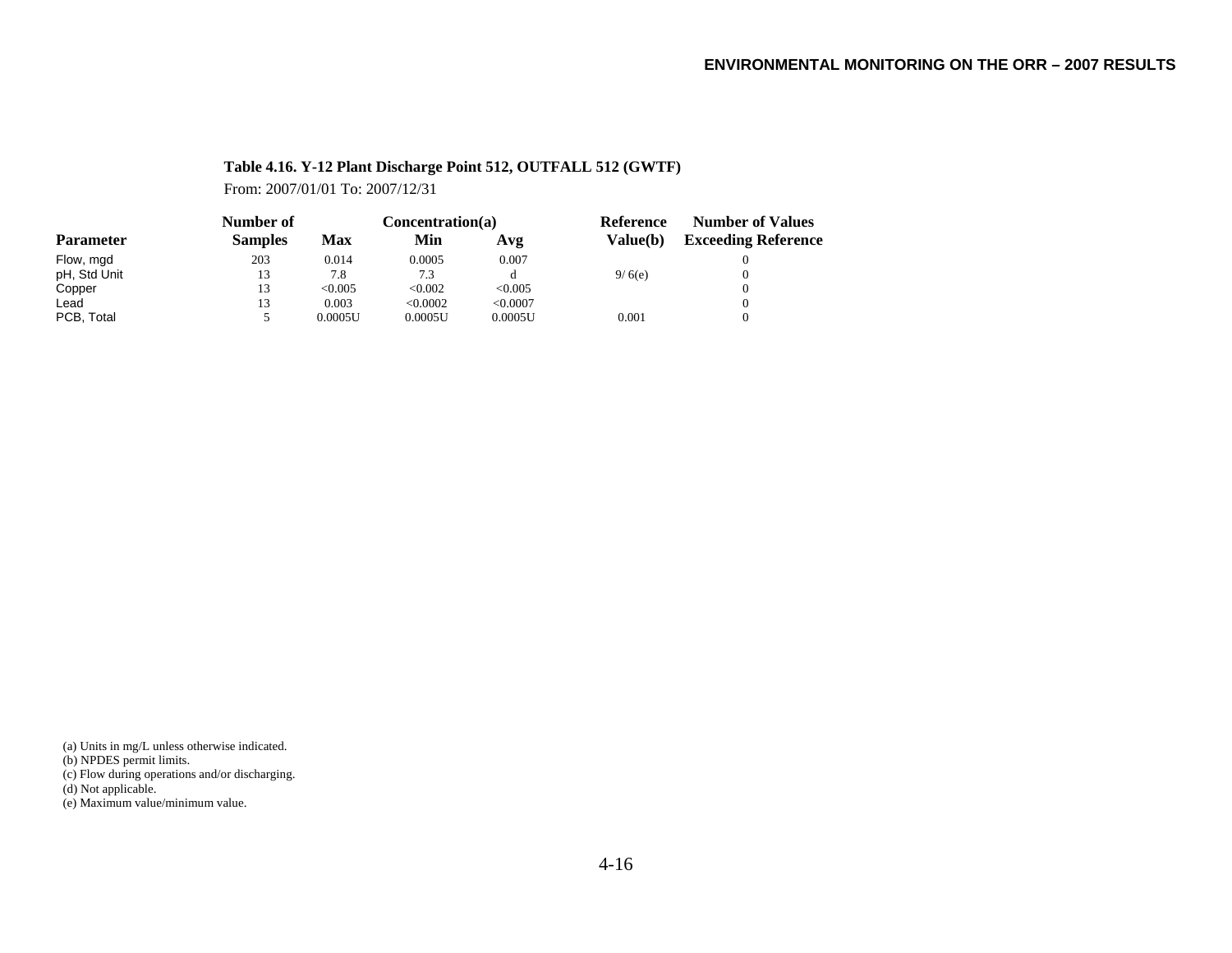**Table 4.16. Y-12 Plant Discharge Point 512, OUTFALL 512 (GWTF)**

From: 2007/01/01 To: 2007/12/31

| Parameter | Number of Samples | Concentration(a) Max | Min | Avg | Reference Value(b) | Number of Values Exceeding Reference |
|---|---|---|---|---|---|---|
| Flow, mgd | 203 | 0.014 | 0.0005 | 0.007 | | 0 |
| pH, Std Unit | 13 | 7.8 | 7.3 | d | 9/ 6(e) | 0 |
| Copper | 13 | <0.005 | <0.002 | <0.005 | | 0 |
| Lead | 13 | 0.003 | <0.0002 | <0.0007 | | 0 |
| PCB, Total | 5 | 0.0005U | 0.0005U | 0.0005U | 0.001 | 0 |

(a) Units in mg/L unless otherwise indicated.
(b) NPDES permit limits.
(c) Flow during operations and/or discharging.
(d) Not applicable.
(e) Maximum value/minimum value.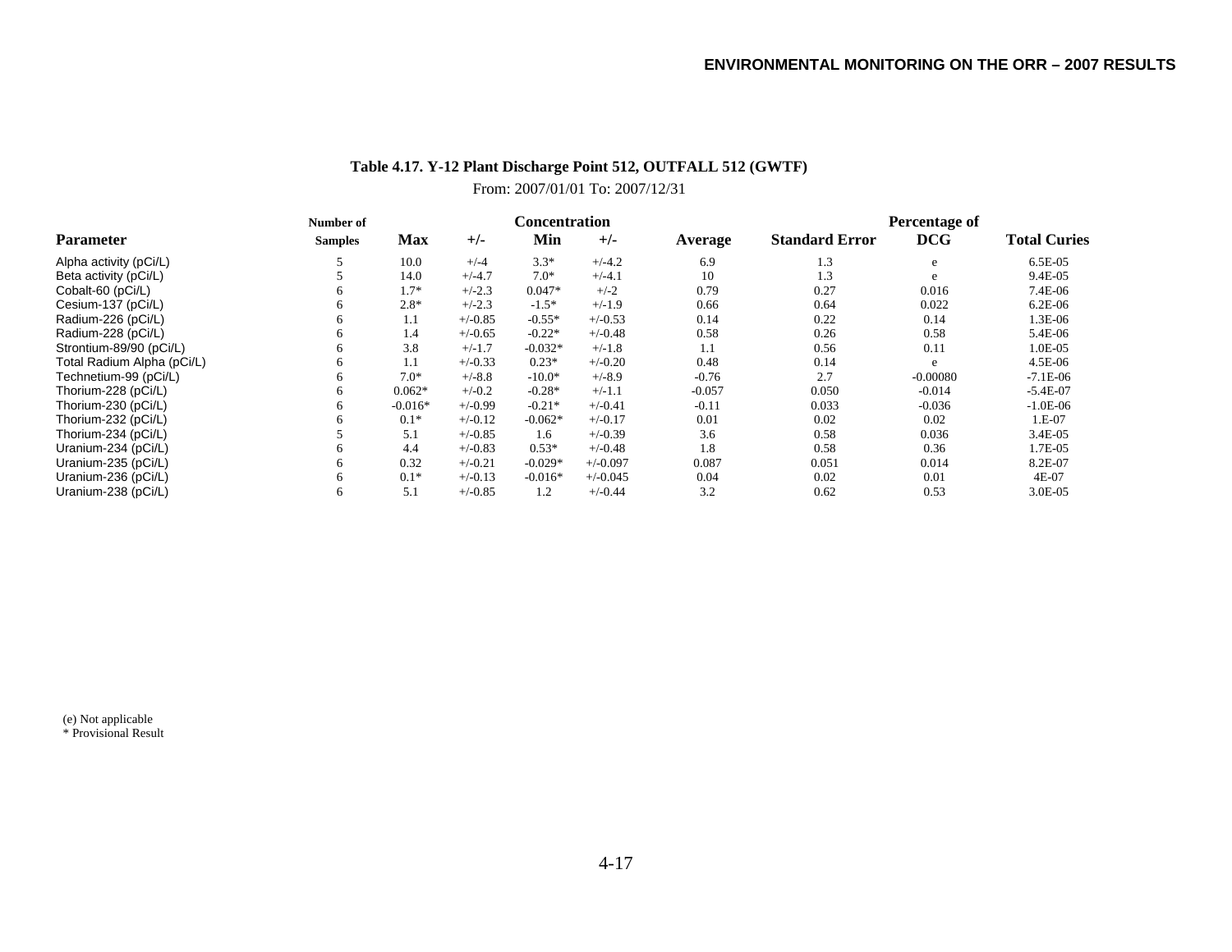**Table 4.17. Y-12 Plant Discharge Point 512, OUTFALL 512 (GWTF)**

From: 2007/01/01 To: 2007/12/31

| Parameter | Number of Samples | Concentration Max | +/- | Min | +/- | Average | Standard Error | Percentage of DCG | Total Curies |
|---|---|---|---|---|---|---|---|---|---|
| Alpha activity (pCi/L) | 5 | 10.0 | +/-4 | 3.3* | +/-4.2 | 6.9 | 1.3 | e | 6.5E-05 |
| Beta activity (pCi/L) | 5 | 14.0 | +/-4.7 | 7.0* | +/-4.1 | 10 | 1.3 | e | 9.4E-05 |
| Cobalt-60 (pCi/L) | 6 | 1.7* | +/-2.3 | 0.047* | +/-2 | 0.79 | 0.27 | 0.016 | 7.4E-06 |
| Cesium-137 (pCi/L) | 6 | 2.8* | +/-2.3 | -1.5* | +/-1.9 | 0.66 | 0.64 | 0.022 | 6.2E-06 |
| Radium-226 (pCi/L) | 6 | 1.1 | +/-0.85 | -0.55* | +/-0.53 | 0.14 | 0.22 | 0.14 | 1.3E-06 |
| Radium-228 (pCi/L) | 6 | 1.4 | +/-0.65 | -0.22* | +/-0.48 | 0.58 | 0.26 | 0.58 | 5.4E-06 |
| Strontium-89/90 (pCi/L) | 6 | 3.8 | +/-1.7 | -0.032* | +/-1.8 | 1.1 | 0.56 | 0.11 | 1.0E-05 |
| Total Radium Alpha (pCi/L) | 6 | 1.1 | +/-0.33 | 0.23* | +/-0.20 | 0.48 | 0.14 | e | 4.5E-06 |
| Technetium-99 (pCi/L) | 6 | 7.0* | +/-8.8 | -10.0* | +/-8.9 | -0.76 | 2.7 | -0.00080 | -7.1E-06 |
| Thorium-228 (pCi/L) | 6 | 0.062* | +/-0.2 | -0.28* | +/-1.1 | -0.057 | 0.050 | -0.014 | -5.4E-07 |
| Thorium-230 (pCi/L) | 6 | -0.016* | +/-0.99 | -0.21* | +/-0.41 | -0.11 | 0.033 | -0.036 | -1.0E-06 |
| Thorium-232 (pCi/L) | 6 | 0.1* | +/-0.12 | -0.062* | +/-0.17 | 0.01 | 0.02 | 0.02 | 1.E-07 |
| Thorium-234 (pCi/L) | 5 | 5.1 | +/-0.85 | 1.6 | +/-0.39 | 3.6 | 0.58 | 0.036 | 3.4E-05 |
| Uranium-234 (pCi/L) | 6 | 4.4 | +/-0.83 | 0.53* | +/-0.48 | 1.8 | 0.58 | 0.36 | 1.7E-05 |
| Uranium-235 (pCi/L) | 6 | 0.32 | +/-0.21 | -0.029* | +/-0.097 | 0.087 | 0.051 | 0.014 | 8.2E-07 |
| Uranium-236 (pCi/L) | 6 | 0.1* | +/-0.13 | -0.016* | +/-0.045 | 0.04 | 0.02 | 0.01 | 4E-07 |
| Uranium-238 (pCi/L) | 6 | 5.1 | +/-0.85 | 1.2 | +/-0.44 | 3.2 | 0.62 | 0.53 | 3.0E-05 |

(e) Not applicable
* Provisional Result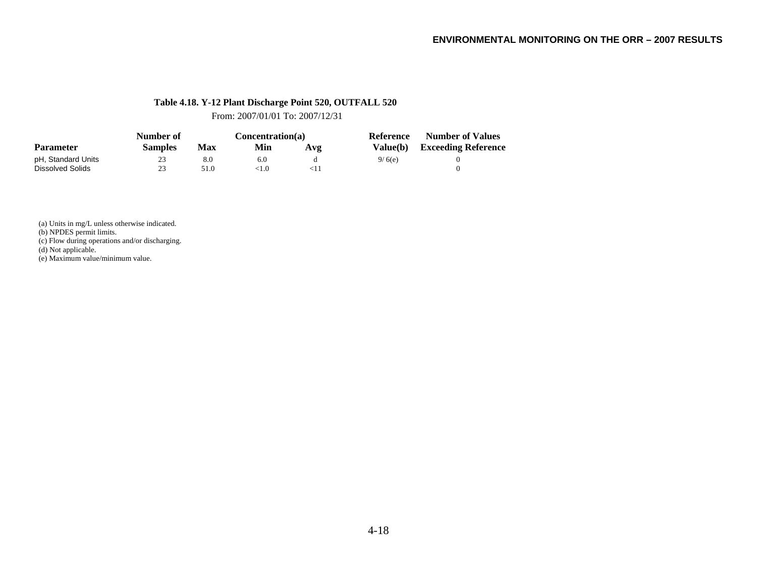**Table 4.18. Y-12 Plant Discharge Point 520, OUTFALL 520**

From: 2007/01/01 To: 2007/12/31

| Parameter | Number of Samples | Concentration(a) Max | Min | Avg | Reference Value(b) | Number of Values Exceeding Reference |
|---|---|---|---|---|---|---|
| pH, Standard Units | 23 | 8.0 | 6.0 | d | 9/ 6(e) | 0 |
| Dissolved Solids | 23 | 51.0 | <1.0 | <11 | | 0 |

(a) Units in mg/L unless otherwise indicated.
(b) NPDES permit limits.
(c) Flow during operations and/or discharging.
(d) Not applicable.
(e) Maximum value/minimum value.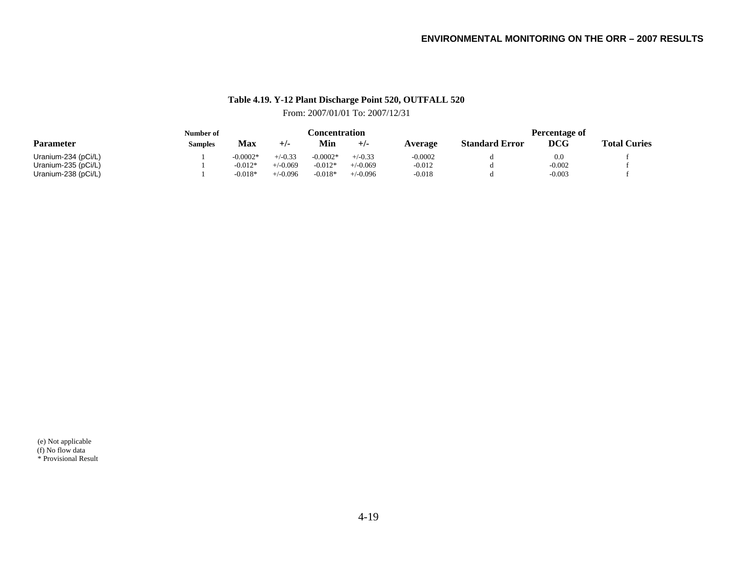**Table 4.19. Y-12 Plant Discharge Point 520, OUTFALL 520**

From: 2007/01/01 To: 2007/12/31

| Parameter | Number of Samples | Concentration Max | +/- | Min | +/- | Average | Standard Error | Percentage of DCG | Total Curies |
|---|---|---|---|---|---|---|---|---|---|
| Uranium-234 (pCi/L) | 1 | -0.0002* | +/-0.33 | -0.0002* | +/-0.33 | -0.0002 | d | 0.0 | f |
| Uranium-235 (pCi/L) | 1 | -0.012* | +/-0.069 | -0.012* | +/-0.069 | -0.012 | d | -0.002 | f |
| Uranium-238 (pCi/L) | 1 | -0.018* | +/-0.096 | -0.018* | +/-0.096 | -0.018 | d | -0.003 | f |

(e) Not applicable
(f) No flow data
* Provisional Result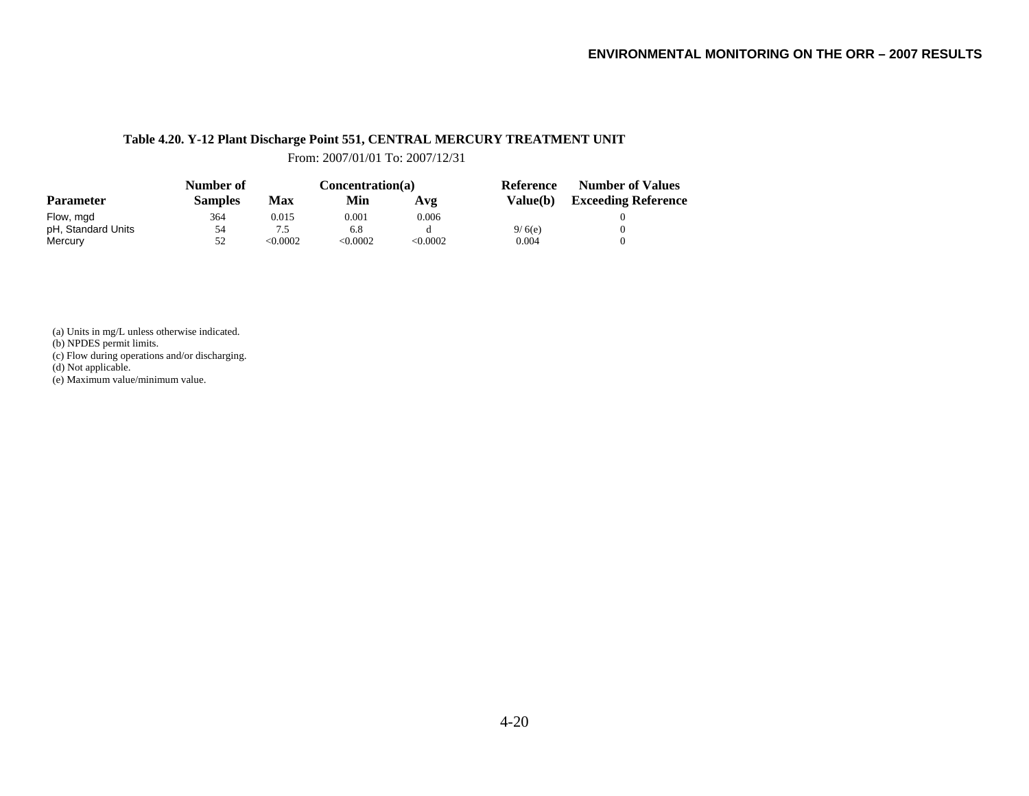**Table 4.20. Y-12 Plant Discharge Point 551, CENTRAL MERCURY TREATMENT UNIT**

From: 2007/01/01 To: 2007/12/31

| Parameter | Number of Samples | Concentration(a) Max | Min | Avg | Reference Value(b) | Number of Values Exceeding Reference |
|---|---|---|---|---|---|---|
| Flow, mgd | 364 | 0.015 | 0.001 | 0.006 | | 0 |
| pH, Standard Units | 54 | 7.5 | 6.8 | d | 9/ 6(e) | 0 |
| Mercury | 52 | <0.0002 | <0.0002 | <0.0002 | 0.004 | 0 |

(a) Units in mg/L unless otherwise indicated.
(b) NPDES permit limits.
(c) Flow during operations and/or discharging.
(d) Not applicable.
(e) Maximum value/minimum value.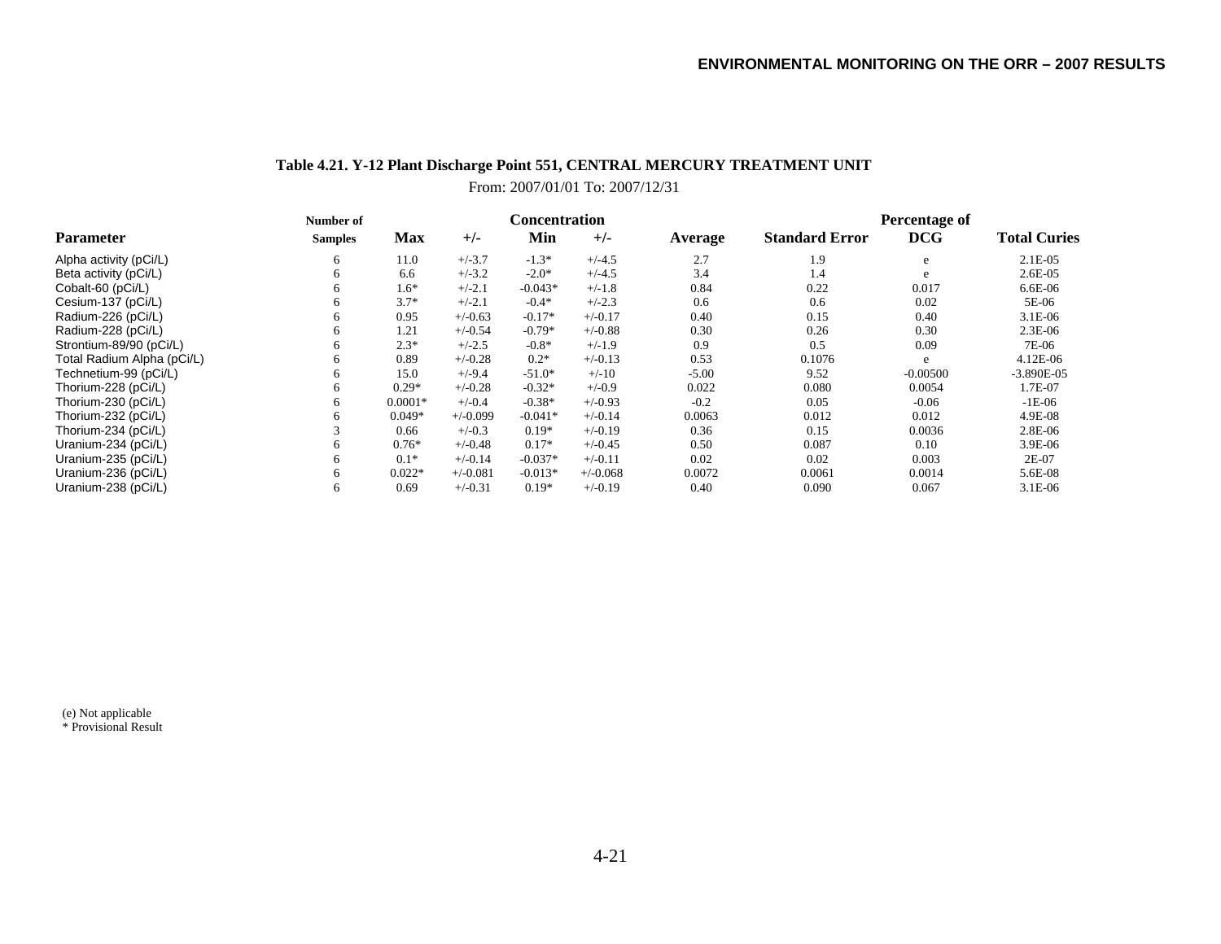**Table 4.21. Y-12 Plant Discharge Point 551, CENTRAL MERCURY TREATMENT UNIT**

From: 2007/01/01 To: 2007/12/31

| Parameter | Number of Samples | Concentration Max | +/- | Min | +/- | Average | Standard Error | Percentage of DCG | Total Curies |
|---|---|---|---|---|---|---|---|---|---|
| Alpha activity (pCi/L) | 6 | 11.0 | +/-3.7 | -1.3* | +/-4.5 | 2.7 | 1.9 | e | 2.1E-05 |
| Beta activity (pCi/L) | 6 | 6.6 | +/-3.2 | -2.0* | +/-4.5 | 3.4 | 1.4 | e | 2.6E-05 |
| Cobalt-60 (pCi/L) | 6 | 1.6* | +/-2.1 | -0.043* | +/-1.8 | 0.84 | 0.22 | 0.017 | 6.6E-06 |
| Cesium-137 (pCi/L) | 6 | 3.7* | +/-2.1 | -0.4* | +/-2.3 | 0.6 | 0.6 | 0.02 | 5E-06 |
| Radium-226 (pCi/L) | 6 | 0.95 | +/-0.63 | -0.17* | +/-0.17 | 0.40 | 0.15 | 0.40 | 3.1E-06 |
| Radium-228 (pCi/L) | 6 | 1.21 | +/-0.54 | -0.79* | +/-0.88 | 0.30 | 0.26 | 0.30 | 2.3E-06 |
| Strontium-89/90 (pCi/L) | 6 | 2.3* | +/-2.5 | -0.8* | +/-1.9 | 0.9 | 0.5 | 0.09 | 7E-06 |
| Total Radium Alpha (pCi/L) | 6 | 0.89 | +/-0.28 | 0.2* | +/-0.13 | 0.53 | 0.1076 | e | 4.12E-06 |
| Technetium-99 (pCi/L) | 6 | 15.0 | +/-9.4 | -51.0* | +/-10 | -5.00 | 9.52 | -0.00500 | -3.890E-05 |
| Thorium-228 (pCi/L) | 6 | 0.29* | +/-0.28 | -0.32* | +/-0.9 | 0.022 | 0.080 | 0.0054 | 1.7E-07 |
| Thorium-230 (pCi/L) | 6 | 0.0001* | +/-0.4 | -0.38* | +/-0.93 | -0.2 | 0.05 | -0.06 | -1E-06 |
| Thorium-232 (pCi/L) | 6 | 0.049* | +/-0.099 | -0.041* | +/-0.14 | 0.0063 | 0.012 | 0.012 | 4.9E-08 |
| Thorium-234 (pCi/L) | 3 | 0.66 | +/-0.3 | 0.19* | +/-0.19 | 0.36 | 0.15 | 0.0036 | 2.8E-06 |
| Uranium-234 (pCi/L) | 6 | 0.76* | +/-0.48 | 0.17* | +/-0.45 | 0.50 | 0.087 | 0.10 | 3.9E-06 |
| Uranium-235 (pCi/L) | 6 | 0.1* | +/-0.14 | -0.037* | +/-0.11 | 0.02 | 0.02 | 0.003 | 2E-07 |
| Uranium-236 (pCi/L) | 6 | 0.022* | +/-0.081 | -0.013* | +/-0.068 | 0.0072 | 0.0061 | 0.0014 | 5.6E-08 |
| Uranium-238 (pCi/L) | 6 | 0.69 | +/-0.31 | 0.19* | +/-0.19 | 0.40 | 0.090 | 0.067 | 3.1E-06 |

(e) Not applicable
* Provisional Result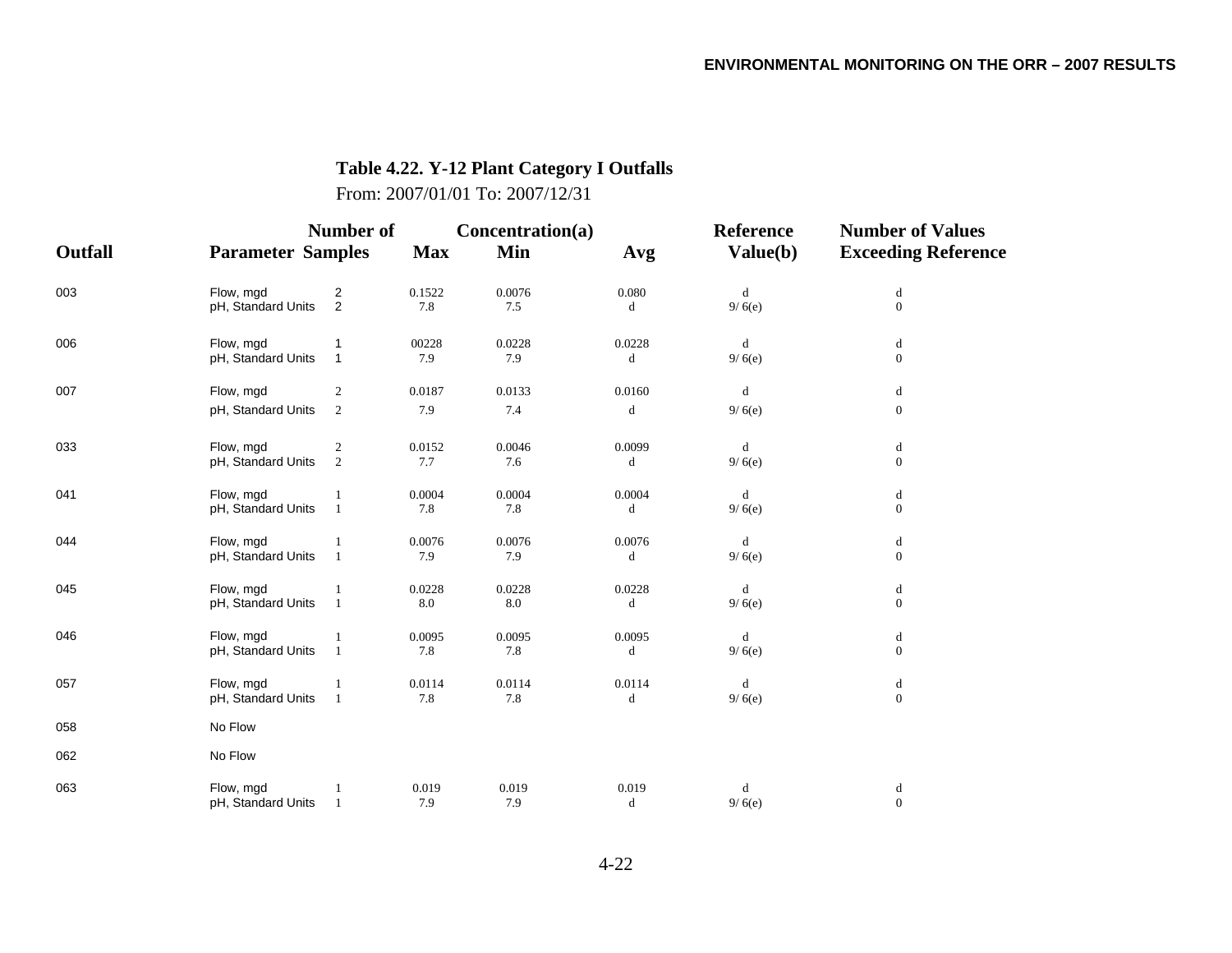**Table 4.22. Y-12 Plant Category I Outfalls**

From: 2007/01/01 To: 2007/12/31

| Outfall | Parameter | Number of Samples | Concentration(a) Max | Min | Avg | Reference Value(b) | Number of Values Exceeding Reference |
|---|---|---|---|---|---|---|---|
| 003 | Flow, mgd | 2 | 0.1522 | 0.0076 | 0.080 | d | d |
| | pH, Standard Units | 2 | 7.8 | 7.5 | d | 9/ 6(e) | 0 |
| 006 | Flow, mgd | 1 | 00228 | 0.0228 | 0.0228 | d | d |
| | pH, Standard Units | 1 | 7.9 | 7.9 | d | 9/ 6(e) | 0 |
| 007 | Flow, mgd | 2 | 0.0187 | 0.0133 | 0.0160 | d | d |
| | pH, Standard Units | 2 | 7.9 | 7.4 | d | 9/ 6(e) | 0 |
| 033 | Flow, mgd | 2 | 0.0152 | 0.0046 | 0.0099 | d | d |
| | pH, Standard Units | 2 | 7.7 | 7.6 | d | 9/ 6(e) | 0 |
| 041 | Flow, mgd | 1 | 0.0004 | 0.0004 | 0.0004 | d | d |
| | pH, Standard Units | 1 | 7.8 | 7.8 | d | 9/ 6(e) | 0 |
| 044 | Flow, mgd | 1 | 0.0076 | 0.0076 | 0.0076 | d | d |
| | pH, Standard Units | 1 | 7.9 | 7.9 | d | 9/ 6(e) | 0 |
| 045 | Flow, mgd | 1 | 0.0228 | 0.0228 | 0.0228 | d | d |
| | pH, Standard Units | 1 | 8.0 | 8.0 | d | 9/ 6(e) | 0 |
| 046 | Flow, mgd | 1 | 0.0095 | 0.0095 | 0.0095 | d | d |
| | pH, Standard Units | 1 | 7.8 | 7.8 | d | 9/ 6(e) | 0 |
| 057 | Flow, mgd | 1 | 0.0114 | 0.0114 | 0.0114 | d | d |
| | pH, Standard Units | 1 | 7.8 | 7.8 | d | 9/ 6(e) | 0 |
| 058 | No Flow | | | | | | |
| 062 | No Flow | | | | | | |
| 063 | Flow, mgd | 1 | 0.019 | 0.019 | 0.019 | d | d |
| | pH, Standard Units | 1 | 7.9 | 7.9 | d | 9/ 6(e) | 0 |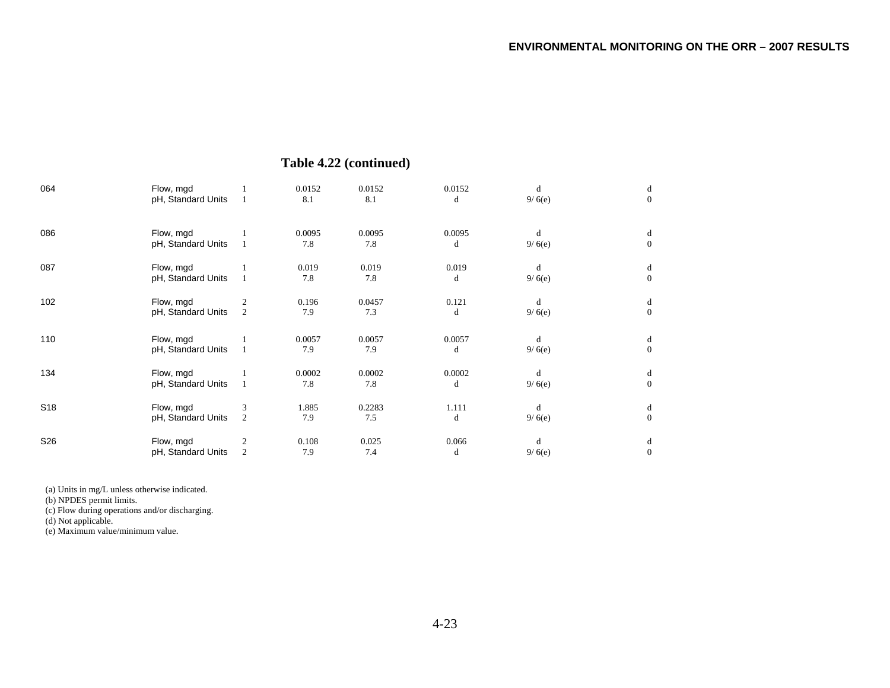**Table 4.22 (continued)**

| | | | | | | | |
|---|---|---|---|---|---|---|---|
| 064 | Flow, mgd | 1 | 0.0152 | 0.0152 | 0.0152 | d | d |
| | pH, Standard Units | 1 | 8.1 | 8.1 | d | 9/ 6(e) | 0 |
| 086 | Flow, mgd | 1 | 0.0095 | 0.0095 | 0.0095 | d | d |
| | pH, Standard Units | 1 | 7.8 | 7.8 | d | 9/ 6(e) | 0 |
| 087 | Flow, mgd | 1 | 0.019 | 0.019 | 0.019 | d | d |
| | pH, Standard Units | 1 | 7.8 | 7.8 | d | 9/ 6(e) | 0 |
| 102 | Flow, mgd | 2 | 0.196 | 0.0457 | 0.121 | d | d |
| | pH, Standard Units | 2 | 7.9 | 7.3 | d | 9/ 6(e) | 0 |
| 110 | Flow, mgd | 1 | 0.0057 | 0.0057 | 0.0057 | d | d |
| | pH, Standard Units | 1 | 7.9 | 7.9 | d | 9/ 6(e) | 0 |
| 134 | Flow, mgd | 1 | 0.0002 | 0.0002 | 0.0002 | d | d |
| | pH, Standard Units | 1 | 7.8 | 7.8 | d | 9/ 6(e) | 0 |
| S18 | Flow, mgd | 3 | 1.885 | 0.2283 | 1.111 | d | d |
| | pH, Standard Units | 2 | 7.9 | 7.5 | d | 9/ 6(e) | 0 |
| S26 | Flow, mgd | 2 | 0.108 | 0.025 | 0.066 | d | d |
| | pH, Standard Units | 2 | 7.9 | 7.4 | d | 9/ 6(e) | 0 |

(a) Units in mg/L unless otherwise indicated.
(b) NPDES permit limits.
(c) Flow during operations and/or discharging.
(d) Not applicable.
(e) Maximum value/minimum value.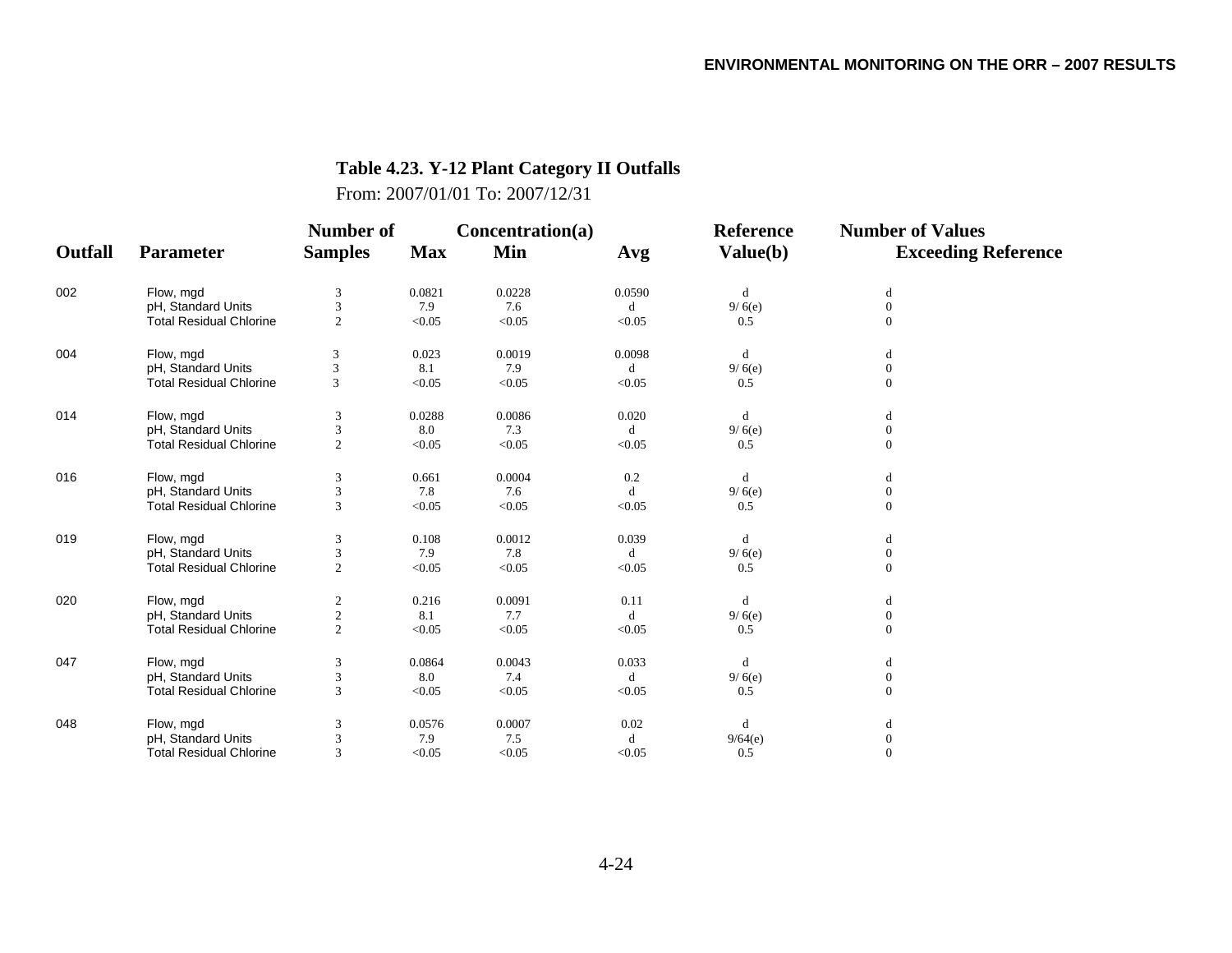**Table 4.23. Y-12 Plant Category II Outfalls**

From: 2007/01/01 To: 2007/12/31

| Outfall | Parameter | Number of Samples | Concentration(a) Max | Min | Avg | Reference Value(b) | Number of Values Exceeding Reference |
|---|---|---|---|---|---|---|---|
| 002 | Flow, mgd | 3 | 0.0821 | 0.0228 | 0.0590 | d | d |
| | pH, Standard Units | 3 | 7.9 | 7.6 | d | 9/ 6(e) | 0 |
| | Total Residual Chlorine | 2 | <0.05 | <0.05 | <0.05 | 0.5 | 0 |
| 004 | Flow, mgd | 3 | 0.023 | 0.0019 | 0.0098 | d | d |
| | pH, Standard Units | 3 | 8.1 | 7.9 | d | 9/ 6(e) | 0 |
| | Total Residual Chlorine | 3 | <0.05 | <0.05 | <0.05 | 0.5 | 0 |
| 014 | Flow, mgd | 3 | 0.0288 | 0.0086 | 0.020 | d | d |
| | pH, Standard Units | 3 | 8.0 | 7.3 | d | 9/ 6(e) | 0 |
| | Total Residual Chlorine | 2 | <0.05 | <0.05 | <0.05 | 0.5 | 0 |
| 016 | Flow, mgd | 3 | 0.661 | 0.0004 | 0.2 | d | d |
| | pH, Standard Units | 3 | 7.8 | 7.6 | d | 9/ 6(e) | 0 |
| | Total Residual Chlorine | 3 | <0.05 | <0.05 | <0.05 | 0.5 | 0 |
| 019 | Flow, mgd | 3 | 0.108 | 0.0012 | 0.039 | d | d |
| | pH, Standard Units | 3 | 7.9 | 7.8 | d | 9/ 6(e) | 0 |
| | Total Residual Chlorine | 2 | <0.05 | <0.05 | <0.05 | 0.5 | 0 |
| 020 | Flow, mgd | 2 | 0.216 | 0.0091 | 0.11 | d | d |
| | pH, Standard Units | 2 | 8.1 | 7.7 | d | 9/ 6(e) | 0 |
| | Total Residual Chlorine | 2 | <0.05 | <0.05 | <0.05 | 0.5 | 0 |
| 047 | Flow, mgd | 3 | 0.0864 | 0.0043 | 0.033 | d | d |
| | pH, Standard Units | 3 | 8.0 | 7.4 | d | 9/ 6(e) | 0 |
| | Total Residual Chlorine | 3 | <0.05 | <0.05 | <0.05 | 0.5 | 0 |
| 048 | Flow, mgd | 3 | 0.0576 | 0.0007 | 0.02 | d | d |
| | pH, Standard Units | 3 | 7.9 | 7.5 | d | 9/64(e) | 0 |
| | Total Residual Chlorine | 3 | <0.05 | <0.05 | <0.05 | 0.5 | 0 |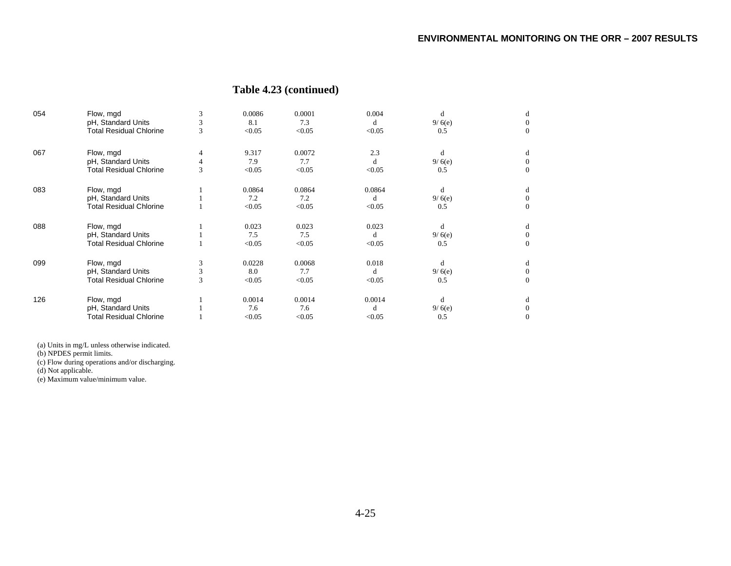**Table 4.23 (continued)**

| | | | | | | | |
|---|---|---|---|---|---|---|---|
| 054 | Flow, mgd | 3 | 0.0086 | 0.0001 | 0.004 | d | d |
| | pH, Standard Units | 3 | 8.1 | 7.3 | d | 9/ 6(e) | 0 |
| | Total Residual Chlorine | 3 | <0.05 | <0.05 | <0.05 | 0.5 | 0 |
| 067 | Flow, mgd | 4 | 9.317 | 0.0072 | 2.3 | d | d |
| | pH, Standard Units | 4 | 7.9 | 7.7 | d | 9/ 6(e) | 0 |
| | Total Residual Chlorine | 3 | <0.05 | <0.05 | <0.05 | 0.5 | 0 |
| 083 | Flow, mgd | 1 | 0.0864 | 0.0864 | 0.0864 | d | d |
| | pH, Standard Units | 1 | 7.2 | 7.2 | d | 9/ 6(e) | 0 |
| | Total Residual Chlorine | 1 | <0.05 | <0.05 | <0.05 | 0.5 | 0 |
| 088 | Flow, mgd | 1 | 0.023 | 0.023 | 0.023 | d | d |
| | pH, Standard Units | 1 | 7.5 | 7.5 | d | 9/ 6(e) | 0 |
| | Total Residual Chlorine | 1 | <0.05 | <0.05 | <0.05 | 0.5 | 0 |
| 099 | Flow, mgd | 3 | 0.0228 | 0.0068 | 0.018 | d | d |
| | pH, Standard Units | 3 | 8.0 | 7.7 | d | 9/ 6(e) | 0 |
| | Total Residual Chlorine | 3 | <0.05 | <0.05 | <0.05 | 0.5 | 0 |
| 126 | Flow, mgd | 1 | 0.0014 | 0.0014 | 0.0014 | d | d |
| | pH, Standard Units | 1 | 7.6 | 7.6 | d | 9/ 6(e) | 0 |
| | Total Residual Chlorine | 1 | <0.05 | <0.05 | <0.05 | 0.5 | 0 |

(a) Units in mg/L unless otherwise indicated.
(b) NPDES permit limits.
(c) Flow during operations and/or discharging.
(d) Not applicable.
(e) Maximum value/minimum value.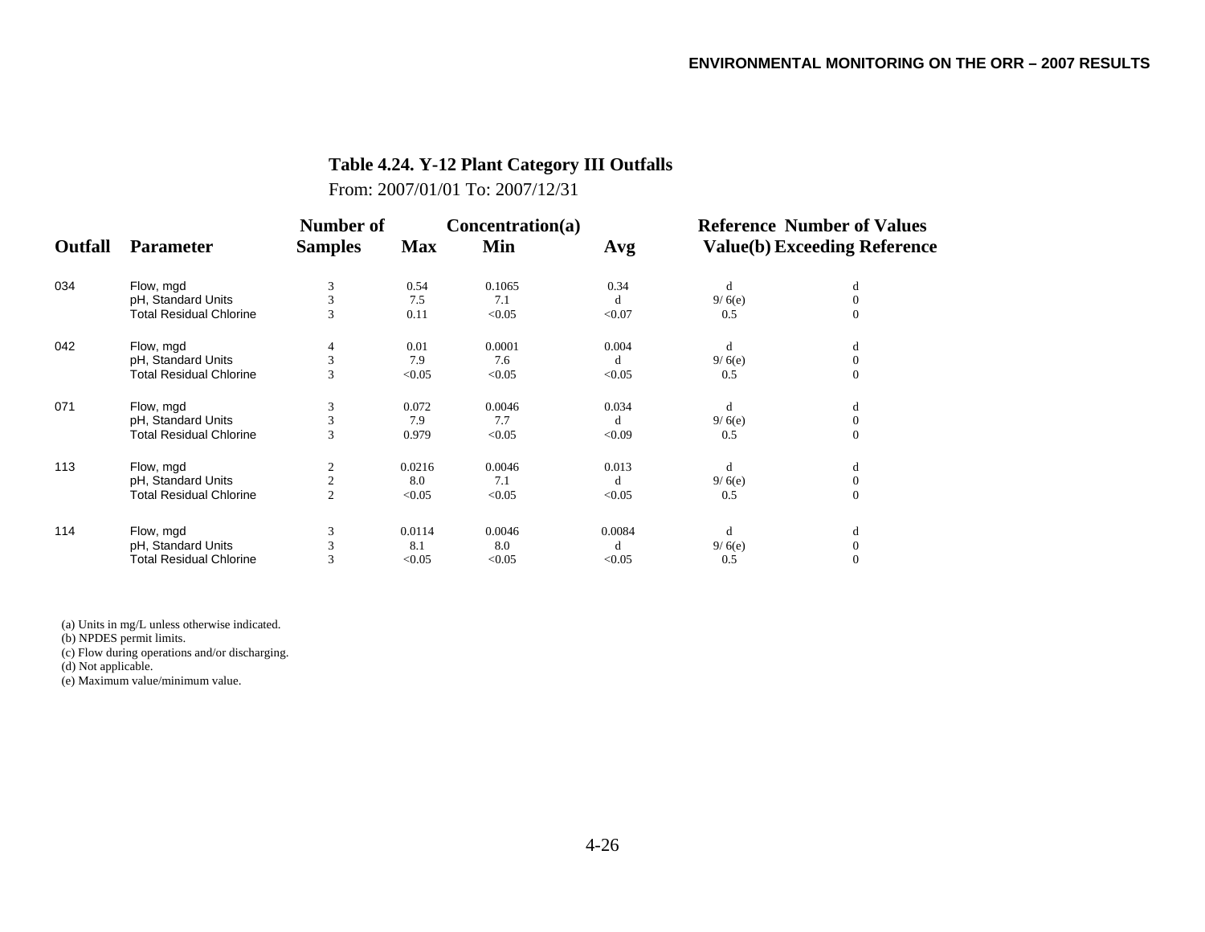**Table 4.24. Y-12 Plant Category III Outfalls**

From: 2007/01/01 To: 2007/12/31

| Outfall | Parameter | Number of Samples | Concentration(a) Max | Min | Avg | Reference Value(b) | Number of Values Exceeding Reference |
|---|---|---|---|---|---|---|---|
| 034 | Flow, mgd | 3 | 0.54 | 0.1065 | 0.34 | d | d |
| | pH, Standard Units | 3 | 7.5 | 7.1 | d | 9/ 6(e) | 0 |
| | Total Residual Chlorine | 3 | 0.11 | <0.05 | <0.07 | 0.5 | 0 |
| 042 | Flow, mgd | 4 | 0.01 | 0.0001 | 0.004 | d | d |
| | pH, Standard Units | 3 | 7.9 | 7.6 | d | 9/ 6(e) | 0 |
| | Total Residual Chlorine | 3 | <0.05 | <0.05 | <0.05 | 0.5 | 0 |
| 071 | Flow, mgd | 3 | 0.072 | 0.0046 | 0.034 | d | d |
| | pH, Standard Units | 3 | 7.9 | 7.7 | d | 9/ 6(e) | 0 |
| | Total Residual Chlorine | 3 | 0.979 | <0.05 | <0.09 | 0.5 | 0 |
| 113 | Flow, mgd | 2 | 0.0216 | 0.0046 | 0.013 | d | d |
| | pH, Standard Units | 2 | 8.0 | 7.1 | d | 9/ 6(e) | 0 |
| | Total Residual Chlorine | 2 | <0.05 | <0.05 | <0.05 | 0.5 | 0 |
| 114 | Flow, mgd | 3 | 0.0114 | 0.0046 | 0.0084 | d | d |
| | pH, Standard Units | 3 | 8.1 | 8.0 | d | 9/ 6(e) | 0 |
| | Total Residual Chlorine | 3 | <0.05 | <0.05 | <0.05 | 0.5 | 0 |

(a) Units in mg/L unless otherwise indicated.
(b) NPDES permit limits.
(c) Flow during operations and/or discharging.
(d) Not applicable.
(e) Maximum value/minimum value.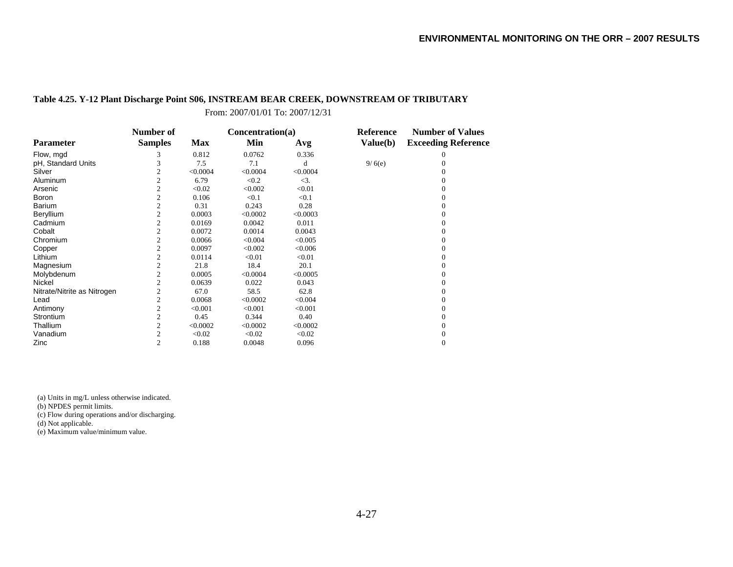**Table 4.25. Y-12 Plant Discharge Point S06, INSTREAM BEAR CREEK, DOWNSTREAM OF TRIBUTARY**

From: 2007/01/01 To: 2007/12/31

| Parameter | Number of Samples | Concentration(a) Max | Min | Avg | Reference Value(b) | Number of Values Exceeding Reference |
|---|---|---|---|---|---|---|
| Flow, mgd | 3 | 0.812 | 0.0762 | 0.336 | | 0 |
| pH, Standard Units | 3 | 7.5 | 7.1 | d | 9/ 6(e) | 0 |
| Silver | 2 | <0.0004 | <0.0004 | <0.0004 | | 0 |
| Aluminum | 2 | 6.79 | <0.2 | <3. | | 0 |
| Arsenic | 2 | <0.02 | <0.002 | <0.01 | | 0 |
| Boron | 2 | 0.106 | <0.1 | <0.1 | | 0 |
| Barium | 2 | 0.31 | 0.243 | 0.28 | | 0 |
| Beryllium | 2 | 0.0003 | <0.0002 | <0.0003 | | 0 |
| Cadmium | 2 | 0.0169 | 0.0042 | 0.011 | | 0 |
| Cobalt | 2 | 0.0072 | 0.0014 | 0.0043 | | 0 |
| Chromium | 2 | 0.0066 | <0.004 | <0.005 | | 0 |
| Copper | 2 | 0.0097 | <0.002 | <0.006 | | 0 |
| Lithium | 2 | 0.0114 | <0.01 | <0.01 | | 0 |
| Magnesium | 2 | 21.8 | 18.4 | 20.1 | | 0 |
| Molybdenum | 2 | 0.0005 | <0.0004 | <0.0005 | | 0 |
| Nickel | 2 | 0.0639 | 0.022 | 0.043 | | 0 |
| Nitrate/Nitrite as Nitrogen | 2 | 67.0 | 58.5 | 62.8 | | 0 |
| Lead | 2 | 0.0068 | <0.0002 | <0.004 | | 0 |
| Antimony | 2 | <0.001 | <0.001 | <0.001 | | 0 |
| Strontium | 2 | 0.45 | 0.344 | 0.40 | | 0 |
| Thallium | 2 | <0.0002 | <0.0002 | <0.0002 | | 0 |
| Vanadium | 2 | <0.02 | <0.02 | <0.02 | | 0 |
| Zinc | 2 | 0.188 | 0.0048 | 0.096 | | 0 |

(a) Units in mg/L unless otherwise indicated.
(b) NPDES permit limits.
(c) Flow during operations and/or discharging.
(d) Not applicable.
(e) Maximum value/minimum value.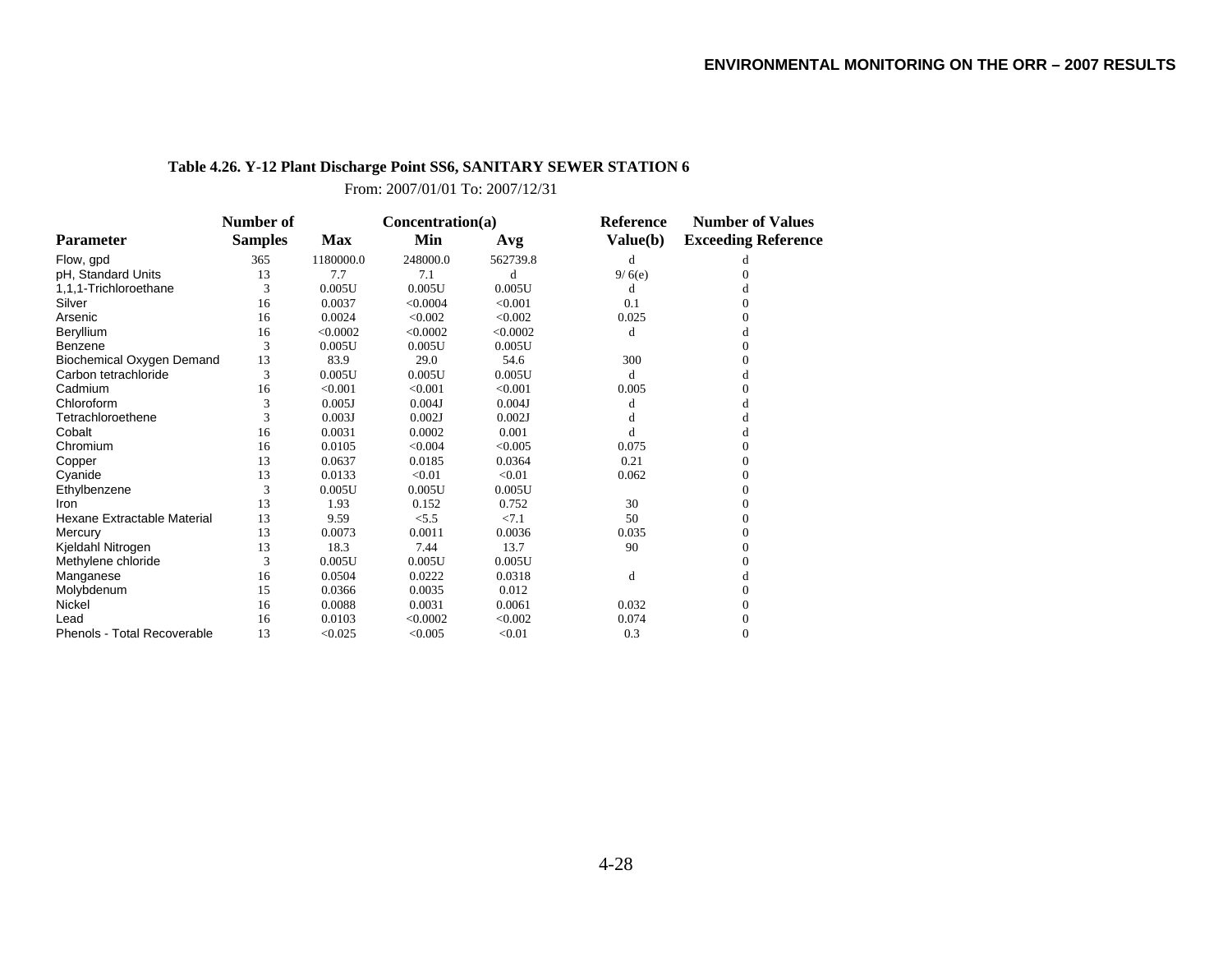**Table 4.26. Y-12 Plant Discharge Point SS6, SANITARY SEWER STATION 6**

From: 2007/01/01 To: 2007/12/31

| Parameter | Number of Samples | Concentration(a) | | | Reference Value(b) | Number of Values Exceeding Reference |
|---|---|---|---|---|---|---|
| | | Max | Min | Avg | | |
| Flow, gpd | 365 | 1180000.0 | 248000.0 | 562739.8 | d | d |
| pH, Standard Units | 13 | 7.7 | 7.1 | d | 9/ 6(e) | 0 |
| 1,1,1-Trichloroethane | 3 | 0.005U | 0.005U | 0.005U | d | d |
| Silver | 16 | 0.0037 | <0.0004 | <0.001 | 0.1 | 0 |
| Arsenic | 16 | 0.0024 | <0.002 | <0.002 | 0.025 | 0 |
| Beryllium | 16 | <0.0002 | <0.0002 | <0.0002 | d | d |
| Benzene | 3 | 0.005U | 0.005U | 0.005U | | 0 |
| Biochemical Oxygen Demand | 13 | 83.9 | 29.0 | 54.6 | 300 | 0 |
| Carbon tetrachloride | 3 | 0.005U | 0.005U | 0.005U | d | d |
| Cadmium | 16 | <0.001 | <0.001 | <0.001 | 0.005 | 0 |
| Chloroform | 3 | 0.005J | 0.004J | 0.004J | d | d |
| Tetrachloroethene | 3 | 0.003J | 0.002J | 0.002J | d | d |
| Cobalt | 16 | 0.0031 | 0.0002 | 0.001 | d | d |
| Chromium | 16 | 0.0105 | <0.004 | <0.005 | 0.075 | 0 |
| Copper | 13 | 0.0637 | 0.0185 | 0.0364 | 0.21 | 0 |
| Cyanide | 13 | 0.0133 | <0.01 | <0.01 | 0.062 | 0 |
| Ethylbenzene | 3 | 0.005U | 0.005U | 0.005U | | 0 |
| Iron | 13 | 1.93 | 0.152 | 0.752 | 30 | 0 |
| Hexane Extractable Material | 13 | 9.59 | <5.5 | <7.1 | 50 | 0 |
| Mercury | 13 | 0.0073 | 0.0011 | 0.0036 | 0.035 | 0 |
| Kjeldahl Nitrogen | 13 | 18.3 | 7.44 | 13.7 | 90 | 0 |
| Methylene chloride | 3 | 0.005U | 0.005U | 0.005U | | 0 |
| Manganese | 16 | 0.0504 | 0.0222 | 0.0318 | d | d |
| Molybdenum | 15 | 0.0366 | 0.0035 | 0.012 | | 0 |
| Nickel | 16 | 0.0088 | 0.0031 | 0.0061 | 0.032 | 0 |
| Lead | 16 | 0.0103 | <0.0002 | <0.002 | 0.074 | 0 |
| Phenols - Total Recoverable | 13 | <0.025 | <0.005 | <0.01 | 0.3 | 0 |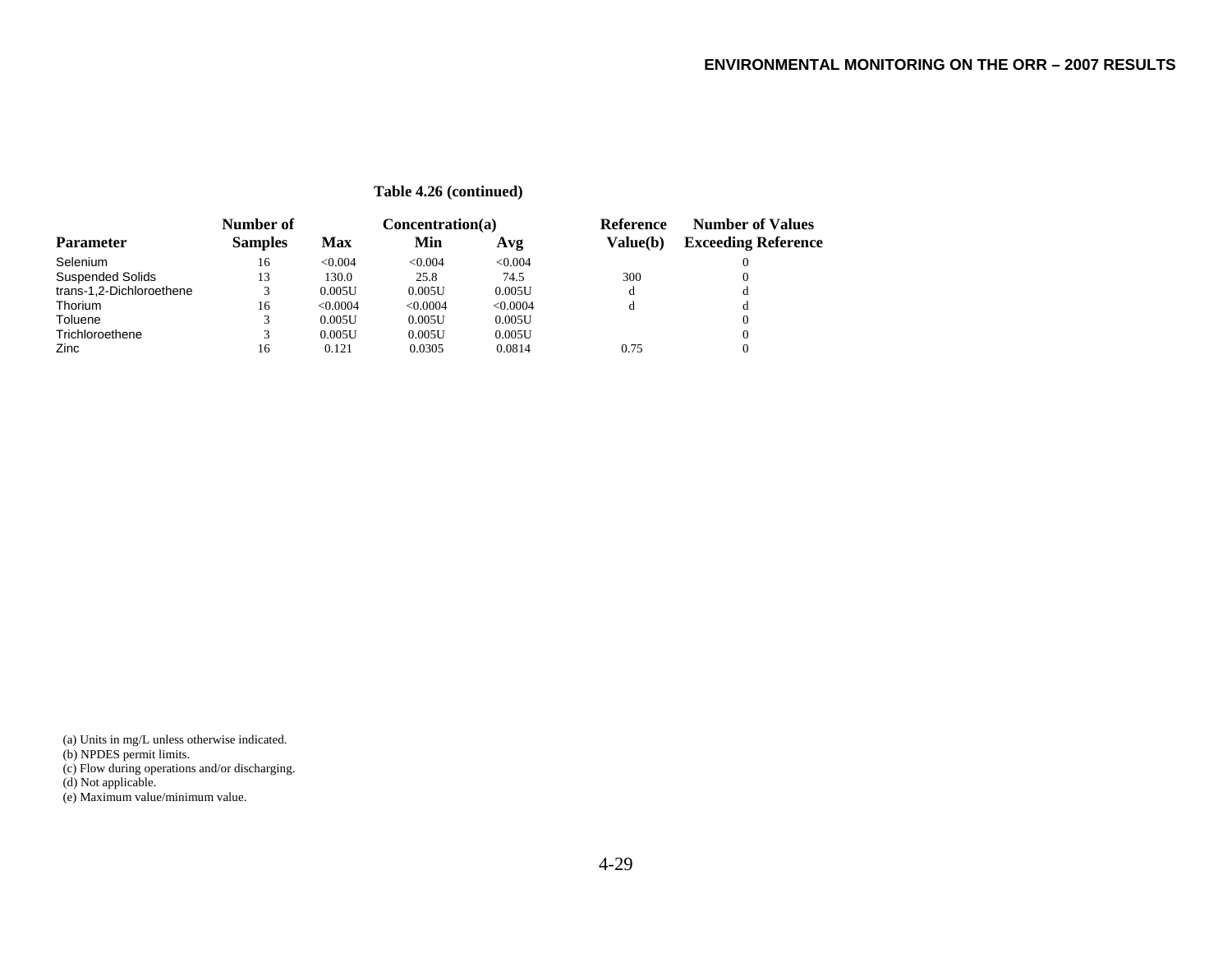**Table 4.26 (continued)**

| Parameter | Number of Samples | Concentration(a) Max | Min | Avg | Reference Value(b) | Number of Values Exceeding Reference |
|---|---|---|---|---|---|---|
| Selenium | 16 | <0.004 | <0.004 | <0.004 | | 0 |
| Suspended Solids | 13 | 130.0 | 25.8 | 74.5 | 300 | 0 |
| trans-1,2-Dichloroethene | 3 | 0.005U | 0.005U | 0.005U | d | d |
| Thorium | 16 | <0.0004 | <0.0004 | <0.0004 | d | d |
| Toluene | 3 | 0.005U | 0.005U | 0.005U | | 0 |
| Trichloroethene | 3 | 0.005U | 0.005U | 0.005U | | 0 |
| Zinc | 16 | 0.121 | 0.0305 | 0.0814 | 0.75 | 0 |

(a) Units in mg/L unless otherwise indicated.
(b) NPDES permit limits.
(c) Flow during operations and/or discharging.
(d) Not applicable.
(e) Maximum value/minimum value.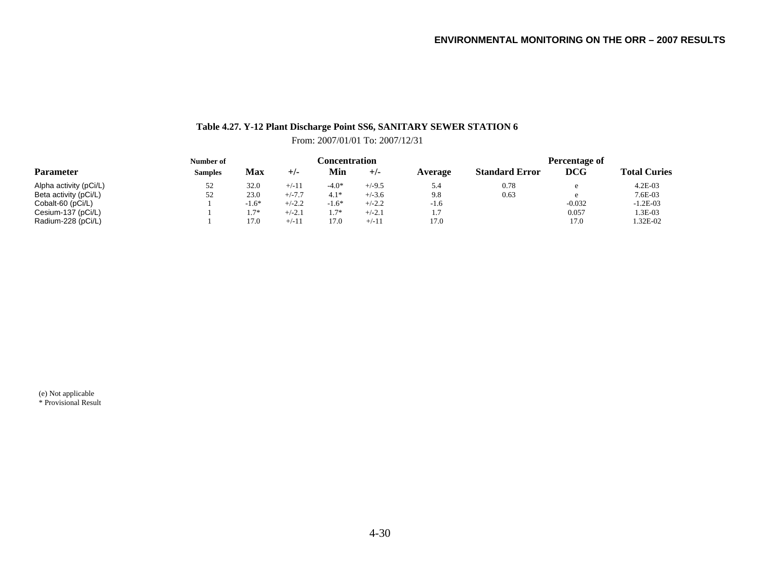**Table 4.27. Y-12 Plant Discharge Point SS6, SANITARY SEWER STATION 6**

From: 2007/01/01 To: 2007/12/31

| Parameter | Number of Samples | Concentration | | | | | | Percentage of | |
|---|---|---|---|---|---|---|---|---|---|
| | | Max | +/- | Min | +/- | Average | Standard Error | DCG | Total Curies |
| Alpha activity (pCi/L) | 52 | 32.0 | +/-11 | -4.0* | +/-9.5 | 5.4 | 0.78 | e | 4.2E-03 |
| Beta activity (pCi/L) | 52 | 23.0 | +/-7.7 | 4.1* | +/-3.6 | 9.8 | 0.63 | e | 7.6E-03 |
| Cobalt-60 (pCi/L) | 1 | -1.6* | +/-2.2 | -1.6* | +/-2.2 | -1.6 | | -0.032 | -1.2E-03 |
| Cesium-137 (pCi/L) | 1 | 1.7* | +/-2.1 | 1.7* | +/-2.1 | 1.7 | | 0.057 | 1.3E-03 |
| Radium-228 (pCi/L) | 1 | 17.0 | +/-11 | 17.0 | +/-11 | 17.0 | | 17.0 | 1.32E-02 |

(e) Not applicable
* Provisional Result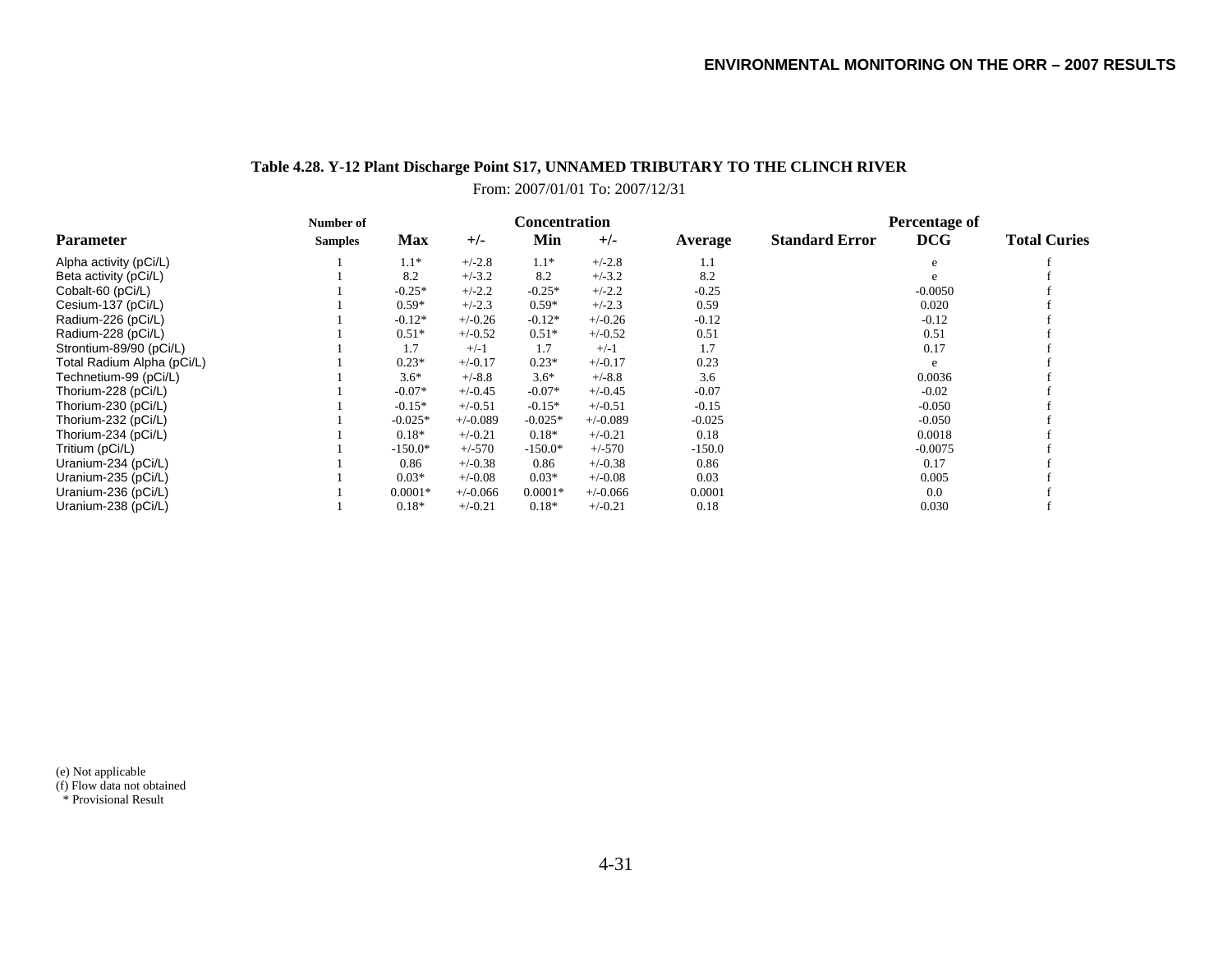**Table 4.28. Y-12 Plant Discharge Point S17, UNNAMED TRIBUTARY TO THE CLINCH RIVER**

From: 2007/01/01 To: 2007/12/31

| Parameter | Number of Samples | Concentration Max | +/- | Min | +/- | Average | Standard Error | Percentage of DCG | Total Curies |
|---|---|---|---|---|---|---|---|---|---|
| Alpha activity (pCi/L) | 1 | 1.1* | +/-2.8 | 1.1* | +/-2.8 | 1.1 | | e | f |
| Beta activity (pCi/L) | 1 | 8.2 | +/-3.2 | 8.2 | +/-3.2 | 8.2 | | e | f |
| Cobalt-60 (pCi/L) | 1 | -0.25* | +/-2.2 | -0.25* | +/-2.2 | -0.25 | | -0.0050 | f |
| Cesium-137 (pCi/L) | 1 | 0.59* | +/-2.3 | 0.59* | +/-2.3 | 0.59 | | 0.020 | f |
| Radium-226 (pCi/L) | 1 | -0.12* | +/-0.26 | -0.12* | +/-0.26 | -0.12 | | -0.12 | f |
| Radium-228 (pCi/L) | 1 | 0.51* | +/-0.52 | 0.51* | +/-0.52 | 0.51 | | 0.51 | f |
| Strontium-89/90 (pCi/L) | 1 | 1.7 | +/-1 | 1.7 | +/-1 | 1.7 | | 0.17 | f |
| Total Radium Alpha (pCi/L) | 1 | 0.23* | +/-0.17 | 0.23* | +/-0.17 | 0.23 | | e | f |
| Technetium-99 (pCi/L) | 1 | 3.6* | +/-8.8 | 3.6* | +/-8.8 | 3.6 | | 0.0036 | f |
| Thorium-228 (pCi/L) | 1 | -0.07* | +/-0.45 | -0.07* | +/-0.45 | -0.07 | | -0.02 | f |
| Thorium-230 (pCi/L) | 1 | -0.15* | +/-0.51 | -0.15* | +/-0.51 | -0.15 | | -0.050 | f |
| Thorium-232 (pCi/L) | 1 | -0.025* | +/-0.089 | -0.025* | +/-0.089 | -0.025 | | -0.050 | f |
| Thorium-234 (pCi/L) | 1 | 0.18* | +/-0.21 | 0.18* | +/-0.21 | 0.18 | | 0.0018 | f |
| Tritium (pCi/L) | 1 | -150.0* | +/-570 | -150.0* | +/-570 | -150.0 | | -0.0075 | f |
| Uranium-234 (pCi/L) | 1 | 0.86 | +/-0.38 | 0.86 | +/-0.38 | 0.86 | | 0.17 | f |
| Uranium-235 (pCi/L) | 1 | 0.03* | +/-0.08 | 0.03* | +/-0.08 | 0.03 | | 0.005 | f |
| Uranium-236 (pCi/L) | 1 | 0.0001* | +/-0.066 | 0.0001* | +/-0.066 | 0.0001 | | 0.0 | f |
| Uranium-238 (pCi/L) | 1 | 0.18* | +/-0.21 | 0.18* | +/-0.21 | 0.18 | | 0.030 | f |

(e) Not applicable
(f) Flow data not obtained
\* Provisional Result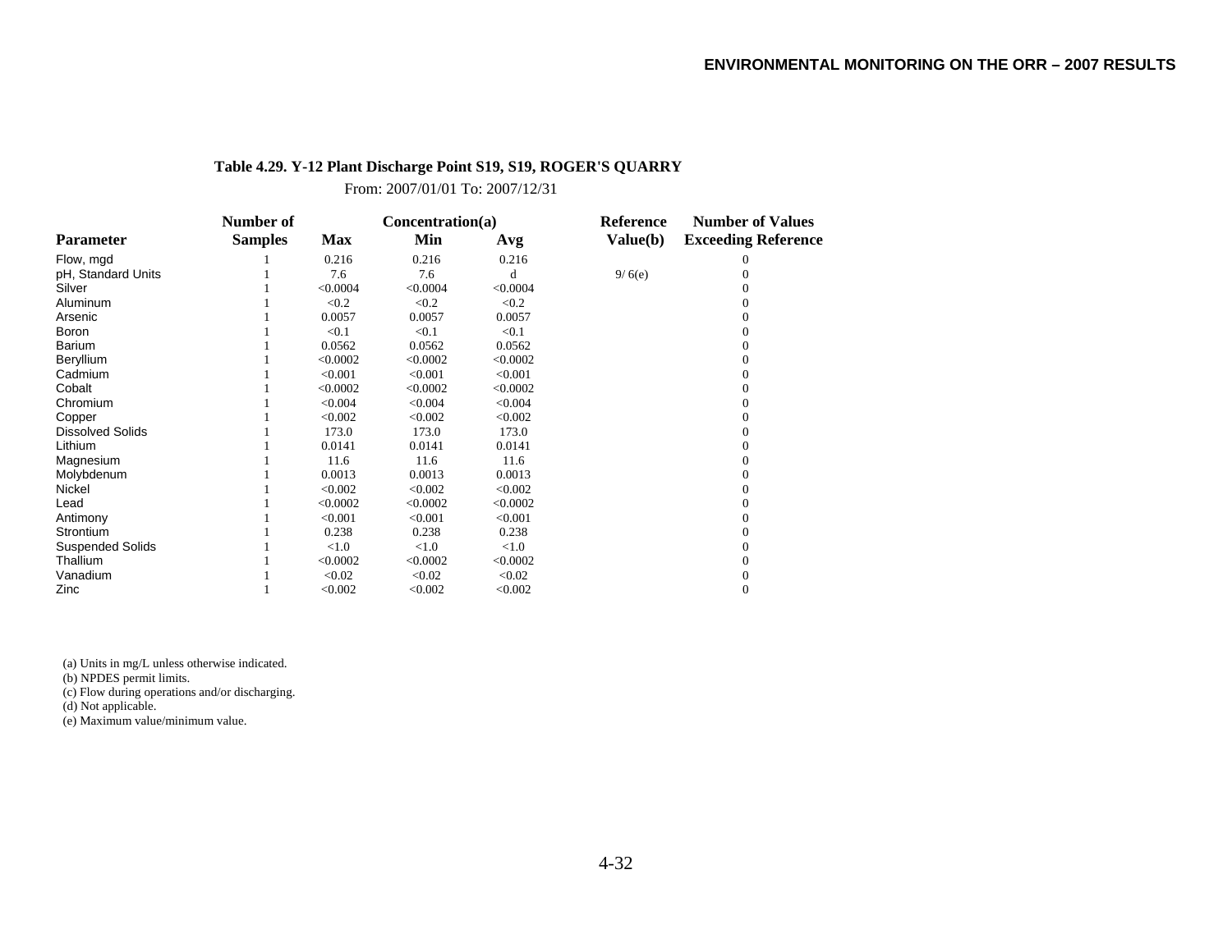**Table 4.29. Y-12 Plant Discharge Point S19, S19, ROGER'S QUARRY**

From: 2007/01/01 To: 2007/12/31

| Parameter | Number of Samples | Concentration(a) Max | Min | Avg | Reference Value(b) | Number of Values Exceeding Reference |
|---|---|---|---|---|---|---|
| Flow, mgd | 1 | 0.216 | 0.216 | 0.216 | | 0 |
| pH, Standard Units | 1 | 7.6 | 7.6 | d | 9/ 6(e) | 0 |
| Silver | 1 | <0.0004 | <0.0004 | <0.0004 | | 0 |
| Aluminum | 1 | <0.2 | <0.2 | <0.2 | | 0 |
| Arsenic | 1 | 0.0057 | 0.0057 | 0.0057 | | 0 |
| Boron | 1 | <0.1 | <0.1 | <0.1 | | 0 |
| Barium | 1 | 0.0562 | 0.0562 | 0.0562 | | 0 |
| Beryllium | 1 | <0.0002 | <0.0002 | <0.0002 | | 0 |
| Cadmium | 1 | <0.001 | <0.001 | <0.001 | | 0 |
| Cobalt | 1 | <0.0002 | <0.0002 | <0.0002 | | 0 |
| Chromium | 1 | <0.004 | <0.004 | <0.004 | | 0 |
| Copper | 1 | <0.002 | <0.002 | <0.002 | | 0 |
| Dissolved Solids | 1 | 173.0 | 173.0 | 173.0 | | 0 |
| Lithium | 1 | 0.0141 | 0.0141 | 0.0141 | | 0 |
| Magnesium | 1 | 11.6 | 11.6 | 11.6 | | 0 |
| Molybdenum | 1 | 0.0013 | 0.0013 | 0.0013 | | 0 |
| Nickel | 1 | <0.002 | <0.002 | <0.002 | | 0 |
| Lead | 1 | <0.0002 | <0.0002 | <0.0002 | | 0 |
| Antimony | 1 | <0.001 | <0.001 | <0.001 | | 0 |
| Strontium | 1 | 0.238 | 0.238 | 0.238 | | 0 |
| Suspended Solids | 1 | <1.0 | <1.0 | <1.0 | | 0 |
| Thallium | 1 | <0.0002 | <0.0002 | <0.0002 | | 0 |
| Vanadium | 1 | <0.02 | <0.02 | <0.02 | | 0 |
| Zinc | 1 | <0.002 | <0.002 | <0.002 | | 0 |

(a) Units in mg/L unless otherwise indicated.
(b) NPDES permit limits.
(c) Flow during operations and/or discharging.
(d) Not applicable.
(e) Maximum value/minimum value.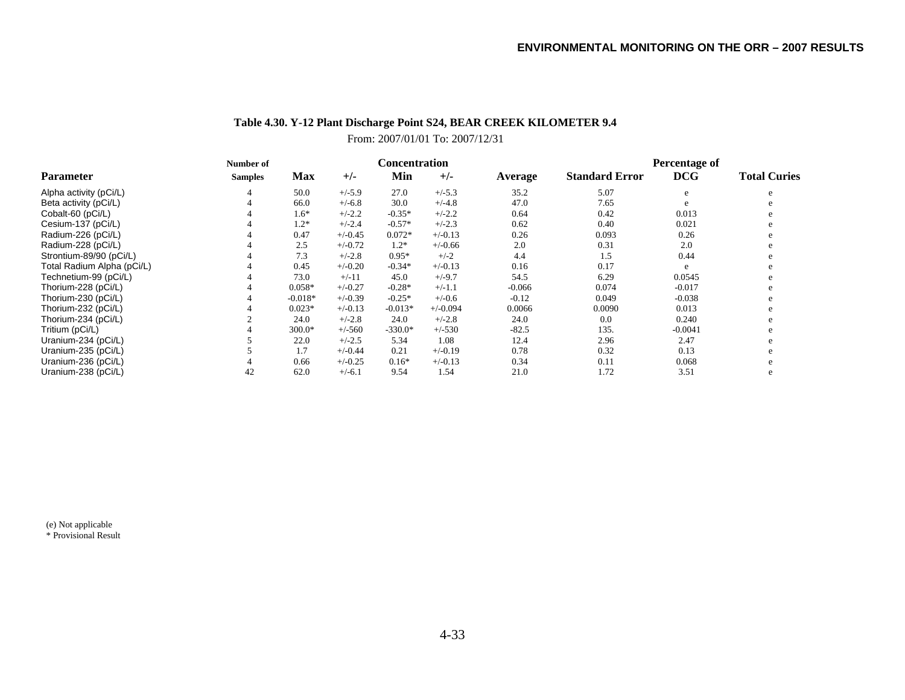**Table 4.30. Y-12 Plant Discharge Point S24, BEAR CREEK KILOMETER 9.4**

From: 2007/01/01 To: 2007/12/31

| Parameter | Number of Samples | Concentration Max | +/- | Min | +/- | Average | Standard Error | Percentage of DCG | Total Curies |
|---|---|---|---|---|---|---|---|---|---|
| Alpha activity (pCi/L) | 4 | 50.0 | +/-5.9 | 27.0 | +/-5.3 | 35.2 | 5.07 | e | e |
| Beta activity (pCi/L) | 4 | 66.0 | +/-6.8 | 30.0 | +/-4.8 | 47.0 | 7.65 | e | e |
| Cobalt-60 (pCi/L) | 4 | 1.6* | +/-2.2 | -0.35* | +/-2.2 | 0.64 | 0.42 | 0.013 | e |
| Cesium-137 (pCi/L) | 4 | 1.2* | +/-2.4 | -0.57* | +/-2.3 | 0.62 | 0.40 | 0.021 | e |
| Radium-226 (pCi/L) | 4 | 0.47 | +/-0.45 | 0.072* | +/-0.13 | 0.26 | 0.093 | 0.26 | e |
| Radium-228 (pCi/L) | 4 | 2.5 | +/-0.72 | 1.2* | +/-0.66 | 2.0 | 0.31 | 2.0 | e |
| Strontium-89/90 (pCi/L) | 4 | 7.3 | +/-2.8 | 0.95* | +/-2 | 4.4 | 1.5 | 0.44 | e |
| Total Radium Alpha (pCi/L) | 4 | 0.45 | +/-0.20 | -0.34* | +/-0.13 | 0.16 | 0.17 | e | e |
| Technetium-99 (pCi/L) | 4 | 73.0 | +/-11 | 45.0 | +/-9.7 | 54.5 | 6.29 | 0.0545 | e |
| Thorium-228 (pCi/L) | 4 | 0.058* | +/-0.27 | -0.28* | +/-1.1 | -0.066 | 0.074 | -0.017 | e |
| Thorium-230 (pCi/L) | 4 | -0.018* | +/-0.39 | -0.25* | +/-0.6 | -0.12 | 0.049 | -0.038 | e |
| Thorium-232 (pCi/L) | 4 | 0.023* | +/-0.13 | -0.013* | +/-0.094 | 0.0066 | 0.0090 | 0.013 | e |
| Thorium-234 (pCi/L) | 2 | 24.0 | +/-2.8 | 24.0 | +/-2.8 | 24.0 | 0.0 | 0.240 | e |
| Tritium (pCi/L) | 4 | 300.0* | +/-560 | -330.0* | +/-530 | -82.5 | 135. | -0.0041 | e |
| Uranium-234 (pCi/L) | 5 | 22.0 | +/-2.5 | 5.34 | 1.08 | 12.4 | 2.96 | 2.47 | e |
| Uranium-235 (pCi/L) | 5 | 1.7 | +/-0.44 | 0.21 | +/-0.19 | 0.78 | 0.32 | 0.13 | e |
| Uranium-236 (pCi/L) | 4 | 0.66 | +/-0.25 | 0.16* | +/-0.13 | 0.34 | 0.11 | 0.068 | e |
| Uranium-238 (pCi/L) | 42 | 62.0 | +/-6.1 | 9.54 | 1.54 | 21.0 | 1.72 | 3.51 | e |

(e) Not applicable

* Provisional Result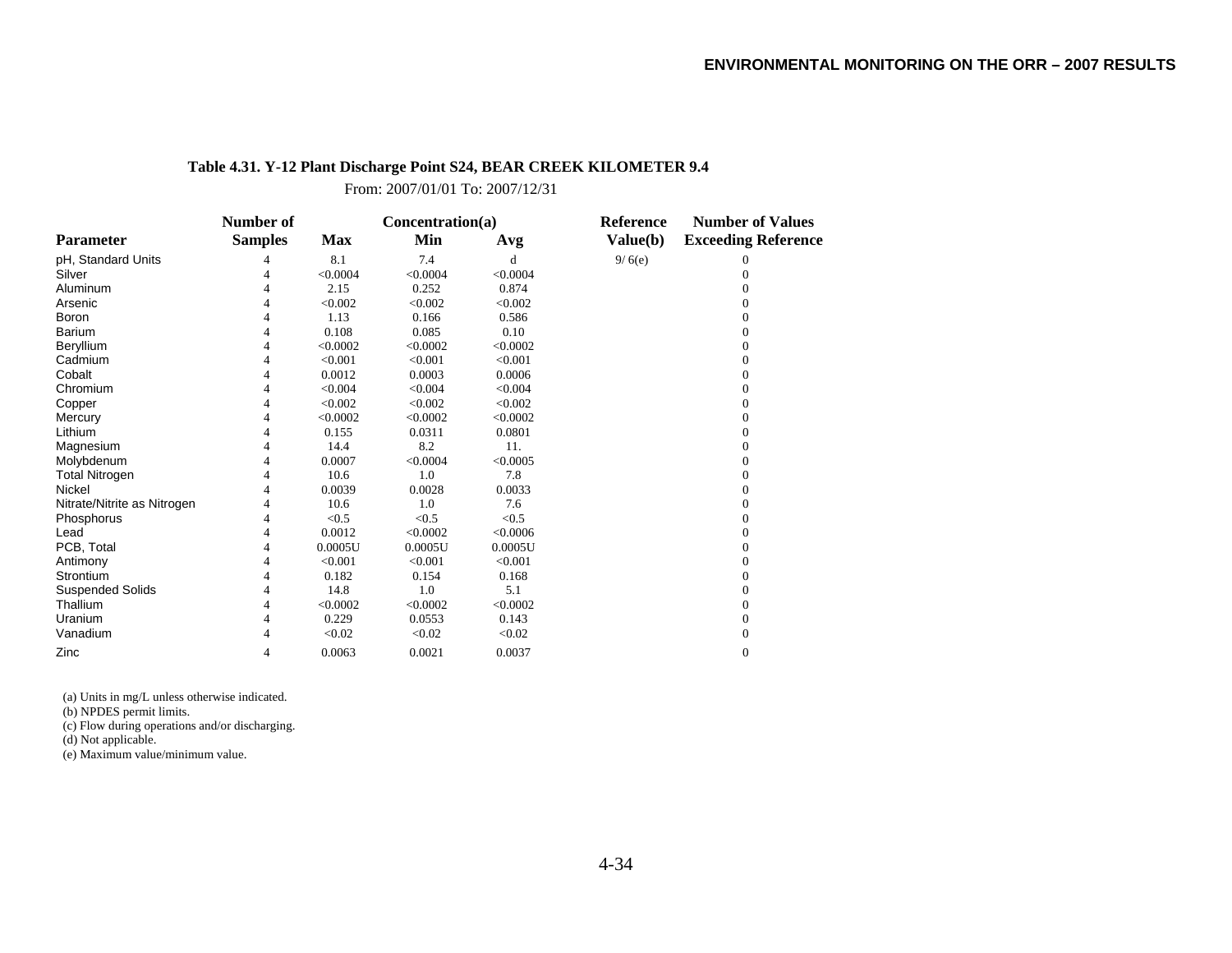**Table 4.31. Y-12 Plant Discharge Point S24, BEAR CREEK KILOMETER 9.4**

From: 2007/01/01 To: 2007/12/31

| Parameter | Number of Samples | Concentration(a) Max | Min | Avg | Reference Value(b) | Number of Values Exceeding Reference |
|---|---|---|---|---|---|---|
| pH, Standard Units | 4 | 8.1 | 7.4 | d | 9/ 6(e) | 0 |
| Silver | 4 | <0.0004 | <0.0004 | <0.0004 | | 0 |
| Aluminum | 4 | 2.15 | 0.252 | 0.874 | | 0 |
| Arsenic | 4 | <0.002 | <0.002 | <0.002 | | 0 |
| Boron | 4 | 1.13 | 0.166 | 0.586 | | 0 |
| Barium | 4 | 0.108 | 0.085 | 0.10 | | 0 |
| Beryllium | 4 | <0.0002 | <0.0002 | <0.0002 | | 0 |
| Cadmium | 4 | <0.001 | <0.001 | <0.001 | | 0 |
| Cobalt | 4 | 0.0012 | 0.0003 | 0.0006 | | 0 |
| Chromium | 4 | <0.004 | <0.004 | <0.004 | | 0 |
| Copper | 4 | <0.002 | <0.002 | <0.002 | | 0 |
| Mercury | 4 | <0.0002 | <0.0002 | <0.0002 | | 0 |
| Lithium | 4 | 0.155 | 0.0311 | 0.0801 | | 0 |
| Magnesium | 4 | 14.4 | 8.2 | 11. | | 0 |
| Molybdenum | 4 | 0.0007 | <0.0004 | <0.0005 | | 0 |
| Total Nitrogen | 4 | 10.6 | 1.0 | 7.8 | | 0 |
| Nickel | 4 | 0.0039 | 0.0028 | 0.0033 | | 0 |
| Nitrate/Nitrite as Nitrogen | 4 | 10.6 | 1.0 | 7.6 | | 0 |
| Phosphorus | 4 | <0.5 | <0.5 | <0.5 | | 0 |
| Lead | 4 | 0.0012 | <0.0002 | <0.0006 | | 0 |
| PCB, Total | 4 | 0.0005U | 0.0005U | 0.0005U | | 0 |
| Antimony | 4 | <0.001 | <0.001 | <0.001 | | 0 |
| Strontium | 4 | 0.182 | 0.154 | 0.168 | | 0 |
| Suspended Solids | 4 | 14.8 | 1.0 | 5.1 | | 0 |
| Thallium | 4 | <0.0002 | <0.0002 | <0.0002 | | 0 |
| Uranium | 4 | 0.229 | 0.0553 | 0.143 | | 0 |
| Vanadium | 4 | <0.02 | <0.02 | <0.02 | | 0 |
| Zinc | 4 | 0.0063 | 0.0021 | 0.0037 | | 0 |

(a) Units in mg/L unless otherwise indicated.
(b) NPDES permit limits.
(c) Flow during operations and/or discharging.
(d) Not applicable.
(e) Maximum value/minimum value.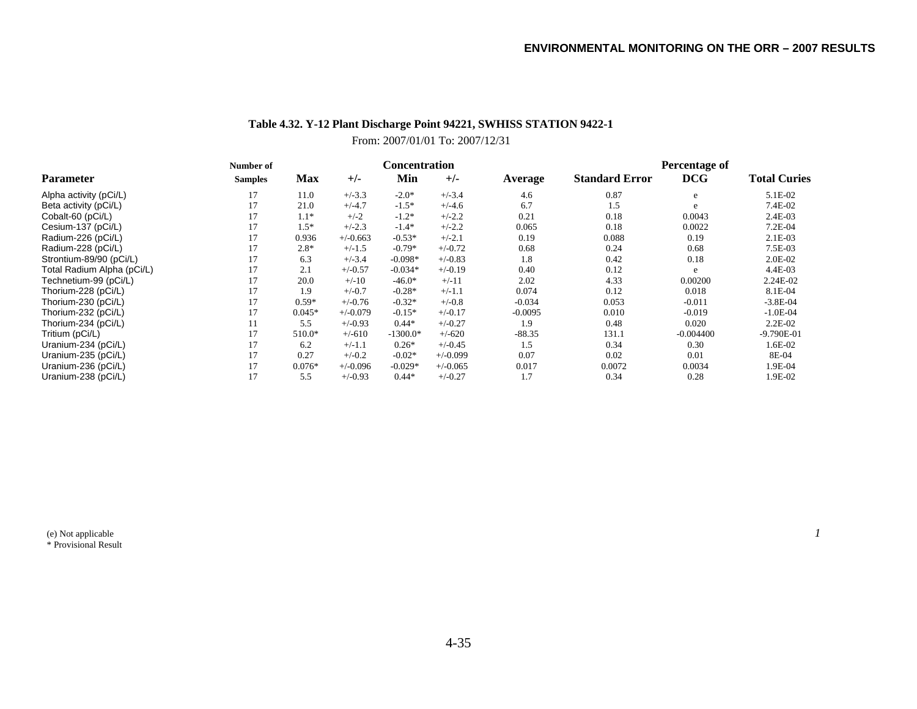## Table 4.32. Y-12 Plant Discharge Point 94221, SWHISS STATION 9422-1

From: 2007/01/01 To: 2007/12/31

| Parameter | Number of Samples | Concentration Max | +/- | Min | +/- | Average | Standard Error | Percentage of DCG | Total Curies |
|---|---|---|---|---|---|---|---|---|---|
| Alpha activity (pCi/L) | 17 | 11.0 | +/-3.3 | -2.0* | +/-3.4 | 4.6 | 0.87 | e | 5.1E-02 |
| Beta activity (pCi/L) | 17 | 21.0 | +/-4.7 | -1.5* | +/-4.6 | 6.7 | 1.5 | e | 7.4E-02 |
| Cobalt-60 (pCi/L) | 17 | 1.1* | +/-2 | -1.2* | +/-2.2 | 0.21 | 0.18 | 0.0043 | 2.4E-03 |
| Cesium-137 (pCi/L) | 17 | 1.5* | +/-2.3 | -1.4* | +/-2.2 | 0.065 | 0.18 | 0.0022 | 7.2E-04 |
| Radium-226 (pCi/L) | 17 | 0.936 | +/-0.663 | -0.53* | +/-2.1 | 0.19 | 0.088 | 0.19 | 2.1E-03 |
| Radium-228 (pCi/L) | 17 | 2.8* | +/-1.5 | -0.79* | +/-0.72 | 0.68 | 0.24 | 0.68 | 7.5E-03 |
| Strontium-89/90 (pCi/L) | 17 | 6.3 | +/-3.4 | -0.098* | +/-0.83 | 1.8 | 0.42 | 0.18 | 2.0E-02 |
| Total Radium Alpha (pCi/L) | 17 | 2.1 | +/-0.57 | -0.034* | +/-0.19 | 0.40 | 0.12 | e | 4.4E-03 |
| Technetium-99 (pCi/L) | 17 | 20.0 | +/-10 | -46.0* | +/-11 | 2.02 | 4.33 | 0.00200 | 2.24E-02 |
| Thorium-228 (pCi/L) | 17 | 1.9 | +/-0.7 | -0.28* | +/-1.1 | 0.074 | 0.12 | 0.018 | 8.1E-04 |
| Thorium-230 (pCi/L) | 17 | 0.59* | +/-0.76 | -0.32* | +/-0.8 | -0.034 | 0.053 | -0.011 | -3.8E-04 |
| Thorium-232 (pCi/L) | 17 | 0.045* | +/-0.079 | -0.15* | +/-0.17 | -0.0095 | 0.010 | -0.019 | -1.0E-04 |
| Thorium-234 (pCi/L) | 11 | 5.5 | +/-0.93 | 0.44* | +/-0.27 | 1.9 | 0.48 | 0.020 | 2.2E-02 |
| Tritium (pCi/L) | 17 | 510.0* | +/-610 | -1300.0* | +/-620 | -88.35 | 131.1 | -0.004400 | -9.790E-01 |
| Uranium-234 (pCi/L) | 17 | 6.2 | +/-1.1 | 0.26* | +/-0.45 | 1.5 | 0.34 | 0.30 | 1.6E-02 |
| Uranium-235 (pCi/L) | 17 | 0.27 | +/-0.2 | -0.02* | +/-0.099 | 0.07 | 0.02 | 0.01 | 8E-04 |
| Uranium-236 (pCi/L) | 17 | 0.076* | +/-0.096 | -0.029* | +/-0.065 | 0.017 | 0.0072 | 0.0034 | 1.9E-04 |
| Uranium-238 (pCi/L) | 17 | 5.5 | +/-0.93 | 0.44* | +/-0.27 | 1.7 | 0.34 | 0.28 | 1.9E-02 |

(e) Not applicable
* Provisional Result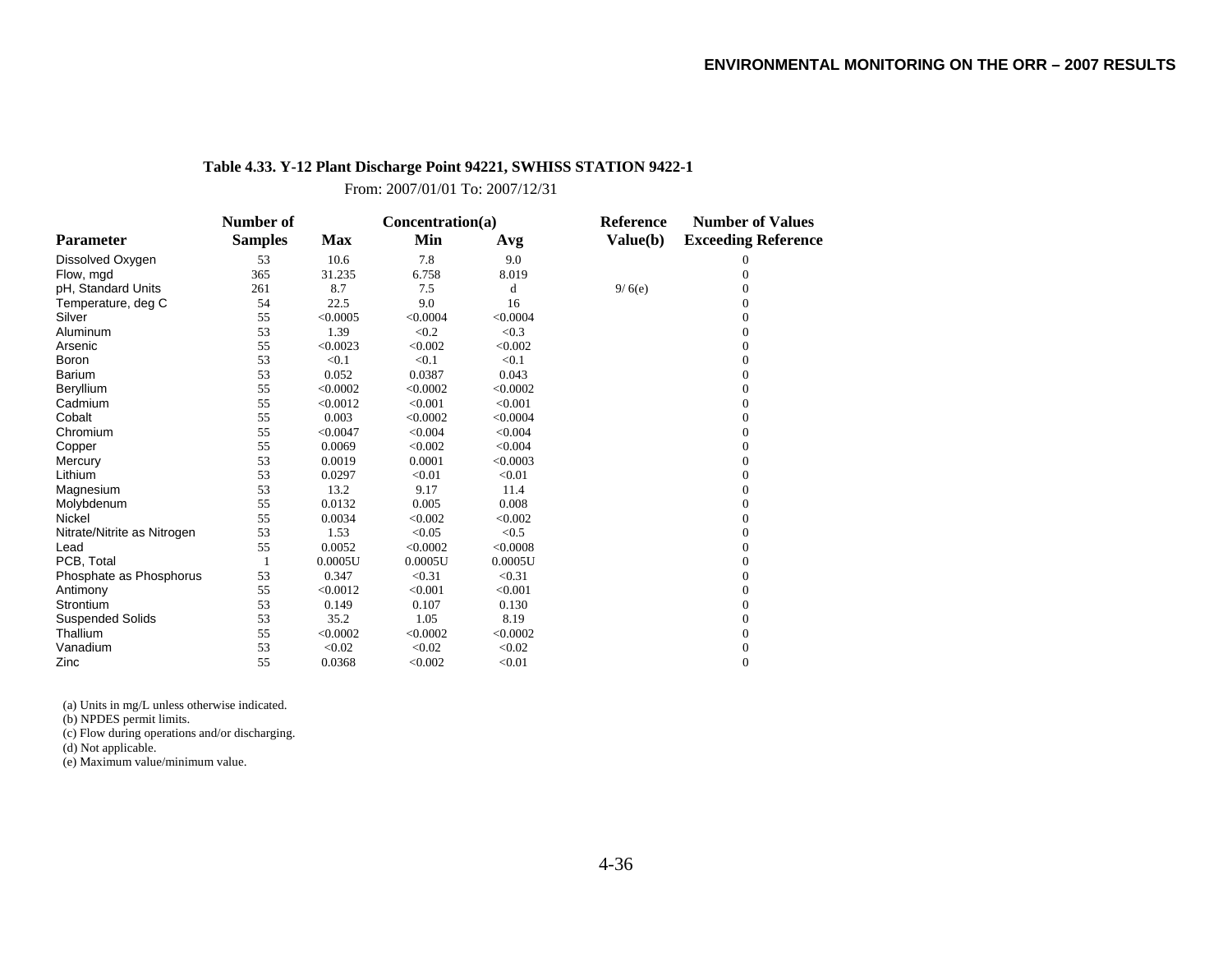**Table 4.33. Y-12 Plant Discharge Point 94221, SWHISS STATION 9422-1**

From: 2007/01/01 To: 2007/12/31

| Parameter | Number of Samples | Concentration(a) Max | Min | Avg | Reference Value(b) | Number of Values Exceeding Reference |
|---|---|---|---|---|---|---|
| Dissolved Oxygen | 53 | 10.6 | 7.8 | 9.0 | | 0 |
| Flow, mgd | 365 | 31.235 | 6.758 | 8.019 | | 0 |
| pH, Standard Units | 261 | 8.7 | 7.5 | d | 9/ 6(e) | 0 |
| Temperature, deg C | 54 | 22.5 | 9.0 | 16 | | 0 |
| Silver | 55 | <0.0005 | <0.0004 | <0.0004 | | 0 |
| Aluminum | 53 | 1.39 | <0.2 | <0.3 | | 0 |
| Arsenic | 55 | <0.0023 | <0.002 | <0.002 | | 0 |
| Boron | 53 | <0.1 | <0.1 | <0.1 | | 0 |
| Barium | 53 | 0.052 | 0.0387 | 0.043 | | 0 |
| Beryllium | 55 | <0.0002 | <0.0002 | <0.0002 | | 0 |
| Cadmium | 55 | <0.0012 | <0.001 | <0.001 | | 0 |
| Cobalt | 55 | 0.003 | <0.0002 | <0.0004 | | 0 |
| Chromium | 55 | <0.0047 | <0.004 | <0.004 | | 0 |
| Copper | 55 | 0.0069 | <0.002 | <0.004 | | 0 |
| Mercury | 53 | 0.0019 | 0.0001 | <0.0003 | | 0 |
| Lithium | 53 | 0.0297 | <0.01 | <0.01 | | 0 |
| Magnesium | 53 | 13.2 | 9.17 | 11.4 | | 0 |
| Molybdenum | 55 | 0.0132 | 0.005 | 0.008 | | 0 |
| Nickel | 55 | 0.0034 | <0.002 | <0.002 | | 0 |
| Nitrate/Nitrite as Nitrogen | 53 | 1.53 | <0.05 | <0.5 | | 0 |
| Lead | 55 | 0.0052 | <0.0002 | <0.0008 | | 0 |
| PCB, Total | 1 | 0.0005U | 0.0005U | 0.0005U | | 0 |
| Phosphate as Phosphorus | 53 | 0.347 | <0.31 | <0.31 | | 0 |
| Antimony | 55 | <0.0012 | <0.001 | <0.001 | | 0 |
| Strontium | 53 | 0.149 | 0.107 | 0.130 | | 0 |
| Suspended Solids | 53 | 35.2 | 1.05 | 8.19 | | 0 |
| Thallium | 55 | <0.0002 | <0.0002 | <0.0002 | | 0 |
| Vanadium | 53 | <0.02 | <0.02 | <0.02 | | 0 |
| Zinc | 55 | 0.0368 | <0.002 | <0.01 | | 0 |

(a) Units in mg/L unless otherwise indicated.
(b) NPDES permit limits.
(c) Flow during operations and/or discharging.
(d) Not applicable.
(e) Maximum value/minimum value.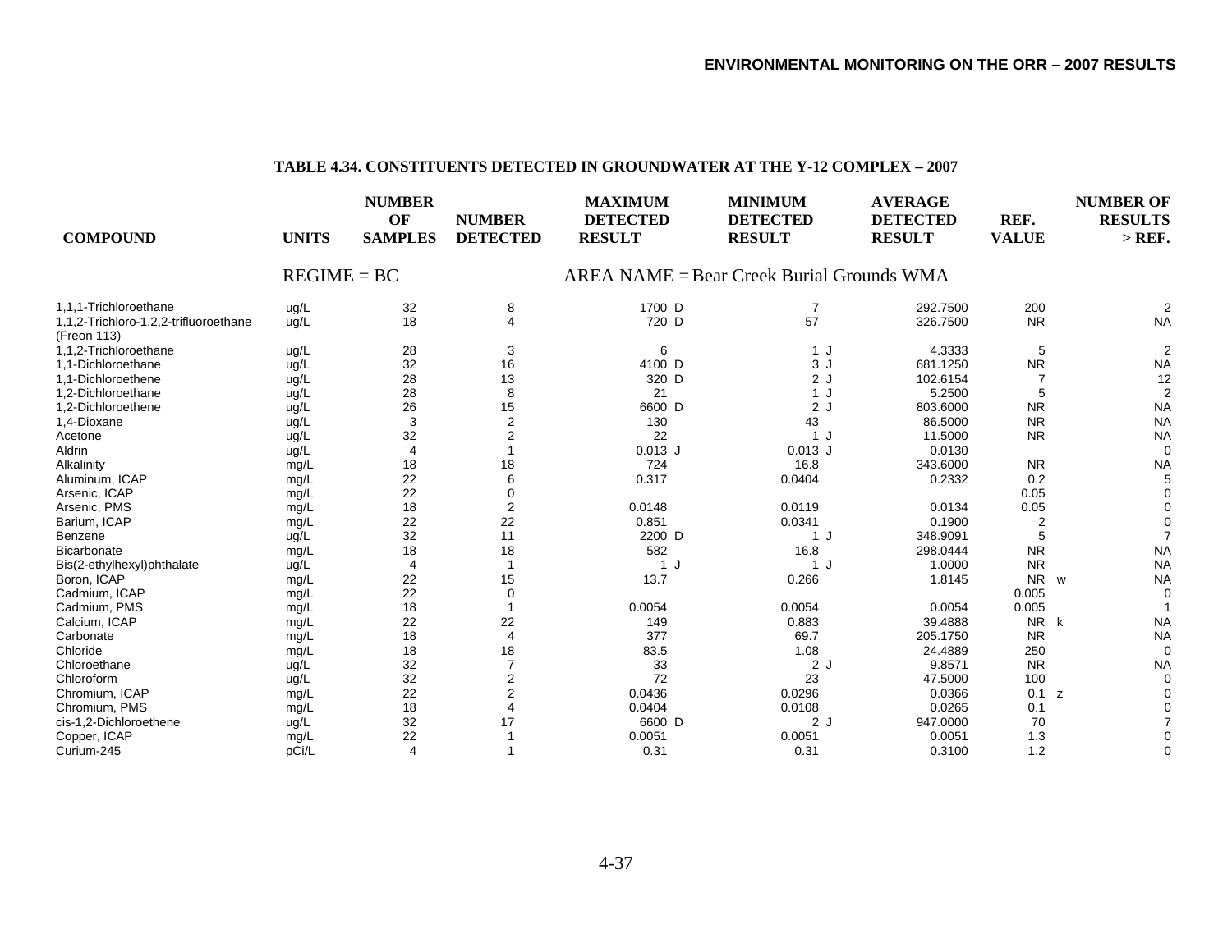## TABLE 4.34. CONSTITUENTS DETECTED IN GROUNDWATER AT THE Y-12 COMPLEX – 2007

REGIME = BC    AREA NAME = Bear Creek Burial Grounds WMA

| COMPOUND | UNITS | NUMBER OF SAMPLES | NUMBER DETECTED | MAXIMUM DETECTED RESULT | MINIMUM DETECTED RESULT | AVERAGE DETECTED RESULT | REF. VALUE | NUMBER OF RESULTS > REF. |
|---|---|---|---|---|---|---|---|---|
| 1,1,1-Trichloroethane | ug/L | 32 | 8 | 1700 D | 7 | 292.7500 | 200 | 2 |
| 1,1,2-Trichloro-1,2,2-trifluoroethane (Freon 113) | ug/L | 18 | 4 | 720 D | 57 | 326.7500 | NR | NA |
| 1,1,2-Trichloroethane | ug/L | 28 | 3 | 6 | 1 J | 4.3333 | 5 | 2 |
| 1,1-Dichloroethane | ug/L | 32 | 16 | 4100 D | 3 J | 681.1250 | NR | NA |
| 1,1-Dichloroethene | ug/L | 28 | 13 | 320 D | 2 J | 102.6154 | 7 | 12 |
| 1,2-Dichloroethane | ug/L | 28 | 8 | 21 | 1 J | 5.2500 | 5 | 2 |
| 1,2-Dichloroethene | ug/L | 26 | 15 | 6600 D | 2 J | 803.6000 | NR | NA |
| 1,4-Dioxane | ug/L | 3 | 2 | 130 | 43 | 86.5000 | NR | NA |
| Acetone | ug/L | 32 | 2 | 22 | 1 J | 11.5000 | NR | NA |
| Aldrin | ug/L | 4 | 1 | 0.013 J | 0.013 J | 0.0130 | | 0 |
| Alkalinity | mg/L | 18 | 18 | 724 | 16.8 | 343.6000 | NR | NA |
| Aluminum, ICAP | mg/L | 22 | 6 | 0.317 | 0.0404 | 0.2332 | 0.2 | 5 |
| Arsenic, ICAP | mg/L | 22 | 0 | | | | 0.05 | 0 |
| Arsenic, PMS | mg/L | 18 | 2 | 0.0148 | 0.0119 | 0.0134 | 0.05 | 0 |
| Barium, ICAP | mg/L | 22 | 22 | 0.851 | 0.0341 | 0.1900 | 2 | 0 |
| Benzene | ug/L | 32 | 11 | 2200 D | 1 J | 348.9091 | 5 | 7 |
| Bicarbonate | mg/L | 18 | 18 | 582 | 16.8 | 298.0444 | NR | NA |
| Bis(2-ethylhexyl)phthalate | ug/L | 4 | 1 | 1 J | 1 J | 1.0000 | NR | NA |
| Boron, ICAP | mg/L | 22 | 15 | 13.7 | 0.266 | 1.8145 | NR w | NA |
| Cadmium, ICAP | mg/L | 22 | 0 | | | | 0.005 | 0 |
| Cadmium, PMS | mg/L | 18 | 1 | 0.0054 | 0.0054 | 0.0054 | 0.005 | 1 |
| Calcium, ICAP | mg/L | 22 | 22 | 149 | 0.883 | 39.4888 | NR k | NA |
| Carbonate | mg/L | 18 | 4 | 377 | 69.7 | 205.1750 | NR | NA |
| Chloride | mg/L | 18 | 18 | 83.5 | 1.08 | 24.4889 | 250 | 0 |
| Chloroethane | ug/L | 32 | 7 | 33 | 2 J | 9.8571 | NR | NA |
| Chloroform | ug/L | 32 | 2 | 72 | 23 | 47.5000 | 100 | 0 |
| Chromium, ICAP | mg/L | 22 | 2 | 0.0436 | 0.0296 | 0.0366 | 0.1 z | 0 |
| Chromium, PMS | mg/L | 18 | 4 | 0.0404 | 0.0108 | 0.0265 | 0.1 | 0 |
| cis-1,2-Dichloroethene | ug/L | 32 | 17 | 6600 D | 2 J | 947.0000 | 70 | 7 |
| Copper, ICAP | mg/L | 22 | 1 | 0.0051 | 0.0051 | 0.0051 | 1.3 | 0 |
| Curium-245 | pCi/L | 4 | 1 | 0.31 | 0.31 | 0.3100 | 1.2 | 0 |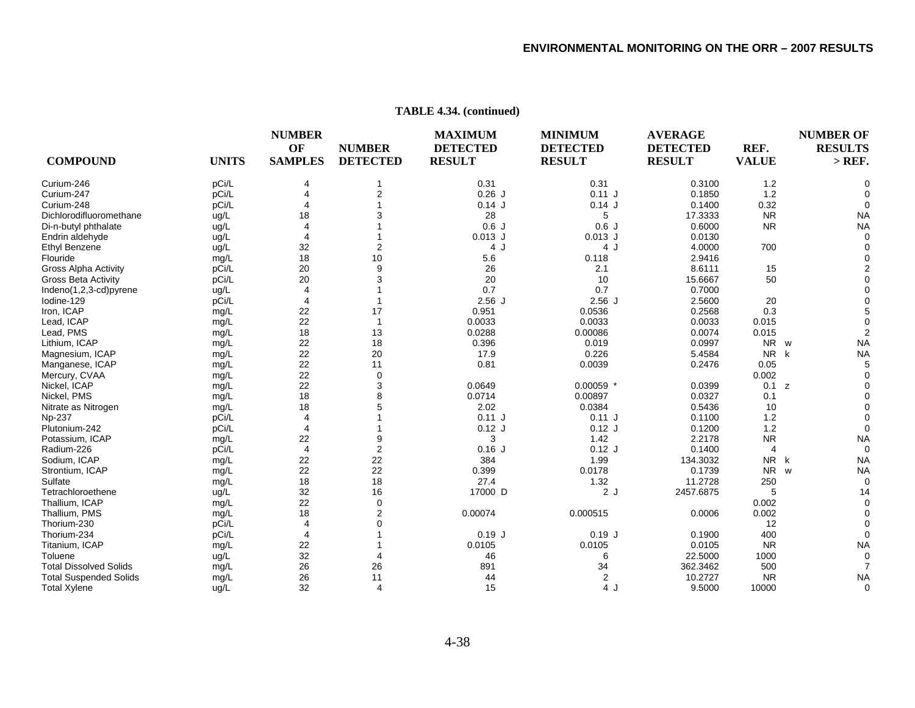**TABLE 4.34. (continued)**

| COMPOUND | UNITS | NUMBER OF SAMPLES | NUMBER DETECTED | MAXIMUM DETECTED RESULT | MINIMUM DETECTED RESULT | AVERAGE DETECTED RESULT | REF. VALUE | NUMBER OF RESULTS > REF. |
|---|---|---|---|---|---|---|---|---|
| Curium-246 | pCi/L | 4 | 1 | 0.31 | 0.31 | 0.3100 | 1.2 | 0 |
| Curium-247 | pCi/L | 4 | 2 | 0.26 J | 0.11 J | 0.1850 | 1.2 | 0 |
| Curium-248 | pCi/L | 4 | 1 | 0.14 J | 0.14 J | 0.1400 | 0.32 | 0 |
| Dichlorodifluoromethane | ug/L | 18 | 3 | 28 | 5 | 17.3333 | NR | NA |
| Di-n-butyl phthalate | ug/L | 4 | 1 | 0.6 J | 0.6 J | 0.6000 | NR | NA |
| Endrin aldehyde | ug/L | 4 | 1 | 0.013 J | 0.013 J | 0.0130 | | 0 |
| Ethyl Benzene | ug/L | 32 | 2 | 4 J | 4 J | 4.0000 | 700 | 0 |
| Flouride | mg/L | 18 | 10 | 5.6 | 0.118 | 2.9416 | | 0 |
| Gross Alpha Activity | pCi/L | 20 | 9 | 26 | 2.1 | 8.6111 | 15 | 2 |
| Gross Beta Activity | pCi/L | 20 | 3 | 20 | 10 | 15.6667 | 50 | 0 |
| Indeno(1,2,3-cd)pyrene | ug/L | 4 | 1 | 0.7 | 0.7 | 0.7000 | | 0 |
| Iodine-129 | pCi/L | 4 | 1 | 2.56 J | 2.56 J | 2.5600 | 20 | 0 |
| Iron, ICAP | mg/L | 22 | 17 | 0.951 | 0.0536 | 0.2568 | 0.3 | 5 |
| Lead, ICAP | mg/L | 22 | 1 | 0.0033 | 0.0033 | 0.0033 | 0.015 | 0 |
| Lead, PMS | mg/L | 18 | 13 | 0.0288 | 0.00086 | 0.0074 | 0.015 | 2 |
| Lithium, ICAP | mg/L | 22 | 18 | 0.396 | 0.019 | 0.0997 | NR w | NA |
| Magnesium, ICAP | mg/L | 22 | 20 | 17.9 | 0.226 | 5.4584 | NR k | NA |
| Manganese, ICAP | mg/L | 22 | 11 | 0.81 | 0.0039 | 0.2476 | 0.05 | 5 |
| Mercury, CVAA | mg/L | 22 | 0 | | | | 0.002 | 0 |
| Nickel, ICAP | mg/L | 22 | 3 | 0.0649 | 0.00059 * | 0.0399 | 0.1 z | 0 |
| Nickel, PMS | mg/L | 18 | 8 | 0.0714 | 0.00897 | 0.0327 | 0.1 | 0 |
| Nitrate as Nitrogen | mg/L | 18 | 5 | 2.02 | 0.0384 | 0.5436 | 10 | 0 |
| Np-237 | pCi/L | 4 | 1 | 0.11 J | 0.11 J | 0.1100 | 1.2 | 0 |
| Plutonium-242 | pCi/L | 4 | 1 | 0.12 J | 0.12 J | 0.1200 | 1.2 | 0 |
| Potassium, ICAP | mg/L | 22 | 9 | 3 | 1.42 | 2.2178 | NR | NA |
| Radium-226 | pCi/L | 4 | 2 | 0.16 J | 0.12 J | 0.1400 | 4 | 0 |
| Sodium, ICAP | mg/L | 22 | 22 | 384 | 1.99 | 134.3032 | NR k | NA |
| Strontium, ICAP | mg/L | 22 | 22 | 0.399 | 0.0178 | 0.1739 | NR w | NA |
| Sulfate | mg/L | 18 | 18 | 27.4 | 1.32 | 11.2728 | 250 | 0 |
| Tetrachloroethene | ug/L | 32 | 16 | 17000 D | 2 J | 2457.6875 | 5 | 14 |
| Thallium, ICAP | mg/L | 22 | 0 | | | | 0.002 | 0 |
| Thallium, PMS | mg/L | 18 | 2 | 0.00074 | 0.000515 | 0.0006 | 0.002 | 0 |
| Thorium-230 | pCi/L | 4 | 0 | | | | 12 | 0 |
| Thorium-234 | pCi/L | 4 | 1 | 0.19 J | 0.19 J | 0.1900 | 400 | 0 |
| Titanium, ICAP | mg/L | 22 | 1 | 0.0105 | 0.0105 | 0.0105 | NR | NA |
| Toluene | ug/L | 32 | 4 | 46 | 6 | 22.5000 | 1000 | 0 |
| Total Dissolved Solids | mg/L | 26 | 26 | 891 | 34 | 362.3462 | 500 | 7 |
| Total Suspended Solids | mg/L | 26 | 11 | 44 | 2 | 10.2727 | NR | NA |
| Total Xylene | ug/L | 32 | 4 | 15 | 4 J | 9.5000 | 10000 | 0 |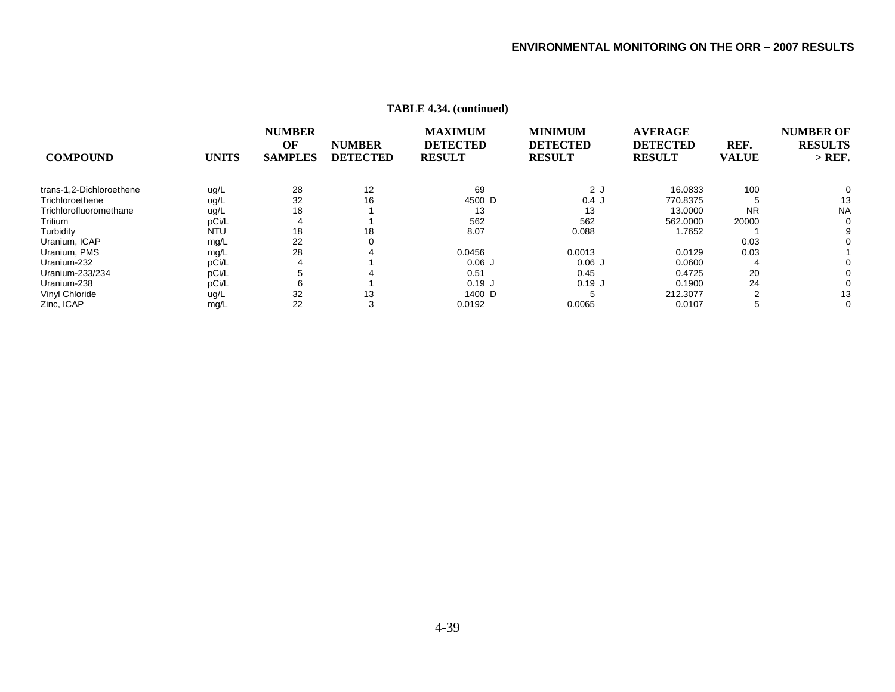**TABLE 4.34. (continued)**

| COMPOUND | UNITS | NUMBER OF SAMPLES | NUMBER DETECTED | MAXIMUM DETECTED RESULT | MINIMUM DETECTED RESULT | AVERAGE DETECTED RESULT | REF. VALUE | NUMBER OF RESULTS > REF. |
|---|---|---|---|---|---|---|---|---|
| trans-1,2-Dichloroethene | ug/L | 28 | 12 | 69 | 2 J | 16.0833 | 100 | 0 |
| Trichloroethene | ug/L | 32 | 16 | 4500 D | 0.4 J | 770.8375 | 5 | 13 |
| Trichlorofluoromethane | ug/L | 18 | 1 | 13 | 13 | 13.0000 | NR | NA |
| Tritium | pCi/L | 4 | 1 | 562 | 562 | 562.0000 | 20000 | 0 |
| Turbidity | NTU | 18 | 18 | 8.07 | 0.088 | 1.7652 | 1 | 9 |
| Uranium, ICAP | mg/L | 22 | 0 | | | | 0.03 | 0 |
| Uranium, PMS | mg/L | 28 | 4 | 0.0456 | 0.0013 | 0.0129 | 0.03 | 1 |
| Uranium-232 | pCi/L | 4 | 1 | 0.06 J | 0.06 J | 0.0600 | 4 | 0 |
| Uranium-233/234 | pCi/L | 5 | 4 | 0.51 | 0.45 | 0.4725 | 20 | 0 |
| Uranium-238 | pCi/L | 6 | 1 | 0.19 J | 0.19 J | 0.1900 | 24 | 0 |
| Vinyl Chloride | ug/L | 32 | 13 | 1400 D | 5 | 212.3077 | 2 | 13 |
| Zinc, ICAP | mg/L | 22 | 3 | 0.0192 | 0.0065 | 0.0107 | 5 | 0 |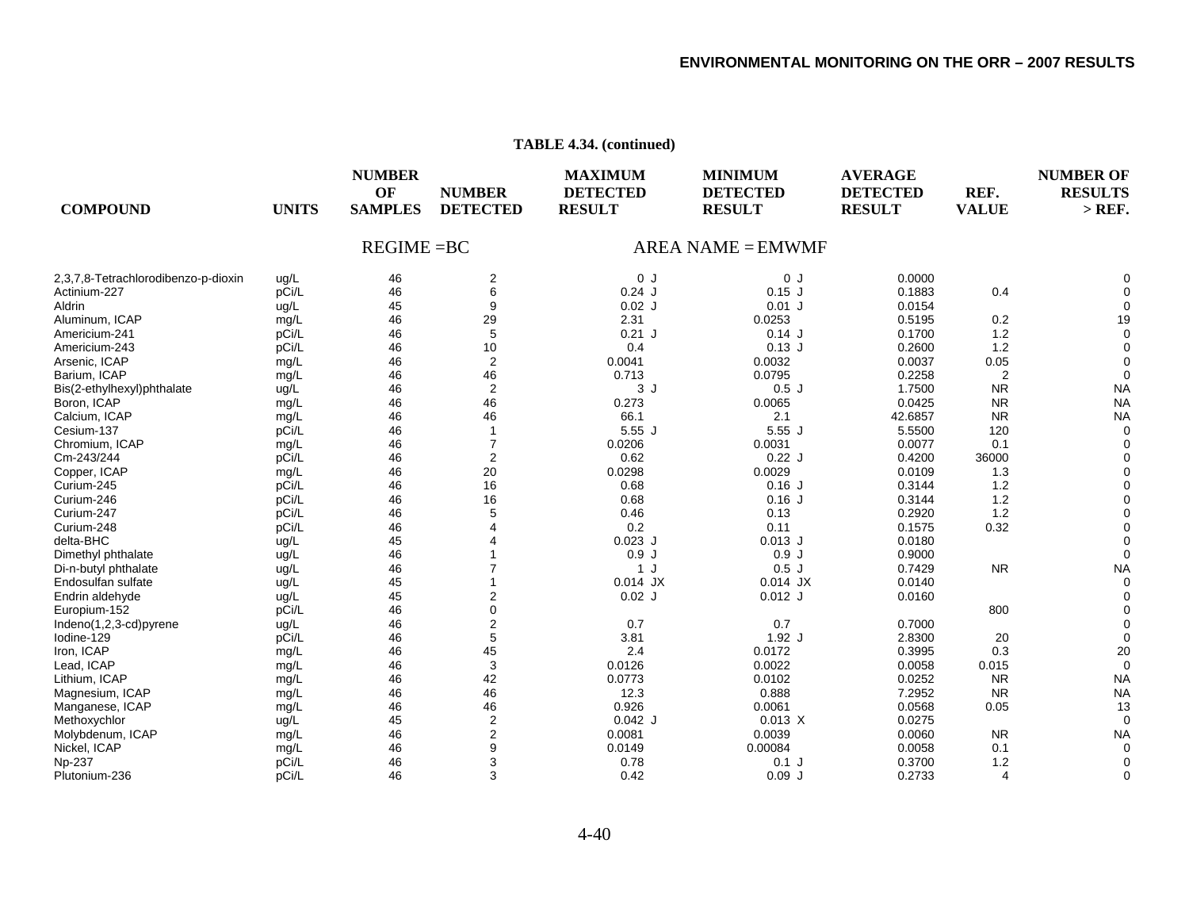**TABLE 4.34. (continued)**

| COMPOUND | UNITS | NUMBER OF SAMPLES | NUMBER DETECTED | MAXIMUM DETECTED RESULT | MINIMUM DETECTED RESULT | AVERAGE DETECTED RESULT | REF. VALUE | NUMBER OF RESULTS > REF. |
|---|---|---|---|---|---|---|---|---|
| REGIME =BC | | | | AREA NAME = EMWMF | | | | |
| 2,3,7,8-Tetrachlorodibenzo-p-dioxin | ug/L | 46 | 2 | 0 J | 0 J | 0.0000 | | 0 |
| Actinium-227 | pCi/L | 46 | 6 | 0.24 J | 0.15 J | 0.1883 | 0.4 | 0 |
| Aldrin | ug/L | 45 | 9 | 0.02 J | 0.01 J | 0.0154 | | 0 |
| Aluminum, ICAP | mg/L | 46 | 29 | 2.31 | 0.0253 | 0.5195 | 0.2 | 19 |
| Americium-241 | pCi/L | 46 | 5 | 0.21 J | 0.14 J | 0.1700 | 1.2 | 0 |
| Americium-243 | pCi/L | 46 | 10 | 0.4 | 0.13 J | 0.2600 | 1.2 | 0 |
| Arsenic, ICAP | mg/L | 46 | 2 | 0.0041 | 0.0032 | 0.0037 | 0.05 | 0 |
| Barium, ICAP | mg/L | 46 | 46 | 0.713 | 0.0795 | 0.2258 | 2 | 0 |
| Bis(2-ethylhexyl)phthalate | ug/L | 46 | 2 | 3 J | 0.5 J | 1.7500 | NR | NA |
| Boron, ICAP | mg/L | 46 | 46 | 0.273 | 0.0065 | 0.0425 | NR | NA |
| Calcium, ICAP | mg/L | 46 | 46 | 66.1 | 2.1 | 42.6857 | NR | NA |
| Cesium-137 | pCi/L | 46 | 1 | 5.55 J | 5.55 J | 5.5500 | 120 | 0 |
| Chromium, ICAP | mg/L | 46 | 7 | 0.0206 | 0.0031 | 0.0077 | 0.1 | 0 |
| Cm-243/244 | pCi/L | 46 | 2 | 0.62 | 0.22 J | 0.4200 | 36000 | 0 |
| Copper, ICAP | mg/L | 46 | 20 | 0.0298 | 0.0029 | 0.0109 | 1.3 | 0 |
| Curium-245 | pCi/L | 46 | 16 | 0.68 | 0.16 J | 0.3144 | 1.2 | 0 |
| Curium-246 | pCi/L | 46 | 16 | 0.68 | 0.16 J | 0.3144 | 1.2 | 0 |
| Curium-247 | pCi/L | 46 | 5 | 0.46 | 0.13 | 0.2920 | 1.2 | 0 |
| Curium-248 | pCi/L | 46 | 4 | 0.2 | 0.11 | 0.1575 | 0.32 | 0 |
| delta-BHC | ug/L | 45 | 4 | 0.023 J | 0.013 J | 0.0180 | | 0 |
| Dimethyl phthalate | ug/L | 46 | 1 | 0.9 J | 0.9 J | 0.9000 | | 0 |
| Di-n-butyl phthalate | ug/L | 46 | 7 | 1 J | 0.5 J | 0.7429 | NR | NA |
| Endosulfan sulfate | ug/L | 45 | 1 | 0.014 JX | 0.014 JX | 0.0140 | | 0 |
| Endrin aldehyde | ug/L | 45 | 2 | 0.02 J | 0.012 J | 0.0160 | | 0 |
| Europium-152 | pCi/L | 46 | 0 | | | | 800 | 0 |
| Indeno(1,2,3-cd)pyrene | ug/L | 46 | 2 | 0.7 | 0.7 | 0.7000 | | 0 |
| Iodine-129 | pCi/L | 46 | 5 | 3.81 | 1.92 J | 2.8300 | 20 | 0 |
| Iron, ICAP | mg/L | 46 | 45 | 2.4 | 0.0172 | 0.3995 | 0.3 | 20 |
| Lead, ICAP | mg/L | 46 | 3 | 0.0126 | 0.0022 | 0.0058 | 0.015 | 0 |
| Lithium, ICAP | mg/L | 46 | 42 | 0.0773 | 0.0102 | 0.0252 | NR | NA |
| Magnesium, ICAP | mg/L | 46 | 46 | 12.3 | 0.888 | 7.2952 | NR | NA |
| Manganese, ICAP | mg/L | 46 | 46 | 0.926 | 0.0061 | 0.0568 | 0.05 | 13 |
| Methoxychlor | ug/L | 45 | 2 | 0.042 J | 0.013 X | 0.0275 | | 0 |
| Molybdenum, ICAP | mg/L | 46 | 2 | 0.0081 | 0.0039 | 0.0060 | NR | NA |
| Nickel, ICAP | mg/L | 46 | 9 | 0.0149 | 0.00084 | 0.0058 | 0.1 | 0 |
| Np-237 | pCi/L | 46 | 3 | 0.78 | 0.1 J | 0.3700 | 1.2 | 0 |
| Plutonium-236 | pCi/L | 46 | 3 | 0.42 | 0.09 J | 0.2733 | 4 | 0 |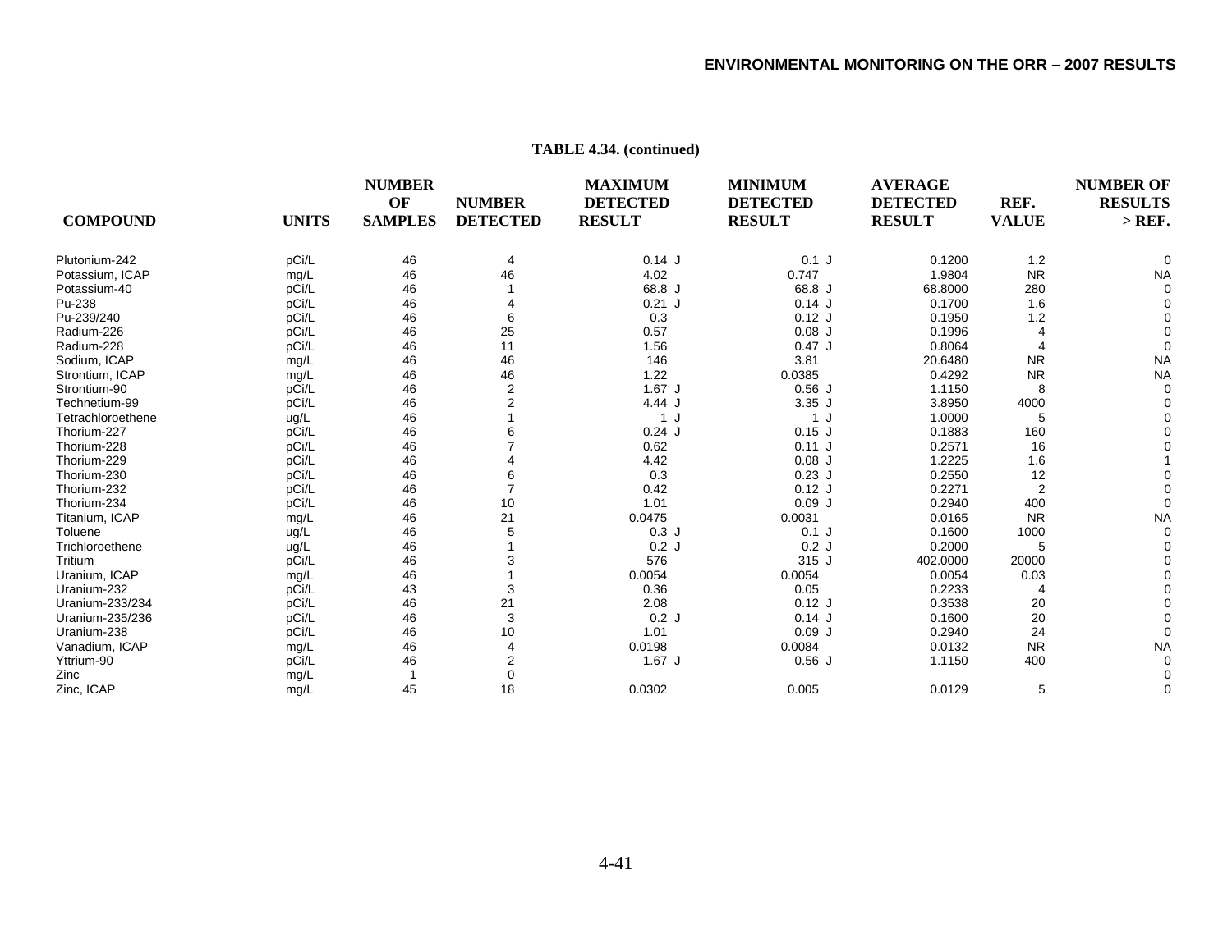**TABLE 4.34. (continued)**

| COMPOUND | UNITS | NUMBER OF SAMPLES | NUMBER DETECTED | MAXIMUM DETECTED RESULT | MINIMUM DETECTED RESULT | AVERAGE DETECTED RESULT | REF. VALUE | NUMBER OF RESULTS > REF. |
|---|---|---|---|---|---|---|---|---|
| Plutonium-242 | pCi/L | 46 | 4 | 0.14 J | 0.1 J | 0.1200 | 1.2 | 0 |
| Potassium, ICAP | mg/L | 46 | 46 | 4.02 | 0.747 | 1.9804 | NR | NA |
| Potassium-40 | pCi/L | 46 | 1 | 68.8 J | 68.8 J | 68.8000 | 280 | 0 |
| Pu-238 | pCi/L | 46 | 4 | 0.21 J | 0.14 J | 0.1700 | 1.6 | 0 |
| Pu-239/240 | pCi/L | 46 | 6 | 0.3 | 0.12 J | 0.1950 | 1.2 | 0 |
| Radium-226 | pCi/L | 46 | 25 | 0.57 | 0.08 J | 0.1996 | 4 | 0 |
| Radium-228 | pCi/L | 46 | 11 | 1.56 | 0.47 J | 0.8064 | 4 | 0 |
| Sodium, ICAP | mg/L | 46 | 46 | 146 | 3.81 | 20.6480 | NR | NA |
| Strontium, ICAP | mg/L | 46 | 46 | 1.22 | 0.0385 | 0.4292 | NR | NA |
| Strontium-90 | pCi/L | 46 | 2 | 1.67 J | 0.56 J | 1.1150 | 8 | 0 |
| Technetium-99 | pCi/L | 46 | 2 | 4.44 J | 3.35 J | 3.8950 | 4000 | 0 |
| Tetrachloroethene | ug/L | 46 | 1 | 1 J | 1 J | 1.0000 | 5 | 0 |
| Thorium-227 | pCi/L | 46 | 6 | 0.24 J | 0.15 J | 0.1883 | 160 | 0 |
| Thorium-228 | pCi/L | 46 | 7 | 0.62 | 0.11 J | 0.2571 | 16 | 0 |
| Thorium-229 | pCi/L | 46 | 4 | 4.42 | 0.08 J | 1.2225 | 1.6 | 1 |
| Thorium-230 | pCi/L | 46 | 6 | 0.3 | 0.23 J | 0.2550 | 12 | 0 |
| Thorium-232 | pCi/L | 46 | 7 | 0.42 | 0.12 J | 0.2271 | 2 | 0 |
| Thorium-234 | pCi/L | 46 | 10 | 1.01 | 0.09 J | 0.2940 | 400 | 0 |
| Titanium, ICAP | mg/L | 46 | 21 | 0.0475 | 0.0031 | 0.0165 | NR | NA |
| Toluene | ug/L | 46 | 5 | 0.3 J | 0.1 J | 0.1600 | 1000 | 0 |
| Trichloroethene | ug/L | 46 | 1 | 0.2 J | 0.2 J | 0.2000 | 5 | 0 |
| Tritium | pCi/L | 46 | 3 | 576 | 315 J | 402.0000 | 20000 | 0 |
| Uranium, ICAP | mg/L | 46 | 1 | 0.0054 | 0.0054 | 0.0054 | 0.03 | 0 |
| Uranium-232 | pCi/L | 43 | 3 | 0.36 | 0.05 | 0.2233 | 4 | 0 |
| Uranium-233/234 | pCi/L | 46 | 21 | 2.08 | 0.12 J | 0.3538 | 20 | 0 |
| Uranium-235/236 | pCi/L | 46 | 3 | 0.2 J | 0.14 J | 0.1600 | 20 | 0 |
| Uranium-238 | pCi/L | 46 | 10 | 1.01 | 0.09 J | 0.2940 | 24 | 0 |
| Vanadium, ICAP | mg/L | 46 | 4 | 0.0198 | 0.0084 | 0.0132 | NR | NA |
| Yttrium-90 | pCi/L | 46 | 2 | 1.67 J | 0.56 J | 1.1150 | 400 | 0 |
| Zinc | mg/L | 1 | 0 | | | | | 0 |
| Zinc, ICAP | mg/L | 45 | 18 | 0.0302 | 0.005 | 0.0129 | 5 | 0 |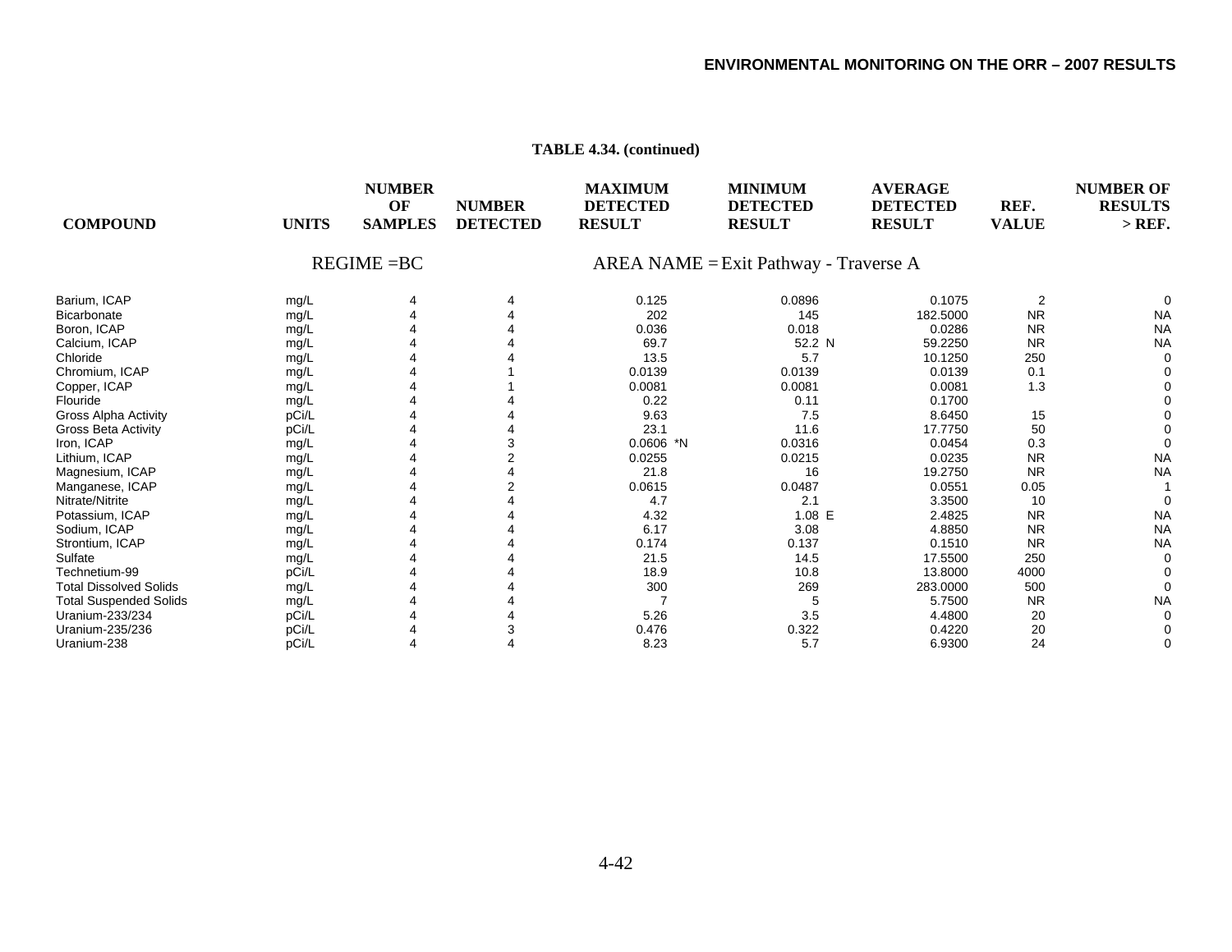**TABLE 4.34. (continued)**

| COMPOUND | UNITS | NUMBER OF SAMPLES | NUMBER DETECTED | MAXIMUM DETECTED RESULT | MINIMUM DETECTED RESULT | AVERAGE DETECTED RESULT | REF. VALUE | NUMBER OF RESULTS > REF. |
|---|---|---|---|---|---|---|---|---|
| | | REGIME =BC | | AREA NAME = Exit Pathway - Traverse A | | | | |
| Barium, ICAP | mg/L | 4 | 4 | 0.125 | 0.0896 | 0.1075 | 2 | 0 |
| Bicarbonate | mg/L | 4 | 4 | 202 | 145 | 182.5000 | NR | NA |
| Boron, ICAP | mg/L | 4 | 4 | 0.036 | 0.018 | 0.0286 | NR | NA |
| Calcium, ICAP | mg/L | 4 | 4 | 69.7 | 52.2 N | 59.2250 | NR | NA |
| Chloride | mg/L | 4 | 4 | 13.5 | 5.7 | 10.1250 | 250 | 0 |
| Chromium, ICAP | mg/L | 4 | 1 | 0.0139 | 0.0139 | 0.0139 | 0.1 | 0 |
| Copper, ICAP | mg/L | 4 | 1 | 0.0081 | 0.0081 | 0.0081 | 1.3 | 0 |
| Flouride | mg/L | 4 | 4 | 0.22 | 0.11 | 0.1700 | | 0 |
| Gross Alpha Activity | pCi/L | 4 | 4 | 9.63 | 7.5 | 8.6450 | 15 | 0 |
| Gross Beta Activity | pCi/L | 4 | 4 | 23.1 | 11.6 | 17.7750 | 50 | 0 |
| Iron, ICAP | mg/L | 4 | 3 | 0.0606 *N | 0.0316 | 0.0454 | 0.3 | 0 |
| Lithium, ICAP | mg/L | 4 | 2 | 0.0255 | 0.0215 | 0.0235 | NR | NA |
| Magnesium, ICAP | mg/L | 4 | 4 | 21.8 | 16 | 19.2750 | NR | NA |
| Manganese, ICAP | mg/L | 4 | 2 | 0.0615 | 0.0487 | 0.0551 | 0.05 | 1 |
| Nitrate/Nitrite | mg/L | 4 | 4 | 4.7 | 2.1 | 3.3500 | 10 | 0 |
| Potassium, ICAP | mg/L | 4 | 4 | 4.32 | 1.08 E | 2.4825 | NR | NA |
| Sodium, ICAP | mg/L | 4 | 4 | 6.17 | 3.08 | 4.8850 | NR | NA |
| Strontium, ICAP | mg/L | 4 | 4 | 0.174 | 0.137 | 0.1510 | NR | NA |
| Sulfate | mg/L | 4 | 4 | 21.5 | 14.5 | 17.5500 | 250 | 0 |
| Technetium-99 | pCi/L | 4 | 4 | 18.9 | 10.8 | 13.8000 | 4000 | 0 |
| Total Dissolved Solids | mg/L | 4 | 4 | 300 | 269 | 283.0000 | 500 | 0 |
| Total Suspended Solids | mg/L | 4 | 4 | 7 | 5 | 5.7500 | NR | NA |
| Uranium-233/234 | pCi/L | 4 | 4 | 5.26 | 3.5 | 4.4800 | 20 | 0 |
| Uranium-235/236 | pCi/L | 4 | 3 | 0.476 | 0.322 | 0.4220 | 20 | 0 |
| Uranium-238 | pCi/L | 4 | 4 | 8.23 | 5.7 | 6.9300 | 24 | 0 |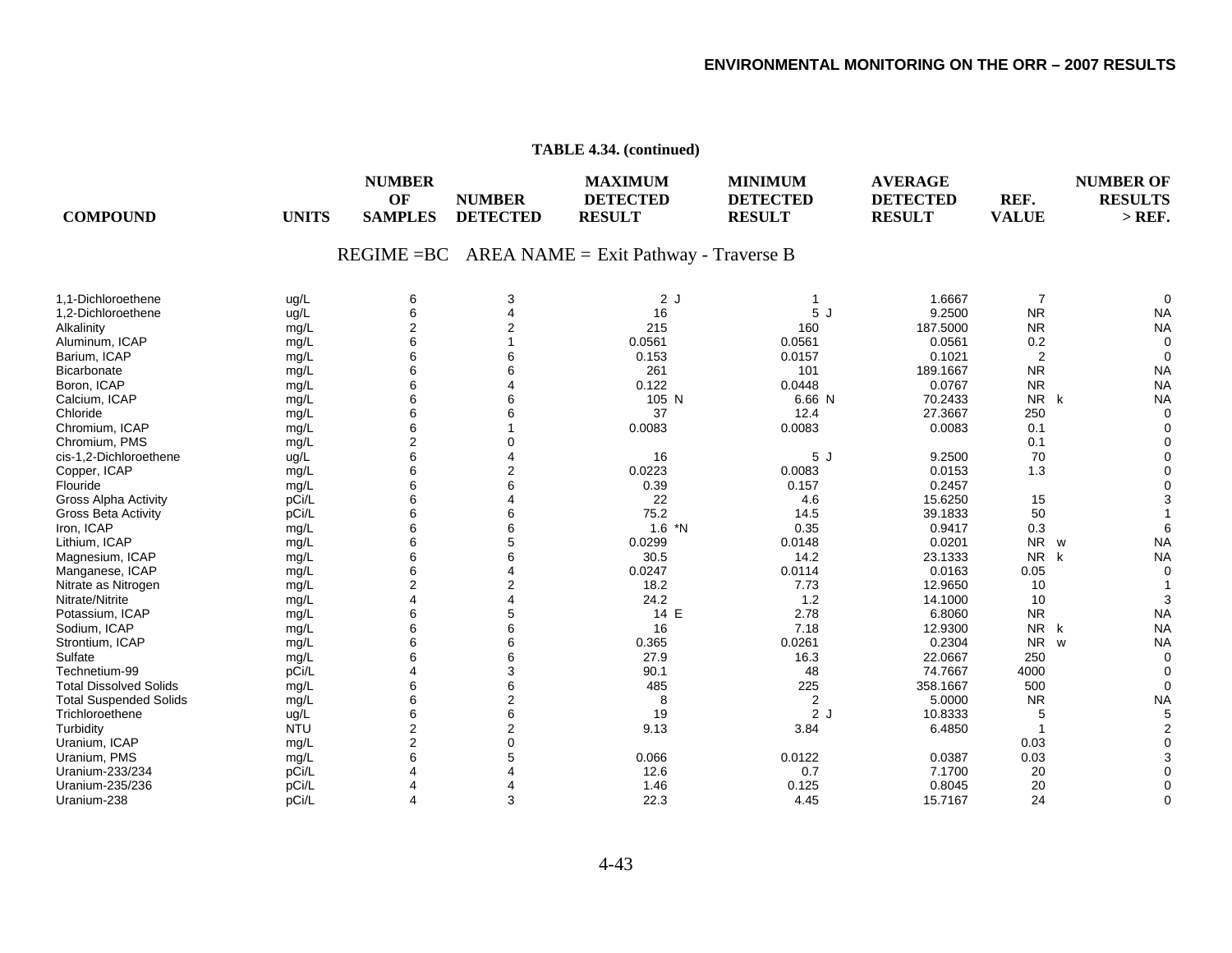**TABLE 4.34. (continued)**

| COMPOUND | UNITS | NUMBER OF SAMPLES | NUMBER DETECTED | MAXIMUM DETECTED RESULT | MINIMUM DETECTED RESULT | AVERAGE DETECTED RESULT | REF. VALUE | NUMBER OF RESULTS > REF. |
|---|---|---|---|---|---|---|---|---|
| REGIME =BC AREA NAME = Exit Pathway - Traverse B | | | | | | | | |
| 1,1-Dichloroethene | ug/L | 6 | 3 | 2 J | 1 | 1.6667 | 7 | 0 |
| 1,2-Dichloroethene | ug/L | 6 | 4 | 16 | 5 J | 9.2500 | NR | NA |
| Alkalinity | mg/L | 2 | 2 | 215 | 160 | 187.5000 | NR | NA |
| Aluminum, ICAP | mg/L | 6 | 1 | 0.0561 | 0.0561 | 0.0561 | 0.2 | 0 |
| Barium, ICAP | mg/L | 6 | 6 | 0.153 | 0.0157 | 0.1021 | 2 | 0 |
| Bicarbonate | mg/L | 6 | 6 | 261 | 101 | 189.1667 | NR | NA |
| Boron, ICAP | mg/L | 6 | 4 | 0.122 | 0.0448 | 0.0767 | NR | NA |
| Calcium, ICAP | mg/L | 6 | 6 | 105 N | 6.66 N | 70.2433 | NR k | NA |
| Chloride | mg/L | 6 | 6 | 37 | 12.4 | 27.3667 | 250 | 0 |
| Chromium, ICAP | mg/L | 6 | 1 | 0.0083 | 0.0083 | 0.0083 | 0.1 | 0 |
| Chromium, PMS | mg/L | 2 | 0 | | | | 0.1 | 0 |
| cis-1,2-Dichloroethene | ug/L | 6 | 4 | 16 | 5 J | 9.2500 | 70 | 0 |
| Copper, ICAP | mg/L | 6 | 2 | 0.0223 | 0.0083 | 0.0153 | 1.3 | 0 |
| Flouride | mg/L | 6 | 6 | 0.39 | 0.157 | 0.2457 | | 0 |
| Gross Alpha Activity | pCi/L | 6 | 4 | 22 | 4.6 | 15.6250 | 15 | 3 |
| Gross Beta Activity | pCi/L | 6 | 6 | 75.2 | 14.5 | 39.1833 | 50 | 1 |
| Iron, ICAP | mg/L | 6 | 6 | 1.6 *N | 0.35 | 0.9417 | 0.3 | 6 |
| Lithium, ICAP | mg/L | 6 | 5 | 0.0299 | 0.0148 | 0.0201 | NR w | NA |
| Magnesium, ICAP | mg/L | 6 | 6 | 30.5 | 14.2 | 23.1333 | NR k | NA |
| Manganese, ICAP | mg/L | 6 | 4 | 0.0247 | 0.0114 | 0.0163 | 0.05 | 0 |
| Nitrate as Nitrogen | mg/L | 2 | 2 | 18.2 | 7.73 | 12.9650 | 10 | 1 |
| Nitrate/Nitrite | mg/L | 4 | 4 | 24.2 | 1.2 | 14.1000 | 10 | 3 |
| Potassium, ICAP | mg/L | 6 | 5 | 14 E | 2.78 | 6.8060 | NR | NA |
| Sodium, ICAP | mg/L | 6 | 6 | 16 | 7.18 | 12.9300 | NR k | NA |
| Strontium, ICAP | mg/L | 6 | 6 | 0.365 | 0.0261 | 0.2304 | NR w | NA |
| Sulfate | mg/L | 6 | 6 | 27.9 | 16.3 | 22.0667 | 250 | 0 |
| Technetium-99 | pCi/L | 4 | 3 | 90.1 | 48 | 74.7667 | 4000 | 0 |
| Total Dissolved Solids | mg/L | 6 | 6 | 485 | 225 | 358.1667 | 500 | 0 |
| Total Suspended Solids | mg/L | 6 | 2 | 8 | 2 | 5.0000 | NR | NA |
| Trichloroethene | ug/L | 6 | 6 | 19 | 2 J | 10.8333 | 5 | 5 |
| Turbidity | NTU | 2 | 2 | 9.13 | 3.84 | 6.4850 | 1 | 2 |
| Uranium, ICAP | mg/L | 2 | 0 | | | | 0.03 | 0 |
| Uranium, PMS | mg/L | 6 | 5 | 0.066 | 0.0122 | 0.0387 | 0.03 | 3 |
| Uranium-233/234 | pCi/L | 4 | 4 | 12.6 | 0.7 | 7.1700 | 20 | 0 |
| Uranium-235/236 | pCi/L | 4 | 4 | 1.46 | 0.125 | 0.8045 | 20 | 0 |
| Uranium-238 | pCi/L | 4 | 3 | 22.3 | 4.45 | 15.7167 | 24 | 0 |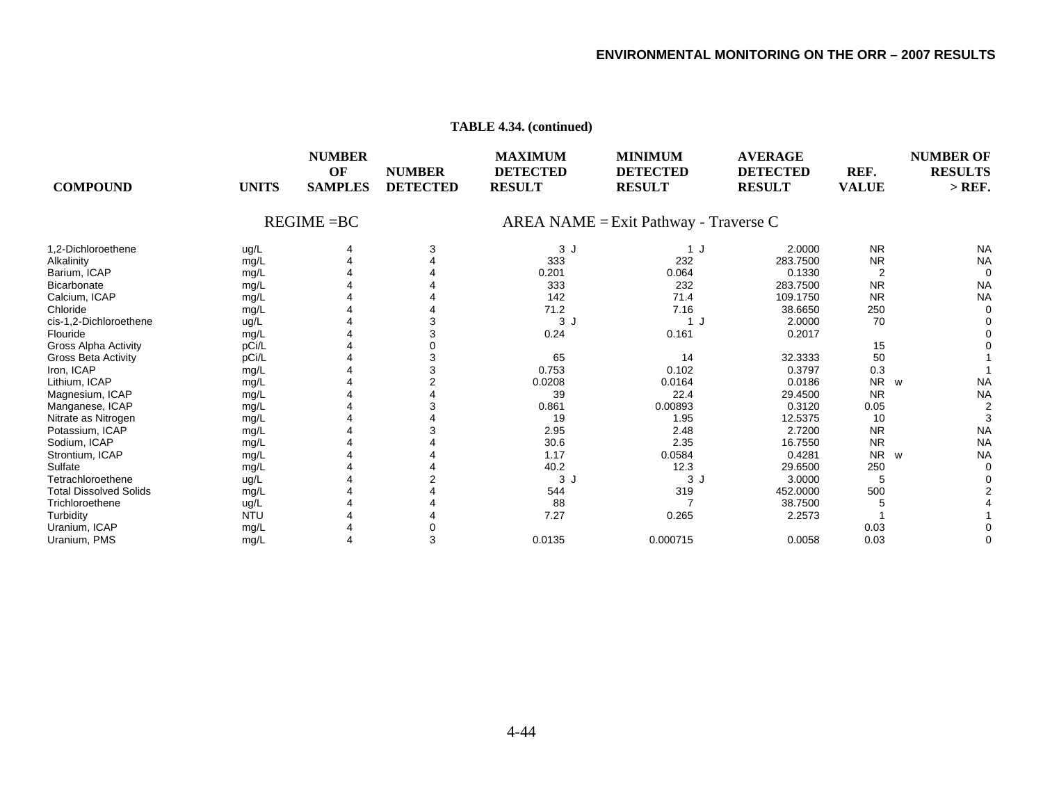**TABLE 4.34. (continued)**

| COMPOUND | UNITS | NUMBER OF SAMPLES | NUMBER DETECTED | MAXIMUM DETECTED RESULT | MINIMUM DETECTED RESULT | AVERAGE DETECTED RESULT | REF. VALUE | NUMBER OF RESULTS > REF. |
|---|---|---|---|---|---|---|---|---|
| REGIME =BC | | | | AREA NAME = Exit Pathway - Traverse C | | | | |
| 1,2-Dichloroethene | ug/L | 4 | 3 | 3 J | 1 J | 2.0000 | NR | NA |
| Alkalinity | mg/L | 4 | 4 | 333 | 232 | 283.7500 | NR | NA |
| Barium, ICAP | mg/L | 4 | 4 | 0.201 | 0.064 | 0.1330 | 2 | 0 |
| Bicarbonate | mg/L | 4 | 4 | 333 | 232 | 283.7500 | NR | NA |
| Calcium, ICAP | mg/L | 4 | 4 | 142 | 71.4 | 109.1750 | NR | NA |
| Chloride | mg/L | 4 | 4 | 71.2 | 7.16 | 38.6650 | 250 | 0 |
| cis-1,2-Dichloroethene | ug/L | 4 | 3 | 3 J | 1 J | 2.0000 | 70 | 0 |
| Flouride | mg/L | 4 | 3 | 0.24 | 0.161 | 0.2017 | | 0 |
| Gross Alpha Activity | pCi/L | 4 | 0 | | | | 15 | 0 |
| Gross Beta Activity | pCi/L | 4 | 3 | 65 | 14 | 32.3333 | 50 | 1 |
| Iron, ICAP | mg/L | 4 | 3 | 0.753 | 0.102 | 0.3797 | 0.3 | 1 |
| Lithium, ICAP | mg/L | 4 | 2 | 0.0208 | 0.0164 | 0.0186 | NR w | NA |
| Magnesium, ICAP | mg/L | 4 | 4 | 39 | 22.4 | 29.4500 | NR | NA |
| Manganese, ICAP | mg/L | 4 | 3 | 0.861 | 0.00893 | 0.3120 | 0.05 | 2 |
| Nitrate as Nitrogen | mg/L | 4 | 4 | 19 | 1.95 | 12.5375 | 10 | 3 |
| Potassium, ICAP | mg/L | 4 | 3 | 2.95 | 2.48 | 2.7200 | NR | NA |
| Sodium, ICAP | mg/L | 4 | 4 | 30.6 | 2.35 | 16.7550 | NR | NA |
| Strontium, ICAP | mg/L | 4 | 4 | 1.17 | 0.0584 | 0.4281 | NR w | NA |
| Sulfate | mg/L | 4 | 4 | 40.2 | 12.3 | 29.6500 | 250 | 0 |
| Tetrachloroethene | ug/L | 4 | 2 | 3 J | 3 J | 3.0000 | 5 | 0 |
| Total Dissolved Solids | mg/L | 4 | 4 | 544 | 319 | 452.0000 | 500 | 2 |
| Trichloroethene | ug/L | 4 | 4 | 88 | 7 | 38.7500 | 5 | 4 |
| Turbidity | NTU | 4 | 4 | 7.27 | 0.265 | 2.2573 | 1 | 1 |
| Uranium, ICAP | mg/L | 4 | 0 | | | | 0.03 | 0 |
| Uranium, PMS | mg/L | 4 | 3 | 0.0135 | 0.000715 | 0.0058 | 0.03 | 0 |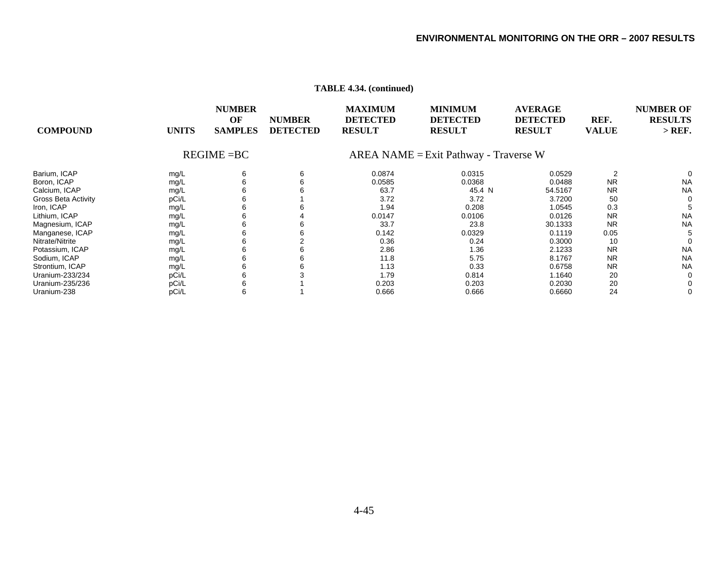**TABLE 4.34. (continued)**

| COMPOUND | UNITS | NUMBER OF SAMPLES | NUMBER DETECTED | MAXIMUM DETECTED RESULT | MINIMUM DETECTED RESULT | AVERAGE DETECTED RESULT | REF. VALUE | NUMBER OF RESULTS > REF. |
|---|---|---|---|---|---|---|---|---|
| REGIME =BC | | | | AREA NAME = Exit Pathway - Traverse W | | | | |
| Barium, ICAP | mg/L | 6 | 6 | 0.0874 | 0.0315 | 0.0529 | 2 | 0 |
| Boron, ICAP | mg/L | 6 | 6 | 0.0585 | 0.0368 | 0.0488 | NR | NA |
| Calcium, ICAP | mg/L | 6 | 6 | 63.7 | 45.4 N | 54.5167 | NR | NA |
| Gross Beta Activity | pCi/L | 6 | 1 | 3.72 | 3.72 | 3.7200 | 50 | 0 |
| Iron, ICAP | mg/L | 6 | 6 | 1.94 | 0.208 | 1.0545 | 0.3 | 5 |
| Lithium, ICAP | mg/L | 6 | 4 | 0.0147 | 0.0106 | 0.0126 | NR | NA |
| Magnesium, ICAP | mg/L | 6 | 6 | 33.7 | 23.8 | 30.1333 | NR | NA |
| Manganese, ICAP | mg/L | 6 | 6 | 0.142 | 0.0329 | 0.1119 | 0.05 | 5 |
| Nitrate/Nitrite | mg/L | 6 | 2 | 0.36 | 0.24 | 0.3000 | 10 | 0 |
| Potassium, ICAP | mg/L | 6 | 6 | 2.86 | 1.36 | 2.1233 | NR | NA |
| Sodium, ICAP | mg/L | 6 | 6 | 11.8 | 5.75 | 8.1767 | NR | NA |
| Strontium, ICAP | mg/L | 6 | 6 | 1.13 | 0.33 | 0.6758 | NR | NA |
| Uranium-233/234 | pCi/L | 6 | 3 | 1.79 | 0.814 | 1.1640 | 20 | 0 |
| Uranium-235/236 | pCi/L | 6 | 1 | 0.203 | 0.203 | 0.2030 | 20 | 0 |
| Uranium-238 | pCi/L | 6 | 1 | 0.666 | 0.666 | 0.6660 | 24 | 0 |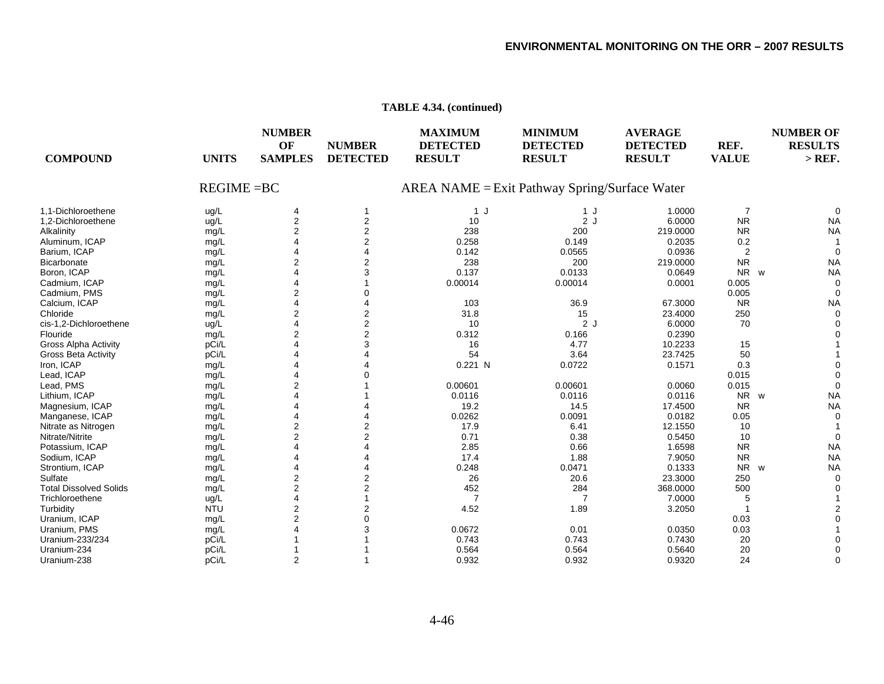**TABLE 4.34. (continued)**

| COMPOUND | UNITS | NUMBER OF SAMPLES | NUMBER DETECTED | MAXIMUM DETECTED RESULT | MINIMUM DETECTED RESULT | AVERAGE DETECTED RESULT | REF. VALUE | NUMBER OF RESULTS > REF. |
|---|---|---|---|---|---|---|---|---|
| REGIME =BC | | | | AREA NAME = Exit Pathway Spring/Surface Water | | | | |
| 1,1-Dichloroethene | ug/L | 4 | 1 | 1 J | 1 J | 1.0000 | 7 | 0 |
| 1,2-Dichloroethene | ug/L | 2 | 2 | 10 | 2 J | 6.0000 | NR | NA |
| Alkalinity | mg/L | 2 | 2 | 238 | 200 | 219.0000 | NR | NA |
| Aluminum, ICAP | mg/L | 4 | 2 | 0.258 | 0.149 | 0.2035 | 0.2 | 1 |
| Barium, ICAP | mg/L | 4 | 4 | 0.142 | 0.0565 | 0.0936 | 2 | 0 |
| Bicarbonate | mg/L | 2 | 2 | 238 | 200 | 219.0000 | NR | NA |
| Boron, ICAP | mg/L | 4 | 3 | 0.137 | 0.0133 | 0.0649 | NR w | NA |
| Cadmium, ICAP | mg/L | 4 | 1 | 0.00014 | 0.00014 | 0.0001 | 0.005 | 0 |
| Cadmium, PMS | mg/L | 2 | 0 | | | | 0.005 | 0 |
| Calcium, ICAP | mg/L | 4 | 4 | 103 | 36.9 | 67.3000 | NR | NA |
| Chloride | mg/L | 2 | 2 | 31.8 | 15 | 23.4000 | 250 | 0 |
| cis-1,2-Dichloroethene | ug/L | 4 | 2 | 10 | 2 J | 6.0000 | 70 | 0 |
| Flouride | mg/L | 2 | 2 | 0.312 | 0.166 | 0.2390 | | 0 |
| Gross Alpha Activity | pCi/L | 4 | 3 | 16 | 4.77 | 10.2233 | 15 | 1 |
| Gross Beta Activity | pCi/L | 4 | 4 | 54 | 3.64 | 23.7425 | 50 | 1 |
| Iron, ICAP | mg/L | 4 | 4 | 0.221 N | 0.0722 | 0.1571 | 0.3 | 0 |
| Lead, ICAP | mg/L | 4 | 0 | | | | 0.015 | 0 |
| Lead, PMS | mg/L | 2 | 1 | 0.00601 | 0.00601 | 0.0060 | 0.015 | 0 |
| Lithium, ICAP | mg/L | 4 | 1 | 0.0116 | 0.0116 | 0.0116 | NR w | NA |
| Magnesium, ICAP | mg/L | 4 | 4 | 19.2 | 14.5 | 17.4500 | NR | NA |
| Manganese, ICAP | mg/L | 4 | 4 | 0.0262 | 0.0091 | 0.0182 | 0.05 | 0 |
| Nitrate as Nitrogen | mg/L | 2 | 2 | 17.9 | 6.41 | 12.1550 | 10 | 1 |
| Nitrate/Nitrite | mg/L | 2 | 2 | 0.71 | 0.38 | 0.5450 | 10 | 0 |
| Potassium, ICAP | mg/L | 4 | 4 | 2.85 | 0.66 | 1.6598 | NR | NA |
| Sodium, ICAP | mg/L | 4 | 4 | 17.4 | 1.88 | 7.9050 | NR | NA |
| Strontium, ICAP | mg/L | 4 | 4 | 0.248 | 0.0471 | 0.1333 | NR w | NA |
| Sulfate | mg/L | 2 | 2 | 26 | 20.6 | 23.3000 | 250 | 0 |
| Total Dissolved Solids | mg/L | 2 | 2 | 452 | 284 | 368.0000 | 500 | 0 |
| Trichloroethene | ug/L | 4 | 1 | 7 | 7 | 7.0000 | 5 | 1 |
| Turbidity | NTU | 2 | 2 | 4.52 | 1.89 | 3.2050 | 1 | 2 |
| Uranium, ICAP | mg/L | 2 | 0 | | | | 0.03 | 0 |
| Uranium, PMS | mg/L | 4 | 3 | 0.0672 | 0.01 | 0.0350 | 0.03 | 1 |
| Uranium-233/234 | pCi/L | 1 | 1 | 0.743 | 0.743 | 0.7430 | 20 | 0 |
| Uranium-234 | pCi/L | 1 | 1 | 0.564 | 0.564 | 0.5640 | 20 | 0 |
| Uranium-238 | pCi/L | 2 | 1 | 0.932 | 0.932 | 0.9320 | 24 | 0 |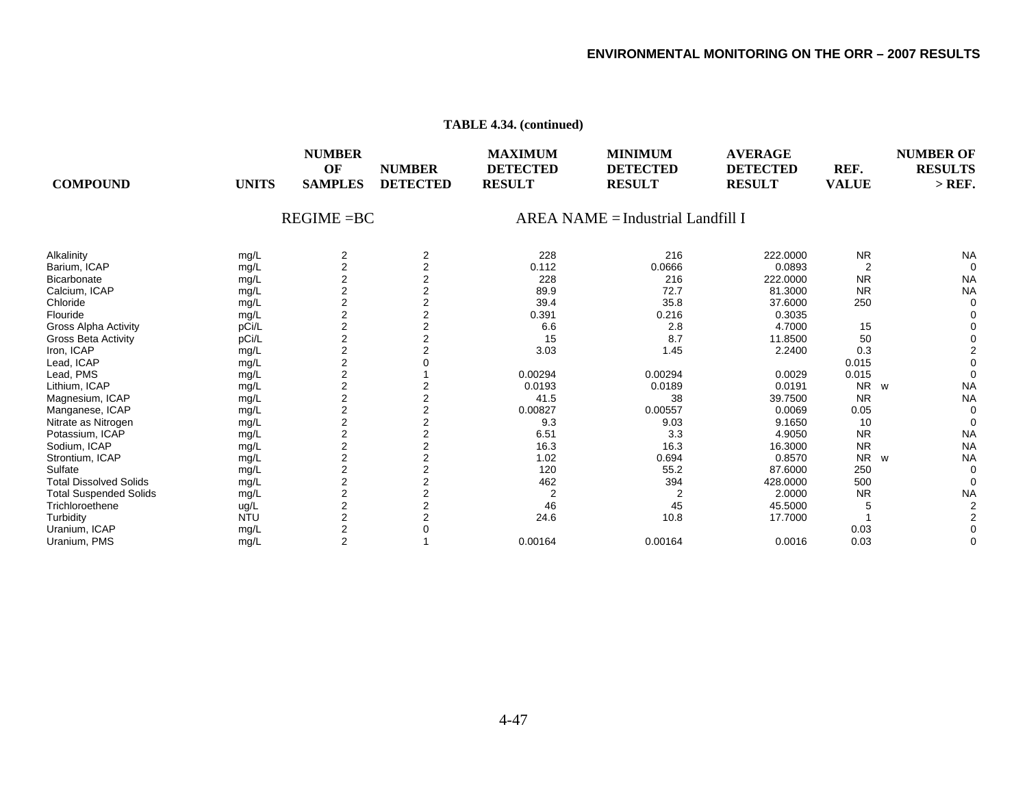**TABLE 4.34. (continued)**

| COMPOUND | UNITS | NUMBER OF SAMPLES | NUMBER DETECTED | MAXIMUM DETECTED RESULT | MINIMUM DETECTED RESULT | AVERAGE DETECTED RESULT | REF. VALUE | | NUMBER OF RESULTS > REF. |
|---|---|---|---|---|---|---|---|---|---|
| | | REGIME =BC | | | AREA NAME = Industrial Landfill I | | | | |
| Alkalinity | mg/L | 2 | 2 | 228 | 216 | 222.0000 | NR | | NA |
| Barium, ICAP | mg/L | 2 | 2 | 0.112 | 0.0666 | 0.0893 | 2 | | 0 |
| Bicarbonate | mg/L | 2 | 2 | 228 | 216 | 222.0000 | NR | | NA |
| Calcium, ICAP | mg/L | 2 | 2 | 89.9 | 72.7 | 81.3000 | NR | | NA |
| Chloride | mg/L | 2 | 2 | 39.4 | 35.8 | 37.6000 | 250 | | 0 |
| Flouride | mg/L | 2 | 2 | 0.391 | 0.216 | 0.3035 | | | 0 |
| Gross Alpha Activity | pCi/L | 2 | 2 | 6.6 | 2.8 | 4.7000 | 15 | | 0 |
| Gross Beta Activity | pCi/L | 2 | 2 | 15 | 8.7 | 11.8500 | 50 | | 0 |
| Iron, ICAP | mg/L | 2 | 2 | 3.03 | 1.45 | 2.2400 | 0.3 | | 2 |
| Lead, ICAP | mg/L | 2 | 0 | | | | 0.015 | | 0 |
| Lead, PMS | mg/L | 2 | 1 | 0.00294 | 0.00294 | 0.0029 | 0.015 | | 0 |
| Lithium, ICAP | mg/L | 2 | 2 | 0.0193 | 0.0189 | 0.0191 | NR | w | NA |
| Magnesium, ICAP | mg/L | 2 | 2 | 41.5 | 38 | 39.7500 | NR | | NA |
| Manganese, ICAP | mg/L | 2 | 2 | 0.00827 | 0.00557 | 0.0069 | 0.05 | | 0 |
| Nitrate as Nitrogen | mg/L | 2 | 2 | 9.3 | 9.03 | 9.1650 | 10 | | 0 |
| Potassium, ICAP | mg/L | 2 | 2 | 6.51 | 3.3 | 4.9050 | NR | | NA |
| Sodium, ICAP | mg/L | 2 | 2 | 16.3 | 16.3 | 16.3000 | NR | | NA |
| Strontium, ICAP | mg/L | 2 | 2 | 1.02 | 0.694 | 0.8570 | NR | w | NA |
| Sulfate | mg/L | 2 | 2 | 120 | 55.2 | 87.6000 | 250 | | 0 |
| Total Dissolved Solids | mg/L | 2 | 2 | 462 | 394 | 428.0000 | 500 | | 0 |
| Total Suspended Solids | mg/L | 2 | 2 | 2 | 2 | 2.0000 | NR | | NA |
| Trichloroethene | ug/L | 2 | 2 | 46 | 45 | 45.5000 | 5 | | 2 |
| Turbidity | NTU | 2 | 2 | 24.6 | 10.8 | 17.7000 | 1 | | 2 |
| Uranium, ICAP | mg/L | 2 | 0 | | | | 0.03 | | 0 |
| Uranium, PMS | mg/L | 2 | 1 | 0.00164 | 0.00164 | 0.0016 | 0.03 | | 0 |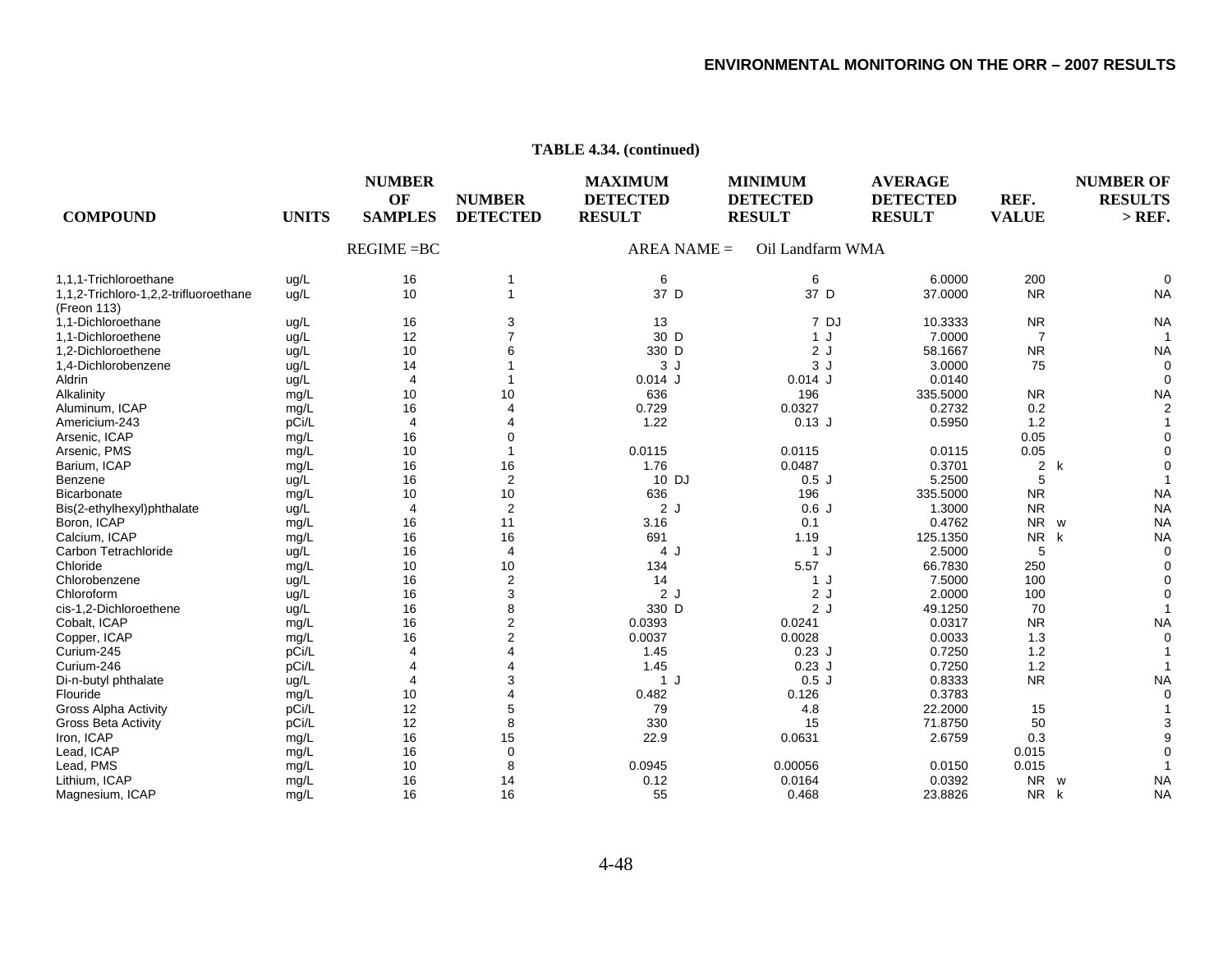**TABLE 4.34. (continued)**

| COMPOUND | UNITS | NUMBER OF SAMPLES | NUMBER DETECTED | MAXIMUM DETECTED RESULT | MINIMUM DETECTED RESULT | AVERAGE DETECTED RESULT | REF. VALUE | NUMBER OF RESULTS > REF. |
|---|---|---|---|---|---|---|---|---|
| | | REGIME =BC | | AREA NAME = | Oil Landfarm WMA | | | |
| 1,1,1-Trichloroethane | ug/L | 16 | 1 | 6 | 6 | 6.0000 | 200 | 0 |
| 1,1,2-Trichloro-1,2,2-trifluoroethane (Freon 113) | ug/L | 10 | 1 | 37 D | 37 D | 37.0000 | NR | NA |
| 1,1-Dichloroethane | ug/L | 16 | 3 | 13 | 7 DJ | 10.3333 | NR | NA |
| 1,1-Dichloroethene | ug/L | 12 | 7 | 30 D | 1 J | 7.0000 | 7 | 1 |
| 1,2-Dichloroethene | ug/L | 10 | 6 | 330 D | 2 J | 58.1667 | NR | NA |
| 1,4-Dichlorobenzene | ug/L | 14 | 1 | 3 J | 3 J | 3.0000 | 75 | 0 |
| Aldrin | ug/L | 4 | 1 | 0.014 J | 0.014 J | 0.0140 | | 0 |
| Alkalinity | mg/L | 10 | 10 | 636 | 196 | 335.5000 | NR | NA |
| Aluminum, ICAP | mg/L | 16 | 4 | 0.729 | 0.0327 | 0.2732 | 0.2 | 2 |
| Americium-243 | pCi/L | 4 | 4 | 1.22 | 0.13 J | 0.5950 | 1.2 | 1 |
| Arsenic, ICAP | mg/L | 16 | 0 | | | | 0.05 | 0 |
| Arsenic, PMS | mg/L | 10 | 1 | 0.0115 | 0.0115 | 0.0115 | 0.05 | 0 |
| Barium, ICAP | mg/L | 16 | 16 | 1.76 | 0.0487 | 0.3701 | 2 k | 0 |
| Benzene | ug/L | 16 | 2 | 10 DJ | 0.5 J | 5.2500 | 5 | 1 |
| Bicarbonate | mg/L | 10 | 10 | 636 | 196 | 335.5000 | NR | NA |
| Bis(2-ethylhexyl)phthalate | ug/L | 4 | 2 | 2 J | 0.6 J | 1.3000 | NR | NA |
| Boron, ICAP | mg/L | 16 | 11 | 3.16 | 0.1 | 0.4762 | NR w | NA |
| Calcium, ICAP | mg/L | 16 | 16 | 691 | 1.19 | 125.1350 | NR k | NA |
| Carbon Tetrachloride | ug/L | 16 | 4 | 4 J | 1 J | 2.5000 | 5 | 0 |
| Chloride | mg/L | 10 | 10 | 134 | 5.57 | 66.7830 | 250 | 0 |
| Chlorobenzene | ug/L | 16 | 2 | 14 | 1 J | 7.5000 | 100 | 0 |
| Chloroform | ug/L | 16 | 3 | 2 J | 2 J | 2.0000 | 100 | 0 |
| cis-1,2-Dichloroethene | ug/L | 16 | 8 | 330 D | 2 J | 49.1250 | 70 | 1 |
| Cobalt, ICAP | mg/L | 16 | 2 | 0.0393 | 0.0241 | 0.0317 | NR | NA |
| Copper, ICAP | mg/L | 16 | 2 | 0.0037 | 0.0028 | 0.0033 | 1.3 | 0 |
| Curium-245 | pCi/L | 4 | 4 | 1.45 | 0.23 J | 0.7250 | 1.2 | 1 |
| Curium-246 | pCi/L | 4 | 4 | 1.45 | 0.23 J | 0.7250 | 1.2 | 1 |
| Di-n-butyl phthalate | ug/L | 4 | 3 | 1 J | 0.5 J | 0.8333 | NR | NA |
| Flouride | mg/L | 10 | 4 | 0.482 | 0.126 | 0.3783 | | 0 |
| Gross Alpha Activity | pCi/L | 12 | 5 | 79 | 4.8 | 22.2000 | 15 | 1 |
| Gross Beta Activity | pCi/L | 12 | 8 | 330 | 15 | 71.8750 | 50 | 3 |
| Iron, ICAP | mg/L | 16 | 15 | 22.9 | 0.0631 | 2.6759 | 0.3 | 9 |
| Lead, ICAP | mg/L | 16 | 0 | | | | 0.015 | 0 |
| Lead, PMS | mg/L | 10 | 8 | 0.0945 | 0.00056 | 0.0150 | 0.015 | 1 |
| Lithium, ICAP | mg/L | 16 | 14 | 0.12 | 0.0164 | 0.0392 | NR w | NA |
| Magnesium, ICAP | mg/L | 16 | 16 | 55 | 0.468 | 23.8826 | NR k | NA |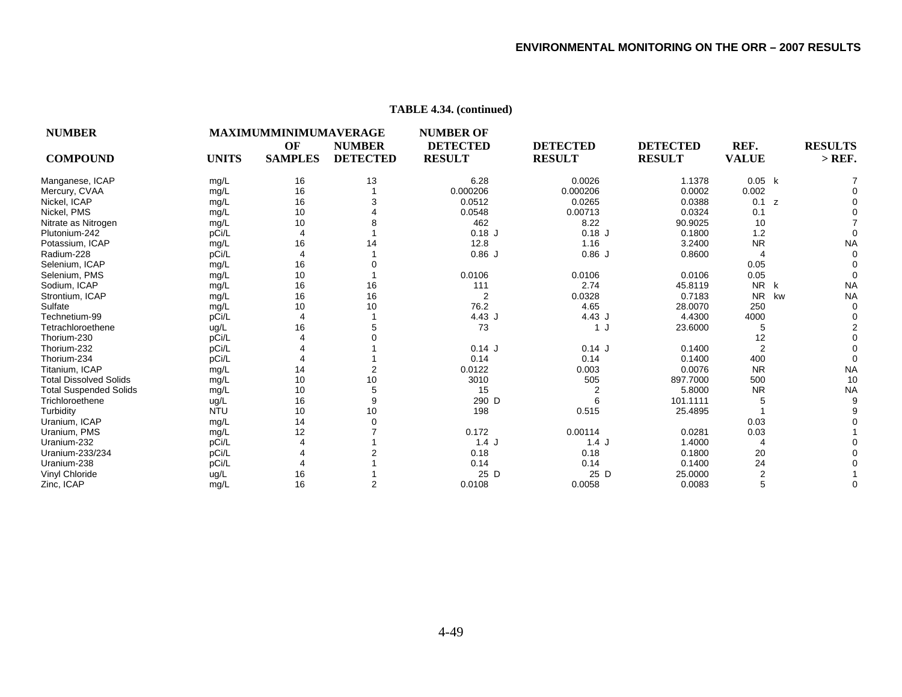**TABLE 4.34. (continued)**

| COMPOUND | UNITS | NUMBER OF SAMPLES | NUMBER DETECTED | MAXIMUM DETECTED RESULT | MINIMUM DETECTED RESULT | AVERAGE DETECTED RESULT | REF. VALUE | | RESULTS > REF. |
|---|---|---|---|---|---|---|---|---|---|
| Manganese, ICAP | mg/L | 16 | 13 | 6.28 | 0.0026 | 1.1378 | 0.05 | k | 7 |
| Mercury, CVAA | mg/L | 16 | 1 | 0.000206 | 0.000206 | 0.0002 | 0.002 | | 0 |
| Nickel, ICAP | mg/L | 16 | 3 | 0.0512 | 0.0265 | 0.0388 | 0.1 | z | 0 |
| Nickel, PMS | mg/L | 10 | 4 | 0.0548 | 0.00713 | 0.0324 | 0.1 | | 0 |
| Nitrate as Nitrogen | mg/L | 10 | 8 | 462 | 8.22 | 90.9025 | 10 | | 7 |
| Plutonium-242 | pCi/L | 4 | 1 | 0.18 J | 0.18 J | 0.1800 | 1.2 | | 0 |
| Potassium, ICAP | mg/L | 16 | 14 | 12.8 | 1.16 | 3.2400 | NR | | NA |
| Radium-228 | pCi/L | 4 | 1 | 0.86 J | 0.86 J | 0.8600 | 4 | | 0 |
| Selenium, ICAP | mg/L | 16 | 0 | | | | 0.05 | | 0 |
| Selenium, PMS | mg/L | 10 | 1 | 0.0106 | 0.0106 | 0.0106 | 0.05 | | 0 |
| Sodium, ICAP | mg/L | 16 | 16 | 111 | 2.74 | 45.8119 | NR | k | NA |
| Strontium, ICAP | mg/L | 16 | 16 | 2 | 0.0328 | 0.7183 | NR | kw | NA |
| Sulfate | mg/L | 10 | 10 | 76.2 | 4.65 | 28.0070 | 250 | | 0 |
| Technetium-99 | pCi/L | 4 | 1 | 4.43 J | 4.43 J | 4.4300 | 4000 | | 0 |
| Tetrachloroethene | ug/L | 16 | 5 | 73 | 1 J | 23.6000 | 5 | | 2 |
| Thorium-230 | pCi/L | 4 | 0 | | | | 12 | | 0 |
| Thorium-232 | pCi/L | 4 | 1 | 0.14 J | 0.14 J | 0.1400 | 2 | | 0 |
| Thorium-234 | pCi/L | 4 | 1 | 0.14 | 0.14 | 0.1400 | 400 | | 0 |
| Titanium, ICAP | mg/L | 14 | 2 | 0.0122 | 0.003 | 0.0076 | NR | | NA |
| Total Dissolved Solids | mg/L | 10 | 10 | 3010 | 505 | 897.7000 | 500 | | 10 |
| Total Suspended Solids | mg/L | 10 | 5 | 15 | 2 | 5.8000 | NR | | NA |
| Trichloroethene | ug/L | 16 | 9 | 290 D | 6 | 101.1111 | 5 | | 9 |
| Turbidity | NTU | 10 | 10 | 198 | 0.515 | 25.4895 | 1 | | 9 |
| Uranium, ICAP | mg/L | 14 | 0 | | | | 0.03 | | 0 |
| Uranium, PMS | mg/L | 12 | 7 | 0.172 | 0.00114 | 0.0281 | 0.03 | | 1 |
| Uranium-232 | pCi/L | 4 | 1 | 1.4 J | 1.4 J | 1.4000 | 4 | | 0 |
| Uranium-233/234 | pCi/L | 4 | 2 | 0.18 | 0.18 | 0.1800 | 20 | | 0 |
| Uranium-238 | pCi/L | 4 | 1 | 0.14 | 0.14 | 0.1400 | 24 | | 0 |
| Vinyl Chloride | ug/L | 16 | 1 | 25 D | 25 D | 25.0000 | 2 | | 1 |
| Zinc, ICAP | mg/L | 16 | 2 | 0.0108 | 0.0058 | 0.0083 | 5 | | 0 |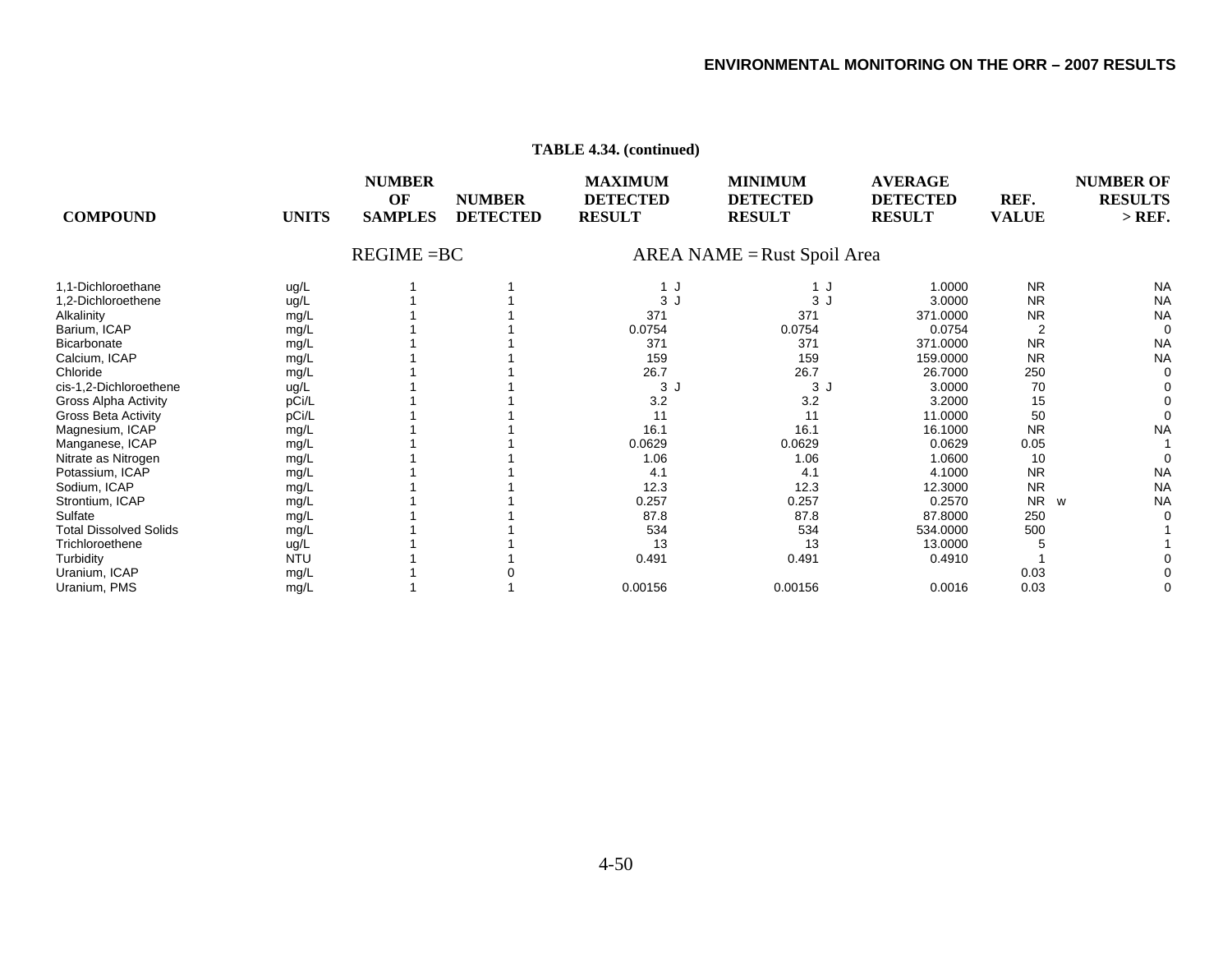**TABLE 4.34. (continued)**

| COMPOUND | UNITS | NUMBER OF SAMPLES | NUMBER DETECTED | MAXIMUM DETECTED RESULT | MINIMUM DETECTED RESULT | AVERAGE DETECTED RESULT | REF. VALUE | NUMBER OF RESULTS > REF. |
|---|---|---|---|---|---|---|---|---|
| | | REGIME =BC | | | AREA NAME = Rust Spoil Area | | | |
| 1,1-Dichloroethane | ug/L | 1 | 1 | 1 J | 1 J | 1.0000 | NR | NA |
| 1,2-Dichloroethene | ug/L | 1 | 1 | 3 J | 3 J | 3.0000 | NR | NA |
| Alkalinity | mg/L | 1 | 1 | 371 | 371 | 371.0000 | NR | NA |
| Barium, ICAP | mg/L | 1 | 1 | 0.0754 | 0.0754 | 0.0754 | 2 | 0 |
| Bicarbonate | mg/L | 1 | 1 | 371 | 371 | 371.0000 | NR | NA |
| Calcium, ICAP | mg/L | 1 | 1 | 159 | 159 | 159.0000 | NR | NA |
| Chloride | mg/L | 1 | 1 | 26.7 | 26.7 | 26.7000 | 250 | 0 |
| cis-1,2-Dichloroethene | ug/L | 1 | 1 | 3 J | 3 J | 3.0000 | 70 | 0 |
| Gross Alpha Activity | pCi/L | 1 | 1 | 3.2 | 3.2 | 3.2000 | 15 | 0 |
| Gross Beta Activity | pCi/L | 1 | 1 | 11 | 11 | 11.0000 | 50 | 0 |
| Magnesium, ICAP | mg/L | 1 | 1 | 16.1 | 16.1 | 16.1000 | NR | NA |
| Manganese, ICAP | mg/L | 1 | 1 | 0.0629 | 0.0629 | 0.0629 | 0.05 | 1 |
| Nitrate as Nitrogen | mg/L | 1 | 1 | 1.06 | 1.06 | 1.0600 | 10 | 0 |
| Potassium, ICAP | mg/L | 1 | 1 | 4.1 | 4.1 | 4.1000 | NR | NA |
| Sodium, ICAP | mg/L | 1 | 1 | 12.3 | 12.3 | 12.3000 | NR | NA |
| Strontium, ICAP | mg/L | 1 | 1 | 0.257 | 0.257 | 0.2570 | NR w | NA |
| Sulfate | mg/L | 1 | 1 | 87.8 | 87.8 | 87.8000 | 250 | 0 |
| Total Dissolved Solids | mg/L | 1 | 1 | 534 | 534 | 534.0000 | 500 | 1 |
| Trichloroethene | ug/L | 1 | 1 | 13 | 13 | 13.0000 | 5 | 1 |
| Turbidity | NTU | 1 | 1 | 0.491 | 0.491 | 0.4910 | 1 | 0 |
| Uranium, ICAP | mg/L | 1 | 0 | | | | 0.03 | 0 |
| Uranium, PMS | mg/L | 1 | 1 | 0.00156 | 0.00156 | 0.0016 | 0.03 | 0 |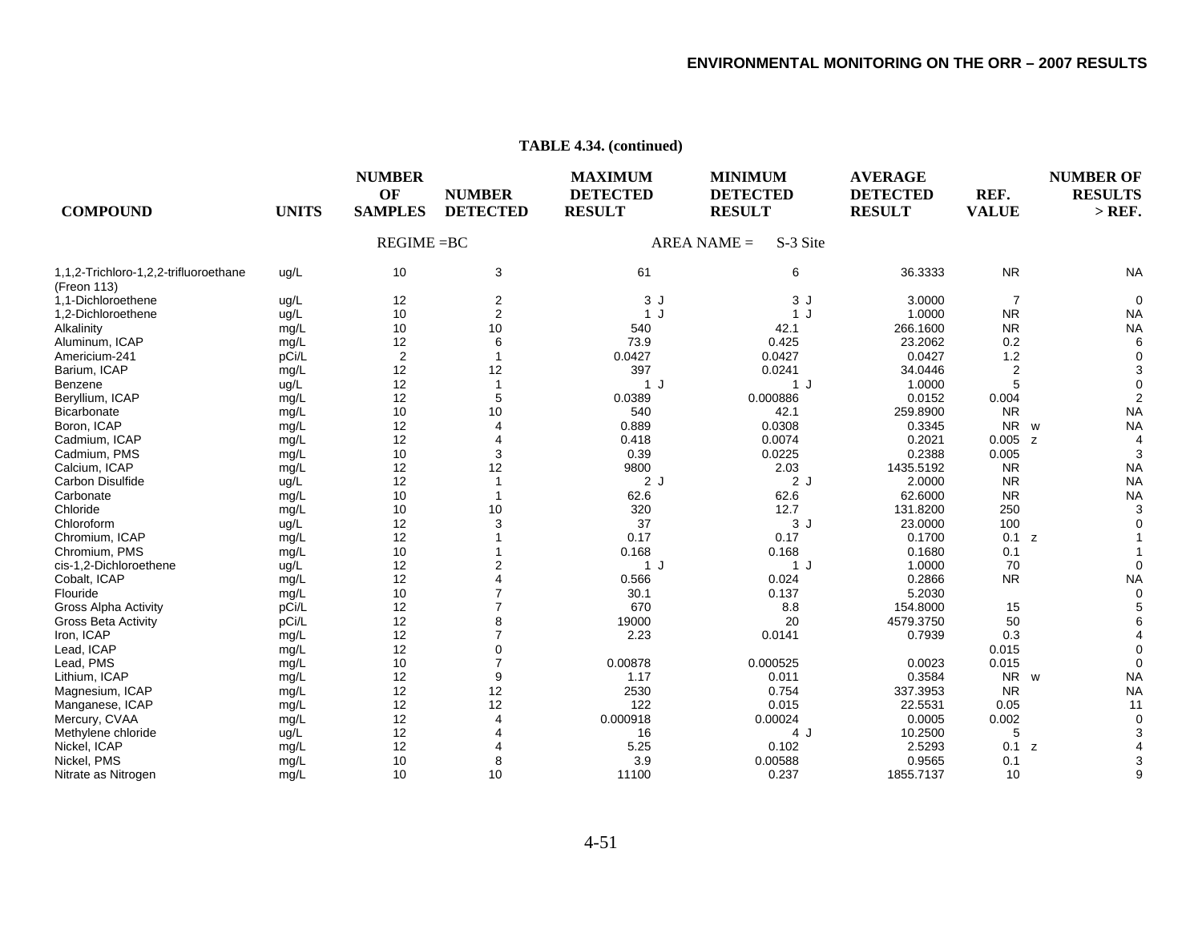**TABLE 4.34. (continued)**

| COMPOUND | UNITS | NUMBER OF SAMPLES | NUMBER DETECTED | MAXIMUM DETECTED RESULT | MINIMUM DETECTED RESULT | AVERAGE DETECTED RESULT | REF. VALUE | NUMBER OF RESULTS > REF. |
|---|---|---|---|---|---|---|---|---|
| | | REGIME =BC | | | AREA NAME = S-3 Site | | | |
| 1,1,2-Trichloro-1,2,2-trifluoroethane (Freon 113) | ug/L | 10 | 3 | 61 | 6 | 36.3333 | NR | NA |
| 1,1-Dichloroethene | ug/L | 12 | 2 | 3 J | 3 J | 3.0000 | 7 | 0 |
| 1,2-Dichloroethene | ug/L | 10 | 2 | 1 J | 1 J | 1.0000 | NR | NA |
| Alkalinity | mg/L | 10 | 10 | 540 | 42.1 | 266.1600 | NR | NA |
| Aluminum, ICAP | mg/L | 12 | 6 | 73.9 | 0.425 | 23.2062 | 0.2 | 6 |
| Americium-241 | pCi/L | 2 | 1 | 0.0427 | 0.0427 | 0.0427 | 1.2 | 0 |
| Barium, ICAP | mg/L | 12 | 12 | 397 | 0.0241 | 34.0446 | 2 | 3 |
| Benzene | ug/L | 12 | 1 | 1 J | 1 J | 1.0000 | 5 | 0 |
| Beryllium, ICAP | mg/L | 12 | 5 | 0.0389 | 0.000886 | 0.0152 | 0.004 | 2 |
| Bicarbonate | mg/L | 10 | 10 | 540 | 42.1 | 259.8900 | NR | NA |
| Boron, ICAP | mg/L | 12 | 4 | 0.889 | 0.0308 | 0.3345 | NR w | NA |
| Cadmium, ICAP | mg/L | 12 | 4 | 0.418 | 0.0074 | 0.2021 | 0.005 z | 4 |
| Cadmium, PMS | mg/L | 10 | 3 | 0.39 | 0.0225 | 0.2388 | 0.005 | 3 |
| Calcium, ICAP | mg/L | 12 | 12 | 9800 | 2.03 | 1435.5192 | NR | NA |
| Carbon Disulfide | ug/L | 12 | 1 | 2 J | 2 J | 2.0000 | NR | NA |
| Carbonate | mg/L | 10 | 1 | 62.6 | 62.6 | 62.6000 | NR | NA |
| Chloride | mg/L | 10 | 10 | 320 | 12.7 | 131.8200 | 250 | 3 |
| Chloroform | ug/L | 12 | 3 | 37 | 3 J | 23.0000 | 100 | 0 |
| Chromium, ICAP | mg/L | 12 | 1 | 0.17 | 0.17 | 0.1700 | 0.1 z | 1 |
| Chromium, PMS | mg/L | 10 | 1 | 0.168 | 0.168 | 0.1680 | 0.1 | 1 |
| cis-1,2-Dichloroethene | ug/L | 12 | 2 | 1 J | 1 J | 1.0000 | 70 | 0 |
| Cobalt, ICAP | mg/L | 12 | 4 | 0.566 | 0.024 | 0.2866 | NR | NA |
| Flouride | mg/L | 10 | 7 | 30.1 | 0.137 | 5.2030 | | 0 |
| Gross Alpha Activity | pCi/L | 12 | 7 | 670 | 8.8 | 154.8000 | 15 | 5 |
| Gross Beta Activity | pCi/L | 12 | 8 | 19000 | 20 | 4579.3750 | 50 | 6 |
| Iron, ICAP | mg/L | 12 | 7 | 2.23 | 0.0141 | 0.7939 | 0.3 | 4 |
| Lead, ICAP | mg/L | 12 | 0 | | | | 0.015 | 0 |
| Lead, PMS | mg/L | 10 | 7 | 0.00878 | 0.000525 | 0.0023 | 0.015 | 0 |
| Lithium, ICAP | mg/L | 12 | 9 | 1.17 | 0.011 | 0.3584 | NR w | NA |
| Magnesium, ICAP | mg/L | 12 | 12 | 2530 | 0.754 | 337.3953 | NR | NA |
| Manganese, ICAP | mg/L | 12 | 12 | 122 | 0.015 | 22.5531 | 0.05 | 11 |
| Mercury, CVAA | mg/L | 12 | 4 | 0.000918 | 0.00024 | 0.0005 | 0.002 | 0 |
| Methylene chloride | ug/L | 12 | 4 | 16 | 4 J | 10.2500 | 5 | 3 |
| Nickel, ICAP | mg/L | 12 | 4 | 5.25 | 0.102 | 2.5293 | 0.1 z | 4 |
| Nickel, PMS | mg/L | 10 | 8 | 3.9 | 0.00588 | 0.9565 | 0.1 | 3 |
| Nitrate as Nitrogen | mg/L | 10 | 10 | 11100 | 0.237 | 1855.7137 | 10 | 9 |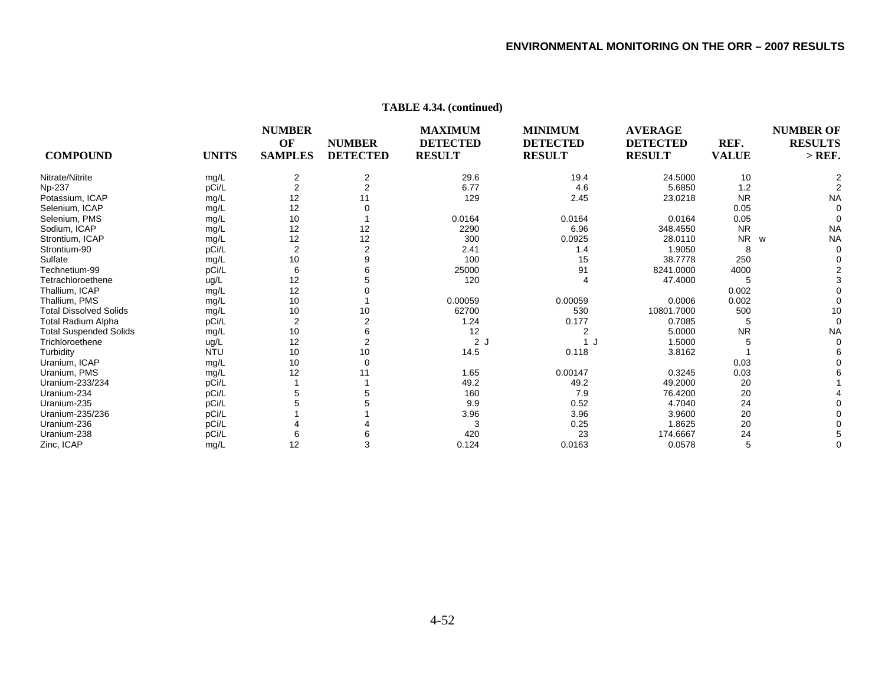**TABLE 4.34. (continued)**

| COMPOUND | UNITS | NUMBER OF SAMPLES | NUMBER DETECTED | MAXIMUM DETECTED RESULT | MINIMUM DETECTED RESULT | AVERAGE DETECTED RESULT | REF. VALUE | NUMBER OF RESULTS > REF. |
|---|---|---|---|---|---|---|---|---|
| Nitrate/Nitrite | mg/L | 2 | 2 | 29.6 | 19.4 | 24.5000 | 10 | 2 |
| Np-237 | pCi/L | 2 | 2 | 6.77 | 4.6 | 5.6850 | 1.2 | 2 |
| Potassium, ICAP | mg/L | 12 | 11 | 129 | 2.45 | 23.0218 | NR | NA |
| Selenium, ICAP | mg/L | 12 | 0 | | | | 0.05 | 0 |
| Selenium, PMS | mg/L | 10 | 1 | 0.0164 | 0.0164 | 0.0164 | 0.05 | 0 |
| Sodium, ICAP | mg/L | 12 | 12 | 2290 | 6.96 | 348.4550 | NR | NA |
| Strontium, ICAP | mg/L | 12 | 12 | 300 | 0.0925 | 28.0110 | NR w | NA |
| Strontium-90 | pCi/L | 2 | 2 | 2.41 | 1.4 | 1.9050 | 8 | 0 |
| Sulfate | mg/L | 10 | 9 | 100 | 15 | 38.7778 | 250 | 0 |
| Technetium-99 | pCi/L | 6 | 6 | 25000 | 91 | 8241.0000 | 4000 | 2 |
| Tetrachloroethene | ug/L | 12 | 5 | 120 | 4 | 47.4000 | 5 | 3 |
| Thallium, ICAP | mg/L | 12 | 0 | | | | 0.002 | 0 |
| Thallium, PMS | mg/L | 10 | 1 | 0.00059 | 0.00059 | 0.0006 | 0.002 | 0 |
| Total Dissolved Solids | mg/L | 10 | 10 | 62700 | 530 | 10801.7000 | 500 | 10 |
| Total Radium Alpha | pCi/L | 2 | 2 | 1.24 | 0.177 | 0.7085 | 5 | 0 |
| Total Suspended Solids | mg/L | 10 | 6 | 12 | 2 | 5.0000 | NR | NA |
| Trichloroethene | ug/L | 12 | 2 | 2 J | 1 J | 1.5000 | 5 | 0 |
| Turbidity | NTU | 10 | 10 | 14.5 | 0.118 | 3.8162 | 1 | 6 |
| Uranium, ICAP | mg/L | 10 | 0 | | | | 0.03 | 0 |
| Uranium, PMS | mg/L | 12 | 11 | 1.65 | 0.00147 | 0.3245 | 0.03 | 6 |
| Uranium-233/234 | pCi/L | 1 | 1 | 49.2 | 49.2 | 49.2000 | 20 | 1 |
| Uranium-234 | pCi/L | 5 | 5 | 160 | 7.9 | 76.4200 | 20 | 4 |
| Uranium-235 | pCi/L | 5 | 5 | 9.9 | 0.52 | 4.7040 | 24 | 0 |
| Uranium-235/236 | pCi/L | 1 | 1 | 3.96 | 3.96 | 3.9600 | 20 | 0 |
| Uranium-236 | pCi/L | 4 | 4 | 3 | 0.25 | 1.8625 | 20 | 0 |
| Uranium-238 | pCi/L | 6 | 6 | 420 | 23 | 174.6667 | 24 | 5 |
| Zinc, ICAP | mg/L | 12 | 3 | 0.124 | 0.0163 | 0.0578 | 5 | 0 |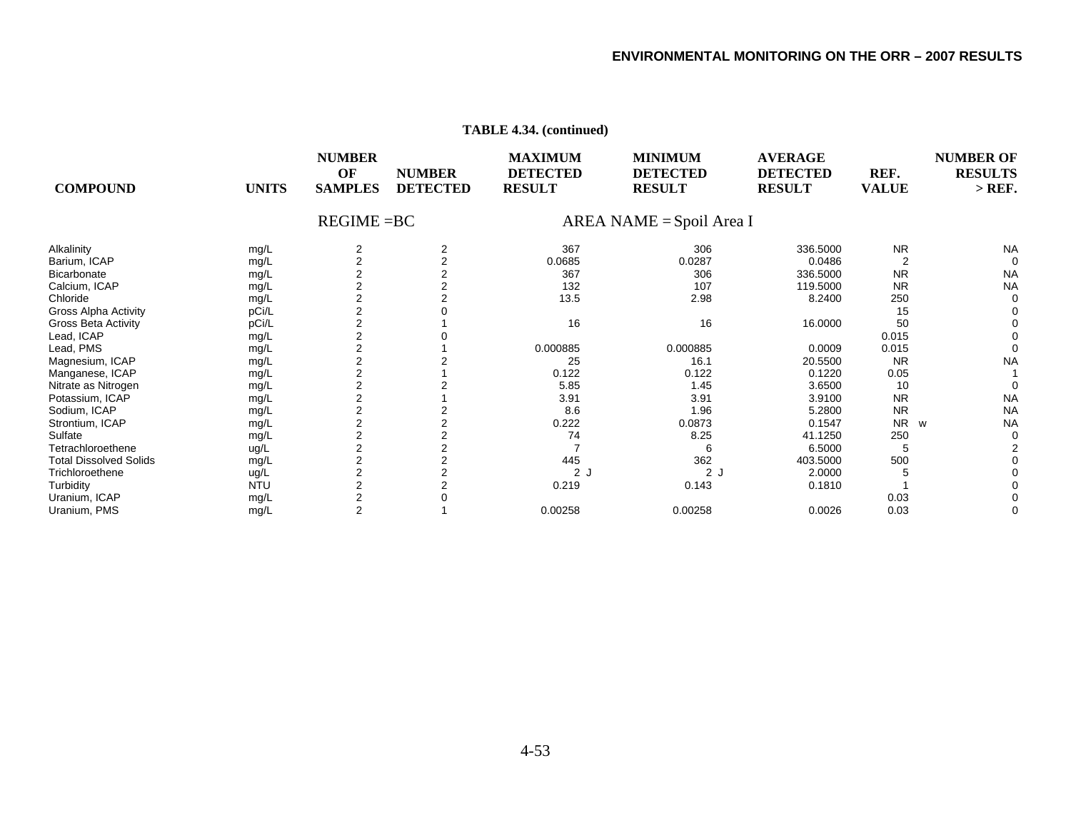**TABLE 4.34. (continued)**

| COMPOUND | UNITS | NUMBER OF SAMPLES | NUMBER DETECTED | MAXIMUM DETECTED RESULT | MINIMUM DETECTED RESULT | AVERAGE DETECTED RESULT | REF. VALUE | NUMBER OF RESULTS > REF. |
|---|---|---|---|---|---|---|---|---|
| | | REGIME =BC | | | AREA NAME = Spoil Area I | | | |
| Alkalinity | mg/L | 2 | 2 | 367 | 306 | 336.5000 | NR | NA |
| Barium, ICAP | mg/L | 2 | 2 | 0.0685 | 0.0287 | 0.0486 | 2 | 0 |
| Bicarbonate | mg/L | 2 | 2 | 367 | 306 | 336.5000 | NR | NA |
| Calcium, ICAP | mg/L | 2 | 2 | 132 | 107 | 119.5000 | NR | NA |
| Chloride | mg/L | 2 | 2 | 13.5 | 2.98 | 8.2400 | 250 | 0 |
| Gross Alpha Activity | pCi/L | 2 | 0 | | | | 15 | 0 |
| Gross Beta Activity | pCi/L | 2 | 1 | 16 | 16 | 16.0000 | 50 | 0 |
| Lead, ICAP | mg/L | 2 | 0 | | | | 0.015 | 0 |
| Lead, PMS | mg/L | 2 | 1 | 0.000885 | 0.000885 | 0.0009 | 0.015 | 0 |
| Magnesium, ICAP | mg/L | 2 | 2 | 25 | 16.1 | 20.5500 | NR | NA |
| Manganese, ICAP | mg/L | 2 | 1 | 0.122 | 0.122 | 0.1220 | 0.05 | 1 |
| Nitrate as Nitrogen | mg/L | 2 | 2 | 5.85 | 1.45 | 3.6500 | 10 | 0 |
| Potassium, ICAP | mg/L | 2 | 1 | 3.91 | 3.91 | 3.9100 | NR | NA |
| Sodium, ICAP | mg/L | 2 | 2 | 8.6 | 1.96 | 5.2800 | NR | NA |
| Strontium, ICAP | mg/L | 2 | 2 | 0.222 | 0.0873 | 0.1547 | NR w | NA |
| Sulfate | mg/L | 2 | 2 | 74 | 8.25 | 41.1250 | 250 | 0 |
| Tetrachloroethene | ug/L | 2 | 2 | 7 | 6 | 6.5000 | 5 | 2 |
| Total Dissolved Solids | mg/L | 2 | 2 | 445 | 362 | 403.5000 | 500 | 0 |
| Trichloroethene | ug/L | 2 | 2 | 2 J | 2 J | 2.0000 | 5 | 0 |
| Turbidity | NTU | 2 | 2 | 0.219 | 0.143 | 0.1810 | 1 | 0 |
| Uranium, ICAP | mg/L | 2 | 0 | | | | 0.03 | 0 |
| Uranium, PMS | mg/L | 2 | 1 | 0.00258 | 0.00258 | 0.0026 | 0.03 | 0 |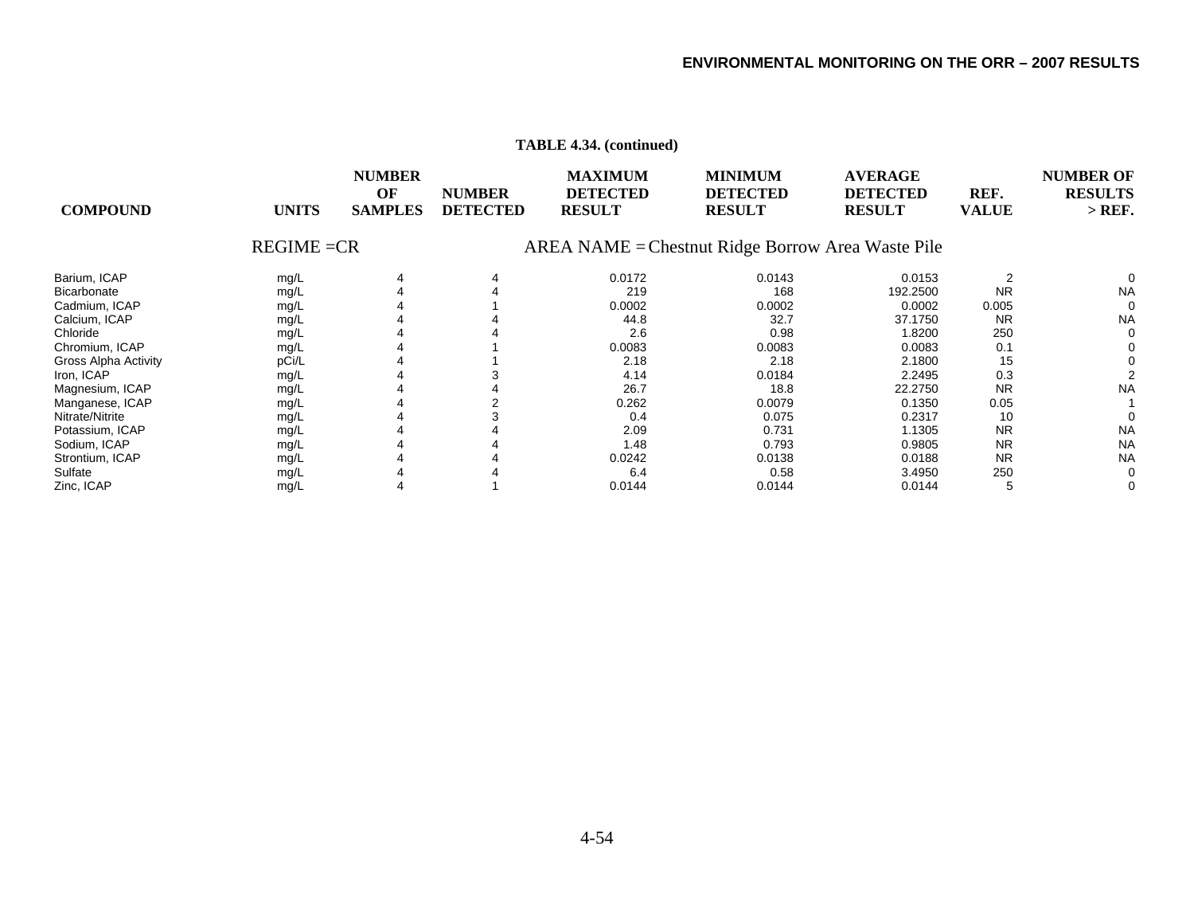**TABLE 4.34. (continued)**

| COMPOUND | UNITS | NUMBER OF SAMPLES | NUMBER DETECTED | MAXIMUM DETECTED RESULT | MINIMUM DETECTED RESULT | AVERAGE DETECTED RESULT | REF. VALUE | NUMBER OF RESULTS > REF. |
|---|---|---|---|---|---|---|---|---|
| | REGIME =CR | | | AREA NAME = Chestnut Ridge Borrow Area Waste Pile | | | | |
| Barium, ICAP | mg/L | 4 | 4 | 0.0172 | 0.0143 | 0.0153 | 2 | 0 |
| Bicarbonate | mg/L | 4 | 4 | 219 | 168 | 192.2500 | NR | NA |
| Cadmium, ICAP | mg/L | 4 | 1 | 0.0002 | 0.0002 | 0.0002 | 0.005 | 0 |
| Calcium, ICAP | mg/L | 4 | 4 | 44.8 | 32.7 | 37.1750 | NR | NA |
| Chloride | mg/L | 4 | 4 | 2.6 | 0.98 | 1.8200 | 250 | 0 |
| Chromium, ICAP | mg/L | 4 | 1 | 0.0083 | 0.0083 | 0.0083 | 0.1 | 0 |
| Gross Alpha Activity | pCi/L | 4 | 1 | 2.18 | 2.18 | 2.1800 | 15 | 0 |
| Iron, ICAP | mg/L | 4 | 3 | 4.14 | 0.0184 | 2.2495 | 0.3 | 2 |
| Magnesium, ICAP | mg/L | 4 | 4 | 26.7 | 18.8 | 22.2750 | NR | NA |
| Manganese, ICAP | mg/L | 4 | 2 | 0.262 | 0.0079 | 0.1350 | 0.05 | 1 |
| Nitrate/Nitrite | mg/L | 4 | 3 | 0.4 | 0.075 | 0.2317 | 10 | 0 |
| Potassium, ICAP | mg/L | 4 | 4 | 2.09 | 0.731 | 1.1305 | NR | NA |
| Sodium, ICAP | mg/L | 4 | 4 | 1.48 | 0.793 | 0.9805 | NR | NA |
| Strontium, ICAP | mg/L | 4 | 4 | 0.0242 | 0.0138 | 0.0188 | NR | NA |
| Sulfate | mg/L | 4 | 4 | 6.4 | 0.58 | 3.4950 | 250 | 0 |
| Zinc, ICAP | mg/L | 4 | 1 | 0.0144 | 0.0144 | 0.0144 | 5 | 0 |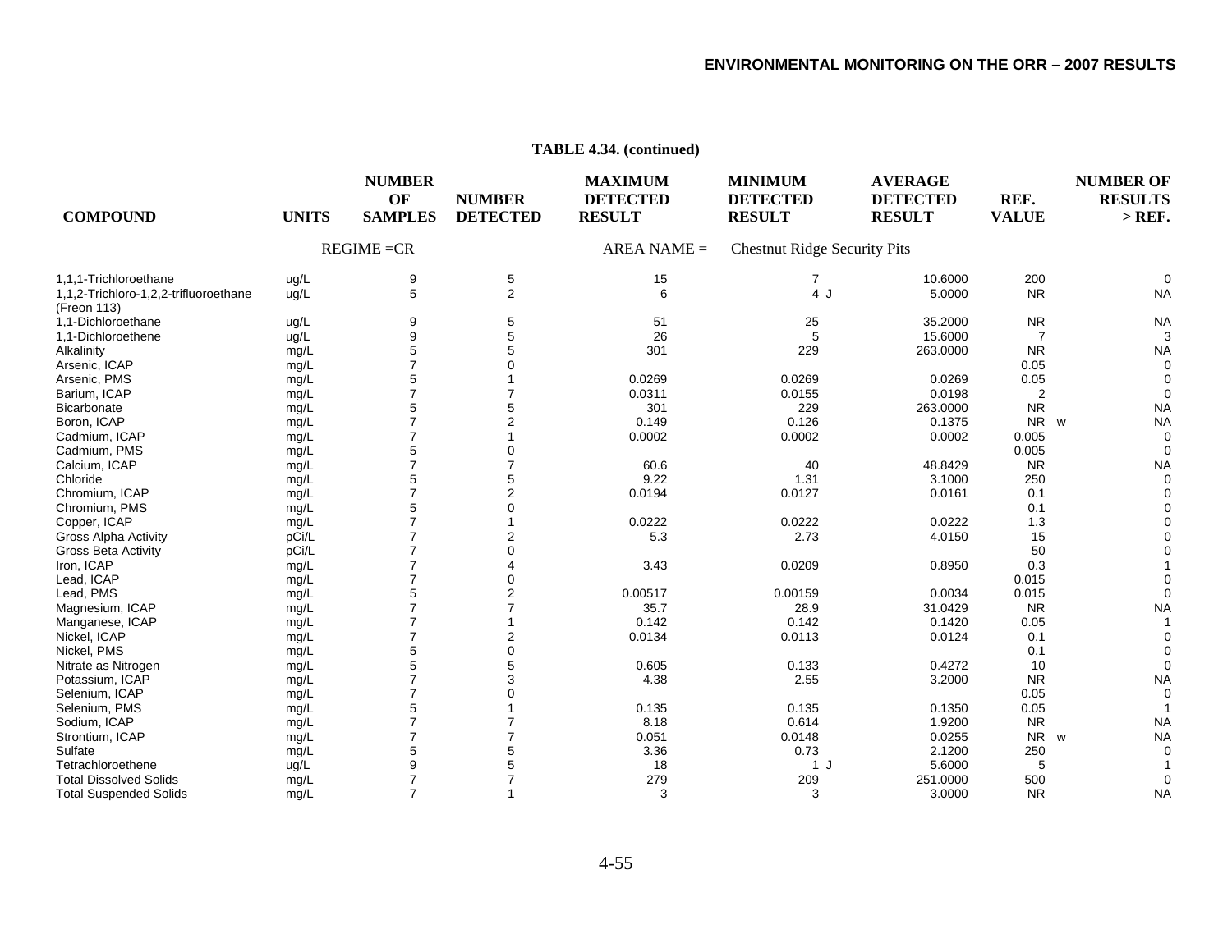**TABLE 4.34. (continued)**

| COMPOUND | UNITS | NUMBER OF SAMPLES | NUMBER DETECTED | MAXIMUM DETECTED RESULT | MINIMUM DETECTED RESULT | AVERAGE DETECTED RESULT | REF. VALUE | NUMBER OF RESULTS > REF. |
|---|---|---|---|---|---|---|---|---|
| | | REGIME =CR | | AREA NAME = | Chestnut Ridge Security Pits | | | |
| 1,1,1-Trichloroethane | ug/L | 9 | 5 | 15 | 7 | 10.6000 | 200 | 0 |
| 1,1,2-Trichloro-1,2,2-trifluoroethane (Freon 113) | ug/L | 5 | 2 | 6 | 4 J | 5.0000 | NR | NA |
| 1,1-Dichloroethane | ug/L | 9 | 5 | 51 | 25 | 35.2000 | NR | NA |
| 1,1-Dichloroethene | ug/L | 9 | 5 | 26 | 5 | 15.6000 | 7 | 3 |
| Alkalinity | mg/L | 5 | 5 | 301 | 229 | 263.0000 | NR | NA |
| Arsenic, ICAP | mg/L | 7 | 0 | | | | 0.05 | 0 |
| Arsenic, PMS | mg/L | 5 | 1 | 0.0269 | 0.0269 | 0.0269 | 0.05 | 0 |
| Barium, ICAP | mg/L | 7 | 7 | 0.0311 | 0.0155 | 0.0198 | 2 | 0 |
| Bicarbonate | mg/L | 5 | 5 | 301 | 229 | 263.0000 | NR | NA |
| Boron, ICAP | mg/L | 7 | 2 | 0.149 | 0.126 | 0.1375 | NR w | NA |
| Cadmium, ICAP | mg/L | 7 | 1 | 0.0002 | 0.0002 | 0.0002 | 0.005 | 0 |
| Cadmium, PMS | mg/L | 5 | 0 | | | | 0.005 | 0 |
| Calcium, ICAP | mg/L | 7 | 7 | 60.6 | 40 | 48.8429 | NR | NA |
| Chloride | mg/L | 5 | 5 | 9.22 | 1.31 | 3.1000 | 250 | 0 |
| Chromium, ICAP | mg/L | 7 | 2 | 0.0194 | 0.0127 | 0.0161 | 0.1 | 0 |
| Chromium, PMS | mg/L | 5 | 0 | | | | 0.1 | 0 |
| Copper, ICAP | mg/L | 7 | 1 | 0.0222 | 0.0222 | 0.0222 | 1.3 | 0 |
| Gross Alpha Activity | pCi/L | 7 | 2 | 5.3 | 2.73 | 4.0150 | 15 | 0 |
| Gross Beta Activity | pCi/L | 7 | 0 | | | | 50 | 0 |
| Iron, ICAP | mg/L | 7 | 4 | 3.43 | 0.0209 | 0.8950 | 0.3 | 1 |
| Lead, ICAP | mg/L | 7 | 0 | | | | 0.015 | 0 |
| Lead, PMS | mg/L | 5 | 2 | 0.00517 | 0.00159 | 0.0034 | 0.015 | 0 |
| Magnesium, ICAP | mg/L | 7 | 7 | 35.7 | 28.9 | 31.0429 | NR | NA |
| Manganese, ICAP | mg/L | 7 | 1 | 0.142 | 0.142 | 0.1420 | 0.05 | 1 |
| Nickel, ICAP | mg/L | 7 | 2 | 0.0134 | 0.0113 | 0.0124 | 0.1 | 0 |
| Nickel, PMS | mg/L | 5 | 0 | | | | 0.1 | 0 |
| Nitrate as Nitrogen | mg/L | 5 | 5 | 0.605 | 0.133 | 0.4272 | 10 | 0 |
| Potassium, ICAP | mg/L | 7 | 3 | 4.38 | 2.55 | 3.2000 | NR | NA |
| Selenium, ICAP | mg/L | 7 | 0 | | | | 0.05 | 0 |
| Selenium, PMS | mg/L | 5 | 1 | 0.135 | 0.135 | 0.1350 | 0.05 | 1 |
| Sodium, ICAP | mg/L | 7 | 7 | 8.18 | 0.614 | 1.9200 | NR | NA |
| Strontium, ICAP | mg/L | 7 | 7 | 0.051 | 0.0148 | 0.0255 | NR w | NA |
| Sulfate | mg/L | 5 | 5 | 3.36 | 0.73 | 2.1200 | 250 | 0 |
| Tetrachloroethene | ug/L | 9 | 5 | 18 | 1 J | 5.6000 | 5 | 1 |
| Total Dissolved Solids | mg/L | 7 | 7 | 279 | 209 | 251.0000 | 500 | 0 |
| Total Suspended Solids | mg/L | 7 | 1 | 3 | 3 | 3.0000 | NR | NA |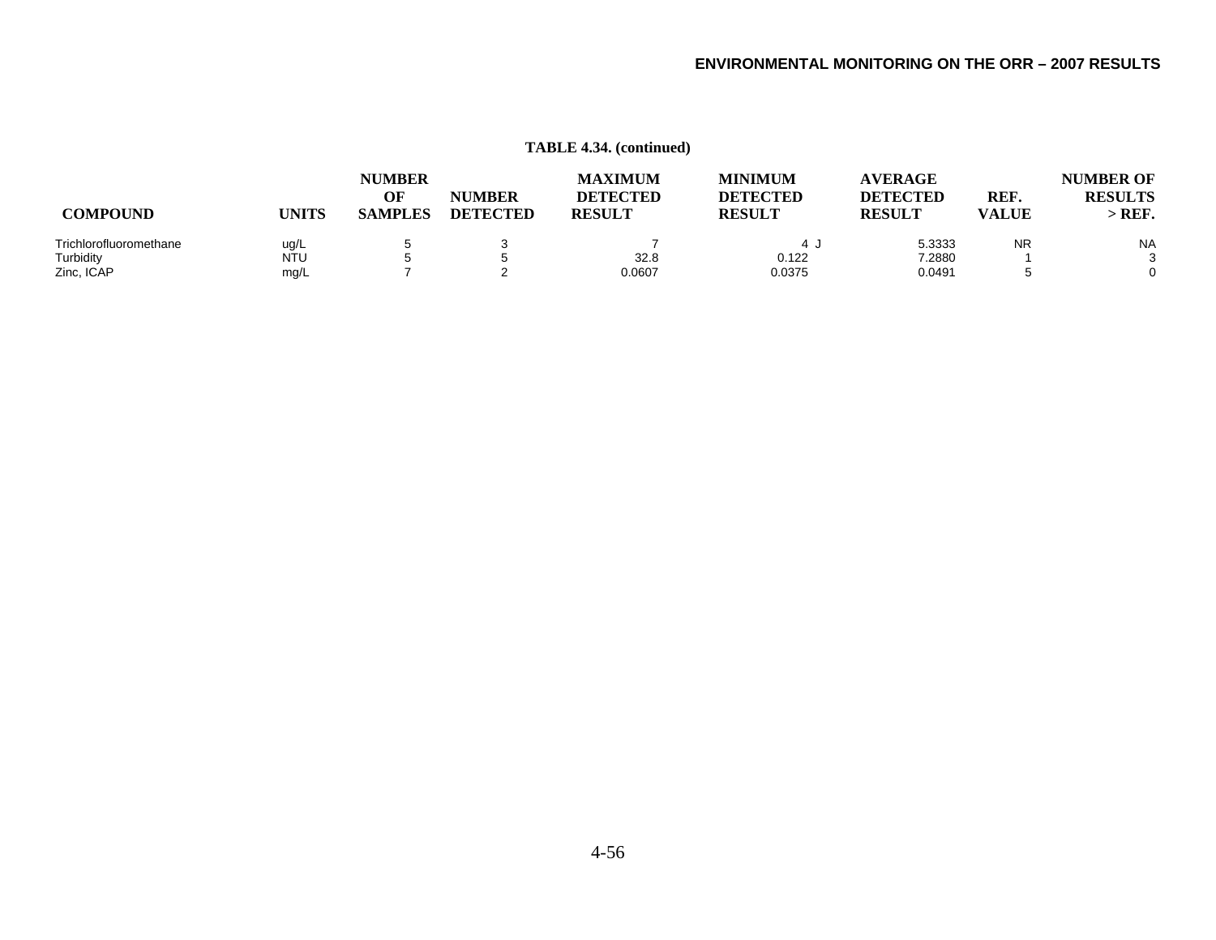**TABLE 4.34. (continued)**

| COMPOUND | UNITS | NUMBER OF SAMPLES | NUMBER DETECTED | MAXIMUM DETECTED RESULT | MINIMUM DETECTED RESULT | AVERAGE DETECTED RESULT | REF. VALUE | NUMBER OF RESULTS > REF. |
|---|---|---|---|---|---|---|---|---|
| Trichlorofluoromethane | ug/L | 5 | 3 | 7 | 4 J | 5.3333 | NR | NA |
| Turbidity | NTU | 5 | 5 | 32.8 | 0.122 | 7.2880 | 1 | 3 |
| Zinc, ICAP | mg/L | 7 | 2 | 0.0607 | 0.0375 | 0.0491 | 5 | 0 |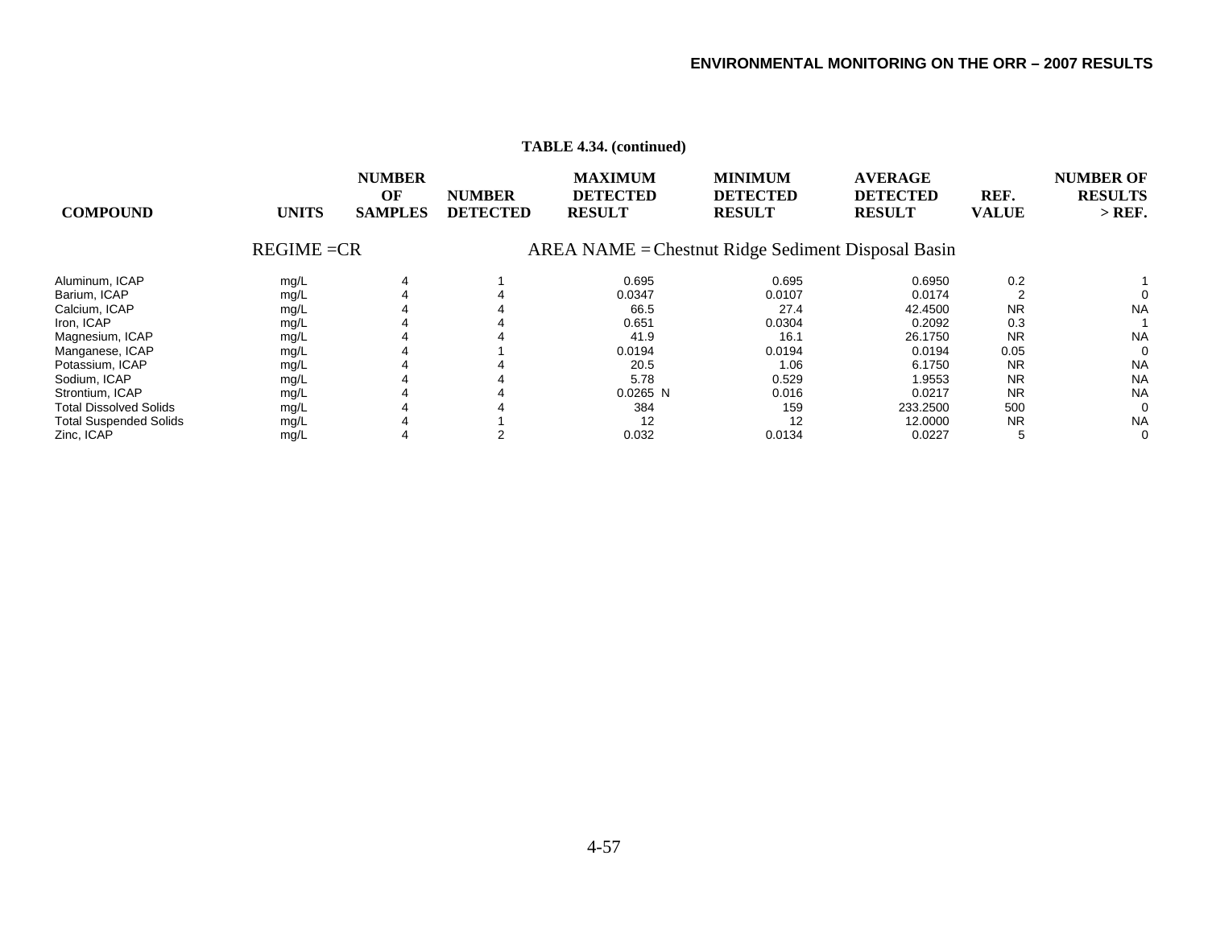**TABLE 4.34. (continued)**

| COMPOUND | UNITS | NUMBER OF SAMPLES | NUMBER DETECTED | MAXIMUM DETECTED RESULT | MINIMUM DETECTED RESULT | AVERAGE DETECTED RESULT | REF. VALUE | NUMBER OF RESULTS > REF. |
|---|---|---|---|---|---|---|---|---|
| REGIME =CR | | | | AREA NAME = Chestnut Ridge Sediment Disposal Basin | | | | |
| Aluminum, ICAP | mg/L | 4 | 1 | 0.695 | 0.695 | 0.6950 | 0.2 | 1 |
| Barium, ICAP | mg/L | 4 | 4 | 0.0347 | 0.0107 | 0.0174 | 2 | 0 |
| Calcium, ICAP | mg/L | 4 | 4 | 66.5 | 27.4 | 42.4500 | NR | NA |
| Iron, ICAP | mg/L | 4 | 4 | 0.651 | 0.0304 | 0.2092 | 0.3 | 1 |
| Magnesium, ICAP | mg/L | 4 | 4 | 41.9 | 16.1 | 26.1750 | NR | NA |
| Manganese, ICAP | mg/L | 4 | 1 | 0.0194 | 0.0194 | 0.0194 | 0.05 | 0 |
| Potassium, ICAP | mg/L | 4 | 4 | 20.5 | 1.06 | 6.1750 | NR | NA |
| Sodium, ICAP | mg/L | 4 | 4 | 5.78 | 0.529 | 1.9553 | NR | NA |
| Strontium, ICAP | mg/L | 4 | 4 | 0.0265 N | 0.016 | 0.0217 | NR | NA |
| Total Dissolved Solids | mg/L | 4 | 4 | 384 | 159 | 233.2500 | 500 | 0 |
| Total Suspended Solids | mg/L | 4 | 1 | 12 | 12 | 12.0000 | NR | NA |
| Zinc, ICAP | mg/L | 4 | 2 | 0.032 | 0.0134 | 0.0227 | 5 | 0 |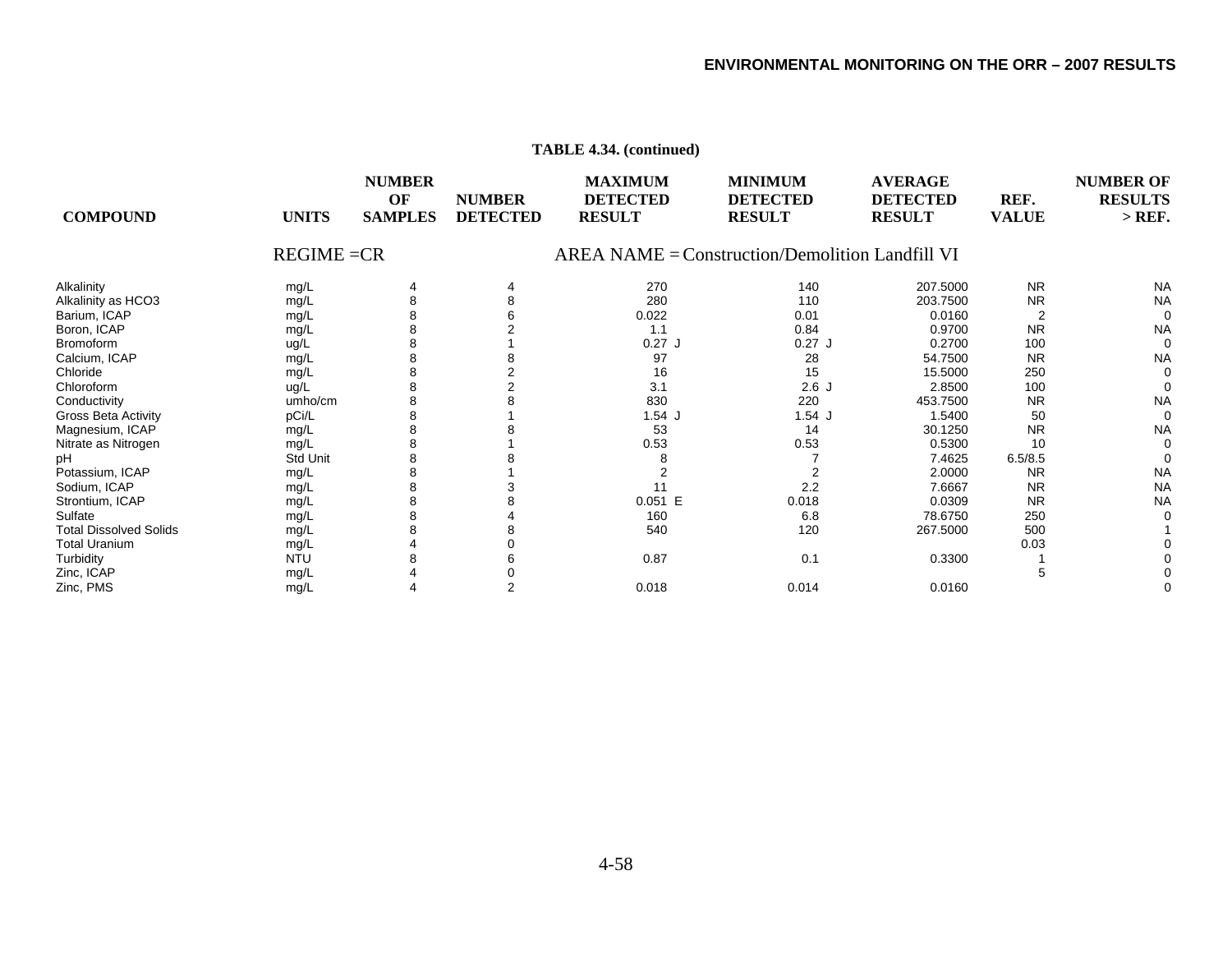**TABLE 4.34. (continued)**

| COMPOUND | UNITS | NUMBER OF SAMPLES | NUMBER DETECTED | MAXIMUM DETECTED RESULT | MINIMUM DETECTED RESULT | AVERAGE DETECTED RESULT | REF. VALUE | NUMBER OF RESULTS > REF. |
|---|---|---|---|---|---|---|---|---|
| REGIME =CR | | | | AREA NAME = Construction/Demolition Landfill VI | | | | |
| Alkalinity | mg/L | 4 | 4 | 270 | 140 | 207.5000 | NR | NA |
| Alkalinity as HCO3 | mg/L | 8 | 8 | 280 | 110 | 203.7500 | NR | NA |
| Barium, ICAP | mg/L | 8 | 6 | 0.022 | 0.01 | 0.0160 | 2 | 0 |
| Boron, ICAP | mg/L | 8 | 2 | 1.1 | 0.84 | 0.9700 | NR | NA |
| Bromoform | ug/L | 8 | 1 | 0.27 J | 0.27 J | 0.2700 | 100 | 0 |
| Calcium, ICAP | mg/L | 8 | 8 | 97 | 28 | 54.7500 | NR | NA |
| Chloride | mg/L | 8 | 2 | 16 | 15 | 15.5000 | 250 | 0 |
| Chloroform | ug/L | 8 | 2 | 3.1 | 2.6 J | 2.8500 | 100 | 0 |
| Conductivity | umho/cm | 8 | 8 | 830 | 220 | 453.7500 | NR | NA |
| Gross Beta Activity | pCi/L | 8 | 1 | 1.54 J | 1.54 J | 1.5400 | 50 | 0 |
| Magnesium, ICAP | mg/L | 8 | 8 | 53 | 14 | 30.1250 | NR | NA |
| Nitrate as Nitrogen | mg/L | 8 | 1 | 0.53 | 0.53 | 0.5300 | 10 | 0 |
| pH | Std Unit | 8 | 8 | 8 | 7 | 7.4625 | 6.5/8.5 | 0 |
| Potassium, ICAP | mg/L | 8 | 1 | 2 | 2 | 2.0000 | NR | NA |
| Sodium, ICAP | mg/L | 8 | 3 | 11 | 2.2 | 7.6667 | NR | NA |
| Strontium, ICAP | mg/L | 8 | 8 | 0.051 E | 0.018 | 0.0309 | NR | NA |
| Sulfate | mg/L | 8 | 4 | 160 | 6.8 | 78.6750 | 250 | 0 |
| Total Dissolved Solids | mg/L | 8 | 8 | 540 | 120 | 267.5000 | 500 | 1 |
| Total Uranium | mg/L | 4 | 0 | | | | 0.03 | 0 |
| Turbidity | NTU | 8 | 6 | 0.87 | 0.1 | 0.3300 | 1 | 0 |
| Zinc, ICAP | mg/L | 4 | 0 | | | | 5 | 0 |
| Zinc, PMS | mg/L | 4 | 2 | 0.018 | 0.014 | 0.0160 | | 0 |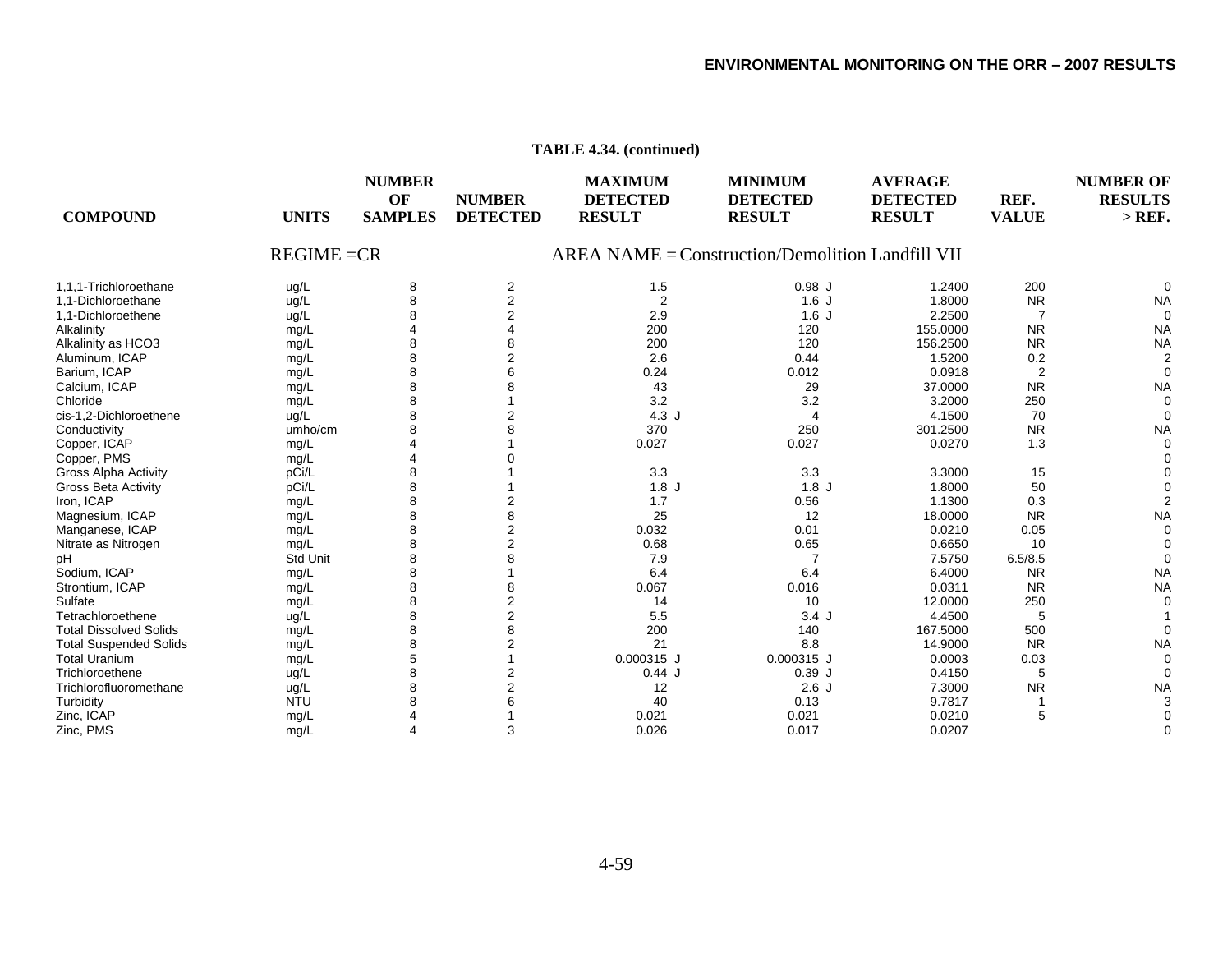**TABLE 4.34. (continued)**

| COMPOUND | UNITS | NUMBER OF SAMPLES | NUMBER DETECTED | MAXIMUM DETECTED RESULT | MINIMUM DETECTED RESULT | AVERAGE DETECTED RESULT | REF. VALUE | NUMBER OF RESULTS > REF. |
|---|---|---|---|---|---|---|---|---|
| REGIME =CR | | | | AREA NAME = Construction/Demolition Landfill VII | | | | |
| 1,1,1-Trichloroethane | ug/L | 8 | 2 | 1.5 | 0.98 J | 1.2400 | 200 | 0 |
| 1,1-Dichloroethane | ug/L | 8 | 2 | 2 | 1.6 J | 1.8000 | NR | NA |
| 1,1-Dichloroethene | ug/L | 8 | 2 | 2.9 | 1.6 J | 2.2500 | 7 | 0 |
| Alkalinity | mg/L | 4 | 4 | 200 | 120 | 155.0000 | NR | NA |
| Alkalinity as HCO3 | mg/L | 8 | 8 | 200 | 120 | 156.2500 | NR | NA |
| Aluminum, ICAP | mg/L | 8 | 2 | 2.6 | 0.44 | 1.5200 | 0.2 | 2 |
| Barium, ICAP | mg/L | 8 | 6 | 0.24 | 0.012 | 0.0918 | 2 | 0 |
| Calcium, ICAP | mg/L | 8 | 8 | 43 | 29 | 37.0000 | NR | NA |
| Chloride | mg/L | 8 | 1 | 3.2 | 3.2 | 3.2000 | 250 | 0 |
| cis-1,2-Dichloroethene | ug/L | 8 | 2 | 4.3 J | 4 | 4.1500 | 70 | 0 |
| Conductivity | umho/cm | 8 | 8 | 370 | 250 | 301.2500 | NR | NA |
| Copper, ICAP | mg/L | 4 | 1 | 0.027 | 0.027 | 0.0270 | 1.3 | 0 |
| Copper, PMS | mg/L | 4 | 0 | | | | | 0 |
| Gross Alpha Activity | pCi/L | 8 | 1 | 3.3 | 3.3 | 3.3000 | 15 | 0 |
| Gross Beta Activity | pCi/L | 8 | 1 | 1.8 J | 1.8 J | 1.8000 | 50 | 0 |
| Iron, ICAP | mg/L | 8 | 2 | 1.7 | 0.56 | 1.1300 | 0.3 | 2 |
| Magnesium, ICAP | mg/L | 8 | 8 | 25 | 12 | 18.0000 | NR | NA |
| Manganese, ICAP | mg/L | 8 | 2 | 0.032 | 0.01 | 0.0210 | 0.05 | 0 |
| Nitrate as Nitrogen | mg/L | 8 | 2 | 0.68 | 0.65 | 0.6650 | 10 | 0 |
| pH | Std Unit | 8 | 8 | 7.9 | 7 | 7.5750 | 6.5/8.5 | 0 |
| Sodium, ICAP | mg/L | 8 | 1 | 6.4 | 6.4 | 6.4000 | NR | NA |
| Strontium, ICAP | mg/L | 8 | 8 | 0.067 | 0.016 | 0.0311 | NR | NA |
| Sulfate | mg/L | 8 | 2 | 14 | 10 | 12.0000 | 250 | 0 |
| Tetrachloroethene | ug/L | 8 | 2 | 5.5 | 3.4 J | 4.4500 | 5 | 1 |
| Total Dissolved Solids | mg/L | 8 | 8 | 200 | 140 | 167.5000 | 500 | 0 |
| Total Suspended Solids | mg/L | 8 | 2 | 21 | 8.8 | 14.9000 | NR | NA |
| Total Uranium | mg/L | 5 | 1 | 0.000315 J | 0.000315 J | 0.0003 | 0.03 | 0 |
| Trichloroethene | ug/L | 8 | 2 | 0.44 J | 0.39 J | 0.4150 | 5 | 0 |
| Trichlorofluoromethane | ug/L | 8 | 2 | 12 | 2.6 J | 7.3000 | NR | NA |
| Turbidity | NTU | 8 | 6 | 40 | 0.13 | 9.7817 | 1 | 3 |
| Zinc, ICAP | mg/L | 4 | 1 | 0.021 | 0.021 | 0.0210 | 5 | 0 |
| Zinc, PMS | mg/L | 4 | 3 | 0.026 | 0.017 | 0.0207 | | 0 |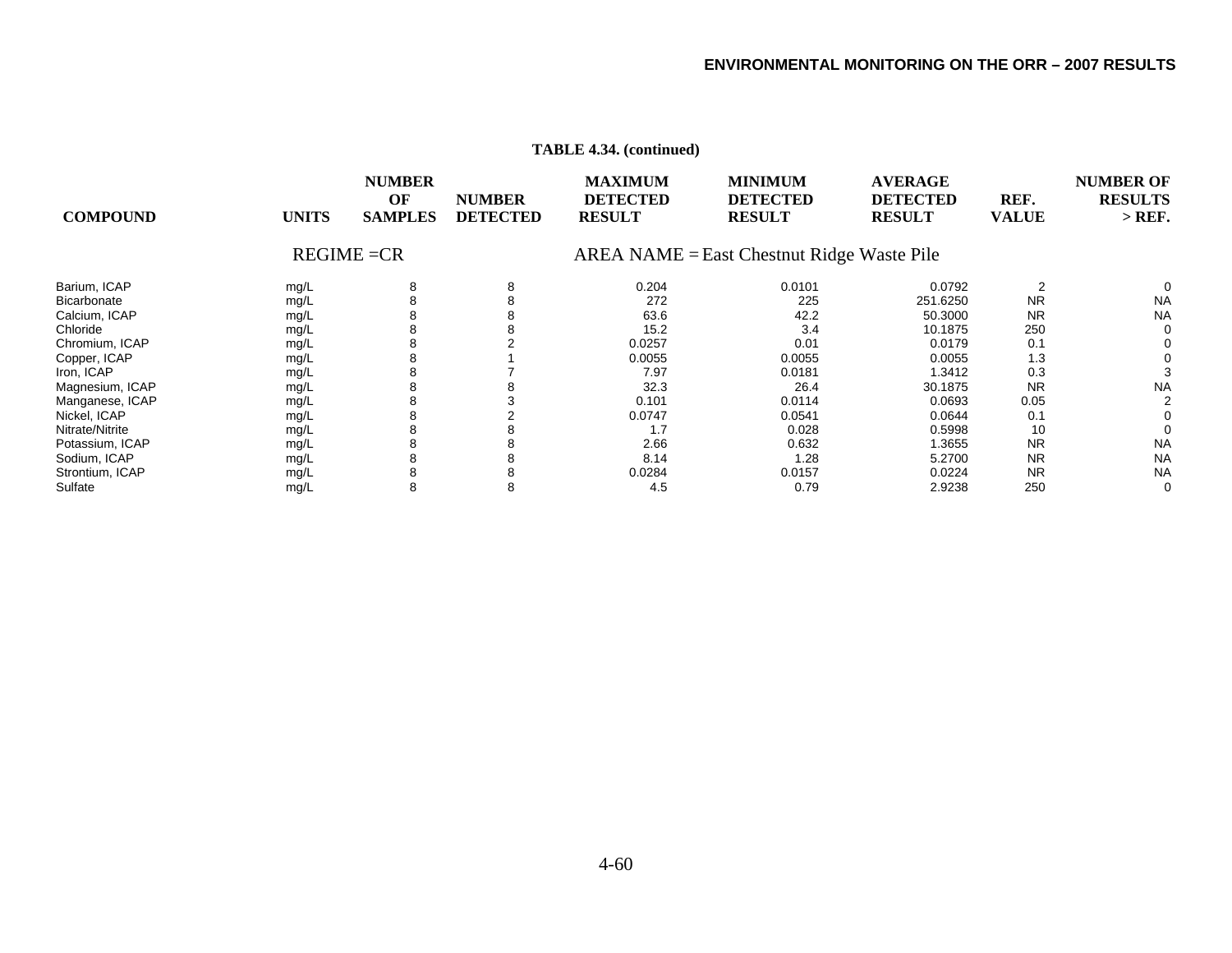**TABLE 4.34. (continued)**

| COMPOUND | UNITS | NUMBER OF SAMPLES | NUMBER DETECTED | MAXIMUM DETECTED RESULT | MINIMUM DETECTED RESULT | AVERAGE DETECTED RESULT | REF. VALUE | NUMBER OF RESULTS > REF. |
|---|---|---|---|---|---|---|---|---|
| REGIME =CR | | | | AREA NAME = East Chestnut Ridge Waste Pile | | | | |
| Barium, ICAP | mg/L | 8 | 8 | 0.204 | 0.0101 | 0.0792 | 2 | 0 |
| Bicarbonate | mg/L | 8 | 8 | 272 | 225 | 251.6250 | NR | NA |
| Calcium, ICAP | mg/L | 8 | 8 | 63.6 | 42.2 | 50.3000 | NR | NA |
| Chloride | mg/L | 8 | 8 | 15.2 | 3.4 | 10.1875 | 250 | 0 |
| Chromium, ICAP | mg/L | 8 | 2 | 0.0257 | 0.01 | 0.0179 | 0.1 | 0 |
| Copper, ICAP | mg/L | 8 | 1 | 0.0055 | 0.0055 | 0.0055 | 1.3 | 0 |
| Iron, ICAP | mg/L | 8 | 7 | 7.97 | 0.0181 | 1.3412 | 0.3 | 3 |
| Magnesium, ICAP | mg/L | 8 | 8 | 32.3 | 26.4 | 30.1875 | NR | NA |
| Manganese, ICAP | mg/L | 8 | 3 | 0.101 | 0.0114 | 0.0693 | 0.05 | 2 |
| Nickel, ICAP | mg/L | 8 | 2 | 0.0747 | 0.0541 | 0.0644 | 0.1 | 0 |
| Nitrate/Nitrite | mg/L | 8 | 8 | 1.7 | 0.028 | 0.5998 | 10 | 0 |
| Potassium, ICAP | mg/L | 8 | 8 | 2.66 | 0.632 | 1.3655 | NR | NA |
| Sodium, ICAP | mg/L | 8 | 8 | 8.14 | 1.28 | 5.2700 | NR | NA |
| Strontium, ICAP | mg/L | 8 | 8 | 0.0284 | 0.0157 | 0.0224 | NR | NA |
| Sulfate | mg/L | 8 | 8 | 4.5 | 0.79 | 2.9238 | 250 | 0 |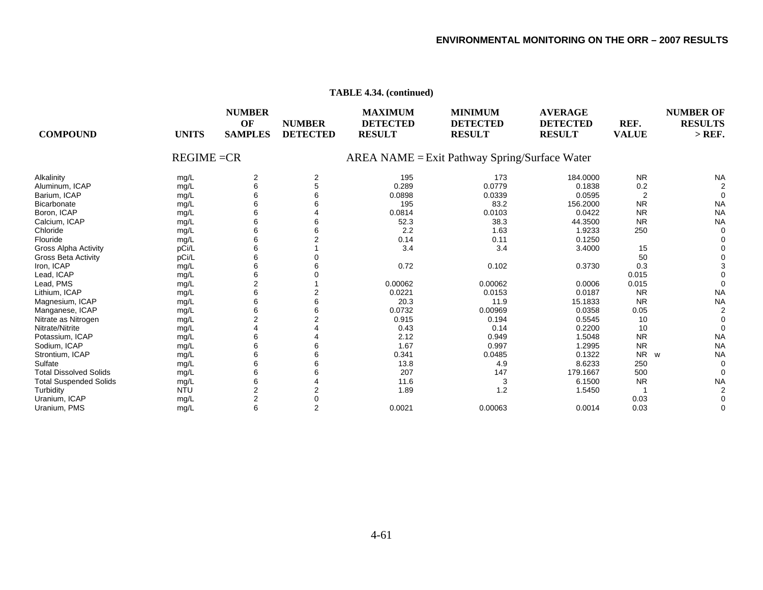**TABLE 4.34. (continued)**

| COMPOUND | UNITS | NUMBER OF SAMPLES | NUMBER DETECTED | MAXIMUM DETECTED RESULT | MINIMUM DETECTED RESULT | AVERAGE DETECTED RESULT | REF. VALUE | NUMBER OF RESULTS > REF. |
|---|---|---|---|---|---|---|---|---|
| REGIME =CR | | | | AREA NAME = Exit Pathway Spring/Surface Water | | | | |
| Alkalinity | mg/L | 2 | 2 | 195 | 173 | 184.0000 | NR | NA |
| Aluminum, ICAP | mg/L | 6 | 5 | 0.289 | 0.0779 | 0.1838 | 0.2 | 2 |
| Barium, ICAP | mg/L | 6 | 6 | 0.0898 | 0.0339 | 0.0595 | 2 | 0 |
| Bicarbonate | mg/L | 6 | 6 | 195 | 83.2 | 156.2000 | NR | NA |
| Boron, ICAP | mg/L | 6 | 4 | 0.0814 | 0.0103 | 0.0422 | NR | NA |
| Calcium, ICAP | mg/L | 6 | 6 | 52.3 | 38.3 | 44.3500 | NR | NA |
| Chloride | mg/L | 6 | 6 | 2.2 | 1.63 | 1.9233 | 250 | 0 |
| Flouride | mg/L | 6 | 2 | 0.14 | 0.11 | 0.1250 | | 0 |
| Gross Alpha Activity | pCi/L | 6 | 1 | 3.4 | 3.4 | 3.4000 | 15 | 0 |
| Gross Beta Activity | pCi/L | 6 | 0 | | | | 50 | 0 |
| Iron, ICAP | mg/L | 6 | 6 | 0.72 | 0.102 | 0.3730 | 0.3 | 3 |
| Lead, ICAP | mg/L | 6 | 0 | | | | 0.015 | 0 |
| Lead, PMS | mg/L | 2 | 1 | 0.00062 | 0.00062 | 0.0006 | 0.015 | 0 |
| Lithium, ICAP | mg/L | 6 | 2 | 0.0221 | 0.0153 | 0.0187 | NR | NA |
| Magnesium, ICAP | mg/L | 6 | 6 | 20.3 | 11.9 | 15.1833 | NR | NA |
| Manganese, ICAP | mg/L | 6 | 6 | 0.0732 | 0.00969 | 0.0358 | 0.05 | 2 |
| Nitrate as Nitrogen | mg/L | 2 | 2 | 0.915 | 0.194 | 0.5545 | 10 | 0 |
| Nitrate/Nitrite | mg/L | 4 | 4 | 0.43 | 0.14 | 0.2200 | 10 | 0 |
| Potassium, ICAP | mg/L | 6 | 4 | 2.12 | 0.949 | 1.5048 | NR | NA |
| Sodium, ICAP | mg/L | 6 | 6 | 1.67 | 0.997 | 1.2995 | NR | NA |
| Strontium, ICAP | mg/L | 6 | 6 | 0.341 | 0.0485 | 0.1322 | NR w | NA |
| Sulfate | mg/L | 6 | 6 | 13.8 | 4.9 | 8.6233 | 250 | 0 |
| Total Dissolved Solids | mg/L | 6 | 6 | 207 | 147 | 179.1667 | 500 | 0 |
| Total Suspended Solids | mg/L | 6 | 4 | 11.6 | 3 | 6.1500 | NR | NA |
| Turbidity | NTU | 2 | 2 | 1.89 | 1.2 | 1.5450 | 1 | 2 |
| Uranium, ICAP | mg/L | 2 | 0 | | | | 0.03 | 0 |
| Uranium, PMS | mg/L | 6 | 2 | 0.0021 | 0.00063 | 0.0014 | 0.03 | 0 |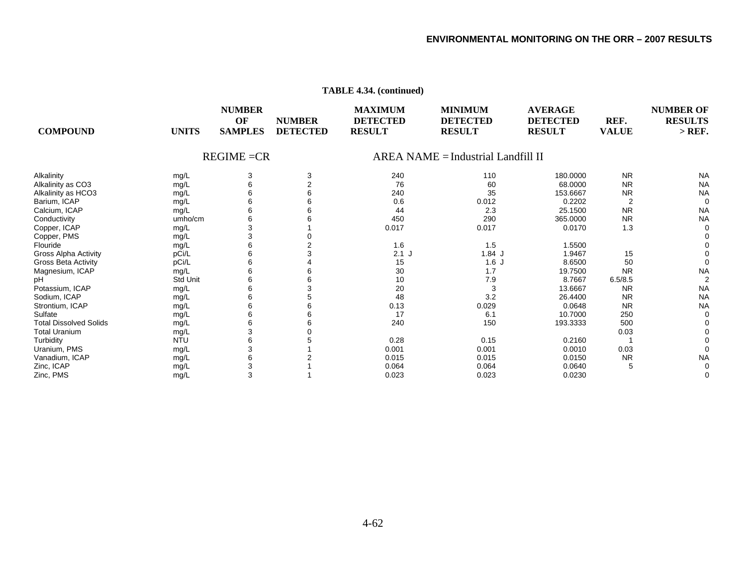**TABLE 4.34. (continued)**

| COMPOUND | UNITS | NUMBER OF SAMPLES | NUMBER DETECTED | MAXIMUM DETECTED RESULT | MINIMUM DETECTED RESULT | AVERAGE DETECTED RESULT | REF. VALUE | NUMBER OF RESULTS > REF. |
|---|---|---|---|---|---|---|---|---|
| | | REGIME =CR | | AREA NAME = Industrial Landfill II | | | | |
| Alkalinity | mg/L | 3 | 3 | 240 | 110 | 180.0000 | NR | NA |
| Alkalinity as CO3 | mg/L | 6 | 2 | 76 | 60 | 68.0000 | NR | NA |
| Alkalinity as HCO3 | mg/L | 6 | 6 | 240 | 35 | 153.6667 | NR | NA |
| Barium, ICAP | mg/L | 6 | 6 | 0.6 | 0.012 | 0.2202 | 2 | 0 |
| Calcium, ICAP | mg/L | 6 | 6 | 44 | 2.3 | 25.1500 | NR | NA |
| Conductivity | umho/cm | 6 | 6 | 450 | 290 | 365.0000 | NR | NA |
| Copper, ICAP | mg/L | 3 | 1 | 0.017 | 0.017 | 0.0170 | 1.3 | 0 |
| Copper, PMS | mg/L | 3 | 0 | | | | | 0 |
| Flouride | mg/L | 6 | 2 | 1.6 | 1.5 | 1.5500 | | 0 |
| Gross Alpha Activity | pCi/L | 6 | 3 | 2.1 J | 1.84 J | 1.9467 | 15 | 0 |
| Gross Beta Activity | pCi/L | 6 | 4 | 15 | 1.6 J | 8.6500 | 50 | 0 |
| Magnesium, ICAP | mg/L | 6 | 6 | 30 | 1.7 | 19.7500 | NR | NA |
| pH | Std Unit | 6 | 6 | 10 | 7.9 | 8.7667 | 6.5/8.5 | 2 |
| Potassium, ICAP | mg/L | 6 | 3 | 20 | 3 | 13.6667 | NR | NA |
| Sodium, ICAP | mg/L | 6 | 5 | 48 | 3.2 | 26.4400 | NR | NA |
| Strontium, ICAP | mg/L | 6 | 6 | 0.13 | 0.029 | 0.0648 | NR | NA |
| Sulfate | mg/L | 6 | 6 | 17 | 6.1 | 10.7000 | 250 | 0 |
| Total Dissolved Solids | mg/L | 6 | 6 | 240 | 150 | 193.3333 | 500 | 0 |
| Total Uranium | mg/L | 3 | 0 | | | | 0.03 | 0 |
| Turbidity | NTU | 6 | 5 | 0.28 | 0.15 | 0.2160 | 1 | 0 |
| Uranium, PMS | mg/L | 3 | 1 | 0.001 | 0.001 | 0.0010 | 0.03 | 0 |
| Vanadium, ICAP | mg/L | 6 | 2 | 0.015 | 0.015 | 0.0150 | NR | NA |
| Zinc, ICAP | mg/L | 3 | 1 | 0.064 | 0.064 | 0.0640 | 5 | 0 |
| Zinc, PMS | mg/L | 3 | 1 | 0.023 | 0.023 | 0.0230 | | 0 |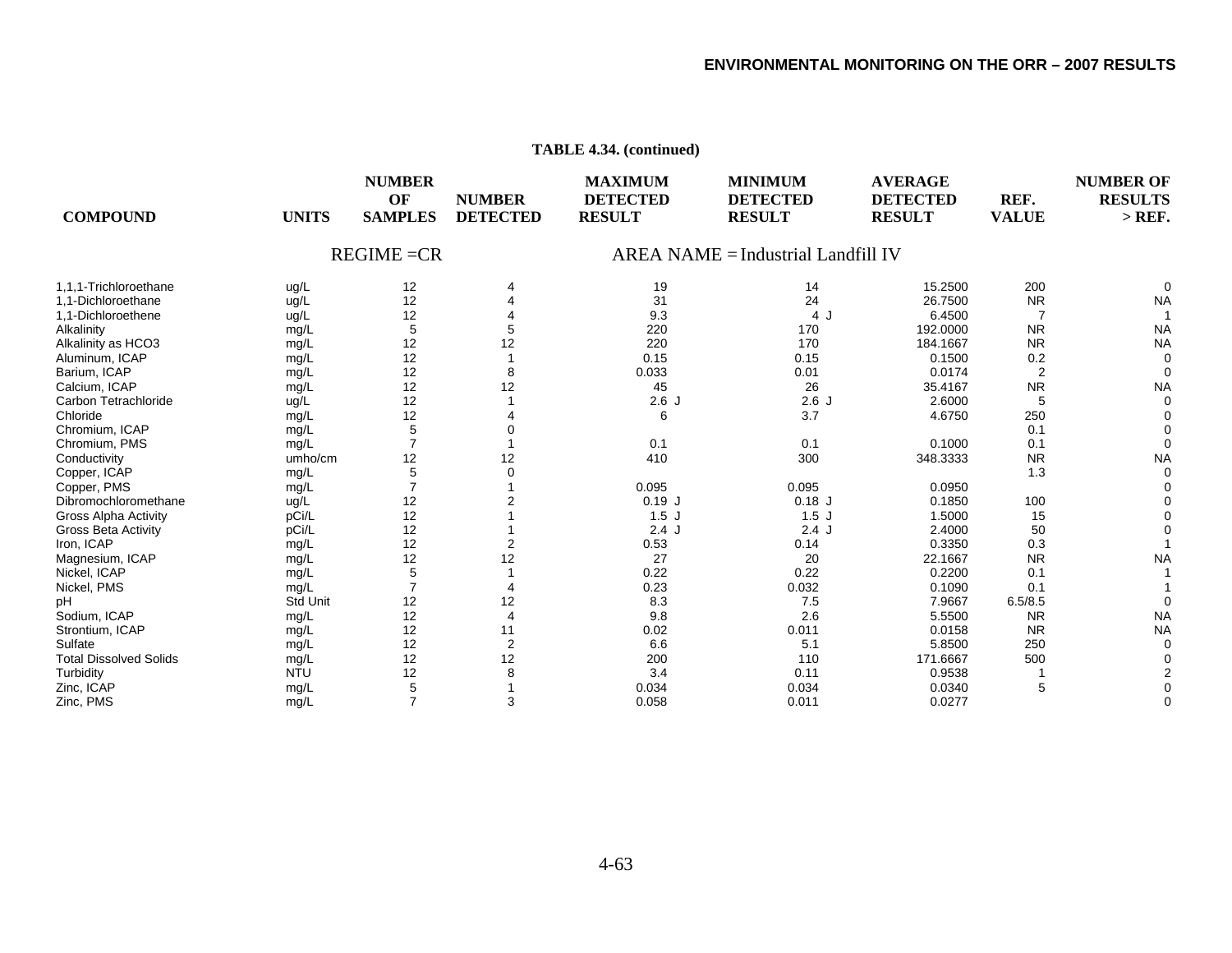**TABLE 4.34. (continued)**

| COMPOUND | UNITS | NUMBER OF SAMPLES | NUMBER DETECTED | MAXIMUM DETECTED RESULT | MINIMUM DETECTED RESULT | AVERAGE DETECTED RESULT | REF. VALUE | NUMBER OF RESULTS > REF. |
|---|---|---|---|---|---|---|---|---|
| REGIME =CR | | | | AREA NAME = Industrial Landfill IV | | | | |
| 1,1,1-Trichloroethane | ug/L | 12 | 4 | 19 | 14 | 15.2500 | 200 | 0 |
| 1,1-Dichloroethane | ug/L | 12 | 4 | 31 | 24 | 26.7500 | NR | NA |
| 1,1-Dichloroethene | ug/L | 12 | 4 | 9.3 | 4 J | 6.4500 | 7 | 1 |
| Alkalinity | mg/L | 5 | 5 | 220 | 170 | 192.0000 | NR | NA |
| Alkalinity as HCO3 | mg/L | 12 | 12 | 220 | 170 | 184.1667 | NR | NA |
| Aluminum, ICAP | mg/L | 12 | 1 | 0.15 | 0.15 | 0.1500 | 0.2 | 0 |
| Barium, ICAP | mg/L | 12 | 8 | 0.033 | 0.01 | 0.0174 | 2 | 0 |
| Calcium, ICAP | mg/L | 12 | 12 | 45 | 26 | 35.4167 | NR | NA |
| Carbon Tetrachloride | ug/L | 12 | 1 | 2.6 J | 2.6 J | 2.6000 | 5 | 0 |
| Chloride | mg/L | 12 | 4 | 6 | 3.7 | 4.6750 | 250 | 0 |
| Chromium, ICAP | mg/L | 5 | 0 | | | | 0.1 | 0 |
| Chromium, PMS | mg/L | 7 | 1 | 0.1 | 0.1 | 0.1000 | 0.1 | 0 |
| Conductivity | umho/cm | 12 | 12 | 410 | 300 | 348.3333 | NR | NA |
| Copper, ICAP | mg/L | 5 | 0 | | | | 1.3 | 0 |
| Copper, PMS | mg/L | 7 | 1 | 0.095 | 0.095 | 0.0950 | | 0 |
| Dibromochloromethane | ug/L | 12 | 2 | 0.19 J | 0.18 J | 0.1850 | 100 | 0 |
| Gross Alpha Activity | pCi/L | 12 | 1 | 1.5 J | 1.5 J | 1.5000 | 15 | 0 |
| Gross Beta Activity | pCi/L | 12 | 1 | 2.4 J | 2.4 J | 2.4000 | 50 | 0 |
| Iron, ICAP | mg/L | 12 | 2 | 0.53 | 0.14 | 0.3350 | 0.3 | 1 |
| Magnesium, ICAP | mg/L | 12 | 12 | 27 | 20 | 22.1667 | NR | NA |
| Nickel, ICAP | mg/L | 5 | 1 | 0.22 | 0.22 | 0.2200 | 0.1 | 1 |
| Nickel, PMS | mg/L | 7 | 4 | 0.23 | 0.032 | 0.1090 | 0.1 | 1 |
| pH | Std Unit | 12 | 12 | 8.3 | 7.5 | 7.9667 | 6.5/8.5 | 0 |
| Sodium, ICAP | mg/L | 12 | 4 | 9.8 | 2.6 | 5.5500 | NR | NA |
| Strontium, ICAP | mg/L | 12 | 11 | 0.02 | 0.011 | 0.0158 | NR | NA |
| Sulfate | mg/L | 12 | 2 | 6.6 | 5.1 | 5.8500 | 250 | 0 |
| Total Dissolved Solids | mg/L | 12 | 12 | 200 | 110 | 171.6667 | 500 | 0 |
| Turbidity | NTU | 12 | 8 | 3.4 | 0.11 | 0.9538 | 1 | 2 |
| Zinc, ICAP | mg/L | 5 | 1 | 0.034 | 0.034 | 0.0340 | 5 | 0 |
| Zinc, PMS | mg/L | 7 | 3 | 0.058 | 0.011 | 0.0277 | | 0 |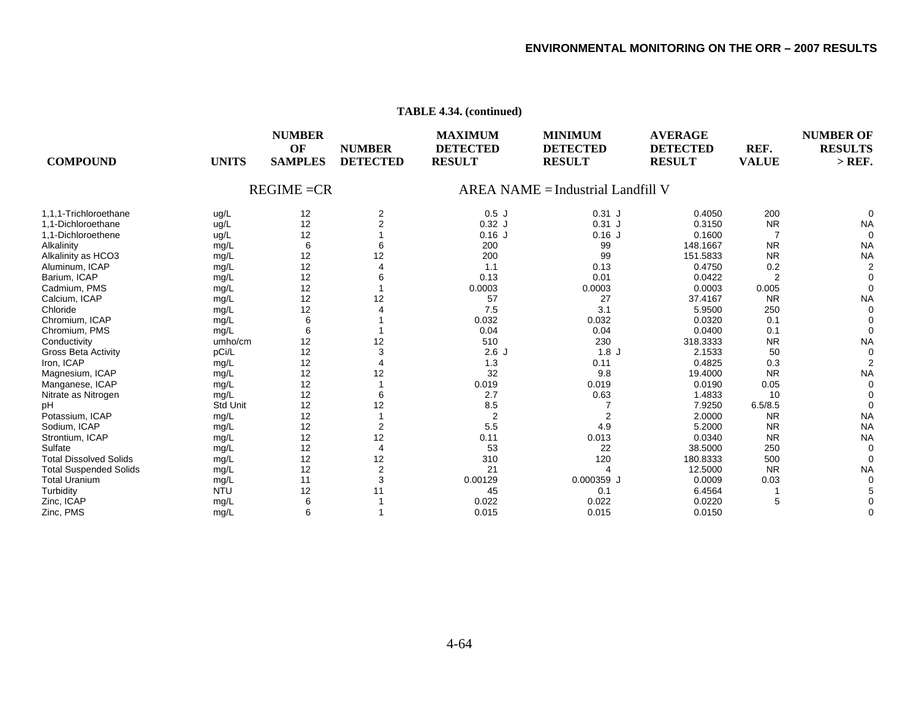**TABLE 4.34. (continued)**

| COMPOUND | UNITS | NUMBER OF SAMPLES | NUMBER DETECTED | MAXIMUM DETECTED RESULT | MINIMUM DETECTED RESULT | AVERAGE DETECTED RESULT | REF. VALUE | NUMBER OF RESULTS > REF. |
|---|---|---|---|---|---|---|---|---|
| REGIME =CR | | | | AREA NAME = Industrial Landfill V | | | | |
| 1,1,1-Trichloroethane | ug/L | 12 | 2 | 0.5 J | 0.31 J | 0.4050 | 200 | 0 |
| 1,1-Dichloroethane | ug/L | 12 | 2 | 0.32 J | 0.31 J | 0.3150 | NR | NA |
| 1,1-Dichloroethene | ug/L | 12 | 1 | 0.16 J | 0.16 J | 0.1600 | 7 | 0 |
| Alkalinity | mg/L | 6 | 6 | 200 | 99 | 148.1667 | NR | NA |
| Alkalinity as HCO3 | mg/L | 12 | 12 | 200 | 99 | 151.5833 | NR | NA |
| Aluminum, ICAP | mg/L | 12 | 4 | 1.1 | 0.13 | 0.4750 | 0.2 | 2 |
| Barium, ICAP | mg/L | 12 | 6 | 0.13 | 0.01 | 0.0422 | 2 | 0 |
| Cadmium, PMS | mg/L | 12 | 1 | 0.0003 | 0.0003 | 0.0003 | 0.005 | 0 |
| Calcium, ICAP | mg/L | 12 | 12 | 57 | 27 | 37.4167 | NR | NA |
| Chloride | mg/L | 12 | 4 | 7.5 | 3.1 | 5.9500 | 250 | 0 |
| Chromium, ICAP | mg/L | 6 | 1 | 0.032 | 0.032 | 0.0320 | 0.1 | 0 |
| Chromium, PMS | mg/L | 6 | 1 | 0.04 | 0.04 | 0.0400 | 0.1 | 0 |
| Conductivity | umho/cm | 12 | 12 | 510 | 230 | 318.3333 | NR | NA |
| Gross Beta Activity | pCi/L | 12 | 3 | 2.6 J | 1.8 J | 2.1533 | 50 | 0 |
| Iron, ICAP | mg/L | 12 | 4 | 1.3 | 0.11 | 0.4825 | 0.3 | 2 |
| Magnesium, ICAP | mg/L | 12 | 12 | 32 | 9.8 | 19.4000 | NR | NA |
| Manganese, ICAP | mg/L | 12 | 1 | 0.019 | 0.019 | 0.0190 | 0.05 | 0 |
| Nitrate as Nitrogen | mg/L | 12 | 6 | 2.7 | 0.63 | 1.4833 | 10 | 0 |
| pH | Std Unit | 12 | 12 | 8.5 | 7 | 7.9250 | 6.5/8.5 | 0 |
| Potassium, ICAP | mg/L | 12 | 1 | 2 | 2 | 2.0000 | NR | NA |
| Sodium, ICAP | mg/L | 12 | 2 | 5.5 | 4.9 | 5.2000 | NR | NA |
| Strontium, ICAP | mg/L | 12 | 12 | 0.11 | 0.013 | 0.0340 | NR | NA |
| Sulfate | mg/L | 12 | 4 | 53 | 22 | 38.5000 | 250 | 0 |
| Total Dissolved Solids | mg/L | 12 | 12 | 310 | 120 | 180.8333 | 500 | 0 |
| Total Suspended Solids | mg/L | 12 | 2 | 21 | 4 | 12.5000 | NR | NA |
| Total Uranium | mg/L | 11 | 3 | 0.00129 | 0.000359 J | 0.0009 | 0.03 | 0 |
| Turbidity | NTU | 12 | 11 | 45 | 0.1 | 6.4564 | 1 | 5 |
| Zinc, ICAP | mg/L | 6 | 1 | 0.022 | 0.022 | 0.0220 | 5 | 0 |
| Zinc, PMS | mg/L | 6 | 1 | 0.015 | 0.015 | 0.0150 | | 0 |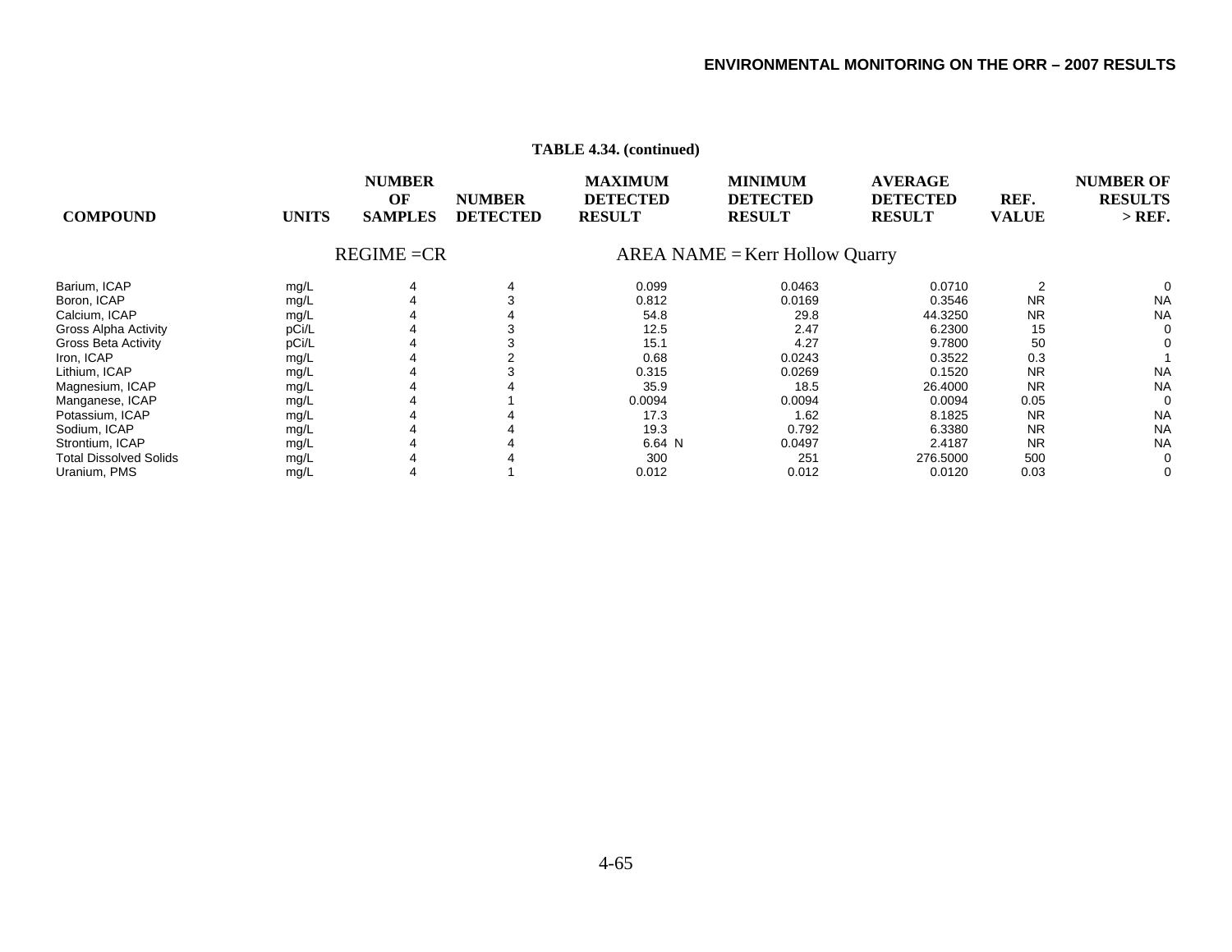**TABLE 4.34. (continued)**

| COMPOUND | UNITS | NUMBER OF SAMPLES | NUMBER DETECTED | MAXIMUM DETECTED RESULT | MINIMUM DETECTED RESULT | AVERAGE DETECTED RESULT | REF. VALUE | NUMBER OF RESULTS > REF. |
|---|---|---|---|---|---|---|---|---|
| | | REGIME =CR | | AREA NAME = Kerr Hollow Quarry | | | | |
| Barium, ICAP | mg/L | 4 | 4 | 0.099 | 0.0463 | 0.0710 | 2 | 0 |
| Boron, ICAP | mg/L | 4 | 3 | 0.812 | 0.0169 | 0.3546 | NR | NA |
| Calcium, ICAP | mg/L | 4 | 4 | 54.8 | 29.8 | 44.3250 | NR | NA |
| Gross Alpha Activity | pCi/L | 4 | 3 | 12.5 | 2.47 | 6.2300 | 15 | 0 |
| Gross Beta Activity | pCi/L | 4 | 3 | 15.1 | 4.27 | 9.7800 | 50 | 0 |
| Iron, ICAP | mg/L | 4 | 2 | 0.68 | 0.0243 | 0.3522 | 0.3 | 1 |
| Lithium, ICAP | mg/L | 4 | 3 | 0.315 | 0.0269 | 0.1520 | NR | NA |
| Magnesium, ICAP | mg/L | 4 | 4 | 35.9 | 18.5 | 26.4000 | NR | NA |
| Manganese, ICAP | mg/L | 4 | 1 | 0.0094 | 0.0094 | 0.0094 | 0.05 | 0 |
| Potassium, ICAP | mg/L | 4 | 4 | 17.3 | 1.62 | 8.1825 | NR | NA |
| Sodium, ICAP | mg/L | 4 | 4 | 19.3 | 0.792 | 6.3380 | NR | NA |
| Strontium, ICAP | mg/L | 4 | 4 | 6.64 N | 0.0497 | 2.4187 | NR | NA |
| Total Dissolved Solids | mg/L | 4 | 4 | 300 | 251 | 276.5000 | 500 | 0 |
| Uranium, PMS | mg/L | 4 | 1 | 0.012 | 0.012 | 0.0120 | 0.03 | 0 |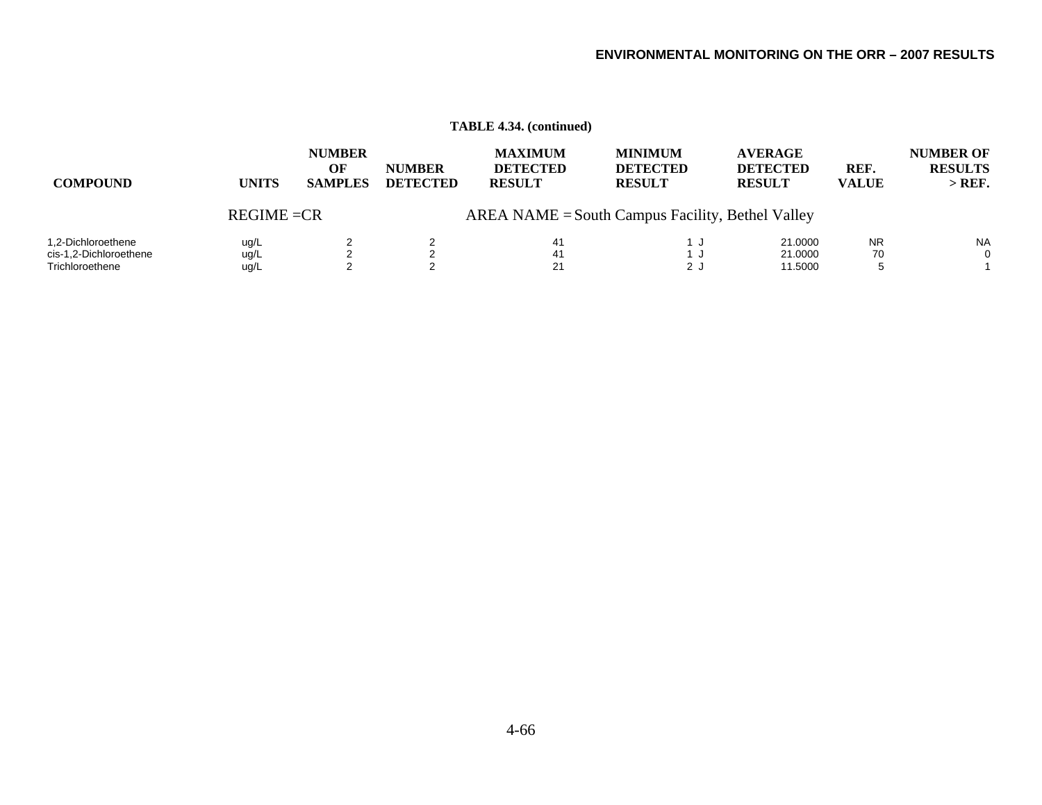**TABLE 4.34. (continued)**

| COMPOUND | UNITS | NUMBER OF SAMPLES | NUMBER DETECTED | MAXIMUM DETECTED RESULT | MINIMUM DETECTED RESULT | AVERAGE DETECTED RESULT | REF. VALUE | NUMBER OF RESULTS > REF. |
|---|---|---|---|---|---|---|---|---|
| REGIME =CR | | | | AREA NAME = South Campus Facility, Bethel Valley | | | | |
| 1,2-Dichloroethene | ug/L | 2 | 2 | 41 | 1 J | 21.0000 | NR | NA |
| cis-1,2-Dichloroethene | ug/L | 2 | 2 | 41 | 1 J | 21.0000 | 70 | 0 |
| Trichloroethene | ug/L | 2 | 2 | 21 | 2 J | 11.5000 | 5 | 1 |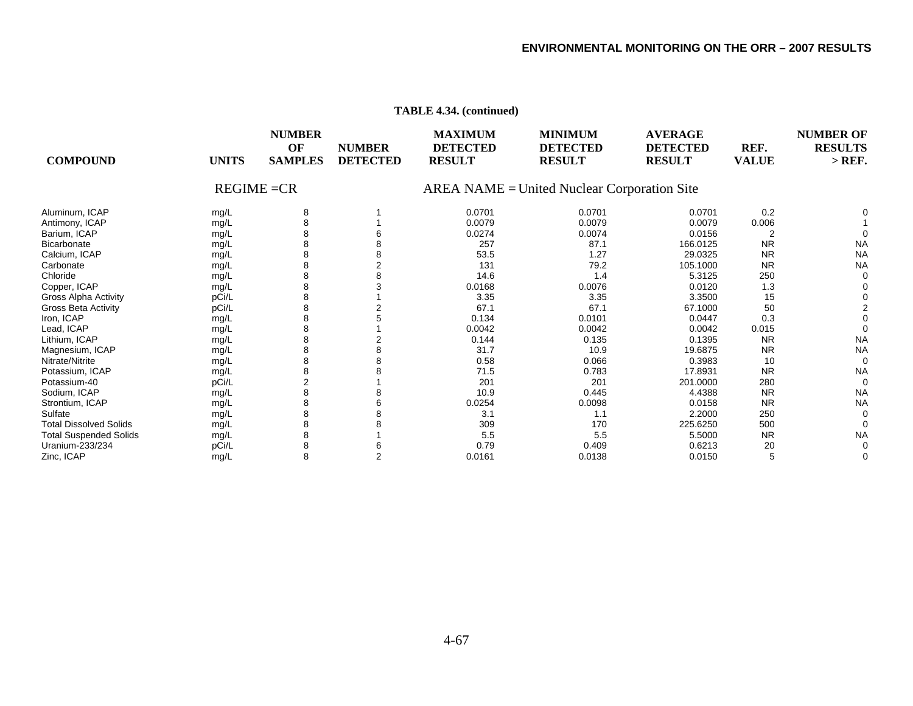**TABLE 4.34. (continued)**

| COMPOUND | UNITS | NUMBER OF SAMPLES | NUMBER DETECTED | MAXIMUM DETECTED RESULT | MINIMUM DETECTED RESULT | AVERAGE DETECTED RESULT | REF. VALUE | NUMBER OF RESULTS > REF. |
|---|---|---|---|---|---|---|---|---|
| REGIME =CR | | | | AREA NAME = United Nuclear Corporation Site | | | | |
| Aluminum, ICAP | mg/L | 8 | 1 | 0.0701 | 0.0701 | 0.0701 | 0.2 | 0 |
| Antimony, ICAP | mg/L | 8 | 1 | 0.0079 | 0.0079 | 0.0079 | 0.006 | 1 |
| Barium, ICAP | mg/L | 8 | 6 | 0.0274 | 0.0074 | 0.0156 | 2 | 0 |
| Bicarbonate | mg/L | 8 | 8 | 257 | 87.1 | 166.0125 | NR | NA |
| Calcium, ICAP | mg/L | 8 | 8 | 53.5 | 1.27 | 29.0325 | NR | NA |
| Carbonate | mg/L | 8 | 2 | 131 | 79.2 | 105.1000 | NR | NA |
| Chloride | mg/L | 8 | 8 | 14.6 | 1.4 | 5.3125 | 250 | 0 |
| Copper, ICAP | mg/L | 8 | 3 | 0.0168 | 0.0076 | 0.0120 | 1.3 | 0 |
| Gross Alpha Activity | pCi/L | 8 | 1 | 3.35 | 3.35 | 3.3500 | 15 | 0 |
| Gross Beta Activity | pCi/L | 8 | 2 | 67.1 | 67.1 | 67.1000 | 50 | 2 |
| Iron, ICAP | mg/L | 8 | 5 | 0.134 | 0.0101 | 0.0447 | 0.3 | 0 |
| Lead, ICAP | mg/L | 8 | 1 | 0.0042 | 0.0042 | 0.0042 | 0.015 | 0 |
| Lithium, ICAP | mg/L | 8 | 2 | 0.144 | 0.135 | 0.1395 | NR | NA |
| Magnesium, ICAP | mg/L | 8 | 8 | 31.7 | 10.9 | 19.6875 | NR | NA |
| Nitrate/Nitrite | mg/L | 8 | 8 | 0.58 | 0.066 | 0.3983 | 10 | 0 |
| Potassium, ICAP | mg/L | 8 | 8 | 71.5 | 0.783 | 17.8931 | NR | NA |
| Potassium-40 | pCi/L | 2 | 1 | 201 | 201 | 201.0000 | 280 | 0 |
| Sodium, ICAP | mg/L | 8 | 8 | 10.9 | 0.445 | 4.4388 | NR | NA |
| Strontium, ICAP | mg/L | 8 | 6 | 0.0254 | 0.0098 | 0.0158 | NR | NA |
| Sulfate | mg/L | 8 | 8 | 3.1 | 1.1 | 2.2000 | 250 | 0 |
| Total Dissolved Solids | mg/L | 8 | 8 | 309 | 170 | 225.6250 | 500 | 0 |
| Total Suspended Solids | mg/L | 8 | 1 | 5.5 | 5.5 | 5.5000 | NR | NA |
| Uranium-233/234 | pCi/L | 8 | 6 | 0.79 | 0.409 | 0.6213 | 20 | 0 |
| Zinc, ICAP | mg/L | 8 | 2 | 0.0161 | 0.0138 | 0.0150 | 5 | 0 |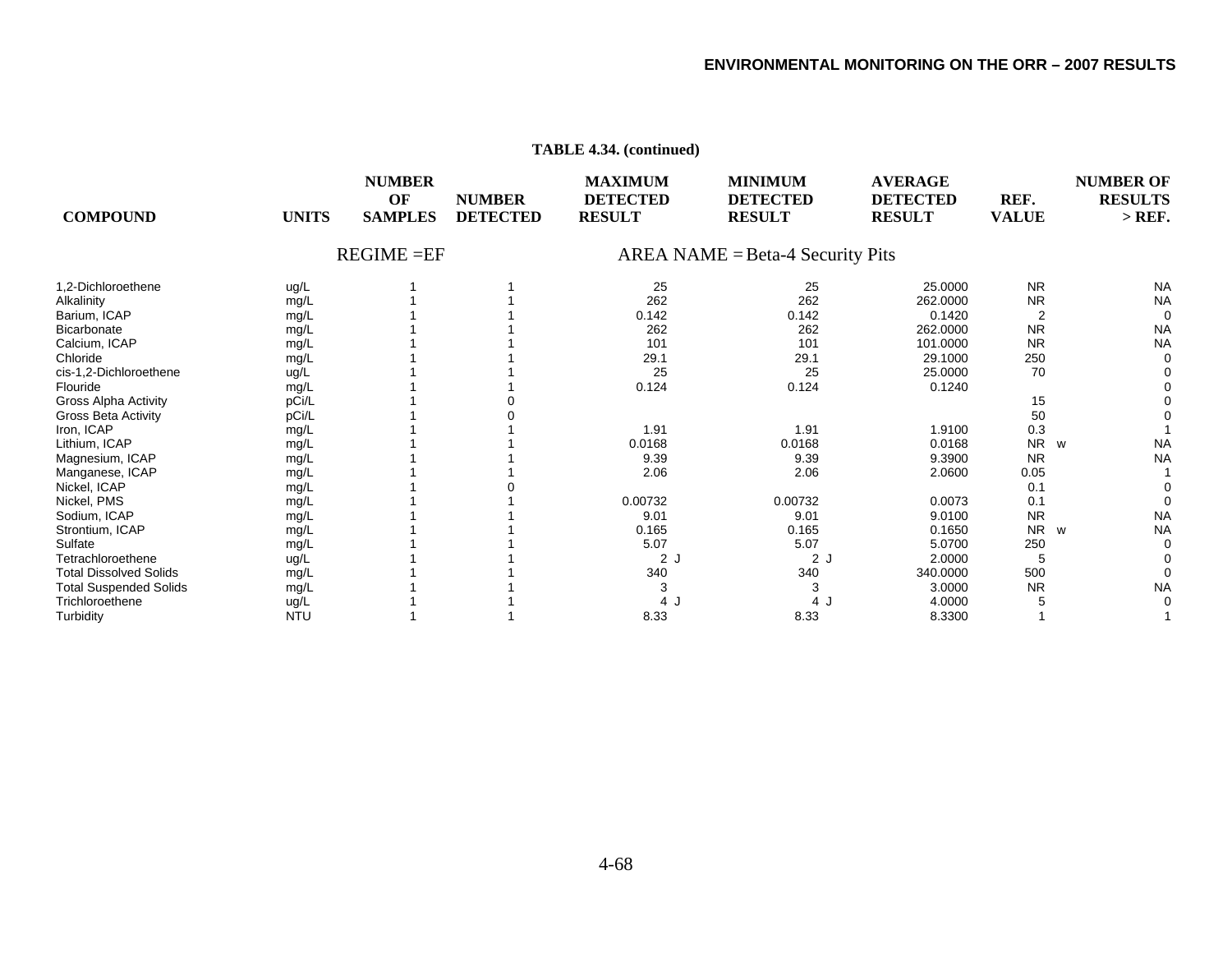**TABLE 4.34. (continued)**

| COMPOUND | UNITS | NUMBER OF SAMPLES | NUMBER DETECTED | MAXIMUM DETECTED RESULT | MINIMUM DETECTED RESULT | AVERAGE DETECTED RESULT | REF. VALUE | | NUMBER OF RESULTS > REF. |
|---|---|---|---|---|---|---|---|---|---|
| | | REGIME =EF | | AREA NAME = Beta-4 Security Pits | | | | | |
| 1,2-Dichloroethene | ug/L | 1 | 1 | 25 | 25 | 25.0000 | NR | | NA |
| Alkalinity | mg/L | 1 | 1 | 262 | 262 | 262.0000 | NR | | NA |
| Barium, ICAP | mg/L | 1 | 1 | 0.142 | 0.142 | 0.1420 | 2 | | 0 |
| Bicarbonate | mg/L | 1 | 1 | 262 | 262 | 262.0000 | NR | | NA |
| Calcium, ICAP | mg/L | 1 | 1 | 101 | 101 | 101.0000 | NR | | NA |
| Chloride | mg/L | 1 | 1 | 29.1 | 29.1 | 29.1000 | 250 | | 0 |
| cis-1,2-Dichloroethene | ug/L | 1 | 1 | 25 | 25 | 25.0000 | 70 | | 0 |
| Flouride | mg/L | 1 | 1 | 0.124 | 0.124 | 0.1240 | | | 0 |
| Gross Alpha Activity | pCi/L | 1 | 0 | | | | 15 | | 0 |
| Gross Beta Activity | pCi/L | 1 | 0 | | | | 50 | | 0 |
| Iron, ICAP | mg/L | 1 | 1 | 1.91 | 1.91 | 1.9100 | 0.3 | | 1 |
| Lithium, ICAP | mg/L | 1 | 1 | 0.0168 | 0.0168 | 0.0168 | NR | w | NA |
| Magnesium, ICAP | mg/L | 1 | 1 | 9.39 | 9.39 | 9.3900 | NR | | NA |
| Manganese, ICAP | mg/L | 1 | 1 | 2.06 | 2.06 | 2.0600 | 0.05 | | 1 |
| Nickel, ICAP | mg/L | 1 | 0 | | | | 0.1 | | 0 |
| Nickel, PMS | mg/L | 1 | 1 | 0.00732 | 0.00732 | 0.0073 | 0.1 | | 0 |
| Sodium, ICAP | mg/L | 1 | 1 | 9.01 | 9.01 | 9.0100 | NR | | NA |
| Strontium, ICAP | mg/L | 1 | 1 | 0.165 | 0.165 | 0.1650 | NR | w | NA |
| Sulfate | mg/L | 1 | 1 | 5.07 | 5.07 | 5.0700 | 250 | | 0 |
| Tetrachloroethene | ug/L | 1 | 1 | 2 J | 2 J | 2.0000 | 5 | | 0 |
| Total Dissolved Solids | mg/L | 1 | 1 | 340 | 340 | 340.0000 | 500 | | 0 |
| Total Suspended Solids | mg/L | 1 | 1 | 3 | 3 | 3.0000 | NR | | NA |
| Trichloroethene | ug/L | 1 | 1 | 4 J | 4 J | 4.0000 | 5 | | 0 |
| Turbidity | NTU | 1 | 1 | 8.33 | 8.33 | 8.3300 | 1 | | 1 |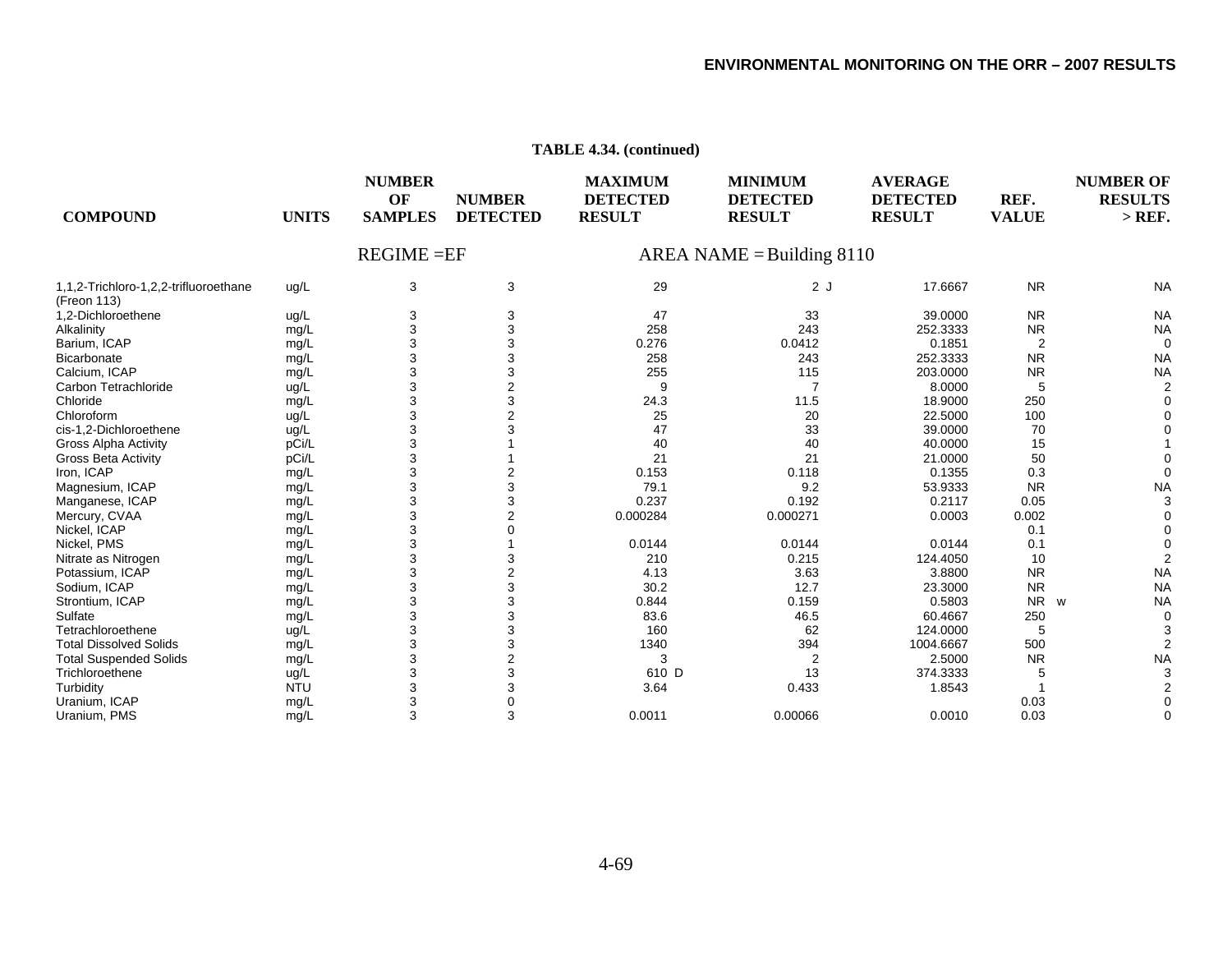**TABLE 4.34. (continued)**

| COMPOUND | UNITS | NUMBER OF SAMPLES | NUMBER DETECTED | MAXIMUM DETECTED RESULT | MINIMUM DETECTED RESULT | AVERAGE DETECTED RESULT | REF. VALUE | NUMBER OF RESULTS > REF. |
|---|---|---|---|---|---|---|---|---|
| | | REGIME =EF | | | AREA NAME = Building 8110 | | | |
| 1,1,2-Trichloro-1,2,2-trifluoroethane (Freon 113) | ug/L | 3 | 3 | 29 | 2 J | 17.6667 | NR | NA |
| 1,2-Dichloroethene | ug/L | 3 | 3 | 47 | 33 | 39.0000 | NR | NA |
| Alkalinity | mg/L | 3 | 3 | 258 | 243 | 252.3333 | NR | NA |
| Barium, ICAP | mg/L | 3 | 3 | 0.276 | 0.0412 | 0.1851 | 2 | 0 |
| Bicarbonate | mg/L | 3 | 3 | 258 | 243 | 252.3333 | NR | NA |
| Calcium, ICAP | mg/L | 3 | 3 | 255 | 115 | 203.0000 | NR | NA |
| Carbon Tetrachloride | ug/L | 3 | 2 | 9 | 7 | 8.0000 | 5 | 2 |
| Chloride | mg/L | 3 | 3 | 24.3 | 11.5 | 18.9000 | 250 | 0 |
| Chloroform | ug/L | 3 | 2 | 25 | 20 | 22.5000 | 100 | 0 |
| cis-1,2-Dichloroethene | ug/L | 3 | 3 | 47 | 33 | 39.0000 | 70 | 0 |
| Gross Alpha Activity | pCi/L | 3 | 1 | 40 | 40 | 40.0000 | 15 | 1 |
| Gross Beta Activity | pCi/L | 3 | 1 | 21 | 21 | 21.0000 | 50 | 0 |
| Iron, ICAP | mg/L | 3 | 2 | 0.153 | 0.118 | 0.1355 | 0.3 | 0 |
| Magnesium, ICAP | mg/L | 3 | 3 | 79.1 | 9.2 | 53.9333 | NR | NA |
| Manganese, ICAP | mg/L | 3 | 3 | 0.237 | 0.192 | 0.2117 | 0.05 | 3 |
| Mercury, CVAA | mg/L | 3 | 2 | 0.000284 | 0.000271 | 0.0003 | 0.002 | 0 |
| Nickel, ICAP | mg/L | 3 | 0 | | | | 0.1 | 0 |
| Nickel, PMS | mg/L | 3 | 1 | 0.0144 | 0.0144 | 0.0144 | 0.1 | 0 |
| Nitrate as Nitrogen | mg/L | 3 | 3 | 210 | 0.215 | 124.4050 | 10 | 2 |
| Potassium, ICAP | mg/L | 3 | 2 | 4.13 | 3.63 | 3.8800 | NR | NA |
| Sodium, ICAP | mg/L | 3 | 3 | 30.2 | 12.7 | 23.3000 | NR | NA |
| Strontium, ICAP | mg/L | 3 | 3 | 0.844 | 0.159 | 0.5803 | NR w | NA |
| Sulfate | mg/L | 3 | 3 | 83.6 | 46.5 | 60.4667 | 250 | 0 |
| Tetrachloroethene | ug/L | 3 | 3 | 160 | 62 | 124.0000 | 5 | 3 |
| Total Dissolved Solids | mg/L | 3 | 3 | 1340 | 394 | 1004.6667 | 500 | 2 |
| Total Suspended Solids | mg/L | 3 | 2 | 3 | 2 | 2.5000 | NR | NA |
| Trichloroethene | ug/L | 3 | 3 | 610 D | 13 | 374.3333 | 5 | 3 |
| Turbidity | NTU | 3 | 3 | 3.64 | 0.433 | 1.8543 | 1 | 2 |
| Uranium, ICAP | mg/L | 3 | 0 | | | | 0.03 | 0 |
| Uranium, PMS | mg/L | 3 | 3 | 0.0011 | 0.00066 | 0.0010 | 0.03 | 0 |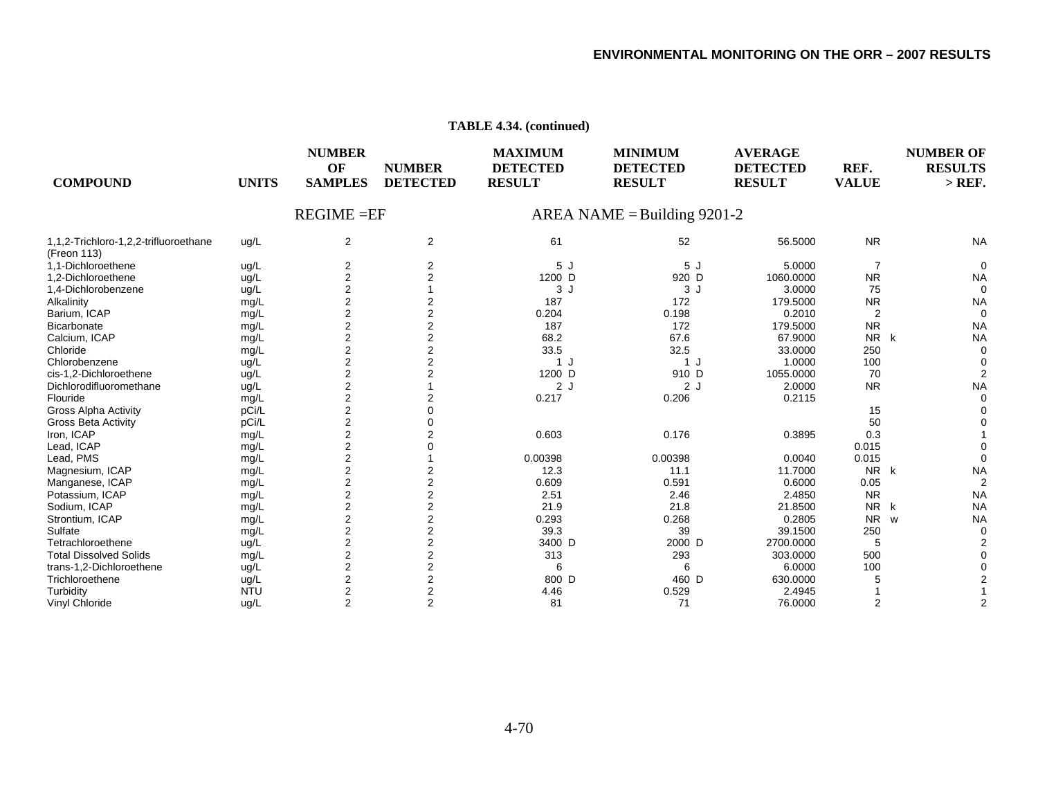**TABLE 4.34. (continued)**

| COMPOUND | UNITS | NUMBER OF SAMPLES | NUMBER DETECTED | MAXIMUM DETECTED RESULT | MINIMUM DETECTED RESULT | AVERAGE DETECTED RESULT | REF. VALUE | NUMBER OF RESULTS > REF. |
|---|---|---|---|---|---|---|---|---|
| | | REGIME =EF | | AREA NAME = Building 9201-2 | | | | |
| 1,1,2-Trichloro-1,2,2-trifluoroethane (Freon 113) | ug/L | 2 | 2 | 61 | 52 | 56.5000 | NR | NA |
| 1,1-Dichloroethene | ug/L | 2 | 2 | 5 J | 5 J | 5.0000 | 7 | 0 |
| 1,2-Dichloroethene | ug/L | 2 | 2 | 1200 D | 920 D | 1060.0000 | NR | NA |
| 1,4-Dichlorobenzene | ug/L | 2 | 1 | 3 J | 3 J | 3.0000 | 75 | 0 |
| Alkalinity | mg/L | 2 | 2 | 187 | 172 | 179.5000 | NR | NA |
| Barium, ICAP | mg/L | 2 | 2 | 0.204 | 0.198 | 0.2010 | 2 | 0 |
| Bicarbonate | mg/L | 2 | 2 | 187 | 172 | 179.5000 | NR | NA |
| Calcium, ICAP | mg/L | 2 | 2 | 68.2 | 67.6 | 67.9000 | NR k | NA |
| Chloride | mg/L | 2 | 2 | 33.5 | 32.5 | 33.0000 | 250 | 0 |
| Chlorobenzene | ug/L | 2 | 2 | 1 J | 1 J | 1.0000 | 100 | 0 |
| cis-1,2-Dichloroethene | ug/L | 2 | 2 | 1200 D | 910 D | 1055.0000 | 70 | 2 |
| Dichlorodifluoromethane | ug/L | 2 | 1 | 2 J | 2 J | 2.0000 | NR | NA |
| Flouride | mg/L | 2 | 2 | 0.217 | 0.206 | 0.2115 | | 0 |
| Gross Alpha Activity | pCi/L | 2 | 0 | | | | 15 | 0 |
| Gross Beta Activity | pCi/L | 2 | 0 | | | | 50 | 0 |
| Iron, ICAP | mg/L | 2 | 2 | 0.603 | 0.176 | 0.3895 | 0.3 | 1 |
| Lead, ICAP | mg/L | 2 | 0 | | | | 0.015 | 0 |
| Lead, PMS | mg/L | 2 | 1 | 0.00398 | 0.00398 | 0.0040 | 0.015 | 0 |
| Magnesium, ICAP | mg/L | 2 | 2 | 12.3 | 11.1 | 11.7000 | NR k | NA |
| Manganese, ICAP | mg/L | 2 | 2 | 0.609 | 0.591 | 0.6000 | 0.05 | 2 |
| Potassium, ICAP | mg/L | 2 | 2 | 2.51 | 2.46 | 2.4850 | NR | NA |
| Sodium, ICAP | mg/L | 2 | 2 | 21.9 | 21.8 | 21.8500 | NR k | NA |
| Strontium, ICAP | mg/L | 2 | 2 | 0.293 | 0.268 | 0.2805 | NR w | NA |
| Sulfate | mg/L | 2 | 2 | 39.3 | 39 | 39.1500 | 250 | 0 |
| Tetrachloroethene | ug/L | 2 | 2 | 3400 D | 2000 D | 2700.0000 | 5 | 2 |
| Total Dissolved Solids | mg/L | 2 | 2 | 313 | 293 | 303.0000 | 500 | 0 |
| trans-1,2-Dichloroethene | ug/L | 2 | 2 | 6 | 6 | 6.0000 | 100 | 0 |
| Trichloroethene | ug/L | 2 | 2 | 800 D | 460 D | 630.0000 | 5 | 2 |
| Turbidity | NTU | 2 | 2 | 4.46 | 0.529 | 2.4945 | 1 | 1 |
| Vinyl Chloride | ug/L | 2 | 2 | 81 | 71 | 76.0000 | 2 | 2 |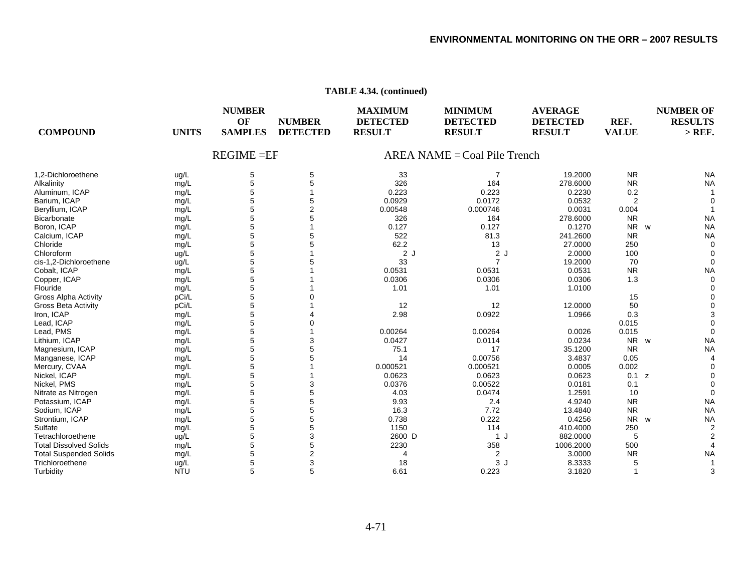**TABLE 4.34. (continued)**

REGIME =EF AREA NAME = Coal Pile Trench

| COMPOUND | UNITS | NUMBER OF SAMPLES | NUMBER DETECTED | MAXIMUM DETECTED RESULT | MINIMUM DETECTED RESULT | AVERAGE DETECTED RESULT | REF. VALUE | NUMBER OF RESULTS > REF. |
|---|---|---|---|---|---|---|---|---|
| 1,2-Dichloroethene | ug/L | 5 | 5 | 33 | 7 | 19.2000 | NR | NA |
| Alkalinity | mg/L | 5 | 5 | 326 | 164 | 278.6000 | NR | NA |
| Aluminum, ICAP | mg/L | 5 | 1 | 0.223 | 0.223 | 0.2230 | 0.2 | 1 |
| Barium, ICAP | mg/L | 5 | 5 | 0.0929 | 0.0172 | 0.0532 | 2 | 0 |
| Beryllium, ICAP | mg/L | 5 | 2 | 0.00548 | 0.000746 | 0.0031 | 0.004 | 1 |
| Bicarbonate | mg/L | 5 | 5 | 326 | 164 | 278.6000 | NR | NA |
| Boron, ICAP | mg/L | 5 | 1 | 0.127 | 0.127 | 0.1270 | NR w | NA |
| Calcium, ICAP | mg/L | 5 | 5 | 522 | 81.3 | 241.2600 | NR | NA |
| Chloride | mg/L | 5 | 5 | 62.2 | 13 | 27.0000 | 250 | 0 |
| Chloroform | ug/L | 5 | 1 | 2 J | 2 J | 2.0000 | 100 | 0 |
| cis-1,2-Dichloroethene | ug/L | 5 | 5 | 33 | 7 | 19.2000 | 70 | 0 |
| Cobalt, ICAP | mg/L | 5 | 1 | 0.0531 | 0.0531 | 0.0531 | NR | NA |
| Copper, ICAP | mg/L | 5 | 1 | 0.0306 | 0.0306 | 0.0306 | 1.3 | 0 |
| Flouride | mg/L | 5 | 1 | 1.01 | 1.01 | 1.0100 | | 0 |
| Gross Alpha Activity | pCi/L | 5 | 0 | | | | 15 | 0 |
| Gross Beta Activity | pCi/L | 5 | 1 | 12 | 12 | 12.0000 | 50 | 0 |
| Iron, ICAP | mg/L | 5 | 4 | 2.98 | 0.0922 | 1.0966 | 0.3 | 3 |
| Lead, ICAP | mg/L | 5 | 0 | | | | 0.015 | 0 |
| Lead, PMS | mg/L | 5 | 1 | 0.00264 | 0.00264 | 0.0026 | 0.015 | 0 |
| Lithium, ICAP | mg/L | 5 | 3 | 0.0427 | 0.0114 | 0.0234 | NR w | NA |
| Magnesium, ICAP | mg/L | 5 | 5 | 75.1 | 17 | 35.1200 | NR | NA |
| Manganese, ICAP | mg/L | 5 | 5 | 14 | 0.00756 | 3.4837 | 0.05 | 4 |
| Mercury, CVAA | mg/L | 5 | 1 | 0.000521 | 0.000521 | 0.0005 | 0.002 | 0 |
| Nickel, ICAP | mg/L | 5 | 1 | 0.0623 | 0.0623 | 0.0623 | 0.1 z | 0 |
| Nickel, PMS | mg/L | 5 | 3 | 0.0376 | 0.00522 | 0.0181 | 0.1 | 0 |
| Nitrate as Nitrogen | mg/L | 5 | 5 | 4.03 | 0.0474 | 1.2591 | 10 | 0 |
| Potassium, ICAP | mg/L | 5 | 5 | 9.93 | 2.4 | 4.9240 | NR | NA |
| Sodium, ICAP | mg/L | 5 | 5 | 16.3 | 7.72 | 13.4840 | NR | NA |
| Strontium, ICAP | mg/L | 5 | 5 | 0.738 | 0.222 | 0.4256 | NR w | NA |
| Sulfate | mg/L | 5 | 5 | 1150 | 114 | 410.4000 | 250 | 2 |
| Tetrachloroethene | ug/L | 5 | 3 | 2600 D | 1 J | 882.0000 | 5 | 2 |
| Total Dissolved Solids | mg/L | 5 | 5 | 2230 | 358 | 1006.2000 | 500 | 4 |
| Total Suspended Solids | mg/L | 5 | 2 | 4 | 2 | 3.0000 | NR | NA |
| Trichloroethene | ug/L | 5 | 3 | 18 | 3 J | 8.3333 | 5 | 1 |
| Turbidity | NTU | 5 | 5 | 6.61 | 0.223 | 3.1820 | 1 | 3 |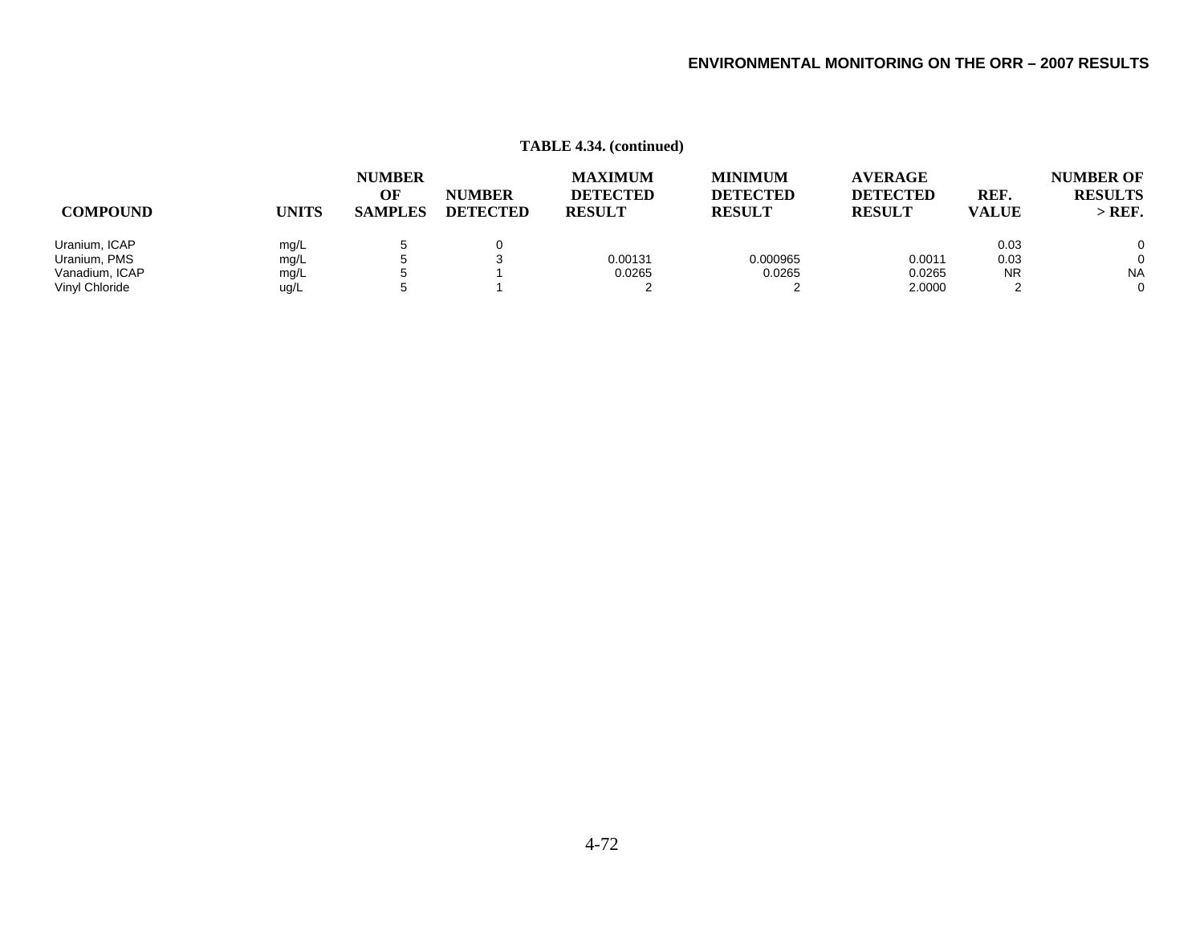**TABLE 4.34. (continued)**

| COMPOUND | UNITS | NUMBER OF SAMPLES | NUMBER DETECTED | MAXIMUM DETECTED RESULT | MINIMUM DETECTED RESULT | AVERAGE DETECTED RESULT | REF. VALUE | NUMBER OF RESULTS > REF. |
|---|---|---|---|---|---|---|---|---|
| Uranium, ICAP | mg/L | 5 | 0 | | | | 0.03 | 0 |
| Uranium, PMS | mg/L | 5 | 3 | 0.00131 | 0.000965 | 0.0011 | 0.03 | 0 |
| Vanadium, ICAP | mg/L | 5 | 1 | 0.0265 | 0.0265 | 0.0265 | NR | NA |
| Vinyl Chloride | ug/L | 5 | 1 | 2 | 2 | 2.0000 | 2 | 0 |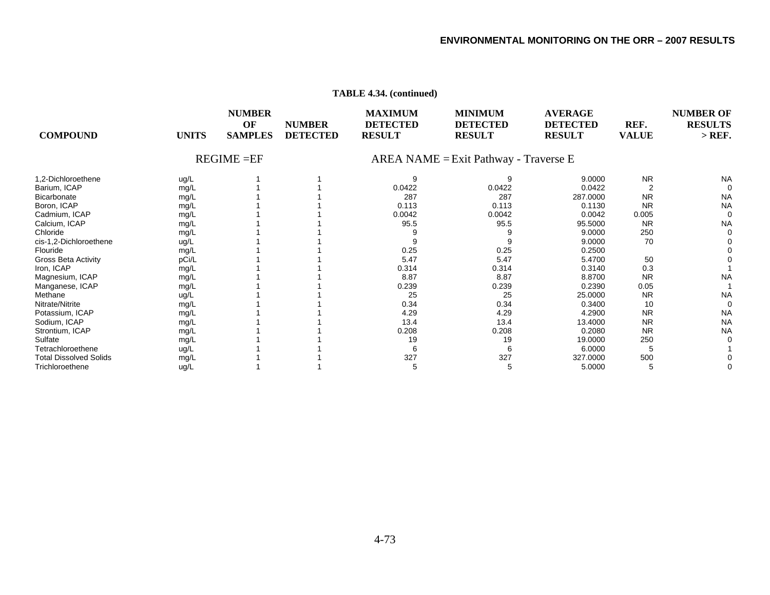**TABLE 4.34. (continued)**

| COMPOUND | UNITS | NUMBER OF SAMPLES | NUMBER DETECTED | MAXIMUM DETECTED RESULT | MINIMUM DETECTED RESULT | AVERAGE DETECTED RESULT | REF. VALUE | NUMBER OF RESULTS > REF. |
|---|---|---|---|---|---|---|---|---|
| REGIME =EF | | | | AREA NAME = Exit Pathway - Traverse E | | | | |
| 1,2-Dichloroethene | ug/L | 1 | 1 | 9 | 9 | 9.0000 | NR | NA |
| Barium, ICAP | mg/L | 1 | 1 | 0.0422 | 0.0422 | 0.0422 | 2 | 0 |
| Bicarbonate | mg/L | 1 | 1 | 287 | 287 | 287.0000 | NR | NA |
| Boron, ICAP | mg/L | 1 | 1 | 0.113 | 0.113 | 0.1130 | NR | NA |
| Cadmium, ICAP | mg/L | 1 | 1 | 0.0042 | 0.0042 | 0.0042 | 0.005 | 0 |
| Calcium, ICAP | mg/L | 1 | 1 | 95.5 | 95.5 | 95.5000 | NR | NA |
| Chloride | mg/L | 1 | 1 | 9 | 9 | 9.0000 | 250 | 0 |
| cis-1,2-Dichloroethene | ug/L | 1 | 1 | 9 | 9 | 9.0000 | 70 | 0 |
| Flouride | mg/L | 1 | 1 | 0.25 | 0.25 | 0.2500 | | 0 |
| Gross Beta Activity | pCi/L | 1 | 1 | 5.47 | 5.47 | 5.4700 | 50 | 0 |
| Iron, ICAP | mg/L | 1 | 1 | 0.314 | 0.314 | 0.3140 | 0.3 | 1 |
| Magnesium, ICAP | mg/L | 1 | 1 | 8.87 | 8.87 | 8.8700 | NR | NA |
| Manganese, ICAP | mg/L | 1 | 1 | 0.239 | 0.239 | 0.2390 | 0.05 | 1 |
| Methane | ug/L | 1 | 1 | 25 | 25 | 25.0000 | NR | NA |
| Nitrate/Nitrite | mg/L | 1 | 1 | 0.34 | 0.34 | 0.3400 | 10 | 0 |
| Potassium, ICAP | mg/L | 1 | 1 | 4.29 | 4.29 | 4.2900 | NR | NA |
| Sodium, ICAP | mg/L | 1 | 1 | 13.4 | 13.4 | 13.4000 | NR | NA |
| Strontium, ICAP | mg/L | 1 | 1 | 0.208 | 0.208 | 0.2080 | NR | NA |
| Sulfate | mg/L | 1 | 1 | 19 | 19 | 19.0000 | 250 | 0 |
| Tetrachloroethene | ug/L | 1 | 1 | 6 | 6 | 6.0000 | 5 | 1 |
| Total Dissolved Solids | mg/L | 1 | 1 | 327 | 327 | 327.0000 | 500 | 0 |
| Trichloroethene | ug/L | 1 | 1 | 5 | 5 | 5.0000 | 5 | 0 |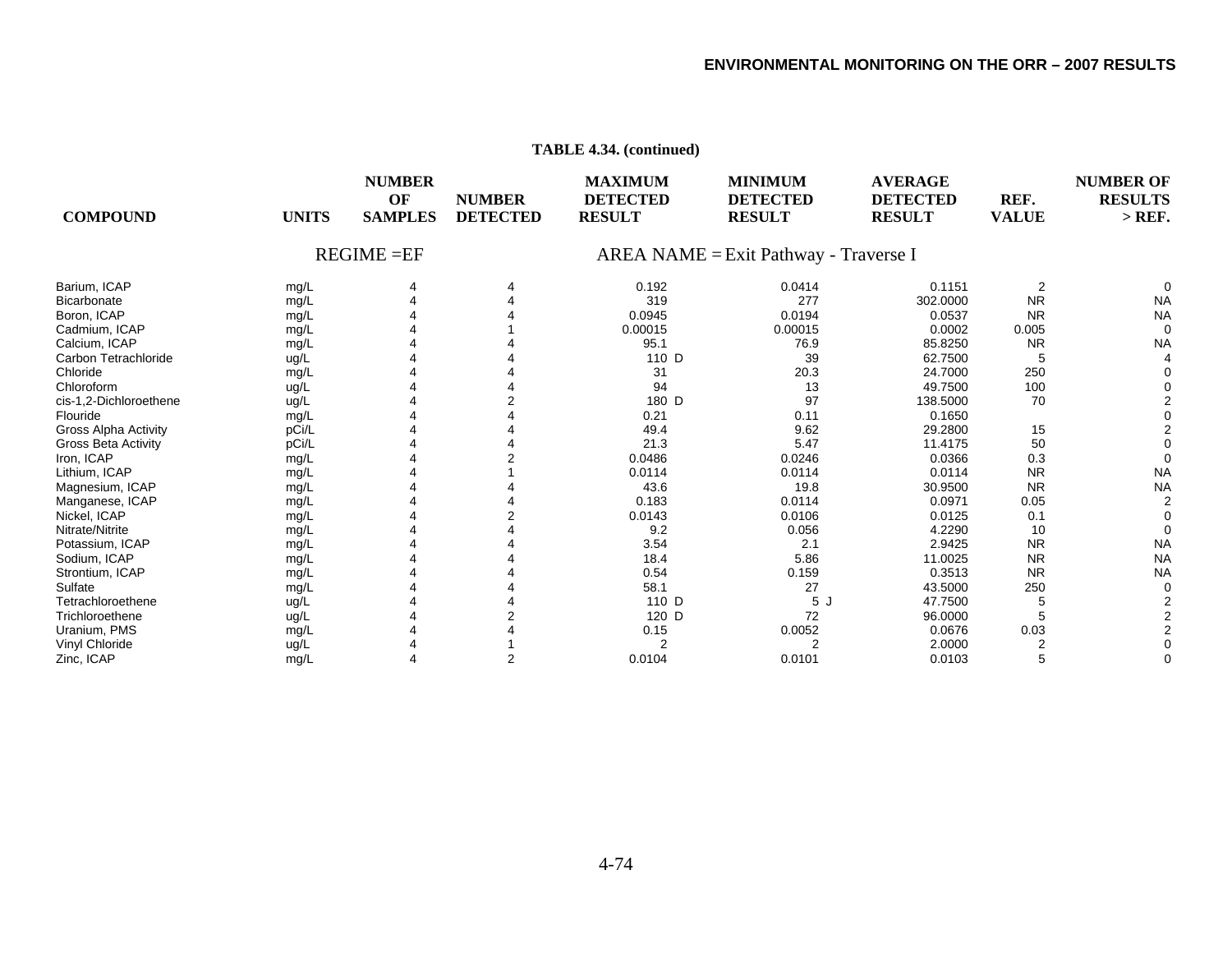**TABLE 4.34. (continued)**

| COMPOUND | UNITS | NUMBER OF SAMPLES | NUMBER DETECTED | MAXIMUM DETECTED RESULT | MINIMUM DETECTED RESULT | AVERAGE DETECTED RESULT | REF. VALUE | NUMBER OF RESULTS > REF. |
|---|---|---|---|---|---|---|---|---|
| | REGIME =EF | | | AREA NAME = Exit Pathway - Traverse I | | | | |
| Barium, ICAP | mg/L | 4 | 4 | 0.192 | 0.0414 | 0.1151 | 2 | 0 |
| Bicarbonate | mg/L | 4 | 4 | 319 | 277 | 302.0000 | NR | NA |
| Boron, ICAP | mg/L | 4 | 4 | 0.0945 | 0.0194 | 0.0537 | NR | NA |
| Cadmium, ICAP | mg/L | 4 | 1 | 0.00015 | 0.00015 | 0.0002 | 0.005 | 0 |
| Calcium, ICAP | mg/L | 4 | 4 | 95.1 | 76.9 | 85.8250 | NR | NA |
| Carbon Tetrachloride | ug/L | 4 | 4 | 110 D | 39 | 62.7500 | 5 | 4 |
| Chloride | mg/L | 4 | 4 | 31 | 20.3 | 24.7000 | 250 | 0 |
| Chloroform | ug/L | 4 | 4 | 94 | 13 | 49.7500 | 100 | 0 |
| cis-1,2-Dichloroethene | ug/L | 4 | 2 | 180 D | 97 | 138.5000 | 70 | 2 |
| Flouride | mg/L | 4 | 4 | 0.21 | 0.11 | 0.1650 | | 0 |
| Gross Alpha Activity | pCi/L | 4 | 4 | 49.4 | 9.62 | 29.2800 | 15 | 2 |
| Gross Beta Activity | pCi/L | 4 | 4 | 21.3 | 5.47 | 11.4175 | 50 | 0 |
| Iron, ICAP | mg/L | 4 | 2 | 0.0486 | 0.0246 | 0.0366 | 0.3 | 0 |
| Lithium, ICAP | mg/L | 4 | 1 | 0.0114 | 0.0114 | 0.0114 | NR | NA |
| Magnesium, ICAP | mg/L | 4 | 4 | 43.6 | 19.8 | 30.9500 | NR | NA |
| Manganese, ICAP | mg/L | 4 | 4 | 0.183 | 0.0114 | 0.0971 | 0.05 | 2 |
| Nickel, ICAP | mg/L | 4 | 2 | 0.0143 | 0.0106 | 0.0125 | 0.1 | 0 |
| Nitrate/Nitrite | mg/L | 4 | 4 | 9.2 | 0.056 | 4.2290 | 10 | 0 |
| Potassium, ICAP | mg/L | 4 | 4 | 3.54 | 2.1 | 2.9425 | NR | NA |
| Sodium, ICAP | mg/L | 4 | 4 | 18.4 | 5.86 | 11.0025 | NR | NA |
| Strontium, ICAP | mg/L | 4 | 4 | 0.54 | 0.159 | 0.3513 | NR | NA |
| Sulfate | mg/L | 4 | 4 | 58.1 | 27 | 43.5000 | 250 | 0 |
| Tetrachloroethene | ug/L | 4 | 4 | 110 D | 5 J | 47.7500 | 5 | 2 |
| Trichloroethene | ug/L | 4 | 2 | 120 D | 72 | 96.0000 | 5 | 2 |
| Uranium, PMS | mg/L | 4 | 4 | 0.15 | 0.0052 | 0.0676 | 0.03 | 2 |
| Vinyl Chloride | ug/L | 4 | 1 | 2 | 2 | 2.0000 | 2 | 0 |
| Zinc, ICAP | mg/L | 4 | 2 | 0.0104 | 0.0101 | 0.0103 | 5 | 0 |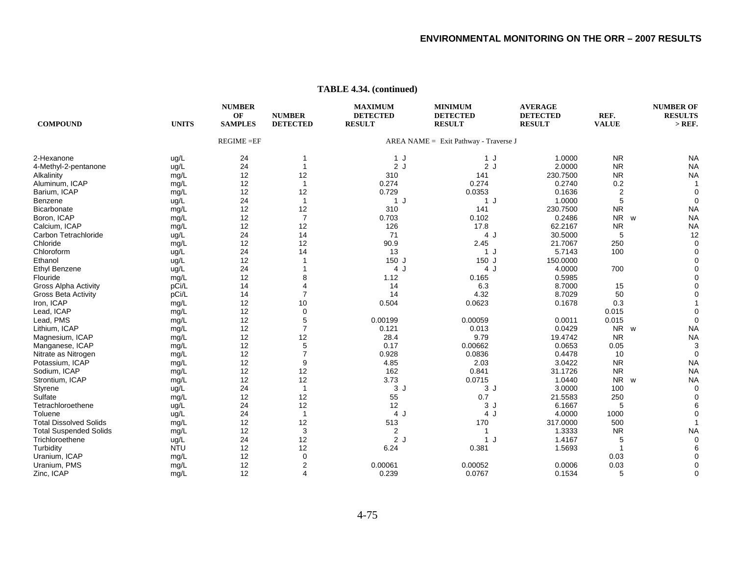**TABLE 4.34. (continued)**

| COMPOUND | UNITS | NUMBER OF SAMPLES | NUMBER DETECTED | MAXIMUM DETECTED RESULT | MINIMUM DETECTED RESULT | AVERAGE DETECTED RESULT | REF. VALUE | NUMBER OF RESULTS > REF. |
|---|---|---|---|---|---|---|---|---|
| | | REGIME =EF | | | AREA NAME = Exit Pathway - Traverse J | | | |
| 2-Hexanone | ug/L | 24 | 1 | 1 J | 1 J | 1.0000 | NR | NA |
| 4-Methyl-2-pentanone | ug/L | 24 | 1 | 2 J | 2 J | 2.0000 | NR | NA |
| Alkalinity | mg/L | 12 | 12 | 310 | 141 | 230.7500 | NR | NA |
| Aluminum, ICAP | mg/L | 12 | 1 | 0.274 | 0.274 | 0.2740 | 0.2 | 1 |
| Barium, ICAP | mg/L | 12 | 12 | 0.729 | 0.0353 | 0.1636 | 2 | 0 |
| Benzene | ug/L | 24 | 1 | 1 J | 1 J | 1.0000 | 5 | 0 |
| Bicarbonate | mg/L | 12 | 12 | 310 | 141 | 230.7500 | NR | NA |
| Boron, ICAP | mg/L | 12 | 7 | 0.703 | 0.102 | 0.2486 | NR w | NA |
| Calcium, ICAP | mg/L | 12 | 12 | 126 | 17.8 | 62.2167 | NR | NA |
| Carbon Tetrachloride | ug/L | 24 | 14 | 71 | 4 J | 30.5000 | 5 | 12 |
| Chloride | mg/L | 12 | 12 | 90.9 | 2.45 | 21.7067 | 250 | 0 |
| Chloroform | ug/L | 24 | 14 | 13 | 1 J | 5.7143 | 100 | 0 |
| Ethanol | ug/L | 12 | 1 | 150 J | 150 J | 150.0000 | | 0 |
| Ethyl Benzene | ug/L | 24 | 1 | 4 J | 4 J | 4.0000 | 700 | 0 |
| Flouride | mg/L | 12 | 8 | 1.12 | 0.165 | 0.5985 | | 0 |
| Gross Alpha Activity | pCi/L | 14 | 4 | 14 | 6.3 | 8.7000 | 15 | 0 |
| Gross Beta Activity | pCi/L | 14 | 7 | 14 | 4.32 | 8.7029 | 50 | 0 |
| Iron, ICAP | mg/L | 12 | 10 | 0.504 | 0.0623 | 0.1678 | 0.3 | 1 |
| Lead, ICAP | mg/L | 12 | 0 | | | | 0.015 | 0 |
| Lead, PMS | mg/L | 12 | 5 | 0.00199 | 0.00059 | 0.0011 | 0.015 | 0 |
| Lithium, ICAP | mg/L | 12 | 7 | 0.121 | 0.013 | 0.0429 | NR w | NA |
| Magnesium, ICAP | mg/L | 12 | 12 | 28.4 | 9.79 | 19.4742 | NR | NA |
| Manganese, ICAP | mg/L | 12 | 5 | 0.17 | 0.00662 | 0.0653 | 0.05 | 3 |
| Nitrate as Nitrogen | mg/L | 12 | 7 | 0.928 | 0.0836 | 0.4478 | 10 | 0 |
| Potassium, ICAP | mg/L | 12 | 9 | 4.85 | 2.03 | 3.0422 | NR | NA |
| Sodium, ICAP | mg/L | 12 | 12 | 162 | 0.841 | 31.1726 | NR | NA |
| Strontium, ICAP | mg/L | 12 | 12 | 3.73 | 0.0715 | 1.0440 | NR w | NA |
| Styrene | ug/L | 24 | 1 | 3 J | 3 J | 3.0000 | 100 | 0 |
| Sulfate | mg/L | 12 | 12 | 55 | 0.7 | 21.5583 | 250 | 0 |
| Tetrachloroethene | ug/L | 24 | 12 | 12 | 3 J | 6.1667 | 5 | 6 |
| Toluene | ug/L | 24 | 1 | 4 J | 4 J | 4.0000 | 1000 | 0 |
| Total Dissolved Solids | mg/L | 12 | 12 | 513 | 170 | 317.0000 | 500 | 1 |
| Total Suspended Solids | mg/L | 12 | 3 | 2 | 1 | 1.3333 | NR | NA |
| Trichloroethene | ug/L | 24 | 12 | 2 J | 1 J | 1.4167 | 5 | 0 |
| Turbidity | NTU | 12 | 12 | 6.24 | 0.381 | 1.5693 | 1 | 6 |
| Uranium, ICAP | mg/L | 12 | 0 | | | | 0.03 | 0 |
| Uranium, PMS | mg/L | 12 | 2 | 0.00061 | 0.00052 | 0.0006 | 0.03 | 0 |
| Zinc, ICAP | mg/L | 12 | 4 | 0.239 | 0.0767 | 0.1534 | 5 | 0 |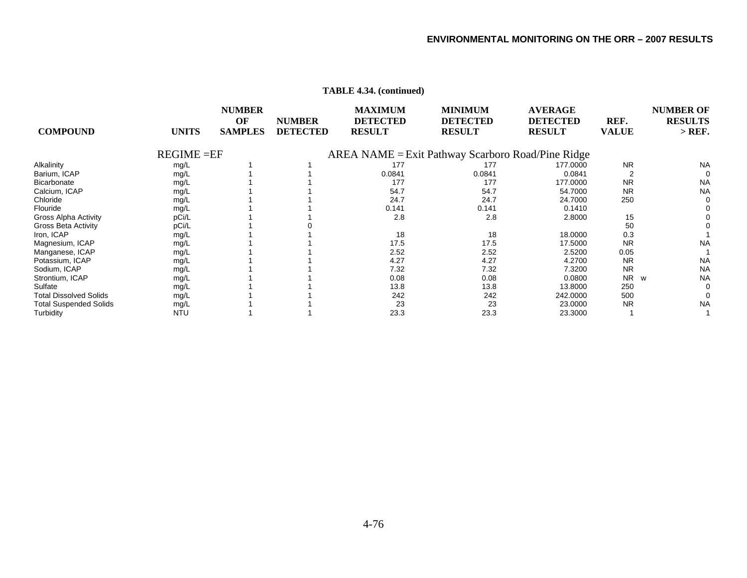**TABLE 4.34. (continued)**

| COMPOUND | UNITS | NUMBER OF SAMPLES | NUMBER DETECTED | MAXIMUM DETECTED RESULT | MINIMUM DETECTED RESULT | AVERAGE DETECTED RESULT | REF. VALUE | NUMBER OF RESULTS > REF. |
|---|---|---|---|---|---|---|---|---|
| REGIME =EF | | | | AREA NAME = Exit Pathway Scarboro Road/Pine Ridge | | | | |
| Alkalinity | mg/L | 1 | 1 | 177 | 177 | 177.0000 | NR | NA |
| Barium, ICAP | mg/L | 1 | 1 | 0.0841 | 0.0841 | 0.0841 | 2 | 0 |
| Bicarbonate | mg/L | 1 | 1 | 177 | 177 | 177.0000 | NR | NA |
| Calcium, ICAP | mg/L | 1 | 1 | 54.7 | 54.7 | 54.7000 | NR | NA |
| Chloride | mg/L | 1 | 1 | 24.7 | 24.7 | 24.7000 | 250 | 0 |
| Flouride | mg/L | 1 | 1 | 0.141 | 0.141 | 0.1410 | | 0 |
| Gross Alpha Activity | pCi/L | 1 | 1 | 2.8 | 2.8 | 2.8000 | 15 | 0 |
| Gross Beta Activity | pCi/L | 1 | 0 | | | | 50 | 0 |
| Iron, ICAP | mg/L | 1 | 1 | 18 | 18 | 18.0000 | 0.3 | 1 |
| Magnesium, ICAP | mg/L | 1 | 1 | 17.5 | 17.5 | 17.5000 | NR | NA |
| Manganese, ICAP | mg/L | 1 | 1 | 2.52 | 2.52 | 2.5200 | 0.05 | 1 |
| Potassium, ICAP | mg/L | 1 | 1 | 4.27 | 4.27 | 4.2700 | NR | NA |
| Sodium, ICAP | mg/L | 1 | 1 | 7.32 | 7.32 | 7.3200 | NR | NA |
| Strontium, ICAP | mg/L | 1 | 1 | 0.08 | 0.08 | 0.0800 | NR w | NA |
| Sulfate | mg/L | 1 | 1 | 13.8 | 13.8 | 13.8000 | 250 | 0 |
| Total Dissolved Solids | mg/L | 1 | 1 | 242 | 242 | 242.0000 | 500 | 0 |
| Total Suspended Solids | mg/L | 1 | 1 | 23 | 23 | 23.0000 | NR | NA |
| Turbidity | NTU | 1 | 1 | 23.3 | 23.3 | 23.3000 | 1 | 1 |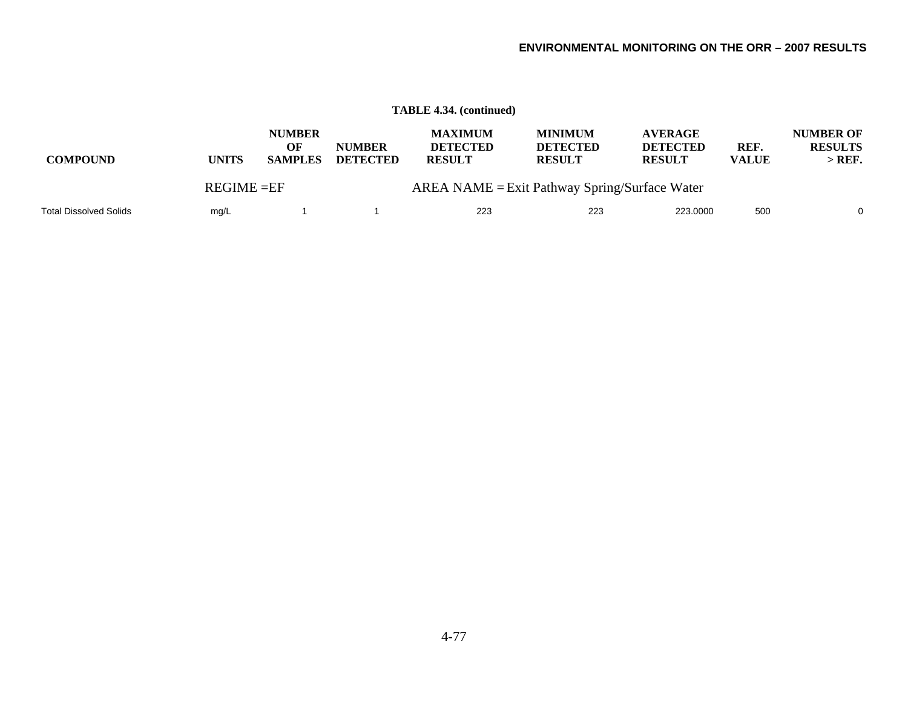**TABLE 4.34. (continued)**

| COMPOUND | UNITS | NUMBER OF SAMPLES | NUMBER DETECTED | MAXIMUM DETECTED RESULT | MINIMUM DETECTED RESULT | AVERAGE DETECTED RESULT | REF. VALUE | NUMBER OF RESULTS > REF. |
|---|---|---|---|---|---|---|---|---|
| | REGIME =EF | | | AREA NAME = Exit Pathway Spring/Surface Water | | | | |
| Total Dissolved Solids | mg/L | 1 | 1 | 223 | 223 | 223.0000 | 500 | 0 |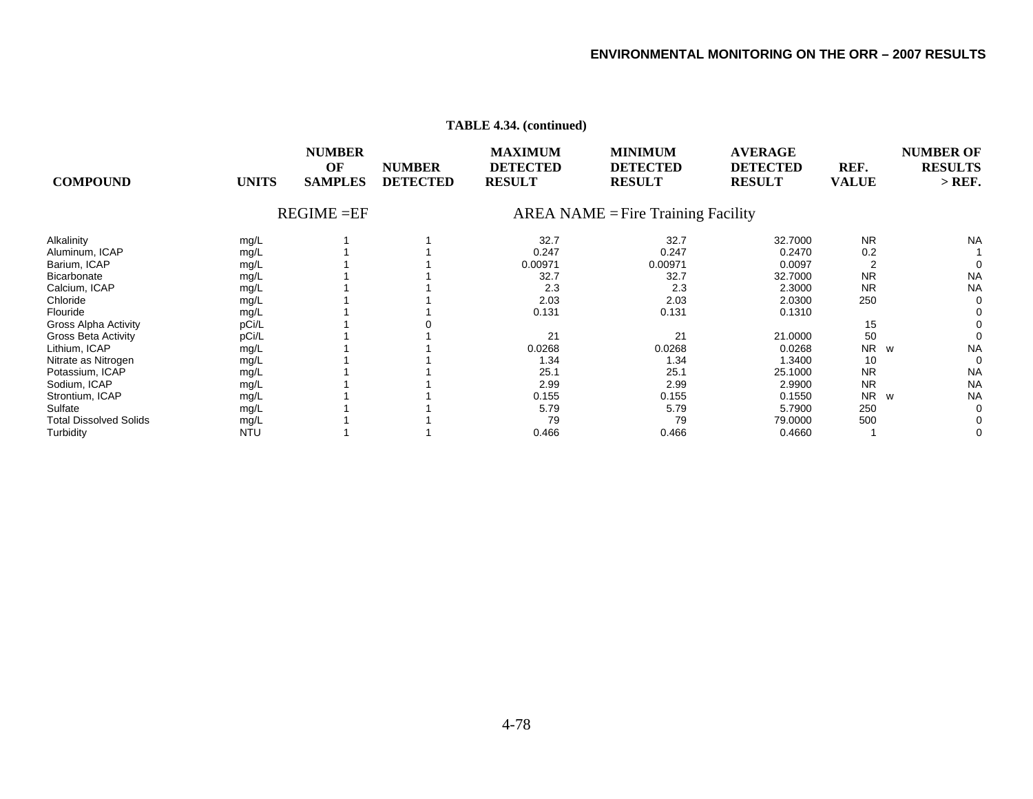**TABLE 4.34. (continued)**

| COMPOUND | UNITS | NUMBER OF SAMPLES | NUMBER DETECTED | MAXIMUM DETECTED RESULT | MINIMUM DETECTED RESULT | AVERAGE DETECTED RESULT | REF. VALUE | | NUMBER OF RESULTS > REF. |
|---|---|---|---|---|---|---|---|---|---|
| | | REGIME =EF | | | AREA NAME = Fire Training Facility | | | | |
| Alkalinity | mg/L | 1 | 1 | 32.7 | 32.7 | 32.7000 | NR | | NA |
| Aluminum, ICAP | mg/L | 1 | 1 | 0.247 | 0.247 | 0.2470 | 0.2 | | 1 |
| Barium, ICAP | mg/L | 1 | 1 | 0.00971 | 0.00971 | 0.0097 | 2 | | 0 |
| Bicarbonate | mg/L | 1 | 1 | 32.7 | 32.7 | 32.7000 | NR | | NA |
| Calcium, ICAP | mg/L | 1 | 1 | 2.3 | 2.3 | 2.3000 | NR | | NA |
| Chloride | mg/L | 1 | 1 | 2.03 | 2.03 | 2.0300 | 250 | | 0 |
| Flouride | mg/L | 1 | 1 | 0.131 | 0.131 | 0.1310 | | | 0 |
| Gross Alpha Activity | pCi/L | 1 | 0 | | | | 15 | | 0 |
| Gross Beta Activity | pCi/L | 1 | 1 | 21 | 21 | 21.0000 | 50 | | 0 |
| Lithium, ICAP | mg/L | 1 | 1 | 0.0268 | 0.0268 | 0.0268 | NR | w | NA |
| Nitrate as Nitrogen | mg/L | 1 | 1 | 1.34 | 1.34 | 1.3400 | 10 | | 0 |
| Potassium, ICAP | mg/L | 1 | 1 | 25.1 | 25.1 | 25.1000 | NR | | NA |
| Sodium, ICAP | mg/L | 1 | 1 | 2.99 | 2.99 | 2.9900 | NR | | NA |
| Strontium, ICAP | mg/L | 1 | 1 | 0.155 | 0.155 | 0.1550 | NR | w | NA |
| Sulfate | mg/L | 1 | 1 | 5.79 | 5.79 | 5.7900 | 250 | | 0 |
| Total Dissolved Solids | mg/L | 1 | 1 | 79 | 79 | 79.0000 | 500 | | 0 |
| Turbidity | NTU | 1 | 1 | 0.466 | 0.466 | 0.4660 | 1 | | 0 |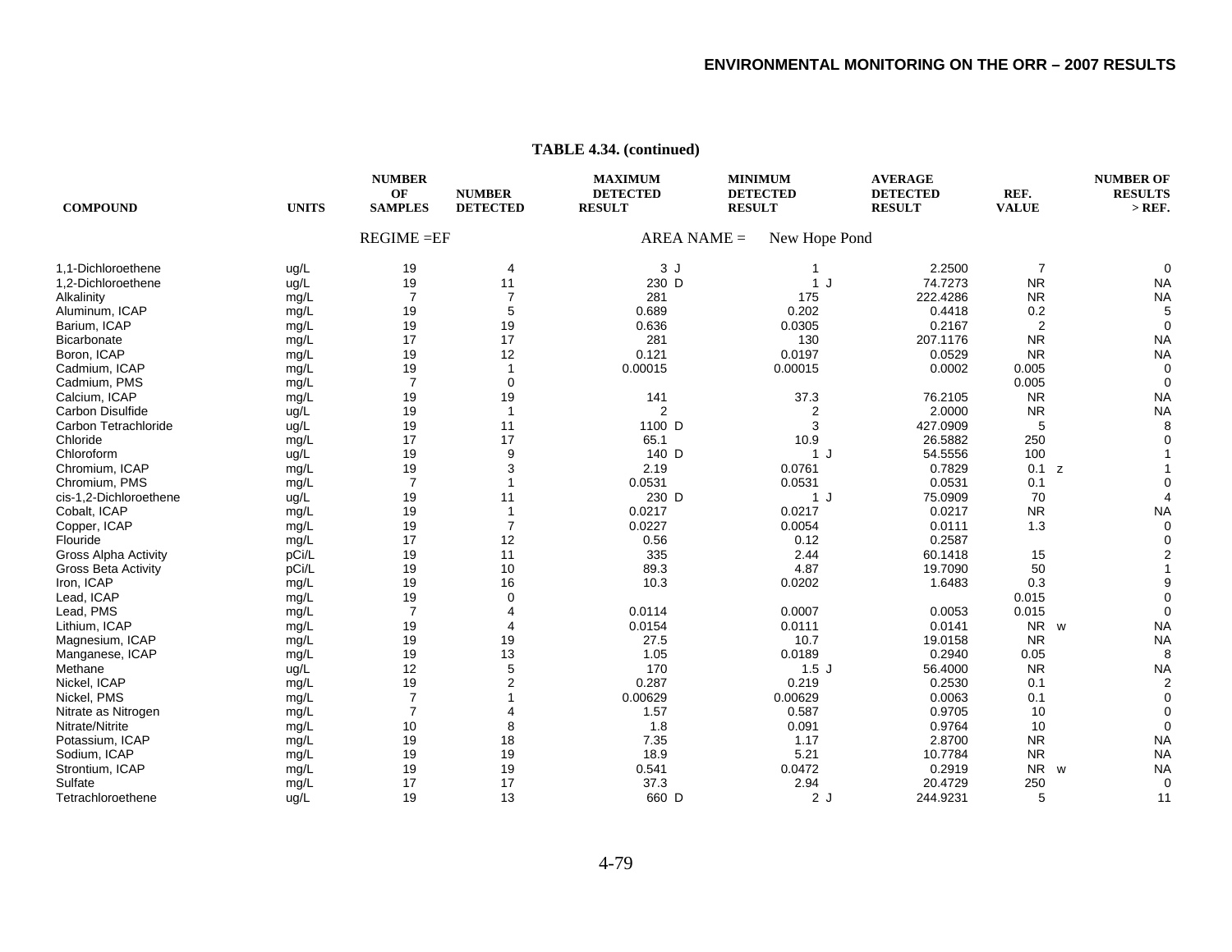**TABLE 4.34. (continued)**

| COMPOUND | UNITS | NUMBER OF SAMPLES | NUMBER DETECTED | MAXIMUM DETECTED RESULT | MINIMUM DETECTED RESULT | AVERAGE DETECTED RESULT | REF. VALUE | NUMBER OF RESULTS > REF. |
|---|---|---|---|---|---|---|---|---|
| | | REGIME =EF | | AREA NAME = | New Hope Pond | | | |
| 1,1-Dichloroethene | ug/L | 19 | 4 | 3 J | 1 | 2.2500 | 7 | 0 |
| 1,2-Dichloroethene | ug/L | 19 | 11 | 230 D | 1 J | 74.7273 | NR | NA |
| Alkalinity | mg/L | 7 | 7 | 281 | 175 | 222.4286 | NR | NA |
| Aluminum, ICAP | mg/L | 19 | 5 | 0.689 | 0.202 | 0.4418 | 0.2 | 5 |
| Barium, ICAP | mg/L | 19 | 19 | 0.636 | 0.0305 | 0.2167 | 2 | 0 |
| Bicarbonate | mg/L | 17 | 17 | 281 | 130 | 207.1176 | NR | NA |
| Boron, ICAP | mg/L | 19 | 12 | 0.121 | 0.0197 | 0.0529 | NR | NA |
| Cadmium, ICAP | mg/L | 19 | 1 | 0.00015 | 0.00015 | 0.0002 | 0.005 | 0 |
| Cadmium, PMS | mg/L | 7 | 0 | | | | 0.005 | 0 |
| Calcium, ICAP | mg/L | 19 | 19 | 141 | 37.3 | 76.2105 | NR | NA |
| Carbon Disulfide | ug/L | 19 | 1 | 2 | 2 | 2.0000 | NR | NA |
| Carbon Tetrachloride | ug/L | 19 | 11 | 1100 D | 3 | 427.0909 | 5 | 8 |
| Chloride | mg/L | 17 | 17 | 65.1 | 10.9 | 26.5882 | 250 | 0 |
| Chloroform | ug/L | 19 | 9 | 140 D | 1 J | 54.5556 | 100 | 1 |
| Chromium, ICAP | mg/L | 19 | 3 | 2.19 | 0.0761 | 0.7829 | 0.1 z | 1 |
| Chromium, PMS | mg/L | 7 | 1 | 0.0531 | 0.0531 | 0.0531 | 0.1 | 0 |
| cis-1,2-Dichloroethene | ug/L | 19 | 11 | 230 D | 1 J | 75.0909 | 70 | 4 |
| Cobalt, ICAP | mg/L | 19 | 1 | 0.0217 | 0.0217 | 0.0217 | NR | NA |
| Copper, ICAP | mg/L | 19 | 7 | 0.0227 | 0.0054 | 0.0111 | 1.3 | 0 |
| Flouride | mg/L | 17 | 12 | 0.56 | 0.12 | 0.2587 | | 0 |
| Gross Alpha Activity | pCi/L | 19 | 11 | 335 | 2.44 | 60.1418 | 15 | 2 |
| Gross Beta Activity | pCi/L | 19 | 10 | 89.3 | 4.87 | 19.7090 | 50 | 1 |
| Iron, ICAP | mg/L | 19 | 16 | 10.3 | 0.0202 | 1.6483 | 0.3 | 9 |
| Lead, ICAP | mg/L | 19 | 0 | | | | 0.015 | 0 |
| Lead, PMS | mg/L | 7 | 4 | 0.0114 | 0.0007 | 0.0053 | 0.015 | 0 |
| Lithium, ICAP | mg/L | 19 | 4 | 0.0154 | 0.0111 | 0.0141 | NR w | NA |
| Magnesium, ICAP | mg/L | 19 | 19 | 27.5 | 10.7 | 19.0158 | NR | NA |
| Manganese, ICAP | mg/L | 19 | 13 | 1.05 | 0.0189 | 0.2940 | 0.05 | 8 |
| Methane | ug/L | 12 | 5 | 170 | 1.5 J | 56.4000 | NR | NA |
| Nickel, ICAP | mg/L | 19 | 2 | 0.287 | 0.219 | 0.2530 | 0.1 | 2 |
| Nickel, PMS | mg/L | 7 | 1 | 0.00629 | 0.00629 | 0.0063 | 0.1 | 0 |
| Nitrate as Nitrogen | mg/L | 7 | 4 | 1.57 | 0.587 | 0.9705 | 10 | 0 |
| Nitrate/Nitrite | mg/L | 10 | 8 | 1.8 | 0.091 | 0.9764 | 10 | 0 |
| Potassium, ICAP | mg/L | 19 | 18 | 7.35 | 1.17 | 2.8700 | NR | NA |
| Sodium, ICAP | mg/L | 19 | 19 | 18.9 | 5.21 | 10.7784 | NR | NA |
| Strontium, ICAP | mg/L | 19 | 19 | 0.541 | 0.0472 | 0.2919 | NR w | NA |
| Sulfate | mg/L | 17 | 17 | 37.3 | 2.94 | 20.4729 | 250 | 0 |
| Tetrachloroethene | ug/L | 19 | 13 | 660 D | 2 J | 244.9231 | 5 | 11 |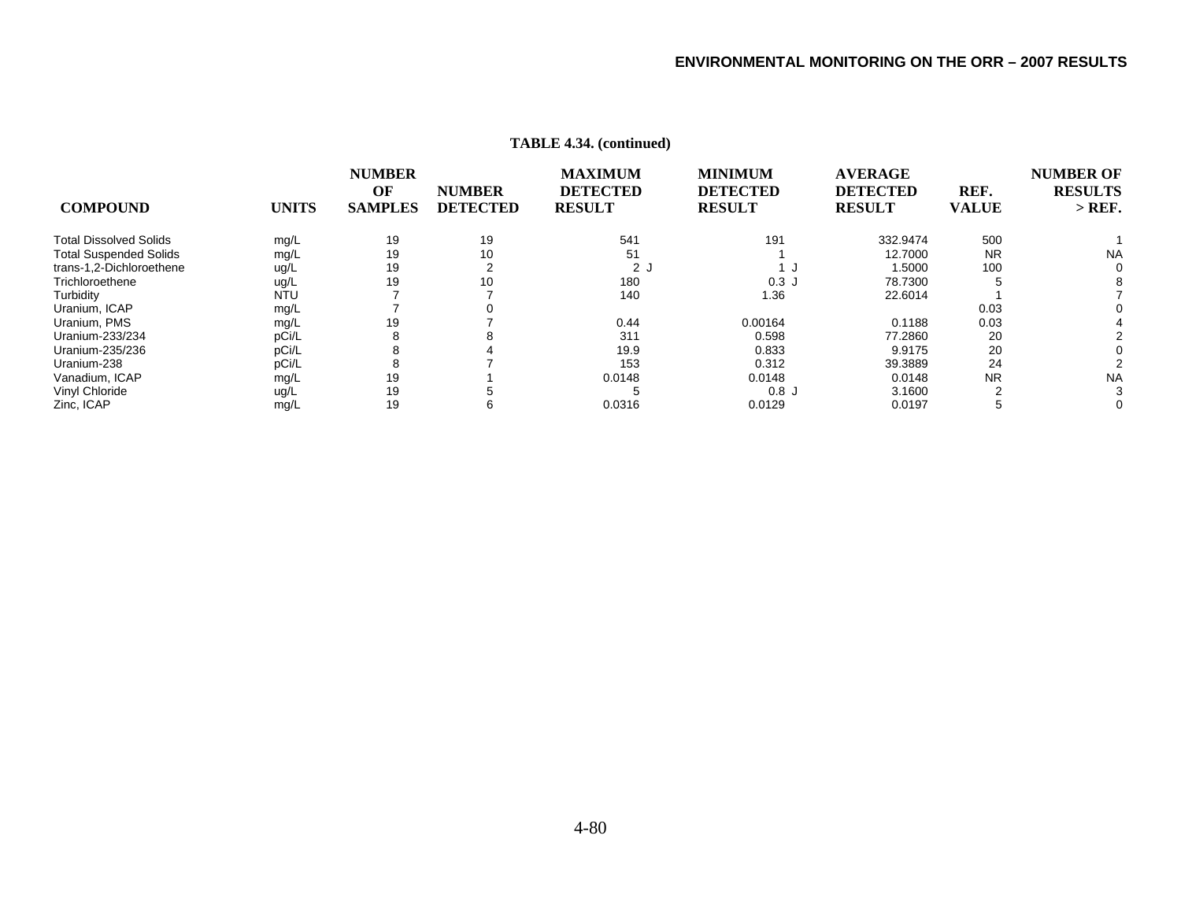**TABLE 4.34. (continued)**

| COMPOUND | UNITS | NUMBER OF SAMPLES | NUMBER DETECTED | MAXIMUM DETECTED RESULT | MINIMUM DETECTED RESULT | AVERAGE DETECTED RESULT | REF. VALUE | NUMBER OF RESULTS > REF. |
|---|---|---|---|---|---|---|---|---|
| Total Dissolved Solids | mg/L | 19 | 19 | 541 | 191 | 332.9474 | 500 | 1 |
| Total Suspended Solids | mg/L | 19 | 10 | 51 | 1 | 12.7000 | NR | NA |
| trans-1,2-Dichloroethene | ug/L | 19 | 2 | 2 J | 1 J | 1.5000 | 100 | 0 |
| Trichloroethene | ug/L | 19 | 10 | 180 | 0.3 J | 78.7300 | 5 | 8 |
| Turbidity | NTU | 7 | 7 | 140 | 1.36 | 22.6014 | 1 | 7 |
| Uranium, ICAP | mg/L | 7 | 0 | | | | 0.03 | 0 |
| Uranium, PMS | mg/L | 19 | 7 | 0.44 | 0.00164 | 0.1188 | 0.03 | 4 |
| Uranium-233/234 | pCi/L | 8 | 8 | 311 | 0.598 | 77.2860 | 20 | 2 |
| Uranium-235/236 | pCi/L | 8 | 4 | 19.9 | 0.833 | 9.9175 | 20 | 0 |
| Uranium-238 | pCi/L | 8 | 7 | 153 | 0.312 | 39.3889 | 24 | 2 |
| Vanadium, ICAP | mg/L | 19 | 1 | 0.0148 | 0.0148 | 0.0148 | NR | NA |
| Vinyl Chloride | ug/L | 19 | 5 | 5 | 0.8 J | 3.1600 | 2 | 3 |
| Zinc, ICAP | mg/L | 19 | 6 | 0.0316 | 0.0129 | 0.0197 | 5 | 0 |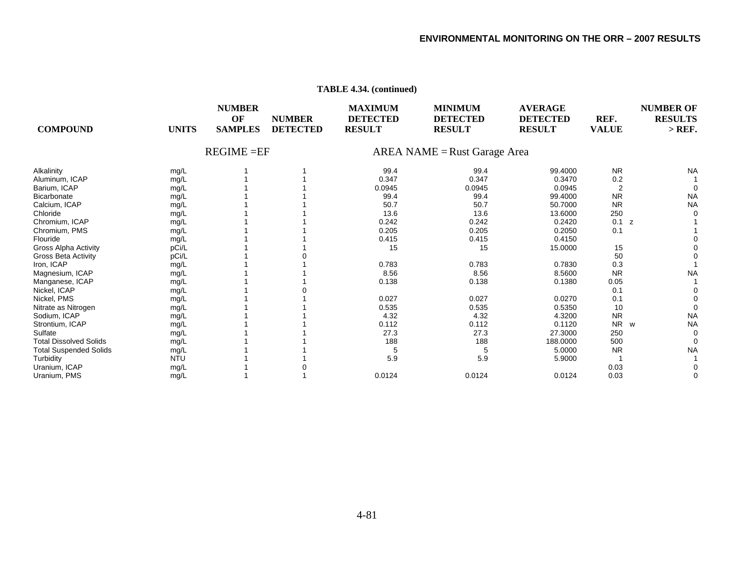**TABLE 4.34. (continued)**

| COMPOUND | UNITS | NUMBER OF SAMPLES | NUMBER DETECTED | MAXIMUM DETECTED RESULT | MINIMUM DETECTED RESULT | AVERAGE DETECTED RESULT | REF. VALUE | | NUMBER OF RESULTS > REF. |
|---|---|---|---|---|---|---|---|---|---|
| | | REGIME =EF | | | AREA NAME = Rust Garage Area | | | | |
| Alkalinity | mg/L | 1 | 1 | 99.4 | 99.4 | 99.4000 | NR | | NA |
| Aluminum, ICAP | mg/L | 1 | 1 | 0.347 | 0.347 | 0.3470 | 0.2 | | 1 |
| Barium, ICAP | mg/L | 1 | 1 | 0.0945 | 0.0945 | 0.0945 | 2 | | 0 |
| Bicarbonate | mg/L | 1 | 1 | 99.4 | 99.4 | 99.4000 | NR | | NA |
| Calcium, ICAP | mg/L | 1 | 1 | 50.7 | 50.7 | 50.7000 | NR | | NA |
| Chloride | mg/L | 1 | 1 | 13.6 | 13.6 | 13.6000 | 250 | | 0 |
| Chromium, ICAP | mg/L | 1 | 1 | 0.242 | 0.242 | 0.2420 | 0.1 | z | 1 |
| Chromium, PMS | mg/L | 1 | 1 | 0.205 | 0.205 | 0.2050 | 0.1 | | 1 |
| Flouride | mg/L | 1 | 1 | 0.415 | 0.415 | 0.4150 | | | 0 |
| Gross Alpha Activity | pCi/L | 1 | 1 | 15 | 15 | 15.0000 | 15 | | 0 |
| Gross Beta Activity | pCi/L | 1 | 0 | | | | 50 | | 0 |
| Iron, ICAP | mg/L | 1 | 1 | 0.783 | 0.783 | 0.7830 | 0.3 | | 1 |
| Magnesium, ICAP | mg/L | 1 | 1 | 8.56 | 8.56 | 8.5600 | NR | | NA |
| Manganese, ICAP | mg/L | 1 | 1 | 0.138 | 0.138 | 0.1380 | 0.05 | | 1 |
| Nickel, ICAP | mg/L | 1 | 0 | | | | 0.1 | | 0 |
| Nickel, PMS | mg/L | 1 | 1 | 0.027 | 0.027 | 0.0270 | 0.1 | | 0 |
| Nitrate as Nitrogen | mg/L | 1 | 1 | 0.535 | 0.535 | 0.5350 | 10 | | 0 |
| Sodium, ICAP | mg/L | 1 | 1 | 4.32 | 4.32 | 4.3200 | NR | | NA |
| Strontium, ICAP | mg/L | 1 | 1 | 0.112 | 0.112 | 0.1120 | NR | w | NA |
| Sulfate | mg/L | 1 | 1 | 27.3 | 27.3 | 27.3000 | 250 | | 0 |
| Total Dissolved Solids | mg/L | 1 | 1 | 188 | 188 | 188.0000 | 500 | | 0 |
| Total Suspended Solids | mg/L | 1 | 1 | 5 | 5 | 5.0000 | NR | | NA |
| Turbidity | NTU | 1 | 1 | 5.9 | 5.9 | 5.9000 | 1 | | 1 |
| Uranium, ICAP | mg/L | 1 | 0 | | | | 0.03 | | 0 |
| Uranium, PMS | mg/L | 1 | 1 | 0.0124 | 0.0124 | 0.0124 | 0.03 | | 0 |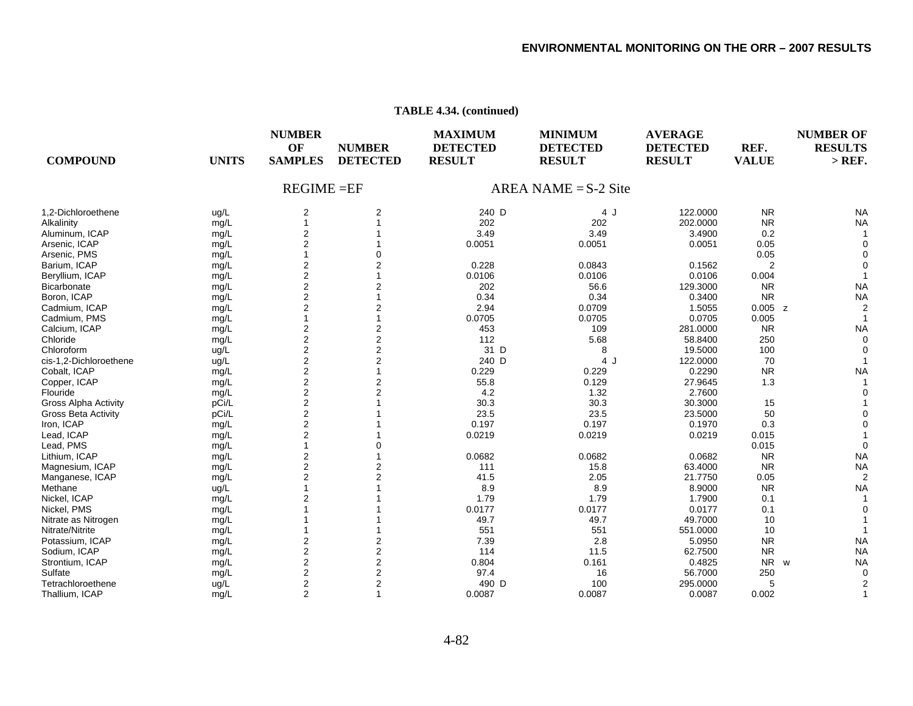**TABLE 4.34. (continued)**

| COMPOUND | UNITS | NUMBER OF SAMPLES | NUMBER DETECTED | MAXIMUM DETECTED RESULT | MINIMUM DETECTED RESULT | AVERAGE DETECTED RESULT | REF. VALUE | NUMBER OF RESULTS > REF. |
|---|---|---|---|---|---|---|---|---|
| | | REGIME =EF | | AREA NAME = S-2 Site | | | | |
| 1,2-Dichloroethene | ug/L | 2 | 2 | 240 D | 4 J | 122.0000 | NR | NA |
| Alkalinity | mg/L | 1 | 1 | 202 | 202 | 202.0000 | NR | NA |
| Aluminum, ICAP | mg/L | 2 | 1 | 3.49 | 3.49 | 3.4900 | 0.2 | 1 |
| Arsenic, ICAP | mg/L | 2 | 1 | 0.0051 | 0.0051 | 0.0051 | 0.05 | 0 |
| Arsenic, PMS | mg/L | 1 | 0 | | | | 0.05 | 0 |
| Barium, ICAP | mg/L | 2 | 2 | 0.228 | 0.0843 | 0.1562 | 2 | 0 |
| Beryllium, ICAP | mg/L | 2 | 1 | 0.0106 | 0.0106 | 0.0106 | 0.004 | 1 |
| Bicarbonate | mg/L | 2 | 2 | 202 | 56.6 | 129.3000 | NR | NA |
| Boron, ICAP | mg/L | 2 | 1 | 0.34 | 0.34 | 0.3400 | NR | NA |
| Cadmium, ICAP | mg/L | 2 | 2 | 2.94 | 0.0709 | 1.5055 | 0.005 z | 2 |
| Cadmium, PMS | mg/L | 1 | 1 | 0.0705 | 0.0705 | 0.0705 | 0.005 | 1 |
| Calcium, ICAP | mg/L | 2 | 2 | 453 | 109 | 281.0000 | NR | NA |
| Chloride | mg/L | 2 | 2 | 112 | 5.68 | 58.8400 | 250 | 0 |
| Chloroform | ug/L | 2 | 2 | 31 D | 8 | 19.5000 | 100 | 0 |
| cis-1,2-Dichloroethene | ug/L | 2 | 2 | 240 D | 4 J | 122.0000 | 70 | 1 |
| Cobalt, ICAP | mg/L | 2 | 1 | 0.229 | 0.229 | 0.2290 | NR | NA |
| Copper, ICAP | mg/L | 2 | 2 | 55.8 | 0.129 | 27.9645 | 1.3 | 1 |
| Flouride | mg/L | 2 | 2 | 4.2 | 1.32 | 2.7600 | | 0 |
| Gross Alpha Activity | pCi/L | 2 | 1 | 30.3 | 30.3 | 30.3000 | 15 | 1 |
| Gross Beta Activity | pCi/L | 2 | 1 | 23.5 | 23.5 | 23.5000 | 50 | 0 |
| Iron, ICAP | mg/L | 2 | 1 | 0.197 | 0.197 | 0.1970 | 0.3 | 0 |
| Lead, ICAP | mg/L | 2 | 1 | 0.0219 | 0.0219 | 0.0219 | 0.015 | 1 |
| Lead, PMS | mg/L | 1 | 0 | | | | 0.015 | 0 |
| Lithium, ICAP | mg/L | 2 | 1 | 0.0682 | 0.0682 | 0.0682 | NR | NA |
| Magnesium, ICAP | mg/L | 2 | 2 | 111 | 15.8 | 63.4000 | NR | NA |
| Manganese, ICAP | mg/L | 2 | 2 | 41.5 | 2.05 | 21.7750 | 0.05 | 2 |
| Methane | ug/L | 1 | 1 | 8.9 | 8.9 | 8.9000 | NR | NA |
| Nickel, ICAP | mg/L | 2 | 1 | 1.79 | 1.79 | 1.7900 | 0.1 | 1 |
| Nickel, PMS | mg/L | 1 | 1 | 0.0177 | 0.0177 | 0.0177 | 0.1 | 0 |
| Nitrate as Nitrogen | mg/L | 1 | 1 | 49.7 | 49.7 | 49.7000 | 10 | 1 |
| Nitrate/Nitrite | mg/L | 1 | 1 | 551 | 551 | 551.0000 | 10 | 1 |
| Potassium, ICAP | mg/L | 2 | 2 | 7.39 | 2.8 | 5.0950 | NR | NA |
| Sodium, ICAP | mg/L | 2 | 2 | 114 | 11.5 | 62.7500 | NR | NA |
| Strontium, ICAP | mg/L | 2 | 2 | 0.804 | 0.161 | 0.4825 | NR w | NA |
| Sulfate | mg/L | 2 | 2 | 97.4 | 16 | 56.7000 | 250 | 0 |
| Tetrachloroethene | ug/L | 2 | 2 | 490 D | 100 | 295.0000 | 5 | 2 |
| Thallium, ICAP | mg/L | 2 | 1 | 0.0087 | 0.0087 | 0.0087 | 0.002 | 1 |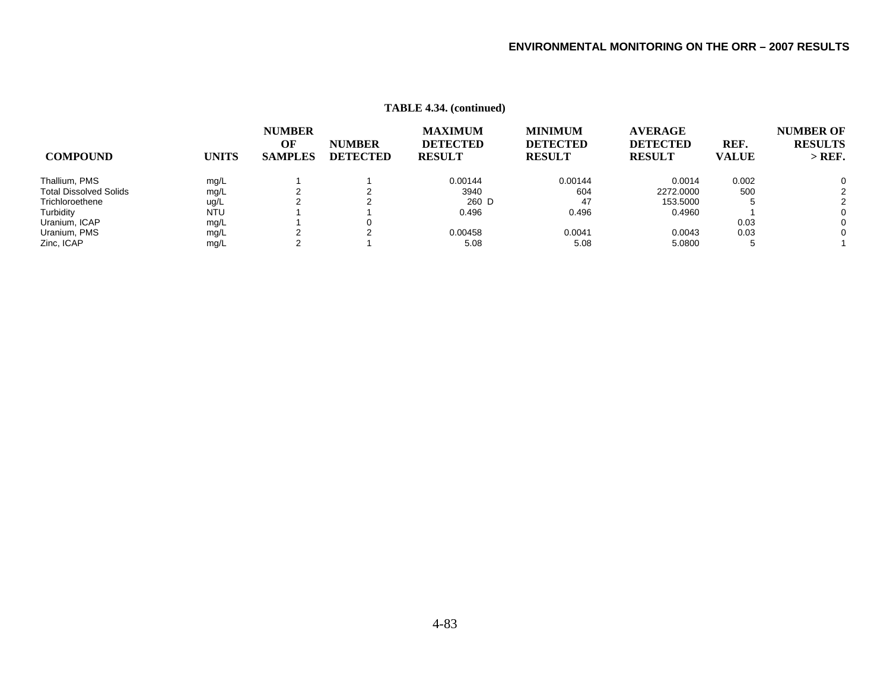**TABLE 4.34. (continued)**

| COMPOUND | UNITS | NUMBER OF SAMPLES | NUMBER DETECTED | MAXIMUM DETECTED RESULT | MINIMUM DETECTED RESULT | AVERAGE DETECTED RESULT | REF. VALUE | NUMBER OF RESULTS > REF. |
|---|---|---|---|---|---|---|---|---|
| Thallium, PMS | mg/L | 1 | 1 | 0.00144 | 0.00144 | 0.0014 | 0.002 | 0 |
| Total Dissolved Solids | mg/L | 2 | 2 | 3940 | 604 | 2272.0000 | 500 | 2 |
| Trichloroethene | ug/L | 2 | 2 | 260 D | 47 | 153.5000 | 5 | 2 |
| Turbidity | NTU | 1 | 1 | 0.496 | 0.496 | 0.4960 | 1 | 0 |
| Uranium, ICAP | mg/L | 1 | 0 | | | | 0.03 | 0 |
| Uranium, PMS | mg/L | 2 | 2 | 0.00458 | 0.0041 | 0.0043 | 0.03 | 0 |
| Zinc, ICAP | mg/L | 2 | 1 | 5.08 | 5.08 | 5.0800 | 5 | 1 |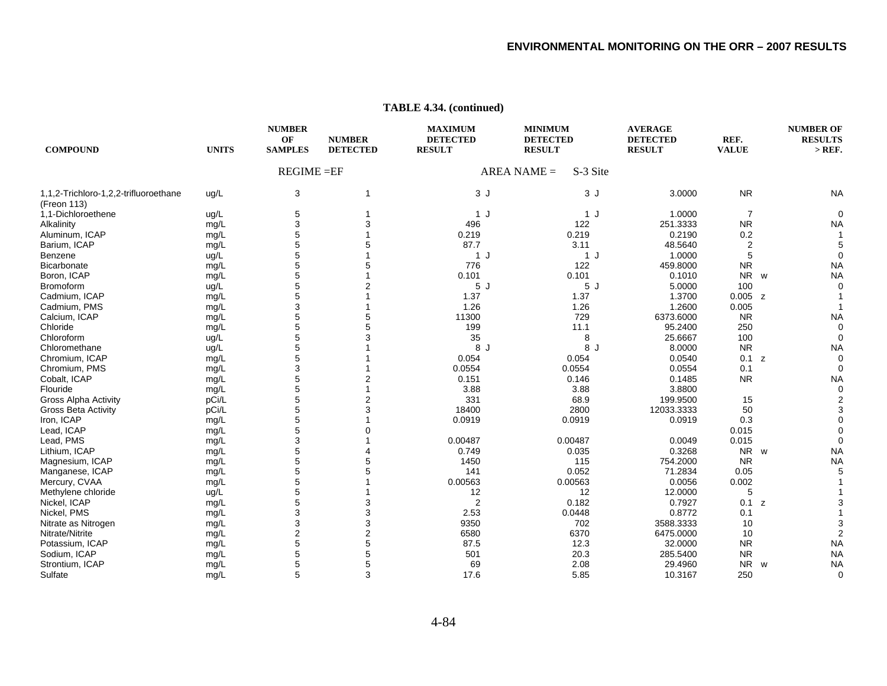**TABLE 4.34. (continued)**

| COMPOUND | UNITS | NUMBER OF SAMPLES | NUMBER DETECTED | MAXIMUM DETECTED RESULT | MINIMUM DETECTED RESULT | AVERAGE DETECTED RESULT | REF. VALUE | NUMBER OF RESULTS > REF. |
|---|---|---|---|---|---|---|---|---|
| | | REGIME =EF | | | AREA NAME = S-3 Site | | | |
| 1,1,2-Trichloro-1,2,2-trifluoroethane (Freon 113) | ug/L | 3 | 1 | 3 J | 3 J | 3.0000 | NR | NA |
| 1,1-Dichloroethene | ug/L | 5 | 1 | 1 J | 1 J | 1.0000 | 7 | 0 |
| Alkalinity | mg/L | 3 | 3 | 496 | 122 | 251.3333 | NR | NA |
| Aluminum, ICAP | mg/L | 5 | 1 | 0.219 | 0.219 | 0.2190 | 0.2 | 1 |
| Barium, ICAP | mg/L | 5 | 5 | 87.7 | 3.11 | 48.5640 | 2 | 5 |
| Benzene | ug/L | 5 | 1 | 1 J | 1 J | 1.0000 | 5 | 0 |
| Bicarbonate | mg/L | 5 | 5 | 776 | 122 | 459.8000 | NR | NA |
| Boron, ICAP | mg/L | 5 | 1 | 0.101 | 0.101 | 0.1010 | NR w | NA |
| Bromoform | ug/L | 5 | 2 | 5 J | 5 J | 5.0000 | 100 | 0 |
| Cadmium, ICAP | mg/L | 5 | 1 | 1.37 | 1.37 | 1.3700 | 0.005 z | 1 |
| Cadmium, PMS | mg/L | 3 | 1 | 1.26 | 1.26 | 1.2600 | 0.005 | 1 |
| Calcium, ICAP | mg/L | 5 | 5 | 11300 | 729 | 6373.6000 | NR | NA |
| Chloride | mg/L | 5 | 5 | 199 | 11.1 | 95.2400 | 250 | 0 |
| Chloroform | ug/L | 5 | 3 | 35 | 8 | 25.6667 | 100 | 0 |
| Chloromethane | ug/L | 5 | 1 | 8 J | 8 J | 8.0000 | NR | NA |
| Chromium, ICAP | mg/L | 5 | 1 | 0.054 | 0.054 | 0.0540 | 0.1 z | 0 |
| Chromium, PMS | mg/L | 3 | 1 | 0.0554 | 0.0554 | 0.0554 | 0.1 | 0 |
| Cobalt, ICAP | mg/L | 5 | 2 | 0.151 | 0.146 | 0.1485 | NR | NA |
| Flouride | mg/L | 5 | 1 | 3.88 | 3.88 | 3.8800 | | 0 |
| Gross Alpha Activity | pCi/L | 5 | 2 | 331 | 68.9 | 199.9500 | 15 | 2 |
| Gross Beta Activity | pCi/L | 5 | 3 | 18400 | 2800 | 12033.3333 | 50 | 3 |
| Iron, ICAP | mg/L | 5 | 1 | 0.0919 | 0.0919 | 0.0919 | 0.3 | 0 |
| Lead, ICAP | mg/L | 5 | 0 | | | | 0.015 | 0 |
| Lead, PMS | mg/L | 3 | 1 | 0.00487 | 0.00487 | 0.0049 | 0.015 | 0 |
| Lithium, ICAP | mg/L | 5 | 4 | 0.749 | 0.035 | 0.3268 | NR w | NA |
| Magnesium, ICAP | mg/L | 5 | 5 | 1450 | 115 | 754.2000 | NR | NA |
| Manganese, ICAP | mg/L | 5 | 5 | 141 | 0.052 | 71.2834 | 0.05 | 5 |
| Mercury, CVAA | mg/L | 5 | 1 | 0.00563 | 0.00563 | 0.0056 | 0.002 | 1 |
| Methylene chloride | ug/L | 5 | 1 | 12 | 12 | 12.0000 | 5 | 1 |
| Nickel, ICAP | mg/L | 5 | 3 | 2 | 0.182 | 0.7927 | 0.1 z | 3 |
| Nickel, PMS | mg/L | 3 | 3 | 2.53 | 0.0448 | 0.8772 | 0.1 | 1 |
| Nitrate as Nitrogen | mg/L | 3 | 3 | 9350 | 702 | 3588.3333 | 10 | 3 |
| Nitrate/Nitrite | mg/L | 2 | 2 | 6580 | 6370 | 6475.0000 | 10 | 2 |
| Potassium, ICAP | mg/L | 5 | 5 | 87.5 | 12.3 | 32.0000 | NR | NA |
| Sodium, ICAP | mg/L | 5 | 5 | 501 | 20.3 | 285.5400 | NR | NA |
| Strontium, ICAP | mg/L | 5 | 5 | 69 | 2.08 | 29.4960 | NR w | NA |
| Sulfate | mg/L | 5 | 3 | 17.6 | 5.85 | 10.3167 | 250 | 0 |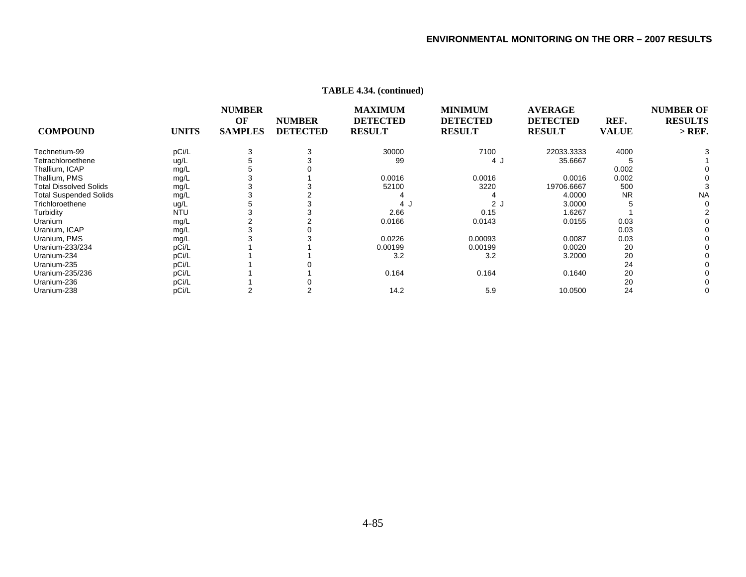**TABLE 4.34. (continued)**

| COMPOUND | UNITS | NUMBER OF SAMPLES | NUMBER DETECTED | MAXIMUM DETECTED RESULT | MINIMUM DETECTED RESULT | AVERAGE DETECTED RESULT | REF. VALUE | NUMBER OF RESULTS > REF. |
|---|---|---|---|---|---|---|---|---|
| Technetium-99 | pCi/L | 3 | 3 | 30000 | 7100 | 22033.3333 | 4000 | 3 |
| Tetrachloroethene | ug/L | 5 | 3 | 99 | 4 J | 35.6667 | 5 | 1 |
| Thallium, ICAP | mg/L | 5 | 0 | | | | 0.002 | 0 |
| Thallium, PMS | mg/L | 3 | 1 | 0.0016 | 0.0016 | 0.0016 | 0.002 | 0 |
| Total Dissolved Solids | mg/L | 3 | 3 | 52100 | 3220 | 19706.6667 | 500 | 3 |
| Total Suspended Solids | mg/L | 3 | 2 | 4 | 4 | 4.0000 | NR | NA |
| Trichloroethene | ug/L | 5 | 3 | 4 J | 2 J | 3.0000 | 5 | 0 |
| Turbidity | NTU | 3 | 3 | 2.66 | 0.15 | 1.6267 | 1 | 2 |
| Uranium | mg/L | 2 | 2 | 0.0166 | 0.0143 | 0.0155 | 0.03 | 0 |
| Uranium, ICAP | mg/L | 3 | 0 | | | | 0.03 | 0 |
| Uranium, PMS | mg/L | 3 | 3 | 0.0226 | 0.00093 | 0.0087 | 0.03 | 0 |
| Uranium-233/234 | pCi/L | 1 | 1 | 0.00199 | 0.00199 | 0.0020 | 20 | 0 |
| Uranium-234 | pCi/L | 1 | 1 | 3.2 | 3.2 | 3.2000 | 20 | 0 |
| Uranium-235 | pCi/L | 1 | 0 | | | | 24 | 0 |
| Uranium-235/236 | pCi/L | 1 | 1 | 0.164 | 0.164 | 0.1640 | 20 | 0 |
| Uranium-236 | pCi/L | 1 | 0 | | | | 20 | 0 |
| Uranium-238 | pCi/L | 2 | 2 | 14.2 | 5.9 | 10.0500 | 24 | 0 |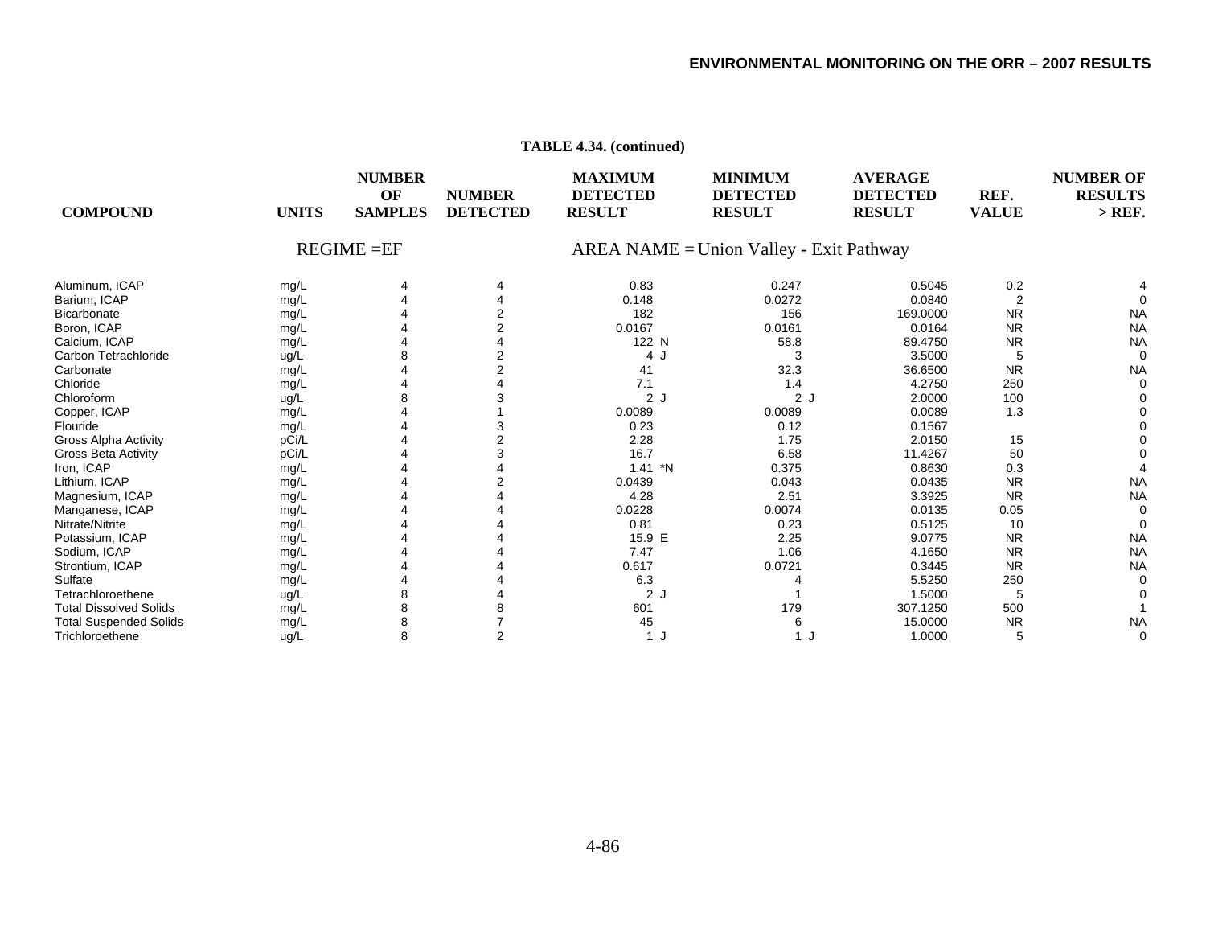**TABLE 4.34. (continued)**

REGIME =EF AREA NAME = Union Valley - Exit Pathway

| COMPOUND | UNITS | NUMBER OF SAMPLES | NUMBER DETECTED | MAXIMUM DETECTED RESULT | MINIMUM DETECTED RESULT | AVERAGE DETECTED RESULT | REF. VALUE | NUMBER OF RESULTS > REF. |
|---|---|---|---|---|---|---|---|---|
| Aluminum, ICAP | mg/L | 4 | 4 | 0.83 | 0.247 | 0.5045 | 0.2 | 4 |
| Barium, ICAP | mg/L | 4 | 4 | 0.148 | 0.0272 | 0.0840 | 2 | 0 |
| Bicarbonate | mg/L | 4 | 2 | 182 | 156 | 169.0000 | NR | NA |
| Boron, ICAP | mg/L | 4 | 2 | 0.0167 | 0.0161 | 0.0164 | NR | NA |
| Calcium, ICAP | mg/L | 4 | 4 | 122 N | 58.8 | 89.4750 | NR | NA |
| Carbon Tetrachloride | ug/L | 8 | 2 | 4 J | 3 | 3.5000 | 5 | 0 |
| Carbonate | mg/L | 4 | 2 | 41 | 32.3 | 36.6500 | NR | NA |
| Chloride | mg/L | 4 | 4 | 7.1 | 1.4 | 4.2750 | 250 | 0 |
| Chloroform | ug/L | 8 | 3 | 2 J | 2 J | 2.0000 | 100 | 0 |
| Copper, ICAP | mg/L | 4 | 1 | 0.0089 | 0.0089 | 0.0089 | 1.3 | 0 |
| Flouride | mg/L | 4 | 3 | 0.23 | 0.12 | 0.1567 | | 0 |
| Gross Alpha Activity | pCi/L | 4 | 2 | 2.28 | 1.75 | 2.0150 | 15 | 0 |
| Gross Beta Activity | pCi/L | 4 | 3 | 16.7 | 6.58 | 11.4267 | 50 | 0 |
| Iron, ICAP | mg/L | 4 | 4 | 1.41 *N | 0.375 | 0.8630 | 0.3 | 4 |
| Lithium, ICAP | mg/L | 4 | 2 | 0.0439 | 0.043 | 0.0435 | NR | NA |
| Magnesium, ICAP | mg/L | 4 | 4 | 4.28 | 2.51 | 3.3925 | NR | NA |
| Manganese, ICAP | mg/L | 4 | 4 | 0.0228 | 0.0074 | 0.0135 | 0.05 | 0 |
| Nitrate/Nitrite | mg/L | 4 | 4 | 0.81 | 0.23 | 0.5125 | 10 | 0 |
| Potassium, ICAP | mg/L | 4 | 4 | 15.9 E | 2.25 | 9.0775 | NR | NA |
| Sodium, ICAP | mg/L | 4 | 4 | 7.47 | 1.06 | 4.1650 | NR | NA |
| Strontium, ICAP | mg/L | 4 | 4 | 0.617 | 0.0721 | 0.3445 | NR | NA |
| Sulfate | mg/L | 4 | 4 | 6.3 | 4 | 5.5250 | 250 | 0 |
| Tetrachloroethene | ug/L | 8 | 4 | 2 J | 1 | 1.5000 | 5 | 0 |
| Total Dissolved Solids | mg/L | 8 | 8 | 601 | 179 | 307.1250 | 500 | 1 |
| Total Suspended Solids | mg/L | 8 | 7 | 45 | 6 | 15.0000 | NR | NA |
| Trichloroethene | ug/L | 8 | 2 | 1 J | 1 J | 1.0000 | 5 | 0 |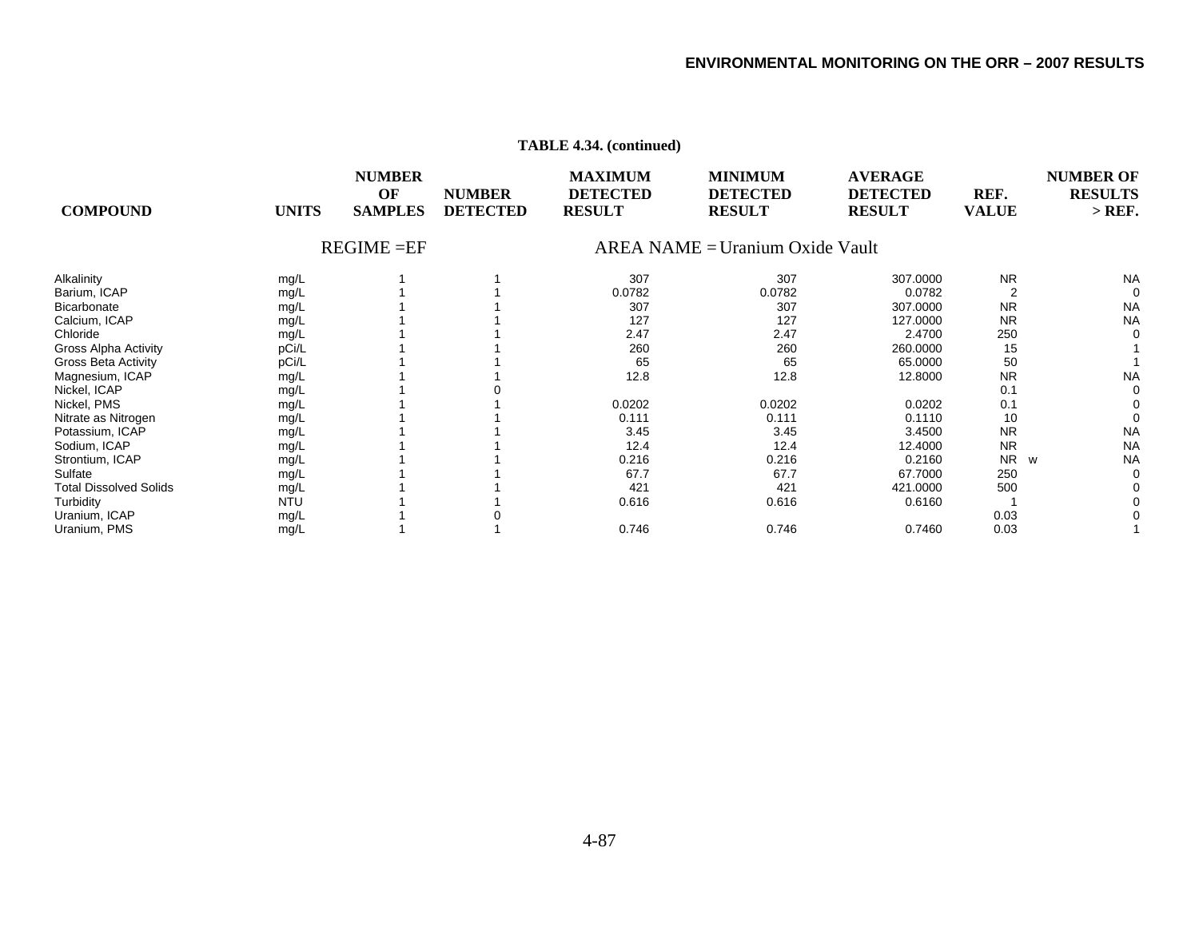**TABLE 4.34. (continued)**

| COMPOUND | UNITS | NUMBER OF SAMPLES | NUMBER DETECTED | MAXIMUM DETECTED RESULT | MINIMUM DETECTED RESULT | AVERAGE DETECTED RESULT | REF. VALUE | NUMBER OF RESULTS > REF. |
|---|---|---|---|---|---|---|---|---|
| | | REGIME =EF | | AREA NAME = Uranium Oxide Vault | | | | |
| Alkalinity | mg/L | 1 | 1 | 307 | 307 | 307.0000 | NR | NA |
| Barium, ICAP | mg/L | 1 | 1 | 0.0782 | 0.0782 | 0.0782 | 2 | 0 |
| Bicarbonate | mg/L | 1 | 1 | 307 | 307 | 307.0000 | NR | NA |
| Calcium, ICAP | mg/L | 1 | 1 | 127 | 127 | 127.0000 | NR | NA |
| Chloride | mg/L | 1 | 1 | 2.47 | 2.47 | 2.4700 | 250 | 0 |
| Gross Alpha Activity | pCi/L | 1 | 1 | 260 | 260 | 260.0000 | 15 | 1 |
| Gross Beta Activity | pCi/L | 1 | 1 | 65 | 65 | 65.0000 | 50 | 1 |
| Magnesium, ICAP | mg/L | 1 | 1 | 12.8 | 12.8 | 12.8000 | NR | NA |
| Nickel, ICAP | mg/L | 1 | 0 | | | | 0.1 | 0 |
| Nickel, PMS | mg/L | 1 | 1 | 0.0202 | 0.0202 | 0.0202 | 0.1 | 0 |
| Nitrate as Nitrogen | mg/L | 1 | 1 | 0.111 | 0.111 | 0.1110 | 10 | 0 |
| Potassium, ICAP | mg/L | 1 | 1 | 3.45 | 3.45 | 3.4500 | NR | NA |
| Sodium, ICAP | mg/L | 1 | 1 | 12.4 | 12.4 | 12.4000 | NR | NA |
| Strontium, ICAP | mg/L | 1 | 1 | 0.216 | 0.216 | 0.2160 | NR w | NA |
| Sulfate | mg/L | 1 | 1 | 67.7 | 67.7 | 67.7000 | 250 | 0 |
| Total Dissolved Solids | mg/L | 1 | 1 | 421 | 421 | 421.0000 | 500 | 0 |
| Turbidity | NTU | 1 | 1 | 0.616 | 0.616 | 0.6160 | 1 | 0 |
| Uranium, ICAP | mg/L | 1 | 0 | | | | 0.03 | 0 |
| Uranium, PMS | mg/L | 1 | 1 | 0.746 | 0.746 | 0.7460 | 0.03 | 1 |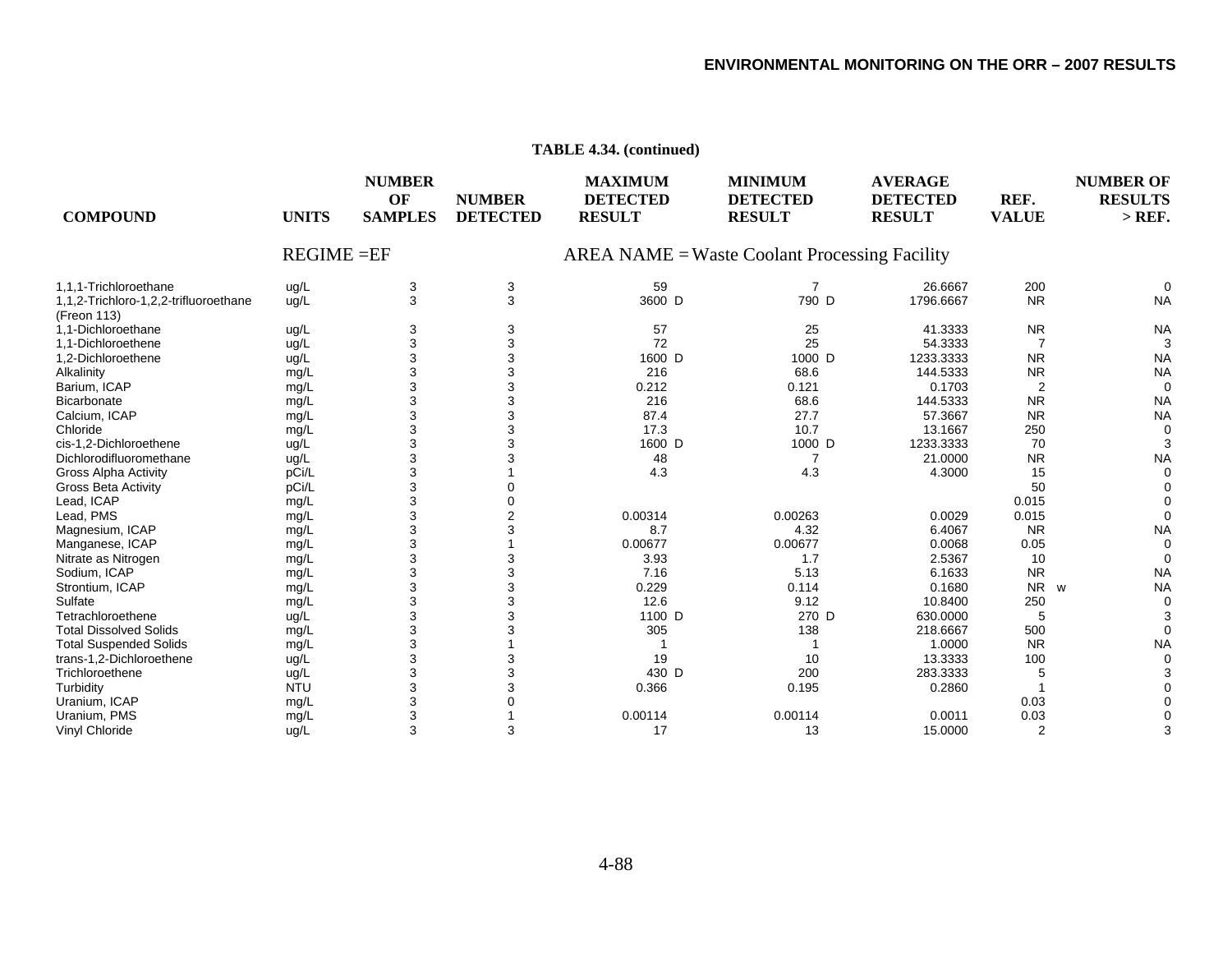**TABLE 4.34. (continued)**

| COMPOUND | UNITS | NUMBER OF SAMPLES | NUMBER DETECTED | MAXIMUM DETECTED RESULT | MINIMUM DETECTED RESULT | AVERAGE DETECTED RESULT | REF. VALUE | NUMBER OF RESULTS > REF. |
|---|---|---|---|---|---|---|---|---|
| REGIME =EF | | | | AREA NAME = Waste Coolant Processing Facility | | | | |
| 1,1,1-Trichloroethane | ug/L | 3 | 3 | 59 | 7 | 26.6667 | 200 | 0 |
| 1,1,2-Trichloro-1,2,2-trifluoroethane (Freon 113) | ug/L | 3 | 3 | 3600 D | 790 D | 1796.6667 | NR | NA |
| 1,1-Dichloroethane | ug/L | 3 | 3 | 57 | 25 | 41.3333 | NR | NA |
| 1,1-Dichloroethene | ug/L | 3 | 3 | 72 | 25 | 54.3333 | 7 | 3 |
| 1,2-Dichloroethene | ug/L | 3 | 3 | 1600 D | 1000 D | 1233.3333 | NR | NA |
| Alkalinity | mg/L | 3 | 3 | 216 | 68.6 | 144.5333 | NR | NA |
| Barium, ICAP | mg/L | 3 | 3 | 0.212 | 0.121 | 0.1703 | 2 | 0 |
| Bicarbonate | mg/L | 3 | 3 | 216 | 68.6 | 144.5333 | NR | NA |
| Calcium, ICAP | mg/L | 3 | 3 | 87.4 | 27.7 | 57.3667 | NR | NA |
| Chloride | mg/L | 3 | 3 | 17.3 | 10.7 | 13.1667 | 250 | 0 |
| cis-1,2-Dichloroethene | ug/L | 3 | 3 | 1600 D | 1000 D | 1233.3333 | 70 | 3 |
| Dichlorodifluoromethane | ug/L | 3 | 3 | 48 | 7 | 21.0000 | NR | NA |
| Gross Alpha Activity | pCi/L | 3 | 1 | 4.3 | 4.3 | 4.3000 | 15 | 0 |
| Gross Beta Activity | pCi/L | 3 | 0 | | | | 50 | 0 |
| Lead, ICAP | mg/L | 3 | 0 | | | | 0.015 | 0 |
| Lead, PMS | mg/L | 3 | 2 | 0.00314 | 0.00263 | 0.0029 | 0.015 | 0 |
| Magnesium, ICAP | mg/L | 3 | 3 | 8.7 | 4.32 | 6.4067 | NR | NA |
| Manganese, ICAP | mg/L | 3 | 1 | 0.00677 | 0.00677 | 0.0068 | 0.05 | 0 |
| Nitrate as Nitrogen | mg/L | 3 | 3 | 3.93 | 1.7 | 2.5367 | 10 | 0 |
| Sodium, ICAP | mg/L | 3 | 3 | 7.16 | 5.13 | 6.1633 | NR | NA |
| Strontium, ICAP | mg/L | 3 | 3 | 0.229 | 0.114 | 0.1680 | NR w | NA |
| Sulfate | mg/L | 3 | 3 | 12.6 | 9.12 | 10.8400 | 250 | 0 |
| Tetrachloroethene | ug/L | 3 | 3 | 1100 D | 270 D | 630.0000 | 5 | 3 |
| Total Dissolved Solids | mg/L | 3 | 3 | 305 | 138 | 218.6667 | 500 | 0 |
| Total Suspended Solids | mg/L | 3 | 1 | 1 | 1 | 1.0000 | NR | NA |
| trans-1,2-Dichloroethene | ug/L | 3 | 3 | 19 | 10 | 13.3333 | 100 | 0 |
| Trichloroethene | ug/L | 3 | 3 | 430 D | 200 | 283.3333 | 5 | 3 |
| Turbidity | NTU | 3 | 3 | 0.366 | 0.195 | 0.2860 | 1 | 0 |
| Uranium, ICAP | mg/L | 3 | 0 | | | | 0.03 | 0 |
| Uranium, PMS | mg/L | 3 | 1 | 0.00114 | 0.00114 | 0.0011 | 0.03 | 0 |
| Vinyl Chloride | ug/L | 3 | 3 | 17 | 13 | 15.0000 | 2 | 3 |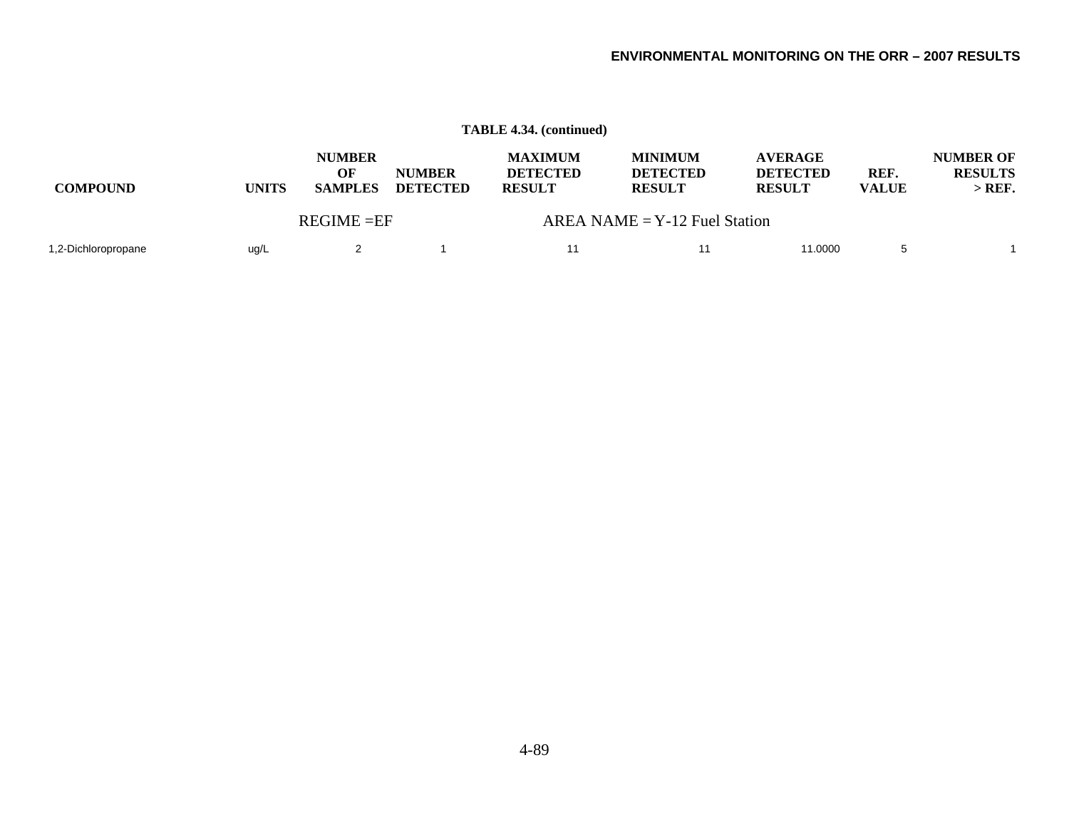**TABLE 4.34. (continued)**

| COMPOUND | UNITS | NUMBER OF SAMPLES | NUMBER DETECTED | MAXIMUM DETECTED RESULT | MINIMUM DETECTED RESULT | AVERAGE DETECTED RESULT | REF. VALUE | NUMBER OF RESULTS > REF. |
|---|---|---|---|---|---|---|---|---|
| | | REGIME =EF | | AREA NAME = Y-12 Fuel Station | | | | |
| 1,2-Dichloropropane | ug/L | 2 | 1 | 11 | 11 | 11.0000 | 5 | 1 |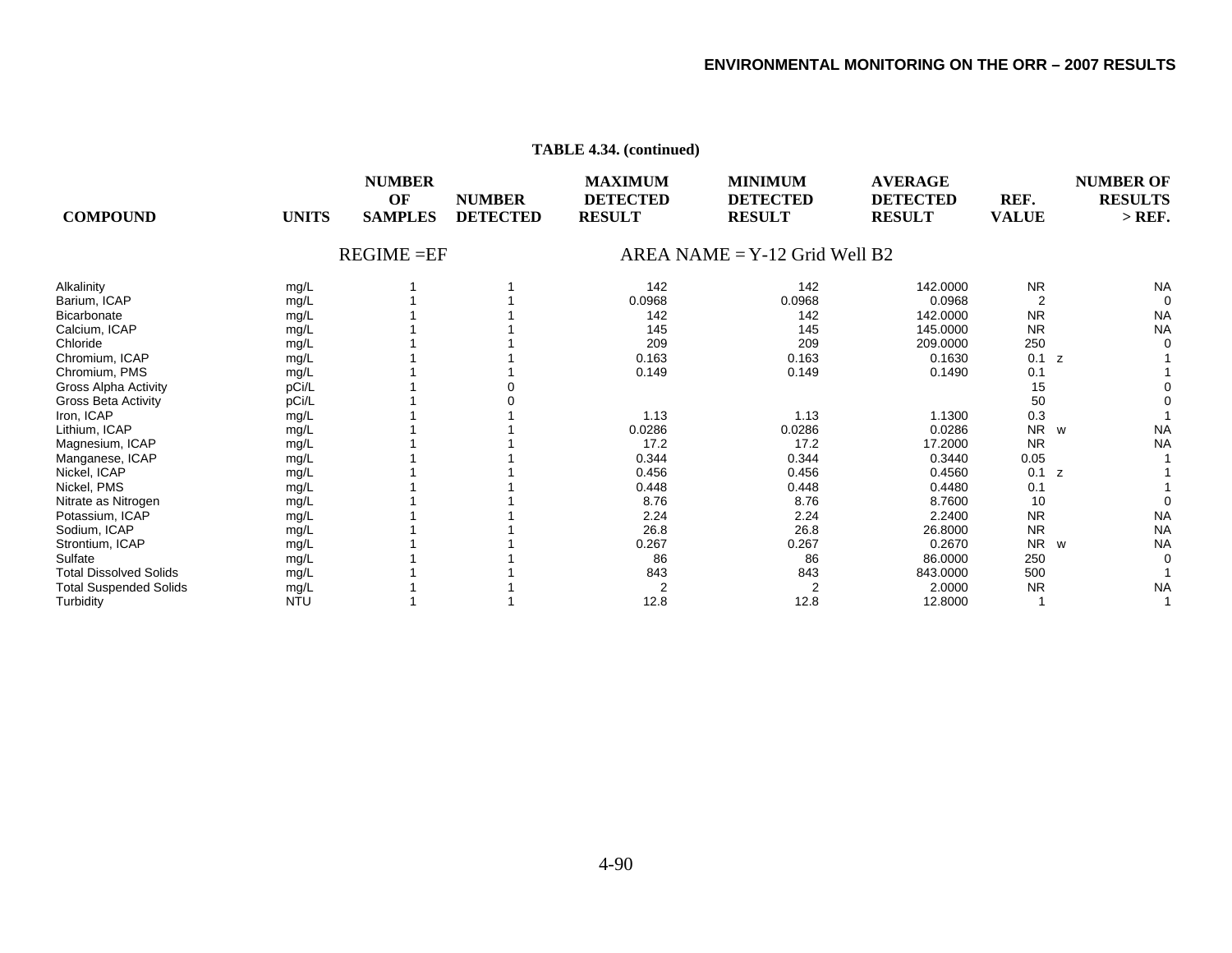**TABLE 4.34. (continued)**

| COMPOUND | UNITS | NUMBER OF SAMPLES | NUMBER DETECTED | MAXIMUM DETECTED RESULT | MINIMUM DETECTED RESULT | AVERAGE DETECTED RESULT | REF. VALUE | | NUMBER OF RESULTS > REF. |
|---|---|---|---|---|---|---|---|---|---|
| | | REGIME =EF | | AREA NAME = Y-12 Grid Well B2 | | | | | |
| Alkalinity | mg/L | 1 | 1 | 142 | 142 | 142.0000 | NR | | NA |
| Barium, ICAP | mg/L | 1 | 1 | 0.0968 | 0.0968 | 0.0968 | 2 | | 0 |
| Bicarbonate | mg/L | 1 | 1 | 142 | 142 | 142.0000 | NR | | NA |
| Calcium, ICAP | mg/L | 1 | 1 | 145 | 145 | 145.0000 | NR | | NA |
| Chloride | mg/L | 1 | 1 | 209 | 209 | 209.0000 | 250 | | 0 |
| Chromium, ICAP | mg/L | 1 | 1 | 0.163 | 0.163 | 0.1630 | 0.1 | z | 1 |
| Chromium, PMS | mg/L | 1 | 1 | 0.149 | 0.149 | 0.1490 | 0.1 | | 1 |
| Gross Alpha Activity | pCi/L | 1 | 0 | | | | 15 | | 0 |
| Gross Beta Activity | pCi/L | 1 | 0 | | | | 50 | | 0 |
| Iron, ICAP | mg/L | 1 | 1 | 1.13 | 1.13 | 1.1300 | 0.3 | | 1 |
| Lithium, ICAP | mg/L | 1 | 1 | 0.0286 | 0.0286 | 0.0286 | NR | w | NA |
| Magnesium, ICAP | mg/L | 1 | 1 | 17.2 | 17.2 | 17.2000 | NR | | NA |
| Manganese, ICAP | mg/L | 1 | 1 | 0.344 | 0.344 | 0.3440 | 0.05 | | 1 |
| Nickel, ICAP | mg/L | 1 | 1 | 0.456 | 0.456 | 0.4560 | 0.1 | z | 1 |
| Nickel, PMS | mg/L | 1 | 1 | 0.448 | 0.448 | 0.4480 | 0.1 | | 1 |
| Nitrate as Nitrogen | mg/L | 1 | 1 | 8.76 | 8.76 | 8.7600 | 10 | | 0 |
| Potassium, ICAP | mg/L | 1 | 1 | 2.24 | 2.24 | 2.2400 | NR | | NA |
| Sodium, ICAP | mg/L | 1 | 1 | 26.8 | 26.8 | 26.8000 | NR | | NA |
| Strontium, ICAP | mg/L | 1 | 1 | 0.267 | 0.267 | 0.2670 | NR | w | NA |
| Sulfate | mg/L | 1 | 1 | 86 | 86 | 86.0000 | 250 | | 0 |
| Total Dissolved Solids | mg/L | 1 | 1 | 843 | 843 | 843.0000 | 500 | | 1 |
| Total Suspended Solids | mg/L | 1 | 1 | 2 | 2 | 2.0000 | NR | | NA |
| Turbidity | NTU | 1 | 1 | 12.8 | 12.8 | 12.8000 | 1 | | 1 |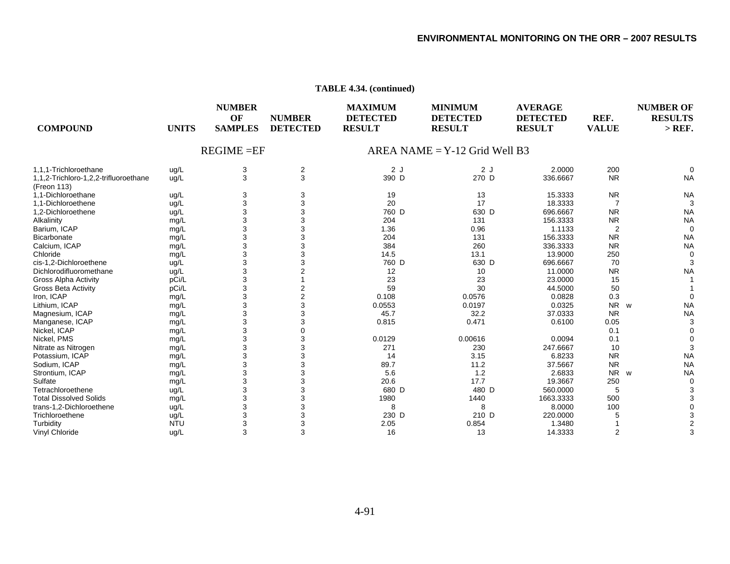**TABLE 4.34. (continued)**

| COMPOUND | UNITS | NUMBER OF SAMPLES | NUMBER DETECTED | MAXIMUM DETECTED RESULT | MINIMUM DETECTED RESULT | AVERAGE DETECTED RESULT | REF. VALUE | NUMBER OF RESULTS > REF. |
|---|---|---|---|---|---|---|---|---|
| | | REGIME =EF | | AREA NAME = Y-12 Grid Well B3 | | | | |
| 1,1,1-Trichloroethane | ug/L | 3 | 2 | 2 J | 2 J | 2.0000 | 200 | 0 |
| 1,1,2-Trichloro-1,2,2-trifluoroethane (Freon 113) | ug/L | 3 | 3 | 390 D | 270 D | 336.6667 | NR | NA |
| 1,1-Dichloroethane | ug/L | 3 | 3 | 19 | 13 | 15.3333 | NR | NA |
| 1,1-Dichloroethene | ug/L | 3 | 3 | 20 | 17 | 18.3333 | 7 | 3 |
| 1,2-Dichloroethene | ug/L | 3 | 3 | 760 D | 630 D | 696.6667 | NR | NA |
| Alkalinity | mg/L | 3 | 3 | 204 | 131 | 156.3333 | NR | NA |
| Barium, ICAP | mg/L | 3 | 3 | 1.36 | 0.96 | 1.1133 | 2 | 0 |
| Bicarbonate | mg/L | 3 | 3 | 204 | 131 | 156.3333 | NR | NA |
| Calcium, ICAP | mg/L | 3 | 3 | 384 | 260 | 336.3333 | NR | NA |
| Chloride | mg/L | 3 | 3 | 14.5 | 13.1 | 13.9000 | 250 | 0 |
| cis-1,2-Dichloroethene | ug/L | 3 | 3 | 760 D | 630 D | 696.6667 | 70 | 3 |
| Dichlorodifluoromethane | ug/L | 3 | 2 | 12 | 10 | 11.0000 | NR | NA |
| Gross Alpha Activity | pCi/L | 3 | 1 | 23 | 23 | 23.0000 | 15 | 1 |
| Gross Beta Activity | pCi/L | 3 | 2 | 59 | 30 | 44.5000 | 50 | 1 |
| Iron, ICAP | mg/L | 3 | 2 | 0.108 | 0.0576 | 0.0828 | 0.3 | 0 |
| Lithium, ICAP | mg/L | 3 | 3 | 0.0553 | 0.0197 | 0.0325 | NR w | NA |
| Magnesium, ICAP | mg/L | 3 | 3 | 45.7 | 32.2 | 37.0333 | NR | NA |
| Manganese, ICAP | mg/L | 3 | 3 | 0.815 | 0.471 | 0.6100 | 0.05 | 3 |
| Nickel, ICAP | mg/L | 3 | 0 | | | | 0.1 | 0 |
| Nickel, PMS | mg/L | 3 | 3 | 0.0129 | 0.00616 | 0.0094 | 0.1 | 0 |
| Nitrate as Nitrogen | mg/L | 3 | 3 | 271 | 230 | 247.6667 | 10 | 3 |
| Potassium, ICAP | mg/L | 3 | 3 | 14 | 3.15 | 6.8233 | NR | NA |
| Sodium, ICAP | mg/L | 3 | 3 | 89.7 | 11.2 | 37.5667 | NR | NA |
| Strontium, ICAP | mg/L | 3 | 3 | 5.6 | 1.2 | 2.6833 | NR w | NA |
| Sulfate | mg/L | 3 | 3 | 20.6 | 17.7 | 19.3667 | 250 | 0 |
| Tetrachloroethene | ug/L | 3 | 3 | 680 D | 480 D | 560.0000 | 5 | 3 |
| Total Dissolved Solids | mg/L | 3 | 3 | 1980 | 1440 | 1663.3333 | 500 | 3 |
| trans-1,2-Dichloroethene | ug/L | 3 | 3 | 8 | 8 | 8.0000 | 100 | 0 |
| Trichloroethene | ug/L | 3 | 3 | 230 D | 210 D | 220.0000 | 5 | 3 |
| Turbidity | NTU | 3 | 3 | 2.05 | 0.854 | 1.3480 | 1 | 2 |
| Vinyl Chloride | ug/L | 3 | 3 | 16 | 13 | 14.3333 | 2 | 3 |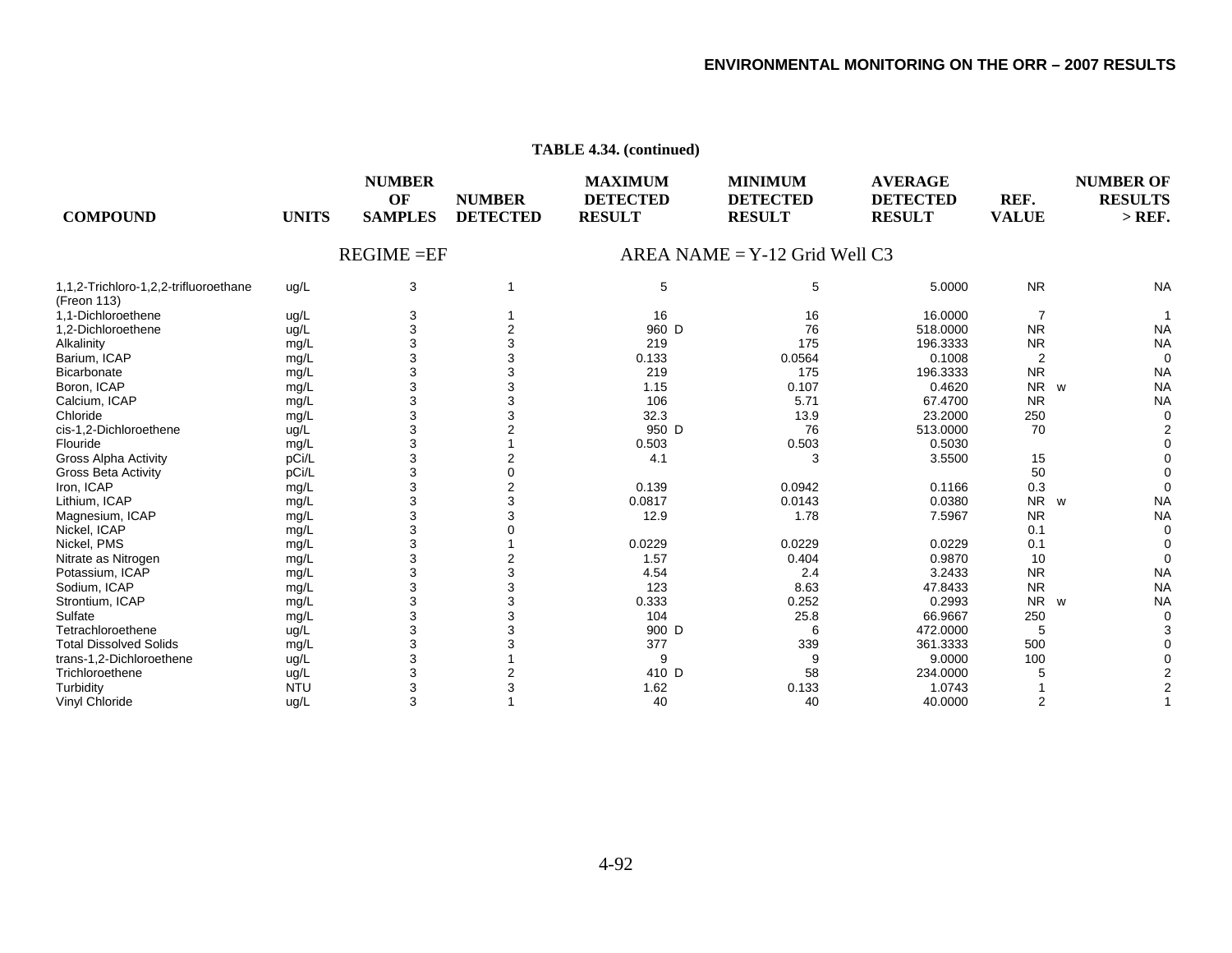**TABLE 4.34. (continued)**

| COMPOUND | UNITS | NUMBER OF SAMPLES | NUMBER DETECTED | MAXIMUM DETECTED RESULT | MINIMUM DETECTED RESULT | AVERAGE DETECTED RESULT | REF. VALUE | NUMBER OF RESULTS > REF. |
|---|---|---|---|---|---|---|---|---|
| REGIME =EF | | | | AREA NAME = Y-12 Grid Well C3 | | | | |
| 1,1,2-Trichloro-1,2,2-trifluoroethane (Freon 113) | ug/L | 3 | 1 | 5 | 5 | 5.0000 | NR | NA |
| 1,1-Dichloroethene | ug/L | 3 | 1 | 16 | 16 | 16.0000 | 7 | 1 |
| 1,2-Dichloroethene | ug/L | 3 | 2 | 960 D | 76 | 518.0000 | NR | NA |
| Alkalinity | mg/L | 3 | 3 | 219 | 175 | 196.3333 | NR | NA |
| Barium, ICAP | mg/L | 3 | 3 | 0.133 | 0.0564 | 0.1008 | 2 | 0 |
| Bicarbonate | mg/L | 3 | 3 | 219 | 175 | 196.3333 | NR | NA |
| Boron, ICAP | mg/L | 3 | 3 | 1.15 | 0.107 | 0.4620 | NR w | NA |
| Calcium, ICAP | mg/L | 3 | 3 | 106 | 5.71 | 67.4700 | NR | NA |
| Chloride | mg/L | 3 | 3 | 32.3 | 13.9 | 23.2000 | 250 | 0 |
| cis-1,2-Dichloroethene | ug/L | 3 | 2 | 950 D | 76 | 513.0000 | 70 | 2 |
| Flouride | mg/L | 3 | 1 | 0.503 | 0.503 | 0.5030 | | 0 |
| Gross Alpha Activity | pCi/L | 3 | 2 | 4.1 | 3 | 3.5500 | 15 | 0 |
| Gross Beta Activity | pCi/L | 3 | 0 | | | | 50 | 0 |
| Iron, ICAP | mg/L | 3 | 2 | 0.139 | 0.0942 | 0.1166 | 0.3 | 0 |
| Lithium, ICAP | mg/L | 3 | 3 | 0.0817 | 0.0143 | 0.0380 | NR w | NA |
| Magnesium, ICAP | mg/L | 3 | 3 | 12.9 | 1.78 | 7.5967 | NR | NA |
| Nickel, ICAP | mg/L | 3 | 0 | | | | 0.1 | 0 |
| Nickel, PMS | mg/L | 3 | 1 | 0.0229 | 0.0229 | 0.0229 | 0.1 | 0 |
| Nitrate as Nitrogen | mg/L | 3 | 2 | 1.57 | 0.404 | 0.9870 | 10 | 0 |
| Potassium, ICAP | mg/L | 3 | 3 | 4.54 | 2.4 | 3.2433 | NR | NA |
| Sodium, ICAP | mg/L | 3 | 3 | 123 | 8.63 | 47.8433 | NR | NA |
| Strontium, ICAP | mg/L | 3 | 3 | 0.333 | 0.252 | 0.2993 | NR w | NA |
| Sulfate | mg/L | 3 | 3 | 104 | 25.8 | 66.9667 | 250 | 0 |
| Tetrachloroethene | ug/L | 3 | 3 | 900 D | 6 | 472.0000 | 5 | 3 |
| Total Dissolved Solids | mg/L | 3 | 3 | 377 | 339 | 361.3333 | 500 | 0 |
| trans-1,2-Dichloroethene | ug/L | 3 | 1 | 9 | 9 | 9.0000 | 100 | 0 |
| Trichloroethene | ug/L | 3 | 2 | 410 D | 58 | 234.0000 | 5 | 2 |
| Turbidity | NTU | 3 | 3 | 1.62 | 0.133 | 1.0743 | 1 | 2 |
| Vinyl Chloride | ug/L | 3 | 1 | 40 | 40 | 40.0000 | 2 | 1 |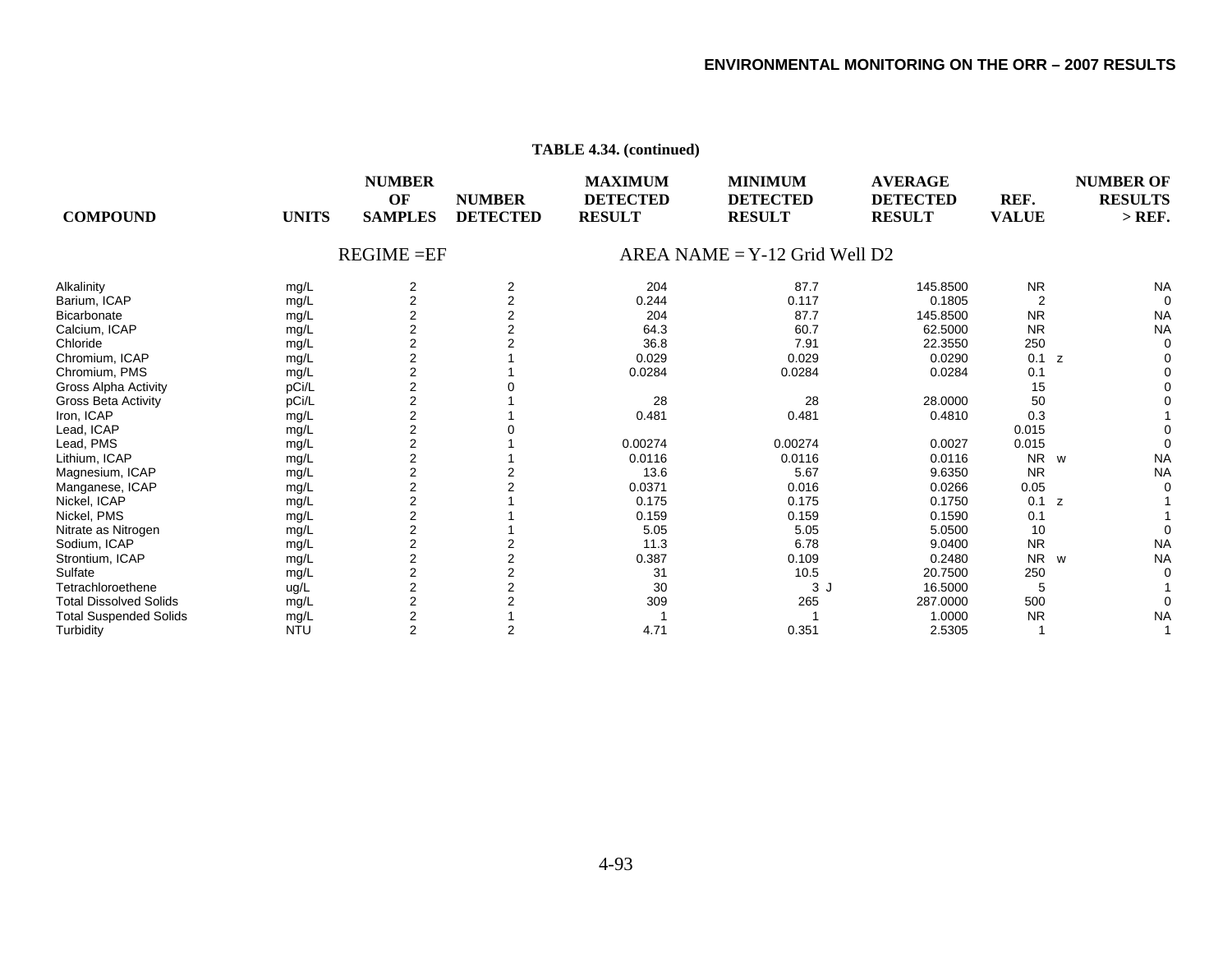**TABLE 4.34. (continued)**

REGIME =EF AREA NAME = Y-12 Grid Well D2

| COMPOUND | UNITS | NUMBER OF SAMPLES | NUMBER DETECTED | MAXIMUM DETECTED RESULT | MINIMUM DETECTED RESULT | AVERAGE DETECTED RESULT | REF. VALUE | | NUMBER OF RESULTS > REF. |
|---|---|---|---|---|---|---|---|---|---|
| Alkalinity | mg/L | 2 | 2 | 204 | 87.7 | 145.8500 | NR | | NA |
| Barium, ICAP | mg/L | 2 | 2 | 0.244 | 0.117 | 0.1805 | 2 | | 0 |
| Bicarbonate | mg/L | 2 | 2 | 204 | 87.7 | 145.8500 | NR | | NA |
| Calcium, ICAP | mg/L | 2 | 2 | 64.3 | 60.7 | 62.5000 | NR | | NA |
| Chloride | mg/L | 2 | 2 | 36.8 | 7.91 | 22.3550 | 250 | | 0 |
| Chromium, ICAP | mg/L | 2 | 1 | 0.029 | 0.029 | 0.0290 | 0.1 | z | 0 |
| Chromium, PMS | mg/L | 2 | 1 | 0.0284 | 0.0284 | 0.0284 | 0.1 | | 0 |
| Gross Alpha Activity | pCi/L | 2 | 0 | | | | 15 | | 0 |
| Gross Beta Activity | pCi/L | 2 | 1 | 28 | 28 | 28.0000 | 50 | | 0 |
| Iron, ICAP | mg/L | 2 | 1 | 0.481 | 0.481 | 0.4810 | 0.3 | | 1 |
| Lead, ICAP | mg/L | 2 | 0 | | | | 0.015 | | 0 |
| Lead, PMS | mg/L | 2 | 1 | 0.00274 | 0.00274 | 0.0027 | 0.015 | | 0 |
| Lithium, ICAP | mg/L | 2 | 1 | 0.0116 | 0.0116 | 0.0116 | NR | w | NA |
| Magnesium, ICAP | mg/L | 2 | 2 | 13.6 | 5.67 | 9.6350 | NR | | NA |
| Manganese, ICAP | mg/L | 2 | 2 | 0.0371 | 0.016 | 0.0266 | 0.05 | | 0 |
| Nickel, ICAP | mg/L | 2 | 1 | 0.175 | 0.175 | 0.1750 | 0.1 | z | 1 |
| Nickel, PMS | mg/L | 2 | 1 | 0.159 | 0.159 | 0.1590 | 0.1 | | 1 |
| Nitrate as Nitrogen | mg/L | 2 | 1 | 5.05 | 5.05 | 5.0500 | 10 | | 0 |
| Sodium, ICAP | mg/L | 2 | 2 | 11.3 | 6.78 | 9.0400 | NR | | NA |
| Strontium, ICAP | mg/L | 2 | 2 | 0.387 | 0.109 | 0.2480 | NR | w | NA |
| Sulfate | mg/L | 2 | 2 | 31 | 10.5 | 20.7500 | 250 | | 0 |
| Tetrachloroethene | ug/L | 2 | 2 | 30 | 3 J | 16.5000 | 5 | | 1 |
| Total Dissolved Solids | mg/L | 2 | 2 | 309 | 265 | 287.0000 | 500 | | 0 |
| Total Suspended Solids | mg/L | 2 | 1 | 1 | 1 | 1.0000 | NR | | NA |
| Turbidity | NTU | 2 | 2 | 4.71 | 0.351 | 2.5305 | 1 | | 1 |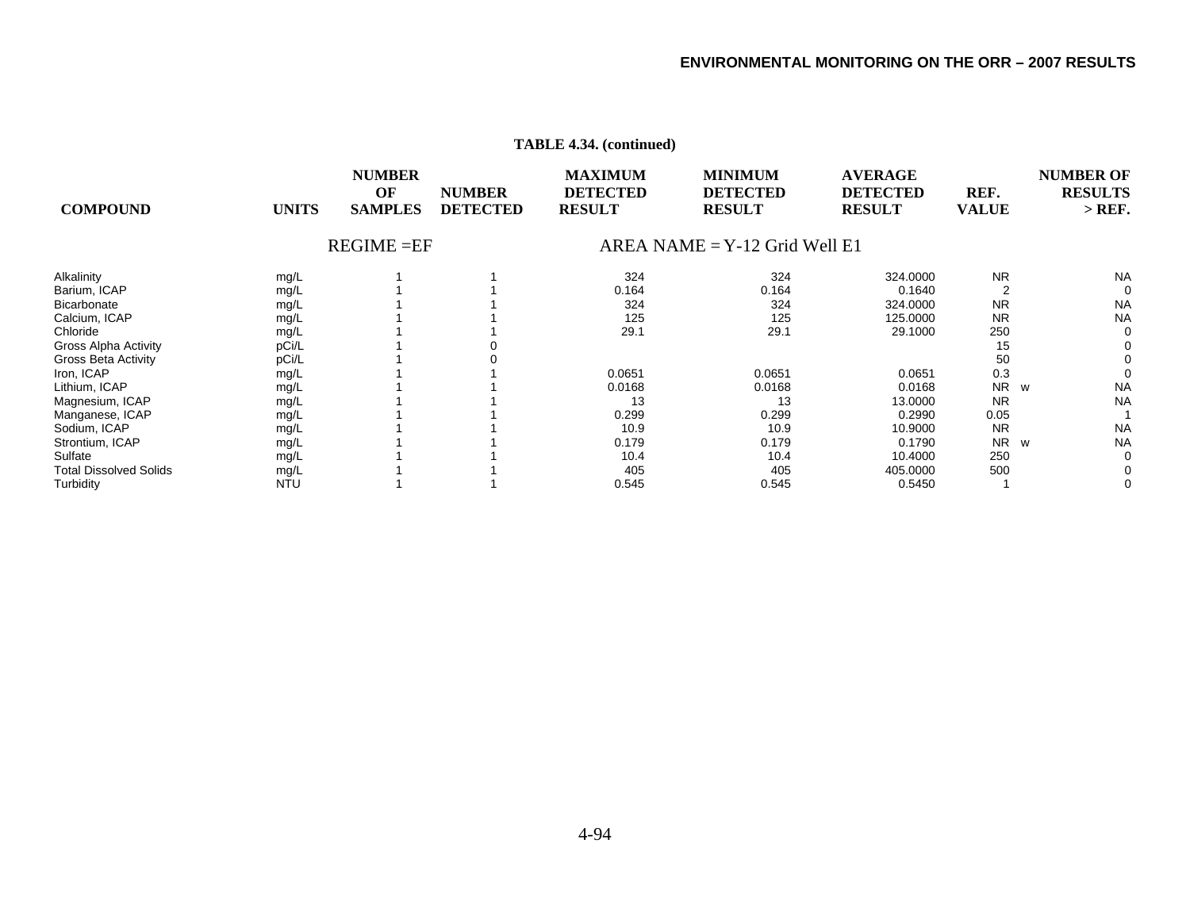**TABLE 4.34. (continued)**

| COMPOUND | UNITS | NUMBER OF SAMPLES | NUMBER DETECTED | MAXIMUM DETECTED RESULT | MINIMUM DETECTED RESULT | AVERAGE DETECTED RESULT | REF. VALUE | | NUMBER OF RESULTS > REF. |
|---|---|---|---|---|---|---|---|---|---|
| | | REGIME =EF | | AREA NAME = Y-12 Grid Well E1 | | | | | |
| Alkalinity | mg/L | 1 | 1 | 324 | 324 | 324.0000 | NR | | NA |
| Barium, ICAP | mg/L | 1 | 1 | 0.164 | 0.164 | 0.1640 | 2 | | 0 |
| Bicarbonate | mg/L | 1 | 1 | 324 | 324 | 324.0000 | NR | | NA |
| Calcium, ICAP | mg/L | 1 | 1 | 125 | 125 | 125.0000 | NR | | NA |
| Chloride | mg/L | 1 | 1 | 29.1 | 29.1 | 29.1000 | 250 | | 0 |
| Gross Alpha Activity | pCi/L | 1 | 0 | | | | 15 | | 0 |
| Gross Beta Activity | pCi/L | 1 | 0 | | | | 50 | | 0 |
| Iron, ICAP | mg/L | 1 | 1 | 0.0651 | 0.0651 | 0.0651 | 0.3 | | 0 |
| Lithium, ICAP | mg/L | 1 | 1 | 0.0168 | 0.0168 | 0.0168 | NR | w | NA |
| Magnesium, ICAP | mg/L | 1 | 1 | 13 | 13 | 13.0000 | NR | | NA |
| Manganese, ICAP | mg/L | 1 | 1 | 0.299 | 0.299 | 0.2990 | 0.05 | | 1 |
| Sodium, ICAP | mg/L | 1 | 1 | 10.9 | 10.9 | 10.9000 | NR | | NA |
| Strontium, ICAP | mg/L | 1 | 1 | 0.179 | 0.179 | 0.1790 | NR | w | NA |
| Sulfate | mg/L | 1 | 1 | 10.4 | 10.4 | 10.4000 | 250 | | 0 |
| Total Dissolved Solids | mg/L | 1 | 1 | 405 | 405 | 405.0000 | 500 | | 0 |
| Turbidity | NTU | 1 | 1 | 0.545 | 0.545 | 0.5450 | 1 | | 0 |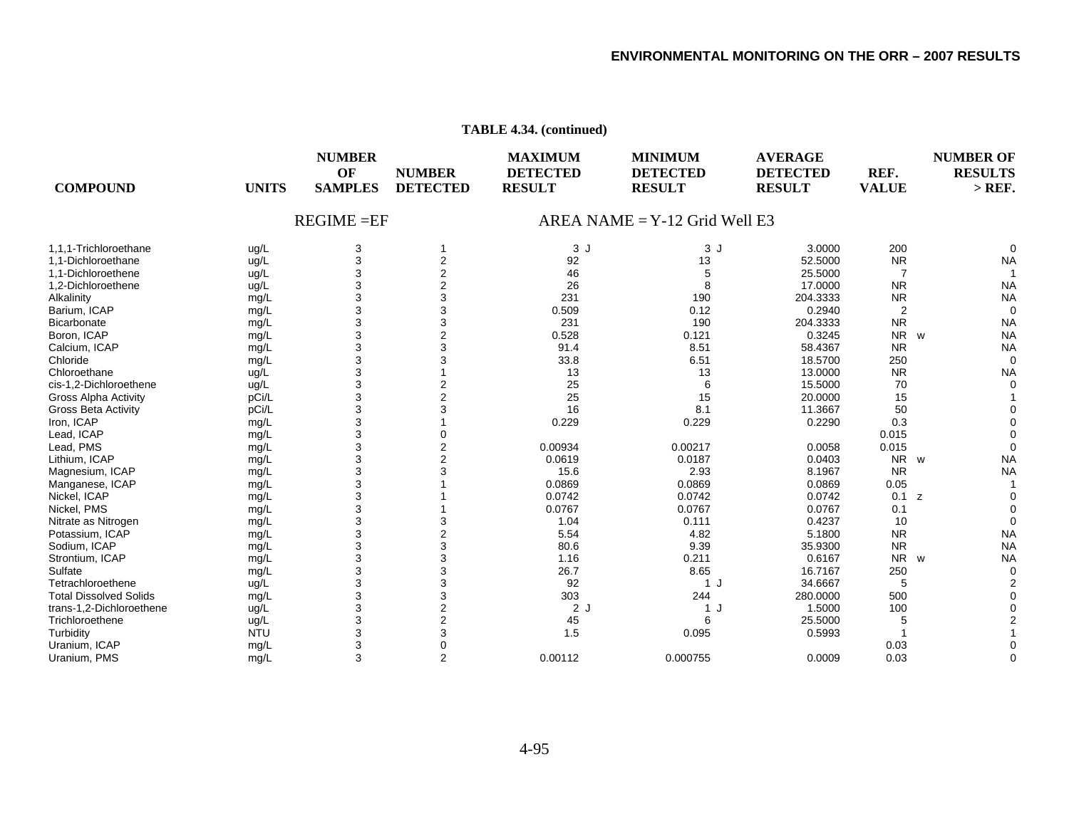**TABLE 4.34. (continued)**

| COMPOUND | UNITS | NUMBER OF SAMPLES | NUMBER DETECTED | MAXIMUM DETECTED RESULT | MINIMUM DETECTED RESULT | AVERAGE DETECTED RESULT | REF. VALUE | NUMBER OF RESULTS > REF. |
|---|---|---|---|---|---|---|---|---|
| REGIME =EF | | | | AREA NAME = Y-12 Grid Well E3 | | | | |
| 1,1,1-Trichloroethane | ug/L | 3 | 1 | 3 J | 3 J | 3.0000 | 200 | 0 |
| 1,1-Dichloroethane | ug/L | 3 | 2 | 92 | 13 | 52.5000 | NR | NA |
| 1,1-Dichloroethene | ug/L | 3 | 2 | 46 | 5 | 25.5000 | 7 | 1 |
| 1,2-Dichloroethene | ug/L | 3 | 2 | 26 | 8 | 17.0000 | NR | NA |
| Alkalinity | mg/L | 3 | 3 | 231 | 190 | 204.3333 | NR | NA |
| Barium, ICAP | mg/L | 3 | 3 | 0.509 | 0.12 | 0.2940 | 2 | 0 |
| Bicarbonate | mg/L | 3 | 3 | 231 | 190 | 204.3333 | NR | NA |
| Boron, ICAP | mg/L | 3 | 2 | 0.528 | 0.121 | 0.3245 | NR w | NA |
| Calcium, ICAP | mg/L | 3 | 3 | 91.4 | 8.51 | 58.4367 | NR | NA |
| Chloride | mg/L | 3 | 3 | 33.8 | 6.51 | 18.5700 | 250 | 0 |
| Chloroethane | ug/L | 3 | 1 | 13 | 13 | 13.0000 | NR | NA |
| cis-1,2-Dichloroethene | ug/L | 3 | 2 | 25 | 6 | 15.5000 | 70 | 0 |
| Gross Alpha Activity | pCi/L | 3 | 2 | 25 | 15 | 20.0000 | 15 | 1 |
| Gross Beta Activity | pCi/L | 3 | 3 | 16 | 8.1 | 11.3667 | 50 | 0 |
| Iron, ICAP | mg/L | 3 | 1 | 0.229 | 0.229 | 0.2290 | 0.3 | 0 |
| Lead, ICAP | mg/L | 3 | 0 | | | | 0.015 | 0 |
| Lead, PMS | mg/L | 3 | 2 | 0.00934 | 0.00217 | 0.0058 | 0.015 | 0 |
| Lithium, ICAP | mg/L | 3 | 2 | 0.0619 | 0.0187 | 0.0403 | NR w | NA |
| Magnesium, ICAP | mg/L | 3 | 3 | 15.6 | 2.93 | 8.1967 | NR | NA |
| Manganese, ICAP | mg/L | 3 | 1 | 0.0869 | 0.0869 | 0.0869 | 0.05 | 1 |
| Nickel, ICAP | mg/L | 3 | 1 | 0.0742 | 0.0742 | 0.0742 | 0.1 z | 0 |
| Nickel, PMS | mg/L | 3 | 1 | 0.0767 | 0.0767 | 0.0767 | 0.1 | 0 |
| Nitrate as Nitrogen | mg/L | 3 | 3 | 1.04 | 0.111 | 0.4237 | 10 | 0 |
| Potassium, ICAP | mg/L | 3 | 2 | 5.54 | 4.82 | 5.1800 | NR | NA |
| Sodium, ICAP | mg/L | 3 | 3 | 80.6 | 9.39 | 35.9300 | NR | NA |
| Strontium, ICAP | mg/L | 3 | 3 | 1.16 | 0.211 | 0.6167 | NR w | NA |
| Sulfate | mg/L | 3 | 3 | 26.7 | 8.65 | 16.7167 | 250 | 0 |
| Tetrachloroethene | ug/L | 3 | 3 | 92 | 1 J | 34.6667 | 5 | 2 |
| Total Dissolved Solids | mg/L | 3 | 3 | 303 | 244 | 280.0000 | 500 | 0 |
| trans-1,2-Dichloroethene | ug/L | 3 | 2 | 2 J | 1 J | 1.5000 | 100 | 0 |
| Trichloroethene | ug/L | 3 | 2 | 45 | 6 | 25.5000 | 5 | 2 |
| Turbidity | NTU | 3 | 3 | 1.5 | 0.095 | 0.5993 | 1 | 1 |
| Uranium, ICAP | mg/L | 3 | 0 | | | | 0.03 | 0 |
| Uranium, PMS | mg/L | 3 | 2 | 0.00112 | 0.000755 | 0.0009 | 0.03 | 0 |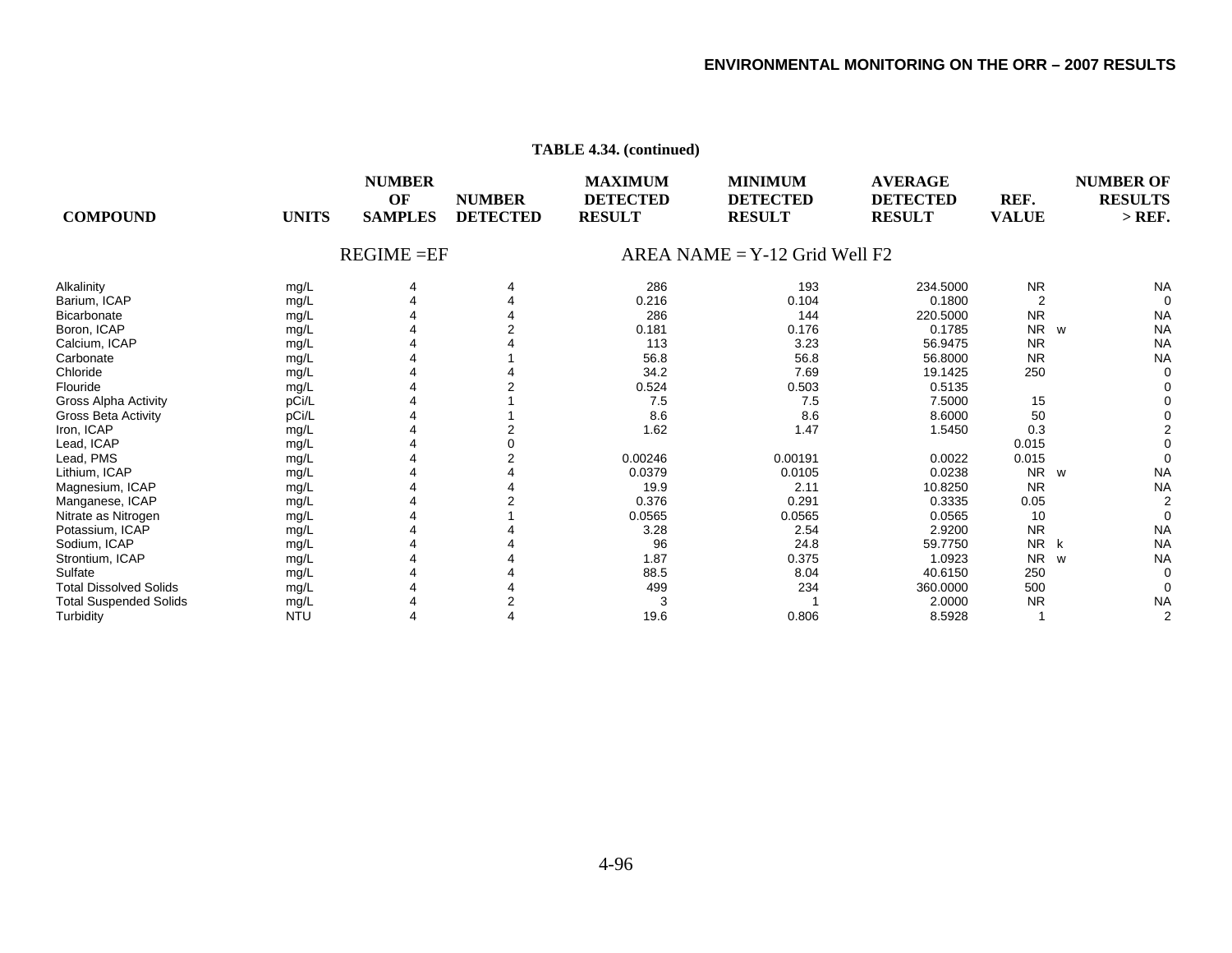**TABLE 4.34. (continued)**

| COMPOUND | UNITS | NUMBER OF SAMPLES | NUMBER DETECTED | MAXIMUM DETECTED RESULT | MINIMUM DETECTED RESULT | AVERAGE DETECTED RESULT | REF. VALUE | | NUMBER OF RESULTS > REF. |
|---|---|---|---|---|---|---|---|---|---|
| | | REGIME =EF | | AREA NAME = Y-12 Grid Well F2 | | | | | |
| Alkalinity | mg/L | 4 | 4 | 286 | 193 | 234.5000 | NR | | NA |
| Barium, ICAP | mg/L | 4 | 4 | 0.216 | 0.104 | 0.1800 | 2 | | 0 |
| Bicarbonate | mg/L | 4 | 4 | 286 | 144 | 220.5000 | NR | | NA |
| Boron, ICAP | mg/L | 4 | 2 | 0.181 | 0.176 | 0.1785 | NR | w | NA |
| Calcium, ICAP | mg/L | 4 | 4 | 113 | 3.23 | 56.9475 | NR | | NA |
| Carbonate | mg/L | 4 | 1 | 56.8 | 56.8 | 56.8000 | NR | | NA |
| Chloride | mg/L | 4 | 4 | 34.2 | 7.69 | 19.1425 | 250 | | 0 |
| Flouride | mg/L | 4 | 2 | 0.524 | 0.503 | 0.5135 | | | 0 |
| Gross Alpha Activity | pCi/L | 4 | 1 | 7.5 | 7.5 | 7.5000 | 15 | | 0 |
| Gross Beta Activity | pCi/L | 4 | 1 | 8.6 | 8.6 | 8.6000 | 50 | | 0 |
| Iron, ICAP | mg/L | 4 | 2 | 1.62 | 1.47 | 1.5450 | 0.3 | | 2 |
| Lead, ICAP | mg/L | 4 | 0 | | | | 0.015 | | 0 |
| Lead, PMS | mg/L | 4 | 2 | 0.00246 | 0.00191 | 0.0022 | 0.015 | | 0 |
| Lithium, ICAP | mg/L | 4 | 4 | 0.0379 | 0.0105 | 0.0238 | NR | w | NA |
| Magnesium, ICAP | mg/L | 4 | 4 | 19.9 | 2.11 | 10.8250 | NR | | NA |
| Manganese, ICAP | mg/L | 4 | 2 | 0.376 | 0.291 | 0.3335 | 0.05 | | 2 |
| Nitrate as Nitrogen | mg/L | 4 | 1 | 0.0565 | 0.0565 | 0.0565 | 10 | | 0 |
| Potassium, ICAP | mg/L | 4 | 4 | 3.28 | 2.54 | 2.9200 | NR | | NA |
| Sodium, ICAP | mg/L | 4 | 4 | 96 | 24.8 | 59.7750 | NR | k | NA |
| Strontium, ICAP | mg/L | 4 | 4 | 1.87 | 0.375 | 1.0923 | NR | w | NA |
| Sulfate | mg/L | 4 | 4 | 88.5 | 8.04 | 40.6150 | 250 | | 0 |
| Total Dissolved Solids | mg/L | 4 | 4 | 499 | 234 | 360.0000 | 500 | | 0 |
| Total Suspended Solids | mg/L | 4 | 2 | 3 | 1 | 2.0000 | NR | | NA |
| Turbidity | NTU | 4 | 4 | 19.6 | 0.806 | 8.5928 | 1 | | 2 |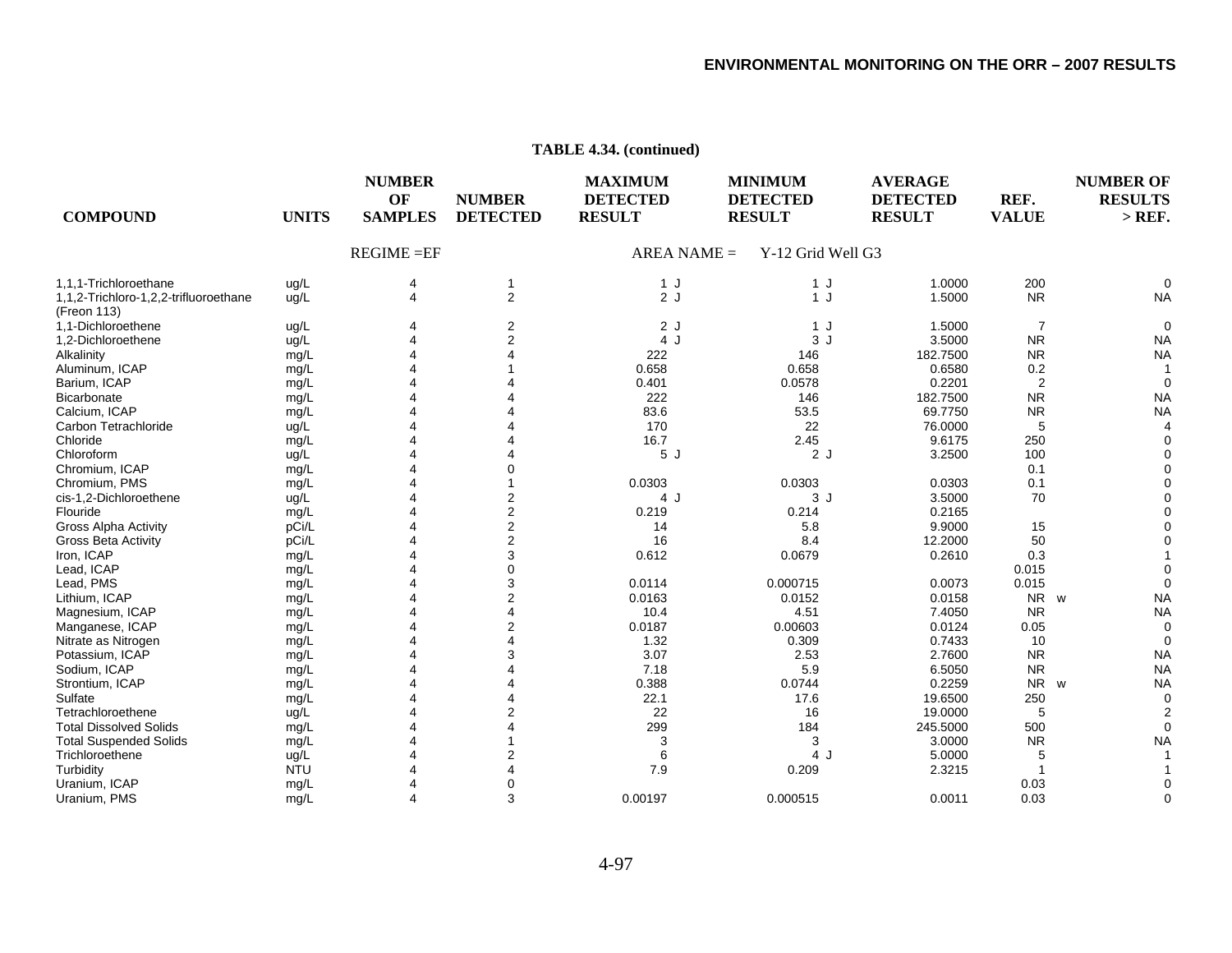**TABLE 4.34. (continued)**

| COMPOUND | UNITS | NUMBER OF SAMPLES | NUMBER DETECTED | MAXIMUM DETECTED RESULT | MINIMUM DETECTED RESULT | AVERAGE DETECTED RESULT | REF. VALUE | NUMBER OF RESULTS > REF. |
|---|---|---|---|---|---|---|---|---|
| | | REGIME =EF | | AREA NAME = | Y-12 Grid Well G3 | | | |
| 1,1,1-Trichloroethane | ug/L | 4 | 1 | 1 J | 1 J | 1.0000 | 200 | 0 |
| 1,1,2-Trichloro-1,2,2-trifluoroethane (Freon 113) | ug/L | 4 | 2 | 2 J | 1 J | 1.5000 | NR | NA |
| 1,1-Dichloroethene | ug/L | 4 | 2 | 2 J | 1 J | 1.5000 | 7 | 0 |
| 1,2-Dichloroethene | ug/L | 4 | 2 | 4 J | 3 J | 3.5000 | NR | NA |
| Alkalinity | mg/L | 4 | 4 | 222 | 146 | 182.7500 | NR | NA |
| Aluminum, ICAP | mg/L | 4 | 1 | 0.658 | 0.658 | 0.6580 | 0.2 | 1 |
| Barium, ICAP | mg/L | 4 | 4 | 0.401 | 0.0578 | 0.2201 | 2 | 0 |
| Bicarbonate | mg/L | 4 | 4 | 222 | 146 | 182.7500 | NR | NA |
| Calcium, ICAP | mg/L | 4 | 4 | 83.6 | 53.5 | 69.7750 | NR | NA |
| Carbon Tetrachloride | ug/L | 4 | 4 | 170 | 22 | 76.0000 | 5 | 4 |
| Chloride | mg/L | 4 | 4 | 16.7 | 2.45 | 9.6175 | 250 | 0 |
| Chloroform | ug/L | 4 | 4 | 5 J | 2 J | 3.2500 | 100 | 0 |
| Chromium, ICAP | mg/L | 4 | 0 | | | | 0.1 | 0 |
| Chromium, PMS | mg/L | 4 | 1 | 0.0303 | 0.0303 | 0.0303 | 0.1 | 0 |
| cis-1,2-Dichloroethene | ug/L | 4 | 2 | 4 J | 3 J | 3.5000 | 70 | 0 |
| Flouride | mg/L | 4 | 2 | 0.219 | 0.214 | 0.2165 | | 0 |
| Gross Alpha Activity | pCi/L | 4 | 2 | 14 | 5.8 | 9.9000 | 15 | 0 |
| Gross Beta Activity | pCi/L | 4 | 2 | 16 | 8.4 | 12.2000 | 50 | 0 |
| Iron, ICAP | mg/L | 4 | 3 | 0.612 | 0.0679 | 0.2610 | 0.3 | 1 |
| Lead, ICAP | mg/L | 4 | 0 | | | | 0.015 | 0 |
| Lead, PMS | mg/L | 4 | 3 | 0.0114 | 0.000715 | 0.0073 | 0.015 | 0 |
| Lithium, ICAP | mg/L | 4 | 2 | 0.0163 | 0.0152 | 0.0158 | NR w | NA |
| Magnesium, ICAP | mg/L | 4 | 4 | 10.4 | 4.51 | 7.4050 | NR | NA |
| Manganese, ICAP | mg/L | 4 | 2 | 0.0187 | 0.00603 | 0.0124 | 0.05 | 0 |
| Nitrate as Nitrogen | mg/L | 4 | 4 | 1.32 | 0.309 | 0.7433 | 10 | 0 |
| Potassium, ICAP | mg/L | 4 | 3 | 3.07 | 2.53 | 2.7600 | NR | NA |
| Sodium, ICAP | mg/L | 4 | 4 | 7.18 | 5.9 | 6.5050 | NR | NA |
| Strontium, ICAP | mg/L | 4 | 4 | 0.388 | 0.0744 | 0.2259 | NR w | NA |
| Sulfate | mg/L | 4 | 4 | 22.1 | 17.6 | 19.6500 | 250 | 0 |
| Tetrachloroethene | ug/L | 4 | 2 | 22 | 16 | 19.0000 | 5 | 2 |
| Total Dissolved Solids | mg/L | 4 | 4 | 299 | 184 | 245.5000 | 500 | 0 |
| Total Suspended Solids | mg/L | 4 | 1 | 3 | 3 | 3.0000 | NR | NA |
| Trichloroethene | ug/L | 4 | 2 | 6 | 4 J | 5.0000 | 5 | 1 |
| Turbidity | NTU | 4 | 4 | 7.9 | 0.209 | 2.3215 | 1 | 1 |
| Uranium, ICAP | mg/L | 4 | 0 | | | | 0.03 | 0 |
| Uranium, PMS | mg/L | 4 | 3 | 0.00197 | 0.000515 | 0.0011 | 0.03 | 0 |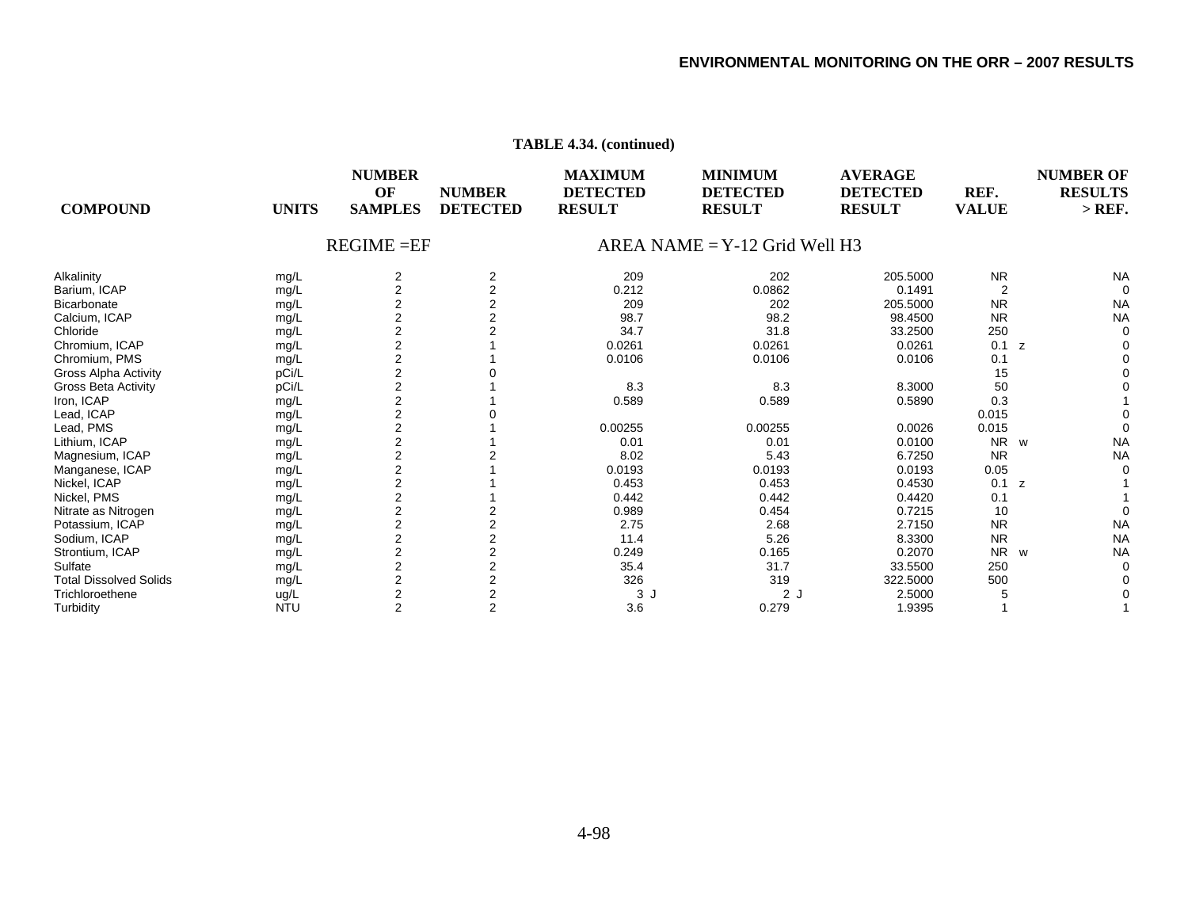**TABLE 4.34. (continued)**

| COMPOUND | UNITS | NUMBER OF SAMPLES | NUMBER DETECTED | MAXIMUM DETECTED RESULT | MINIMUM DETECTED RESULT | AVERAGE DETECTED RESULT | REF. VALUE | NUMBER OF RESULTS > REF. |
|---|---|---|---|---|---|---|---|---|
| | | REGIME =EF | | AREA NAME = Y-12 Grid Well H3 | | | | |
| Alkalinity | mg/L | 2 | 2 | 209 | 202 | 205.5000 | NR | NA |
| Barium, ICAP | mg/L | 2 | 2 | 0.212 | 0.0862 | 0.1491 | 2 | 0 |
| Bicarbonate | mg/L | 2 | 2 | 209 | 202 | 205.5000 | NR | NA |
| Calcium, ICAP | mg/L | 2 | 2 | 98.7 | 98.2 | 98.4500 | NR | NA |
| Chloride | mg/L | 2 | 2 | 34.7 | 31.8 | 33.2500 | 250 | 0 |
| Chromium, ICAP | mg/L | 2 | 1 | 0.0261 | 0.0261 | 0.0261 | 0.1 z | 0 |
| Chromium, PMS | mg/L | 2 | 1 | 0.0106 | 0.0106 | 0.0106 | 0.1 | 0 |
| Gross Alpha Activity | pCi/L | 2 | 0 | | | | 15 | 0 |
| Gross Beta Activity | pCi/L | 2 | 1 | 8.3 | 8.3 | 8.3000 | 50 | 0 |
| Iron, ICAP | mg/L | 2 | 1 | 0.589 | 0.589 | 0.5890 | 0.3 | 1 |
| Lead, ICAP | mg/L | 2 | 0 | | | | 0.015 | 0 |
| Lead, PMS | mg/L | 2 | 1 | 0.00255 | 0.00255 | 0.0026 | 0.015 | 0 |
| Lithium, ICAP | mg/L | 2 | 1 | 0.01 | 0.01 | 0.0100 | NR w | NA |
| Magnesium, ICAP | mg/L | 2 | 2 | 8.02 | 5.43 | 6.7250 | NR | NA |
| Manganese, ICAP | mg/L | 2 | 1 | 0.0193 | 0.0193 | 0.0193 | 0.05 | 0 |
| Nickel, ICAP | mg/L | 2 | 1 | 0.453 | 0.453 | 0.4530 | 0.1 z | 1 |
| Nickel, PMS | mg/L | 2 | 1 | 0.442 | 0.442 | 0.4420 | 0.1 | 1 |
| Nitrate as Nitrogen | mg/L | 2 | 2 | 0.989 | 0.454 | 0.7215 | 10 | 0 |
| Potassium, ICAP | mg/L | 2 | 2 | 2.75 | 2.68 | 2.7150 | NR | NA |
| Sodium, ICAP | mg/L | 2 | 2 | 11.4 | 5.26 | 8.3300 | NR | NA |
| Strontium, ICAP | mg/L | 2 | 2 | 0.249 | 0.165 | 0.2070 | NR w | NA |
| Sulfate | mg/L | 2 | 2 | 35.4 | 31.7 | 33.5500 | 250 | 0 |
| Total Dissolved Solids | mg/L | 2 | 2 | 326 | 319 | 322.5000 | 500 | 0 |
| Trichloroethene | ug/L | 2 | 2 | 3 J | 2 J | 2.5000 | 5 | 0 |
| Turbidity | NTU | 2 | 2 | 3.6 | 0.279 | 1.9395 | 1 | 1 |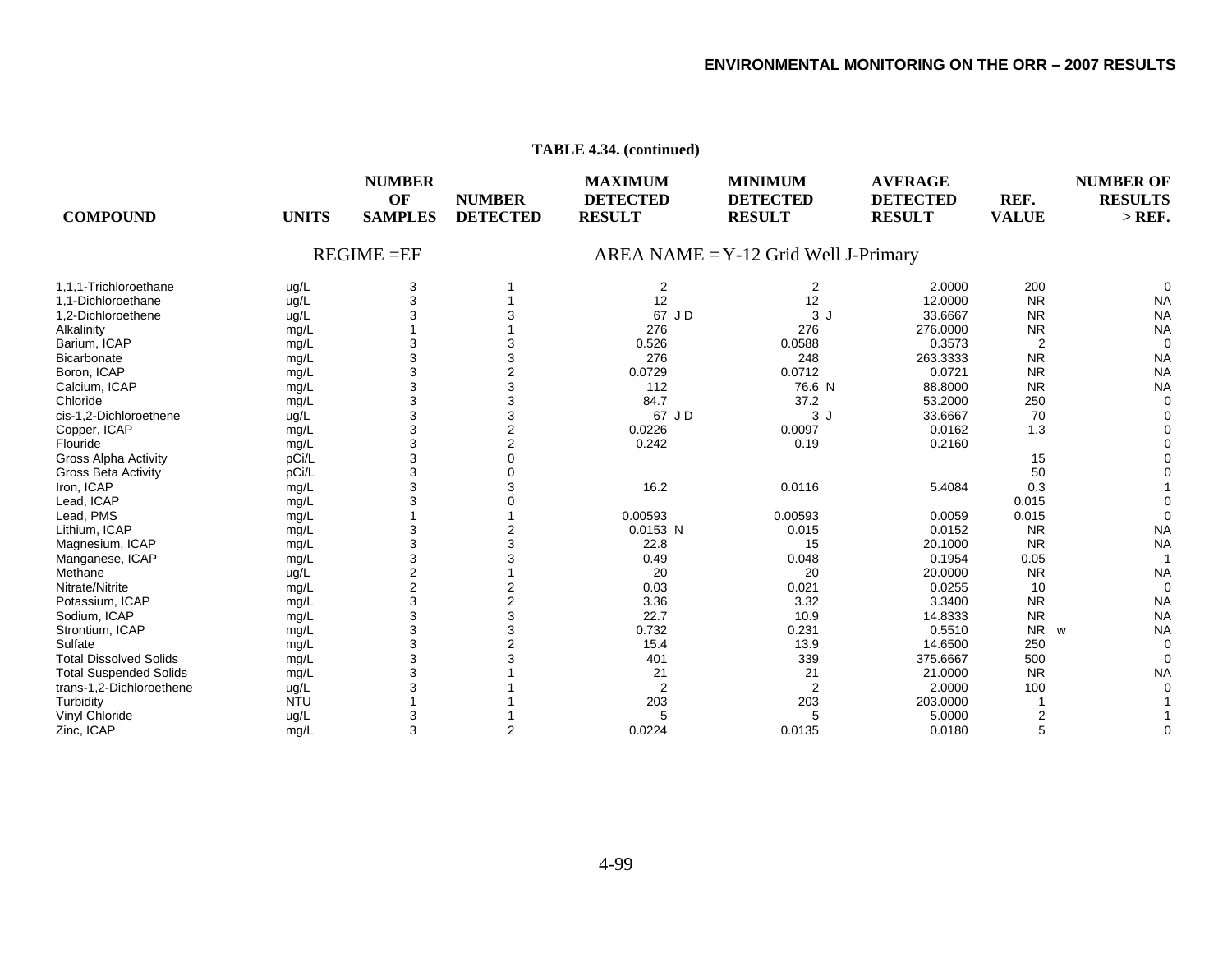**TABLE 4.34. (continued)**

| COMPOUND | UNITS | NUMBER OF SAMPLES | NUMBER DETECTED | MAXIMUM DETECTED RESULT | MINIMUM DETECTED RESULT | AVERAGE DETECTED RESULT | REF. VALUE | NUMBER OF RESULTS > REF. |
|---|---|---|---|---|---|---|---|---|
| REGIME =EF | | | | AREA NAME = Y-12 Grid Well J-Primary | | | | |
| 1,1,1-Trichloroethane | ug/L | 3 | 1 | 2 | 2 | 2.0000 | 200 | 0 |
| 1,1-Dichloroethane | ug/L | 3 | 1 | 12 | 12 | 12.0000 | NR | NA |
| 1,2-Dichloroethene | ug/L | 3 | 3 | 67 J D | 3 J | 33.6667 | NR | NA |
| Alkalinity | mg/L | 1 | 1 | 276 | 276 | 276.0000 | NR | NA |
| Barium, ICAP | mg/L | 3 | 3 | 0.526 | 0.0588 | 0.3573 | 2 | 0 |
| Bicarbonate | mg/L | 3 | 3 | 276 | 248 | 263.3333 | NR | NA |
| Boron, ICAP | mg/L | 3 | 2 | 0.0729 | 0.0712 | 0.0721 | NR | NA |
| Calcium, ICAP | mg/L | 3 | 3 | 112 | 76.6 N | 88.8000 | NR | NA |
| Chloride | mg/L | 3 | 3 | 84.7 | 37.2 | 53.2000 | 250 | 0 |
| cis-1,2-Dichloroethene | ug/L | 3 | 3 | 67 J D | 3 J | 33.6667 | 70 | 0 |
| Copper, ICAP | mg/L | 3 | 2 | 0.0226 | 0.0097 | 0.0162 | 1.3 | 0 |
| Flouride | mg/L | 3 | 2 | 0.242 | 0.19 | 0.2160 | | 0 |
| Gross Alpha Activity | pCi/L | 3 | 0 | | | | 15 | 0 |
| Gross Beta Activity | pCi/L | 3 | 0 | | | | 50 | 0 |
| Iron, ICAP | mg/L | 3 | 3 | 16.2 | 0.0116 | 5.4084 | 0.3 | 1 |
| Lead, ICAP | mg/L | 3 | 0 | | | | 0.015 | 0 |
| Lead, PMS | mg/L | 1 | 1 | 0.00593 | 0.00593 | 0.0059 | 0.015 | 0 |
| Lithium, ICAP | mg/L | 3 | 2 | 0.0153 N | 0.015 | 0.0152 | NR | NA |
| Magnesium, ICAP | mg/L | 3 | 3 | 22.8 | 15 | 20.1000 | NR | NA |
| Manganese, ICAP | mg/L | 3 | 3 | 0.49 | 0.048 | 0.1954 | 0.05 | 1 |
| Methane | ug/L | 2 | 1 | 20 | 20 | 20.0000 | NR | NA |
| Nitrate/Nitrite | mg/L | 2 | 2 | 0.03 | 0.021 | 0.0255 | 10 | 0 |
| Potassium, ICAP | mg/L | 3 | 2 | 3.36 | 3.32 | 3.3400 | NR | NA |
| Sodium, ICAP | mg/L | 3 | 3 | 22.7 | 10.9 | 14.8333 | NR | NA |
| Strontium, ICAP | mg/L | 3 | 3 | 0.732 | 0.231 | 0.5510 | NR w | NA |
| Sulfate | mg/L | 3 | 2 | 15.4 | 13.9 | 14.6500 | 250 | 0 |
| Total Dissolved Solids | mg/L | 3 | 3 | 401 | 339 | 375.6667 | 500 | 0 |
| Total Suspended Solids | mg/L | 3 | 1 | 21 | 21 | 21.0000 | NR | NA |
| trans-1,2-Dichloroethene | ug/L | 3 | 1 | 2 | 2 | 2.0000 | 100 | 0 |
| Turbidity | NTU | 1 | 1 | 203 | 203 | 203.0000 | 1 | 1 |
| Vinyl Chloride | ug/L | 3 | 1 | 5 | 5 | 5.0000 | 2 | 1 |
| Zinc, ICAP | mg/L | 3 | 2 | 0.0224 | 0.0135 | 0.0180 | 5 | 0 |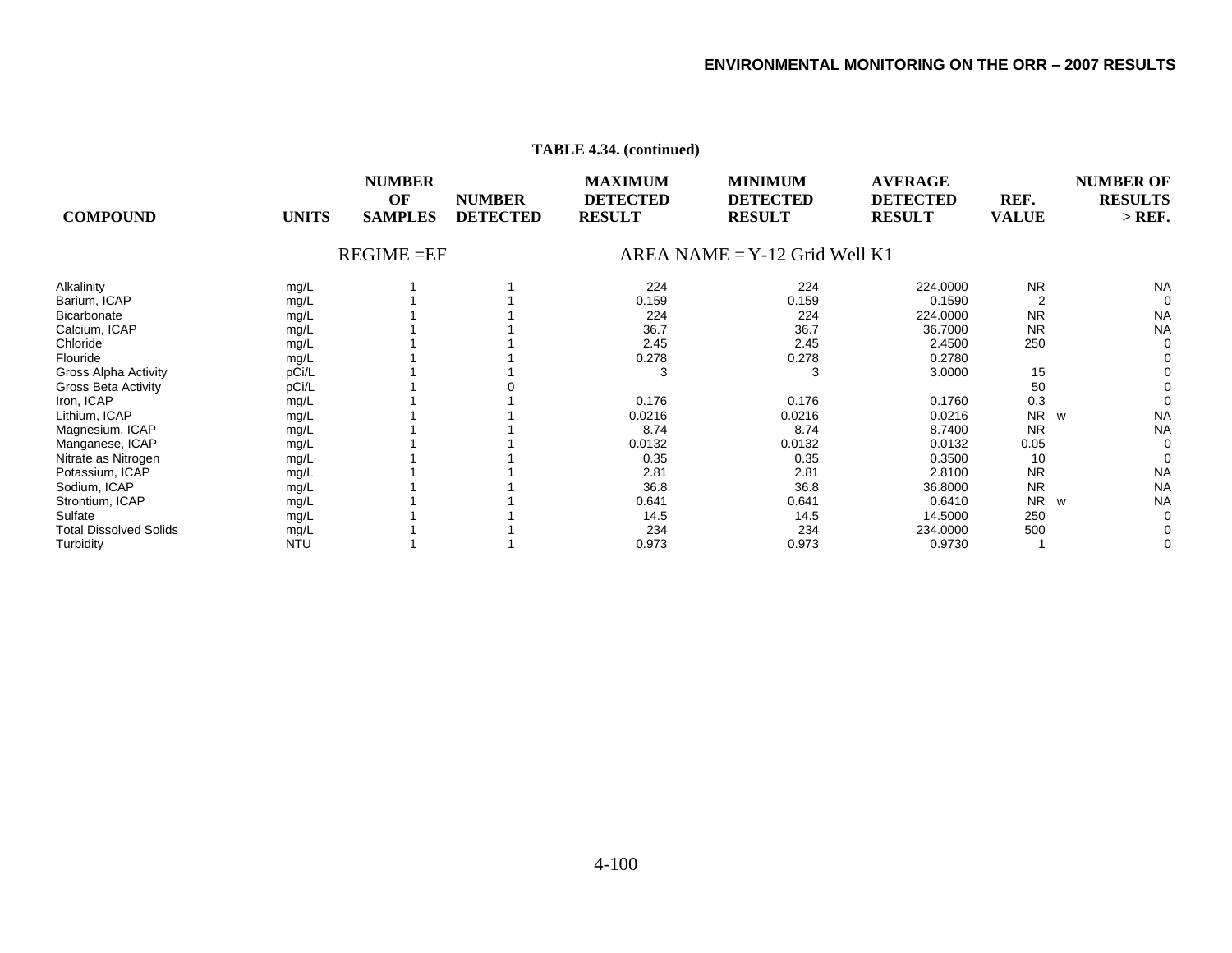**TABLE 4.34. (continued)**

| COMPOUND | UNITS | NUMBER OF SAMPLES | NUMBER DETECTED | MAXIMUM DETECTED RESULT | MINIMUM DETECTED RESULT | AVERAGE DETECTED RESULT | REF. VALUE | | NUMBER OF RESULTS > REF. |
|---|---|---|---|---|---|---|---|---|---|
| | | REGIME =EF | | | AREA NAME = Y-12 Grid Well K1 | | | | |
| Alkalinity | mg/L | 1 | 1 | 224 | 224 | 224.0000 | NR | | NA |
| Barium, ICAP | mg/L | 1 | 1 | 0.159 | 0.159 | 0.1590 | 2 | | 0 |
| Bicarbonate | mg/L | 1 | 1 | 224 | 224 | 224.0000 | NR | | NA |
| Calcium, ICAP | mg/L | 1 | 1 | 36.7 | 36.7 | 36.7000 | NR | | NA |
| Chloride | mg/L | 1 | 1 | 2.45 | 2.45 | 2.4500 | 250 | | 0 |
| Flouride | mg/L | 1 | 1 | 0.278 | 0.278 | 0.2780 | | | 0 |
| Gross Alpha Activity | pCi/L | 1 | 1 | 3 | 3 | 3.0000 | 15 | | 0 |
| Gross Beta Activity | pCi/L | 1 | 0 | | | | 50 | | 0 |
| Iron, ICAP | mg/L | 1 | 1 | 0.176 | 0.176 | 0.1760 | 0.3 | | 0 |
| Lithium, ICAP | mg/L | 1 | 1 | 0.0216 | 0.0216 | 0.0216 | NR | w | NA |
| Magnesium, ICAP | mg/L | 1 | 1 | 8.74 | 8.74 | 8.7400 | NR | | NA |
| Manganese, ICAP | mg/L | 1 | 1 | 0.0132 | 0.0132 | 0.0132 | 0.05 | | 0 |
| Nitrate as Nitrogen | mg/L | 1 | 1 | 0.35 | 0.35 | 0.3500 | 10 | | 0 |
| Potassium, ICAP | mg/L | 1 | 1 | 2.81 | 2.81 | 2.8100 | NR | | NA |
| Sodium, ICAP | mg/L | 1 | 1 | 36.8 | 36.8 | 36.8000 | NR | | NA |
| Strontium, ICAP | mg/L | 1 | 1 | 0.641 | 0.641 | 0.6410 | NR | w | NA |
| Sulfate | mg/L | 1 | 1 | 14.5 | 14.5 | 14.5000 | 250 | | 0 |
| Total Dissolved Solids | mg/L | 1 | 1 | 234 | 234 | 234.0000 | 500 | | 0 |
| Turbidity | NTU | 1 | 1 | 0.973 | 0.973 | 0.9730 | 1 | | 0 |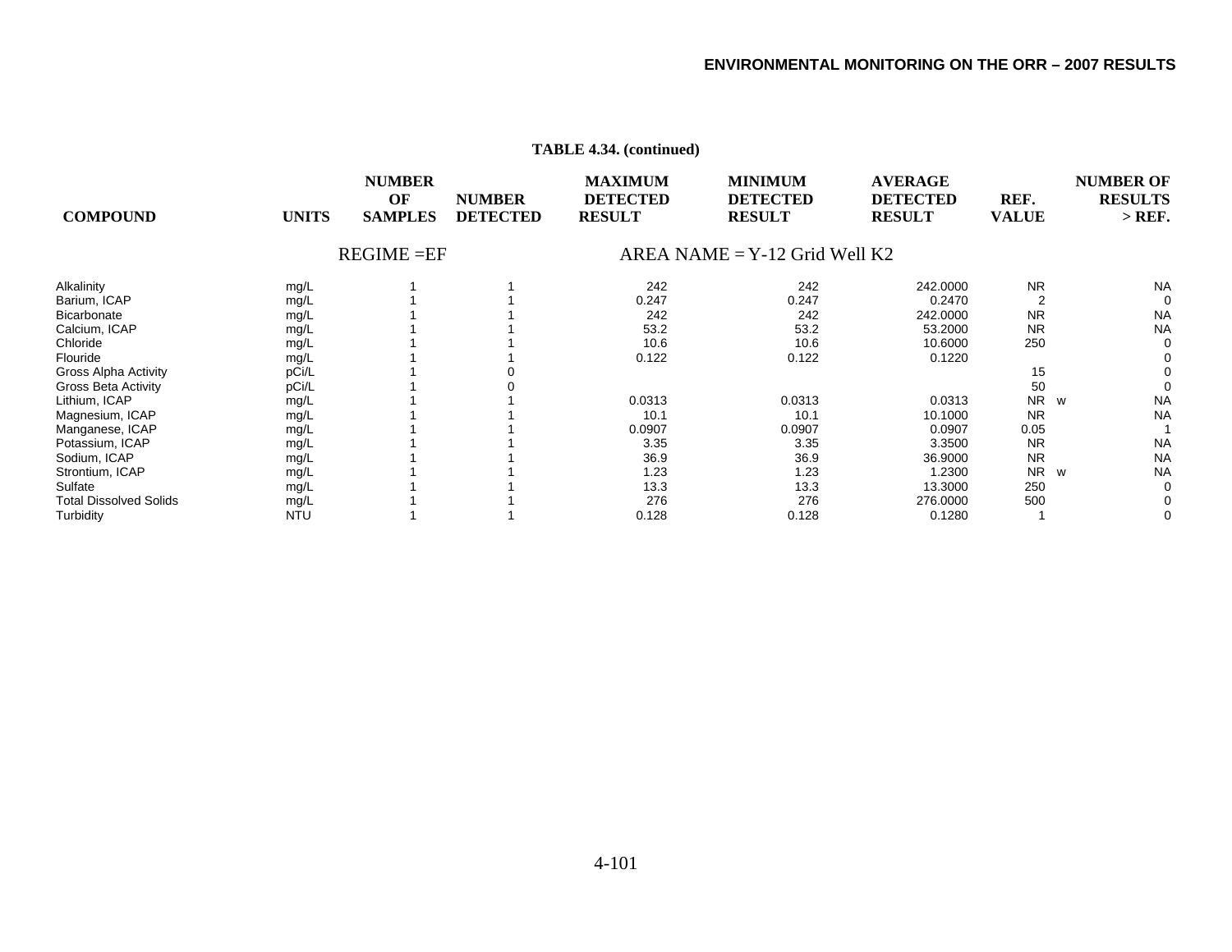**TABLE 4.34. (continued)**

| COMPOUND | UNITS | NUMBER OF SAMPLES | NUMBER DETECTED | MAXIMUM DETECTED RESULT | MINIMUM DETECTED RESULT | AVERAGE DETECTED RESULT | REF. VALUE | | NUMBER OF RESULTS > REF. |
|---|---|---|---|---|---|---|---|---|---|
| | | REGIME =EF | | | AREA NAME = Y-12 Grid Well K2 | | | | |
| Alkalinity | mg/L | 1 | 1 | 242 | 242 | 242.0000 | NR | | NA |
| Barium, ICAP | mg/L | 1 | 1 | 0.247 | 0.247 | 0.2470 | 2 | | 0 |
| Bicarbonate | mg/L | 1 | 1 | 242 | 242 | 242.0000 | NR | | NA |
| Calcium, ICAP | mg/L | 1 | 1 | 53.2 | 53.2 | 53.2000 | NR | | NA |
| Chloride | mg/L | 1 | 1 | 10.6 | 10.6 | 10.6000 | 250 | | 0 |
| Flouride | mg/L | 1 | 1 | 0.122 | 0.122 | 0.1220 | | | 0 |
| Gross Alpha Activity | pCi/L | 1 | 0 | | | | 15 | | 0 |
| Gross Beta Activity | pCi/L | 1 | 0 | | | | 50 | | 0 |
| Lithium, ICAP | mg/L | 1 | 1 | 0.0313 | 0.0313 | 0.0313 | NR | w | NA |
| Magnesium, ICAP | mg/L | 1 | 1 | 10.1 | 10.1 | 10.1000 | NR | | NA |
| Manganese, ICAP | mg/L | 1 | 1 | 0.0907 | 0.0907 | 0.0907 | 0.05 | | 1 |
| Potassium, ICAP | mg/L | 1 | 1 | 3.35 | 3.35 | 3.3500 | NR | | NA |
| Sodium, ICAP | mg/L | 1 | 1 | 36.9 | 36.9 | 36.9000 | NR | | NA |
| Strontium, ICAP | mg/L | 1 | 1 | 1.23 | 1.23 | 1.2300 | NR | w | NA |
| Sulfate | mg/L | 1 | 1 | 13.3 | 13.3 | 13.3000 | 250 | | 0 |
| Total Dissolved Solids | mg/L | 1 | 1 | 276 | 276 | 276.0000 | 500 | | 0 |
| Turbidity | NTU | 1 | 1 | 0.128 | 0.128 | 0.1280 | 1 | | 0 |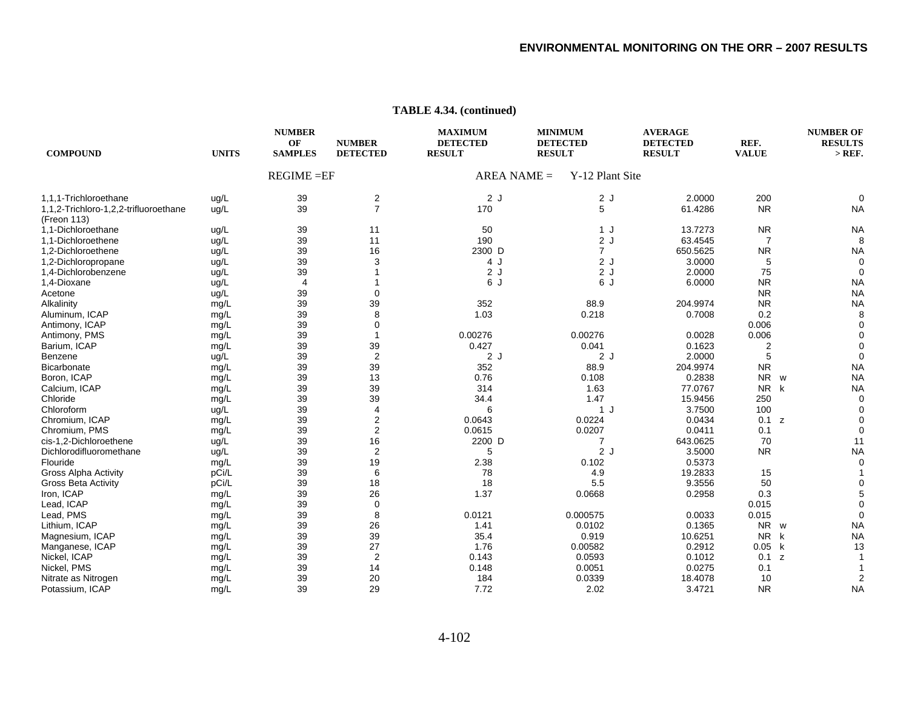**TABLE 4.34. (continued)**

| COMPOUND | UNITS | NUMBER OF SAMPLES | NUMBER DETECTED | MAXIMUM DETECTED RESULT | MINIMUM DETECTED RESULT | AVERAGE DETECTED RESULT | REF. VALUE | NUMBER OF RESULTS > REF. |
|---|---|---|---|---|---|---|---|---|
| | | REGIME =EF | | AREA NAME = | Y-12 Plant Site | | | |
| 1,1,1-Trichloroethane | ug/L | 39 | 2 | 2 J | 2 J | 2.0000 | 200 | 0 |
| 1,1,2-Trichloro-1,2,2-trifluoroethane (Freon 113) | ug/L | 39 | 7 | 170 | 5 | 61.4286 | NR | NA |
| 1,1-Dichloroethane | ug/L | 39 | 11 | 50 | 1 J | 13.7273 | NR | NA |
| 1,1-Dichloroethene | ug/L | 39 | 11 | 190 | 2 J | 63.4545 | 7 | 8 |
| 1,2-Dichloroethene | ug/L | 39 | 16 | 2300 D | 7 | 650.5625 | NR | NA |
| 1,2-Dichloropropane | ug/L | 39 | 3 | 4 J | 2 J | 3.0000 | 5 | 0 |
| 1,4-Dichlorobenzene | ug/L | 39 | 1 | 2 J | 2 J | 2.0000 | 75 | 0 |
| 1,4-Dioxane | ug/L | 4 | 1 | 6 J | 6 J | 6.0000 | NR | NA |
| Acetone | ug/L | 39 | 0 | | | | NR | NA |
| Alkalinity | mg/L | 39 | 39 | 352 | 88.9 | 204.9974 | NR | NA |
| Aluminum, ICAP | mg/L | 39 | 8 | 1.03 | 0.218 | 0.7008 | 0.2 | 8 |
| Antimony, ICAP | mg/L | 39 | 0 | | | | 0.006 | 0 |
| Antimony, PMS | mg/L | 39 | 1 | 0.00276 | 0.00276 | 0.0028 | 0.006 | 0 |
| Barium, ICAP | mg/L | 39 | 39 | 0.427 | 0.041 | 0.1623 | 2 | 0 |
| Benzene | ug/L | 39 | 2 | 2 J | 2 J | 2.0000 | 5 | 0 |
| Bicarbonate | mg/L | 39 | 39 | 352 | 88.9 | 204.9974 | NR | NA |
| Boron, ICAP | mg/L | 39 | 13 | 0.76 | 0.108 | 0.2838 | NR w | NA |
| Calcium, ICAP | mg/L | 39 | 39 | 314 | 1.63 | 77.0767 | NR k | NA |
| Chloride | mg/L | 39 | 39 | 34.4 | 1.47 | 15.9456 | 250 | 0 |
| Chloroform | ug/L | 39 | 4 | 6 | 1 J | 3.7500 | 100 | 0 |
| Chromium, ICAP | mg/L | 39 | 2 | 0.0643 | 0.0224 | 0.0434 | 0.1 z | 0 |
| Chromium, PMS | mg/L | 39 | 2 | 0.0615 | 0.0207 | 0.0411 | 0.1 | 0 |
| cis-1,2-Dichloroethene | ug/L | 39 | 16 | 2200 D | 7 | 643.0625 | 70 | 11 |
| Dichlorodifluoromethane | ug/L | 39 | 2 | 5 | 2 J | 3.5000 | NR | NA |
| Flouride | mg/L | 39 | 19 | 2.38 | 0.102 | 0.5373 | | 0 |
| Gross Alpha Activity | pCi/L | 39 | 6 | 78 | 4.9 | 19.2833 | 15 | 1 |
| Gross Beta Activity | pCi/L | 39 | 18 | 18 | 5.5 | 9.3556 | 50 | 0 |
| Iron, ICAP | mg/L | 39 | 26 | 1.37 | 0.0668 | 0.2958 | 0.3 | 5 |
| Lead, ICAP | mg/L | 39 | 0 | | | | 0.015 | 0 |
| Lead, PMS | mg/L | 39 | 8 | 0.0121 | 0.000575 | 0.0033 | 0.015 | 0 |
| Lithium, ICAP | mg/L | 39 | 26 | 1.41 | 0.0102 | 0.1365 | NR w | NA |
| Magnesium, ICAP | mg/L | 39 | 39 | 35.4 | 0.919 | 10.6251 | NR k | NA |
| Manganese, ICAP | mg/L | 39 | 27 | 1.76 | 0.00582 | 0.2912 | 0.05 k | 13 |
| Nickel, ICAP | mg/L | 39 | 2 | 0.143 | 0.0593 | 0.1012 | 0.1 z | 1 |
| Nickel, PMS | mg/L | 39 | 14 | 0.148 | 0.0051 | 0.0275 | 0.1 | 1 |
| Nitrate as Nitrogen | mg/L | 39 | 20 | 184 | 0.0339 | 18.4078 | 10 | 2 |
| Potassium, ICAP | mg/L | 39 | 29 | 7.72 | 2.02 | 3.4721 | NR | NA |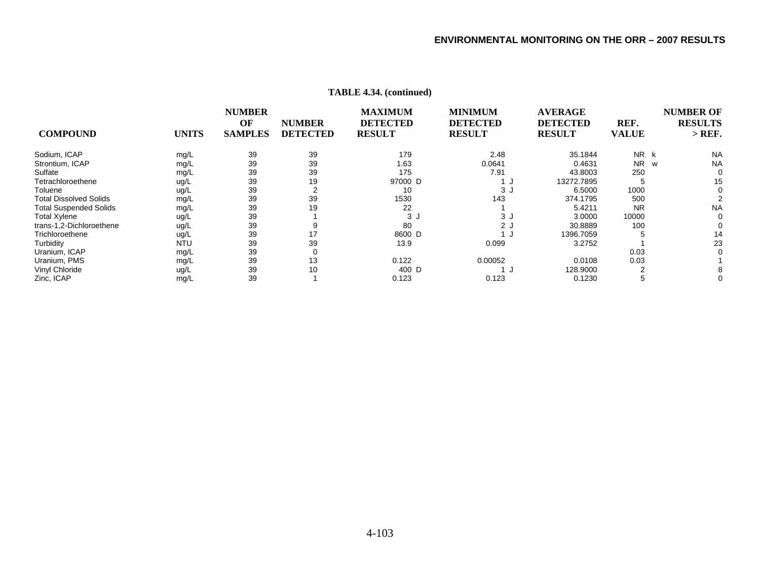**TABLE 4.34. (continued)**

| COMPOUND | UNITS | NUMBER OF SAMPLES | NUMBER DETECTED | MAXIMUM DETECTED RESULT | MINIMUM DETECTED RESULT | AVERAGE DETECTED RESULT | REF. VALUE | NUMBER OF RESULTS > REF. |
|---|---|---|---|---|---|---|---|---|
| Sodium, ICAP | mg/L | 39 | 39 | 179 | 2.48 | 35.1844 | NR k | NA |
| Strontium, ICAP | mg/L | 39 | 39 | 1.63 | 0.0641 | 0.4631 | NR w | NA |
| Sulfate | mg/L | 39 | 39 | 175 | 7.91 | 43.8003 | 250 | 0 |
| Tetrachloroethene | ug/L | 39 | 19 | 97000 D | 1 J | 13272.7895 | 5 | 15 |
| Toluene | ug/L | 39 | 2 | 10 | 3 J | 6.5000 | 1000 | 0 |
| Total Dissolved Solids | mg/L | 39 | 39 | 1530 | 143 | 374.1795 | 500 | 2 |
| Total Suspended Solids | mg/L | 39 | 19 | 22 | 1 | 5.4211 | NR | NA |
| Total Xylene | ug/L | 39 | 1 | 3 J | 3 J | 3.0000 | 10000 | 0 |
| trans-1,2-Dichloroethene | ug/L | 39 | 9 | 80 | 2 J | 30.8889 | 100 | 0 |
| Trichloroethene | ug/L | 39 | 17 | 8600 D | 1 J | 1396.7059 | 5 | 14 |
| Turbidity | NTU | 39 | 39 | 13.9 | 0.099 | 3.2752 | 1 | 23 |
| Uranium, ICAP | mg/L | 39 | 0 | | | | 0.03 | 0 |
| Uranium, PMS | mg/L | 39 | 13 | 0.122 | 0.00052 | 0.0108 | 0.03 | 1 |
| Vinyl Chloride | ug/L | 39 | 10 | 400 D | 1 J | 128.9000 | 2 | 8 |
| Zinc, ICAP | mg/L | 39 | 1 | 0.123 | 0.123 | 0.1230 | 5 | 0 |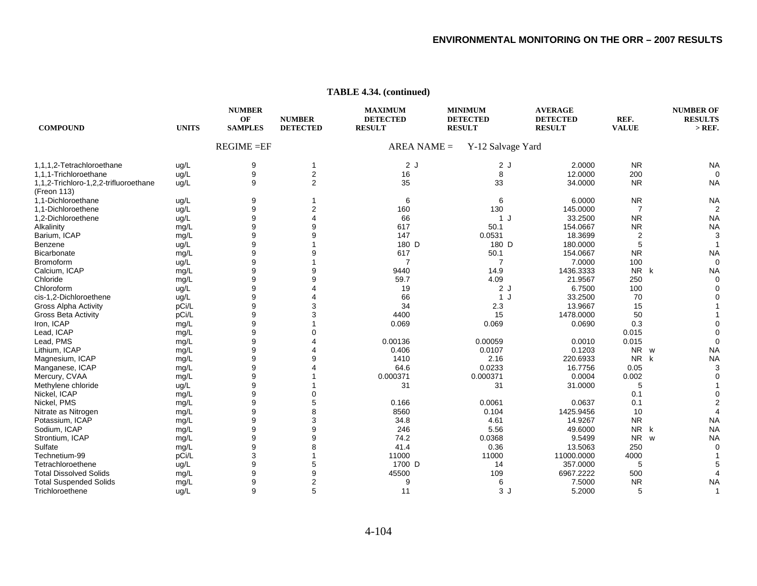**TABLE 4.34. (continued)**

| COMPOUND | UNITS | NUMBER OF SAMPLES | NUMBER DETECTED | MAXIMUM DETECTED RESULT | MINIMUM DETECTED RESULT | AVERAGE DETECTED RESULT | REF. VALUE | NUMBER OF RESULTS > REF. |
|---|---|---|---|---|---|---|---|---|
| | | REGIME =EF | | AREA NAME = | Y-12 Salvage Yard | | | |
| 1,1,1,2-Tetrachloroethane | ug/L | 9 | 1 | 2 J | 2 J | 2.0000 | NR | NA |
| 1,1,1-Trichloroethane | ug/L | 9 | 2 | 16 | 8 | 12.0000 | 200 | 0 |
| 1,1,2-Trichloro-1,2,2-trifluoroethane (Freon 113) | ug/L | 9 | 2 | 35 | 33 | 34.0000 | NR | NA |
| 1,1-Dichloroethane | ug/L | 9 | 1 | 6 | 6 | 6.0000 | NR | NA |
| 1,1-Dichloroethene | ug/L | 9 | 2 | 160 | 130 | 145.0000 | 7 | 2 |
| 1,2-Dichloroethene | ug/L | 9 | 4 | 66 | 1 J | 33.2500 | NR | NA |
| Alkalinity | mg/L | 9 | 9 | 617 | 50.1 | 154.0667 | NR | NA |
| Barium, ICAP | mg/L | 9 | 9 | 147 | 0.0531 | 18.3699 | 2 | 3 |
| Benzene | ug/L | 9 | 1 | 180 D | 180 D | 180.0000 | 5 | 1 |
| Bicarbonate | mg/L | 9 | 9 | 617 | 50.1 | 154.0667 | NR | NA |
| Bromoform | ug/L | 9 | 1 | 7 | 7 | 7.0000 | 100 | 0 |
| Calcium, ICAP | mg/L | 9 | 9 | 9440 | 14.9 | 1436.3333 | NR k | NA |
| Chloride | mg/L | 9 | 9 | 59.7 | 4.09 | 21.9567 | 250 | 0 |
| Chloroform | ug/L | 9 | 4 | 19 | 2 J | 6.7500 | 100 | 0 |
| cis-1,2-Dichloroethene | ug/L | 9 | 4 | 66 | 1 J | 33.2500 | 70 | 0 |
| Gross Alpha Activity | pCi/L | 9 | 3 | 34 | 2.3 | 13.9667 | 15 | 1 |
| Gross Beta Activity | pCi/L | 9 | 3 | 4400 | 15 | 1478.0000 | 50 | 1 |
| Iron, ICAP | mg/L | 9 | 1 | 0.069 | 0.069 | 0.0690 | 0.3 | 0 |
| Lead, ICAP | mg/L | 9 | 0 | | | | 0.015 | 0 |
| Lead, PMS | mg/L | 9 | 4 | 0.00136 | 0.00059 | 0.0010 | 0.015 | 0 |
| Lithium, ICAP | mg/L | 9 | 4 | 0.406 | 0.0107 | 0.1203 | NR w | NA |
| Magnesium, ICAP | mg/L | 9 | 9 | 1410 | 2.16 | 220.6933 | NR k | NA |
| Manganese, ICAP | mg/L | 9 | 4 | 64.6 | 0.0233 | 16.7756 | 0.05 | 3 |
| Mercury, CVAA | mg/L | 9 | 1 | 0.000371 | 0.000371 | 0.0004 | 0.002 | 0 |
| Methylene chloride | ug/L | 9 | 1 | 31 | 31 | 31.0000 | 5 | 1 |
| Nickel, ICAP | mg/L | 9 | 0 | | | | 0.1 | 0 |
| Nickel, PMS | mg/L | 9 | 5 | 0.166 | 0.0061 | 0.0637 | 0.1 | 2 |
| Nitrate as Nitrogen | mg/L | 9 | 8 | 8560 | 0.104 | 1425.9456 | 10 | 4 |
| Potassium, ICAP | mg/L | 9 | 3 | 34.8 | 4.61 | 14.9267 | NR | NA |
| Sodium, ICAP | mg/L | 9 | 9 | 246 | 5.56 | 49.6000 | NR k | NA |
| Strontium, ICAP | mg/L | 9 | 9 | 74.2 | 0.0368 | 9.5499 | NR w | NA |
| Sulfate | mg/L | 9 | 8 | 41.4 | 0.36 | 13.5063 | 250 | 0 |
| Technetium-99 | pCi/L | 3 | 1 | 11000 | 11000 | 11000.0000 | 4000 | 1 |
| Tetrachloroethene | ug/L | 9 | 5 | 1700 D | 14 | 357.0000 | 5 | 5 |
| Total Dissolved Solids | mg/L | 9 | 9 | 45500 | 109 | 6967.2222 | 500 | 4 |
| Total Suspended Solids | mg/L | 9 | 2 | 9 | 6 | 7.5000 | NR | NA |
| Trichloroethene | ug/L | 9 | 5 | 11 | 3 J | 5.2000 | 5 | 1 |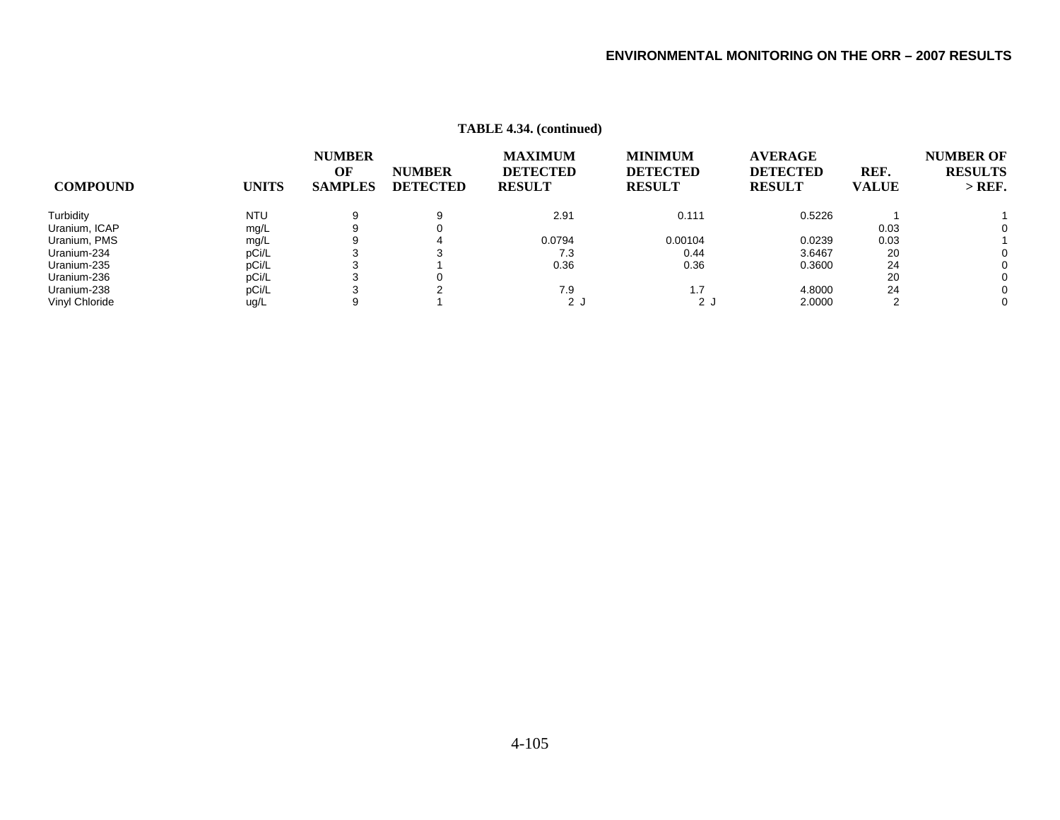**TABLE 4.34. (continued)**

| COMPOUND | UNITS | NUMBER OF SAMPLES | NUMBER DETECTED | MAXIMUM DETECTED RESULT | MINIMUM DETECTED RESULT | AVERAGE DETECTED RESULT | REF. VALUE | NUMBER OF RESULTS > REF. |
|---|---|---|---|---|---|---|---|---|
| Turbidity | NTU | 9 | 9 | 2.91 | 0.111 | 0.5226 | 1 | 1 |
| Uranium, ICAP | mg/L | 9 | 0 | | | | 0.03 | 0 |
| Uranium, PMS | mg/L | 9 | 4 | 0.0794 | 0.00104 | 0.0239 | 0.03 | 1 |
| Uranium-234 | pCi/L | 3 | 3 | 7.3 | 0.44 | 3.6467 | 20 | 0 |
| Uranium-235 | pCi/L | 3 | 1 | 0.36 | 0.36 | 0.3600 | 24 | 0 |
| Uranium-236 | pCi/L | 3 | 0 | | | | 20 | 0 |
| Uranium-238 | pCi/L | 3 | 2 | 7.9 | 1.7 | 4.8000 | 24 | 0 |
| Vinyl Chloride | ug/L | 9 | 1 | 2 J | 2 J | 2.0000 | 2 | 0 |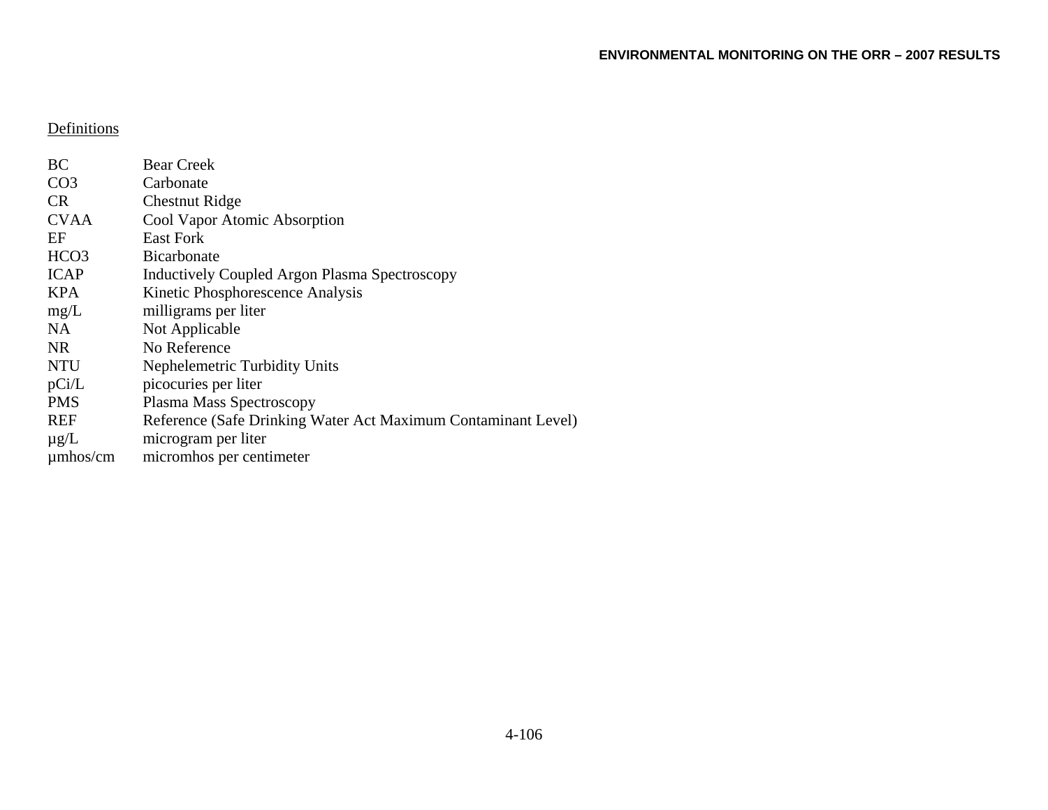Definitions

| | |
|---|---|
| BC | Bear Creek |
| CO3 | Carbonate |
| CR | Chestnut Ridge |
| CVAA | Cool Vapor Atomic Absorption |
| EF | East Fork |
| HCO3 | Bicarbonate |
| ICAP | Inductively Coupled Argon Plasma Spectroscopy |
| KPA | Kinetic Phosphorescence Analysis |
| mg/L | milligrams per liter |
| NA | Not Applicable |
| NR | No Reference |
| NTU | Nephelemetric Turbidity Units |
| pCi/L | picocuries per liter |
| PMS | Plasma Mass Spectroscopy |
| REF | Reference (Safe Drinking Water Act Maximum Contaminant Level) |
| µg/L | microgram per liter |
| µmhos/cm | micromhos per centimeter |